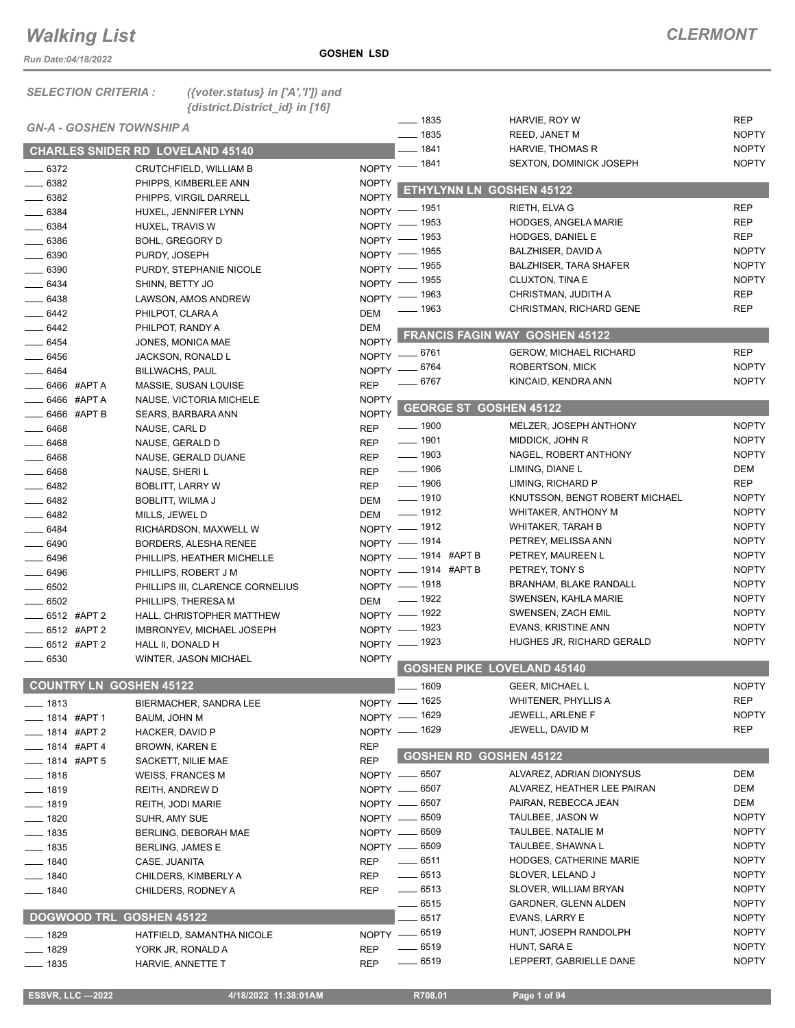# Walking List

**CLERMONT**

Run Date:04/18/2022

**GOSHEN LSD**

*SELECTION CRITERIA : ({voter.status} in ['A','I']) and {district.District_id} in [16]*

*GN-A - GOSHEN TOWNSHIP A*

## CHARLES SNIDER RD LOVELAND 45140

| Address | Name | Party |
|---|---|---|
| ___ 6372 | CRUTCHFIELD, WILLIAM B | NOPTY |
| ___ 6382 | PHIPPS, KIMBERLEE ANN | NOPTY |
| ___ 6382 | PHIPPS, VIRGIL DARRELL | NOPTY |
| ___ 6384 | HUXEL, JENNIFER LYNN | NOPTY |
| ___ 6384 | HUXEL, TRAVIS W | NOPTY |
| ___ 6386 | BOHL, GREGORY D | NOPTY |
| ___ 6390 | PURDY, JOSEPH | NOPTY |
| ___ 6390 | PURDY, STEPHANIE NICOLE | NOPTY |
| ___ 6434 | SHINN, BETTY JO | NOPTY |
| ___ 6438 | LAWSON, AMOS ANDREW | NOPTY |
| ___ 6442 | PHILPOT, CLARA A | DEM |
| ___ 6442 | PHILPOT, RANDY A | DEM |
| ___ 6454 | JONES, MONICA MAE | NOPTY |
| ___ 6456 | JACKSON, RONALD L | NOPTY |
| ___ 6464 | BILLWACHS, PAUL | NOPTY |
| ___ 6466 #APT A | MASSIE, SUSAN LOUISE | REP |
| ___ 6466 #APT A | NAUSE, VICTORIA MICHELE | NOPTY |
| ___ 6466 #APT B | SEARS, BARBARA ANN | NOPTY |
| ___ 6468 | NAUSE, CARL D | REP |
| ___ 6468 | NAUSE, GERALD D | REP |
| ___ 6468 | NAUSE, GERALD DUANE | REP |
| ___ 6468 | NAUSE, SHERI L | REP |
| ___ 6482 | BOBLITT, LARRY W | REP |
| ___ 6482 | BOBLITT, WILMA J | DEM |
| ___ 6482 | MILLS, JEWEL D | DEM |
| ___ 6484 | RICHARDSON, MAXWELL W | NOPTY |
| ___ 6490 | BORDERS, ALESHA RENEE | NOPTY |
| ___ 6496 | PHILLIPS, HEATHER MICHELLE | NOPTY |
| ___ 6496 | PHILLIPS, ROBERT J M | NOPTY |
| ___ 6502 | PHILLIPS III, CLARENCE CORNELIUS | NOPTY |
| ___ 6502 | PHILLIPS, THERESA M | DEM |
| ___ 6512 #APT 2 | HALL, CHRISTOPHER MATTHEW | NOPTY |
| ___ 6512 #APT 2 | IMBRONYEV, MICHAEL JOSEPH | NOPTY |
| ___ 6512 #APT 2 | HALL II, DONALD H | NOPTY |
| ___ 6530 | WINTER, JASON MICHAEL | NOPTY |

## COUNTRY LN GOSHEN 45122

| Address | Name | Party |
|---|---|---|
| ___ 1813 | BIERMACHER, SANDRA LEE | NOPTY |
| ___ 1814 #APT 1 | BAUM, JOHN M | NOPTY |
| ___ 1814 #APT 2 | HACKER, DAVID P | NOPTY |
| ___ 1814 #APT 4 | BROWN, KAREN E | REP |
| ___ 1814 #APT 5 | SACKETT, NILIE MAE | REP |
| ___ 1818 | WEISS, FRANCES M | NOPTY |
| ___ 1819 | REITH, ANDREW D | NOPTY |
| ___ 1819 | REITH, JODI MARIE | NOPTY |
| ___ 1820 | SUHR, AMY SUE | NOPTY |
| ___ 1835 | BERLING, DEBORAH MAE | NOPTY |
| ___ 1835 | BERLING, JAMES E | NOPTY |
| ___ 1840 | CASE, JUANITA | REP |
| ___ 1840 | CHILDERS, KIMBERLY A | REP |
| ___ 1840 | CHILDERS, RODNEY A | REP |

## DOGWOOD TRL GOSHEN 45122

| Address | Name | Party |
|---|---|---|
| ___ 1829 | HATFIELD, SAMANTHA NICOLE | NOPTY |
| ___ 1829 | YORK JR, RONALD A | REP |
| ___ 1835 | HARVIE, ANNETTE T | REP |
| ___ 1835 | HARVIE, ROY W | REP |
| ___ 1835 | REED, JANET M | NOPTY |
| ___ 1841 | HARVIE, THOMAS R | NOPTY |
| ___ 1841 | SEXTON, DOMINICK JOSEPH | NOPTY |

## ETHYLYNN LN GOSHEN 45122

| Address | Name | Party |
|---|---|---|
| ___ 1951 | RIETH, ELVA G | REP |
| ___ 1953 | HODGES, ANGELA MARIE | REP |
| ___ 1953 | HODGES, DANIEL E | REP |
| ___ 1955 | BALZHISER, DAVID A | NOPTY |
| ___ 1955 | BALZHISER, TARA SHAFER | NOPTY |
| ___ 1955 | CLUXTON, TINA E | NOPTY |
| ___ 1963 | CHRISTMAN, JUDITH A | REP |
| ___ 1963 | CHRISTMAN, RICHARD GENE | REP |

## FRANCIS FAGIN WAY GOSHEN 45122

| Address | Name | Party |
|---|---|---|
| ___ 6761 | GEROW, MICHAEL RICHARD | REP |
| ___ 6764 | ROBERTSON, MICK | NOPTY |
| ___ 6767 | KINCAID, KENDRA ANN | NOPTY |

## GEORGE ST GOSHEN 45122

| Address | Name | Party |
|---|---|---|
| ___ 1900 | MELZER, JOSEPH ANTHONY | NOPTY |
| ___ 1901 | MIDDICK, JOHN R | NOPTY |
| ___ 1903 | NAGEL, ROBERT ANTHONY | NOPTY |
| ___ 1906 | LIMING, DIANE L | DEM |
| ___ 1906 | LIMING, RICHARD P | REP |
| ___ 1910 | KNUTSSON, BENGT ROBERT MICHAEL | NOPTY |
| ___ 1912 | WHITAKER, ANTHONY M | NOPTY |
| ___ 1912 | WHITAKER, TARAH B | NOPTY |
| ___ 1914 | PETREY, MELISSA ANN | NOPTY |
| ___ 1914 #APT B | PETREY, MAUREEN L | NOPTY |
| ___ 1914 #APT B | PETREY, TONY S | NOPTY |
| ___ 1918 | BRANHAM, BLAKE RANDALL | NOPTY |
| ___ 1922 | SWENSEN, KAHLA MARIE | NOPTY |
| ___ 1922 | SWENSEN, ZACH EMIL | NOPTY |
| ___ 1923 | EVANS, KRISTINE ANN | NOPTY |
| ___ 1923 | HUGHES JR, RICHARD GERALD | NOPTY |

## GOSHEN PIKE LOVELAND 45140

| Address | Name | Party |
|---|---|---|
| ___ 1609 | GEER, MICHAEL L | NOPTY |
| ___ 1625 | WHITENER, PHYLLIS A | REP |
| ___ 1629 | JEWELL, ARLENE F | NOPTY |
| ___ 1629 | JEWELL, DAVID M | REP |

## GOSHEN RD GOSHEN 45122

| Address | Name | Party |
|---|---|---|
| ___ 6507 | ALVAREZ, ADRIAN DIONYSUS | DEM |
| ___ 6507 | ALVAREZ, HEATHER LEE PAIRAN | DEM |
| ___ 6507 | PAIRAN, REBECCA JEAN | DEM |
| ___ 6509 | TAULBEE, JASON W | NOPTY |
| ___ 6509 | TAULBEE, NATALIE M | NOPTY |
| ___ 6509 | TAULBEE, SHAWNA L | NOPTY |
| ___ 6511 | HODGES, CATHERINE MARIE | NOPTY |
| ___ 6513 | SLOVER, LELAND J | NOPTY |
| ___ 6513 | SLOVER, WILLIAM BRYAN | NOPTY |
| ___ 6515 | GARDNER, GLENN ALDEN | NOPTY |
| ___ 6517 | EVANS, LARRY E | NOPTY |
| ___ 6519 | HUNT, JOSEPH RANDOLPH | NOPTY |
| ___ 6519 | HUNT, SARA E | NOPTY |
| ___ 6519 | LEPPERT, GABRIELLE DANE | NOPTY |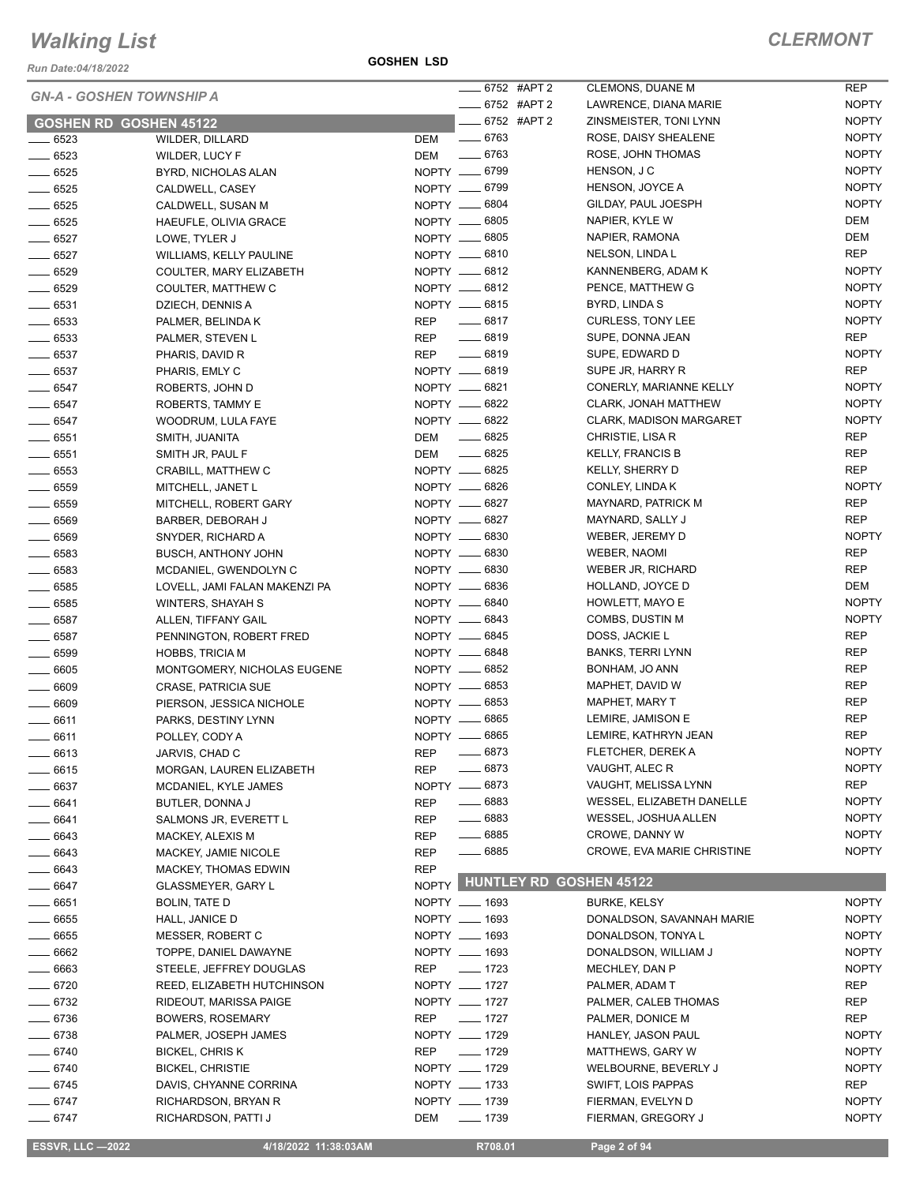# Walking List

## CLERMONT

Run Date:04/18/2022

**GOSHEN LSD**

### GN-A - GOSHEN TOWNSHIP A

### GOSHEN RD GOSHEN 45122

| No. | Name | Party |
|---|---|---|
| 6523 | WILDER, DILLARD | DEM |
| 6523 | WILDER, LUCY F | DEM |
| 6525 | BYRD, NICHOLAS ALAN | NOPTY |
| 6525 | CALDWELL, CASEY | NOPTY |
| 6525 | CALDWELL, SUSAN M | NOPTY |
| 6525 | HAEUFLE, OLIVIA GRACE | NOPTY |
| 6527 | LOWE, TYLER J | NOPTY |
| 6527 | WILLIAMS, KELLY PAULINE | NOPTY |
| 6529 | COULTER, MARY ELIZABETH | NOPTY |
| 6529 | COULTER, MATTHEW C | NOPTY |
| 6531 | DZIECH, DENNIS A | NOPTY |
| 6533 | PALMER, BELINDA K | REP |
| 6533 | PALMER, STEVEN L | REP |
| 6537 | PHARIS, DAVID R | REP |
| 6537 | PHARIS, EMLY C | NOPTY |
| 6547 | ROBERTS, JOHN D | NOPTY |
| 6547 | ROBERTS, TAMMY E | NOPTY |
| 6547 | WOODRUM, LULA FAYE | NOPTY |
| 6551 | SMITH, JUANITA | DEM |
| 6551 | SMITH JR, PAUL F | DEM |
| 6553 | CRABILL, MATTHEW C | NOPTY |
| 6559 | MITCHELL, JANET L | NOPTY |
| 6559 | MITCHELL, ROBERT GARY | NOPTY |
| 6569 | BARBER, DEBORAH J | NOPTY |
| 6569 | SNYDER, RICHARD A | NOPTY |
| 6583 | BUSCH, ANTHONY JOHN | NOPTY |
| 6583 | MCDANIEL, GWENDOLYN C | NOPTY |
| 6585 | LOVELL, JAMI FALAN MAKENZI PA | NOPTY |
| 6585 | WINTERS, SHAYAH S | NOPTY |
| 6587 | ALLEN, TIFFANY GAIL | NOPTY |
| 6587 | PENNINGTON, ROBERT FRED | NOPTY |
| 6599 | HOBBS, TRICIA M | NOPTY |
| 6605 | MONTGOMERY, NICHOLAS EUGENE | NOPTY |
| 6609 | CRASE, PATRICIA SUE | NOPTY |
| 6609 | PIERSON, JESSICA NICHOLE | NOPTY |
| 6611 | PARKS, DESTINY LYNN | NOPTY |
| 6611 | POLLEY, CODY A | NOPTY |
| 6613 | JARVIS, CHAD C | REP |
| 6615 | MORGAN, LAUREN ELIZABETH | REP |
| 6637 | MCDANIEL, KYLE JAMES | NOPTY |
| 6641 | BUTLER, DONNA J | REP |
| 6641 | SALMONS JR, EVERETT L | REP |
| 6643 | MACKEY, ALEXIS M | REP |
| 6643 | MACKEY, JAMIE NICOLE | REP |
| 6643 | MACKEY, THOMAS EDWIN | REP |
| 6647 | GLASSMEYER, GARY L | NOPTY |
| 6651 | BOLIN, TATE D | NOPTY |
| 6655 | HALL, JANICE D | NOPTY |
| 6655 | MESSER, ROBERT C | NOPTY |
| 6662 | TOPPE, DANIEL DAWAYNE | NOPTY |
| 6663 | STEELE, JEFFREY DOUGLAS | REP |
| 6720 | REED, ELIZABETH HUTCHINSON | NOPTY |
| 6732 | RIDEOUT, MARISSA PAIGE | NOPTY |
| 6736 | BOWERS, ROSEMARY | REP |
| 6738 | PALMER, JOSEPH JAMES | NOPTY |
| 6740 | BICKEL, CHRIS K | REP |
| 6740 | BICKEL, CHRISTIE | NOPTY |
| 6745 | DAVIS, CHYANNE CORRINA | NOPTY |
| 6747 | RICHARDSON, BRYAN R | NOPTY |
| 6747 | RICHARDSON, PATTI J | DEM |
| 6752 #APT 2 | CLEMONS, DUANE M | REP |
| 6752 #APT 2 | LAWRENCE, DIANA MARIE | NOPTY |
| 6752 #APT 2 | ZINSMEISTER, TONI LYNN | NOPTY |
| 6763 | ROSE, DAISY SHEALENE | NOPTY |
| 6763 | ROSE, JOHN THOMAS | NOPTY |
| 6799 | HENSON, J C | NOPTY |
| 6799 | HENSON, JOYCE A | NOPTY |
| 6804 | GILDAY, PAUL JOESPH | NOPTY |
| 6805 | NAPIER, KYLE W | DEM |
| 6805 | NAPIER, RAMONA | DEM |
| 6810 | NELSON, LINDA L | REP |
| 6812 | KANNENBERG, ADAM K | NOPTY |
| 6812 | PENCE, MATTHEW G | NOPTY |
| 6815 | BYRD, LINDA S | NOPTY |
| 6817 | CURLESS, TONY LEE | NOPTY |
| 6819 | SUPE, DONNA JEAN | REP |
| 6819 | SUPE, EDWARD D | NOPTY |
| 6819 | SUPE JR, HARRY R | REP |
| 6821 | CONERLY, MARIANNE KELLY | NOPTY |
| 6822 | CLARK, JONAH MATTHEW | NOPTY |
| 6822 | CLARK, MADISON MARGARET | NOPTY |
| 6825 | CHRISTIE, LISA R | REP |
| 6825 | KELLY, FRANCIS B | REP |
| 6825 | KELLY, SHERRY D | REP |
| 6826 | CONLEY, LINDA K | NOPTY |
| 6827 | MAYNARD, PATRICK M | REP |
| 6827 | MAYNARD, SALLY J | REP |
| 6830 | WEBER, JEREMY D | NOPTY |
| 6830 | WEBER, NAOMI | REP |
| 6830 | WEBER JR, RICHARD | REP |
| 6836 | HOLLAND, JOYCE D | DEM |
| 6840 | HOWLETT, MAYO E | NOPTY |
| 6843 | COMBS, DUSTIN M | NOPTY |
| 6845 | DOSS, JACKIE L | REP |
| 6848 | BANKS, TERRI LYNN | REP |
| 6852 | BONHAM, JO ANN | REP |
| 6853 | MAPHET, DAVID W | REP |
| 6853 | MAPHET, MARY T | REP |
| 6865 | LEMIRE, JAMISON E | REP |
| 6865 | LEMIRE, KATHRYN JEAN | REP |
| 6873 | FLETCHER, DEREK A | NOPTY |
| 6873 | VAUGHT, ALEC R | NOPTY |
| 6873 | VAUGHT, MELISSA LYNN | REP |
| 6883 | WESSEL, ELIZABETH DANELLE | NOPTY |
| 6883 | WESSEL, JOSHUA ALLEN | NOPTY |
| 6885 | CROWE, DANNY W | NOPTY |
| 6885 | CROWE, EVA MARIE CHRISTINE | NOPTY |

### HUNTLEY RD GOSHEN 45122

| No. | Name | Party |
|---|---|---|
| 1693 | BURKE, KELSY | NOPTY |
| 1693 | DONALDSON, SAVANNAH MARIE | NOPTY |
| 1693 | DONALDSON, TONYA L | NOPTY |
| 1693 | DONALDSON, WILLIAM J | NOPTY |
| 1723 | MECHLEY, DAN P | NOPTY |
| 1727 | PALMER, ADAM T | REP |
| 1727 | PALMER, CALEB THOMAS | REP |
| 1727 | PALMER, DONICE M | REP |
| 1729 | HANLEY, JASON PAUL | NOPTY |
| 1729 | MATTHEWS, GARY W | NOPTY |
| 1729 | WELBOURNE, BEVERLY J | NOPTY |
| 1733 | SWIFT, LOIS PAPPAS | REP |
| 1739 | FIERMAN, EVELYN D | NOPTY |
| 1739 | FIERMAN, GREGORY J | NOPTY |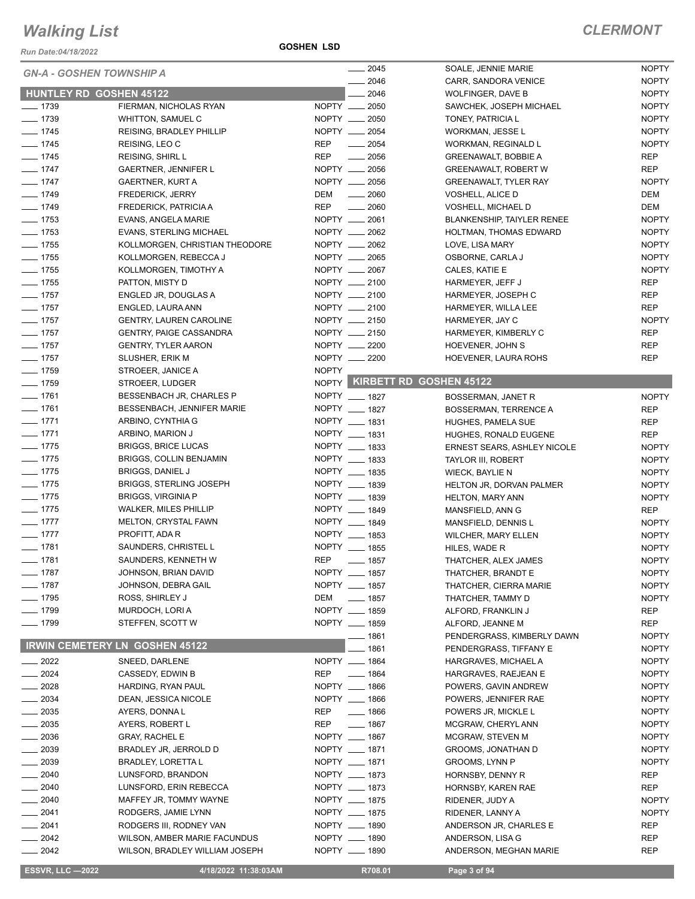# Walking List

**CLERMONT**

Run Date:04/18/2022

**GOSHEN LSD**

*GN-A - GOSHEN TOWNSHIP A*

## HUNTLEY RD GOSHEN 45122

| No. | Name | Party |
|---|---|---|
| ____ 1739 | FIERMAN, NICHOLAS RYAN | NOPTY |
| ____ 1739 | WHITTON, SAMUEL C | NOPTY |
| ____ 1745 | REISING, BRADLEY PHILLIP | NOPTY |
| ____ 1745 | REISING, LEO C | REP |
| ____ 1745 | REISING, SHIRL L | REP |
| ____ 1747 | GAERTNER, JENNIFER L | NOPTY |
| ____ 1747 | GAERTNER, KURT A | NOPTY |
| ____ 1749 | FREDERICK, JERRY | DEM |
| ____ 1749 | FREDERICK, PATRICIA A | REP |
| ____ 1753 | EVANS, ANGELA MARIE | NOPTY |
| ____ 1753 | EVANS, STERLING MICHAEL | NOPTY |
| ____ 1755 | KOLLMORGEN, CHRISTIAN THEODORE | NOPTY |
| ____ 1755 | KOLLMORGEN, REBECCA J | NOPTY |
| ____ 1755 | KOLLMORGEN, TIMOTHY A | NOPTY |
| ____ 1755 | PATTON, MISTY D | NOPTY |
| ____ 1757 | ENGLED JR, DOUGLAS A | NOPTY |
| ____ 1757 | ENGLED, LAURA ANN | NOPTY |
| ____ 1757 | GENTRY, LAUREN CAROLINE | NOPTY |
| ____ 1757 | GENTRY, PAIGE CASSANDRA | NOPTY |
| ____ 1757 | GENTRY, TYLER AARON | NOPTY |
| ____ 1757 | SLUSHER, ERIK M | NOPTY |
| ____ 1759 | STROEER, JANICE A | NOPTY |
| ____ 1759 | STROEER, LUDGER | NOPTY |
| ____ 1761 | BESSENBACH JR, CHARLES P | NOPTY |
| ____ 1761 | BESSENBACH, JENNIFER MARIE | NOPTY |
| ____ 1771 | ARBINO, CYNTHIA G | NOPTY |
| ____ 1771 | ARBINO, MARION J | NOPTY |
| ____ 1775 | BRIGGS, BRICE LUCAS | NOPTY |
| ____ 1775 | BRIGGS, COLLIN BENJAMIN | NOPTY |
| ____ 1775 | BRIGGS, DANIEL J | NOPTY |
| ____ 1775 | BRIGGS, STERLING JOSEPH | NOPTY |
| ____ 1775 | BRIGGS, VIRGINIA P | NOPTY |
| ____ 1775 | WALKER, MILES PHILLIP | NOPTY |
| ____ 1777 | MELTON, CRYSTAL FAWN | NOPTY |
| ____ 1777 | PROFITT, ADA R | NOPTY |
| ____ 1781 | SAUNDERS, CHRISTEL L | NOPTY |
| ____ 1781 | SAUNDERS, KENNETH W | REP |
| ____ 1787 | JOHNSON, BRIAN DAVID | NOPTY |
| ____ 1787 | JOHNSON, DEBRA GAIL | NOPTY |
| ____ 1795 | ROSS, SHIRLEY J | DEM |
| ____ 1799 | MURDOCH, LORI A | NOPTY |
| ____ 1799 | STEFFEN, SCOTT W | NOPTY |

## IRWIN CEMETERY LN GOSHEN 45122

| No. | Name | Party |
|---|---|---|
| ____ 2022 | SNEED, DARLENE | NOPTY |
| ____ 2024 | CASSEDY, EDWIN B | REP |
| ____ 2028 | HARDING, RYAN PAUL | NOPTY |
| ____ 2034 | DEAN, JESSICA NICOLE | NOPTY |
| ____ 2035 | AYERS, DONNA L | REP |
| ____ 2035 | AYERS, ROBERT L | REP |
| ____ 2036 | GRAY, RACHEL E | NOPTY |
| ____ 2039 | BRADLEY JR, JERROLD D | NOPTY |
| ____ 2039 | BRADLEY, LORETTA L | NOPTY |
| ____ 2040 | LUNSFORD, BRANDON | NOPTY |
| ____ 2040 | LUNSFORD, ERIN REBECCA | NOPTY |
| ____ 2040 | MAFFEY JR, TOMMY WAYNE | NOPTY |
| ____ 2041 | RODGERS, JAMIE LYNN | NOPTY |
| ____ 2041 | RODGERS III, RODNEY VAN | NOPTY |
| ____ 2042 | WILSON, AMBER MARIE FACUNDUS | NOPTY |
| ____ 2042 | WILSON, BRADLEY WILLIAM JOSEPH | NOPTY |
| ____ 2045 | SOALE, JENNIE MARIE | NOPTY |
| ____ 2046 | CARR, SANDORA VENICE | NOPTY |
| ____ 2046 | WOLFINGER, DAVE B | NOPTY |
| ____ 2050 | SAWCHEK, JOSEPH MICHAEL | NOPTY |
| ____ 2050 | TONEY, PATRICIA L | NOPTY |
| ____ 2054 | WORKMAN, JESSE L | NOPTY |
| ____ 2054 | WORKMAN, REGINALD L | NOPTY |
| ____ 2056 | GREENAWALT, BOBBIE A | REP |
| ____ 2056 | GREENAWALT, ROBERT W | REP |
| ____ 2056 | GREENAWALT, TYLER RAY | NOPTY |
| ____ 2060 | VOSHELL, ALICE D | DEM |
| ____ 2060 | VOSHELL, MICHAEL D | DEM |
| ____ 2061 | BLANKENSHIP, TAIYLER RENEE | NOPTY |
| ____ 2062 | HOLTMAN, THOMAS EDWARD | NOPTY |
| ____ 2062 | LOVE, LISA MARY | NOPTY |
| ____ 2065 | OSBORNE, CARLA J | NOPTY |
| ____ 2067 | CALES, KATIE E | NOPTY |
| ____ 2100 | HARMEYER, JEFF J | REP |
| ____ 2100 | HARMEYER, JOSEPH C | REP |
| ____ 2100 | HARMEYER, WILLA LEE | REP |
| ____ 2150 | HARMEYER, JAY C | NOPTY |
| ____ 2150 | HARMEYER, KIMBERLY C | REP |
| ____ 2200 | HOEVENER, JOHN S | REP |
| ____ 2200 | HOEVENER, LAURA ROHS | REP |

## KIRBETT RD GOSHEN 45122

| No. | Name | Party |
|---|---|---|
| ____ 1827 | BOSSERMAN, JANET R | NOPTY |
| ____ 1827 | BOSSERMAN, TERRENCE A | REP |
| ____ 1831 | HUGHES, PAMELA SUE | REP |
| ____ 1831 | HUGHES, RONALD EUGENE | REP |
| ____ 1833 | ERNEST SEARS, ASHLEY NICOLE | NOPTY |
| ____ 1833 | TAYLOR III, ROBERT | NOPTY |
| ____ 1835 | WIECK, BAYLIE N | NOPTY |
| ____ 1839 | HELTON JR, DORVAN PALMER | NOPTY |
| ____ 1839 | HELTON, MARY ANN | NOPTY |
| ____ 1849 | MANSFIELD, ANN G | REP |
| ____ 1849 | MANSFIELD, DENNIS L | NOPTY |
| ____ 1853 | WILCHER, MARY ELLEN | NOPTY |
| ____ 1855 | HILES, WADE R | NOPTY |
| ____ 1857 | THATCHER, ALEX JAMES | NOPTY |
| ____ 1857 | THATCHER, BRANDT E | NOPTY |
| ____ 1857 | THATCHER, CIERRA MARIE | NOPTY |
| ____ 1857 | THATCHER, TAMMY D | NOPTY |
| ____ 1859 | ALFORD, FRANKLIN J | REP |
| ____ 1859 | ALFORD, JEANNE M | REP |
| ____ 1861 | PENDERGRASS, KIMBERLY DAWN | NOPTY |
| ____ 1861 | PENDERGRASS, TIFFANY E | NOPTY |
| ____ 1864 | HARGRAVES, MICHAEL A | NOPTY |
| ____ 1864 | HARGRAVES, RAEJEAN E | NOPTY |
| ____ 1866 | POWERS, GAVIN ANDREW | NOPTY |
| ____ 1866 | POWERS, JENNIFER RAE | NOPTY |
| ____ 1866 | POWERS JR, MICKLE L | NOPTY |
| ____ 1867 | MCGRAW, CHERYL ANN | NOPTY |
| ____ 1867 | MCGRAW, STEVEN M | NOPTY |
| ____ 1871 | GROOMS, JONATHAN D | NOPTY |
| ____ 1871 | GROOMS, LYNN P | NOPTY |
| ____ 1873 | HORNSBY, DENNY R | REP |
| ____ 1873 | HORNSBY, KAREN RAE | REP |
| ____ 1875 | RIDENER, JUDY A | NOPTY |
| ____ 1875 | RIDENER, LANNY A | NOPTY |
| ____ 1890 | ANDERSON JR, CHARLES E | REP |
| ____ 1890 | ANDERSON, LISA G | REP |
| ____ 1890 | ANDERSON, MEGHAN MARIE | REP |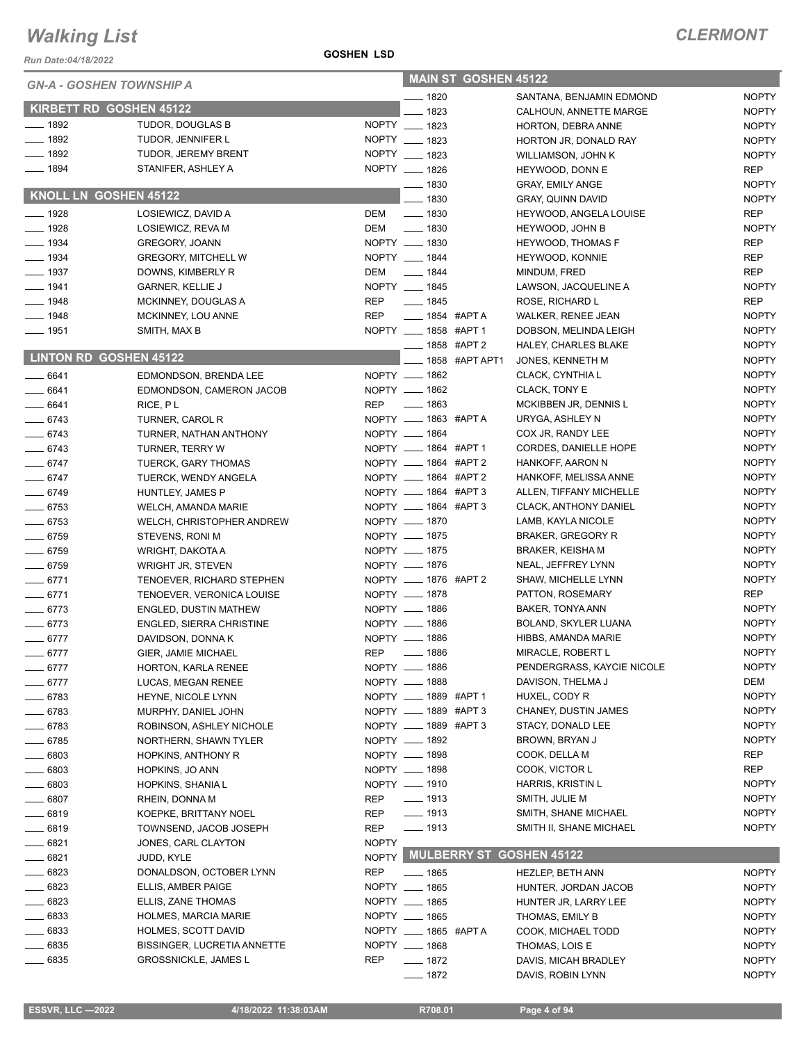# Walking List

**CLERMONT**

Run Date:04/18/2022

**GOSHEN LSD**

## GN-A - GOSHEN TOWNSHIP A

### KIRBETT RD GOSHEN 45122

| Number | Name | Party |
|---|---|---|
| 1892 | TUDOR, DOUGLAS B | NOPTY |
| 1892 | TUDOR, JENNIFER L | NOPTY |
| 1892 | TUDOR, JEREMY BRENT | NOPTY |
| 1894 | STANIFER, ASHLEY A | NOPTY |

### KNOLL LN GOSHEN 45122

| Number | Name | Party |
|---|---|---|
| 1928 | LOSIEWICZ, DAVID A | DEM |
| 1928 | LOSIEWICZ, REVA M | DEM |
| 1934 | GREGORY, JOANN | NOPTY |
| 1934 | GREGORY, MITCHELL W | NOPTY |
| 1937 | DOWNS, KIMBERLY R | DEM |
| 1941 | GARNER, KELLIE J | NOPTY |
| 1948 | MCKINNEY, DOUGLAS A | REP |
| 1948 | MCKINNEY, LOU ANNE | REP |
| 1951 | SMITH, MAX B | NOPTY |

### LINTON RD GOSHEN 45122

| Number | Name | Party |
|---|---|---|
| 6641 | EDMONDSON, BRENDA LEE | NOPTY |
| 6641 | EDMONDSON, CAMERON JACOB | NOPTY |
| 6641 | RICE, P L | REP |
| 6743 | TURNER, CAROL R | NOPTY |
| 6743 | TURNER, NATHAN ANTHONY | NOPTY |
| 6743 | TURNER, TERRY W | NOPTY |
| 6747 | TUERCK, GARY THOMAS | NOPTY |
| 6747 | TUERCK, WENDY ANGELA | NOPTY |
| 6749 | HUNTLEY, JAMES P | NOPTY |
| 6753 | WELCH, AMANDA MARIE | NOPTY |
| 6753 | WELCH, CHRISTOPHER ANDREW | NOPTY |
| 6759 | STEVENS, RONI M | NOPTY |
| 6759 | WRIGHT, DAKOTA A | NOPTY |
| 6759 | WRIGHT JR, STEVEN | NOPTY |
| 6771 | TENOEVER, RICHARD STEPHEN | NOPTY |
| 6771 | TENOEVER, VERONICA LOUISE | NOPTY |
| 6773 | ENGLED, DUSTIN MATHEW | NOPTY |
| 6773 | ENGLED, SIERRA CHRISTINE | NOPTY |
| 6777 | DAVIDSON, DONNA K | NOPTY |
| 6777 | GIER, JAMIE MICHAEL | REP |
| 6777 | HORTON, KARLA RENEE | NOPTY |
| 6777 | LUCAS, MEGAN RENEE | NOPTY |
| 6783 | HEYNE, NICOLE LYNN | NOPTY |
| 6783 | MURPHY, DANIEL JOHN | NOPTY |
| 6783 | ROBINSON, ASHLEY NICHOLE | NOPTY |
| 6785 | NORTHERN, SHAWN TYLER | NOPTY |
| 6803 | HOPKINS, ANTHONY R | NOPTY |
| 6803 | HOPKINS, JO ANN | NOPTY |
| 6803 | HOPKINS, SHANIA L | NOPTY |
| 6807 | RHEIN, DONNA M | REP |
| 6819 | KOEPKE, BRITTANY NOEL | REP |
| 6819 | TOWNSEND, JACOB JOSEPH | REP |
| 6821 | JONES, CARL CLAYTON | NOPTY |
| 6821 | JUDD, KYLE | NOPTY |
| 6823 | DONALDSON, OCTOBER LYNN | REP |
| 6823 | ELLIS, AMBER PAIGE | NOPTY |
| 6823 | ELLIS, ZANE THOMAS | NOPTY |
| 6833 | HOLMES, MARCIA MARIE | NOPTY |
| 6833 | HOLMES, SCOTT DAVID | NOPTY |
| 6835 | BISSINGER, LUCRETIA ANNETTE | NOPTY |
| 6835 | GROSSNICKLE, JAMES L | REP |

### MAIN ST GOSHEN 45122

| Number | Name | Party |
|---|---|---|
| 1820 | SANTANA, BENJAMIN EDMOND | NOPTY |
| 1823 | CALHOUN, ANNETTE MARGE | NOPTY |
| 1823 | HORTON, DEBRA ANNE | NOPTY |
| 1823 | HORTON JR, DONALD RAY | NOPTY |
| 1823 | WILLIAMSON, JOHN K | NOPTY |
| 1826 | HEYWOOD, DONN E | REP |
| 1830 | GRAY, EMILY ANGE | NOPTY |
| 1830 | GRAY, QUINN DAVID | NOPTY |
| 1830 | HEYWOOD, ANGELA LOUISE | REP |
| 1830 | HEYWOOD, JOHN B | NOPTY |
| 1830 | HEYWOOD, THOMAS F | REP |
| 1844 | HEYWOOD, KONNIE | REP |
| 1844 | MINDUM, FRED | REP |
| 1845 | LAWSON, JACQUELINE A | NOPTY |
| 1845 | ROSE, RICHARD L | REP |
| 1854 #APT A | WALKER, RENEE JEAN | NOPTY |
| 1858 #APT 1 | DOBSON, MELINDA LEIGH | NOPTY |
| 1858 #APT 2 | HALEY, CHARLES BLAKE | NOPTY |
| 1858 #APT APT1 | JONES, KENNETH M | NOPTY |
| 1862 | CLACK, CYNTHIA L | NOPTY |
| 1862 | CLACK, TONY E | NOPTY |
| 1863 | MCKIBBEN JR, DENNIS L | NOPTY |
| 1863 #APT A | URYGA, ASHLEY N | NOPTY |
| 1864 | COX JR, RANDY LEE | NOPTY |
| 1864 #APT 1 | CORDES, DANIELLE HOPE | NOPTY |
| 1864 #APT 2 | HANKOFF, AARON N | NOPTY |
| 1864 #APT 2 | HANKOFF, MELISSA ANNE | NOPTY |
| 1864 #APT 3 | ALLEN, TIFFANY MICHELLE | NOPTY |
| 1864 #APT 3 | CLACK, ANTHONY DANIEL | NOPTY |
| 1870 | LAMB, KAYLA NICOLE | NOPTY |
| 1875 | BRAKER, GREGORY R | NOPTY |
| 1875 | BRAKER, KEISHA M | NOPTY |
| 1876 | NEAL, JEFFREY LYNN | NOPTY |
| 1876 #APT 2 | SHAW, MICHELLE LYNN | NOPTY |
| 1878 | PATTON, ROSEMARY | REP |
| 1886 | BAKER, TONYA ANN | NOPTY |
| 1886 | BOLAND, SKYLER LUANA | NOPTY |
| 1886 | HIBBS, AMANDA MARIE | NOPTY |
| 1886 | MIRACLE, ROBERT L | NOPTY |
| 1886 | PENDERGRASS, KAYCIE NICOLE | NOPTY |
| 1888 | DAVISON, THELMA J | DEM |
| 1889 #APT 1 | HUXEL, CODY R | NOPTY |
| 1889 #APT 3 | CHANEY, DUSTIN JAMES | NOPTY |
| 1889 #APT 3 | STACY, DONALD LEE | NOPTY |
| 1892 | BROWN, BRYAN J | NOPTY |
| 1898 | COOK, DELLA M | REP |
| 1898 | COOK, VICTOR L | REP |
| 1910 | HARRIS, KRISTIN L | NOPTY |
| 1913 | SMITH, JULIE M | NOPTY |
| 1913 | SMITH, SHANE MICHAEL | NOPTY |
| 1913 | SMITH II, SHANE MICHAEL | NOPTY |

### MULBERRY ST GOSHEN 45122

| Number | Name | Party |
|---|---|---|
| 1865 | HEZLEP, BETH ANN | NOPTY |
| 1865 | HUNTER, JORDAN JACOB | NOPTY |
| 1865 | HUNTER JR, LARRY LEE | NOPTY |
| 1865 | THOMAS, EMILY B | NOPTY |
| 1865 #APT A | COOK, MICHAEL TODD | NOPTY |
| 1868 | THOMAS, LOIS E | NOPTY |
| 1872 | DAVIS, MICAH BRADLEY | NOPTY |
| 1872 | DAVIS, ROBIN LYNN | NOPTY |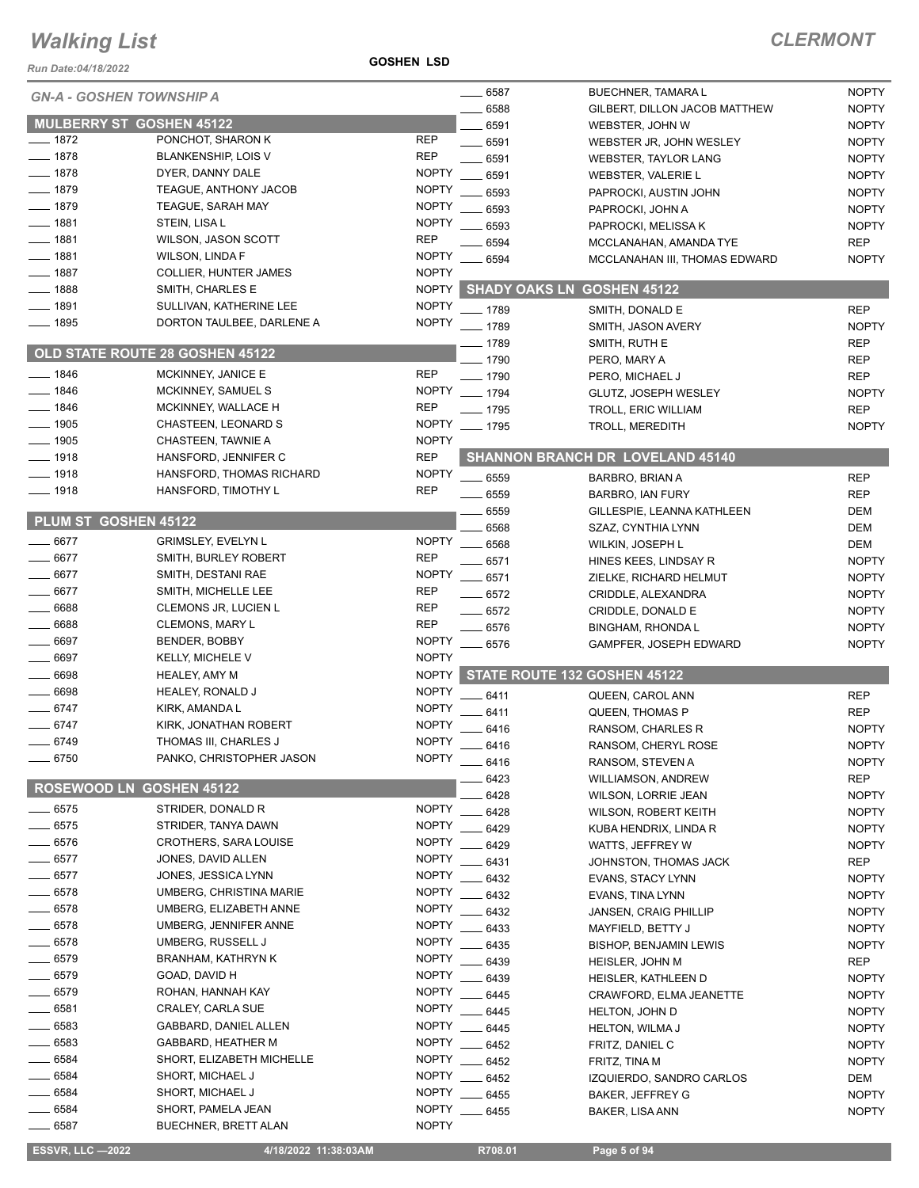# Walking List

**CLERMONT**

Run Date:04/18/2022

**GOSHEN LSD**

## GN-A - GOSHEN TOWNSHIP A

### MULBERRY ST GOSHEN 45122

| No. | Name | Party |
|---|---|---|
| 1872 | PONCHOT, SHARON K | REP |
| 1878 | BLANKENSHIP, LOIS V | REP |
| 1878 | DYER, DANNY DALE | NOPTY |
| 1879 | TEAGUE, ANTHONY JACOB | NOPTY |
| 1879 | TEAGUE, SARAH MAY | NOPTY |
| 1881 | STEIN, LISA L | NOPTY |
| 1881 | WILSON, JASON SCOTT | REP |
| 1881 | WILSON, LINDA F | NOPTY |
| 1887 | COLLIER, HUNTER JAMES | NOPTY |
| 1888 | SMITH, CHARLES E | NOPTY |
| 1891 | SULLIVAN, KATHERINE LEE | NOPTY |
| 1895 | DORTON TAULBEE, DARLENE A | NOPTY |

### OLD STATE ROUTE 28 GOSHEN 45122

| No. | Name | Party |
|---|---|---|
| 1846 | MCKINNEY, JANICE E | REP |
| 1846 | MCKINNEY, SAMUEL S | NOPTY |
| 1846 | MCKINNEY, WALLACE H | REP |
| 1905 | CHASTEEN, LEONARD S | NOPTY |
| 1905 | CHASTEEN, TAWNIE A | NOPTY |
| 1918 | HANSFORD, JENNIFER C | REP |
| 1918 | HANSFORD, THOMAS RICHARD | NOPTY |
| 1918 | HANSFORD, TIMOTHY L | REP |

### PLUM ST GOSHEN 45122

| No. | Name | Party |
|---|---|---|
| 6677 | GRIMSLEY, EVELYN L | NOPTY |
| 6677 | SMITH, BURLEY ROBERT | REP |
| 6677 | SMITH, DESTANI RAE | NOPTY |
| 6677 | SMITH, MICHELLE LEE | REP |
| 6688 | CLEMONS JR, LUCIEN L | REP |
| 6688 | CLEMONS, MARY L | REP |
| 6697 | BENDER, BOBBY | NOPTY |
| 6697 | KELLY, MICHELE V | NOPTY |
| 6698 | HEALEY, AMY M | NOPTY |
| 6698 | HEALEY, RONALD J | NOPTY |
| 6747 | KIRK, AMANDA L | NOPTY |
| 6747 | KIRK, JONATHAN ROBERT | NOPTY |
| 6749 | THOMAS III, CHARLES J | NOPTY |
| 6750 | PANKO, CHRISTOPHER JASON | NOPTY |

### ROSEWOOD LN GOSHEN 45122

| No. | Name | Party |
|---|---|---|
| 6575 | STRIDER, DONALD R | NOPTY |
| 6575 | STRIDER, TANYA DAWN | NOPTY |
| 6576 | CROTHERS, SARA LOUISE | NOPTY |
| 6577 | JONES, DAVID ALLEN | NOPTY |
| 6577 | JONES, JESSICA LYNN | NOPTY |
| 6578 | UMBERG, CHRISTINA MARIE | NOPTY |
| 6578 | UMBERG, ELIZABETH ANNE | NOPTY |
| 6578 | UMBERG, JENNIFER ANNE | NOPTY |
| 6578 | UMBERG, RUSSELL J | NOPTY |
| 6579 | BRANHAM, KATHRYN K | NOPTY |
| 6579 | GOAD, DAVID H | NOPTY |
| 6579 | ROHAN, HANNAH KAY | NOPTY |
| 6581 | CRALEY, CARLA SUE | NOPTY |
| 6583 | GABBARD, DANIEL ALLEN | NOPTY |
| 6583 | GABBARD, HEATHER M | NOPTY |
| 6584 | SHORT, ELIZABETH MICHELLE | NOPTY |
| 6584 | SHORT, MICHAEL J | NOPTY |
| 6584 | SHORT, MICHAEL J | NOPTY |
| 6584 | SHORT, PAMELA JEAN | NOPTY |
| 6587 | BUECHNER, BRETT ALAN | NOPTY |
| 6587 | BUECHNER, TAMARA L | NOPTY |
| 6588 | GILBERT, DILLON JACOB MATTHEW | NOPTY |
| 6591 | WEBSTER, JOHN W | NOPTY |
| 6591 | WEBSTER JR, JOHN WESLEY | NOPTY |
| 6591 | WEBSTER, TAYLOR LANG | NOPTY |
| 6591 | WEBSTER, VALERIE L | NOPTY |
| 6593 | PAPROCKI, AUSTIN JOHN | NOPTY |
| 6593 | PAPROCKI, JOHN A | NOPTY |
| 6593 | PAPROCKI, MELISSA K | NOPTY |
| 6594 | MCCLANAHAN, AMANDA TYE | REP |
| 6594 | MCCLANAHAN III, THOMAS EDWARD | NOPTY |

### SHADY OAKS LN GOSHEN 45122

| No. | Name | Party |
|---|---|---|
| 1789 | SMITH, DONALD E | REP |
| 1789 | SMITH, JASON AVERY | NOPTY |
| 1789 | SMITH, RUTH E | REP |
| 1790 | PERO, MARY A | REP |
| 1790 | PERO, MICHAEL J | REP |
| 1794 | GLUTZ, JOSEPH WESLEY | NOPTY |
| 1795 | TROLL, ERIC WILLIAM | REP |
| 1795 | TROLL, MEREDITH | NOPTY |

### SHANNON BRANCH DR LOVELAND 45140

| No. | Name | Party |
|---|---|---|
| 6559 | BARBRO, BRIAN A | REP |
| 6559 | BARBRO, IAN FURY | REP |
| 6559 | GILLESPIE, LEANNA KATHLEEN | DEM |
| 6568 | SZAZ, CYNTHIA LYNN | DEM |
| 6568 | WILKIN, JOSEPH L | DEM |
| 6571 | HINES KEES, LINDSAY R | NOPTY |
| 6571 | ZIELKE, RICHARD HELMUT | NOPTY |
| 6572 | CRIDDLE, ALEXANDRA | NOPTY |
| 6572 | CRIDDLE, DONALD E | NOPTY |
| 6576 | BINGHAM, RHONDA L | NOPTY |
| 6576 | GAMPFER, JOSEPH EDWARD | NOPTY |

### STATE ROUTE 132 GOSHEN 45122

| No. | Name | Party |
|---|---|---|
| 6411 | QUEEN, CAROL ANN | REP |
| 6411 | QUEEN, THOMAS P | REP |
| 6416 | RANSOM, CHARLES R | NOPTY |
| 6416 | RANSOM, CHERYL ROSE | NOPTY |
| 6416 | RANSOM, STEVEN A | NOPTY |
| 6423 | WILLIAMSON, ANDREW | REP |
| 6428 | WILSON, LORRIE JEAN | NOPTY |
| 6428 | WILSON, ROBERT KEITH | NOPTY |
| 6429 | KUBA HENDRIX, LINDA R | NOPTY |
| 6429 | WATTS, JEFFREY W | NOPTY |
| 6431 | JOHNSTON, THOMAS JACK | REP |
| 6432 | EVANS, STACY LYNN | NOPTY |
| 6432 | EVANS, TINA LYNN | NOPTY |
| 6432 | JANSEN, CRAIG PHILLIP | NOPTY |
| 6433 | MAYFIELD, BETTY J | NOPTY |
| 6435 | BISHOP, BENJAMIN LEWIS | NOPTY |
| 6439 | HEISLER, JOHN M | REP |
| 6439 | HEISLER, KATHLEEN D | NOPTY |
| 6445 | CRAWFORD, ELMA JEANETTE | NOPTY |
| 6445 | HELTON, JOHN D | NOPTY |
| 6445 | HELTON, WILMA J | NOPTY |
| 6452 | FRITZ, DANIEL C | NOPTY |
| 6452 | FRITZ, TINA M | NOPTY |
| 6452 | IZQUIERDO, SANDRO CARLOS | DEM |
| 6455 | BAKER, JEFFREY G | NOPTY |
| 6455 | BAKER, LISA ANN | NOPTY |

ESSVR, LLC —2022 4/18/2022 11:38:03AM R708.01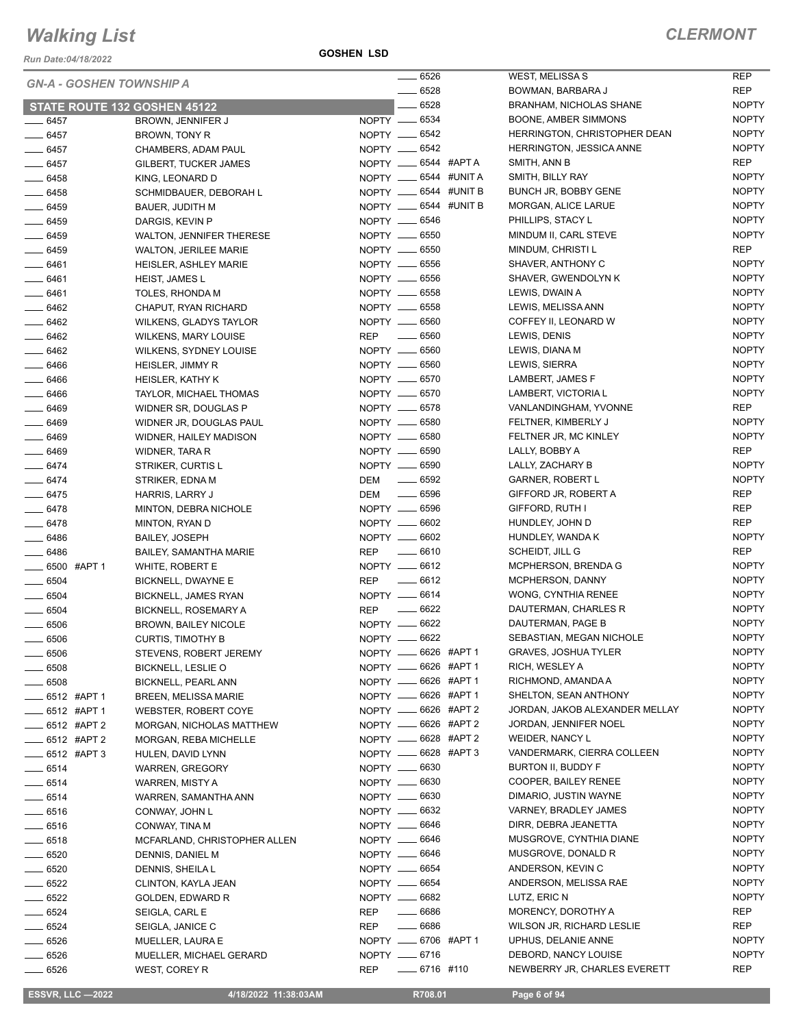# Walking List

**CLERMONT**

Run Date:04/18/2022

**GOSHEN LSD**

## GN-A - GOSHEN TOWNSHIP A

### STATE ROUTE 132 GOSHEN 45122

| Number | Unit | Name | Party |
|---|---|---|---|
| 6457 | | BROWN, JENNIFER J | NOPTY |
| 6457 | | BROWN, TONY R | NOPTY |
| 6457 | | CHAMBERS, ADAM PAUL | NOPTY |
| 6457 | | GILBERT, TUCKER JAMES | NOPTY |
| 6458 | | KING, LEONARD D | NOPTY |
| 6458 | | SCHMIDBAUER, DEBORAH L | NOPTY |
| 6459 | | BAUER, JUDITH M | NOPTY |
| 6459 | | DARGIS, KEVIN P | NOPTY |
| 6459 | | WALTON, JENNIFER THERESE | NOPTY |
| 6459 | | WALTON, JERILEE MARIE | NOPTY |
| 6461 | | HEISLER, ASHLEY MARIE | NOPTY |
| 6461 | | HEIST, JAMES L | NOPTY |
| 6461 | | TOLES, RHONDA M | NOPTY |
| 6462 | | CHAPUT, RYAN RICHARD | NOPTY |
| 6462 | | WILKENS, GLADYS TAYLOR | NOPTY |
| 6462 | | WILKENS, MARY LOUISE | REP |
| 6462 | | WILKENS, SYDNEY LOUISE | NOPTY |
| 6466 | | HEISLER, JIMMY R | NOPTY |
| 6466 | | HEISLER, KATHY K | NOPTY |
| 6466 | | TAYLOR, MICHAEL THOMAS | NOPTY |
| 6469 | | WIDNER SR, DOUGLAS P | NOPTY |
| 6469 | | WIDNER JR, DOUGLAS PAUL | NOPTY |
| 6469 | | WIDNER, HAILEY MADISON | NOPTY |
| 6469 | | WIDNER, TARA R | NOPTY |
| 6474 | | STRIKER, CURTIS L | NOPTY |
| 6474 | | STRIKER, EDNA M | DEM |
| 6475 | | HARRIS, LARRY J | DEM |
| 6478 | | MINTON, DEBRA NICHOLE | NOPTY |
| 6478 | | MINTON, RYAN D | NOPTY |
| 6486 | | BAILEY, JOSEPH | NOPTY |
| 6486 | | BAILEY, SAMANTHA MARIE | REP |
| 6500 | #APT 1 | WHITE, ROBERT E | NOPTY |
| 6504 | | BICKNELL, DWAYNE E | REP |
| 6504 | | BICKNELL, JAMES RYAN | NOPTY |
| 6504 | | BICKNELL, ROSEMARY A | REP |
| 6506 | | BROWN, BAILEY NICOLE | NOPTY |
| 6506 | | CURTIS, TIMOTHY B | NOPTY |
| 6506 | | STEVENS, ROBERT JEREMY | NOPTY |
| 6508 | | BICKNELL, LESLIE O | NOPTY |
| 6508 | | BICKNELL, PEARL ANN | NOPTY |
| 6512 | #APT 1 | BREEN, MELISSA MARIE | NOPTY |
| 6512 | #APT 1 | WEBSTER, ROBERT COYE | NOPTY |
| 6512 | #APT 2 | MORGAN, NICHOLAS MATTHEW | NOPTY |
| 6512 | #APT 2 | MORGAN, REBA MICHELLE | NOPTY |
| 6512 | #APT 3 | HULEN, DAVID LYNN | NOPTY |
| 6514 | | WARREN, GREGORY | NOPTY |
| 6514 | | WARREN, MISTY A | NOPTY |
| 6514 | | WARREN, SAMANTHA ANN | NOPTY |
| 6516 | | CONWAY, JOHN L | NOPTY |
| 6516 | | CONWAY, TINA M | NOPTY |
| 6518 | | MCFARLAND, CHRISTOPHER ALLEN | NOPTY |
| 6520 | | DENNIS, DANIEL M | NOPTY |
| 6520 | | DENNIS, SHEILA L | NOPTY |
| 6522 | | CLINTON, KAYLA JEAN | NOPTY |
| 6522 | | GOLDEN, EDWARD R | NOPTY |
| 6524 | | SEIGLA, CARL E | REP |
| 6524 | | SEIGLA, JANICE C | REP |
| 6526 | | MUELLER, LAURA E | NOPTY |
| 6526 | | MUELLER, MICHAEL GERARD | NOPTY |
| 6526 | | WEST, COREY R | REP |
| 6526 | | WEST, MELISSA S | REP |
| 6528 | | BOWMAN, BARBARA J | REP |
| 6528 | | BRANHAM, NICHOLAS SHANE | NOPTY |
| 6534 | | BOONE, AMBER SIMMONS | NOPTY |
| 6542 | | HERRINGTON, CHRISTOPHER DEAN | NOPTY |
| 6542 | | HERRINGTON, JESSICA ANNE | NOPTY |
| 6544 | #APT A | SMITH, ANN B | REP |
| 6544 | #UNIT A | SMITH, BILLY RAY | NOPTY |
| 6544 | #UNIT B | BUNCH JR, BOBBY GENE | NOPTY |
| 6544 | #UNIT B | MORGAN, ALICE LARUE | NOPTY |
| 6546 | | PHILLIPS, STACY L | NOPTY |
| 6550 | | MINDUM II, CARL STEVE | NOPTY |
| 6550 | | MINDUM, CHRISTI L | REP |
| 6556 | | SHAVER, ANTHONY C | NOPTY |
| 6556 | | SHAVER, GWENDOLYN K | NOPTY |
| 6558 | | LEWIS, DWAIN A | NOPTY |
| 6558 | | LEWIS, MELISSA ANN | NOPTY |
| 6560 | | COFFEY II, LEONARD W | NOPTY |
| 6560 | | LEWIS, DENIS | NOPTY |
| 6560 | | LEWIS, DIANA M | NOPTY |
| 6560 | | LEWIS, SIERRA | NOPTY |
| 6570 | | LAMBERT, JAMES F | NOPTY |
| 6570 | | LAMBERT, VICTORIA L | NOPTY |
| 6578 | | VANLANDINGHAM, YVONNE | REP |
| 6580 | | FELTNER, KIMBERLY J | NOPTY |
| 6580 | | FELTNER JR, MC KINLEY | NOPTY |
| 6590 | | LALLY, BOBBY A | REP |
| 6590 | | LALLY, ZACHARY B | NOPTY |
| 6592 | | GARNER, ROBERT L | NOPTY |
| 6596 | | GIFFORD JR, ROBERT A | REP |
| 6596 | | GIFFORD, RUTH I | REP |
| 6602 | | HUNDLEY, JOHN D | REP |
| 6602 | | HUNDLEY, WANDA K | NOPTY |
| 6610 | | SCHEIDT, JILL G | REP |
| 6612 | | MCPHERSON, BRENDA G | NOPTY |
| 6612 | | MCPHERSON, DANNY | NOPTY |
| 6614 | | WONG, CYNTHIA RENEE | NOPTY |
| 6622 | | DAUTERMAN, CHARLES R | NOPTY |
| 6622 | | DAUTERMAN, PAGE B | NOPTY |
| 6622 | | SEBASTIAN, MEGAN NICHOLE | NOPTY |
| 6626 | #APT 1 | GRAVES, JOSHUA TYLER | NOPTY |
| 6626 | #APT 1 | RICH, WESLEY A | NOPTY |
| 6626 | #APT 1 | RICHMOND, AMANDA A | NOPTY |
| 6626 | #APT 1 | SHELTON, SEAN ANTHONY | NOPTY |
| 6626 | #APT 2 | JORDAN, JAKOB ALEXANDER MELLAY | NOPTY |
| 6626 | #APT 2 | JORDAN, JENNIFER NOEL | NOPTY |
| 6628 | #APT 2 | WEIDER, NANCY L | NOPTY |
| 6628 | #APT 3 | VANDERMARK, CIERRA COLLEEN | NOPTY |
| 6630 | | BURTON II, BUDDY F | NOPTY |
| 6630 | | COOPER, BAILEY RENEE | NOPTY |
| 6630 | | DIMARIO, JUSTIN WAYNE | NOPTY |
| 6632 | | VARNEY, BRADLEY JAMES | NOPTY |
| 6646 | | DIRR, DEBRA JEANETTA | NOPTY |
| 6646 | | MUSGROVE, CYNTHIA DIANE | NOPTY |
| 6646 | | MUSGROVE, DONALD R | NOPTY |
| 6654 | | ANDERSON, KEVIN C | NOPTY |
| 6654 | | ANDERSON, MELISSA RAE | NOPTY |
| 6682 | | LUTZ, ERIC N | NOPTY |
| 6686 | | MORENCY, DOROTHY A | REP |
| 6686 | | WILSON JR, RICHARD LESLIE | REP |
| 6706 | #APT 1 | UPHUS, DELANIE ANNE | NOPTY |
| 6716 | | DEBORD, NANCY LOUISE | NOPTY |
| 6716 | #110 | NEWBERRY JR, CHARLES EVERETT | REP |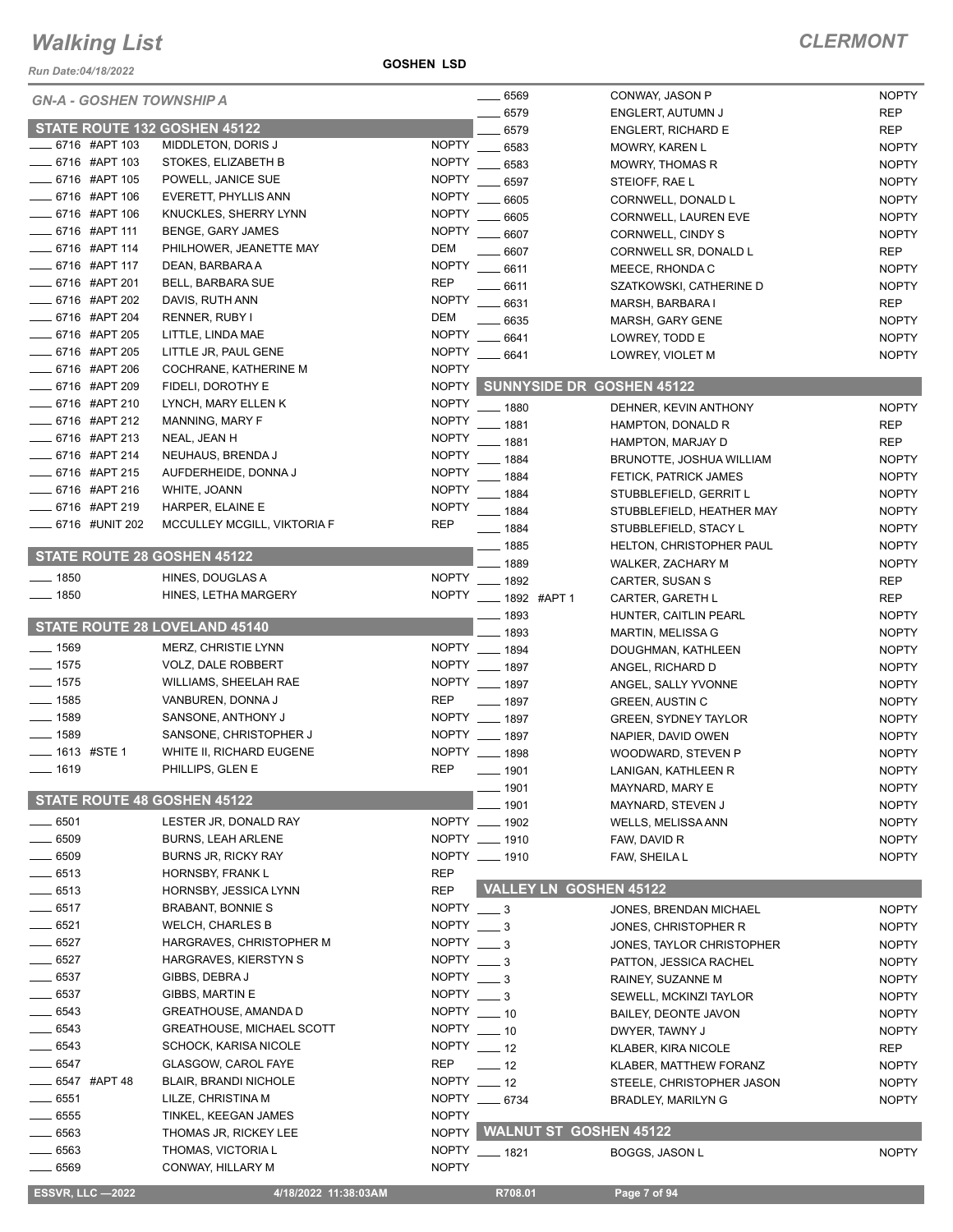# Walking List

**CLERMONT**

Run Date:04/18/2022

**GOSHEN LSD**

## GN-A - GOSHEN TOWNSHIP A

### STATE ROUTE 132 GOSHEN 45122

| Number | Name | Party |
|---|---|---|
| 6716 #APT 103 | MIDDLETON, DORIS J | NOPTY |
| 6716 #APT 103 | STOKES, ELIZABETH B | NOPTY |
| 6716 #APT 105 | POWELL, JANICE SUE | NOPTY |
| 6716 #APT 106 | EVERETT, PHYLLIS ANN | NOPTY |
| 6716 #APT 106 | KNUCKLES, SHERRY LYNN | NOPTY |
| 6716 #APT 111 | BENGE, GARY JAMES | NOPTY |
| 6716 #APT 114 | PHILHOWER, JEANETTE MAY | DEM |
| 6716 #APT 117 | DEAN, BARBARA A | NOPTY |
| 6716 #APT 201 | BELL, BARBARA SUE | REP |
| 6716 #APT 202 | DAVIS, RUTH ANN | NOPTY |
| 6716 #APT 204 | RENNER, RUBY I | DEM |
| 6716 #APT 205 | LITTLE, LINDA MAE | NOPTY |
| 6716 #APT 205 | LITTLE JR, PAUL GENE | NOPTY |
| 6716 #APT 206 | COCHRANE, KATHERINE M | NOPTY |
| 6716 #APT 209 | FIDELI, DOROTHY E | NOPTY |
| 6716 #APT 210 | LYNCH, MARY ELLEN K | NOPTY |
| 6716 #APT 212 | MANNING, MARY F | NOPTY |
| 6716 #APT 213 | NEAL, JEAN H | NOPTY |
| 6716 #APT 214 | NEUHAUS, BRENDA J | NOPTY |
| 6716 #APT 215 | AUFDERHEIDE, DONNA J | NOPTY |
| 6716 #APT 216 | WHITE, JOANN | NOPTY |
| 6716 #APT 219 | HARPER, ELAINE E | NOPTY |
| 6716 #UNIT 202 | MCCULLEY MCGILL, VIKTORIA F | REP |

### STATE ROUTE 28 GOSHEN 45122

| Number | Name | Party |
|---|---|---|
| 1850 | HINES, DOUGLAS A | NOPTY |
| 1850 | HINES, LETHA MARGERY | NOPTY |

### STATE ROUTE 28 LOVELAND 45140

| Number | Name | Party |
|---|---|---|
| 1569 | MERZ, CHRISTIE LYNN | NOPTY |
| 1575 | VOLZ, DALE ROBBERT | NOPTY |
| 1575 | WILLIAMS, SHEELAH RAE | NOPTY |
| 1585 | VANBUREN, DONNA J | REP |
| 1589 | SANSONE, ANTHONY J | NOPTY |
| 1589 | SANSONE, CHRISTOPHER J | NOPTY |
| 1613 #STE 1 | WHITE II, RICHARD EUGENE | NOPTY |
| 1619 | PHILLIPS, GLEN E | REP |

### STATE ROUTE 48 GOSHEN 45122

| Number | Name | Party |
|---|---|---|
| 6501 | LESTER JR, DONALD RAY | NOPTY |
| 6509 | BURNS, LEAH ARLENE | NOPTY |
| 6509 | BURNS JR, RICKY RAY | NOPTY |
| 6513 | HORNSBY, FRANK L | REP |
| 6513 | HORNSBY, JESSICA LYNN | REP |
| 6517 | BRABANT, BONNIE S | NOPTY |
| 6521 | WELCH, CHARLES B | NOPTY |
| 6527 | HARGRAVES, CHRISTOPHER M | NOPTY |
| 6527 | HARGRAVES, KIERSTYN S | NOPTY |
| 6537 | GIBBS, DEBRA J | NOPTY |
| 6537 | GIBBS, MARTIN E | NOPTY |
| 6543 | GREATHOUSE, AMANDA D | NOPTY |
| 6543 | GREATHOUSE, MICHAEL SCOTT | NOPTY |
| 6543 | SCHOCK, KARISA NICOLE | NOPTY |
| 6547 | GLASGOW, CAROL FAYE | REP |
| 6547 #APT 48 | BLAIR, BRANDI NICHOLE | NOPTY |
| 6551 | LILZE, CHRISTINA M | NOPTY |
| 6555 | TINKEL, KEEGAN JAMES | NOPTY |
| 6563 | THOMAS JR, RICKEY LEE | NOPTY |
| 6563 | THOMAS, VICTORIA L | NOPTY |
| 6569 | CONWAY, HILLARY M | NOPTY |
| 6569 | CONWAY, JASON P | NOPTY |
| 6579 | ENGLERT, AUTUMN J | REP |
| 6579 | ENGLERT, RICHARD E | REP |
| 6583 | MOWRY, KAREN L | NOPTY |
| 6583 | MOWRY, THOMAS R | NOPTY |
| 6597 | STEIOFF, RAE L | NOPTY |
| 6605 | CORNWELL, DONALD L | NOPTY |
| 6605 | CORNWELL, LAUREN EVE | NOPTY |
| 6607 | CORNWELL, CINDY S | NOPTY |
| 6607 | CORNWELL SR, DONALD L | REP |
| 6611 | MEECE, RHONDA C | NOPTY |
| 6611 | SZATKOWSKI, CATHERINE D | NOPTY |
| 6631 | MARSH, BARBARA I | REP |
| 6635 | MARSH, GARY GENE | NOPTY |
| 6641 | LOWREY, TODD E | NOPTY |
| 6641 | LOWREY, VIOLET M | NOPTY |

### SUNNYSIDE DR GOSHEN 45122

| Number | Name | Party |
|---|---|---|
| 1880 | DEHNER, KEVIN ANTHONY | NOPTY |
| 1881 | HAMPTON, DONALD R | REP |
| 1881 | HAMPTON, MARJAY D | REP |
| 1884 | BRUNOTTE, JOSHUA WILLIAM | NOPTY |
| 1884 | FETICK, PATRICK JAMES | NOPTY |
| 1884 | STUBBLEFIELD, GERRIT L | NOPTY |
| 1884 | STUBBLEFIELD, HEATHER MAY | NOPTY |
| 1884 | STUBBLEFIELD, STACY L | NOPTY |
| 1885 | HELTON, CHRISTOPHER PAUL | NOPTY |
| 1889 | WALKER, ZACHARY M | NOPTY |
| 1892 | CARTER, SUSAN S | REP |
| 1892 #APT 1 | CARTER, GARETH L | REP |
| 1893 | HUNTER, CAITLIN PEARL | NOPTY |
| 1893 | MARTIN, MELISSA G | NOPTY |
| 1894 | DOUGHMAN, KATHLEEN | NOPTY |
| 1897 | ANGEL, RICHARD D | NOPTY |
| 1897 | ANGEL, SALLY YVONNE | NOPTY |
| 1897 | GREEN, AUSTIN C | NOPTY |
| 1897 | GREEN, SYDNEY TAYLOR | NOPTY |
| 1897 | NAPIER, DAVID OWEN | NOPTY |
| 1898 | WOODWARD, STEVEN P | NOPTY |
| 1901 | LANIGAN, KATHLEEN R | NOPTY |
| 1901 | MAYNARD, MARY E | NOPTY |
| 1901 | MAYNARD, STEVEN J | NOPTY |
| 1902 | WELLS, MELISSA ANN | NOPTY |
| 1910 | FAW, DAVID R | NOPTY |
| 1910 | FAW, SHEILA L | NOPTY |

### VALLEY LN GOSHEN 45122

| Number | Name | Party |
|---|---|---|
| 3 | JONES, BRENDAN MICHAEL | NOPTY |
| 3 | JONES, CHRISTOPHER R | NOPTY |
| 3 | JONES, TAYLOR CHRISTOPHER | NOPTY |
| 3 | PATTON, JESSICA RACHEL | NOPTY |
| 3 | RAINEY, SUZANNE M | NOPTY |
| 3 | SEWELL, MCKINZI TAYLOR | NOPTY |
| 10 | BAILEY, DEONTE JAVON | NOPTY |
| 10 | DWYER, TAWNY J | NOPTY |
| 12 | KLABER, KIRA NICOLE | REP |
| 12 | KLABER, MATTHEW FORANZ | NOPTY |
| 12 | STEELE, CHRISTOPHER JASON | NOPTY |
| 6734 | BRADLEY, MARILYN G | NOPTY |

### WALNUT ST GOSHEN 45122

| Number | Name | Party |
|---|---|---|
| 1821 | BOGGS, JASON L | NOPTY |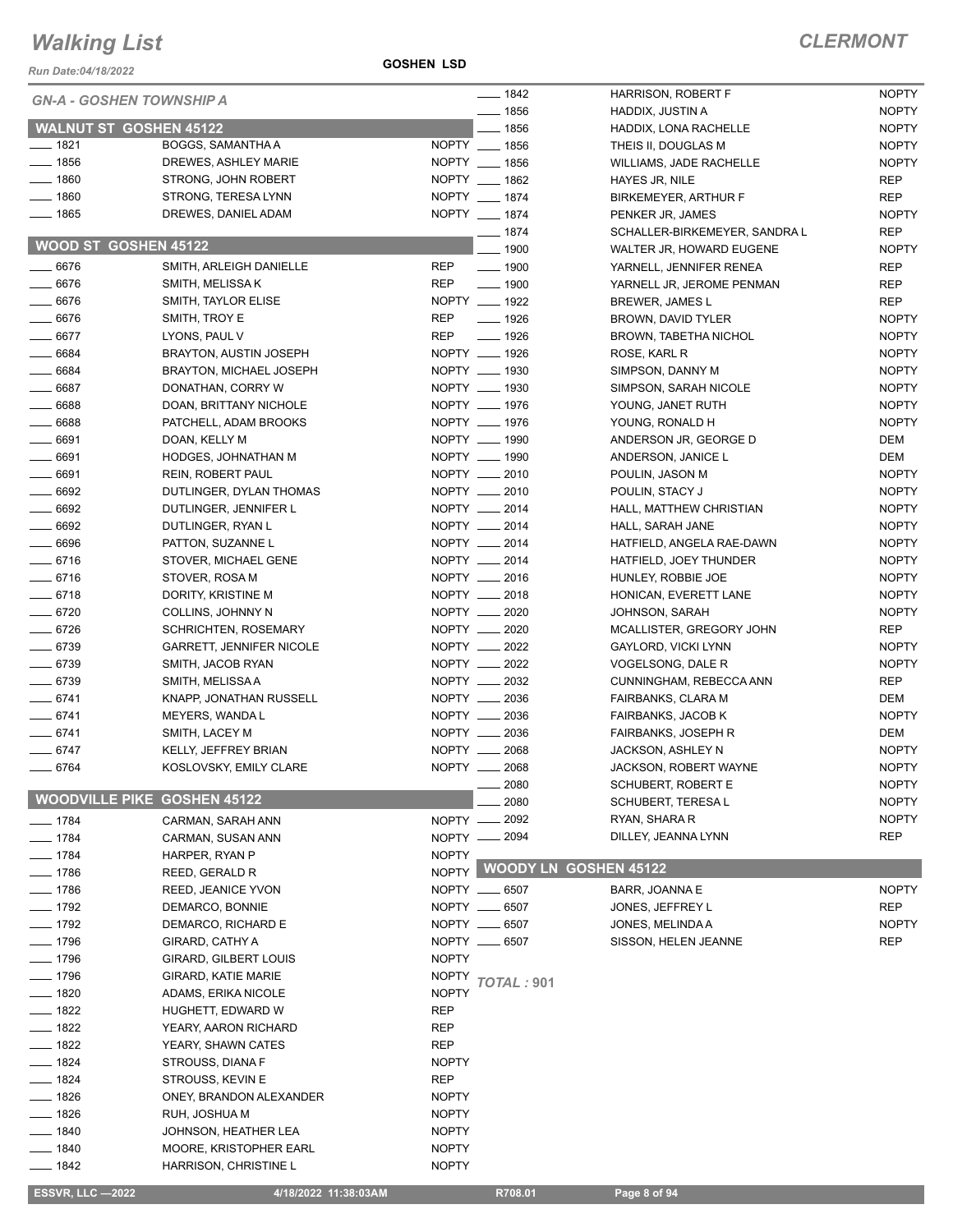# Walking List

**CLERMONT**

*Run Date:04/18/2022*

**GOSHEN LSD**

*GN-A - GOSHEN TOWNSHIP A*

## WALNUT ST GOSHEN 45122

| No. | Name | Party |
|---|---|---|
| 1821 | BOGGS, SAMANTHA A | NOPTY |
| 1856 | DREWES, ASHLEY MARIE | NOPTY |
| 1860 | STRONG, JOHN ROBERT | NOPTY |
| 1860 | STRONG, TERESA LYNN | NOPTY |
| 1865 | DREWES, DANIEL ADAM | NOPTY |

## WOOD ST GOSHEN 45122

| No. | Name | Party |
|---|---|---|
| 6676 | SMITH, ARLEIGH DANIELLE | REP |
| 6676 | SMITH, MELISSA K | REP |
| 6676 | SMITH, TAYLOR ELISE | NOPTY |
| 6676 | SMITH, TROY E | REP |
| 6677 | LYONS, PAUL V | REP |
| 6684 | BRAYTON, AUSTIN JOSEPH | NOPTY |
| 6684 | BRAYTON, MICHAEL JOSEPH | NOPTY |
| 6687 | DONATHAN, CORRY W | NOPTY |
| 6688 | DOAN, BRITTANY NICHOLE | NOPTY |
| 6688 | PATCHELL, ADAM BROOKS | NOPTY |
| 6691 | DOAN, KELLY M | NOPTY |
| 6691 | HODGES, JOHNATHAN M | NOPTY |
| 6691 | REIN, ROBERT PAUL | NOPTY |
| 6692 | DUTLINGER, DYLAN THOMAS | NOPTY |
| 6692 | DUTLINGER, JENNIFER L | NOPTY |
| 6692 | DUTLINGER, RYAN L | NOPTY |
| 6696 | PATTON, SUZANNE L | NOPTY |
| 6716 | STOVER, MICHAEL GENE | NOPTY |
| 6716 | STOVER, ROSA M | NOPTY |
| 6718 | DORITY, KRISTINE M | NOPTY |
| 6720 | COLLINS, JOHNNY N | NOPTY |
| 6726 | SCHRICHTEN, ROSEMARY | NOPTY |
| 6739 | GARRETT, JENNIFER NICOLE | NOPTY |
| 6739 | SMITH, JACOB RYAN | NOPTY |
| 6739 | SMITH, MELISSA A | NOPTY |
| 6741 | KNAPP, JONATHAN RUSSELL | NOPTY |
| 6741 | MEYERS, WANDA L | NOPTY |
| 6741 | SMITH, LACEY M | NOPTY |
| 6747 | KELLY, JEFFREY BRIAN | NOPTY |
| 6764 | KOSLOVSKY, EMILY CLARE | NOPTY |

## WOODVILLE PIKE GOSHEN 45122

| No. | Name | Party |
|---|---|---|
| 1784 | CARMAN, SARAH ANN | NOPTY |
| 1784 | CARMAN, SUSAN ANN | NOPTY |
| 1784 | HARPER, RYAN P | NOPTY |
| 1786 | REED, GERALD R | NOPTY |
| 1786 | REED, JEANICE YVON | NOPTY |
| 1792 | DEMARCO, BONNIE | NOPTY |
| 1792 | DEMARCO, RICHARD E | NOPTY |
| 1796 | GIRARD, CATHY A | NOPTY |
| 1796 | GIRARD, GILBERT LOUIS | NOPTY |
| 1796 | GIRARD, KATIE MARIE | NOPTY |
| 1820 | ADAMS, ERIKA NICOLE | NOPTY |
| 1822 | HUGHETT, EDWARD W | REP |
| 1822 | YEARY, AARON RICHARD | REP |
| 1822 | YEARY, SHAWN CATES | REP |
| 1824 | STROUSS, DIANA F | NOPTY |
| 1824 | STROUSS, KEVIN E | REP |
| 1826 | ONEY, BRANDON ALEXANDER | NOPTY |
| 1826 | RUH, JOSHUA M | NOPTY |
| 1840 | JOHNSON, HEATHER LEA | NOPTY |
| 1840 | MOORE, KRISTOPHER EARL | NOPTY |
| 1842 | HARRISON, CHRISTINE L | NOPTY |
| 1842 | HARRISON, ROBERT F | NOPTY |
| 1856 | HADDIX, JUSTIN A | NOPTY |
| 1856 | HADDIX, LONA RACHELLE | NOPTY |
| 1856 | THEIS II, DOUGLAS M | NOPTY |
| 1856 | WILLIAMS, JADE RACHELLE | NOPTY |
| 1862 | HAYES JR, NILE | REP |
| 1874 | BIRKEMEYER, ARTHUR F | REP |
| 1874 | PENKER JR, JAMES | NOPTY |
| 1874 | SCHALLER-BIRKEMEYER, SANDRA L | REP |
| 1900 | WALTER JR, HOWARD EUGENE | NOPTY |
| 1900 | YARNELL, JENNIFER RENEA | REP |
| 1900 | YARNELL JR, JEROME PENMAN | REP |
| 1922 | BREWER, JAMES L | REP |
| 1926 | BROWN, DAVID TYLER | NOPTY |
| 1926 | BROWN, TABETHA NICHOL | NOPTY |
| 1926 | ROSE, KARL R | NOPTY |
| 1930 | SIMPSON, DANNY M | NOPTY |
| 1930 | SIMPSON, SARAH NICOLE | NOPTY |
| 1976 | YOUNG, JANET RUTH | NOPTY |
| 1976 | YOUNG, RONALD H | NOPTY |
| 1990 | ANDERSON JR, GEORGE D | DEM |
| 1990 | ANDERSON, JANICE L | DEM |
| 2010 | POULIN, JASON M | NOPTY |
| 2010 | POULIN, STACY J | NOPTY |
| 2014 | HALL, MATTHEW CHRISTIAN | NOPTY |
| 2014 | HALL, SARAH JANE | NOPTY |
| 2014 | HATFIELD, ANGELA RAE-DAWN | NOPTY |
| 2014 | HATFIELD, JOEY THUNDER | NOPTY |
| 2016 | HUNLEY, ROBBIE JOE | NOPTY |
| 2018 | HONICAN, EVERETT LANE | NOPTY |
| 2020 | JOHNSON, SARAH | NOPTY |
| 2020 | MCALLISTER, GREGORY JOHN | REP |
| 2022 | GAYLORD, VICKI LYNN | NOPTY |
| 2022 | VOGELSONG, DALE R | NOPTY |
| 2032 | CUNNINGHAM, REBECCA ANN | REP |
| 2036 | FAIRBANKS, CLARA M | DEM |
| 2036 | FAIRBANKS, JACOB K | NOPTY |
| 2036 | FAIRBANKS, JOSEPH R | DEM |
| 2068 | JACKSON, ASHLEY N | NOPTY |
| 2068 | JACKSON, ROBERT WAYNE | NOPTY |
| 2080 | SCHUBERT, ROBERT E | NOPTY |
| 2080 | SCHUBERT, TERESA L | NOPTY |
| 2092 | RYAN, SHARA R | NOPTY |
| 2094 | DILLEY, JEANNA LYNN | REP |

## WOODY LN GOSHEN 45122

| No. | Name | Party |
|---|---|---|
| 6507 | BARR, JOANNA E | NOPTY |
| 6507 | JONES, JEFFREY L | REP |
| 6507 | JONES, MELINDA A | NOPTY |
| 6507 | SISSON, HELEN JEANNE | REP |

*TOTAL : 901*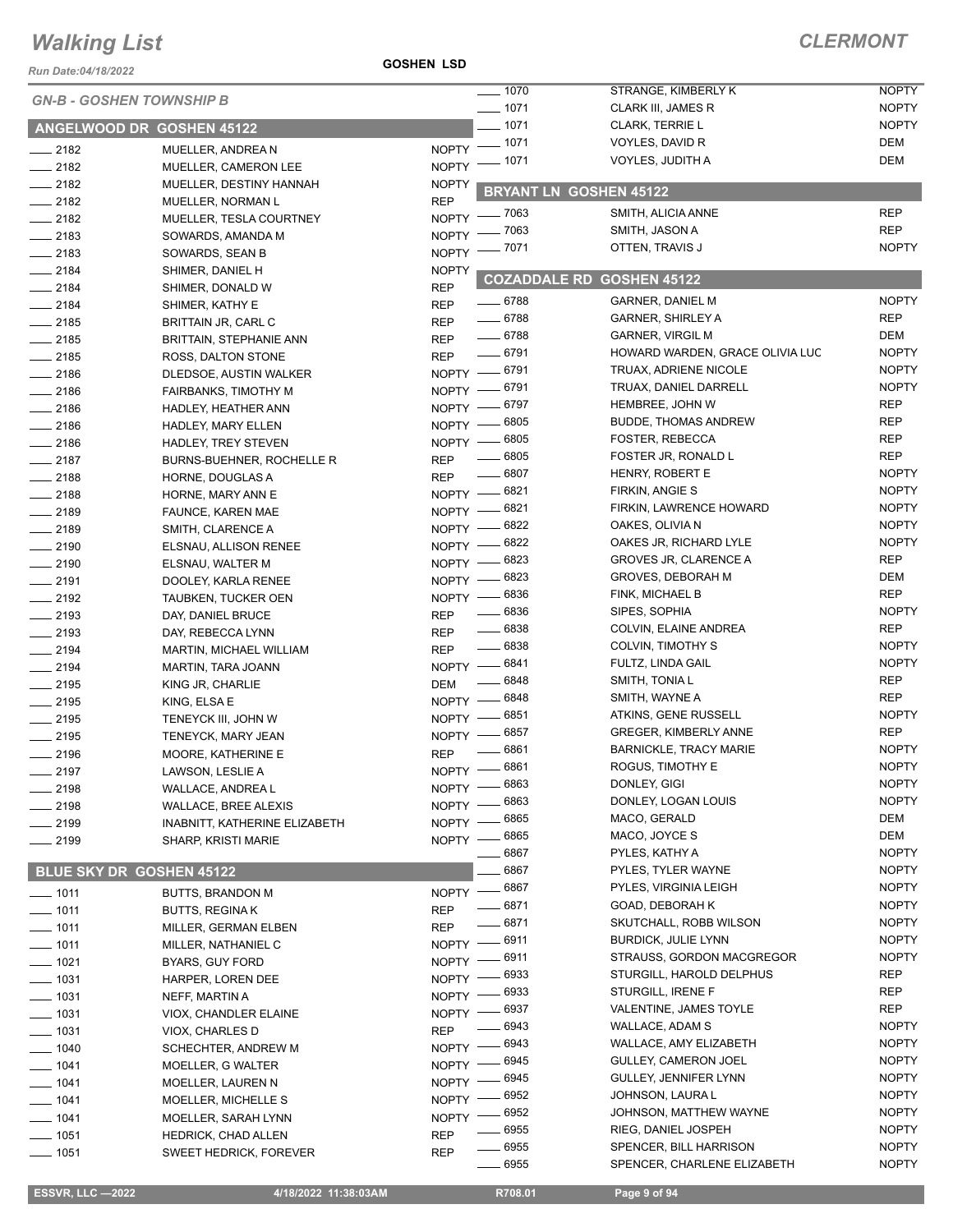# Walking List

## CLERMONT

Run Date:04/18/2022

GOSHEN LSD

### GN-B - GOSHEN TOWNSHIP B

### ANGELWOOD DR GOSHEN 45122

| No. | Name | Party |
|---|---|---|
| 2182 | MUELLER, ANDREA N | NOPTY |
| 2182 | MUELLER, CAMERON LEE | NOPTY |
| 2182 | MUELLER, DESTINY HANNAH | NOPTY |
| 2182 | MUELLER, NORMAN L | REP |
| 2182 | MUELLER, TESLA COURTNEY | NOPTY |
| 2183 | SOWARDS, AMANDA M | NOPTY |
| 2183 | SOWARDS, SEAN B | NOPTY |
| 2184 | SHIMER, DANIEL H | NOPTY |
| 2184 | SHIMER, DONALD W | REP |
| 2184 | SHIMER, KATHY E | REP |
| 2185 | BRITTAIN JR, CARL C | REP |
| 2185 | BRITTAIN, STEPHANIE ANN | REP |
| 2185 | ROSS, DALTON STONE | REP |
| 2186 | DLEDSOE, AUSTIN WALKER | NOPTY |
| 2186 | FAIRBANKS, TIMOTHY M | NOPTY |
| 2186 | HADLEY, HEATHER ANN | NOPTY |
| 2186 | HADLEY, MARY ELLEN | NOPTY |
| 2186 | HADLEY, TREY STEVEN | NOPTY |
| 2187 | BURNS-BUEHNER, ROCHELLE R | REP |
| 2188 | HORNE, DOUGLAS A | REP |
| 2188 | HORNE, MARY ANN E | NOPTY |
| 2189 | FAUNCE, KAREN MAE | NOPTY |
| 2189 | SMITH, CLARENCE A | NOPTY |
| 2190 | ELSNAU, ALLISON RENEE | NOPTY |
| 2190 | ELSNAU, WALTER M | NOPTY |
| 2191 | DOOLEY, KARLA RENEE | NOPTY |
| 2192 | TAUBKEN, TUCKER OEN | NOPTY |
| 2193 | DAY, DANIEL BRUCE | REP |
| 2193 | DAY, REBECCA LYNN | REP |
| 2194 | MARTIN, MICHAEL WILLIAM | REP |
| 2194 | MARTIN, TARA JOANN | NOPTY |
| 2195 | KING JR, CHARLIE | DEM |
| 2195 | KING, ELSA E | NOPTY |
| 2195 | TENEYCK III, JOHN W | NOPTY |
| 2195 | TENEYCK, MARY JEAN | NOPTY |
| 2196 | MOORE, KATHERINE E | REP |
| 2197 | LAWSON, LESLIE A | NOPTY |
| 2198 | WALLACE, ANDREA L | NOPTY |
| 2198 | WALLACE, BREE ALEXIS | NOPTY |
| 2199 | INABNITT, KATHERINE ELIZABETH | NOPTY |
| 2199 | SHARP, KRISTI MARIE | NOPTY |

### BLUE SKY DR GOSHEN 45122

| No. | Name | Party |
|---|---|---|
| 1011 | BUTTS, BRANDON M | NOPTY |
| 1011 | BUTTS, REGINA K | REP |
| 1011 | MILLER, GERMAN ELBEN | REP |
| 1011 | MILLER, NATHANIEL C | NOPTY |
| 1021 | BYARS, GUY FORD | NOPTY |
| 1031 | HARPER, LOREN DEE | NOPTY |
| 1031 | NEFF, MARTIN A | NOPTY |
| 1031 | VIOX, CHANDLER ELAINE | NOPTY |
| 1031 | VIOX, CHARLES D | REP |
| 1040 | SCHECHTER, ANDREW M | NOPTY |
| 1041 | MOELLER, G WALTER | NOPTY |
| 1041 | MOELLER, LAUREN N | NOPTY |
| 1041 | MOELLER, MICHELLE S | NOPTY |
| 1041 | MOELLER, SARAH LYNN | NOPTY |
| 1051 | HEDRICK, CHAD ALLEN | REP |
| 1051 | SWEET HEDRICK, FOREVER | REP |
| 1070 | STRANGE, KIMBERLY K | NOPTY |
| 1071 | CLARK III, JAMES R | NOPTY |
| 1071 | CLARK, TERRIE L | NOPTY |
| 1071 | VOYLES, DAVID R | DEM |
| 1071 | VOYLES, JUDITH A | DEM |

### BRYANT LN GOSHEN 45122

| No. | Name | Party |
|---|---|---|
| 7063 | SMITH, ALICIA ANNE | REP |
| 7063 | SMITH, JASON A | REP |
| 7071 | OTTEN, TRAVIS J | NOPTY |

### COZADDALE RD GOSHEN 45122

| No. | Name | Party |
|---|---|---|
| 6788 | GARNER, DANIEL M | NOPTY |
| 6788 | GARNER, SHIRLEY A | REP |
| 6788 | GARNER, VIRGIL M | DEM |
| 6791 | HOWARD WARDEN, GRACE OLIVIA LUC | NOPTY |
| 6791 | TRUAX, ADRIENE NICOLE | NOPTY |
| 6791 | TRUAX, DANIEL DARRELL | NOPTY |
| 6797 | HEMBREE, JOHN W | REP |
| 6805 | BUDDE, THOMAS ANDREW | REP |
| 6805 | FOSTER, REBECCA | REP |
| 6805 | FOSTER JR, RONALD L | REP |
| 6807 | HENRY, ROBERT E | NOPTY |
| 6821 | FIRKIN, ANGIE S | NOPTY |
| 6821 | FIRKIN, LAWRENCE HOWARD | NOPTY |
| 6822 | OAKES, OLIVIA N | NOPTY |
| 6822 | OAKES JR, RICHARD LYLE | NOPTY |
| 6823 | GROVES JR, CLARENCE A | REP |
| 6823 | GROVES, DEBORAH M | DEM |
| 6836 | FINK, MICHAEL B | REP |
| 6836 | SIPES, SOPHIA | NOPTY |
| 6838 | COLVIN, ELAINE ANDREA | REP |
| 6838 | COLVIN, TIMOTHY S | NOPTY |
| 6841 | FULTZ, LINDA GAIL | NOPTY |
| 6848 | SMITH, TONIA L | REP |
| 6848 | SMITH, WAYNE A | REP |
| 6851 | ATKINS, GENE RUSSELL | NOPTY |
| 6857 | GREGER, KIMBERLY ANNE | REP |
| 6861 | BARNICKLE, TRACY MARIE | NOPTY |
| 6861 | ROGUS, TIMOTHY E | NOPTY |
| 6863 | DONLEY, GIGI | NOPTY |
| 6863 | DONLEY, LOGAN LOUIS | NOPTY |
| 6865 | MACO, GERALD | DEM |
| 6865 | MACO, JOYCE S | DEM |
| 6867 | PYLES, KATHY A | NOPTY |
| 6867 | PYLES, TYLER WAYNE | NOPTY |
| 6867 | PYLES, VIRGINIA LEIGH | NOPTY |
| 6871 | GOAD, DEBORAH K | NOPTY |
| 6871 | SKUTCHALL, ROBB WILSON | NOPTY |
| 6911 | BURDICK, JULIE LYNN | NOPTY |
| 6911 | STRAUSS, GORDON MACGREGOR | NOPTY |
| 6933 | STURGILL, HAROLD DELPHUS | REP |
| 6933 | STURGILL, IRENE F | REP |
| 6937 | VALENTINE, JAMES TOYLE | REP |
| 6943 | WALLACE, ADAM S | NOPTY |
| 6943 | WALLACE, AMY ELIZABETH | NOPTY |
| 6945 | GULLEY, CAMERON JOEL | NOPTY |
| 6945 | GULLEY, JENNIFER LYNN | NOPTY |
| 6952 | JOHNSON, LAURA L | NOPTY |
| 6952 | JOHNSON, MATTHEW WAYNE | NOPTY |
| 6955 | RIEG, DANIEL JOSPEH | NOPTY |
| 6955 | SPENCER, BILL HARRISON | NOPTY |
| 6955 | SPENCER, CHARLENE ELIZABETH | NOPTY |

ESSVR, LLC —2022 4/18/2022 11:38:03AM R708.01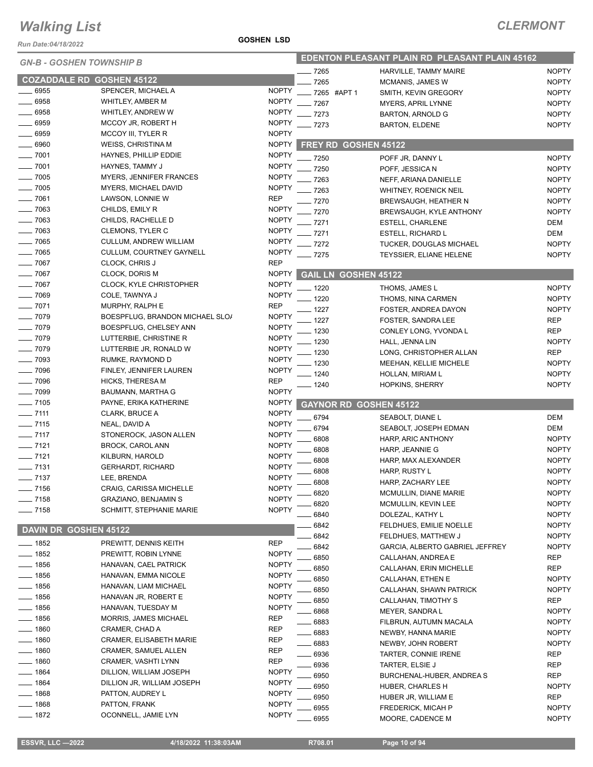# Walking List

**CLERMONT**

Run Date:04/18/2022

**GOSHEN LSD**

## GN-B - GOSHEN TOWNSHIP B

### COZADDALE RD GOSHEN 45122

| No. | Name | Party |
|---|---|---|
| 6955 | SPENCER, MICHAEL A | NOPTY |
| 6958 | WHITLEY, AMBER M | NOPTY |
| 6958 | WHITLEY, ANDREW W | NOPTY |
| 6959 | MCCOY JR, ROBERT H | NOPTY |
| 6959 | MCCOY III, TYLER R | NOPTY |
| 6960 | WEISS, CHRISTINA M | NOPTY |
| 7001 | HAYNES, PHILLIP EDDIE | NOPTY |
| 7001 | HAYNES, TAMMY J | NOPTY |
| 7005 | MYERS, JENNIFER FRANCES | NOPTY |
| 7005 | MYERS, MICHAEL DAVID | NOPTY |
| 7061 | LAWSON, LONNIE W | REP |
| 7063 | CHILDS, EMILY R | NOPTY |
| 7063 | CHILDS, RACHELLE D | NOPTY |
| 7063 | CLEMONS, TYLER C | NOPTY |
| 7065 | CULLUM, ANDREW WILLIAM | NOPTY |
| 7065 | CULLUM, COURTNEY GAYNELL | NOPTY |
| 7067 | CLOCK, CHRIS J | REP |
| 7067 | CLOCK, DORIS M | NOPTY |
| 7067 | CLOCK, KYLE CHRISTOPHER | NOPTY |
| 7069 | COLE, TAWNYA J | NOPTY |
| 7071 | MURPHY, RALPH E | REP |
| 7079 | BOESPFLUG, BRANDON MICHAEL SLO/ | NOPTY |
| 7079 | BOESPFLUG, CHELSEY ANN | NOPTY |
| 7079 | LUTTERBIE, CHRISTINE R | NOPTY |
| 7079 | LUTTERBIE JR, RONALD W | NOPTY |
| 7093 | RUMKE, RAYMOND D | NOPTY |
| 7096 | FINLEY, JENNIFER LAUREN | NOPTY |
| 7096 | HICKS, THERESA M | REP |
| 7099 | BAUMANN, MARTHA G | NOPTY |
| 7105 | PAYNE, ERIKA KATHERINE | NOPTY |
| 7111 | CLARK, BRUCE A | NOPTY |
| 7115 | NEAL, DAVID A | NOPTY |
| 7117 | STONEROCK, JASON ALLEN | NOPTY |
| 7121 | BROCK, CAROL ANN | NOPTY |
| 7121 | KILBURN, HAROLD | NOPTY |
| 7131 | GERHARDT, RICHARD | NOPTY |
| 7137 | LEE, BRENDA | NOPTY |
| 7156 | CRAIG, CARISSA MICHELLE | NOPTY |
| 7158 | GRAZIANO, BENJAMIN S | NOPTY |
| 7158 | SCHMITT, STEPHANIE MARIE | NOPTY |

### DAVIN DR GOSHEN 45122

| No. | Name | Party |
|---|---|---|
| 1852 | PREWITT, DENNIS KEITH | REP |
| 1852 | PREWITT, ROBIN LYNNE | NOPTY |
| 1856 | HANAVAN, CAEL PATRICK | NOPTY |
| 1856 | HANAVAN, EMMA NICOLE | NOPTY |
| 1856 | HANAVAN, LIAM MICHAEL | NOPTY |
| 1856 | HANAVAN JR, ROBERT E | NOPTY |
| 1856 | HANAVAN, TUESDAY M | NOPTY |
| 1856 | MORRIS, JAMES MICHAEL | REP |
| 1860 | CRAMER, CHAD A | REP |
| 1860 | CRAMER, ELISABETH MARIE | REP |
| 1860 | CRAMER, SAMUEL ALLEN | REP |
| 1860 | CRAMER, VASHTI LYNN | REP |
| 1864 | DILLION, WILLIAM JOSEPH | NOPTY |
| 1864 | DILLION JR, WILLIAM JOSEPH | NOPTY |
| 1868 | PATTON, AUDREY L | NOPTY |
| 1868 | PATTON, FRANK | NOPTY |
| 1872 | OCONNELL, JAMIE LYN | NOPTY |

### EDENTON PLEASANT PLAIN RD PLEASANT PLAIN 45162

| No. | Name | Party |
|---|---|---|
| 7265 | HARVILLE, TAMMY MAIRE | NOPTY |
| 7265 | MCMANIS, JAMES W | NOPTY |
| 7265 #APT 1 | SMITH, KEVIN GREGORY | NOPTY |
| 7267 | MYERS, APRIL LYNNE | NOPTY |
| 7273 | BARTON, ARNOLD G | NOPTY |
| 7273 | BARTON, ELDENE | NOPTY |

### FREY RD GOSHEN 45122

| No. | Name | Party |
|---|---|---|
| 7250 | POFF JR, DANNY L | NOPTY |
| 7250 | POFF, JESSICA N | NOPTY |
| 7263 | NEFF, ARIANA DANIELLE | NOPTY |
| 7263 | WHITNEY, ROENICK NEIL | NOPTY |
| 7270 | BREWSAUGH, HEATHER N | NOPTY |
| 7270 | BREWSAUGH, KYLE ANTHONY | NOPTY |
| 7271 | ESTELL, CHARLENE | DEM |
| 7271 | ESTELL, RICHARD L | DEM |
| 7272 | TUCKER, DOUGLAS MICHAEL | NOPTY |
| 7275 | TEYSSIER, ELIANE HELENE | NOPTY |

### GAIL LN GOSHEN 45122

| No. | Name | Party |
|---|---|---|
| 1220 | THOMS, JAMES L | NOPTY |
| 1220 | THOMS, NINA CARMEN | NOPTY |
| 1227 | FOSTER, ANDREA DAYON | NOPTY |
| 1227 | FOSTER, SANDRA LEE | REP |
| 1230 | CONLEY LONG, YVONDA L | REP |
| 1230 | HALL, JENNA LIN | NOPTY |
| 1230 | LONG, CHRISTOPHER ALLAN | REP |
| 1230 | MEEHAN, KELLIE MICHELE | NOPTY |
| 1240 | HOLLAN, MIRIAM L | NOPTY |
| 1240 | HOPKINS, SHERRY | NOPTY |

### GAYNOR RD GOSHEN 45122

| No. | Name | Party |
|---|---|---|
| 6794 | SEABOLT, DIANE L | DEM |
| 6794 | SEABOLT, JOSEPH EDMAN | DEM |
| 6808 | HARP, ARIC ANTHONY | NOPTY |
| 6808 | HARP, JEANNIE G | NOPTY |
| 6808 | HARP, MAX ALEXANDER | NOPTY |
| 6808 | HARP, RUSTY L | NOPTY |
| 6808 | HARP, ZACHARY LEE | NOPTY |
| 6820 | MCMULLIN, DIANE MARIE | NOPTY |
| 6820 | MCMULLIN, KEVIN LEE | NOPTY |
| 6840 | DOLEZAL, KATHY L | NOPTY |
| 6842 | FELDHUES, EMILIE NOELLE | NOPTY |
| 6842 | FELDHUES, MATTHEW J | NOPTY |
| 6842 | GARCIA, ALBERTO GABRIEL JEFFREY | NOPTY |
| 6850 | CALLAHAN, ANDREA E | REP |
| 6850 | CALLAHAN, ERIN MICHELLE | REP |
| 6850 | CALLAHAN, ETHEN E | NOPTY |
| 6850 | CALLAHAN, SHAWN PATRICK | NOPTY |
| 6850 | CALLAHAN, TIMOTHY S | REP |
| 6868 | MEYER, SANDRA L | NOPTY |
| 6883 | FILBRUN, AUTUMN MACALA | NOPTY |
| 6883 | NEWBY, HANNA MARIE | NOPTY |
| 6883 | NEWBY, JOHN ROBERT | NOPTY |
| 6936 | TARTER, CONNIE IRENE | REP |
| 6936 | TARTER, ELSIE J | REP |
| 6950 | BURCHENAL-HUBER, ANDREA S | REP |
| 6950 | HUBER, CHARLES H | NOPTY |
| 6950 | HUBER JR, WILLIAM E | REP |
| 6955 | FREDERICK, MICAH P | NOPTY |
| 6955 | MOORE, CADENCE M | NOPTY |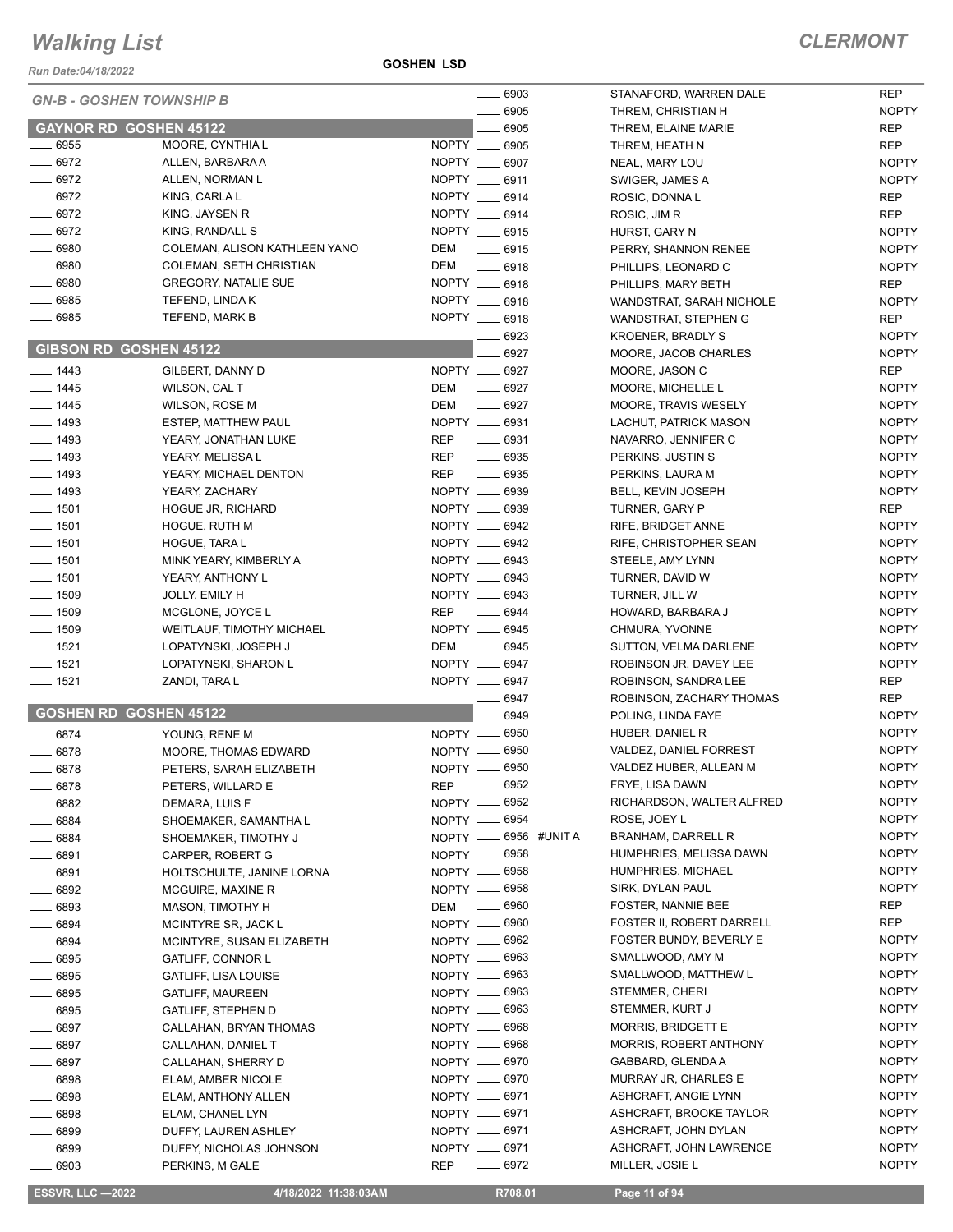# Walking List

## CLERMONT

Run Date:04/18/2022

GOSHEN LSD

### GN-B - GOSHEN TOWNSHIP B

#### GAYNOR RD GOSHEN 45122

| No. | Name | Party |
|---|---|---|
| 6955 | MOORE, CYNTHIA L | NOPTY |
| 6972 | ALLEN, BARBARA A | NOPTY |
| 6972 | ALLEN, NORMAN L | NOPTY |
| 6972 | KING, CARLA L | NOPTY |
| 6972 | KING, JAYSEN R | NOPTY |
| 6972 | KING, RANDALL S | NOPTY |
| 6980 | COLEMAN, ALISON KATHLEEN YANO | DEM |
| 6980 | COLEMAN, SETH CHRISTIAN | DEM |
| 6980 | GREGORY, NATALIE SUE | NOPTY |
| 6985 | TEFEND, LINDA K | NOPTY |
| 6985 | TEFEND, MARK B | NOPTY |

#### GIBSON RD GOSHEN 45122

| No. | Name | Party |
|---|---|---|
| 1443 | GILBERT, DANNY D | NOPTY |
| 1445 | WILSON, CAL T | DEM |
| 1445 | WILSON, ROSE M | DEM |
| 1493 | ESTEP, MATTHEW PAUL | NOPTY |
| 1493 | YEARY, JONATHAN LUKE | REP |
| 1493 | YEARY, MELISSA L | REP |
| 1493 | YEARY, MICHAEL DENTON | REP |
| 1493 | YEARY, ZACHARY | NOPTY |
| 1501 | HOGUE JR, RICHARD | NOPTY |
| 1501 | HOGUE, RUTH M | NOPTY |
| 1501 | HOGUE, TARA L | NOPTY |
| 1501 | MINK YEARY, KIMBERLY A | NOPTY |
| 1501 | YEARY, ANTHONY L | NOPTY |
| 1509 | JOLLY, EMILY H | NOPTY |
| 1509 | MCGLONE, JOYCE L | REP |
| 1509 | WEITLAUF, TIMOTHY MICHAEL | NOPTY |
| 1521 | LOPATYNSKI, JOSEPH J | DEM |
| 1521 | LOPATYNSKI, SHARON L | NOPTY |
| 1521 | ZANDI, TARA L | NOPTY |

#### GOSHEN RD GOSHEN 45122

| No. | Name | Party |
|---|---|---|
| 6874 | YOUNG, RENE M | NOPTY |
| 6878 | MOORE, THOMAS EDWARD | NOPTY |
| 6878 | PETERS, SARAH ELIZABETH | NOPTY |
| 6878 | PETERS, WILLARD E | REP |
| 6882 | DEMARA, LUIS F | NOPTY |
| 6884 | SHOEMAKER, SAMANTHA L | NOPTY |
| 6884 | SHOEMAKER, TIMOTHY J | NOPTY |
| 6891 | CARPER, ROBERT G | NOPTY |
| 6891 | HOLTSCHULTE, JANINE LORNA | NOPTY |
| 6892 | MCGUIRE, MAXINE R | NOPTY |
| 6893 | MASON, TIMOTHY H | DEM |
| 6894 | MCINTYRE SR, JACK L | NOPTY |
| 6894 | MCINTYRE, SUSAN ELIZABETH | NOPTY |
| 6895 | GATLIFF, CONNOR L | NOPTY |
| 6895 | GATLIFF, LISA LOUISE | NOPTY |
| 6895 | GATLIFF, MAUREEN | NOPTY |
| 6895 | GATLIFF, STEPHEN D | NOPTY |
| 6897 | CALLAHAN, BRYAN THOMAS | NOPTY |
| 6897 | CALLAHAN, DANIEL T | NOPTY |
| 6897 | CALLAHAN, SHERRY D | NOPTY |
| 6898 | ELAM, AMBER NICOLE | NOPTY |
| 6898 | ELAM, ANTHONY ALLEN | NOPTY |
| 6898 | ELAM, CHANEL LYN | NOPTY |
| 6899 | DUFFY, LAUREN ASHLEY | NOPTY |
| 6899 | DUFFY, NICHOLAS JOHNSON | NOPTY |
| 6903 | PERKINS, M GALE | REP |
| 6903 | STANAFORD, WARREN DALE | REP |
| 6905 | THREM, CHRISTIAN H | NOPTY |
| 6905 | THREM, ELAINE MARIE | REP |
| 6905 | THREM, HEATH N | REP |
| 6907 | NEAL, MARY LOU | NOPTY |
| 6911 | SWIGER, JAMES A | NOPTY |
| 6914 | ROSIC, DONNA L | REP |
| 6914 | ROSIC, JIM R | REP |
| 6915 | HURST, GARY N | NOPTY |
| 6915 | PERRY, SHANNON RENEE | NOPTY |
| 6918 | PHILLIPS, LEONARD C | NOPTY |
| 6918 | PHILLIPS, MARY BETH | REP |
| 6918 | WANDSTRAT, SARAH NICHOLE | NOPTY |
| 6918 | WANDSTRAT, STEPHEN G | REP |
| 6923 | KROENER, BRADLY S | NOPTY |
| 6927 | MOORE, JACOB CHARLES | NOPTY |
| 6927 | MOORE, JASON C | REP |
| 6927 | MOORE, MICHELLE L | NOPTY |
| 6927 | MOORE, TRAVIS WESELY | NOPTY |
| 6931 | LACHUT, PATRICK MASON | NOPTY |
| 6931 | NAVARRO, JENNIFER C | NOPTY |
| 6935 | PERKINS, JUSTIN S | NOPTY |
| 6935 | PERKINS, LAURA M | NOPTY |
| 6939 | BELL, KEVIN JOSEPH | NOPTY |
| 6939 | TURNER, GARY P | REP |
| 6942 | RIFE, BRIDGET ANNE | NOPTY |
| 6942 | RIFE, CHRISTOPHER SEAN | NOPTY |
| 6943 | STEELE, AMY LYNN | NOPTY |
| 6943 | TURNER, DAVID W | NOPTY |
| 6943 | TURNER, JILL W | NOPTY |
| 6944 | HOWARD, BARBARA J | NOPTY |
| 6945 | CHMURA, YVONNE | NOPTY |
| 6945 | SUTTON, VELMA DARLENE | NOPTY |
| 6947 | ROBINSON JR, DAVEY LEE | NOPTY |
| 6947 | ROBINSON, SANDRA LEE | REP |
| 6947 | ROBINSON, ZACHARY THOMAS | REP |
| 6949 | POLING, LINDA FAYE | NOPTY |
| 6950 | HUBER, DANIEL R | NOPTY |
| 6950 | VALDEZ, DANIEL FORREST | NOPTY |
| 6950 | VALDEZ HUBER, ALLEAN M | NOPTY |
| 6952 | FRYE, LISA DAWN | NOPTY |
| 6952 | RICHARDSON, WALTER ALFRED | NOPTY |
| 6954 | ROSE, JOEY L | NOPTY |
| 6956 #UNIT A | BRANHAM, DARRELL R | NOPTY |
| 6958 | HUMPHRIES, MELISSA DAWN | NOPTY |
| 6958 | HUMPHRIES, MICHAEL | NOPTY |
| 6958 | SIRK, DYLAN PAUL | NOPTY |
| 6960 | FOSTER, NANNIE BEE | REP |
| 6960 | FOSTER II, ROBERT DARRELL | REP |
| 6962 | FOSTER BUNDY, BEVERLY E | NOPTY |
| 6963 | SMALLWOOD, AMY M | NOPTY |
| 6963 | SMALLWOOD, MATTHEW L | NOPTY |
| 6963 | STEMMER, CHERI | NOPTY |
| 6963 | STEMMER, KURT J | NOPTY |
| 6968 | MORRIS, BRIDGETT E | NOPTY |
| 6968 | MORRIS, ROBERT ANTHONY | NOPTY |
| 6970 | GABBARD, GLENDA A | NOPTY |
| 6970 | MURRAY JR, CHARLES E | NOPTY |
| 6971 | ASHCRAFT, ANGIE LYNN | NOPTY |
| 6971 | ASHCRAFT, BROOKE TAYLOR | NOPTY |
| 6971 | ASHCRAFT, JOHN DYLAN | NOPTY |
| 6971 | ASHCRAFT, JOHN LAWRENCE | NOPTY |
| 6972 | MILLER, JOSIE L | NOPTY |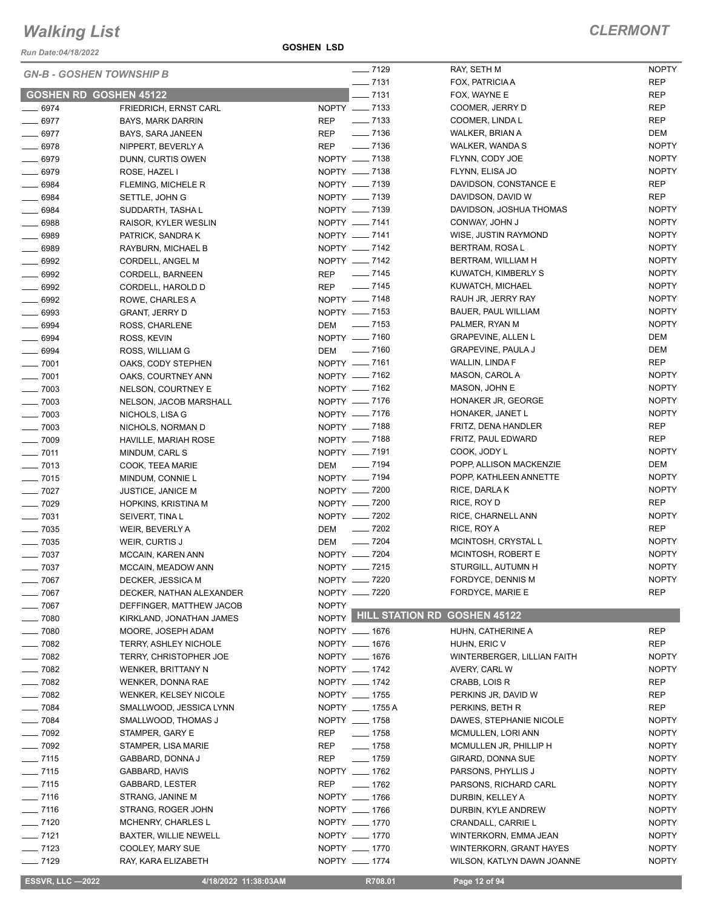# Walking List

**CLERMONT**

Run Date:04/18/2022

**GOSHEN LSD**

## GN-B - GOSHEN TOWNSHIP B

### GOSHEN RD GOSHEN 45122

| No. | Name | Party |
|---|---|---|
| ___ 6974 | FRIEDRICH, ERNST CARL | NOPTY |
| ___ 6977 | BAYS, MARK DARRIN | REP |
| ___ 6977 | BAYS, SARA JANEEN | REP |
| ___ 6978 | NIPPERT, BEVERLY A | REP |
| ___ 6979 | DUNN, CURTIS OWEN | NOPTY |
| ___ 6979 | ROSE, HAZEL I | NOPTY |
| ___ 6984 | FLEMING, MICHELE R | NOPTY |
| ___ 6984 | SETTLE, JOHN G | NOPTY |
| ___ 6984 | SUDDARTH, TASHA L | NOPTY |
| ___ 6988 | RAISOR, KYLER WESLIN | NOPTY |
| ___ 6989 | PATRICK, SANDRA K | NOPTY |
| ___ 6989 | RAYBURN, MICHAEL B | NOPTY |
| ___ 6992 | CORDELL, ANGEL M | NOPTY |
| ___ 6992 | CORDELL, BARNEEN | REP |
| ___ 6992 | CORDELL, HAROLD D | REP |
| ___ 6992 | ROWE, CHARLES A | NOPTY |
| ___ 6993 | GRANT, JERRY D | NOPTY |
| ___ 6994 | ROSS, CHARLENE | DEM |
| ___ 6994 | ROSS, KEVIN | NOPTY |
| ___ 6994 | ROSS, WILLIAM G | DEM |
| ___ 7001 | OAKS, CODY STEPHEN | NOPTY |
| ___ 7001 | OAKS, COURTNEY ANN | NOPTY |
| ___ 7003 | NELSON, COURTNEY E | NOPTY |
| ___ 7003 | NELSON, JACOB MARSHALL | NOPTY |
| ___ 7003 | NICHOLS, LISA G | NOPTY |
| ___ 7003 | NICHOLS, NORMAN D | NOPTY |
| ___ 7009 | HAVILLE, MARIAH ROSE | NOPTY |
| ___ 7011 | MINDUM, CARL S | NOPTY |
| ___ 7013 | COOK, TEEA MARIE | DEM |
| ___ 7015 | MINDUM, CONNIE L | NOPTY |
| ___ 7027 | JUSTICE, JANICE M | NOPTY |
| ___ 7029 | HOPKINS, KRISTINA M | NOPTY |
| ___ 7031 | SEIVERT, TINA L | NOPTY |
| ___ 7035 | WEIR, BEVERLY A | DEM |
| ___ 7035 | WEIR, CURTIS J | DEM |
| ___ 7037 | MCCAIN, KAREN ANN | NOPTY |
| ___ 7037 | MCCAIN, MEADOW ANN | NOPTY |
| ___ 7067 | DECKER, JESSICA M | NOPTY |
| ___ 7067 | DECKER, NATHAN ALEXANDER | NOPTY |
| ___ 7067 | DEFFINGER, MATTHEW JACOB | NOPTY |
| ___ 7080 | KIRKLAND, JONATHAN JAMES | NOPTY |
| ___ 7080 | MOORE, JOSEPH ADAM | NOPTY |
| ___ 7082 | TERRY, ASHLEY NICHOLE | NOPTY |
| ___ 7082 | TERRY, CHRISTOPHER JOE | NOPTY |
| ___ 7082 | WENKER, BRITTANY N | NOPTY |
| ___ 7082 | WENKER, DONNA RAE | NOPTY |
| ___ 7082 | WENKER, KELSEY NICOLE | NOPTY |
| ___ 7084 | SMALLWOOD, JESSICA LYNN | NOPTY |
| ___ 7084 | SMALLWOOD, THOMAS J | NOPTY |
| ___ 7092 | STAMPER, GARY E | REP |
| ___ 7092 | STAMPER, LISA MARIE | REP |
| ___ 7115 | GABBARD, DONNA J | REP |
| ___ 7115 | GABBARD, HAVIS | NOPTY |
| ___ 7115 | GABBARD, LESTER | REP |
| ___ 7116 | STRANG, JANINE M | NOPTY |
| ___ 7116 | STRANG, ROGER JOHN | NOPTY |
| ___ 7120 | MCHENRY, CHARLES L | NOPTY |
| ___ 7121 | BAXTER, WILLIE NEWELL | NOPTY |
| ___ 7123 | COOLEY, MARY SUE | NOPTY |
| ___ 7129 | RAY, KARA ELIZABETH | NOPTY |
| ___ 7129 | RAY, SETH M | NOPTY |
| ___ 7131 | FOX, PATRICIA A | REP |
| ___ 7131 | FOX, WAYNE E | REP |
| ___ 7133 | COOMER, JERRY D | REP |
| ___ 7133 | COOMER, LINDA L | REP |
| ___ 7136 | WALKER, BRIAN A | DEM |
| ___ 7136 | WALKER, WANDA S | NOPTY |
| ___ 7138 | FLYNN, CODY JOE | NOPTY |
| ___ 7138 | FLYNN, ELISA JO | NOPTY |
| ___ 7139 | DAVIDSON, CONSTANCE E | REP |
| ___ 7139 | DAVIDSON, DAVID W | REP |
| ___ 7139 | DAVIDSON, JOSHUA THOMAS | NOPTY |
| ___ 7141 | CONWAY, JOHN J | NOPTY |
| ___ 7141 | WISE, JUSTIN RAYMOND | NOPTY |
| ___ 7142 | BERTRAM, ROSA L | NOPTY |
| ___ 7142 | BERTRAM, WILLIAM H | NOPTY |
| ___ 7145 | KUWATCH, KIMBERLY S | NOPTY |
| ___ 7145 | KUWATCH, MICHAEL | NOPTY |
| ___ 7148 | RAUH JR, JERRY RAY | NOPTY |
| ___ 7153 | BAUER, PAUL WILLIAM | NOPTY |
| ___ 7153 | PALMER, RYAN M | NOPTY |
| ___ 7160 | GRAPEVINE, ALLEN L | DEM |
| ___ 7160 | GRAPEVINE, PAULA J | DEM |
| ___ 7161 | WALLIN, LINDA F | REP |
| ___ 7162 | MASON, CAROL A | NOPTY |
| ___ 7162 | MASON, JOHN E | NOPTY |
| ___ 7176 | HONAKER JR, GEORGE | NOPTY |
| ___ 7176 | HONAKER, JANET L | NOPTY |
| ___ 7188 | FRITZ, DENA HANDLER | REP |
| ___ 7188 | FRITZ, PAUL EDWARD | REP |
| ___ 7191 | COOK, JODY L | NOPTY |
| ___ 7194 | POPP, ALLISON MACKENZIE | DEM |
| ___ 7194 | POPP, KATHLEEN ANNETTE | NOPTY |
| ___ 7200 | RICE, DARLA K | NOPTY |
| ___ 7200 | RICE, ROY D | REP |
| ___ 7202 | RICE, CHARNELL ANN | NOPTY |
| ___ 7202 | RICE, ROY A | REP |
| ___ 7204 | MCINTOSH, CRYSTAL L | NOPTY |
| ___ 7204 | MCINTOSH, ROBERT E | NOPTY |
| ___ 7215 | STURGILL, AUTUMN H | NOPTY |
| ___ 7220 | FORDYCE, DENNIS M | NOPTY |
| ___ 7220 | FORDYCE, MARIE E | REP |

### HILL STATION RD GOSHEN 45122

| No. | Name | Party |
|---|---|---|
| ___ 1676 | HUHN, CATHERINE A | REP |
| ___ 1676 | HUHN, ERIC V | REP |
| ___ 1676 | WINTERBERGER, LILLIAN FAITH | NOPTY |
| ___ 1742 | AVERY, CARL W | NOPTY |
| ___ 1742 | CRABB, LOIS R | REP |
| ___ 1755 | PERKINS JR, DAVID W | REP |
| ___ 1755 A | PERKINS, BETH R | REP |
| ___ 1758 | DAWES, STEPHANIE NICOLE | NOPTY |
| ___ 1758 | MCMULLEN, LORI ANN | NOPTY |
| ___ 1758 | MCMULLEN JR, PHILLIP H | NOPTY |
| ___ 1759 | GIRARD, DONNA SUE | NOPTY |
| ___ 1762 | PARSONS, PHYLLIS J | NOPTY |
| ___ 1762 | PARSONS, RICHARD CARL | NOPTY |
| ___ 1766 | DURBIN, KELLEY A | NOPTY |
| ___ 1766 | DURBIN, KYLE ANDREW | NOPTY |
| ___ 1770 | CRANDALL, CARRIE L | NOPTY |
| ___ 1770 | WINTERKORN, EMMA JEAN | NOPTY |
| ___ 1770 | WINTERKORN, GRANT HAYES | NOPTY |
| ___ 1774 | WILSON, KATLYN DAWN JOANNE | NOPTY |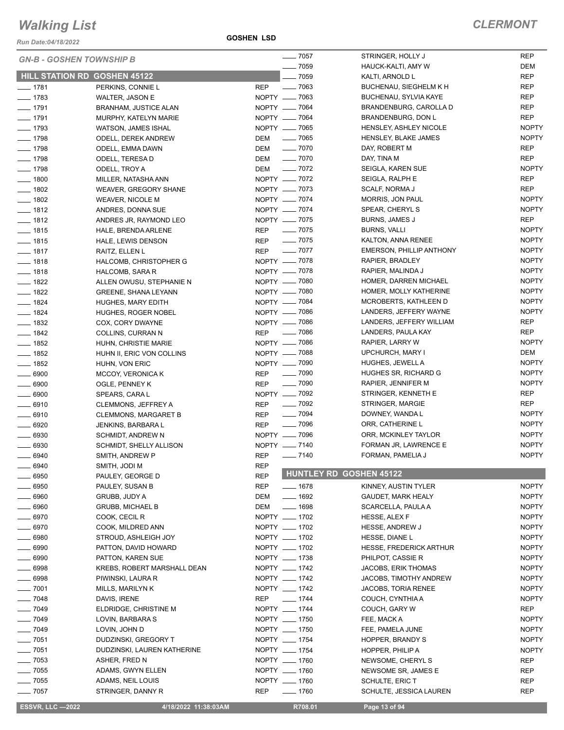# Walking List

*CLERMONT*

Run Date:04/18/2022

GOSHEN LSD

## GN-B - GOSHEN TOWNSHIP B

### HILL STATION RD GOSHEN 45122

| No. | Name | Party |
|---|---|---|
| ___ 1781 | PERKINS, CONNIE L | REP |
| ___ 1783 | WALTER, JASON E | NOPTY |
| ___ 1791 | BRANHAM, JUSTICE ALAN | NOPTY |
| ___ 1791 | MURPHY, KATELYN MARIE | NOPTY |
| ___ 1793 | WATSON, JAMES ISHAL | NOPTY |
| ___ 1798 | ODELL, DEREK ANDREW | DEM |
| ___ 1798 | ODELL, EMMA DAWN | DEM |
| ___ 1798 | ODELL, TERESA D | DEM |
| ___ 1798 | ODELL, TROY A | DEM |
| ___ 1800 | MILLER, NATASHA ANN | NOPTY |
| ___ 1802 | WEAVER, GREGORY SHANE | NOPTY |
| ___ 1802 | WEAVER, NICOLE M | NOPTY |
| ___ 1812 | ANDRES, DONNA SUE | NOPTY |
| ___ 1812 | ANDRES JR, RAYMOND LEO | NOPTY |
| ___ 1815 | HALE, BRENDA ARLENE | REP |
| ___ 1815 | HALE, LEWIS DENSON | REP |
| ___ 1817 | RAITZ, ELLEN L | REP |
| ___ 1818 | HALCOMB, CHRISTOPHER G | NOPTY |
| ___ 1818 | HALCOMB, SARA R | NOPTY |
| ___ 1822 | ALLEN OWUSU, STEPHANIE N | NOPTY |
| ___ 1822 | GREENE, SHANA LEYANN | NOPTY |
| ___ 1824 | HUGHES, MARY EDITH | NOPTY |
| ___ 1824 | HUGHES, ROGER NOBEL | NOPTY |
| ___ 1832 | COX, CORY DWAYNE | NOPTY |
| ___ 1842 | COLLINS, CURRAN N | REP |
| ___ 1852 | HUHN, CHRISTIE MARIE | NOPTY |
| ___ 1852 | HUHN II, ERIC VON COLLINS | NOPTY |
| ___ 1852 | HUHN, VON ERIC | NOPTY |
| ___ 6900 | MCCOY, VERONICA K | REP |
| ___ 6900 | OGLE, PENNEY K | REP |
| ___ 6900 | SPEARS, CARA L | NOPTY |
| ___ 6910 | CLEMMONS, JEFFREY A | REP |
| ___ 6910 | CLEMMONS, MARGARET B | REP |
| ___ 6920 | JENKINS, BARBARA L | REP |
| ___ 6930 | SCHMIDT, ANDREW N | NOPTY |
| ___ 6930 | SCHMIDT, SHELLY ALLISON | NOPTY |
| ___ 6940 | SMITH, ANDREW P | REP |
| ___ 6940 | SMITH, JODI M | REP |
| ___ 6950 | PAULEY, GEORGE D | REP |
| ___ 6950 | PAULEY, SUSAN B | REP |
| ___ 6960 | GRUBB, JUDY A | DEM |
| ___ 6960 | GRUBB, MICHAEL B | DEM |
| ___ 6970 | COOK, CECIL R | NOPTY |
| ___ 6970 | COOK, MILDRED ANN | NOPTY |
| ___ 6980 | STROUD, ASHLEIGH JOY | NOPTY |
| ___ 6990 | PATTON, DAVID HOWARD | NOPTY |
| ___ 6990 | PATTON, KAREN SUE | NOPTY |
| ___ 6998 | KREBS, ROBERT MARSHALL DEAN | NOPTY |
| ___ 6998 | PIWINSKI, LAURA R | NOPTY |
| ___ 7001 | MILLS, MARILYN K | NOPTY |
| ___ 7048 | DAVIS, IRENE | REP |
| ___ 7049 | ELDRIDGE, CHRISTINE M | NOPTY |
| ___ 7049 | LOVIN, BARBARA S | NOPTY |
| ___ 7049 | LOVIN, JOHN D | NOPTY |
| ___ 7051 | DUDZINSKI, GREGORY T | NOPTY |
| ___ 7051 | DUDZINSKI, LAUREN KATHERINE | NOPTY |
| ___ 7053 | ASHER, FRED N | NOPTY |
| ___ 7055 | ADAMS, GWYN ELLEN | NOPTY |
| ___ 7055 | ADAMS, NEIL LOUIS | NOPTY |
| ___ 7057 | STRINGER, DANNY R | REP |
| ___ 7057 | STRINGER, HOLLY J | REP |
| ___ 7059 | HAUCK-KALTI, AMY W | DEM |
| ___ 7059 | KALTI, ARNOLD L | REP |
| ___ 7063 | BUCHENAU, SIEGHELM K H | REP |
| ___ 7063 | BUCHENAU, SYLVIA KAYE | REP |
| ___ 7064 | BRANDENBURG, CAROLLA D | REP |
| ___ 7064 | BRANDENBURG, DON L | REP |
| ___ 7065 | HENSLEY, ASHLEY NICOLE | NOPTY |
| ___ 7065 | HENSLEY, BLAKE JAMES | NOPTY |
| ___ 7070 | DAY, ROBERT M | REP |
| ___ 7070 | DAY, TINA M | REP |
| ___ 7072 | SEIGLA, KAREN SUE | NOPTY |
| ___ 7072 | SEIGLA, RALPH E | REP |
| ___ 7073 | SCALF, NORMA J | REP |
| ___ 7074 | MORRIS, JON PAUL | NOPTY |
| ___ 7074 | SPEAR, CHERYL S | NOPTY |
| ___ 7075 | BURNS, JAMES J | REP |
| ___ 7075 | BURNS, VALLI | NOPTY |
| ___ 7075 | KALTON, ANNA RENEE | NOPTY |
| ___ 7077 | EMERSON, PHILLIP ANTHONY | NOPTY |
| ___ 7078 | RAPIER, BRADLEY | NOPTY |
| ___ 7078 | RAPIER, MALINDA J | NOPTY |
| ___ 7080 | HOMER, DARREN MICHAEL | NOPTY |
| ___ 7080 | HOMER, MOLLY KATHERINE | NOPTY |
| ___ 7084 | MCROBERTS, KATHLEEN D | NOPTY |
| ___ 7086 | LANDERS, JEFFERY WAYNE | NOPTY |
| ___ 7086 | LANDERS, JEFFERY WILLIAM | REP |
| ___ 7086 | LANDERS, PAULA KAY | REP |
| ___ 7086 | RAPIER, LARRY W | NOPTY |
| ___ 7088 | UPCHURCH, MARY I | DEM |
| ___ 7090 | HUGHES, JEWELL A | NOPTY |
| ___ 7090 | HUGHES SR, RICHARD G | NOPTY |
| ___ 7090 | RAPIER, JENNIFER M | NOPTY |
| ___ 7092 | STRINGER, KENNETH E | REP |
| ___ 7092 | STRINGER, MARGIE | REP |
| ___ 7094 | DOWNEY, WANDA L | NOPTY |
| ___ 7096 | ORR, CATHERINE L | NOPTY |
| ___ 7096 | ORR, MCKINLEY TAYLOR | NOPTY |
| ___ 7140 | FORMAN JR, LAWRENCE E | NOPTY |
| ___ 7140 | FORMAN, PAMELIA J | NOPTY |

### HUNTLEY RD GOSHEN 45122

| No. | Name | Party |
|---|---|---|
| ___ 1678 | KINNEY, AUSTIN TYLER | NOPTY |
| ___ 1692 | GAUDET, MARK HEALY | NOPTY |
| ___ 1698 | SCARCELLA, PAULA A | NOPTY |
| ___ 1702 | HESSE, ALEX F | NOPTY |
| ___ 1702 | HESSE, ANDREW J | NOPTY |
| ___ 1702 | HESSE, DIANE L | NOPTY |
| ___ 1702 | HESSE, FREDERICK ARTHUR | NOPTY |
| ___ 1738 | PHILPOT, CASSIE R | NOPTY |
| ___ 1742 | JACOBS, ERIK THOMAS | NOPTY |
| ___ 1742 | JACOBS, TIMOTHY ANDREW | NOPTY |
| ___ 1742 | JACOBS, TORIA RENEE | NOPTY |
| ___ 1744 | COUCH, CYNTHIA A | NOPTY |
| ___ 1744 | COUCH, GARY W | REP |
| ___ 1750 | FEE, MACK A | NOPTY |
| ___ 1750 | FEE, PAMELA JUNE | NOPTY |
| ___ 1754 | HOPPER, BRANDY S | NOPTY |
| ___ 1754 | HOPPER, PHILIP A | NOPTY |
| ___ 1760 | NEWSOME, CHERYL S | REP |
| ___ 1760 | NEWSOME SR, JAMES E | REP |
| ___ 1760 | SCHULTE, ERIC T | REP |
| ___ 1760 | SCHULTE, JESSICA LAUREN | REP |

ESSVR, LLC —2022 | 4/18/2022 11:38:03AM | R708.01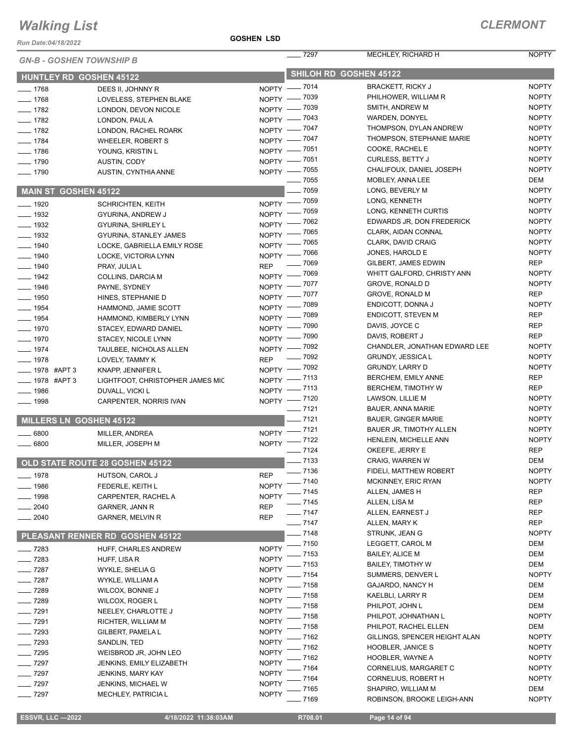# Walking List

**CLERMONT**

**GOSHEN LSD**

*GN-B - GOSHEN TOWNSHIP B*

## HUNTLEY RD GOSHEN 45122

| No. | Name | Party |
|---|---|---|
| 1768 | DEES II, JOHNNY R | NOPTY |
| 1768 | LOVELESS, STEPHEN BLAKE | NOPTY |
| 1782 | LONDON, DEVON NICOLE | NOPTY |
| 1782 | LONDON, PAUL A | NOPTY |
| 1782 | LONDON, RACHEL ROARK | NOPTY |
| 1784 | WHEELER, ROBERT S | NOPTY |
| 1786 | YOUNG, KRISTIN L | NOPTY |
| 1790 | AUSTIN, CODY | NOPTY |
| 1790 | AUSTIN, CYNTHIA ANNE | NOPTY |

## MAIN ST GOSHEN 45122

| No. | Name | Party |
|---|---|---|
| 1920 | SCHRICHTEN, KEITH | NOPTY |
| 1932 | GYURINA, ANDREW J | NOPTY |
| 1932 | GYURINA, SHIRLEY L | NOPTY |
| 1932 | GYURINA, STANLEY JAMES | NOPTY |
| 1940 | LOCKE, GABRIELLA EMILY ROSE | NOPTY |
| 1940 | LOCKE, VICTORIA LYNN | NOPTY |
| 1940 | PRAY, JULIA L | REP |
| 1942 | COLLINS, DARCIA M | NOPTY |
| 1946 | PAYNE, SYDNEY | NOPTY |
| 1950 | HINES, STEPHANIE D | NOPTY |
| 1954 | HAMMOND, JAMIE SCOTT | NOPTY |
| 1954 | HAMMOND, KIMBERLY LYNN | NOPTY |
| 1970 | STACEY, EDWARD DANIEL | NOPTY |
| 1970 | STACEY, NICOLE LYNN | NOPTY |
| 1974 | TAULBEE, NICHOLAS ALLEN | NOPTY |
| 1978 | LOVELY, TAMMY K | REP |
| 1978 #APT 3 | KNAPP, JENNIFER L | NOPTY |
| 1978 #APT 3 | LIGHTFOOT, CHRISTOPHER JAMES MIC | NOPTY |
| 1986 | DUVALL, VICKI L | NOPTY |
| 1998 | CARPENTER, NORRIS IVAN | NOPTY |

## MILLERS LN GOSHEN 45122

| No. | Name | Party |
|---|---|---|
| 6800 | MILLER, ANDREA | NOPTY |
| 6800 | MILLER, JOSEPH M | NOPTY |

## OLD STATE ROUTE 28 GOSHEN 45122

| No. | Name | Party |
|---|---|---|
| 1978 | HUTSON, CAROL J | REP |
| 1986 | FEDERLE, KEITH L | NOPTY |
| 1998 | CARPENTER, RACHEL A | NOPTY |
| 2040 | GARNER, JANN R | REP |
| 2040 | GARNER, MELVIN R | REP |

## PLEASANT RENNER RD GOSHEN 45122

| No. | Name | Party |
|---|---|---|
| 7283 | HUFF, CHARLES ANDREW | NOPTY |
| 7283 | HUFF, LISA R | NOPTY |
| 7287 | WYKLE, SHELIA G | NOPTY |
| 7287 | WYKLE, WILLIAM A | NOPTY |
| 7289 | WILCOX, BONNIE J | NOPTY |
| 7289 | WILCOX, ROGER L | NOPTY |
| 7291 | NEELEY, CHARLOTTE J | NOPTY |
| 7291 | RICHTER, WILLIAM M | NOPTY |
| 7293 | GILBERT, PAMELA L | NOPTY |
| 7293 | SANDLIN, TED | NOPTY |
| 7295 | WEISBROD JR, JOHN LEO | NOPTY |
| 7297 | JENKINS, EMILY ELIZABETH | NOPTY |
| 7297 | JENKINS, MARY KAY | NOPTY |
| 7297 | JENKINS, MICHAEL W | NOPTY |
| 7297 | MECHLEY, PATRICIA L | NOPTY |
| 7297 | MECHLEY, RICHARD H | NOPTY |

## SHILOH RD GOSHEN 45122

| No. | Name | Party |
|---|---|---|
| 7014 | BRACKETT, RICKY J | NOPTY |
| 7039 | PHILHOWER, WILLIAM R | NOPTY |
| 7039 | SMITH, ANDREW M | NOPTY |
| 7043 | WARDEN, DONYEL | NOPTY |
| 7047 | THOMPSON, DYLAN ANDREW | NOPTY |
| 7047 | THOMPSON, STEPHANIE MARIE | NOPTY |
| 7051 | COOKE, RACHEL E | NOPTY |
| 7051 | CURLESS, BETTY J | NOPTY |
| 7055 | CHALIFOUX, DANIEL JOSEPH | NOPTY |
| 7055 | MOBLEY, ANNA LEE | DEM |
| 7059 | LONG, BEVERLY M | NOPTY |
| 7059 | LONG, KENNETH | NOPTY |
| 7059 | LONG, KENNETH CURTIS | NOPTY |
| 7062 | EDWARDS JR, DON FREDERICK | NOPTY |
| 7065 | CLARK, AIDAN CONNAL | NOPTY |
| 7065 | CLARK, DAVID CRAIG | NOPTY |
| 7066 | JONES, HAROLD E | NOPTY |
| 7069 | GILBERT, JAMES EDWIN | REP |
| 7069 | WHITT GALFORD, CHRISTY ANN | NOPTY |
| 7077 | GROVE, RONALD D | NOPTY |
| 7077 | GROVE, RONALD M | REP |
| 7089 | ENDICOTT, DONNA J | NOPTY |
| 7089 | ENDICOTT, STEVEN M | REP |
| 7090 | DAVIS, JOYCE C | REP |
| 7090 | DAVIS, ROBERT J | REP |
| 7092 | CHANDLER, JONATHAN EDWARD LEE | NOPTY |
| 7092 | GRUNDY, JESSICA L | NOPTY |
| 7092 | GRUNDY, LARRY D | NOPTY |
| 7113 | BERCHEM, EMILY ANNE | REP |
| 7113 | BERCHEM, TIMOTHY W | REP |
| 7120 | LAWSON, LILLIE M | NOPTY |
| 7121 | BAUER, ANNA MARIE | NOPTY |
| 7121 | BAUER, GINGER MARIE | NOPTY |
| 7121 | BAUER JR, TIMOTHY ALLEN | NOPTY |
| 7122 | HENLEIN, MICHELLE ANN | NOPTY |
| 7124 | OKEEFE, JERRY E | REP |
| 7133 | CRAIG, WARREN W | DEM |
| 7136 | FIDELI, MATTHEW ROBERT | NOPTY |
| 7140 | MCKINNEY, ERIC RYAN | NOPTY |
| 7145 | ALLEN, JAMES H | REP |
| 7145 | ALLEN, LISA M | REP |
| 7147 | ALLEN, EARNEST J | REP |
| 7147 | ALLEN, MARY K | REP |
| 7148 | STRUNK, JEAN G | NOPTY |
| 7150 | LEGGETT, CAROL M | DEM |
| 7153 | BAILEY, ALICE M | DEM |
| 7153 | BAILEY, TIMOTHY W | DEM |
| 7154 | SUMMERS, DENVER L | NOPTY |
| 7158 | GAJARDO, NANCY H | DEM |
| 7158 | KAELBLI, LARRY R | DEM |
| 7158 | PHILPOT, JOHN L | DEM |
| 7158 | PHILPOT, JOHNATHAN L | NOPTY |
| 7158 | PHILPOT, RACHEL ELLEN | DEM |
| 7162 | GILLINGS, SPENCER HEIGHT ALAN | NOPTY |
| 7162 | HOOBLER, JANICE S | NOPTY |
| 7162 | HOOBLER, WAYNE A | NOPTY |
| 7164 | CORNELIUS, MARGARET C | NOPTY |
| 7164 | CORNELIUS, ROBERT H | NOPTY |
| 7165 | SHAPIRO, WILLIAM M | DEM |
| 7169 | ROBINSON, BROOKE LEIGH-ANN | NOPTY |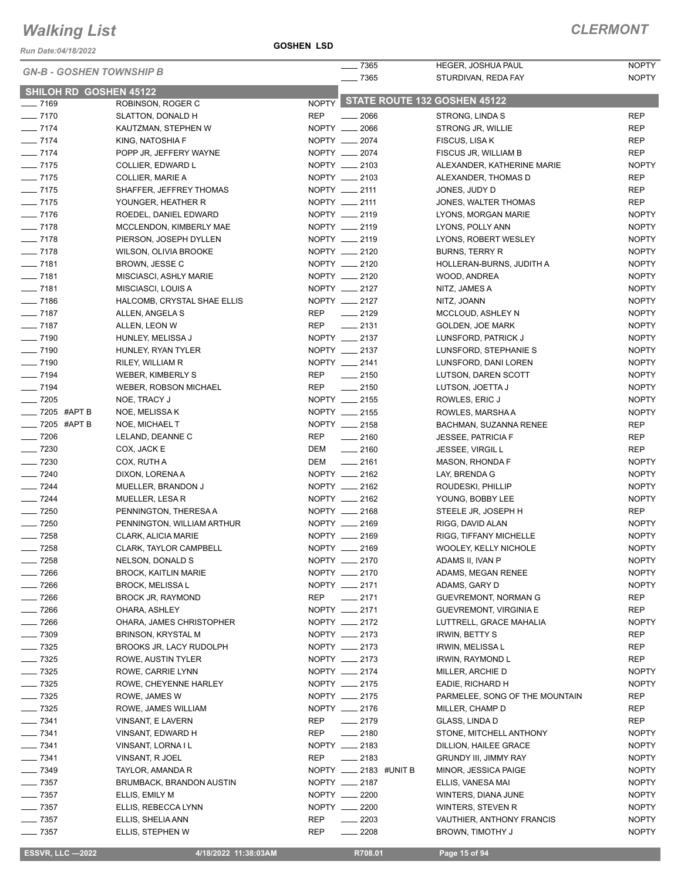# Walking List

**CLERMONT**

Run Date:04/18/2022

**GOSHEN LSD**

## GN-B - GOSHEN TOWNSHIP B

### SHILOH RD GOSHEN 45122

| Number | Name | Party |
|---|---|---|
| 7169 | ROBINSON, ROGER C | NOPTY |
| 7170 | SLATTON, DONALD H | REP |
| 7174 | KAUTZMAN, STEPHEN W | NOPTY |
| 7174 | KING, NATOSHIA F | NOPTY |
| 7174 | POPP JR, JEFFERY WAYNE | NOPTY |
| 7175 | COLLIER, EDWARD L | NOPTY |
| 7175 | COLLIER, MARIE A | NOPTY |
| 7175 | SHAFFER, JEFFREY THOMAS | NOPTY |
| 7175 | YOUNGER, HEATHER R | NOPTY |
| 7176 | ROEDEL, DANIEL EDWARD | NOPTY |
| 7178 | MCCLENDON, KIMBERLY MAE | NOPTY |
| 7178 | PIERSON, JOSEPH DYLLEN | NOPTY |
| 7178 | WILSON, OLIVIA BROOKE | NOPTY |
| 7181 | BROWN, JESSE C | NOPTY |
| 7181 | MISCIASCI, ASHLY MARIE | NOPTY |
| 7181 | MISCIASCI, LOUIS A | NOPTY |
| 7186 | HALCOMB, CRYSTAL SHAE ELLIS | NOPTY |
| 7187 | ALLEN, ANGELA S | REP |
| 7187 | ALLEN, LEON W | REP |
| 7190 | HUNLEY, MELISSA J | NOPTY |
| 7190 | HUNLEY, RYAN TYLER | NOPTY |
| 7190 | RILEY, WILLIAM R | NOPTY |
| 7194 | WEBER, KIMBERLY S | REP |
| 7194 | WEBER, ROBSON MICHAEL | REP |
| 7205 | NOE, TRACY J | NOPTY |
| 7205 #APT B | NOE, MELISSA K | NOPTY |
| 7205 #APT B | NOE, MICHAEL T | NOPTY |
| 7206 | LELAND, DEANNE C | REP |
| 7230 | COX, JACK E | DEM |
| 7230 | COX, RUTH A | DEM |
| 7240 | DIXON, LORENA A | NOPTY |
| 7244 | MUELLER, BRANDON J | NOPTY |
| 7244 | MUELLER, LESA R | NOPTY |
| 7250 | PENNINGTON, THERESA A | NOPTY |
| 7250 | PENNINGTON, WILLIAM ARTHUR | NOPTY |
| 7258 | CLARK, ALICIA MARIE | NOPTY |
| 7258 | CLARK, TAYLOR CAMPBELL | NOPTY |
| 7258 | NELSON, DONALD S | NOPTY |
| 7266 | BROCK, KAITLIN MARIE | NOPTY |
| 7266 | BROCK, MELISSA L | NOPTY |
| 7266 | BROCK JR, RAYMOND | REP |
| 7266 | OHARA, ASHLEY | NOPTY |
| 7266 | OHARA, JAMES CHRISTOPHER | NOPTY |
| 7309 | BRINSON, KRYSTAL M | NOPTY |
| 7325 | BROOKS JR, LACY RUDOLPH | NOPTY |
| 7325 | ROWE, AUSTIN TYLER | NOPTY |
| 7325 | ROWE, CARRIE LYNN | NOPTY |
| 7325 | ROWE, CHEYENNE HARLEY | NOPTY |
| 7325 | ROWE, JAMES W | NOPTY |
| 7325 | ROWE, JAMES WILLIAM | NOPTY |
| 7341 | VINSANT, E LAVERN | REP |
| 7341 | VINSANT, EDWARD H | REP |
| 7341 | VINSANT, LORNA I L | NOPTY |
| 7341 | VINSANT, R JOEL | REP |
| 7349 | TAYLOR, AMANDA R | NOPTY |
| 7357 | BRUMBACK, BRANDON AUSTIN | NOPTY |
| 7357 | ELLIS, EMILY M | NOPTY |
| 7357 | ELLIS, REBECCA LYNN | NOPTY |
| 7357 | ELLIS, SHELIA ANN | REP |
| 7357 | ELLIS, STEPHEN W | REP |
| 7365 | HEGER, JOSHUA PAUL | NOPTY |
| 7365 | STURDIVAN, REDA FAY | NOPTY |

### STATE ROUTE 132 GOSHEN 45122

| Number | Name | Party |
|---|---|---|
| 2066 | STRONG, LINDA S | REP |
| 2066 | STRONG JR, WILLIE | REP |
| 2074 | FISCUS, LISA K | REP |
| 2074 | FISCUS JR, WILLIAM B | REP |
| 2103 | ALEXANDER, KATHERINE MARIE | NOPTY |
| 2103 | ALEXANDER, THOMAS D | REP |
| 2111 | JONES, JUDY D | REP |
| 2111 | JONES, WALTER THOMAS | REP |
| 2119 | LYONS, MORGAN MARIE | NOPTY |
| 2119 | LYONS, POLLY ANN | NOPTY |
| 2119 | LYONS, ROBERT WESLEY | NOPTY |
| 2120 | BURNS, TERRY R | NOPTY |
| 2120 | HOLLERAN-BURNS, JUDITH A | NOPTY |
| 2120 | WOOD, ANDREA | NOPTY |
| 2127 | NITZ, JAMES A | NOPTY |
| 2127 | NITZ, JOANN | NOPTY |
| 2129 | MCCLOUD, ASHLEY N | NOPTY |
| 2131 | GOLDEN, JOE MARK | NOPTY |
| 2137 | LUNSFORD, PATRICK J | NOPTY |
| 2137 | LUNSFORD, STEPHANIE S | NOPTY |
| 2141 | LUNSFORD, DANI LOREN | NOPTY |
| 2150 | LUTSON, DAREN SCOTT | NOPTY |
| 2150 | LUTSON, JOETTA J | NOPTY |
| 2155 | ROWLES, ERIC J | NOPTY |
| 2155 | ROWLES, MARSHA A | NOPTY |
| 2158 | BACHMAN, SUZANNA RENEE | REP |
| 2160 | JESSEE, PATRICIA F | REP |
| 2160 | JESSEE, VIRGIL L | REP |
| 2161 | MASON, RHONDA F | NOPTY |
| 2162 | LAY, BRENDA G | NOPTY |
| 2162 | ROUDESKI, PHILLIP | NOPTY |
| 2162 | YOUNG, BOBBY LEE | NOPTY |
| 2168 | STEELE JR, JOSEPH H | REP |
| 2169 | RIGG, DAVID ALAN | NOPTY |
| 2169 | RIGG, TIFFANY MICHELLE | NOPTY |
| 2169 | WOOLEY, KELLY NICHOLE | NOPTY |
| 2170 | ADAMS II, IVAN P | NOPTY |
| 2170 | ADAMS, MEGAN RENEE | NOPTY |
| 2171 | ADAMS, GARY D | NOPTY |
| 2171 | GUEVREMONT, NORMAN G | REP |
| 2171 | GUEVREMONT, VIRGINIA E | REP |
| 2172 | LUTTRELL, GRACE MAHALIA | NOPTY |
| 2173 | IRWIN, BETTY S | REP |
| 2173 | IRWIN, MELISSA L | REP |
| 2173 | IRWIN, RAYMOND L | REP |
| 2174 | MILLER, ARCHIE D | NOPTY |
| 2175 | EADIE, RICHARD H | NOPTY |
| 2175 | PARMELEE, SONG OF THE MOUNTAIN | REP |
| 2176 | MILLER, CHAMP D | REP |
| 2179 | GLASS, LINDA D | REP |
| 2180 | STONE, MITCHELL ANTHONY | NOPTY |
| 2183 | DILLION, HAILEE GRACE | NOPTY |
| 2183 | GRUNDY III, JIMMY RAY | NOPTY |
| 2183 #UNIT B | MINOR, JESSICA PAIGE | NOPTY |
| 2187 | ELLIS, VANESA MAI | NOPTY |
| 2200 | WINTERS, DIANA JUNE | NOPTY |
| 2200 | WINTERS, STEVEN R | NOPTY |
| 2203 | VAUTHIER, ANTHONY FRANCIS | NOPTY |
| 2208 | BROWN, TIMOTHY J | NOPTY |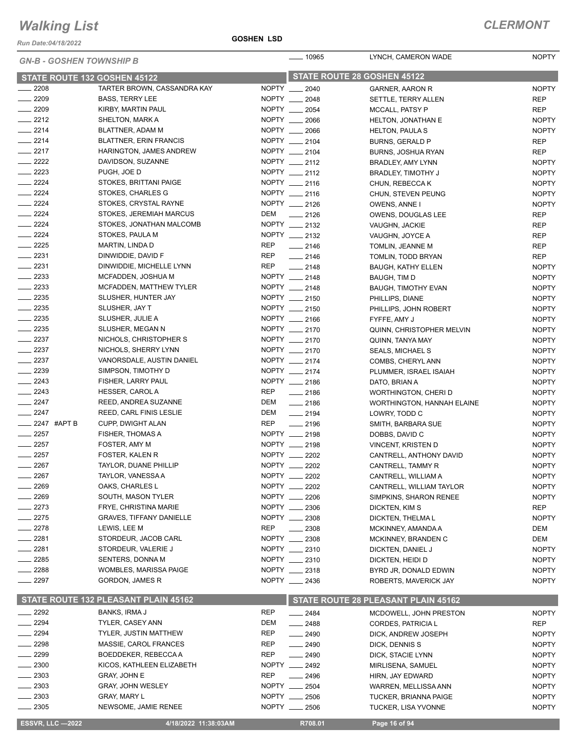# Walking List

**CLERMONT**

Run Date:04/18/2022

**GOSHEN LSD**

*GN-B - GOSHEN TOWNSHIP B*

## STATE ROUTE 132 GOSHEN 45122

| No. | Name | Party |
|---|---|---|
| 2208 | TARTER BROWN, CASSANDRA KAY | NOPTY |
| 2209 | BASS, TERRY LEE | NOPTY |
| 2209 | KIRBY, MARTIN PAUL | NOPTY |
| 2212 | SHELTON, MARK A | NOPTY |
| 2214 | BLATTNER, ADAM M | NOPTY |
| 2214 | BLATTNER, ERIN FRANCIS | NOPTY |
| 2217 | HARINGTON, JAMES ANDREW | NOPTY |
| 2222 | DAVIDSON, SUZANNE | NOPTY |
| 2223 | PUGH, JOE D | NOPTY |
| 2224 | STOKES, BRITTANI PAIGE | NOPTY |
| 2224 | STOKES, CHARLES G | NOPTY |
| 2224 | STOKES, CRYSTAL RAYNE | NOPTY |
| 2224 | STOKES, JEREMIAH MARCUS | DEM |
| 2224 | STOKES, JONATHAN MALCOMB | NOPTY |
| 2224 | STOKES, PAULA M | NOPTY |
| 2225 | MARTIN, LINDA D | REP |
| 2231 | DINWIDDIE, DAVID F | REP |
| 2231 | DINWIDDIE, MICHELLE LYNN | REP |
| 2233 | MCFADDEN, JOSHUA M | NOPTY |
| 2233 | MCFADDEN, MATTHEW TYLER | NOPTY |
| 2235 | SLUSHER, HUNTER JAY | NOPTY |
| 2235 | SLUSHER, JAY T | NOPTY |
| 2235 | SLUSHER, JULIE A | NOPTY |
| 2235 | SLUSHER, MEGAN N | NOPTY |
| 2237 | NICHOLS, CHRISTOPHER S | NOPTY |
| 2237 | NICHOLS, SHERRY LYNN | NOPTY |
| 2237 | VANORSDALE, AUSTIN DANIEL | NOPTY |
| 2239 | SIMPSON, TIMOTHY D | NOPTY |
| 2243 | FISHER, LARRY PAUL | NOPTY |
| 2243 | HESSER, CAROL A | REP |
| 2247 | REED, ANDREA SUZANNE | DEM |
| 2247 | REED, CARL FINIS LESLIE | DEM |
| 2247 #APT B | CUPP, DWIGHT ALAN | REP |
| 2257 | FISHER, THOMAS A | NOPTY |
| 2257 | FOSTER, AMY M | NOPTY |
| 2257 | FOSTER, KALEN R | NOPTY |
| 2267 | TAYLOR, DUANE PHILLIP | NOPTY |
| 2267 | TAYLOR, VANESSA A | NOPTY |
| 2269 | OAKS, CHARLES L | NOPTY |
| 2269 | SOUTH, MASON TYLER | NOPTY |
| 2273 | FRYE, CHRISTINA MARIE | NOPTY |
| 2275 | GRAVES, TIFFANY DANIELLE | NOPTY |
| 2278 | LEWIS, LEE M | REP |
| 2281 | STORDEUR, JACOB CARL | NOPTY |
| 2281 | STORDEUR, VALERIE J | NOPTY |
| 2285 | SENTERS, DONNA M | NOPTY |
| 2288 | WOMBLES, MARISSA PAIGE | NOPTY |
| 2297 | GORDON, JAMES R | NOPTY |

## STATE ROUTE 132 PLEASANT PLAIN 45162

| No. | Name | Party |
|---|---|---|
| 2292 | BANKS, IRMA J | REP |
| 2294 | TYLER, CASEY ANN | DEM |
| 2294 | TYLER, JUSTIN MATTHEW | REP |
| 2298 | MASSIE, CAROL FRANCES | REP |
| 2299 | BOEDDEKER, REBECCA A | REP |
| 2300 | KICOS, KATHLEEN ELIZABETH | NOPTY |
| 2303 | GRAY, JOHN E | REP |
| 2303 | GRAY, JOHN WESLEY | NOPTY |
| 2303 | GRAY, MARY L | NOPTY |
| 2305 | NEWSOME, JAMIE RENEE | NOPTY |

| No. | Name | Party |
|---|---|---|
| 10965 | LYNCH, CAMERON WADE | NOPTY |

## STATE ROUTE 28 GOSHEN 45122

| No. | Name | Party |
|---|---|---|
| 2040 | GARNER, AARON R | NOPTY |
| 2048 | SETTLE, TERRY ALLEN | REP |
| 2054 | MCCALL, PATSY P | REP |
| 2066 | HELTON, JONATHAN E | NOPTY |
| 2066 | HELTON, PAULA S | NOPTY |
| 2104 | BURNS, GERALD P | REP |
| 2104 | BURNS, JOSHUA RYAN | REP |
| 2112 | BRADLEY, AMY LYNN | NOPTY |
| 2112 | BRADLEY, TIMOTHY J | NOPTY |
| 2116 | CHUN, REBECCA K | NOPTY |
| 2116 | CHUN, STEVEN PEUNG | NOPTY |
| 2126 | OWENS, ANNE I | NOPTY |
| 2126 | OWENS, DOUGLAS LEE | REP |
| 2132 | VAUGHN, JACKIE | REP |
| 2132 | VAUGHN, JOYCE A | REP |
| 2146 | TOMLIN, JEANNE M | REP |
| 2146 | TOMLIN, TODD BRYAN | REP |
| 2148 | BAUGH, KATHY ELLEN | NOPTY |
| 2148 | BAUGH, TIM D | NOPTY |
| 2148 | BAUGH, TIMOTHY EVAN | NOPTY |
| 2150 | PHILLIPS, DIANE | NOPTY |
| 2150 | PHILLIPS, JOHN ROBERT | NOPTY |
| 2166 | FYFFE, AMY J | NOPTY |
| 2170 | QUINN, CHRISTOPHER MELVIN | NOPTY |
| 2170 | QUINN, TANYA MAY | NOPTY |
| 2170 | SEALS, MICHAEL S | NOPTY |
| 2174 | COMBS, CHERYL ANN | NOPTY |
| 2174 | PLUMMER, ISRAEL ISAIAH | NOPTY |
| 2186 | DATO, BRIAN A | NOPTY |
| 2186 | WORTHINGTON, CHERI D | NOPTY |
| 2186 | WORTHINGTON, HANNAH ELAINE | NOPTY |
| 2194 | LOWRY, TODD C | NOPTY |
| 2196 | SMITH, BARBARA SUE | NOPTY |
| 2198 | DOBBS, DAVID C | NOPTY |
| 2198 | VINCENT, KRISTEN D | NOPTY |
| 2202 | CANTRELL, ANTHONY DAVID | NOPTY |
| 2202 | CANTRELL, TAMMY R | NOPTY |
| 2202 | CANTRELL, WILLIAM A | NOPTY |
| 2202 | CANTRELL, WILLIAM TAYLOR | NOPTY |
| 2206 | SIMPKINS, SHARON RENEE | NOPTY |
| 2306 | DICKTEN, KIM S | REP |
| 2308 | DICKTEN, THELMA L | NOPTY |
| 2308 | MCKINNEY, AMANDA A | DEM |
| 2308 | MCKINNEY, BRANDEN C | DEM |
| 2310 | DICKTEN, DANIEL J | NOPTY |
| 2310 | DICKTEN, HEIDI D | NOPTY |
| 2318 | BYRD JR, DONALD EDWIN | NOPTY |
| 2436 | ROBERTS, MAVERICK JAY | NOPTY |

## STATE ROUTE 28 PLEASANT PLAIN 45162

| No. | Name | Party |
|---|---|---|
| 2484 | MCDOWELL, JOHN PRESTON | NOPTY |
| 2488 | CORDES, PATRICIA L | REP |
| 2490 | DICK, ANDREW JOSEPH | NOPTY |
| 2490 | DICK, DENNIS S | NOPTY |
| 2490 | DICK, STACIE LYNN | NOPTY |
| 2492 | MIRLISENA, SAMUEL | NOPTY |
| 2496 | HIRN, JAY EDWARD | NOPTY |
| 2504 | WARREN, MELLISSA ANN | NOPTY |
| 2506 | TUCKER, BRIANNA PAIGE | NOPTY |
| 2506 | TUCKER, LISA YVONNE | NOPTY |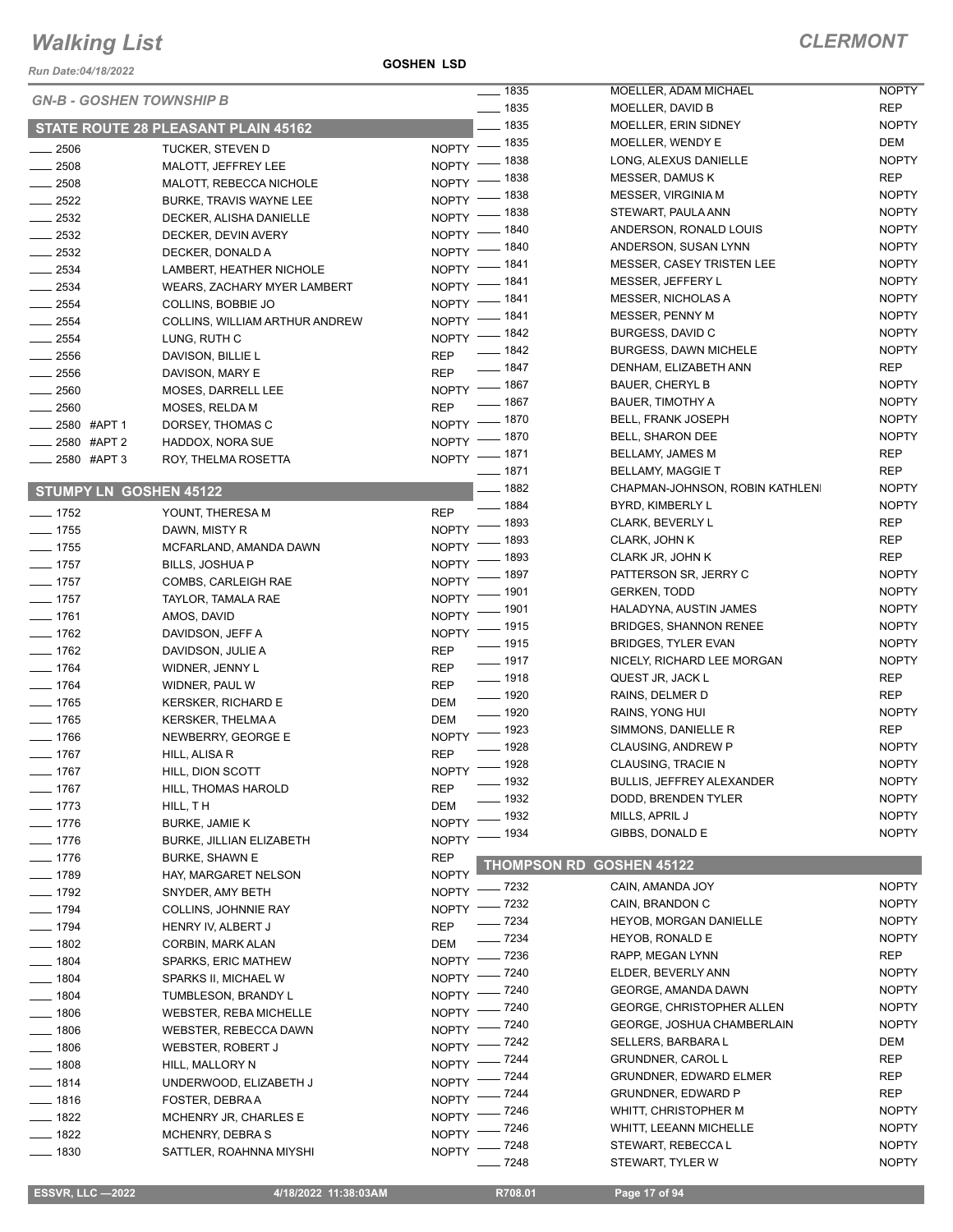# Walking List

**CLERMONT**

Run Date:04/18/2022

**GOSHEN LSD**

## GN-B - GOSHEN TOWNSHIP B

### STATE ROUTE 28 PLEASANT PLAIN 45162

| No. | Name | Party |
|---|---|---|
| 2506 | TUCKER, STEVEN D | NOPTY |
| 2508 | MALOTT, JEFFREY LEE | NOPTY |
| 2508 | MALOTT, REBECCA NICHOLE | NOPTY |
| 2522 | BURKE, TRAVIS WAYNE LEE | NOPTY |
| 2532 | DECKER, ALISHA DANIELLE | NOPTY |
| 2532 | DECKER, DEVIN AVERY | NOPTY |
| 2532 | DECKER, DONALD A | NOPTY |
| 2534 | LAMBERT, HEATHER NICHOLE | NOPTY |
| 2534 | WEARS, ZACHARY MYER LAMBERT | NOPTY |
| 2554 | COLLINS, BOBBIE JO | NOPTY |
| 2554 | COLLINS, WILLIAM ARTHUR ANDREW | NOPTY |
| 2554 | LUNG, RUTH C | NOPTY |
| 2556 | DAVISON, BILLIE L | REP |
| 2556 | DAVISON, MARY E | REP |
| 2560 | MOSES, DARRELL LEE | NOPTY |
| 2560 | MOSES, RELDA M | REP |
| 2580 #APT 1 | DORSEY, THOMAS C | NOPTY |
| 2580 #APT 2 | HADDOX, NORA SUE | NOPTY |
| 2580 #APT 3 | ROY, THELMA ROSETTA | NOPTY |

### STUMPY LN GOSHEN 45122

| No. | Name | Party |
|---|---|---|
| 1752 | YOUNT, THERESA M | REP |
| 1755 | DAWN, MISTY R | NOPTY |
| 1755 | MCFARLAND, AMANDA DAWN | NOPTY |
| 1757 | BILLS, JOSHUA P | NOPTY |
| 1757 | COMBS, CARLEIGH RAE | NOPTY |
| 1757 | TAYLOR, TAMALA RAE | NOPTY |
| 1761 | AMOS, DAVID | NOPTY |
| 1762 | DAVIDSON, JEFF A | NOPTY |
| 1762 | DAVIDSON, JULIE A | REP |
| 1764 | WIDNER, JENNY L | REP |
| 1764 | WIDNER, PAUL W | REP |
| 1765 | KERSKER, RICHARD E | DEM |
| 1765 | KERSKER, THELMA A | DEM |
| 1766 | NEWBERRY, GEORGE E | NOPTY |
| 1767 | HILL, ALISA R | REP |
| 1767 | HILL, DION SCOTT | NOPTY |
| 1767 | HILL, THOMAS HAROLD | REP |
| 1773 | HILL, T H | DEM |
| 1776 | BURKE, JAMIE K | NOPTY |
| 1776 | BURKE, JILLIAN ELIZABETH | NOPTY |
| 1776 | BURKE, SHAWN E | REP |
| 1789 | HAY, MARGARET NELSON | NOPTY |
| 1792 | SNYDER, AMY BETH | NOPTY |
| 1794 | COLLINS, JOHNNIE RAY | NOPTY |
| 1794 | HENRY IV, ALBERT J | REP |
| 1802 | CORBIN, MARK ALAN | DEM |
| 1804 | SPARKS, ERIC MATHEW | NOPTY |
| 1804 | SPARKS II, MICHAEL W | NOPTY |
| 1804 | TUMBLESON, BRANDY L | NOPTY |
| 1806 | WEBSTER, REBA MICHELLE | NOPTY |
| 1806 | WEBSTER, REBECCA DAWN | NOPTY |
| 1806 | WEBSTER, ROBERT J | NOPTY |
| 1808 | HILL, MALLORY N | NOPTY |
| 1814 | UNDERWOOD, ELIZABETH J | NOPTY |
| 1816 | FOSTER, DEBRA A | NOPTY |
| 1822 | MCHENRY JR, CHARLES E | NOPTY |
| 1822 | MCHENRY, DEBRA S | NOPTY |
| 1830 | SATTLER, ROAHNNA MIYSHI | NOPTY |
| 1835 | MOELLER, ADAM MICHAEL | NOPTY |
| 1835 | MOELLER, DAVID B | REP |
| 1835 | MOELLER, ERIN SIDNEY | NOPTY |
| 1835 | MOELLER, WENDY E | DEM |
| 1838 | LONG, ALEXUS DANIELLE | NOPTY |
| 1838 | MESSER, DAMUS K | REP |
| 1838 | MESSER, VIRGINIA M | NOPTY |
| 1838 | STEWART, PAULA ANN | NOPTY |
| 1840 | ANDERSON, RONALD LOUIS | NOPTY |
| 1840 | ANDERSON, SUSAN LYNN | NOPTY |
| 1841 | MESSER, CASEY TRISTEN LEE | NOPTY |
| 1841 | MESSER, JEFFERY L | NOPTY |
| 1841 | MESSER, NICHOLAS A | NOPTY |
| 1841 | MESSER, PENNY M | NOPTY |
| 1842 | BURGESS, DAVID C | NOPTY |
| 1842 | BURGESS, DAWN MICHELE | NOPTY |
| 1847 | DENHAM, ELIZABETH ANN | REP |
| 1867 | BAUER, CHERYL B | NOPTY |
| 1867 | BAUER, TIMOTHY A | NOPTY |
| 1870 | BELL, FRANK JOSEPH | NOPTY |
| 1870 | BELL, SHARON DEE | NOPTY |
| 1871 | BELLAMY, JAMES M | REP |
| 1871 | BELLAMY, MAGGIE T | REP |
| 1882 | CHAPMAN-JOHNSON, ROBIN KATHLENI | NOPTY |
| 1884 | BYRD, KIMBERLY L | NOPTY |
| 1893 | CLARK, BEVERLY L | REP |
| 1893 | CLARK, JOHN K | REP |
| 1893 | CLARK JR, JOHN K | REP |
| 1897 | PATTERSON SR, JERRY C | NOPTY |
| 1901 | GERKEN, TODD | NOPTY |
| 1901 | HALADYNA, AUSTIN JAMES | NOPTY |
| 1915 | BRIDGES, SHANNON RENEE | NOPTY |
| 1915 | BRIDGES, TYLER EVAN | NOPTY |
| 1917 | NICELY, RICHARD LEE MORGAN | NOPTY |
| 1918 | QUEST JR, JACK L | REP |
| 1920 | RAINS, DELMER D | REP |
| 1920 | RAINS, YONG HUI | NOPTY |
| 1923 | SIMMONS, DANIELLE R | REP |
| 1928 | CLAUSING, ANDREW P | NOPTY |
| 1928 | CLAUSING, TRACIE N | NOPTY |
| 1932 | BULLIS, JEFFREY ALEXANDER | NOPTY |
| 1932 | DODD, BRENDEN TYLER | NOPTY |
| 1932 | MILLS, APRIL J | NOPTY |
| 1934 | GIBBS, DONALD E | NOPTY |

### THOMPSON RD GOSHEN 45122

| No. | Name | Party |
|---|---|---|
| 7232 | CAIN, AMANDA JOY | NOPTY |
| 7232 | CAIN, BRANDON C | NOPTY |
| 7234 | HEYOB, MORGAN DANIELLE | NOPTY |
| 7234 | HEYOB, RONALD E | NOPTY |
| 7236 | RAPP, MEGAN LYNN | REP |
| 7240 | ELDER, BEVERLY ANN | NOPTY |
| 7240 | GEORGE, AMANDA DAWN | NOPTY |
| 7240 | GEORGE, CHRISTOPHER ALLEN | NOPTY |
| 7240 | GEORGE, JOSHUA CHAMBERLAIN | NOPTY |
| 7242 | SELLERS, BARBARA L | DEM |
| 7244 | GRUNDNER, CAROL L | REP |
| 7244 | GRUNDNER, EDWARD ELMER | REP |
| 7244 | GRUNDNER, EDWARD P | REP |
| 7246 | WHITT, CHRISTOPHER M | NOPTY |
| 7246 | WHITT, LEEANN MICHELLE | NOPTY |
| 7248 | STEWART, REBECCA L | NOPTY |
| 7248 | STEWART, TYLER W | NOPTY |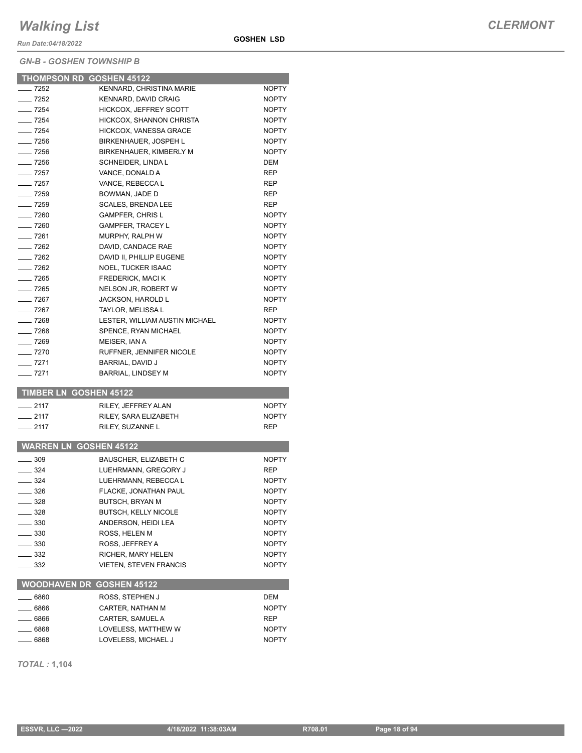# Walking List

**CLERMONT**

*Run Date:04/18/2022*

**GOSHEN LSD**

*GN-B - GOSHEN TOWNSHIP B*

## THOMPSON RD GOSHEN 45122

| Address | Name | Party |
|---|---|---|
| ____ 7252 | KENNARD, CHRISTINA MARIE | NOPTY |
| ____ 7252 | KENNARD, DAVID CRAIG | NOPTY |
| ____ 7254 | HICKCOX, JEFFREY SCOTT | NOPTY |
| ____ 7254 | HICKCOX, SHANNON CHRISTA | NOPTY |
| ____ 7254 | HICKCOX, VANESSA GRACE | NOPTY |
| ____ 7256 | BIRKENHAUER, JOSPEH L | NOPTY |
| ____ 7256 | BIRKENHAUER, KIMBERLY M | NOPTY |
| ____ 7256 | SCHNEIDER, LINDA L | DEM |
| ____ 7257 | VANCE, DONALD A | REP |
| ____ 7257 | VANCE, REBECCA L | REP |
| ____ 7259 | BOWMAN, JADE D | REP |
| ____ 7259 | SCALES, BRENDA LEE | REP |
| ____ 7260 | GAMPFER, CHRIS L | NOPTY |
| ____ 7260 | GAMPFER, TRACEY L | NOPTY |
| ____ 7261 | MURPHY, RALPH W | NOPTY |
| ____ 7262 | DAVID, CANDACE RAE | NOPTY |
| ____ 7262 | DAVID II, PHILLIP EUGENE | NOPTY |
| ____ 7262 | NOEL, TUCKER ISAAC | NOPTY |
| ____ 7265 | FREDERICK, MACI K | NOPTY |
| ____ 7265 | NELSON JR, ROBERT W | NOPTY |
| ____ 7267 | JACKSON, HAROLD L | NOPTY |
| ____ 7267 | TAYLOR, MELISSA L | REP |
| ____ 7268 | LESTER, WILLIAM AUSTIN MICHAEL | NOPTY |
| ____ 7268 | SPENCE, RYAN MICHAEL | NOPTY |
| ____ 7269 | MEISER, IAN A | NOPTY |
| ____ 7270 | RUFFNER, JENNIFER NICOLE | NOPTY |
| ____ 7271 | BARRIAL, DAVID J | NOPTY |
| ____ 7271 | BARRIAL, LINDSEY M | NOPTY |

## TIMBER LN GOSHEN 45122

| Address | Name | Party |
|---|---|---|
| ____ 2117 | RILEY, JEFFREY ALAN | NOPTY |
| ____ 2117 | RILEY, SARA ELIZABETH | NOPTY |
| ____ 2117 | RILEY, SUZANNE L | REP |

## WARREN LN GOSHEN 45122

| Address | Name | Party |
|---|---|---|
| ____ 309 | BAUSCHER, ELIZABETH C | NOPTY |
| ____ 324 | LUEHRMANN, GREGORY J | REP |
| ____ 324 | LUEHRMANN, REBECCA L | NOPTY |
| ____ 326 | FLACKE, JONATHAN PAUL | NOPTY |
| ____ 328 | BUTSCH, BRYAN M | NOPTY |
| ____ 328 | BUTSCH, KELLY NICOLE | NOPTY |
| ____ 330 | ANDERSON, HEIDI LEA | NOPTY |
| ____ 330 | ROSS, HELEN M | NOPTY |
| ____ 330 | ROSS, JEFFREY A | NOPTY |
| ____ 332 | RICHER, MARY HELEN | NOPTY |
| ____ 332 | VIETEN, STEVEN FRANCIS | NOPTY |

## WOODHAVEN DR GOSHEN 45122

| Address | Name | Party |
|---|---|---|
| ____ 6860 | ROSS, STEPHEN J | DEM |
| ____ 6866 | CARTER, NATHAN M | NOPTY |
| ____ 6866 | CARTER, SAMUEL A | REP |
| ____ 6868 | LOVELESS, MATTHEW W | NOPTY |
| ____ 6868 | LOVELESS, MICHAEL J | NOPTY |

***TOTAL :* 1,104**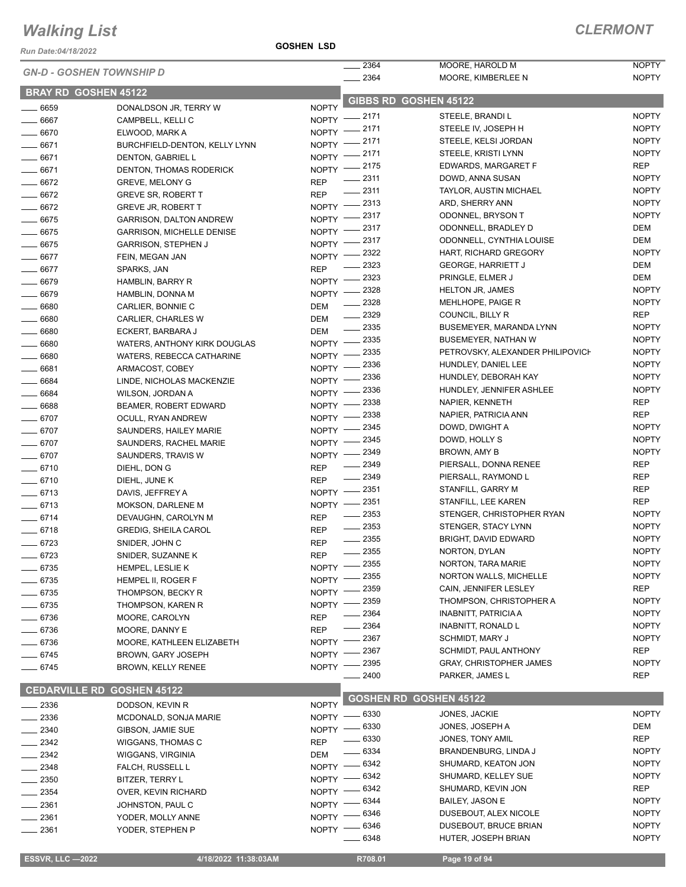# Walking List

## CLERMONT

**GOSHEN LSD**

Run Date:04/18/2022

*GN-D - GOSHEN TOWNSHIP D*

### BRAY RD GOSHEN 45122

| No. | Name | Party |
|---|---|---|
| 6659 | DONALDSON JR, TERRY W | NOPTY |
| 6667 | CAMPBELL, KELLI C | NOPTY |
| 6670 | ELWOOD, MARK A | NOPTY |
| 6671 | BURCHFIELD-DENTON, KELLY LYNN | NOPTY |
| 6671 | DENTON, GABRIEL L | NOPTY |
| 6671 | DENTON, THOMAS RODERICK | NOPTY |
| 6672 | GREVE, MELONY G | REP |
| 6672 | GREVE SR, ROBERT T | REP |
| 6672 | GREVE JR, ROBERT T | NOPTY |
| 6675 | GARRISON, DALTON ANDREW | NOPTY |
| 6675 | GARRISON, MICHELLE DENISE | NOPTY |
| 6675 | GARRISON, STEPHEN J | NOPTY |
| 6677 | FEIN, MEGAN JAN | NOPTY |
| 6677 | SPARKS, JAN | REP |
| 6679 | HAMBLIN, BARRY R | NOPTY |
| 6679 | HAMBLIN, DONNA M | NOPTY |
| 6680 | CARLIER, BONNIE C | DEM |
| 6680 | CARLIER, CHARLES W | DEM |
| 6680 | ECKERT, BARBARA J | DEM |
| 6680 | WATERS, ANTHONY KIRK DOUGLAS | NOPTY |
| 6680 | WATERS, REBECCA CATHARINE | NOPTY |
| 6681 | ARMACOST, COBEY | NOPTY |
| 6684 | LINDE, NICHOLAS MACKENZIE | NOPTY |
| 6684 | WILSON, JORDAN A | NOPTY |
| 6688 | BEAMER, ROBERT EDWARD | NOPTY |
| 6707 | OCULL, RYAN ANDREW | NOPTY |
| 6707 | SAUNDERS, HAILEY MARIE | NOPTY |
| 6707 | SAUNDERS, RACHEL MARIE | NOPTY |
| 6707 | SAUNDERS, TRAVIS W | NOPTY |
| 6710 | DIEHL, DON G | REP |
| 6710 | DIEHL, JUNE K | REP |
| 6713 | DAVIS, JEFFREY A | NOPTY |
| 6713 | MOKSON, DARLENE M | NOPTY |
| 6714 | DEVAUGHN, CAROLYN M | REP |
| 6718 | GREDIG, SHEILA CAROL | REP |
| 6723 | SNIDER, JOHN C | REP |
| 6723 | SNIDER, SUZANNE K | REP |
| 6735 | HEMPEL, LESLIE K | NOPTY |
| 6735 | HEMPEL II, ROGER F | NOPTY |
| 6735 | THOMPSON, BECKY R | NOPTY |
| 6735 | THOMPSON, KAREN R | NOPTY |
| 6736 | MOORE, CAROLYN | REP |
| 6736 | MOORE, DANNY E | REP |
| 6736 | MOORE, KATHLEEN ELIZABETH | NOPTY |
| 6745 | BROWN, GARY JOSEPH | NOPTY |
| 6745 | BROWN, KELLY RENEE | NOPTY |

### CEDARVILLE RD GOSHEN 45122

| No. | Name | Party |
|---|---|---|
| 2336 | DODSON, KEVIN R | NOPTY |
| 2336 | MCDONALD, SONJA MARIE | NOPTY |
| 2340 | GIBSON, JAMIE SUE | NOPTY |
| 2342 | WIGGANS, THOMAS C | REP |
| 2342 | WIGGANS, VIRGINIA | DEM |
| 2348 | FALCH, RUSSELL L | NOPTY |
| 2350 | BITZER, TERRY L | NOPTY |
| 2354 | OVER, KEVIN RICHARD | NOPTY |
| 2361 | JOHNSTON, PAUL C | NOPTY |
| 2361 | YODER, MOLLY ANNE | NOPTY |
| 2361 | YODER, STEPHEN P | NOPTY |
| 2364 | MOORE, HAROLD M | NOPTY |
| 2364 | MOORE, KIMBERLEE N | NOPTY |

### GIBBS RD GOSHEN 45122

| No. | Name | Party |
|---|---|---|
| 2171 | STEELE, BRANDI L | NOPTY |
| 2171 | STEELE IV, JOSEPH H | NOPTY |
| 2171 | STEELE, KELSI JORDAN | NOPTY |
| 2171 | STEELE, KRISTI LYNN | NOPTY |
| 2175 | EDWARDS, MARGARET F | REP |
| 2311 | DOWD, ANNA SUSAN | NOPTY |
| 2311 | TAYLOR, AUSTIN MICHAEL | NOPTY |
| 2313 | ARD, SHERRY ANN | NOPTY |
| 2317 | ODONNEL, BRYSON T | NOPTY |
| 2317 | ODONNELL, BRADLEY D | DEM |
| 2317 | ODONNELL, CYNTHIA LOUISE | DEM |
| 2322 | HART, RICHARD GREGORY | NOPTY |
| 2323 | GEORGE, HARRIETT J | DEM |
| 2323 | PRINGLE, ELMER J | DEM |
| 2328 | HELTON JR, JAMES | NOPTY |
| 2328 | MEHLHOPE, PAIGE R | NOPTY |
| 2329 | COUNCIL, BILLY R | REP |
| 2335 | BUSEMEYER, MARANDA LYNN | NOPTY |
| 2335 | BUSEMEYER, NATHAN W | NOPTY |
| 2335 | PETROVSKY, ALEXANDER PHILIPOVICH | NOPTY |
| 2336 | HUNDLEY, DANIEL LEE | NOPTY |
| 2336 | HUNDLEY, DEBORAH KAY | NOPTY |
| 2336 | HUNDLEY, JENNIFER ASHLEE | NOPTY |
| 2338 | NAPIER, KENNETH | REP |
| 2338 | NAPIER, PATRICIA ANN | REP |
| 2345 | DOWD, DWIGHT A | NOPTY |
| 2345 | DOWD, HOLLY S | NOPTY |
| 2349 | BROWN, AMY B | NOPTY |
| 2349 | PIERSALL, DONNA RENEE | REP |
| 2349 | PIERSALL, RAYMOND L | REP |
| 2351 | STANFILL, GARRY M | REP |
| 2351 | STANFILL, LEE KAREN | REP |
| 2353 | STENGER, CHRISTOPHER RYAN | NOPTY |
| 2353 | STENGER, STACY LYNN | NOPTY |
| 2355 | BRIGHT, DAVID EDWARD | NOPTY |
| 2355 | NORTON, DYLAN | NOPTY |
| 2355 | NORTON, TARA MARIE | NOPTY |
| 2355 | NORTON WALLS, MICHELLE | NOPTY |
| 2359 | CAIN, JENNIFER LESLEY | REP |
| 2359 | THOMPSON, CHRISTOPHER A | NOPTY |
| 2364 | INABNITT, PATRICIA A | NOPTY |
| 2364 | INABNITT, RONALD L | NOPTY |
| 2367 | SCHMIDT, MARY J | NOPTY |
| 2367 | SCHMIDT, PAUL ANTHONY | REP |
| 2395 | GRAY, CHRISTOPHER JAMES | NOPTY |
| 2400 | PARKER, JAMES L | REP |

### GOSHEN RD GOSHEN 45122

| No. | Name | Party |
|---|---|---|
| 6330 | JONES, JACKIE | NOPTY |
| 6330 | JONES, JOSEPH A | DEM |
| 6330 | JONES, TONY AMIL | REP |
| 6334 | BRANDENBURG, LINDA J | NOPTY |
| 6342 | SHUMARD, KEATON JON | NOPTY |
| 6342 | SHUMARD, KELLEY SUE | NOPTY |
| 6342 | SHUMARD, KEVIN JON | REP |
| 6344 | BAILEY, JASON E | NOPTY |
| 6346 | DUSEBOUT, ALEX NICOLE | NOPTY |
| 6346 | DUSEBOUT, BRUCE BRIAN | NOPTY |
| 6348 | HUTER, JOSEPH BRIAN | NOPTY |

ESSVR, LLC —2022 | 4/18/2022 11:38:03AM | R708.01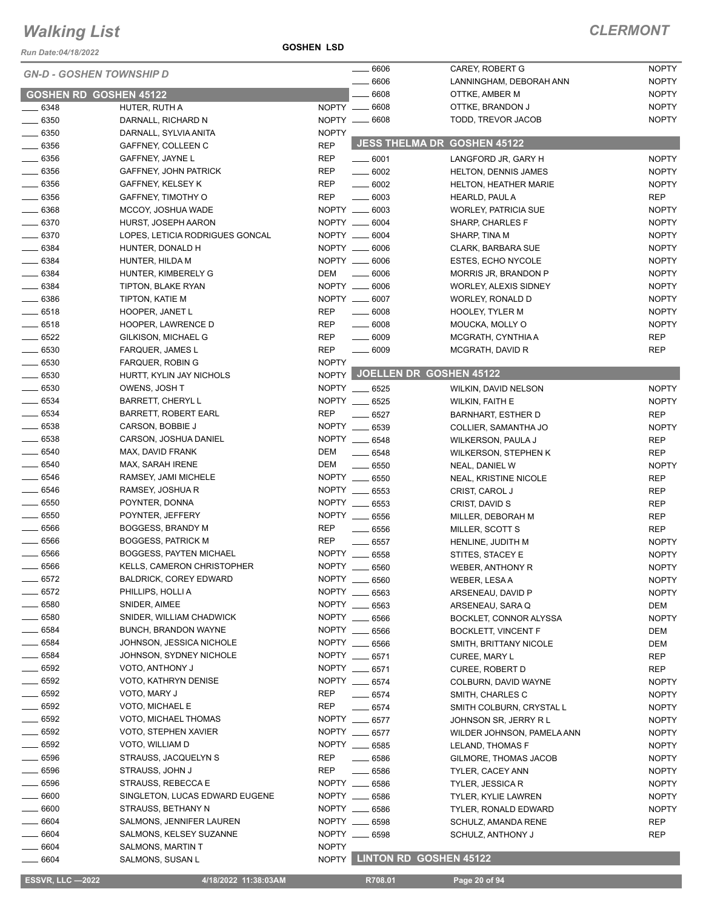# Walking List

**CLERMONT**

Run Date:04/18/2022

**GOSHEN LSD**

## GN-D - GOSHEN TOWNSHIP D

### GOSHEN RD GOSHEN 45122

| No. | Name | Party |
|---|---|---|
| 6348 | HUTER, RUTH A | NOPTY |
| 6350 | DARNALL, RICHARD N | NOPTY |
| 6350 | DARNALL, SYLVIA ANITA | NOPTY |
| 6356 | GAFFNEY, COLLEEN C | REP |
| 6356 | GAFFNEY, JAYNE L | REP |
| 6356 | GAFFNEY, JOHN PATRICK | REP |
| 6356 | GAFFNEY, KELSEY K | REP |
| 6356 | GAFFNEY, TIMOTHY O | REP |
| 6368 | MCCOY, JOSHUA WADE | NOPTY |
| 6370 | HURST, JOSEPH AARON | NOPTY |
| 6370 | LOPES, LETICIA RODRIGUES GONCAL | NOPTY |
| 6384 | HUNTER, DONALD H | NOPTY |
| 6384 | HUNTER, HILDA M | NOPTY |
| 6384 | HUNTER, KIMBERELY G | DEM |
| 6384 | TIPTON, BLAKE RYAN | NOPTY |
| 6386 | TIPTON, KATIE M | NOPTY |
| 6518 | HOOPER, JANET L | REP |
| 6518 | HOOPER, LAWRENCE D | REP |
| 6522 | GILKISON, MICHAEL G | REP |
| 6530 | FARQUER, JAMES L | REP |
| 6530 | FARQUER, ROBIN G | NOPTY |
| 6530 | HURTT, KYLIN JAY NICHOLS | NOPTY |
| 6530 | OWENS, JOSH T | NOPTY |
| 6534 | BARRETT, CHERYL L | NOPTY |
| 6534 | BARRETT, ROBERT EARL | REP |
| 6538 | CARSON, BOBBIE J | NOPTY |
| 6538 | CARSON, JOSHUA DANIEL | NOPTY |
| 6540 | MAX, DAVID FRANK | DEM |
| 6540 | MAX, SARAH IRENE | DEM |
| 6546 | RAMSEY, JAMI MICHELE | NOPTY |
| 6546 | RAMSEY, JOSHUA R | NOPTY |
| 6550 | POYNTER, DONNA | NOPTY |
| 6550 | POYNTER, JEFFERY | NOPTY |
| 6566 | BOGGESS, BRANDY M | REP |
| 6566 | BOGGESS, PATRICK M | REP |
| 6566 | BOGGESS, PAYTEN MICHAEL | NOPTY |
| 6566 | KELLS, CAMERON CHRISTOPHER | NOPTY |
| 6572 | BALDRICK, COREY EDWARD | NOPTY |
| 6572 | PHILLIPS, HOLLI A | NOPTY |
| 6580 | SNIDER, AIMEE | NOPTY |
| 6580 | SNIDER, WILLIAM CHADWICK | NOPTY |
| 6584 | BUNCH, BRANDON WAYNE | NOPTY |
| 6584 | JOHNSON, JESSICA NICHOLE | NOPTY |
| 6584 | JOHNSON, SYDNEY NICHOLE | NOPTY |
| 6592 | VOTO, ANTHONY J | NOPTY |
| 6592 | VOTO, KATHRYN DENISE | NOPTY |
| 6592 | VOTO, MARY J | REP |
| 6592 | VOTO, MICHAEL E | REP |
| 6592 | VOTO, MICHAEL THOMAS | NOPTY |
| 6592 | VOTO, STEPHEN XAVIER | NOPTY |
| 6592 | VOTO, WILLIAM D | NOPTY |
| 6596 | STRAUSS, JACQUELYN S | REP |
| 6596 | STRAUSS, JOHN J | REP |
| 6596 | STRAUSS, REBECCA E | NOPTY |
| 6600 | SINGLETON, LUCAS EDWARD EUGENE | NOPTY |
| 6600 | STRAUSS, BETHANY N | NOPTY |
| 6604 | SALMONS, JENNIFER LAUREN | NOPTY |
| 6604 | SALMONS, KELSEY SUZANNE | NOPTY |
| 6604 | SALMONS, MARTIN T | NOPTY |
| 6604 | SALMONS, SUSAN L | NOPTY |
| 6606 | CAREY, ROBERT G | NOPTY |
| 6606 | LANNINGHAM, DEBORAH ANN | NOPTY |
| 6608 | OTTKE, AMBER M | NOPTY |
| 6608 | OTTKE, BRANDON J | NOPTY |
| 6608 | TODD, TREVOR JACOB | NOPTY |

### JESS THELMA DR GOSHEN 45122

| No. | Name | Party |
|---|---|---|
| 6001 | LANGFORD JR, GARY H | NOPTY |
| 6002 | HELTON, DENNIS JAMES | NOPTY |
| 6002 | HELTON, HEATHER MARIE | NOPTY |
| 6003 | HEARLD, PAUL A | REP |
| 6003 | WORLEY, PATRICIA SUE | NOPTY |
| 6004 | SHARP, CHARLES F | NOPTY |
| 6004 | SHARP, TINA M | NOPTY |
| 6006 | CLARK, BARBARA SUE | NOPTY |
| 6006 | ESTES, ECHO NYCOLE | NOPTY |
| 6006 | MORRIS JR, BRANDON P | NOPTY |
| 6006 | WORLEY, ALEXIS SIDNEY | NOPTY |
| 6007 | WORLEY, RONALD D | NOPTY |
| 6008 | HOOLEY, TYLER M | NOPTY |
| 6008 | MOUCKA, MOLLY O | NOPTY |
| 6009 | MCGRATH, CYNTHIA A | REP |
| 6009 | MCGRATH, DAVID R | REP |

### JOELLEN DR GOSHEN 45122

| No. | Name | Party |
|---|---|---|
| 6525 | WILKIN, DAVID NELSON | NOPTY |
| 6525 | WILKIN, FAITH E | NOPTY |
| 6527 | BARNHART, ESTHER D | REP |
| 6539 | COLLIER, SAMANTHA JO | NOPTY |
| 6548 | WILKERSON, PAULA J | REP |
| 6548 | WILKERSON, STEPHEN K | REP |
| 6550 | NEAL, DANIEL W | NOPTY |
| 6550 | NEAL, KRISTINE NICOLE | REP |
| 6553 | CRIST, CAROL J | REP |
| 6553 | CRIST, DAVID S | REP |
| 6556 | MILLER, DEBORAH M | REP |
| 6556 | MILLER, SCOTT S | REP |
| 6557 | HENLINE, JUDITH M | NOPTY |
| 6558 | STITES, STACEY E | NOPTY |
| 6560 | WEBER, ANTHONY R | NOPTY |
| 6560 | WEBER, LESA A | NOPTY |
| 6563 | ARSENEAU, DAVID P | NOPTY |
| 6563 | ARSENEAU, SARA Q | DEM |
| 6566 | BOCKLET, CONNOR ALYSSA | NOPTY |
| 6566 | BOCKLETT, VINCENT F | DEM |
| 6566 | SMITH, BRITTANY NICOLE | DEM |
| 6571 | CUREE, MARY L | REP |
| 6571 | CUREE, ROBERT D | REP |
| 6574 | COLBURN, DAVID WAYNE | NOPTY |
| 6574 | SMITH, CHARLES C | NOPTY |
| 6574 | SMITH COLBURN, CRYSTAL L | NOPTY |
| 6577 | JOHNSON SR, JERRY R L | NOPTY |
| 6577 | WILDER JOHNSON, PAMELA ANN | NOPTY |
| 6585 | LELAND, THOMAS F | NOPTY |
| 6586 | GILMORE, THOMAS JACOB | NOPTY |
| 6586 | TYLER, CACEY ANN | NOPTY |
| 6586 | TYLER, JESSICA R | NOPTY |
| 6586 | TYLER, KYLIE LAWREN | NOPTY |
| 6586 | TYLER, RONALD EDWARD | NOPTY |
| 6598 | SCHULZ, AMANDA RENE | REP |
| 6598 | SCHULZ, ANTHONY J | REP |

### LINTON RD GOSHEN 45122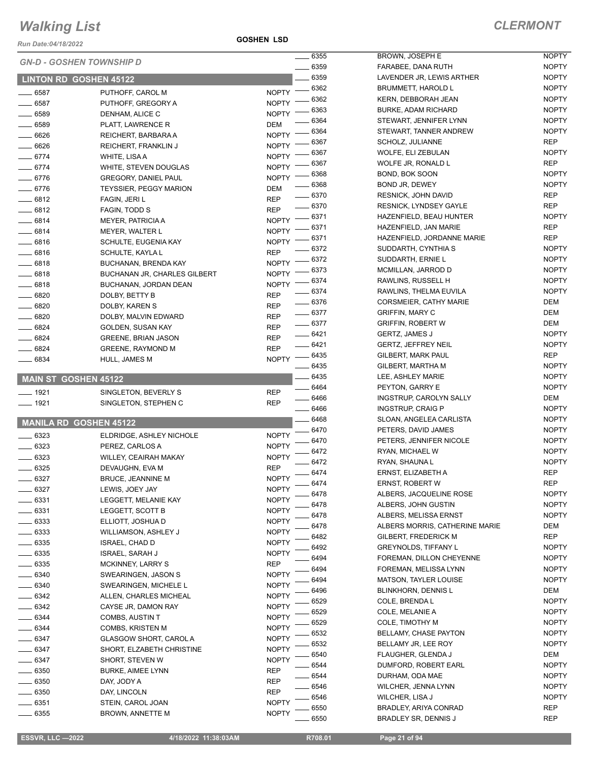# Walking List

**CLERMONT**

Run Date:04/18/2022

**GOSHEN LSD**

## GN-D - GOSHEN TOWNSHIP D

### LINTON RD GOSHEN 45122

| No. | Name | Party |
|---|---|---|
| 6587 | PUTHOFF, CAROL M | NOPTY |
| 6587 | PUTHOFF, GREGORY A | NOPTY |
| 6589 | DENHAM, ALICE C | NOPTY |
| 6589 | PLATT, LAWRENCE R | DEM |
| 6626 | REICHERT, BARBARA A | NOPTY |
| 6626 | REICHERT, FRANKLIN J | NOPTY |
| 6774 | WHITE, LISA A | NOPTY |
| 6774 | WHITE, STEVEN DOUGLAS | NOPTY |
| 6776 | GREGORY, DANIEL PAUL | NOPTY |
| 6776 | TEYSSIER, PEGGY MARION | DEM |
| 6812 | FAGIN, JERI L | REP |
| 6812 | FAGIN, TODD S | REP |
| 6814 | MEYER, PATRICIA A | NOPTY |
| 6814 | MEYER, WALTER L | NOPTY |
| 6816 | SCHULTE, EUGENIA KAY | NOPTY |
| 6816 | SCHULTE, KAYLA L | REP |
| 6818 | BUCHANAN, BRENDA KAY | NOPTY |
| 6818 | BUCHANAN JR, CHARLES GILBERT | NOPTY |
| 6818 | BUCHANAN, JORDAN DEAN | NOPTY |
| 6820 | DOLBY, BETTY B | REP |
| 6820 | DOLBY, KAREN S | REP |
| 6820 | DOLBY, MALVIN EDWARD | REP |
| 6824 | GOLDEN, SUSAN KAY | REP |
| 6824 | GREENE, BRIAN JASON | REP |
| 6824 | GREENE, RAYMOND M | REP |
| 6834 | HULL, JAMES M | NOPTY |

### MAIN ST GOSHEN 45122

| No. | Name | Party |
|---|---|---|
| 1921 | SINGLETON, BEVERLY S | REP |
| 1921 | SINGLETON, STEPHEN C | REP |

### MANILA RD GOSHEN 45122

| No. | Name | Party |
|---|---|---|
| 6323 | ELDRIDGE, ASHLEY NICHOLE | NOPTY |
| 6323 | PEREZ, CARLOS A | NOPTY |
| 6323 | WILLEY, CEAIRAH MAKAY | NOPTY |
| 6325 | DEVAUGHN, EVA M | REP |
| 6327 | BRUCE, JEANNINE M | NOPTY |
| 6327 | LEWIS, JOEY JAY | NOPTY |
| 6331 | LEGGETT, MELANIE KAY | NOPTY |
| 6331 | LEGGETT, SCOTT B | NOPTY |
| 6333 | ELLIOTT, JOSHUA D | NOPTY |
| 6333 | WILLIAMSON, ASHLEY J | NOPTY |
| 6335 | ISRAEL, CHAD D | NOPTY |
| 6335 | ISRAEL, SARAH J | NOPTY |
| 6335 | MCKINNEY, LARRY S | REP |
| 6340 | SWEARINGEN, JASON S | NOPTY |
| 6340 | SWEARINGEN, MICHELE L | NOPTY |
| 6342 | ALLEN, CHARLES MICHEAL | NOPTY |
| 6342 | CAYSE JR, DAMON RAY | NOPTY |
| 6344 | COMBS, AUSTIN T | NOPTY |
| 6344 | COMBS, KRISTEN M | NOPTY |
| 6347 | GLASGOW SHORT, CAROL A | NOPTY |
| 6347 | SHORT, ELIZABETH CHRISTINE | NOPTY |
| 6347 | SHORT, STEVEN W | NOPTY |
| 6350 | BURKE, AIMEE LYNN | REP |
| 6350 | DAY, JODY A | REP |
| 6350 | DAY, LINCOLN | REP |
| 6351 | STEIN, CAROL JOAN | NOPTY |
| 6355 | BROWN, ANNETTE M | NOPTY |
| 6355 | BROWN, JOSEPH E | NOPTY |
| 6359 | FARABEE, DANA RUTH | NOPTY |
| 6359 | LAVENDER JR, LEWIS ARTHER | NOPTY |
| 6362 | BRUMMETT, HAROLD L | NOPTY |
| 6362 | KERN, DEBBORAH JEAN | NOPTY |
| 6363 | BURKE, ADAM RICHARD | NOPTY |
| 6364 | STEWART, JENNIFER LYNN | NOPTY |
| 6364 | STEWART, TANNER ANDREW | NOPTY |
| 6367 | SCHOLZ, JULIANNE | REP |
| 6367 | WOLFE, ELI ZEBULAN | NOPTY |
| 6367 | WOLFE JR, RONALD L | REP |
| 6368 | BOND, BOK SOON | NOPTY |
| 6368 | BOND JR, DEWEY | NOPTY |
| 6370 | RESNICK, JOHN DAVID | REP |
| 6370 | RESNICK, LYNDSEY GAYLE | REP |
| 6371 | HAZENFIELD, BEAU HUNTER | NOPTY |
| 6371 | HAZENFIELD, JAN MARIE | REP |
| 6371 | HAZENFIELD, JORDANNE MARIE | REP |
| 6372 | SUDDARTH, CYNTHIA S | NOPTY |
| 6372 | SUDDARTH, ERNIE L | NOPTY |
| 6373 | MCMILLAN, JARROD D | NOPTY |
| 6374 | RAWLINS, RUSSELL H | NOPTY |
| 6374 | RAWLINS, THELMA EUVILA | NOPTY |
| 6376 | CORSMEIER, CATHY MARIE | DEM |
| 6377 | GRIFFIN, MARY C | DEM |
| 6377 | GRIFFIN, ROBERT W | DEM |
| 6421 | GERTZ, JAMES J | NOPTY |
| 6421 | GERTZ, JEFFREY NEIL | NOPTY |
| 6435 | GILBERT, MARK PAUL | REP |
| 6435 | GILBERT, MARTHA M | NOPTY |
| 6435 | LEE, ASHLEY MARIE | NOPTY |
| 6464 | PEYTON, GARRY E | NOPTY |
| 6466 | INGSTRUP, CAROLYN SALLY | DEM |
| 6466 | INGSTRUP, CRAIG P | NOPTY |
| 6468 | SLOAN, ANGELEA CARLISTA | NOPTY |
| 6470 | PETERS, DAVID JAMES | NOPTY |
| 6470 | PETERS, JENNIFER NICOLE | NOPTY |
| 6472 | RYAN, MICHAEL W | NOPTY |
| 6472 | RYAN, SHAUNA L | NOPTY |
| 6474 | ERNST, ELIZABETH A | REP |
| 6474 | ERNST, ROBERT W | REP |
| 6478 | ALBERS, JACQUELINE ROSE | NOPTY |
| 6478 | ALBERS, JOHN GUSTIN | NOPTY |
| 6478 | ALBERS, MELISSA ERNST | NOPTY |
| 6478 | ALBERS MORRIS, CATHERINE MARIE | DEM |
| 6482 | GILBERT, FREDERICK M | REP |
| 6492 | GREYNOLDS, TIFFANY L | NOPTY |
| 6494 | FOREMAN, DILLON CHEYENNE | NOPTY |
| 6494 | FOREMAN, MELISSA LYNN | NOPTY |
| 6494 | MATSON, TAYLER LOUISE | NOPTY |
| 6496 | BLINKHORN, DENNIS L | DEM |
| 6529 | COLE, BRENDA L | NOPTY |
| 6529 | COLE, MELANIE A | NOPTY |
| 6529 | COLE, TIMOTHY M | NOPTY |
| 6532 | BELLAMY, CHASE PAYTON | NOPTY |
| 6532 | BELLAMY JR, LEE ROY | NOPTY |
| 6540 | FLAUGHER, GLENDA J | DEM |
| 6544 | DUMFORD, ROBERT EARL | NOPTY |
| 6544 | DURHAM, ODA MAE | NOPTY |
| 6546 | WILCHER, JENNA LYNN | NOPTY |
| 6546 | WILCHER, LISA J | NOPTY |
| 6550 | BRADLEY, ARIYA CONRAD | REP |
| 6550 | BRADLEY SR, DENNIS J | REP |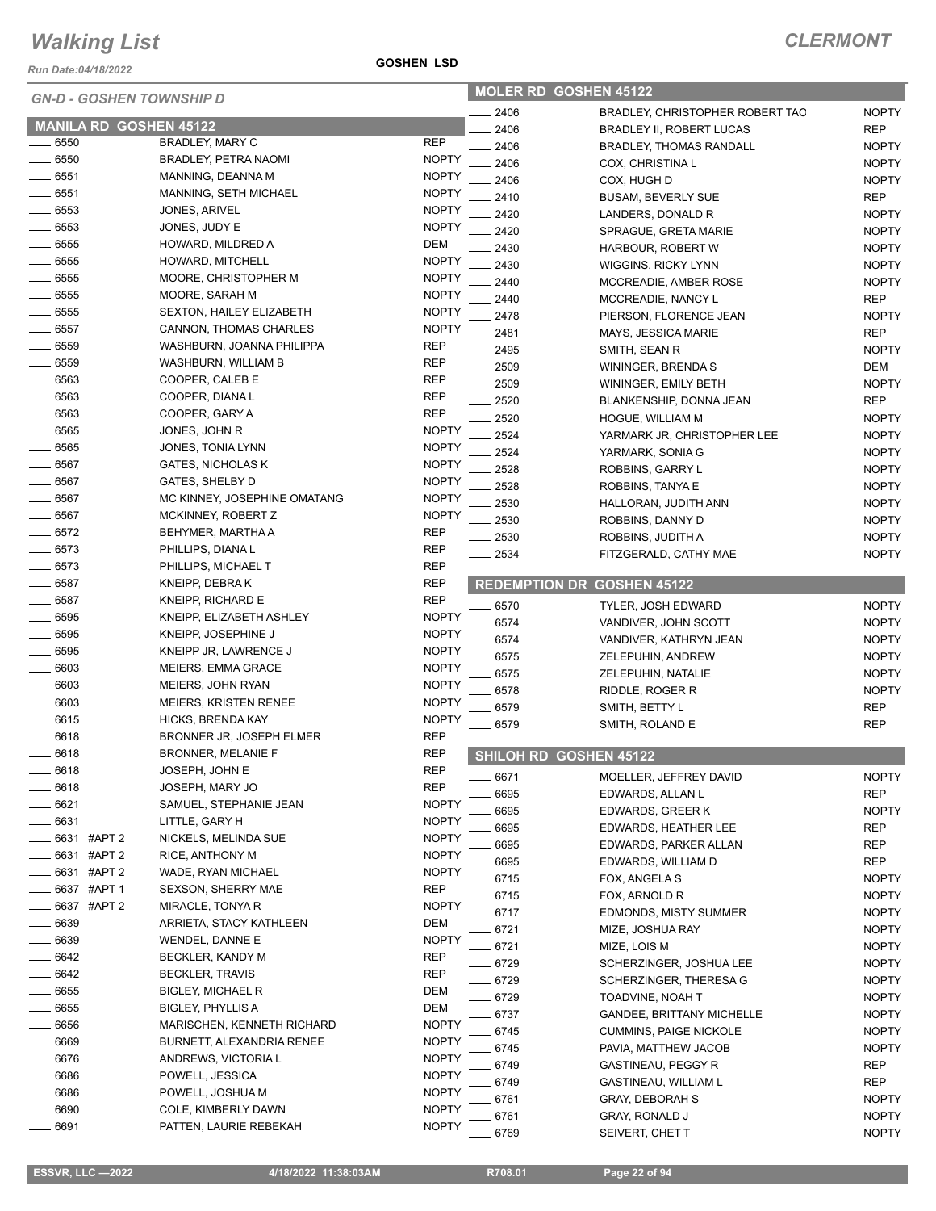# Walking List

## CLERMONT

Run Date:04/18/2022

**GOSHEN LSD**

### GN-D - GOSHEN TOWNSHIP D

### MANILA RD GOSHEN 45122

| No. | Name | Party |
|---|---|---|
| 6550 | BRADLEY, MARY C | REP |
| 6550 | BRADLEY, PETRA NAOMI | NOPTY |
| 6551 | MANNING, DEANNA M | NOPTY |
| 6551 | MANNING, SETH MICHAEL | NOPTY |
| 6553 | JONES, ARIVEL | NOPTY |
| 6553 | JONES, JUDY E | NOPTY |
| 6555 | HOWARD, MILDRED A | DEM |
| 6555 | HOWARD, MITCHELL | NOPTY |
| 6555 | MOORE, CHRISTOPHER M | NOPTY |
| 6555 | MOORE, SARAH M | NOPTY |
| 6555 | SEXTON, HAILEY ELIZABETH | NOPTY |
| 6557 | CANNON, THOMAS CHARLES | NOPTY |
| 6559 | WASHBURN, JOANNA PHILIPPA | REP |
| 6559 | WASHBURN, WILLIAM B | REP |
| 6563 | COOPER, CALEB E | REP |
| 6563 | COOPER, DIANA L | REP |
| 6563 | COOPER, GARY A | REP |
| 6565 | JONES, JOHN R | NOPTY |
| 6565 | JONES, TONIA LYNN | NOPTY |
| 6567 | GATES, NICHOLAS K | NOPTY |
| 6567 | GATES, SHELBY D | NOPTY |
| 6567 | MC KINNEY, JOSEPHINE OMATANG | NOPTY |
| 6567 | MCKINNEY, ROBERT Z | NOPTY |
| 6572 | BEHYMER, MARTHA A | REP |
| 6573 | PHILLIPS, DIANA L | REP |
| 6573 | PHILLIPS, MICHAEL T | REP |
| 6587 | KNEIPP, DEBRA K | REP |
| 6587 | KNEIPP, RICHARD E | REP |
| 6595 | KNEIPP, ELIZABETH ASHLEY | NOPTY |
| 6595 | KNEIPP, JOSEPHINE J | NOPTY |
| 6595 | KNEIPP JR, LAWRENCE J | NOPTY |
| 6603 | MEIERS, EMMA GRACE | NOPTY |
| 6603 | MEIERS, JOHN RYAN | NOPTY |
| 6603 | MEIERS, KRISTEN RENEE | NOPTY |
| 6615 | HICKS, BRENDA KAY | NOPTY |
| 6618 | BRONNER JR, JOSEPH ELMER | REP |
| 6618 | BRONNER, MELANIE F | REP |
| 6618 | JOSEPH, JOHN E | REP |
| 6618 | JOSEPH, MARY JO | REP |
| 6621 | SAMUEL, STEPHANIE JEAN | NOPTY |
| 6631 | LITTLE, GARY H | NOPTY |
| 6631 #APT 2 | NICKELS, MELINDA SUE | NOPTY |
| 6631 #APT 2 | RICE, ANTHONY M | NOPTY |
| 6631 #APT 2 | WADE, RYAN MICHAEL | NOPTY |
| 6637 #APT 1 | SEXSON, SHERRY MAE | REP |
| 6637 #APT 2 | MIRACLE, TONYA R | NOPTY |
| 6639 | ARRIETA, STACY KATHLEEN | DEM |
| 6639 | WENDEL, DANNE E | NOPTY |
| 6642 | BECKLER, KANDY M | REP |
| 6642 | BECKLER, TRAVIS | REP |
| 6655 | BIGLEY, MICHAEL R | DEM |
| 6655 | BIGLEY, PHYLLIS A | DEM |
| 6656 | MARISCHEN, KENNETH RICHARD | NOPTY |
| 6669 | BURNETT, ALEXANDRIA RENEE | NOPTY |
| 6676 | ANDREWS, VICTORIA L | NOPTY |
| 6686 | POWELL, JESSICA | NOPTY |
| 6686 | POWELL, JOSHUA M | NOPTY |
| 6690 | COLE, KIMBERLY DAWN | NOPTY |
| 6691 | PATTEN, LAURIE REBEKAH | NOPTY |

### MOLER RD GOSHEN 45122

| No. | Name | Party |
|---|---|---|
| 2406 | BRADLEY, CHRISTOPHER ROBERT TAO | NOPTY |
| 2406 | BRADLEY II, ROBERT LUCAS | REP |
| 2406 | BRADLEY, THOMAS RANDALL | NOPTY |
| 2406 | COX, CHRISTINA L | NOPTY |
| 2406 | COX, HUGH D | NOPTY |
| 2410 | BUSAM, BEVERLY SUE | REP |
| 2420 | LANDERS, DONALD R | NOPTY |
| 2420 | SPRAGUE, GRETA MARIE | NOPTY |
| 2430 | HARBOUR, ROBERT W | NOPTY |
| 2430 | WIGGINS, RICKY LYNN | NOPTY |
| 2440 | MCCREADIE, AMBER ROSE | NOPTY |
| 2440 | MCCREADIE, NANCY L | REP |
| 2478 | PIERSON, FLORENCE JEAN | NOPTY |
| 2481 | MAYS, JESSICA MARIE | REP |
| 2495 | SMITH, SEAN R | NOPTY |
| 2509 | WININGER, BRENDA S | DEM |
| 2509 | WININGER, EMILY BETH | NOPTY |
| 2520 | BLANKENSHIP, DONNA JEAN | REP |
| 2520 | HOGUE, WILLIAM M | NOPTY |
| 2524 | YARMARK JR, CHRISTOPHER LEE | NOPTY |
| 2524 | YARMARK, SONIA G | NOPTY |
| 2528 | ROBBINS, GARRY L | NOPTY |
| 2528 | ROBBINS, TANYA E | NOPTY |
| 2530 | HALLORAN, JUDITH ANN | NOPTY |
| 2530 | ROBBINS, DANNY D | NOPTY |
| 2530 | ROBBINS, JUDITH A | NOPTY |
| 2534 | FITZGERALD, CATHY MAE | NOPTY |

### REDEMPTION DR GOSHEN 45122

| No. | Name | Party |
|---|---|---|
| 6570 | TYLER, JOSH EDWARD | NOPTY |
| 6574 | VANDIVER, JOHN SCOTT | NOPTY |
| 6574 | VANDIVER, KATHRYN JEAN | NOPTY |
| 6575 | ZELEPUHIN, ANDREW | NOPTY |
| 6575 | ZELEPUHIN, NATALIE | NOPTY |
| 6578 | RIDDLE, ROGER R | NOPTY |
| 6579 | SMITH, BETTY L | REP |
| 6579 | SMITH, ROLAND E | REP |

### SHILOH RD GOSHEN 45122

| No. | Name | Party |
|---|---|---|
| 6671 | MOELLER, JEFFREY DAVID | NOPTY |
| 6695 | EDWARDS, ALLAN L | REP |
| 6695 | EDWARDS, GREER K | NOPTY |
| 6695 | EDWARDS, HEATHER LEE | REP |
| 6695 | EDWARDS, PARKER ALLAN | REP |
| 6695 | EDWARDS, WILLIAM D | REP |
| 6715 | FOX, ANGELA S | NOPTY |
| 6715 | FOX, ARNOLD R | NOPTY |
| 6717 | EDMONDS, MISTY SUMMER | NOPTY |
| 6721 | MIZE, JOSHUA RAY | NOPTY |
| 6721 | MIZE, LOIS M | NOPTY |
| 6729 | SCHERZINGER, JOSHUA LEE | NOPTY |
| 6729 | SCHERZINGER, THERESA G | NOPTY |
| 6729 | TOADVINE, NOAH T | NOPTY |
| 6737 | GANDEE, BRITTANY MICHELLE | NOPTY |
| 6745 | CUMMINS, PAIGE NICKOLE | NOPTY |
| 6745 | PAVIA, MATTHEW JACOB | NOPTY |
| 6749 | GASTINEAU, PEGGY R | REP |
| 6749 | GASTINEAU, WILLIAM L | REP |
| 6761 | GRAY, DEBORAH S | NOPTY |
| 6761 | GRAY, RONALD J | NOPTY |
| 6769 | SEIVERT, CHET T | NOPTY |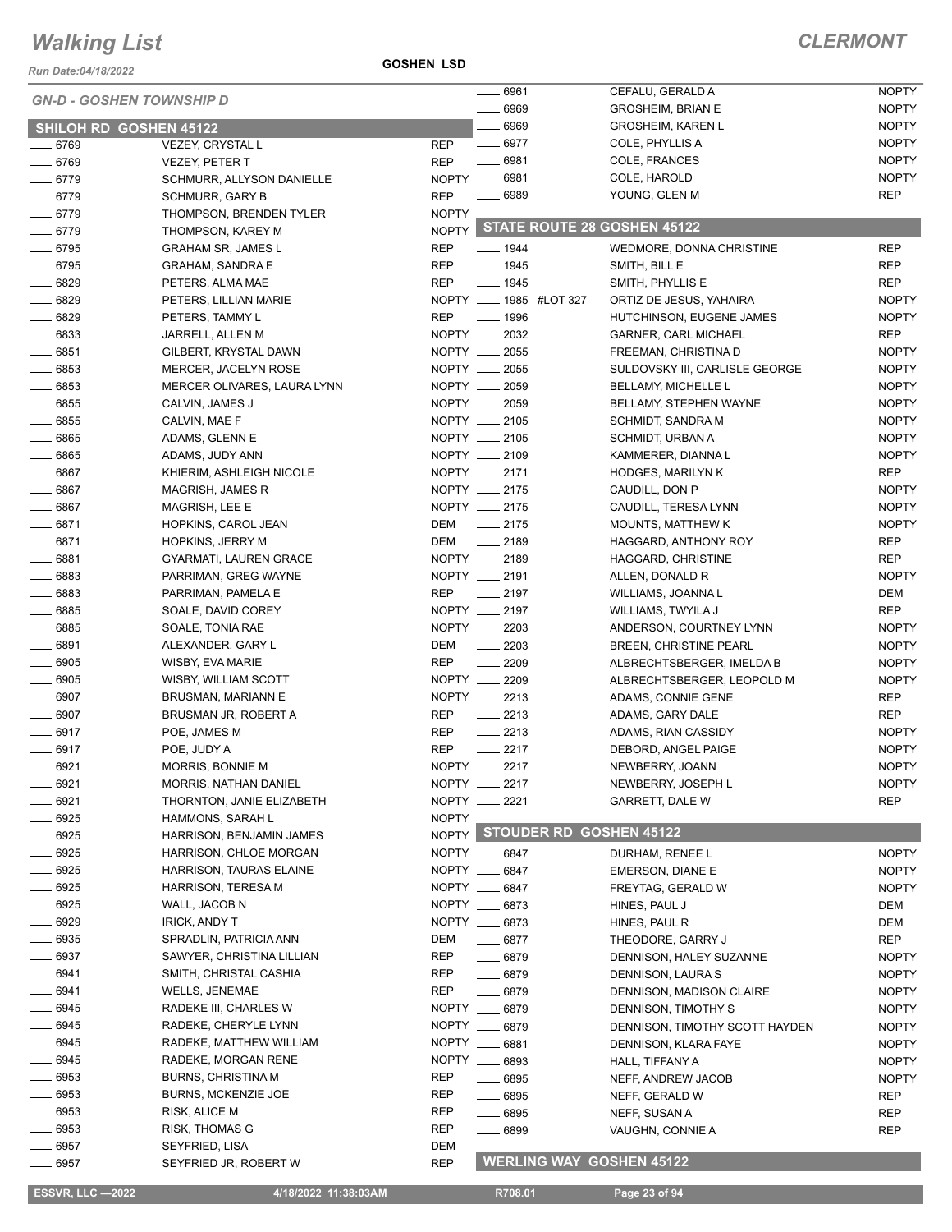# Walking List

**CLERMONT**

Run Date:04/18/2022

**GOSHEN LSD**

## GN-D - GOSHEN TOWNSHIP D

### SHILOH RD GOSHEN 45122

| No. | Name | Party |
|---|---|---|
| 6769 | VEZEY, CRYSTAL L | REP |
| 6769 | VEZEY, PETER T | REP |
| 6779 | SCHMURR, ALLYSON DANIELLE | NOPTY |
| 6779 | SCHMURR, GARY B | REP |
| 6779 | THOMPSON, BRENDEN TYLER | NOPTY |
| 6779 | THOMPSON, KAREY M | NOPTY |
| 6795 | GRAHAM SR, JAMES L | REP |
| 6795 | GRAHAM, SANDRA E | REP |
| 6829 | PETERS, ALMA MAE | REP |
| 6829 | PETERS, LILLIAN MARIE | NOPTY |
| 6829 | PETERS, TAMMY L | REP |
| 6833 | JARRELL, ALLEN M | NOPTY |
| 6851 | GILBERT, KRYSTAL DAWN | NOPTY |
| 6853 | MERCER, JACELYN ROSE | NOPTY |
| 6853 | MERCER OLIVARES, LAURA LYNN | NOPTY |
| 6855 | CALVIN, JAMES J | NOPTY |
| 6855 | CALVIN, MAE F | NOPTY |
| 6865 | ADAMS, GLENN E | NOPTY |
| 6865 | ADAMS, JUDY ANN | NOPTY |
| 6867 | KHIERIM, ASHLEIGH NICOLE | NOPTY |
| 6867 | MAGRISH, JAMES R | NOPTY |
| 6867 | MAGRISH, LEE E | NOPTY |
| 6871 | HOPKINS, CAROL JEAN | DEM |
| 6871 | HOPKINS, JERRY M | DEM |
| 6881 | GYARMATI, LAUREN GRACE | NOPTY |
| 6883 | PARRIMAN, GREG WAYNE | NOPTY |
| 6883 | PARRIMAN, PAMELA E | REP |
| 6885 | SOALE, DAVID COREY | NOPTY |
| 6885 | SOALE, TONIA RAE | NOPTY |
| 6891 | ALEXANDER, GARY L | DEM |
| 6905 | WISBY, EVA MARIE | REP |
| 6905 | WISBY, WILLIAM SCOTT | NOPTY |
| 6907 | BRUSMAN, MARIANN E | NOPTY |
| 6907 | BRUSMAN JR, ROBERT A | REP |
| 6917 | POE, JAMES M | REP |
| 6917 | POE, JUDY A | REP |
| 6921 | MORRIS, BONNIE M | NOPTY |
| 6921 | MORRIS, NATHAN DANIEL | NOPTY |
| 6921 | THORNTON, JANIE ELIZABETH | NOPTY |
| 6925 | HAMMONS, SARAH L | NOPTY |
| 6925 | HARRISON, BENJAMIN JAMES | NOPTY |
| 6925 | HARRISON, CHLOE MORGAN | NOPTY |
| 6925 | HARRISON, TAURAS ELAINE | NOPTY |
| 6925 | HARRISON, TERESA M | NOPTY |
| 6925 | WALL, JACOB N | NOPTY |
| 6929 | IRICK, ANDY T | NOPTY |
| 6935 | SPRADLIN, PATRICIA ANN | DEM |
| 6937 | SAWYER, CHRISTINA LILLIAN | REP |
| 6941 | SMITH, CHRISTAL CASHIA | REP |
| 6941 | WELLS, JENEMAE | REP |
| 6945 | RADEKE III, CHARLES W | NOPTY |
| 6945 | RADEKE, CHERYLE LYNN | NOPTY |
| 6945 | RADEKE, MATTHEW WILLIAM | NOPTY |
| 6945 | RADEKE, MORGAN RENE | NOPTY |
| 6953 | BURNS, CHRISTINA M | REP |
| 6953 | BURNS, MCKENZIE JOE | REP |
| 6953 | RISK, ALICE M | REP |
| 6953 | RISK, THOMAS G | REP |
| 6957 | SEYFRIED, LISA | DEM |
| 6957 | SEYFRIED JR, ROBERT W | REP |
| 6961 | CEFALU, GERALD A | NOPTY |
| 6969 | GROSHEIM, BRIAN E | NOPTY |
| 6969 | GROSHEIM, KAREN L | NOPTY |
| 6977 | COLE, PHYLLIS A | NOPTY |
| 6981 | COLE, FRANCES | NOPTY |
| 6981 | COLE, HAROLD | NOPTY |
| 6989 | YOUNG, GLEN M | REP |

### STATE ROUTE 28 GOSHEN 45122

| No. | Name | Party |
|---|---|---|
| 1944 | WEDMORE, DONNA CHRISTINE | REP |
| 1945 | SMITH, BILL E | REP |
| 1945 | SMITH, PHYLLIS E | REP |
| 1985 #LOT 327 | ORTIZ DE JESUS, YAHAIRA | NOPTY |
| 1996 | HUTCHINSON, EUGENE JAMES | NOPTY |
| 2032 | GARNER, CARL MICHAEL | REP |
| 2055 | FREEMAN, CHRISTINA D | NOPTY |
| 2055 | SULDOVSKY III, CARLISLE GEORGE | NOPTY |
| 2059 | BELLAMY, MICHELLE L | NOPTY |
| 2059 | BELLAMY, STEPHEN WAYNE | NOPTY |
| 2105 | SCHMIDT, SANDRA M | NOPTY |
| 2105 | SCHMIDT, URBAN A | NOPTY |
| 2109 | KAMMERER, DIANNA L | NOPTY |
| 2171 | HODGES, MARILYN K | REP |
| 2175 | CAUDILL, DON P | NOPTY |
| 2175 | CAUDILL, TERESA LYNN | NOPTY |
| 2175 | MOUNTS, MATTHEW K | NOPTY |
| 2189 | HAGGARD, ANTHONY ROY | REP |
| 2189 | HAGGARD, CHRISTINE | REP |
| 2191 | ALLEN, DONALD R | NOPTY |
| 2197 | WILLIAMS, JOANNA L | DEM |
| 2197 | WILLIAMS, TWYILA J | REP |
| 2203 | ANDERSON, COURTNEY LYNN | NOPTY |
| 2203 | BREEN, CHRISTINE PEARL | NOPTY |
| 2209 | ALBRECHTSBERGER, IMELDA B | NOPTY |
| 2209 | ALBRECHTSBERGER, LEOPOLD M | NOPTY |
| 2213 | ADAMS, CONNIE GENE | REP |
| 2213 | ADAMS, GARY DALE | REP |
| 2213 | ADAMS, RIAN CASSIDY | NOPTY |
| 2217 | DEBORD, ANGEL PAIGE | NOPTY |
| 2217 | NEWBERRY, JOANN | NOPTY |
| 2217 | NEWBERRY, JOSEPH L | NOPTY |
| 2221 | GARRETT, DALE W | REP |

### STOUDER RD GOSHEN 45122

| No. | Name | Party |
|---|---|---|
| 6847 | DURHAM, RENEE L | NOPTY |
| 6847 | EMERSON, DIANE E | NOPTY |
| 6847 | FREYTAG, GERALD W | NOPTY |
| 6873 | HINES, PAUL J | DEM |
| 6873 | HINES, PAUL R | DEM |
| 6877 | THEODORE, GARRY J | REP |
| 6879 | DENNISON, HALEY SUZANNE | NOPTY |
| 6879 | DENNISON, LAURA S | NOPTY |
| 6879 | DENNISON, MADISON CLAIRE | NOPTY |
| 6879 | DENNISON, TIMOTHY S | NOPTY |
| 6879 | DENNISON, TIMOTHY SCOTT HAYDEN | NOPTY |
| 6881 | DENNISON, KLARA FAYE | NOPTY |
| 6893 | HALL, TIFFANY A | NOPTY |
| 6895 | NEFF, ANDREW JACOB | NOPTY |
| 6895 | NEFF, GERALD W | REP |
| 6895 | NEFF, SUSAN A | REP |
| 6899 | VAUGHN, CONNIE A | REP |

### WERLING WAY GOSHEN 45122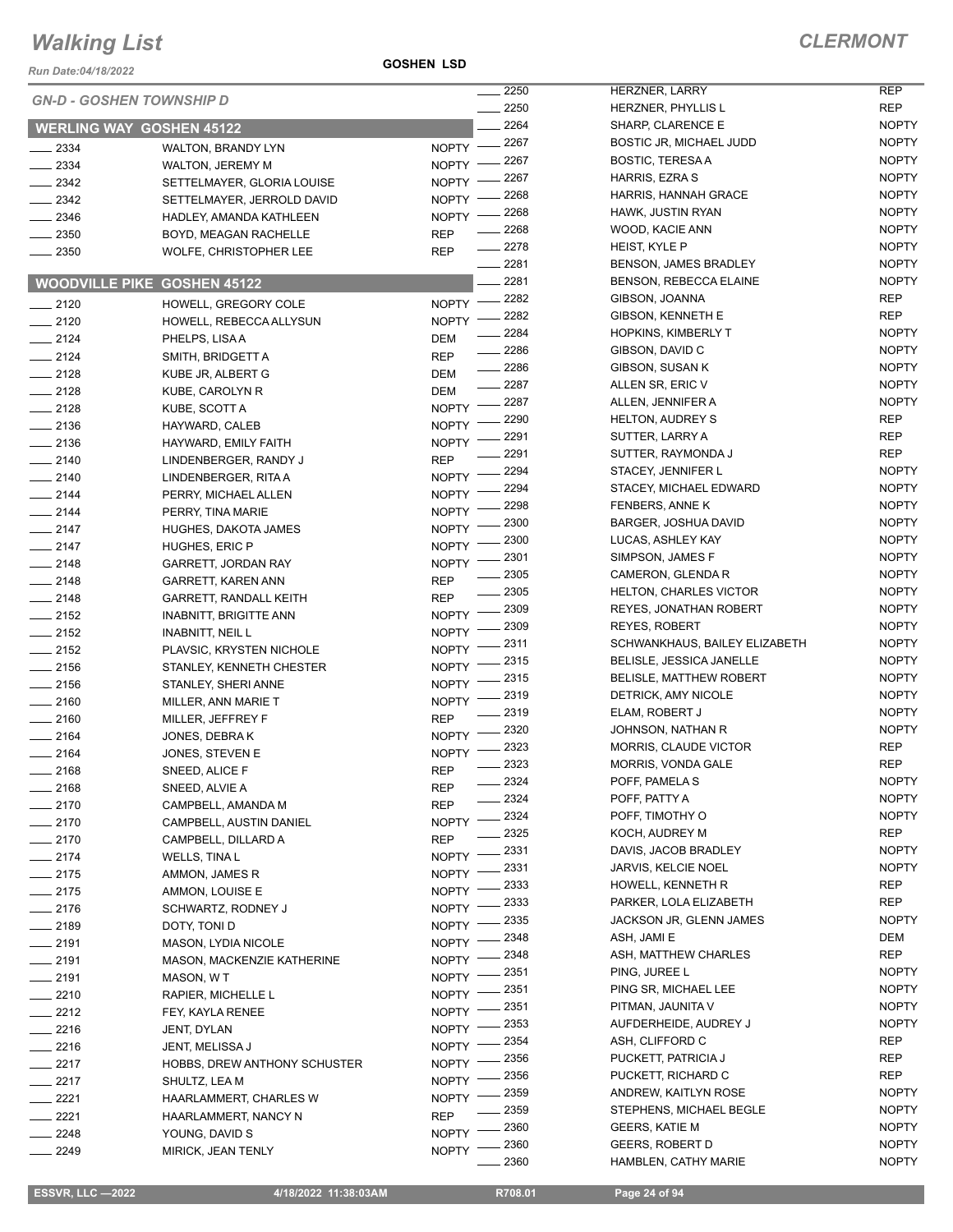# Walking List

## CLERMONT

Run Date:04/18/2022

GOSHEN LSD

### GN-D - GOSHEN TOWNSHIP D

### WERLING WAY GOSHEN 45122

| No. | Name | Party |
|---|---|---|
| 2334 | WALTON, BRANDY LYN | NOPTY |
| 2334 | WALTON, JEREMY M | NOPTY |
| 2342 | SETTELMAYER, GLORIA LOUISE | NOPTY |
| 2342 | SETTELMAYER, JERROLD DAVID | NOPTY |
| 2346 | HADLEY, AMANDA KATHLEEN | NOPTY |
| 2350 | BOYD, MEAGAN RACHELLE | REP |
| 2350 | WOLFE, CHRISTOPHER LEE | REP |

### WOODVILLE PIKE GOSHEN 45122

| No. | Name | Party |
|---|---|---|
| 2120 | HOWELL, GREGORY COLE | NOPTY |
| 2120 | HOWELL, REBECCA ALLYSUN | NOPTY |
| 2124 | PHELPS, LISA A | DEM |
| 2124 | SMITH, BRIDGETT A | REP |
| 2128 | KUBE JR, ALBERT G | DEM |
| 2128 | KUBE, CAROLYN R | DEM |
| 2128 | KUBE, SCOTT A | NOPTY |
| 2136 | HAYWARD, CALEB | NOPTY |
| 2136 | HAYWARD, EMILY FAITH | NOPTY |
| 2140 | LINDENBERGER, RANDY J | REP |
| 2140 | LINDENBERGER, RITA A | NOPTY |
| 2144 | PERRY, MICHAEL ALLEN | NOPTY |
| 2144 | PERRY, TINA MARIE | NOPTY |
| 2147 | HUGHES, DAKOTA JAMES | NOPTY |
| 2147 | HUGHES, ERIC P | NOPTY |
| 2148 | GARRETT, JORDAN RAY | NOPTY |
| 2148 | GARRETT, KAREN ANN | REP |
| 2148 | GARRETT, RANDALL KEITH | REP |
| 2152 | INABNITT, BRIGITTE ANN | NOPTY |
| 2152 | INABNITT, NEIL L | NOPTY |
| 2152 | PLAVSIC, KRYSTEN NICHOLE | NOPTY |
| 2156 | STANLEY, KENNETH CHESTER | NOPTY |
| 2156 | STANLEY, SHERI ANNE | NOPTY |
| 2160 | MILLER, ANN MARIE T | NOPTY |
| 2160 | MILLER, JEFFREY F | REP |
| 2164 | JONES, DEBRA K | NOPTY |
| 2164 | JONES, STEVEN E | NOPTY |
| 2168 | SNEED, ALICE F | REP |
| 2168 | SNEED, ALVIE A | REP |
| 2170 | CAMPBELL, AMANDA M | REP |
| 2170 | CAMPBELL, AUSTIN DANIEL | NOPTY |
| 2170 | CAMPBELL, DILLARD A | REP |
| 2174 | WELLS, TINA L | NOPTY |
| 2175 | AMMON, JAMES R | NOPTY |
| 2175 | AMMON, LOUISE E | NOPTY |
| 2176 | SCHWARTZ, RODNEY J | NOPTY |
| 2189 | DOTY, TONI D | NOPTY |
| 2191 | MASON, LYDIA NICOLE | NOPTY |
| 2191 | MASON, MACKENZIE KATHERINE | NOPTY |
| 2191 | MASON, W T | NOPTY |
| 2210 | RAPIER, MICHELLE L | NOPTY |
| 2212 | FEY, KAYLA RENEE | NOPTY |
| 2216 | JENT, DYLAN | NOPTY |
| 2216 | JENT, MELISSA J | NOPTY |
| 2217 | HOBBS, DREW ANTHONY SCHUSTER | NOPTY |
| 2217 | SHULTZ, LEA M | NOPTY |
| 2221 | HAARLAMMERT, CHARLES W | NOPTY |
| 2221 | HAARLAMMERT, NANCY N | REP |
| 2248 | YOUNG, DAVID S | NOPTY |
| 2249 | MIRICK, JEAN TENLY | NOPTY |
| 2250 | HERZNER, LARRY | REP |
| 2250 | HERZNER, PHYLLIS L | REP |
| 2264 | SHARP, CLARENCE E | NOPTY |
| 2267 | BOSTIC JR, MICHAEL JUDD | NOPTY |
| 2267 | BOSTIC, TERESA A | NOPTY |
| 2267 | HARRIS, EZRA S | NOPTY |
| 2268 | HARRIS, HANNAH GRACE | NOPTY |
| 2268 | HAWK, JUSTIN RYAN | NOPTY |
| 2268 | WOOD, KACIE ANN | NOPTY |
| 2278 | HEIST, KYLE P | NOPTY |
| 2281 | BENSON, JAMES BRADLEY | NOPTY |
| 2281 | BENSON, REBECCA ELAINE | NOPTY |
| 2282 | GIBSON, JOANNA | REP |
| 2282 | GIBSON, KENNETH E | REP |
| 2284 | HOPKINS, KIMBERLY T | NOPTY |
| 2286 | GIBSON, DAVID C | NOPTY |
| 2286 | GIBSON, SUSAN K | NOPTY |
| 2287 | ALLEN SR, ERIC V | NOPTY |
| 2287 | ALLEN, JENNIFER A | NOPTY |
| 2290 | HELTON, AUDREY S | REP |
| 2291 | SUTTER, LARRY A | REP |
| 2291 | SUTTER, RAYMONDA J | REP |
| 2294 | STACEY, JENNIFER L | NOPTY |
| 2294 | STACEY, MICHAEL EDWARD | NOPTY |
| 2298 | FENBERS, ANNE K | NOPTY |
| 2300 | BARGER, JOSHUA DAVID | NOPTY |
| 2300 | LUCAS, ASHLEY KAY | NOPTY |
| 2301 | SIMPSON, JAMES F | NOPTY |
| 2305 | CAMERON, GLENDA R | NOPTY |
| 2305 | HELTON, CHARLES VICTOR | NOPTY |
| 2309 | REYES, JONATHAN ROBERT | NOPTY |
| 2309 | REYES, ROBERT | NOPTY |
| 2311 | SCHWANKHAUS, BAILEY ELIZABETH | NOPTY |
| 2315 | BELISLE, JESSICA JANELLE | NOPTY |
| 2315 | BELISLE, MATTHEW ROBERT | NOPTY |
| 2319 | DETRICK, AMY NICOLE | NOPTY |
| 2319 | ELAM, ROBERT J | NOPTY |
| 2320 | JOHNSON, NATHAN R | NOPTY |
| 2323 | MORRIS, CLAUDE VICTOR | REP |
| 2323 | MORRIS, VONDA GALE | REP |
| 2324 | POFF, PAMELA S | NOPTY |
| 2324 | POFF, PATTY A | NOPTY |
| 2324 | POFF, TIMOTHY O | NOPTY |
| 2325 | KOCH, AUDREY M | REP |
| 2331 | DAVIS, JACOB BRADLEY | NOPTY |
| 2331 | JARVIS, KELCIE NOEL | NOPTY |
| 2333 | HOWELL, KENNETH R | REP |
| 2333 | PARKER, LOLA ELIZABETH | REP |
| 2335 | JACKSON JR, GLENN JAMES | NOPTY |
| 2348 | ASH, JAMI E | DEM |
| 2348 | ASH, MATTHEW CHARLES | REP |
| 2351 | PING, JUREE L | NOPTY |
| 2351 | PING SR, MICHAEL LEE | NOPTY |
| 2351 | PITMAN, JAUNITA V | NOPTY |
| 2353 | AUFDERHEIDE, AUDREY J | NOPTY |
| 2354 | ASH, CLIFFORD C | REP |
| 2356 | PUCKETT, PATRICIA J | REP |
| 2356 | PUCKETT, RICHARD C | REP |
| 2359 | ANDREW, KAITLYN ROSE | NOPTY |
| 2359 | STEPHENS, MICHAEL BEGLE | NOPTY |
| 2360 | GEERS, KATIE M | NOPTY |
| 2360 | GEERS, ROBERT D | NOPTY |
| 2360 | HAMBLEN, CATHY MARIE | NOPTY |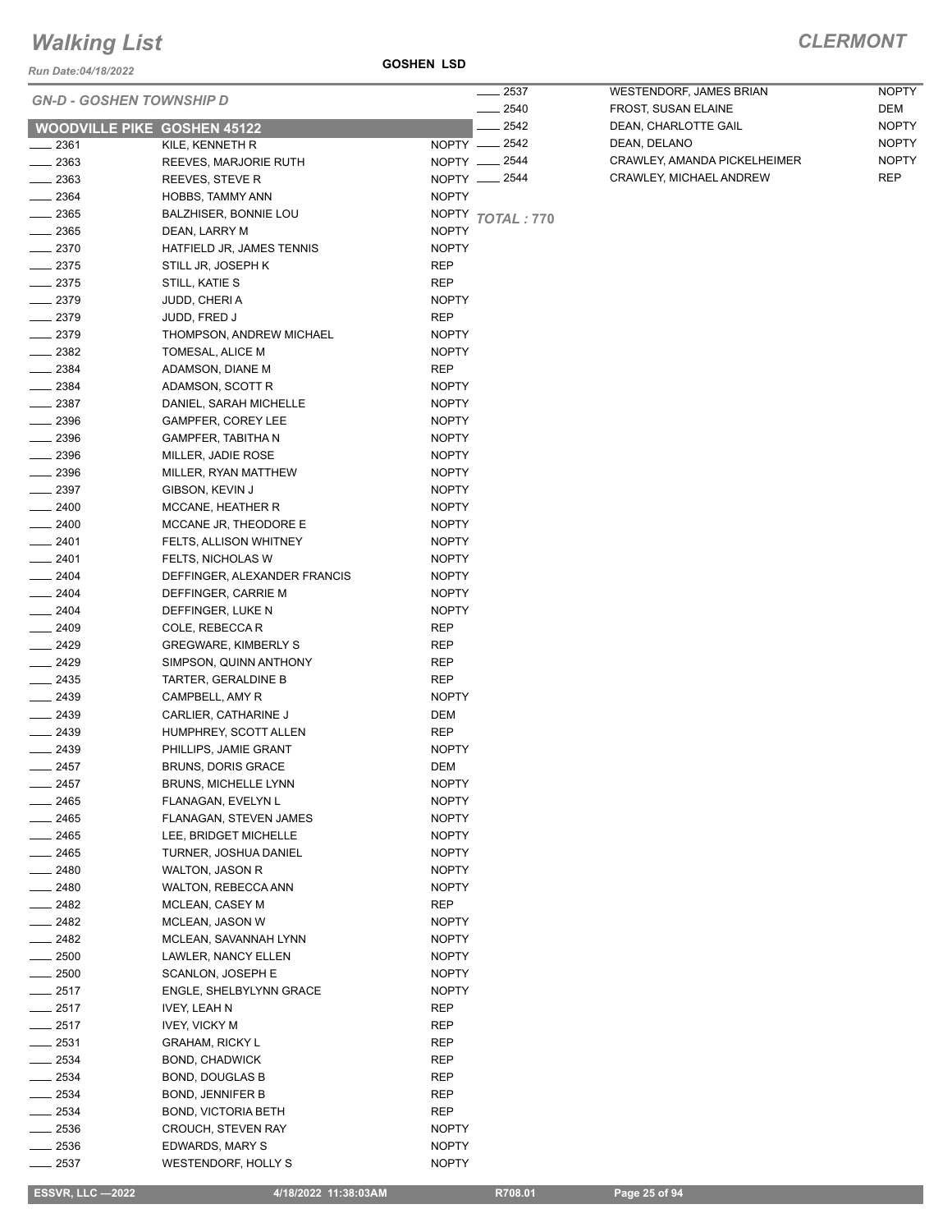# Walking List

## CLERMONT

Run Date:04/18/2022

**GOSHEN LSD**

### GN-D - GOSHEN TOWNSHIP D

### WOODVILLE PIKE GOSHEN 45122

| No. | Name | Party |
|---|---|---|
| ____ 2361 | KILE, KENNETH R | NOPTY |
| ____ 2363 | REEVES, MARJORIE RUTH | NOPTY |
| ____ 2363 | REEVES, STEVE R | NOPTY |
| ____ 2364 | HOBBS, TAMMY ANN | NOPTY |
| ____ 2365 | BALZHISER, BONNIE LOU | NOPTY |
| ____ 2365 | DEAN, LARRY M | NOPTY |
| ____ 2370 | HATFIELD JR, JAMES TENNIS | NOPTY |
| ____ 2375 | STILL JR, JOSEPH K | REP |
| ____ 2375 | STILL, KATIE S | REP |
| ____ 2379 | JUDD, CHERI A | NOPTY |
| ____ 2379 | JUDD, FRED J | REP |
| ____ 2379 | THOMPSON, ANDREW MICHAEL | NOPTY |
| ____ 2382 | TOMESAL, ALICE M | NOPTY |
| ____ 2384 | ADAMSON, DIANE M | REP |
| ____ 2384 | ADAMSON, SCOTT R | NOPTY |
| ____ 2387 | DANIEL, SARAH MICHELLE | NOPTY |
| ____ 2396 | GAMPFER, COREY LEE | NOPTY |
| ____ 2396 | GAMPFER, TABITHA N | NOPTY |
| ____ 2396 | MILLER, JADIE ROSE | NOPTY |
| ____ 2396 | MILLER, RYAN MATTHEW | NOPTY |
| ____ 2397 | GIBSON, KEVIN J | NOPTY |
| ____ 2400 | MCCANE, HEATHER R | NOPTY |
| ____ 2400 | MCCANE JR, THEODORE E | NOPTY |
| ____ 2401 | FELTS, ALLISON WHITNEY | NOPTY |
| ____ 2401 | FELTS, NICHOLAS W | NOPTY |
| ____ 2404 | DEFFINGER, ALEXANDER FRANCIS | NOPTY |
| ____ 2404 | DEFFINGER, CARRIE M | NOPTY |
| ____ 2404 | DEFFINGER, LUKE N | NOPTY |
| ____ 2409 | COLE, REBECCA R | REP |
| ____ 2429 | GREGWARE, KIMBERLY S | REP |
| ____ 2429 | SIMPSON, QUINN ANTHONY | REP |
| ____ 2435 | TARTER, GERALDINE B | REP |
| ____ 2439 | CAMPBELL, AMY R | NOPTY |
| ____ 2439 | CARLIER, CATHARINE J | DEM |
| ____ 2439 | HUMPHREY, SCOTT ALLEN | REP |
| ____ 2439 | PHILLIPS, JAMIE GRANT | NOPTY |
| ____ 2457 | BRUNS, DORIS GRACE | DEM |
| ____ 2457 | BRUNS, MICHELLE LYNN | NOPTY |
| ____ 2465 | FLANAGAN, EVELYN L | NOPTY |
| ____ 2465 | FLANAGAN, STEVEN JAMES | NOPTY |
| ____ 2465 | LEE, BRIDGET MICHELLE | NOPTY |
| ____ 2465 | TURNER, JOSHUA DANIEL | NOPTY |
| ____ 2480 | WALTON, JASON R | NOPTY |
| ____ 2480 | WALTON, REBECCA ANN | NOPTY |
| ____ 2482 | MCLEAN, CASEY M | REP |
| ____ 2482 | MCLEAN, JASON W | NOPTY |
| ____ 2482 | MCLEAN, SAVANNAH LYNN | NOPTY |
| ____ 2500 | LAWLER, NANCY ELLEN | NOPTY |
| ____ 2500 | SCANLON, JOSEPH E | NOPTY |
| ____ 2517 | ENGLE, SHELBYLYNN GRACE | NOPTY |
| ____ 2517 | IVEY, LEAH N | REP |
| ____ 2517 | IVEY, VICKY M | REP |
| ____ 2531 | GRAHAM, RICKY L | REP |
| ____ 2534 | BOND, CHADWICK | REP |
| ____ 2534 | BOND, DOUGLAS B | REP |
| ____ 2534 | BOND, JENNIFER B | REP |
| ____ 2534 | BOND, VICTORIA BETH | REP |
| ____ 2536 | CROUCH, STEVEN RAY | NOPTY |
| ____ 2536 | EDWARDS, MARY S | NOPTY |
| ____ 2537 | WESTENDORF, HOLLY S | NOPTY |
| ____ 2537 | WESTENDORF, JAMES BRIAN | NOPTY |
| ____ 2540 | FROST, SUSAN ELAINE | DEM |
| ____ 2542 | DEAN, CHARLOTTE GAIL | NOPTY |
| ____ 2542 | DEAN, DELANO | NOPTY |
| ____ 2544 | CRAWLEY, AMANDA PICKELHEIMER | NOPTY |
| ____ 2544 | CRAWLEY, MICHAEL ANDREW | REP |

**TOTAL : 770**

ESSVR, LLC —2022 | 4/18/2022 11:38:03AM | R708.01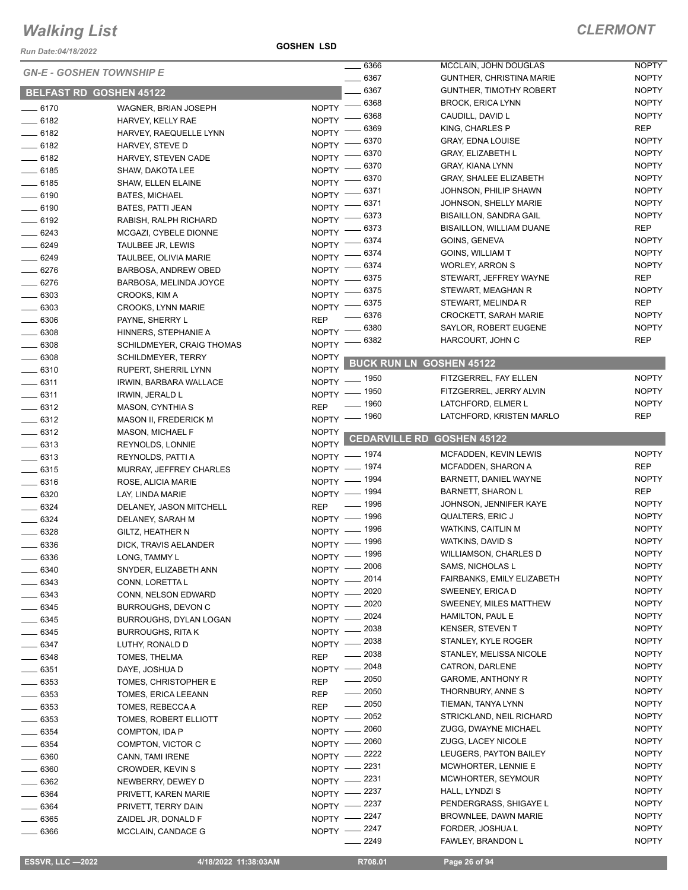# Walking List

## CLERMONT

Run Date:04/18/2022

GOSHEN LSD

### GN-E - GOSHEN TOWNSHIP E

### BELFAST RD GOSHEN 45122

| No. | Name | Party |
|---|---|---|
| 6170 | WAGNER, BRIAN JOSEPH | NOPTY |
| 6182 | HARVEY, KELLY RAE | NOPTY |
| 6182 | HARVEY, RAEQUELLE LYNN | NOPTY |
| 6182 | HARVEY, STEVE D | NOPTY |
| 6182 | HARVEY, STEVEN CADE | NOPTY |
| 6185 | SHAW, DAKOTA LEE | NOPTY |
| 6185 | SHAW, ELLEN ELAINE | NOPTY |
| 6190 | BATES, MICHAEL | NOPTY |
| 6190 | BATES, PATTI JEAN | NOPTY |
| 6192 | RABISH, RALPH RICHARD | NOPTY |
| 6243 | MCGAZI, CYBELE DIONNE | NOPTY |
| 6249 | TAULBEE JR, LEWIS | NOPTY |
| 6249 | TAULBEE, OLIVIA MARIE | NOPTY |
| 6276 | BARBOSA, ANDREW OBED | NOPTY |
| 6276 | BARBOSA, MELINDA JOYCE | NOPTY |
| 6303 | CROOKS, KIM A | NOPTY |
| 6303 | CROOKS, LYNN MARIE | NOPTY |
| 6306 | PAYNE, SHERRY L | REP |
| 6308 | HINNERS, STEPHANIE A | NOPTY |
| 6308 | SCHILDMEYER, CRAIG THOMAS | NOPTY |
| 6308 | SCHILDMEYER, TERRY | NOPTY |
| 6310 | RUPERT, SHERRIL LYNN | NOPTY |
| 6311 | IRWIN, BARBARA WALLACE | NOPTY |
| 6311 | IRWIN, JERALD L | NOPTY |
| 6312 | MASON, CYNTHIA S | REP |
| 6312 | MASON II, FREDERICK M | NOPTY |
| 6312 | MASON, MICHAEL F | NOPTY |
| 6313 | REYNOLDS, LONNIE | NOPTY |
| 6313 | REYNOLDS, PATTI A | NOPTY |
| 6315 | MURRAY, JEFFREY CHARLES | NOPTY |
| 6316 | ROSE, ALICIA MARIE | NOPTY |
| 6320 | LAY, LINDA MARIE | NOPTY |
| 6324 | DELANEY, JASON MITCHELL | REP |
| 6324 | DELANEY, SARAH M | NOPTY |
| 6328 | GILTZ, HEATHER N | NOPTY |
| 6336 | DICK, TRAVIS AELANDER | NOPTY |
| 6336 | LONG, TAMMY L | NOPTY |
| 6340 | SNYDER, ELIZABETH ANN | NOPTY |
| 6343 | CONN, LORETTA L | NOPTY |
| 6343 | CONN, NELSON EDWARD | NOPTY |
| 6345 | BURROUGHS, DEVON C | NOPTY |
| 6345 | BURROUGHS, DYLAN LOGAN | NOPTY |
| 6345 | BURROUGHS, RITA K | NOPTY |
| 6347 | LUTHY, RONALD D | NOPTY |
| 6348 | TOMES, THELMA | REP |
| 6351 | DAYE, JOSHUA D | NOPTY |
| 6353 | TOMES, CHRISTOPHER E | REP |
| 6353 | TOMES, ERICA LEEANN | REP |
| 6353 | TOMES, REBECCA A | REP |
| 6353 | TOMES, ROBERT ELLIOTT | NOPTY |
| 6354 | COMPTON, IDA P | NOPTY |
| 6354 | COMPTON, VICTOR C | NOPTY |
| 6360 | CANN, TAMI IRENE | NOPTY |
| 6360 | CROWDER, KEVIN S | NOPTY |
| 6362 | NEWBERRY, DEWEY D | NOPTY |
| 6364 | PRIVETT, KAREN MARIE | NOPTY |
| 6364 | PRIVETT, TERRY DAIN | NOPTY |
| 6365 | ZAIDEL JR, DONALD F | NOPTY |
| 6366 | MCCLAIN, CANDACE G | NOPTY |
| 6366 | MCCLAIN, JOHN DOUGLAS | NOPTY |
| 6367 | GUNTHER, CHRISTINA MARIE | NOPTY |
| 6367 | GUNTHER, TIMOTHY ROBERT | NOPTY |
| 6368 | BROCK, ERICA LYNN | NOPTY |
| 6368 | CAUDILL, DAVID L | NOPTY |
| 6369 | KING, CHARLES P | REP |
| 6370 | GRAY, EDNA LOUISE | NOPTY |
| 6370 | GRAY, ELIZABETH L | NOPTY |
| 6370 | GRAY, KIANA LYNN | NOPTY |
| 6370 | GRAY, SHALEE ELIZABETH | NOPTY |
| 6371 | JOHNSON, PHILIP SHAWN | NOPTY |
| 6371 | JOHNSON, SHELLY MARIE | NOPTY |
| 6373 | BISAILLON, SANDRA GAIL | NOPTY |
| 6373 | BISAILLON, WILLIAM DUANE | REP |
| 6374 | GOINS, GENEVA | NOPTY |
| 6374 | GOINS, WILLIAM T | NOPTY |
| 6374 | WORLEY, ARRON S | NOPTY |
| 6375 | STEWART, JEFFREY WAYNE | REP |
| 6375 | STEWART, MEAGHAN R | NOPTY |
| 6375 | STEWART, MELINDA R | REP |
| 6376 | CROCKETT, SARAH MARIE | NOPTY |
| 6380 | SAYLOR, ROBERT EUGENE | NOPTY |
| 6382 | HARCOURT, JOHN C | REP |

### BUCK RUN LN GOSHEN 45122

| No. | Name | Party |
|---|---|---|
| 1950 | FITZGERREL, FAY ELLEN | NOPTY |
| 1950 | FITZGERREL, JERRY ALVIN | NOPTY |
| 1960 | LATCHFORD, ELMER L | NOPTY |
| 1960 | LATCHFORD, KRISTEN MARLO | REP |

### CEDARVILLE RD GOSHEN 45122

| No. | Name | Party |
|---|---|---|
| 1974 | MCFADDEN, KEVIN LEWIS | NOPTY |
| 1974 | MCFADDEN, SHARON A | REP |
| 1994 | BARNETT, DANIEL WAYNE | NOPTY |
| 1994 | BARNETT, SHARON L | REP |
| 1996 | JOHNSON, JENNIFER KAYE | NOPTY |
| 1996 | QUALTERS, ERIC J | NOPTY |
| 1996 | WATKINS, CAITLIN M | NOPTY |
| 1996 | WATKINS, DAVID S | NOPTY |
| 1996 | WILLIAMSON, CHARLES D | NOPTY |
| 2006 | SAMS, NICHOLAS L | NOPTY |
| 2014 | FAIRBANKS, EMILY ELIZABETH | NOPTY |
| 2020 | SWEENEY, ERICA D | NOPTY |
| 2020 | SWEENEY, MILES MATTHEW | NOPTY |
| 2024 | HAMILTON, PAUL E | NOPTY |
| 2038 | KENSER, STEVEN T | NOPTY |
| 2038 | STANLEY, KYLE ROGER | NOPTY |
| 2038 | STANLEY, MELISSA NICOLE | NOPTY |
| 2048 | CATRON, DARLENE | NOPTY |
| 2050 | GAROME, ANTHONY R | NOPTY |
| 2050 | THORNBURY, ANNE S | NOPTY |
| 2050 | TIEMAN, TANYA LYNN | NOPTY |
| 2052 | STRICKLAND, NEIL RICHARD | NOPTY |
| 2060 | ZUGG, DWAYNE MICHAEL | NOPTY |
| 2060 | ZUGG, LACEY NICOLE | NOPTY |
| 2222 | LEUGERS, PAYTON BAILEY | NOPTY |
| 2231 | MCWHORTER, LENNIE E | NOPTY |
| 2231 | MCWHORTER, SEYMOUR | NOPTY |
| 2237 | HALL, LYNDZI S | NOPTY |
| 2237 | PENDERGRASS, SHIGAYE L | NOPTY |
| 2247 | BROWNLEE, DAWN MARIE | NOPTY |
| 2247 | FORDER, JOSHUA L | NOPTY |
| 2249 | FAWLEY, BRANDON L | NOPTY |

ESSVR, LLC —2022 4/18/2022 11:38:03AM R708.01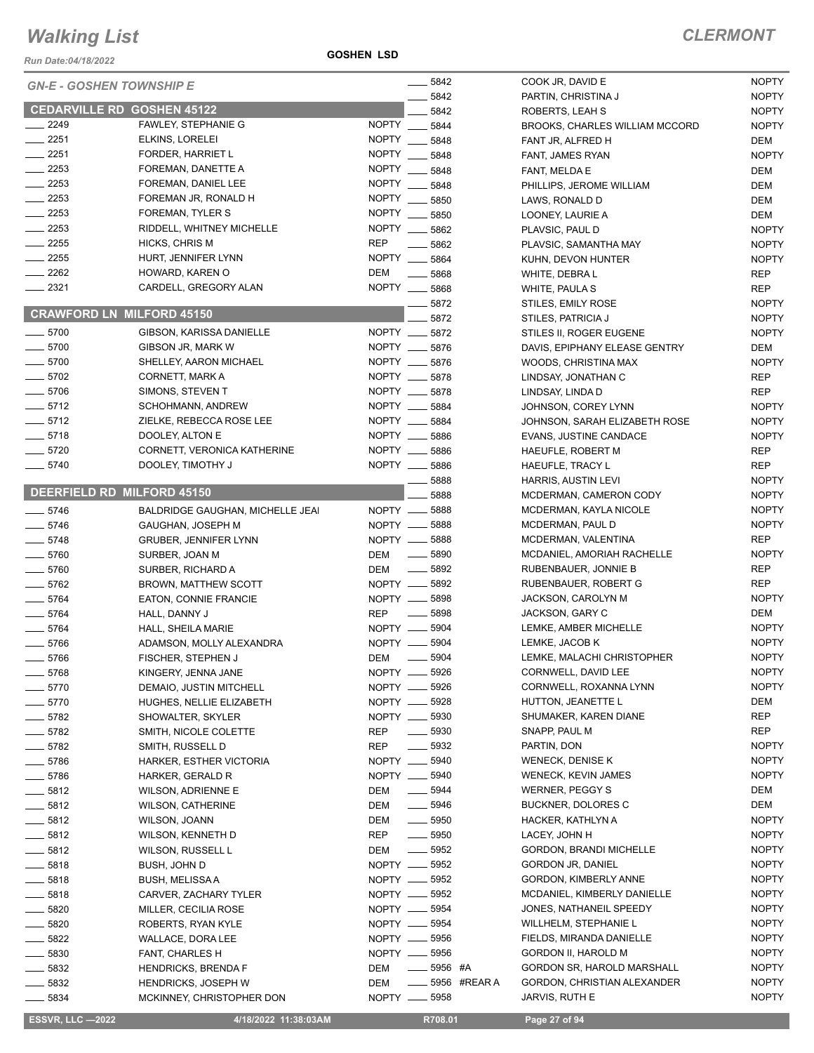# Walking List

**CLERMONT**

Run Date:04/18/2022

**GOSHEN LSD**

## GN-E - GOSHEN TOWNSHIP E

### CEDARVILLE RD GOSHEN 45122

| No. | Name | Party |
|---|---|---|
| 2249 | FAWLEY, STEPHANIE G | NOPTY |
| 2251 | ELKINS, LORELEI | NOPTY |
| 2251 | FORDER, HARRIET L | NOPTY |
| 2253 | FOREMAN, DANETTE A | NOPTY |
| 2253 | FOREMAN, DANIEL LEE | NOPTY |
| 2253 | FOREMAN JR, RONALD H | NOPTY |
| 2253 | FOREMAN, TYLER S | NOPTY |
| 2253 | RIDDELL, WHITNEY MICHELLE | NOPTY |
| 2255 | HICKS, CHRIS M | REP |
| 2255 | HURT, JENNIFER LYNN | NOPTY |
| 2262 | HOWARD, KAREN O | DEM |
| 2321 | CARDELL, GREGORY ALAN | NOPTY |

### CRAWFORD LN MILFORD 45150

| No. | Name | Party |
|---|---|---|
| 5700 | GIBSON, KARISSA DANIELLE | NOPTY |
| 5700 | GIBSON JR, MARK W | NOPTY |
| 5700 | SHELLEY, AARON MICHAEL | NOPTY |
| 5702 | CORNETT, MARK A | NOPTY |
| 5706 | SIMONS, STEVEN T | NOPTY |
| 5712 | SCHOHMANN, ANDREW | NOPTY |
| 5712 | ZIELKE, REBECCA ROSE LEE | NOPTY |
| 5718 | DOOLEY, ALTON E | NOPTY |
| 5720 | CORNETT, VERONICA KATHERINE | NOPTY |
| 5740 | DOOLEY, TIMOTHY J | NOPTY |

### DEERFIELD RD MILFORD 45150

| No. | Name | Party |
|---|---|---|
| 5746 | BALDRIDGE GAUGHAN, MICHELLE JEAI | NOPTY |
| 5746 | GAUGHAN, JOSEPH M | NOPTY |
| 5748 | GRUBER, JENNIFER LYNN | NOPTY |
| 5760 | SURBER, JOAN M | DEM |
| 5760 | SURBER, RICHARD A | DEM |
| 5762 | BROWN, MATTHEW SCOTT | NOPTY |
| 5764 | EATON, CONNIE FRANCIE | NOPTY |
| 5764 | HALL, DANNY J | REP |
| 5764 | HALL, SHEILA MARIE | NOPTY |
| 5766 | ADAMSON, MOLLY ALEXANDRA | NOPTY |
| 5766 | FISCHER, STEPHEN J | DEM |
| 5768 | KINGERY, JENNA JANE | NOPTY |
| 5770 | DEMAIO, JUSTIN MITCHELL | NOPTY |
| 5770 | HUGHES, NELLIE ELIZABETH | NOPTY |
| 5782 | SHOWALTER, SKYLER | NOPTY |
| 5782 | SMITH, NICOLE COLETTE | REP |
| 5782 | SMITH, RUSSELL D | REP |
| 5786 | HARKER, ESTHER VICTORIA | NOPTY |
| 5786 | HARKER, GERALD R | NOPTY |
| 5812 | WILSON, ADRIENNE E | DEM |
| 5812 | WILSON, CATHERINE | DEM |
| 5812 | WILSON, JOANN | DEM |
| 5812 | WILSON, KENNETH D | REP |
| 5812 | WILSON, RUSSELL L | DEM |
| 5818 | BUSH, JOHN D | NOPTY |
| 5818 | BUSH, MELISSA A | NOPTY |
| 5818 | CARVER, ZACHARY TYLER | NOPTY |
| 5820 | MILLER, CECILIA ROSE | NOPTY |
| 5820 | ROBERTS, RYAN KYLE | NOPTY |
| 5822 | WALLACE, DORA LEE | NOPTY |
| 5830 | FANT, CHARLES H | NOPTY |
| 5832 | HENDRICKS, BRENDA F | DEM |
| 5832 | HENDRICKS, JOSEPH W | DEM |
| 5834 | MCKINNEY, CHRISTOPHER DON | NOPTY |
| 5842 | COOK JR, DAVID E | NOPTY |
| 5842 | PARTIN, CHRISTINA J | NOPTY |
| 5842 | ROBERTS, LEAH S | NOPTY |
| 5844 | BROOKS, CHARLES WILLIAM MCCORD | NOPTY |
| 5848 | FANT JR, ALFRED H | DEM |
| 5848 | FANT, JAMES RYAN | NOPTY |
| 5848 | FANT, MELDA E | DEM |
| 5848 | PHILLIPS, JEROME WILLIAM | DEM |
| 5850 | LAWS, RONALD D | DEM |
| 5850 | LOONEY, LAURIE A | DEM |
| 5862 | PLAVSIC, PAUL D | NOPTY |
| 5862 | PLAVSIC, SAMANTHA MAY | NOPTY |
| 5864 | KUHN, DEVON HUNTER | NOPTY |
| 5868 | WHITE, DEBRA L | REP |
| 5868 | WHITE, PAULA S | REP |
| 5872 | STILES, EMILY ROSE | NOPTY |
| 5872 | STILES, PATRICIA J | NOPTY |
| 5872 | STILES II, ROGER EUGENE | NOPTY |
| 5876 | DAVIS, EPIPHANY ELEASE GENTRY | DEM |
| 5876 | WOODS, CHRISTINA MAX | NOPTY |
| 5878 | LINDSAY, JONATHAN C | REP |
| 5878 | LINDSAY, LINDA D | REP |
| 5884 | JOHNSON, COREY LYNN | NOPTY |
| 5884 | JOHNSON, SARAH ELIZABETH ROSE | NOPTY |
| 5886 | EVANS, JUSTINE CANDACE | NOPTY |
| 5886 | HAEUFLE, ROBERT M | REP |
| 5886 | HAEUFLE, TRACY L | REP |
| 5888 | HARRIS, AUSTIN LEVI | NOPTY |
| 5888 | MCDERMAN, CAMERON CODY | NOPTY |
| 5888 | MCDERMAN, KAYLA NICOLE | NOPTY |
| 5888 | MCDERMAN, PAUL D | NOPTY |
| 5888 | MCDERMAN, VALENTINA | REP |
| 5890 | MCDANIEL, AMORIAH RACHELLE | NOPTY |
| 5892 | RUBENBAUER, JONNIE B | REP |
| 5892 | RUBENBAUER, ROBERT G | REP |
| 5898 | JACKSON, CAROLYN M | NOPTY |
| 5898 | JACKSON, GARY C | DEM |
| 5904 | LEMKE, AMBER MICHELLE | NOPTY |
| 5904 | LEMKE, JACOB K | NOPTY |
| 5904 | LEMKE, MALACHI CHRISTOPHER | NOPTY |
| 5926 | CORNWELL, DAVID LEE | NOPTY |
| 5926 | CORNWELL, ROXANNA LYNN | NOPTY |
| 5928 | HUTTON, JEANETTE L | DEM |
| 5930 | SHUMAKER, KAREN DIANE | REP |
| 5930 | SNAPP, PAUL M | REP |
| 5932 | PARTIN, DON | NOPTY |
| 5940 | WENECK, DENISE K | NOPTY |
| 5940 | WENECK, KEVIN JAMES | NOPTY |
| 5944 | WERNER, PEGGY S | DEM |
| 5946 | BUCKNER, DOLORES C | DEM |
| 5950 | HACKER, KATHLYN A | NOPTY |
| 5950 | LACEY, JOHN H | NOPTY |
| 5952 | GORDON, BRANDI MICHELLE | NOPTY |
| 5952 | GORDON JR, DANIEL | NOPTY |
| 5952 | GORDON, KIMBERLY ANNE | NOPTY |
| 5952 | MCDANIEL, KIMBERLY DANIELLE | NOPTY |
| 5954 | JONES, NATHANEIL SPEEDY | NOPTY |
| 5954 | WILLHELM, STEPHANIE L | NOPTY |
| 5956 | FIELDS, MIRANDA DANIELLE | NOPTY |
| 5956 | GORDON II, HAROLD M | NOPTY |
| 5956 #A | GORDON SR, HAROLD MARSHALL | NOPTY |
| 5956 #REAR A | GORDON, CHRISTIAN ALEXANDER | NOPTY |
| 5958 | JARVIS, RUTH E | NOPTY |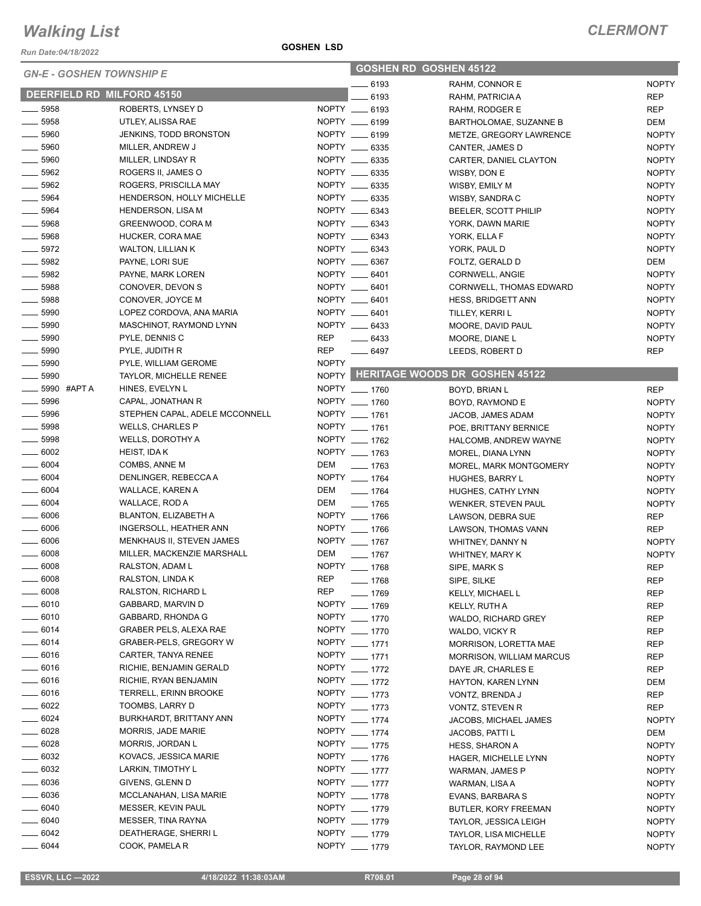# Walking List

**CLERMONT**

Run Date:04/18/2022

**GOSHEN LSD**

## GN-E - GOSHEN TOWNSHIP E

### DEERFIELD RD MILFORD 45150

| # | Name | Party |
|---|---|---|
| ____ 5958 | ROBERTS, LYNSEY D | NOPTY |
| ____ 5958 | UTLEY, ALISSA RAE | NOPTY |
| ____ 5960 | JENKINS, TODD BRONSTON | NOPTY |
| ____ 5960 | MILLER, ANDREW J | NOPTY |
| ____ 5960 | MILLER, LINDSAY R | NOPTY |
| ____ 5962 | ROGERS II, JAMES O | NOPTY |
| ____ 5962 | ROGERS, PRISCILLA MAY | NOPTY |
| ____ 5964 | HENDERSON, HOLLY MICHELLE | NOPTY |
| ____ 5964 | HENDERSON, LISA M | NOPTY |
| ____ 5968 | GREENWOOD, CORA M | NOPTY |
| ____ 5968 | HUCKER, CORA MAE | NOPTY |
| ____ 5972 | WALTON, LILLIAN K | NOPTY |
| ____ 5982 | PAYNE, LORI SUE | NOPTY |
| ____ 5982 | PAYNE, MARK LOREN | NOPTY |
| ____ 5988 | CONOVER, DEVON S | NOPTY |
| ____ 5988 | CONOVER, JOYCE M | NOPTY |
| ____ 5990 | LOPEZ CORDOVA, ANA MARIA | NOPTY |
| ____ 5990 | MASCHINOT, RAYMOND LYNN | NOPTY |
| ____ 5990 | PYLE, DENNIS C | REP |
| ____ 5990 | PYLE, JUDITH R | REP |
| ____ 5990 | PYLE, WILLIAM GEROME | NOPTY |
| ____ 5990 | TAYLOR, MICHELLE RENEE | NOPTY |
| ____ 5990 #APT A | HINES, EVELYN L | NOPTY |
| ____ 5996 | CAPAL, JONATHAN R | NOPTY |
| ____ 5996 | STEPHEN CAPAL, ADELE MCCONNELL | NOPTY |
| ____ 5998 | WELLS, CHARLES P | NOPTY |
| ____ 5998 | WELLS, DOROTHY A | NOPTY |
| ____ 6002 | HEIST, IDA K | NOPTY |
| ____ 6004 | COMBS, ANNE M | DEM |
| ____ 6004 | DENLINGER, REBECCA A | NOPTY |
| ____ 6004 | WALLACE, KAREN A | DEM |
| ____ 6004 | WALLACE, ROD A | DEM |
| ____ 6006 | BLANTON, ELIZABETH A | NOPTY |
| ____ 6006 | INGERSOLL, HEATHER ANN | NOPTY |
| ____ 6006 | MENKHAUS II, STEVEN JAMES | NOPTY |
| ____ 6008 | MILLER, MACKENZIE MARSHALL | DEM |
| ____ 6008 | RALSTON, ADAM L | NOPTY |
| ____ 6008 | RALSTON, LINDA K | REP |
| ____ 6008 | RALSTON, RICHARD L | REP |
| ____ 6010 | GABBARD, MARVIN D | NOPTY |
| ____ 6010 | GABBARD, RHONDA G | NOPTY |
| ____ 6014 | GRABER PELS, ALEXA RAE | NOPTY |
| ____ 6014 | GRABER-PELS, GREGORY W | NOPTY |
| ____ 6016 | CARTER, TANYA RENEE | NOPTY |
| ____ 6016 | RICHIE, BENJAMIN GERALD | NOPTY |
| ____ 6016 | RICHIE, RYAN BENJAMIN | NOPTY |
| ____ 6016 | TERRELL, ERINN BROOKE | NOPTY |
| ____ 6022 | TOOMBS, LARRY D | NOPTY |
| ____ 6024 | BURKHARDT, BRITTANY ANN | NOPTY |
| ____ 6028 | MORRIS, JADE MARIE | NOPTY |
| ____ 6028 | MORRIS, JORDAN L | NOPTY |
| ____ 6032 | KOVACS, JESSICA MARIE | NOPTY |
| ____ 6032 | LARKIN, TIMOTHY L | NOPTY |
| ____ 6036 | GIVENS, GLENN D | NOPTY |
| ____ 6036 | MCCLANAHAN, LISA MARIE | NOPTY |
| ____ 6040 | MESSER, KEVIN PAUL | NOPTY |
| ____ 6040 | MESSER, TINA RAYNA | NOPTY |
| ____ 6042 | DEATHERAGE, SHERRI L | NOPTY |
| ____ 6044 | COOK, PAMELA R | NOPTY |

### GOSHEN RD GOSHEN 45122

| # | Name | Party |
|---|---|---|
| ____ 6193 | RAHM, CONNOR E | NOPTY |
| ____ 6193 | RAHM, PATRICIA A | REP |
| ____ 6193 | RAHM, RODGER E | REP |
| ____ 6199 | BARTHOLOMAE, SUZANNE B | DEM |
| ____ 6199 | METZE, GREGORY LAWRENCE | NOPTY |
| ____ 6335 | CANTER, JAMES D | NOPTY |
| ____ 6335 | CARTER, DANIEL CLAYTON | NOPTY |
| ____ 6335 | WISBY, DON E | NOPTY |
| ____ 6335 | WISBY, EMILY M | NOPTY |
| ____ 6335 | WISBY, SANDRA C | NOPTY |
| ____ 6343 | BEELER, SCOTT PHILIP | NOPTY |
| ____ 6343 | YORK, DAWN MARIE | NOPTY |
| ____ 6343 | YORK, ELLA F | NOPTY |
| ____ 6343 | YORK, PAUL D | NOPTY |
| ____ 6367 | FOLTZ, GERALD D | DEM |
| ____ 6401 | CORNWELL, ANGIE | NOPTY |
| ____ 6401 | CORNWELL, THOMAS EDWARD | NOPTY |
| ____ 6401 | HESS, BRIDGETT ANN | NOPTY |
| ____ 6401 | TILLEY, KERRI L | NOPTY |
| ____ 6433 | MOORE, DAVID PAUL | NOPTY |
| ____ 6433 | MOORE, DIANE L | NOPTY |
| ____ 6497 | LEEDS, ROBERT D | REP |

### HERITAGE WOODS DR GOSHEN 45122

| # | Name | Party |
|---|---|---|
| ____ 1760 | BOYD, BRIAN L | REP |
| ____ 1760 | BOYD, RAYMOND E | NOPTY |
| ____ 1761 | JACOB, JAMES ADAM | NOPTY |
| ____ 1761 | POE, BRITTANY BERNICE | NOPTY |
| ____ 1762 | HALCOMB, ANDREW WAYNE | NOPTY |
| ____ 1763 | MOREL, DIANA LYNN | NOPTY |
| ____ 1763 | MOREL, MARK MONTGOMERY | NOPTY |
| ____ 1764 | HUGHES, BARRY L | NOPTY |
| ____ 1764 | HUGHES, CATHY LYNN | NOPTY |
| ____ 1765 | WENKER, STEVEN PAUL | NOPTY |
| ____ 1766 | LAWSON, DEBRA SUE | REP |
| ____ 1766 | LAWSON, THOMAS VANN | REP |
| ____ 1767 | WHITNEY, DANNY N | NOPTY |
| ____ 1767 | WHITNEY, MARY K | NOPTY |
| ____ 1768 | SIPE, MARK S | REP |
| ____ 1768 | SIPE, SILKE | REP |
| ____ 1769 | KELLY, MICHAEL L | REP |
| ____ 1769 | KELLY, RUTH A | REP |
| ____ 1770 | WALDO, RICHARD GREY | REP |
| ____ 1770 | WALDO, VICKY R | REP |
| ____ 1771 | MORRISON, LORETTA MAE | REP |
| ____ 1771 | MORRISON, WILLIAM MARCUS | REP |
| ____ 1772 | DAYE JR, CHARLES E | REP |
| ____ 1772 | HAYTON, KAREN LYNN | DEM |
| ____ 1773 | VONTZ, BRENDA J | REP |
| ____ 1773 | VONTZ, STEVEN R | REP |
| ____ 1774 | JACOBS, MICHAEL JAMES | NOPTY |
| ____ 1774 | JACOBS, PATTI L | DEM |
| ____ 1775 | HESS, SHARON A | NOPTY |
| ____ 1776 | HAGER, MICHELLE LYNN | NOPTY |
| ____ 1777 | WARMAN, JAMES P | NOPTY |
| ____ 1777 | WARMAN, LISA A | NOPTY |
| ____ 1778 | EVANS, BARBARA S | NOPTY |
| ____ 1779 | BUTLER, KORY FREEMAN | NOPTY |
| ____ 1779 | TAYLOR, JESSICA LEIGH | NOPTY |
| ____ 1779 | TAYLOR, LISA MICHELLE | NOPTY |
| ____ 1779 | TAYLOR, RAYMOND LEE | NOPTY |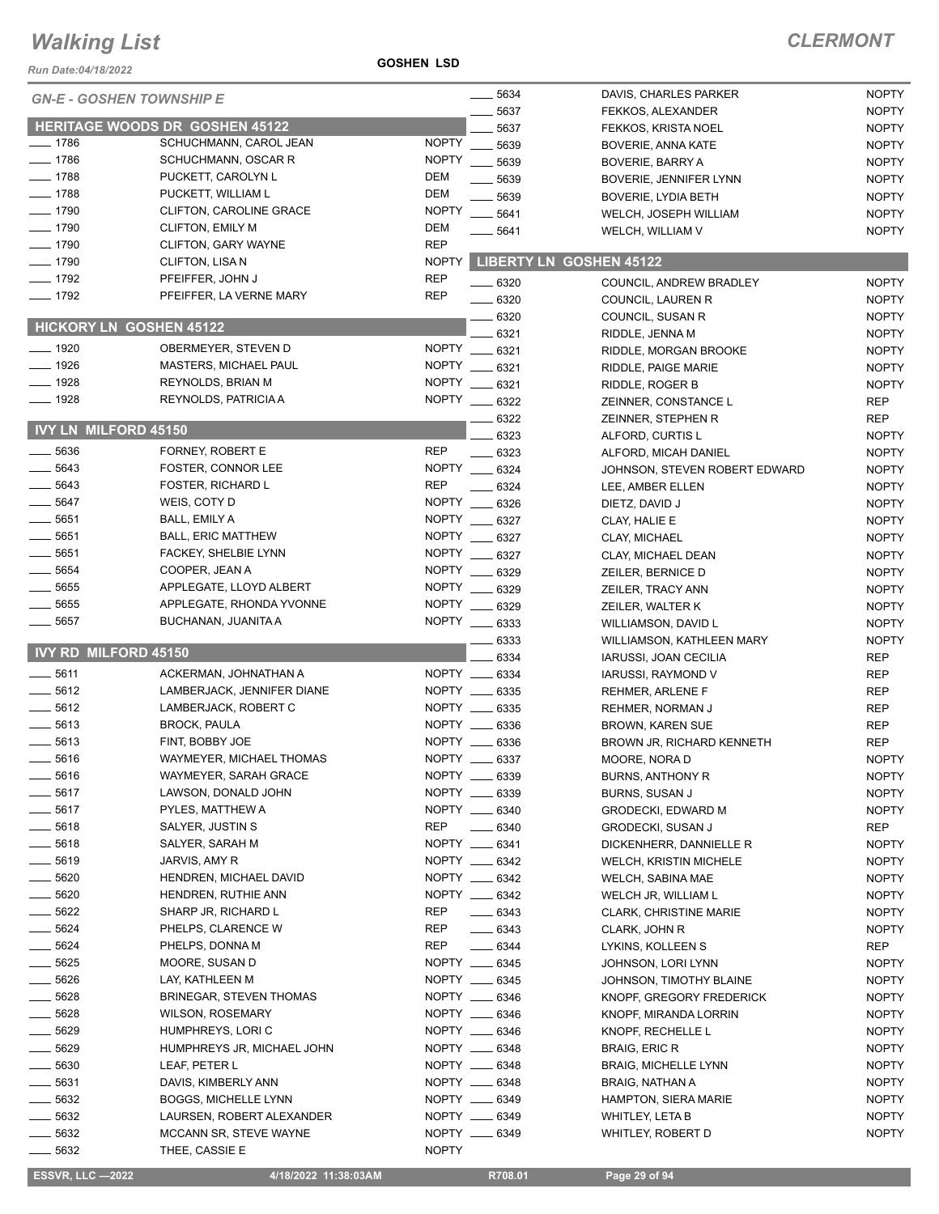# Walking List

## CLERMONT

Run Date:04/18/2022

GOSHEN LSD

### GN-E - GOSHEN TOWNSHIP E

#### HERITAGE WOODS DR GOSHEN 45122

| No. | Name | Party |
|---|---|---|
| ___ 1786 | SCHUCHMANN, CAROL JEAN | NOPTY |
| ___ 1786 | SCHUCHMANN, OSCAR R | NOPTY |
| ___ 1788 | PUCKETT, CAROLYN L | DEM |
| ___ 1788 | PUCKETT, WILLIAM L | DEM |
| ___ 1790 | CLIFTON, CAROLINE GRACE | NOPTY |
| ___ 1790 | CLIFTON, EMILY M | DEM |
| ___ 1790 | CLIFTON, GARY WAYNE | REP |
| ___ 1790 | CLIFTON, LISA N | NOPTY |
| ___ 1792 | PFEIFFER, JOHN J | REP |
| ___ 1792 | PFEIFFER, LA VERNE MARY | REP |

#### HICKORY LN GOSHEN 45122

| No. | Name | Party |
|---|---|---|
| ___ 1920 | OBERMEYER, STEVEN D | NOPTY |
| ___ 1926 | MASTERS, MICHAEL PAUL | NOPTY |
| ___ 1928 | REYNOLDS, BRIAN M | NOPTY |
| ___ 1928 | REYNOLDS, PATRICIA A | NOPTY |

#### IVY LN MILFORD 45150

| No. | Name | Party |
|---|---|---|
| ___ 5636 | FORNEY, ROBERT E | REP |
| ___ 5643 | FOSTER, CONNOR LEE | NOPTY |
| ___ 5643 | FOSTER, RICHARD L | REP |
| ___ 5647 | WEIS, COTY D | NOPTY |
| ___ 5651 | BALL, EMILY A | NOPTY |
| ___ 5651 | BALL, ERIC MATTHEW | NOPTY |
| ___ 5651 | FACKEY, SHELBIE LYNN | NOPTY |
| ___ 5654 | COOPER, JEAN A | NOPTY |
| ___ 5655 | APPLEGATE, LLOYD ALBERT | NOPTY |
| ___ 5655 | APPLEGATE, RHONDA YVONNE | NOPTY |
| ___ 5657 | BUCHANAN, JUANITA A | NOPTY |

#### IVY RD MILFORD 45150

| No. | Name | Party |
|---|---|---|
| ___ 5611 | ACKERMAN, JOHNATHAN A | NOPTY |
| ___ 5612 | LAMBERJACK, JENNIFER DIANE | NOPTY |
| ___ 5612 | LAMBERJACK, ROBERT C | NOPTY |
| ___ 5613 | BROCK, PAULA | NOPTY |
| ___ 5613 | FINT, BOBBY JOE | NOPTY |
| ___ 5616 | WAYMEYER, MICHAEL THOMAS | NOPTY |
| ___ 5616 | WAYMEYER, SARAH GRACE | NOPTY |
| ___ 5617 | LAWSON, DONALD JOHN | NOPTY |
| ___ 5617 | PYLES, MATTHEW A | NOPTY |
| ___ 5618 | SALYER, JUSTIN S | REP |
| ___ 5618 | SALYER, SARAH M | NOPTY |
| ___ 5619 | JARVIS, AMY R | NOPTY |
| ___ 5620 | HENDREN, MICHAEL DAVID | NOPTY |
| ___ 5620 | HENDREN, RUTHIE ANN | NOPTY |
| ___ 5622 | SHARP JR, RICHARD L | REP |
| ___ 5624 | PHELPS, CLARENCE W | REP |
| ___ 5624 | PHELPS, DONNA M | REP |
| ___ 5625 | MOORE, SUSAN D | NOPTY |
| ___ 5626 | LAY, KATHLEEN M | NOPTY |
| ___ 5628 | BRINEGAR, STEVEN THOMAS | NOPTY |
| ___ 5628 | WILSON, ROSEMARY | NOPTY |
| ___ 5629 | HUMPHREYS, LORI C | NOPTY |
| ___ 5629 | HUMPHREYS JR, MICHAEL JOHN | NOPTY |
| ___ 5630 | LEAF, PETER L | NOPTY |
| ___ 5631 | DAVIS, KIMBERLY ANN | NOPTY |
| ___ 5632 | BOGGS, MICHELLE LYNN | NOPTY |
| ___ 5632 | LAURSEN, ROBERT ALEXANDER | NOPTY |
| ___ 5632 | MCCANN SR, STEVE WAYNE | NOPTY |
| ___ 5632 | THEE, CASSIE E | NOPTY |
| ___ 5634 | DAVIS, CHARLES PARKER | NOPTY |
| ___ 5637 | FEKKOS, ALEXANDER | NOPTY |
| ___ 5637 | FEKKOS, KRISTA NOEL | NOPTY |
| ___ 5639 | BOVERIE, ANNA KATE | NOPTY |
| ___ 5639 | BOVERIE, BARRY A | NOPTY |
| ___ 5639 | BOVERIE, JENNIFER LYNN | NOPTY |
| ___ 5639 | BOVERIE, LYDIA BETH | NOPTY |
| ___ 5641 | WELCH, JOSEPH WILLIAM | NOPTY |
| ___ 5641 | WELCH, WILLIAM V | NOPTY |

#### LIBERTY LN GOSHEN 45122

| No. | Name | Party |
|---|---|---|
| ___ 6320 | COUNCIL, ANDREW BRADLEY | NOPTY |
| ___ 6320 | COUNCIL, LAUREN R | NOPTY |
| ___ 6320 | COUNCIL, SUSAN R | NOPTY |
| ___ 6321 | RIDDLE, JENNA M | NOPTY |
| ___ 6321 | RIDDLE, MORGAN BROOKE | NOPTY |
| ___ 6321 | RIDDLE, PAIGE MARIE | NOPTY |
| ___ 6321 | RIDDLE, ROGER B | NOPTY |
| ___ 6322 | ZEINNER, CONSTANCE L | REP |
| ___ 6322 | ZEINNER, STEPHEN R | REP |
| ___ 6323 | ALFORD, CURTIS L | NOPTY |
| ___ 6323 | ALFORD, MICAH DANIEL | NOPTY |
| ___ 6324 | JOHNSON, STEVEN ROBERT EDWARD | NOPTY |
| ___ 6324 | LEE, AMBER ELLEN | NOPTY |
| ___ 6326 | DIETZ, DAVID J | NOPTY |
| ___ 6327 | CLAY, HALIE E | NOPTY |
| ___ 6327 | CLAY, MICHAEL | NOPTY |
| ___ 6327 | CLAY, MICHAEL DEAN | NOPTY |
| ___ 6329 | ZEILER, BERNICE D | NOPTY |
| ___ 6329 | ZEILER, TRACY ANN | NOPTY |
| ___ 6329 | ZEILER, WALTER K | NOPTY |
| ___ 6333 | WILLIAMSON, DAVID L | NOPTY |
| ___ 6333 | WILLIAMSON, KATHLEEN MARY | NOPTY |
| ___ 6334 | IARUSSI, JOAN CECILIA | REP |
| ___ 6334 | IARUSSI, RAYMOND V | REP |
| ___ 6335 | REHMER, ARLENE F | REP |
| ___ 6335 | REHMER, NORMAN J | REP |
| ___ 6336 | BROWN, KAREN SUE | REP |
| ___ 6336 | BROWN JR, RICHARD KENNETH | REP |
| ___ 6337 | MOORE, NORA D | NOPTY |
| ___ 6339 | BURNS, ANTHONY R | NOPTY |
| ___ 6339 | BURNS, SUSAN J | NOPTY |
| ___ 6340 | GRODECKI, EDWARD M | NOPTY |
| ___ 6340 | GRODECKI, SUSAN J | REP |
| ___ 6341 | DICKENHERR, DANNIELLE R | NOPTY |
| ___ 6342 | WELCH, KRISTIN MICHELE | NOPTY |
| ___ 6342 | WELCH, SABINA MAE | NOPTY |
| ___ 6342 | WELCH JR, WILLIAM L | NOPTY |
| ___ 6343 | CLARK, CHRISTINE MARIE | NOPTY |
| ___ 6343 | CLARK, JOHN R | NOPTY |
| ___ 6344 | LYKINS, KOLLEEN S | REP |
| ___ 6345 | JOHNSON, LORI LYNN | NOPTY |
| ___ 6345 | JOHNSON, TIMOTHY BLAINE | NOPTY |
| ___ 6346 | KNOPF, GREGORY FREDERICK | NOPTY |
| ___ 6346 | KNOPF, MIRANDA LORRIN | NOPTY |
| ___ 6346 | KNOPF, RECHELLE L | NOPTY |
| ___ 6348 | BRAIG, ERIC R | NOPTY |
| ___ 6348 | BRAIG, MICHELLE LYNN | NOPTY |
| ___ 6348 | BRAIG, NATHAN A | NOPTY |
| ___ 6349 | HAMPTON, SIERA MARIE | NOPTY |
| ___ 6349 | WHITLEY, LETA B | NOPTY |
| ___ 6349 | WHITLEY, ROBERT D | NOPTY |

ESSVR, LLC —2022 | 4/18/2022 11:38:03AM | R708.01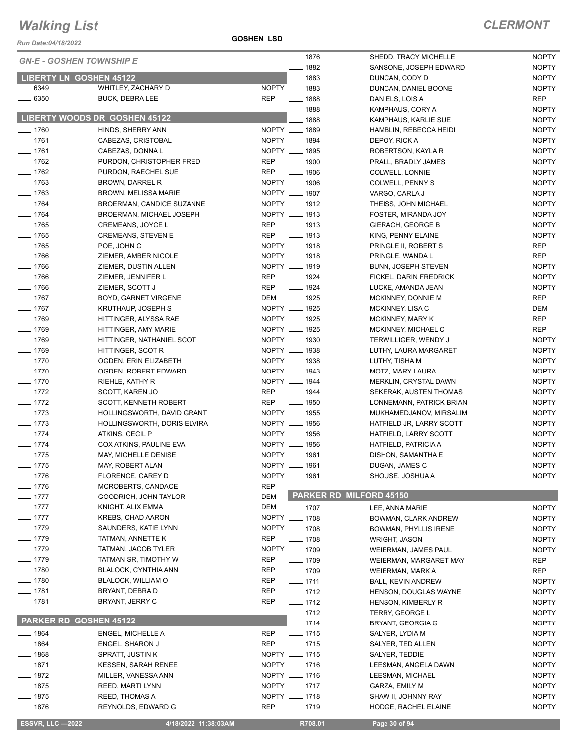# Walking List

## CLERMONT

GOSHEN LSD

### GN-E - GOSHEN TOWNSHIP E

#### LIBERTY LN GOSHEN 45122

| No. | Name | Party |
|---|---|---|
| 6349 | WHITLEY, ZACHARY D | NOPTY |
| 6350 | BUCK, DEBRA LEE | REP |

#### LIBERTY WOODS DR GOSHEN 45122

| No. | Name | Party |
|---|---|---|
| 1760 | HINDS, SHERRY ANN | NOPTY |
| 1761 | CABEZAS, CRISTOBAL | NOPTY |
| 1761 | CABEZAS, DONNA L | NOPTY |
| 1762 | PURDON, CHRISTOPHER FRED | REP |
| 1762 | PURDON, RAECHEL SUE | REP |
| 1763 | BROWN, DARREL R | NOPTY |
| 1763 | BROWN, MELISSA MARIE | NOPTY |
| 1764 | BROERMAN, CANDICE SUZANNE | NOPTY |
| 1764 | BROERMAN, MICHAEL JOSEPH | NOPTY |
| 1765 | CREMEANS, JOYCE L | REP |
| 1765 | CREMEANS, STEVEN E | REP |
| 1765 | POE, JOHN C | NOPTY |
| 1766 | ZIEMER, AMBER NICOLE | NOPTY |
| 1766 | ZIEMER, DUSTIN ALLEN | NOPTY |
| 1766 | ZIEMER, JENNIFER L | REP |
| 1766 | ZIEMER, SCOTT J | REP |
| 1767 | BOYD, GARNET VIRGENE | DEM |
| 1767 | KRUTHAUP, JOSEPH S | NOPTY |
| 1769 | HITTINGER, ALYSSA RAE | NOPTY |
| 1769 | HITTINGER, AMY MARIE | NOPTY |
| 1769 | HITTINGER, NATHANIEL SCOT | NOPTY |
| 1769 | HITTINGER, SCOT R | NOPTY |
| 1770 | OGDEN, ERIN ELIZABETH | NOPTY |
| 1770 | OGDEN, ROBERT EDWARD | NOPTY |
| 1770 | RIEHLE, KATHY R | NOPTY |
| 1772 | SCOTT, KAREN JO | REP |
| 1772 | SCOTT, KENNETH ROBERT | REP |
| 1773 | HOLLINGSWORTH, DAVID GRANT | NOPTY |
| 1773 | HOLLINGSWORTH, DORIS ELVIRA | NOPTY |
| 1774 | ATKINS, CECIL P | NOPTY |
| 1774 | COX ATKINS, PAULINE EVA | NOPTY |
| 1775 | MAY, MICHELLE DENISE | NOPTY |
| 1775 | MAY, ROBERT ALAN | NOPTY |
| 1776 | FLORENCE, CAREY D | NOPTY |
| 1776 | MCROBERTS, CANDACE | REP |
| 1777 | GOODRICH, JOHN TAYLOR | DEM |
| 1777 | KNIGHT, ALIX EMMA | DEM |
| 1777 | KREBS, CHAD AARON | NOPTY |
| 1779 | SAUNDERS, KATIE LYNN | NOPTY |
| 1779 | TATMAN, ANNETTE K | REP |
| 1779 | TATMAN, JACOB TYLER | NOPTY |
| 1779 | TATMAN SR, TIMOTHY W | REP |
| 1780 | BLALOCK, CYNTHIA ANN | REP |
| 1780 | BLALOCK, WILLIAM O | REP |
| 1781 | BRYANT, DEBRA D | REP |
| 1781 | BRYANT, JERRY C | REP |

#### PARKER RD GOSHEN 45122

| No. | Name | Party |
|---|---|---|
| 1864 | ENGEL, MICHELLE A | REP |
| 1864 | ENGEL, SHARON J | REP |
| 1868 | SPRATT, JUSTIN K | NOPTY |
| 1871 | KESSEN, SARAH RENEE | NOPTY |
| 1872 | MILLER, VANESSA ANN | NOPTY |
| 1875 | REED, MARTI LYNN | NOPTY |
| 1875 | REED, THOMAS A | NOPTY |
| 1876 | REYNOLDS, EDWARD G | REP |
| 1876 | SHEDD, TRACY MICHELLE | NOPTY |
| 1882 | SANSONE, JOSEPH EDWARD | NOPTY |
| 1883 | DUNCAN, CODY D | NOPTY |
| 1883 | DUNCAN, DANIEL BOONE | NOPTY |
| 1888 | DANIELS, LOIS A | REP |
| 1888 | KAMPHAUS, CORY A | NOPTY |
| 1888 | KAMPHAUS, KARLIE SUE | NOPTY |
| 1889 | HAMBLIN, REBECCA HEIDI | NOPTY |
| 1894 | DEPOY, RICK A | NOPTY |
| 1895 | ROBERTSON, KAYLA R | NOPTY |
| 1900 | PRALL, BRADLY JAMES | NOPTY |
| 1906 | COLWELL, LONNIE | NOPTY |
| 1906 | COLWELL, PENNY S | NOPTY |
| 1907 | VARGO, CARLA J | NOPTY |
| 1912 | THEISS, JOHN MICHAEL | NOPTY |
| 1913 | FOSTER, MIRANDA JOY | NOPTY |
| 1913 | GIERACH, GEORGE B | NOPTY |
| 1913 | KING, PENNY ELAINE | NOPTY |
| 1918 | PRINGLE II, ROBERT S | REP |
| 1918 | PRINGLE, WANDA L | REP |
| 1919 | BUNN, JOSEPH STEVEN | NOPTY |
| 1924 | FICKEL, DARIN FREDRICK | NOPTY |
| 1924 | LUCKE, AMANDA JEAN | NOPTY |
| 1925 | MCKINNEY, DONNIE M | REP |
| 1925 | MCKINNEY, LISA C | DEM |
| 1925 | MCKINNEY, MARY K | REP |
| 1925 | MCKINNEY, MICHAEL C | REP |
| 1930 | TERWILLIGER, WENDY J | NOPTY |
| 1938 | LUTHY, LAURA MARGARET | NOPTY |
| 1938 | LUTHY, TISHA M | NOPTY |
| 1943 | MOTZ, MARY LAURA | NOPTY |
| 1944 | MERKLIN, CRYSTAL DAWN | NOPTY |
| 1944 | SEKERAK, AUSTEN THOMAS | NOPTY |
| 1950 | LONNEMANN, PATRICK BRIAN | NOPTY |
| 1955 | MUKHAMEDJANOV, MIRSALIM | NOPTY |
| 1956 | HATFIELD JR, LARRY SCOTT | NOPTY |
| 1956 | HATFIELD, LARRY SCOTT | NOPTY |
| 1956 | HATFIELD, PATRICIA A | NOPTY |
| 1961 | DISHON, SAMANTHA E | NOPTY |
| 1961 | DUGAN, JAMES C | NOPTY |
| 1961 | SHOUSE, JOSHUA A | NOPTY |

#### PARKER RD MILFORD 45150

| No. | Name | Party |
|---|---|---|
| 1707 | LEE, ANNA MARIE | NOPTY |
| 1708 | BOWMAN, CLARK ANDREW | NOPTY |
| 1708 | BOWMAN, PHYLLIS IRENE | NOPTY |
| 1708 | WRIGHT, JASON | NOPTY |
| 1709 | WEIERMAN, JAMES PAUL | NOPTY |
| 1709 | WEIERMAN, MARGARET MAY | REP |
| 1709 | WEIERMAN, MARK A | REP |
| 1711 | BALL, KEVIN ANDREW | NOPTY |
| 1712 | HENSON, DOUGLAS WAYNE | NOPTY |
| 1712 | HENSON, KIMBERLY R | NOPTY |
| 1712 | TERRY, GEORGE L | NOPTY |
| 1714 | BRYANT, GEORGIA G | NOPTY |
| 1715 | SALYER, LYDIA M | NOPTY |
| 1715 | SALYER, TED ALLEN | NOPTY |
| 1715 | SALYER, TEDDIE | NOPTY |
| 1716 | LEESMAN, ANGELA DAWN | NOPTY |
| 1716 | LEESMAN, MICHAEL | NOPTY |
| 1717 | GARZA, EMILY M | NOPTY |
| 1718 | SHAW II, JOHNNY RAY | NOPTY |
| 1719 | HODGE, RACHEL ELAINE | NOPTY |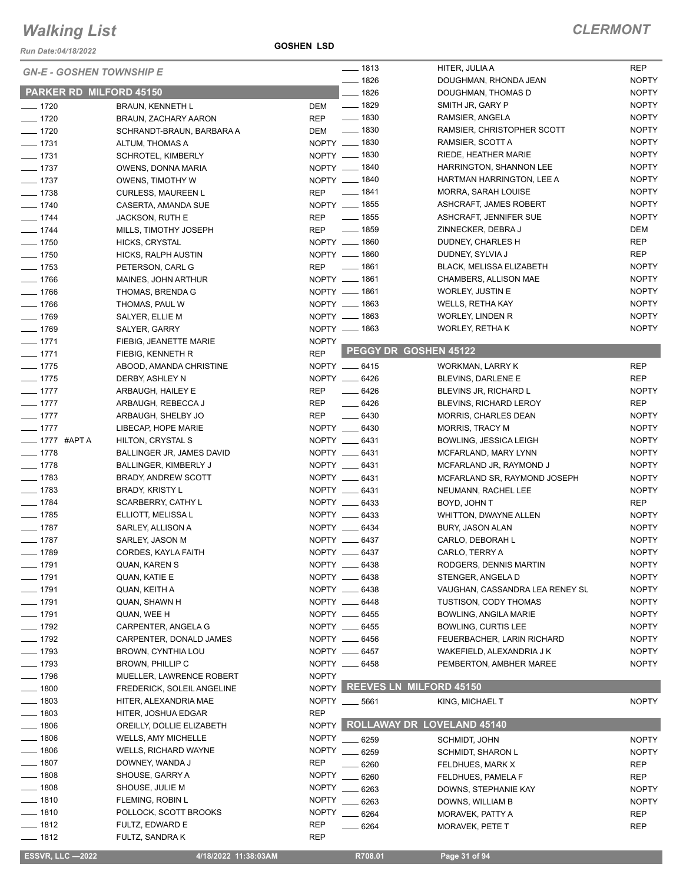# Walking List

**CLERMONT**

Run Date:04/18/2022

**GOSHEN LSD**

*GN-E - GOSHEN TOWNSHIP E*

## PARKER RD MILFORD 45150

| No. | Name | Party |
|---|---|---|
| ____ 1720 | BRAUN, KENNETH L | DEM |
| ____ 1720 | BRAUN, ZACHARY AARON | REP |
| ____ 1720 | SCHRANDT-BRAUN, BARBARA A | DEM |
| ____ 1731 | ALTUM, THOMAS A | NOPTY |
| ____ 1731 | SCHROTEL, KIMBERLY | NOPTY |
| ____ 1737 | OWENS, DONNA MARIA | NOPTY |
| ____ 1737 | OWENS, TIMOTHY W | NOPTY |
| ____ 1738 | CURLESS, MAUREEN L | REP |
| ____ 1740 | CASERTA, AMANDA SUE | NOPTY |
| ____ 1744 | JACKSON, RUTH E | REP |
| ____ 1744 | MILLS, TIMOTHY JOSEPH | REP |
| ____ 1750 | HICKS, CRYSTAL | NOPTY |
| ____ 1750 | HICKS, RALPH AUSTIN | NOPTY |
| ____ 1753 | PETERSON, CARL G | REP |
| ____ 1766 | MAINES, JOHN ARTHUR | NOPTY |
| ____ 1766 | THOMAS, BRENDA G | NOPTY |
| ____ 1766 | THOMAS, PAUL W | NOPTY |
| ____ 1769 | SALYER, ELLIE M | NOPTY |
| ____ 1769 | SALYER, GARRY | NOPTY |
| ____ 1771 | FIEBIG, JEANETTE MARIE | NOPTY |
| ____ 1771 | FIEBIG, KENNETH R | REP |
| ____ 1775 | ABOOD, AMANDA CHRISTINE | NOPTY |
| ____ 1775 | DERBY, ASHLEY N | NOPTY |
| ____ 1777 | ARBAUGH, HAILEY E | REP |
| ____ 1777 | ARBAUGH, REBECCA J | REP |
| ____ 1777 | ARBAUGH, SHELBY JO | REP |
| ____ 1777 | LIBECAP, HOPE MARIE | NOPTY |
| ____ 1777 #APT A | HILTON, CRYSTAL S | NOPTY |
| ____ 1778 | BALLINGER JR, JAMES DAVID | NOPTY |
| ____ 1778 | BALLINGER, KIMBERLY J | NOPTY |
| ____ 1783 | BRADY, ANDREW SCOTT | NOPTY |
| ____ 1783 | BRADY, KRISTY L | NOPTY |
| ____ 1784 | SCARBERRY, CATHY L | NOPTY |
| ____ 1785 | ELLIOTT, MELISSA L | NOPTY |
| ____ 1787 | SARLEY, ALLISON A | NOPTY |
| ____ 1787 | SARLEY, JASON M | NOPTY |
| ____ 1789 | CORDES, KAYLA FAITH | NOPTY |
| ____ 1791 | QUAN, KAREN S | NOPTY |
| ____ 1791 | QUAN, KATIE E | NOPTY |
| ____ 1791 | QUAN, KEITH A | NOPTY |
| ____ 1791 | QUAN, SHAWN H | NOPTY |
| ____ 1791 | QUAN, WEE H | NOPTY |
| ____ 1792 | CARPENTER, ANGELA G | NOPTY |
| ____ 1792 | CARPENTER, DONALD JAMES | NOPTY |
| ____ 1793 | BROWN, CYNTHIA LOU | NOPTY |
| ____ 1793 | BROWN, PHILLIP C | NOPTY |
| ____ 1796 | MUELLER, LAWRENCE ROBERT | NOPTY |
| ____ 1800 | FREDERICK, SOLEIL ANGELINE | NOPTY |
| ____ 1803 | HITER, ALEXANDRIA MAE | NOPTY |
| ____ 1803 | HITER, JOSHUA EDGAR | REP |
| ____ 1806 | OREILLY, DOLLIE ELIZABETH | NOPTY |
| ____ 1806 | WELLS, AMY MICHELLE | NOPTY |
| ____ 1806 | WELLS, RICHARD WAYNE | NOPTY |
| ____ 1807 | DOWNEY, WANDA J | REP |
| ____ 1808 | SHOUSE, GARRY A | NOPTY |
| ____ 1808 | SHOUSE, JULIE M | NOPTY |
| ____ 1810 | FLEMING, ROBIN L | NOPTY |
| ____ 1810 | POLLOCK, SCOTT BROOKS | NOPTY |
| ____ 1812 | FULTZ, EDWARD E | REP |
| ____ 1812 | FULTZ, SANDRA K | REP |
| ____ 1813 | HITER, JULIA A | REP |
| ____ 1826 | DOUGHMAN, RHONDA JEAN | NOPTY |
| ____ 1826 | DOUGHMAN, THOMAS D | NOPTY |
| ____ 1829 | SMITH JR, GARY P | NOPTY |
| ____ 1830 | RAMSIER, ANGELA | NOPTY |
| ____ 1830 | RAMSIER, CHRISTOPHER SCOTT | NOPTY |
| ____ 1830 | RAMSIER, SCOTT A | NOPTY |
| ____ 1830 | RIEDE, HEATHER MARIE | NOPTY |
| ____ 1840 | HARRINGTON, SHANNON LEE | NOPTY |
| ____ 1840 | HARTMAN HARRINGTON, LEE A | NOPTY |
| ____ 1841 | MORRA, SARAH LOUISE | NOPTY |
| ____ 1855 | ASHCRAFT, JAMES ROBERT | NOPTY |
| ____ 1855 | ASHCRAFT, JENNIFER SUE | NOPTY |
| ____ 1859 | ZINNECKER, DEBRA J | DEM |
| ____ 1860 | DUDNEY, CHARLES H | REP |
| ____ 1860 | DUDNEY, SYLVIA J | REP |
| ____ 1861 | BLACK, MELISSA ELIZABETH | NOPTY |
| ____ 1861 | CHAMBERS, ALLISON MAE | NOPTY |
| ____ 1861 | WORLEY, JUSTIN E | NOPTY |
| ____ 1863 | WELLS, RETHA KAY | NOPTY |
| ____ 1863 | WORLEY, LINDEN R | NOPTY |
| ____ 1863 | WORLEY, RETHA K | NOPTY |

## PEGGY DR GOSHEN 45122

| No. | Name | Party |
|---|---|---|
| ____ 6415 | WORKMAN, LARRY K | REP |
| ____ 6426 | BLEVINS, DARLENE E | REP |
| ____ 6426 | BLEVINS JR, RICHARD L | NOPTY |
| ____ 6426 | BLEVINS, RICHARD LEROY | REP |
| ____ 6430 | MORRIS, CHARLES DEAN | NOPTY |
| ____ 6430 | MORRIS, TRACY M | NOPTY |
| ____ 6431 | BOWLING, JESSICA LEIGH | NOPTY |
| ____ 6431 | MCFARLAND, MARY LYNN | NOPTY |
| ____ 6431 | MCFARLAND JR, RAYMOND J | NOPTY |
| ____ 6431 | MCFARLAND SR, RAYMOND JOSEPH | NOPTY |
| ____ 6431 | NEUMANN, RACHEL LEE | NOPTY |
| ____ 6433 | BOYD, JOHN T | REP |
| ____ 6433 | WHITTON, DWAYNE ALLEN | NOPTY |
| ____ 6434 | BURY, JASON ALAN | NOPTY |
| ____ 6437 | CARLO, DEBORAH L | NOPTY |
| ____ 6437 | CARLO, TERRY A | NOPTY |
| ____ 6438 | RODGERS, DENNIS MARTIN | NOPTY |
| ____ 6438 | STENGER, ANGELA D | NOPTY |
| ____ 6438 | VAUGHAN, CASSANDRA LEA RENEY SL | NOPTY |
| ____ 6448 | TUSTISON, CODY THOMAS | NOPTY |
| ____ 6455 | BOWLING, ANGILA MARIE | NOPTY |
| ____ 6455 | BOWLING, CURTIS LEE | NOPTY |
| ____ 6456 | FEUERBACHER, LARIN RICHARD | NOPTY |
| ____ 6457 | WAKEFIELD, ALEXANDRIA J K | NOPTY |
| ____ 6458 | PEMBERTON, AMBHER MAREE | NOPTY |

## REEVES LN MILFORD 45150

| No. | Name | Party |
|---|---|---|
| ____ 5661 | KING, MICHAEL T | NOPTY |

## ROLLAWAY DR LOVELAND 45140

| No. | Name | Party |
|---|---|---|
| ____ 6259 | SCHMIDT, JOHN | NOPTY |
| ____ 6259 | SCHMIDT, SHARON L | NOPTY |
| ____ 6260 | FELDHUES, MARK X | REP |
| ____ 6260 | FELDHUES, PAMELA F | REP |
| ____ 6263 | DOWNS, STEPHANIE KAY | NOPTY |
| ____ 6263 | DOWNS, WILLIAM B | NOPTY |
| ____ 6264 | MORAVEK, PATTY A | REP |
| ____ 6264 | MORAVEK, PETE T | REP |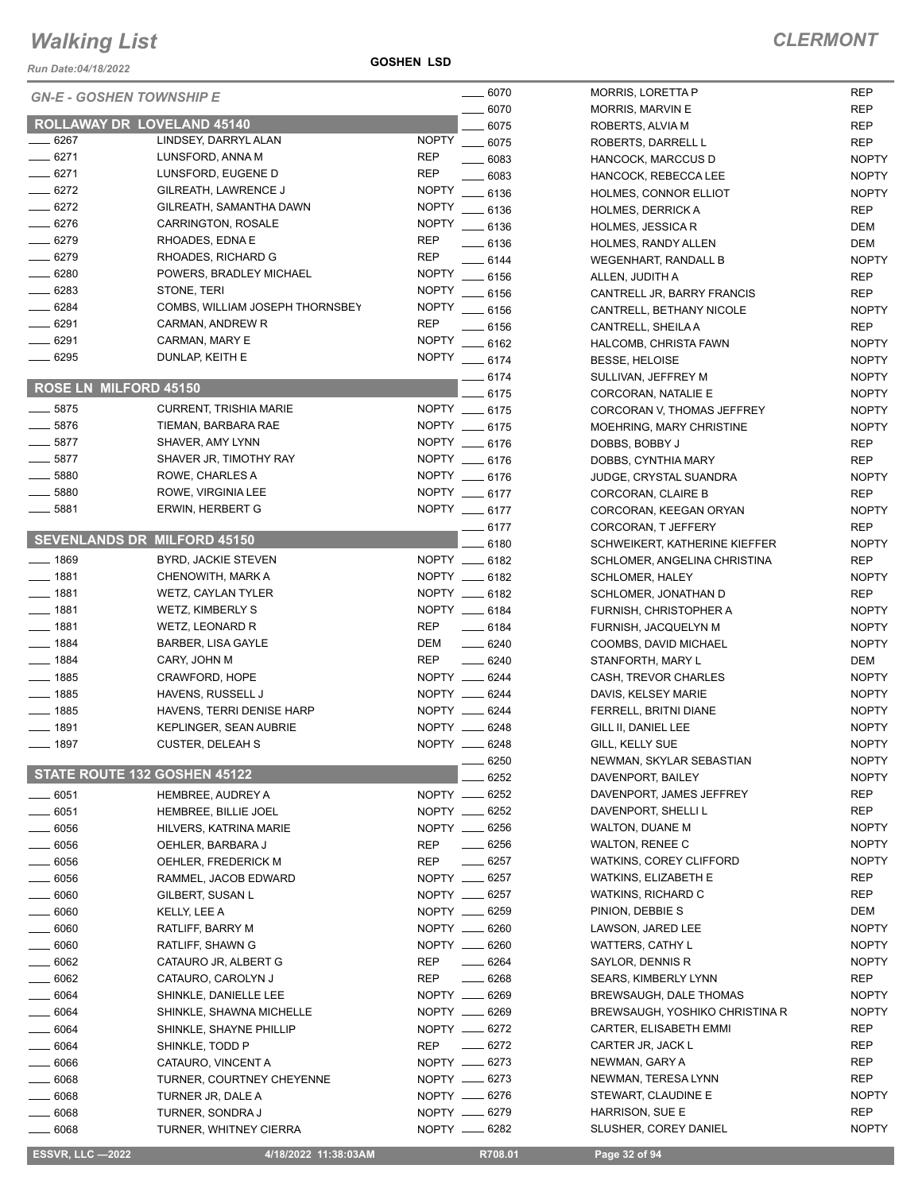# Walking List

**CLERMONT**

Run Date:04/18/2022

**GOSHEN LSD**

*GN-E - GOSHEN TOWNSHIP E*

## ROLLAWAY DR LOVELAND 45140

| No. | Name | Party |
|---|---|---|
| 6267 | LINDSEY, DARRYL ALAN | NOPTY |
| 6271 | LUNSFORD, ANNA M | REP |
| 6271 | LUNSFORD, EUGENE D | REP |
| 6272 | GILREATH, LAWRENCE J | NOPTY |
| 6272 | GILREATH, SAMANTHA DAWN | NOPTY |
| 6276 | CARRINGTON, ROSALE | NOPTY |
| 6279 | RHOADES, EDNA E | REP |
| 6279 | RHOADES, RICHARD G | REP |
| 6280 | POWERS, BRADLEY MICHAEL | NOPTY |
| 6283 | STONE, TERI | NOPTY |
| 6284 | COMBS, WILLIAM JOSEPH THORNSBEY | NOPTY |
| 6291 | CARMAN, ANDREW R | REP |
| 6291 | CARMAN, MARY E | NOPTY |
| 6295 | DUNLAP, KEITH E | NOPTY |

## ROSE LN MILFORD 45150

| No. | Name | Party |
|---|---|---|
| 5875 | CURRENT, TRISHIA MARIE | NOPTY |
| 5876 | TIEMAN, BARBARA RAE | NOPTY |
| 5877 | SHAVER, AMY LYNN | NOPTY |
| 5877 | SHAVER JR, TIMOTHY RAY | NOPTY |
| 5880 | ROWE, CHARLES A | NOPTY |
| 5880 | ROWE, VIRGINIA LEE | NOPTY |
| 5881 | ERWIN, HERBERT G | NOPTY |

## SEVENLANDS DR MILFORD 45150

| No. | Name | Party |
|---|---|---|
| 1869 | BYRD, JACKIE STEVEN | NOPTY |
| 1881 | CHENOWITH, MARK A | NOPTY |
| 1881 | WETZ, CAYLAN TYLER | NOPTY |
| 1881 | WETZ, KIMBERLY S | NOPTY |
| 1881 | WETZ, LEONARD R | REP |
| 1884 | BARBER, LISA GAYLE | DEM |
| 1884 | CARY, JOHN M | REP |
| 1885 | CRAWFORD, HOPE | NOPTY |
| 1885 | HAVENS, RUSSELL J | NOPTY |
| 1885 | HAVENS, TERRI DENISE HARP | NOPTY |
| 1891 | KEPLINGER, SEAN AUBRIE | NOPTY |
| 1897 | CUSTER, DELEAH S | NOPTY |

## STATE ROUTE 132 GOSHEN 45122

| No. | Name | Party |
|---|---|---|
| 6051 | HEMBREE, AUDREY A | NOPTY |
| 6051 | HEMBREE, BILLIE JOEL | NOPTY |
| 6056 | HILVERS, KATRINA MARIE | NOPTY |
| 6056 | OEHLER, BARBARA J | REP |
| 6056 | OEHLER, FREDERICK M | REP |
| 6056 | RAMMEL, JACOB EDWARD | NOPTY |
| 6060 | GILBERT, SUSAN L | NOPTY |
| 6060 | KELLY, LEE A | NOPTY |
| 6060 | RATLIFF, BARRY M | NOPTY |
| 6060 | RATLIFF, SHAWN G | NOPTY |
| 6062 | CATAURO JR, ALBERT G | REP |
| 6062 | CATAURO, CAROLYN J | REP |
| 6064 | SHINKLE, DANIELLE LEE | NOPTY |
| 6064 | SHINKLE, SHAWNA MICHELLE | NOPTY |
| 6064 | SHINKLE, SHAYNE PHILLIP | NOPTY |
| 6064 | SHINKLE, TODD P | REP |
| 6066 | CATAURO, VINCENT A | NOPTY |
| 6068 | TURNER, COURTNEY CHEYENNE | NOPTY |
| 6068 | TURNER JR, DALE A | NOPTY |
| 6068 | TURNER, SONDRA J | NOPTY |
| 6068 | TURNER, WHITNEY CIERRA | NOPTY |
| 6070 | MORRIS, LORETTA P | REP |
| 6070 | MORRIS, MARVIN E | REP |
| 6075 | ROBERTS, ALVIA M | REP |
| 6075 | ROBERTS, DARRELL L | REP |
| 6083 | HANCOCK, MARCCUS D | NOPTY |
| 6083 | HANCOCK, REBECCA LEE | NOPTY |
| 6136 | HOLMES, CONNOR ELLIOT | NOPTY |
| 6136 | HOLMES, DERRICK A | REP |
| 6136 | HOLMES, JESSICA R | DEM |
| 6136 | HOLMES, RANDY ALLEN | DEM |
| 6144 | WEGENHART, RANDALL B | NOPTY |
| 6156 | ALLEN, JUDITH A | REP |
| 6156 | CANTRELL JR, BARRY FRANCIS | REP |
| 6156 | CANTRELL, BETHANY NICOLE | NOPTY |
| 6156 | CANTRELL, SHEILA A | REP |
| 6162 | HALCOMB, CHRISTA FAWN | NOPTY |
| 6174 | BESSE, HELOISE | NOPTY |
| 6174 | SULLIVAN, JEFFREY M | NOPTY |
| 6175 | CORCORAN, NATALIE E | NOPTY |
| 6175 | CORCORAN V, THOMAS JEFFREY | NOPTY |
| 6175 | MOEHRING, MARY CHRISTINE | NOPTY |
| 6176 | DOBBS, BOBBY J | REP |
| 6176 | DOBBS, CYNTHIA MARY | REP |
| 6176 | JUDGE, CRYSTAL SUANDRA | NOPTY |
| 6177 | CORCORAN, CLAIRE B | REP |
| 6177 | CORCORAN, KEEGAN ORYAN | NOPTY |
| 6177 | CORCORAN, T JEFFERY | REP |
| 6180 | SCHWEIKERT, KATHERINE KIEFFER | NOPTY |
| 6182 | SCHLOMER, ANGELINA CHRISTINA | REP |
| 6182 | SCHLOMER, HALEY | NOPTY |
| 6182 | SCHLOMER, JONATHAN D | REP |
| 6184 | FURNISH, CHRISTOPHER A | NOPTY |
| 6184 | FURNISH, JACQUELYN M | NOPTY |
| 6240 | COOMBS, DAVID MICHAEL | NOPTY |
| 6240 | STANFORTH, MARY L | DEM |
| 6244 | CASH, TREVOR CHARLES | NOPTY |
| 6244 | DAVIS, KELSEY MARIE | NOPTY |
| 6244 | FERRELL, BRITNI DIANE | NOPTY |
| 6248 | GILL II, DANIEL LEE | NOPTY |
| 6248 | GILL, KELLY SUE | NOPTY |
| 6250 | NEWMAN, SKYLAR SEBASTIAN | NOPTY |
| 6252 | DAVENPORT, BAILEY | NOPTY |
| 6252 | DAVENPORT, JAMES JEFFREY | REP |
| 6252 | DAVENPORT, SHELLI L | REP |
| 6256 | WALTON, DUANE M | NOPTY |
| 6256 | WALTON, RENEE C | NOPTY |
| 6257 | WATKINS, COREY CLIFFORD | NOPTY |
| 6257 | WATKINS, ELIZABETH E | REP |
| 6257 | WATKINS, RICHARD C | REP |
| 6259 | PINION, DEBBIE S | DEM |
| 6260 | LAWSON, JARED LEE | NOPTY |
| 6260 | WATTERS, CATHY L | NOPTY |
| 6264 | SAYLOR, DENNIS R | NOPTY |
| 6268 | SEARS, KIMBERLY LYNN | REP |
| 6269 | BREWSAUGH, DALE THOMAS | NOPTY |
| 6269 | BREWSAUGH, YOSHIKO CHRISTINA R | NOPTY |
| 6272 | CARTER, ELISABETH EMMI | REP |
| 6272 | CARTER JR, JACK L | REP |
| 6273 | NEWMAN, GARY A | REP |
| 6273 | NEWMAN, TERESA LYNN | REP |
| 6276 | STEWART, CLAUDINE E | NOPTY |
| 6279 | HARRISON, SUE E | REP |
| 6282 | SLUSHER, COREY DANIEL | NOPTY |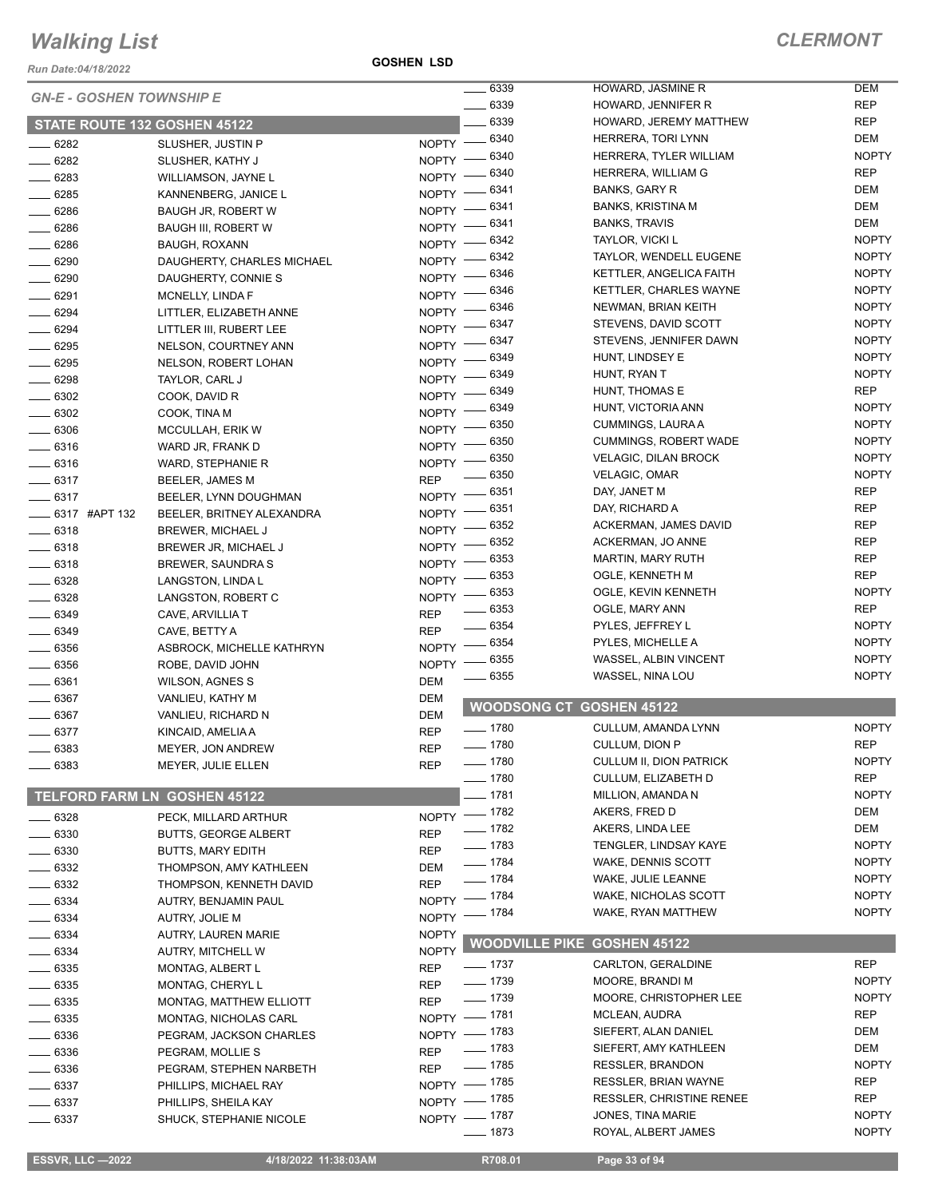# Walking List

**CLERMONT**

Run Date:04/18/2022

**GOSHEN LSD**

*GN-E - GOSHEN TOWNSHIP E*

## STATE ROUTE 132 GOSHEN 45122

| No. | Name | Party |
|---|---|---|
| 6282 | SLUSHER, JUSTIN P | NOPTY |
| 6282 | SLUSHER, KATHY J | NOPTY |
| 6283 | WILLIAMSON, JAYNE L | NOPTY |
| 6285 | KANNENBERG, JANICE L | NOPTY |
| 6286 | BAUGH JR, ROBERT W | NOPTY |
| 6286 | BAUGH III, ROBERT W | NOPTY |
| 6286 | BAUGH, ROXANN | NOPTY |
| 6290 | DAUGHERTY, CHARLES MICHAEL | NOPTY |
| 6290 | DAUGHERTY, CONNIE S | NOPTY |
| 6291 | MCNELLY, LINDA F | NOPTY |
| 6294 | LITTLER, ELIZABETH ANNE | NOPTY |
| 6294 | LITTLER III, ROBERT LEE | NOPTY |
| 6295 | NELSON, COURTNEY ANN | NOPTY |
| 6295 | NELSON, ROBERT LOHAN | NOPTY |
| 6298 | TAYLOR, CARL J | NOPTY |
| 6302 | COOK, DAVID R | NOPTY |
| 6302 | COOK, TINA M | NOPTY |
| 6306 | MCCULLAH, ERIK W | NOPTY |
| 6316 | WARD JR, FRANK D | NOPTY |
| 6316 | WARD, STEPHANIE R | NOPTY |
| 6317 | BEELER, JAMES M | REP |
| 6317 | BEELER, LYNN DOUGHMAN | NOPTY |
| 6317 #APT 132 | BEELER, BRITNEY ALEXANDRA | NOPTY |
| 6318 | BREWER, MICHAEL J | NOPTY |
| 6318 | BREWER JR, MICHAEL J | NOPTY |
| 6318 | BREWER, SAUNDRA S | NOPTY |
| 6328 | LANGSTON, LINDA L | NOPTY |
| 6328 | LANGSTON, ROBERT C | NOPTY |
| 6349 | CAVE, ARVILLIA T | REP |
| 6349 | CAVE, BETTY A | REP |
| 6356 | ASBROCK, MICHELLE KATHRYN | NOPTY |
| 6356 | ROBE, DAVID JOHN | NOPTY |
| 6361 | WILSON, AGNES S | DEM |
| 6367 | VANLIEU, KATHY M | DEM |
| 6367 | VANLIEU, RICHARD N | DEM |
| 6377 | KINCAID, AMELIA A | REP |
| 6383 | MEYER, JON ANDREW | REP |
| 6383 | MEYER, JULIE ELLEN | REP |

## TELFORD FARM LN GOSHEN 45122

| No. | Name | Party |
|---|---|---|
| 6328 | PECK, MILLARD ARTHUR | NOPTY |
| 6330 | BUTTS, GEORGE ALBERT | REP |
| 6330 | BUTTS, MARY EDITH | REP |
| 6332 | THOMPSON, AMY KATHLEEN | DEM |
| 6332 | THOMPSON, KENNETH DAVID | REP |
| 6334 | AUTRY, BENJAMIN PAUL | NOPTY |
| 6334 | AUTRY, JOLIE M | NOPTY |
| 6334 | AUTRY, LAUREN MARIE | NOPTY |
| 6334 | AUTRY, MITCHELL W | NOPTY |
| 6335 | MONTAG, ALBERT L | REP |
| 6335 | MONTAG, CHERYL L | REP |
| 6335 | MONTAG, MATTHEW ELLIOTT | REP |
| 6335 | MONTAG, NICHOLAS CARL | NOPTY |
| 6336 | PEGRAM, JACKSON CHARLES | NOPTY |
| 6336 | PEGRAM, MOLLIE S | REP |
| 6336 | PEGRAM, STEPHEN NARBETH | REP |
| 6337 | PHILLIPS, MICHAEL RAY | NOPTY |
| 6337 | PHILLIPS, SHEILA KAY | NOPTY |
| 6337 | SHUCK, STEPHANIE NICOLE | NOPTY |
| 6339 | HOWARD, JASMINE R | DEM |
| 6339 | HOWARD, JENNIFER R | REP |
| 6339 | HOWARD, JEREMY MATTHEW | REP |
| 6340 | HERRERA, TORI LYNN | DEM |
| 6340 | HERRERA, TYLER WILLIAM | NOPTY |
| 6340 | HERRERA, WILLIAM G | REP |
| 6341 | BANKS, GARY R | DEM |
| 6341 | BANKS, KRISTINA M | DEM |
| 6341 | BANKS, TRAVIS | DEM |
| 6342 | TAYLOR, VICKI L | NOPTY |
| 6342 | TAYLOR, WENDELL EUGENE | NOPTY |
| 6346 | KETTLER, ANGELICA FAITH | NOPTY |
| 6346 | KETTLER, CHARLES WAYNE | NOPTY |
| 6346 | NEWMAN, BRIAN KEITH | NOPTY |
| 6347 | STEVENS, DAVID SCOTT | NOPTY |
| 6347 | STEVENS, JENNIFER DAWN | NOPTY |
| 6349 | HUNT, LINDSEY E | NOPTY |
| 6349 | HUNT, RYAN T | NOPTY |
| 6349 | HUNT, THOMAS E | REP |
| 6349 | HUNT, VICTORIA ANN | NOPTY |
| 6350 | CUMMINGS, LAURA A | NOPTY |
| 6350 | CUMMINGS, ROBERT WADE | NOPTY |
| 6350 | VELAGIC, DILAN BROCK | NOPTY |
| 6350 | VELAGIC, OMAR | NOPTY |
| 6351 | DAY, JANET M | REP |
| 6351 | DAY, RICHARD A | REP |
| 6352 | ACKERMAN, JAMES DAVID | REP |
| 6352 | ACKERMAN, JO ANNE | REP |
| 6353 | MARTIN, MARY RUTH | REP |
| 6353 | OGLE, KENNETH M | REP |
| 6353 | OGLE, KEVIN KENNETH | NOPTY |
| 6353 | OGLE, MARY ANN | REP |
| 6354 | PYLES, JEFFREY L | NOPTY |
| 6354 | PYLES, MICHELLE A | NOPTY |
| 6355 | WASSEL, ALBIN VINCENT | NOPTY |
| 6355 | WASSEL, NINA LOU | NOPTY |

## WOODSONG CT GOSHEN 45122

| No. | Name | Party |
|---|---|---|
| 1780 | CULLUM, AMANDA LYNN | NOPTY |
| 1780 | CULLUM, DION P | REP |
| 1780 | CULLUM II, DION PATRICK | NOPTY |
| 1780 | CULLUM, ELIZABETH D | REP |
| 1781 | MILLION, AMANDA N | NOPTY |
| 1782 | AKERS, FRED D | DEM |
| 1782 | AKERS, LINDA LEE | DEM |
| 1783 | TENGLER, LINDSAY KAYE | NOPTY |
| 1784 | WAKE, DENNIS SCOTT | NOPTY |
| 1784 | WAKE, JULIE LEANNE | NOPTY |
| 1784 | WAKE, NICHOLAS SCOTT | NOPTY |
| 1784 | WAKE, RYAN MATTHEW | NOPTY |

## WOODVILLE PIKE GOSHEN 45122

| No. | Name | Party |
|---|---|---|
| 1737 | CARLTON, GERALDINE | REP |
| 1739 | MOORE, BRANDI M | NOPTY |
| 1739 | MOORE, CHRISTOPHER LEE | NOPTY |
| 1781 | MCLEAN, AUDRA | REP |
| 1783 | SIEFERT, ALAN DANIEL | DEM |
| 1783 | SIEFERT, AMY KATHLEEN | DEM |
| 1785 | RESSLER, BRANDON | NOPTY |
| 1785 | RESSLER, BRIAN WAYNE | REP |
| 1785 | RESSLER, CHRISTINE RENEE | REP |
| 1787 | JONES, TINA MARIE | NOPTY |
| 1873 | ROYAL, ALBERT JAMES | NOPTY |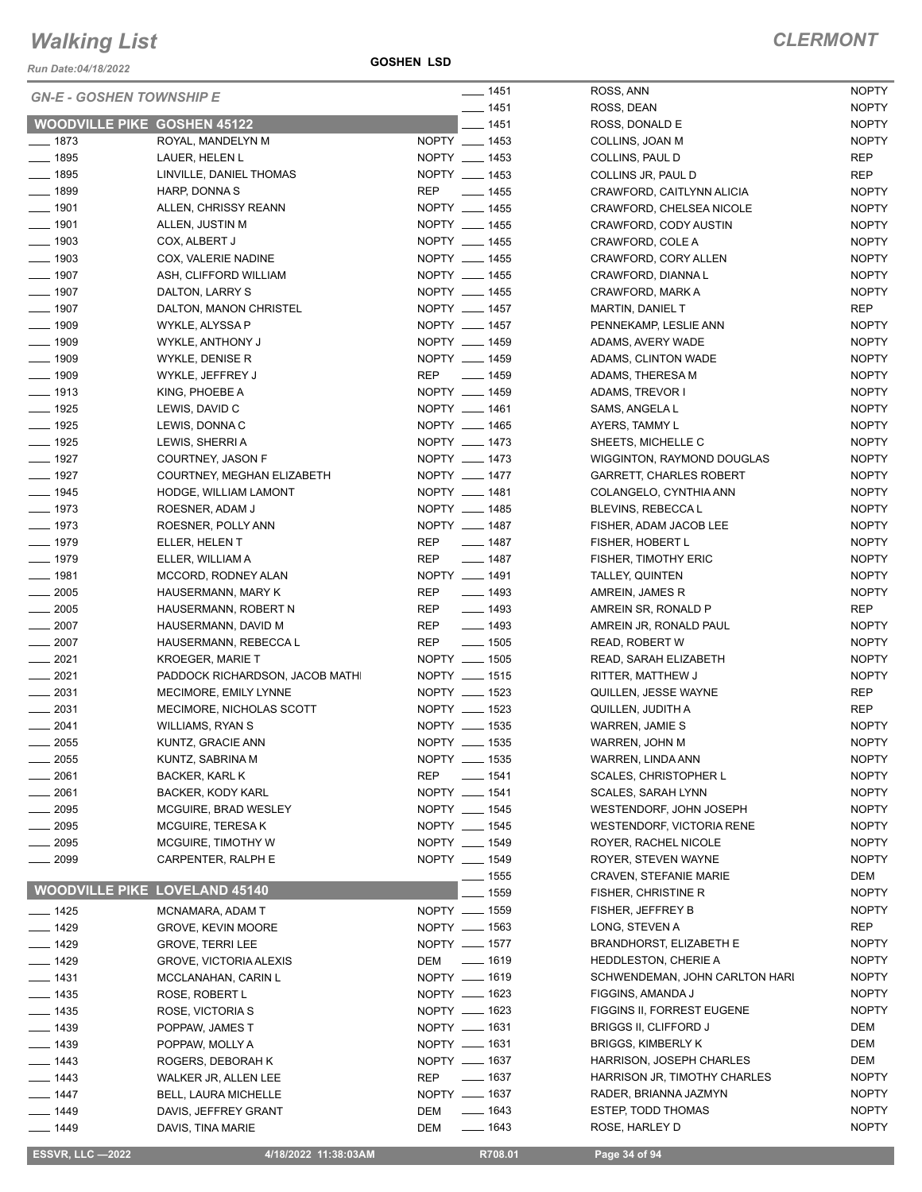# Walking List

**CLERMONT**

Run Date:04/18/2022

**GOSHEN LSD**

*GN-E - GOSHEN TOWNSHIP E*

## WOODVILLE PIKE GOSHEN 45122

| No. | Name | Party |
|---|---|---|
| ___ 1873 | ROYAL, MANDELYN M | NOPTY |
| ___ 1895 | LAUER, HELEN L | NOPTY |
| ___ 1895 | LINVILLE, DANIEL THOMAS | NOPTY |
| ___ 1899 | HARP, DONNA S | REP |
| ___ 1901 | ALLEN, CHRISSY REANN | NOPTY |
| ___ 1901 | ALLEN, JUSTIN M | NOPTY |
| ___ 1903 | COX, ALBERT J | NOPTY |
| ___ 1903 | COX, VALERIE NADINE | NOPTY |
| ___ 1907 | ASH, CLIFFORD WILLIAM | NOPTY |
| ___ 1907 | DALTON, LARRY S | NOPTY |
| ___ 1907 | DALTON, MANON CHRISTEL | NOPTY |
| ___ 1909 | WYKLE, ALYSSA P | NOPTY |
| ___ 1909 | WYKLE, ANTHONY J | NOPTY |
| ___ 1909 | WYKLE, DENISE R | NOPTY |
| ___ 1909 | WYKLE, JEFFREY J | REP |
| ___ 1913 | KING, PHOEBE A | NOPTY |
| ___ 1925 | LEWIS, DAVID C | NOPTY |
| ___ 1925 | LEWIS, DONNA C | NOPTY |
| ___ 1925 | LEWIS, SHERRI A | NOPTY |
| ___ 1927 | COURTNEY, JASON F | NOPTY |
| ___ 1927 | COURTNEY, MEGHAN ELIZABETH | NOPTY |
| ___ 1945 | HODGE, WILLIAM LAMONT | NOPTY |
| ___ 1973 | ROESNER, ADAM J | NOPTY |
| ___ 1973 | ROESNER, POLLY ANN | NOPTY |
| ___ 1979 | ELLER, HELEN T | REP |
| ___ 1979 | ELLER, WILLIAM A | REP |
| ___ 1981 | MCCORD, RODNEY ALAN | NOPTY |
| ___ 2005 | HAUSERMANN, MARY K | REP |
| ___ 2005 | HAUSERMANN, ROBERT N | REP |
| ___ 2007 | HAUSERMANN, DAVID M | REP |
| ___ 2007 | HAUSERMANN, REBECCA L | REP |
| ___ 2021 | KROEGER, MARIE T | NOPTY |
| ___ 2021 | PADDOCK RICHARDSON, JACOB MATHI | NOPTY |
| ___ 2031 | MECIMORE, EMILY LYNNE | NOPTY |
| ___ 2031 | MECIMORE, NICHOLAS SCOTT | NOPTY |
| ___ 2041 | WILLIAMS, RYAN S | NOPTY |
| ___ 2055 | KUNTZ, GRACIE ANN | NOPTY |
| ___ 2055 | KUNTZ, SABRINA M | NOPTY |
| ___ 2061 | BACKER, KARL K | REP |
| ___ 2061 | BACKER, KODY KARL | NOPTY |
| ___ 2095 | MCGUIRE, BRAD WESLEY | NOPTY |
| ___ 2095 | MCGUIRE, TERESA K | NOPTY |
| ___ 2095 | MCGUIRE, TIMOTHY W | NOPTY |
| ___ 2099 | CARPENTER, RALPH E | NOPTY |

## WOODVILLE PIKE LOVELAND 45140

| No. | Name | Party |
|---|---|---|
| ___ 1425 | MCNAMARA, ADAM T | NOPTY |
| ___ 1429 | GROVE, KEVIN MOORE | NOPTY |
| ___ 1429 | GROVE, TERRI LEE | NOPTY |
| ___ 1429 | GROVE, VICTORIA ALEXIS | DEM |
| ___ 1431 | MCCLANAHAN, CARIN L | NOPTY |
| ___ 1435 | ROSE, ROBERT L | NOPTY |
| ___ 1435 | ROSE, VICTORIA S | NOPTY |
| ___ 1439 | POPPAW, JAMES T | NOPTY |
| ___ 1439 | POPPAW, MOLLY A | NOPTY |
| ___ 1443 | ROGERS, DEBORAH K | NOPTY |
| ___ 1443 | WALKER JR, ALLEN LEE | REP |
| ___ 1447 | BELL, LAURA MICHELLE | NOPTY |
| ___ 1449 | DAVIS, JEFFREY GRANT | DEM |
| ___ 1449 | DAVIS, TINA MARIE | DEM |
| ___ 1451 | ROSS, ANN | NOPTY |
| ___ 1451 | ROSS, DEAN | NOPTY |
| ___ 1451 | ROSS, DONALD E | NOPTY |
| ___ 1453 | COLLINS, JOAN M | NOPTY |
| ___ 1453 | COLLINS, PAUL D | REP |
| ___ 1453 | COLLINS JR, PAUL D | REP |
| ___ 1455 | CRAWFORD, CAITLYNN ALICIA | NOPTY |
| ___ 1455 | CRAWFORD, CHELSEA NICOLE | NOPTY |
| ___ 1455 | CRAWFORD, CODY AUSTIN | NOPTY |
| ___ 1455 | CRAWFORD, COLE A | NOPTY |
| ___ 1455 | CRAWFORD, CORY ALLEN | NOPTY |
| ___ 1455 | CRAWFORD, DIANNA L | NOPTY |
| ___ 1455 | CRAWFORD, MARK A | NOPTY |
| ___ 1457 | MARTIN, DANIEL T | REP |
| ___ 1457 | PENNEKAMP, LESLIE ANN | NOPTY |
| ___ 1459 | ADAMS, AVERY WADE | NOPTY |
| ___ 1459 | ADAMS, CLINTON WADE | NOPTY |
| ___ 1459 | ADAMS, THERESA M | NOPTY |
| ___ 1459 | ADAMS, TREVOR I | NOPTY |
| ___ 1461 | SAMS, ANGELA L | NOPTY |
| ___ 1465 | AYERS, TAMMY L | NOPTY |
| ___ 1473 | SHEETS, MICHELLE C | NOPTY |
| ___ 1473 | WIGGINTON, RAYMOND DOUGLAS | NOPTY |
| ___ 1477 | GARRETT, CHARLES ROBERT | NOPTY |
| ___ 1481 | COLANGELO, CYNTHIA ANN | NOPTY |
| ___ 1485 | BLEVINS, REBECCA L | NOPTY |
| ___ 1487 | FISHER, ADAM JACOB LEE | NOPTY |
| ___ 1487 | FISHER, HOBERT L | NOPTY |
| ___ 1487 | FISHER, TIMOTHY ERIC | NOPTY |
| ___ 1491 | TALLEY, QUINTEN | NOPTY |
| ___ 1493 | AMREIN, JAMES R | NOPTY |
| ___ 1493 | AMREIN SR, RONALD P | REP |
| ___ 1493 | AMREIN JR, RONALD PAUL | NOPTY |
| ___ 1505 | READ, ROBERT W | NOPTY |
| ___ 1505 | READ, SARAH ELIZABETH | NOPTY |
| ___ 1515 | RITTER, MATTHEW J | NOPTY |
| ___ 1523 | QUILLEN, JESSE WAYNE | REP |
| ___ 1523 | QUILLEN, JUDITH A | REP |
| ___ 1535 | WARREN, JAMIE S | NOPTY |
| ___ 1535 | WARREN, JOHN M | NOPTY |
| ___ 1535 | WARREN, LINDA ANN | NOPTY |
| ___ 1541 | SCALES, CHRISTOPHER L | NOPTY |
| ___ 1541 | SCALES, SARAH LYNN | NOPTY |
| ___ 1545 | WESTENDORF, JOHN JOSEPH | NOPTY |
| ___ 1545 | WESTENDORF, VICTORIA RENE | NOPTY |
| ___ 1549 | ROYER, RACHEL NICOLE | NOPTY |
| ___ 1549 | ROYER, STEVEN WAYNE | NOPTY |
| ___ 1555 | CRAVEN, STEFANIE MARIE | DEM |
| ___ 1559 | FISHER, CHRISTINE R | NOPTY |
| ___ 1559 | FISHER, JEFFREY B | NOPTY |
| ___ 1563 | LONG, STEVEN A | REP |
| ___ 1577 | BRANDHORST, ELIZABETH E | NOPTY |
| ___ 1619 | HEDDLESTON, CHERIE A | NOPTY |
| ___ 1619 | SCHWENDEMAN, JOHN CARLTON HARI | NOPTY |
| ___ 1623 | FIGGINS, AMANDA J | NOPTY |
| ___ 1623 | FIGGINS II, FORREST EUGENE | NOPTY |
| ___ 1631 | BRIGGS II, CLIFFORD J | DEM |
| ___ 1631 | BRIGGS, KIMBERLY K | DEM |
| ___ 1637 | HARRISON, JOSEPH CHARLES | DEM |
| ___ 1637 | HARRISON JR, TIMOTHY CHARLES | NOPTY |
| ___ 1637 | RADER, BRIANNA JAZMYN | NOPTY |
| ___ 1643 | ESTEP, TODD THOMAS | NOPTY |
| ___ 1643 | ROSE, HARLEY D | NOPTY |

ESSVR, LLC —2022 4/18/2022 11:38:03AM R708.01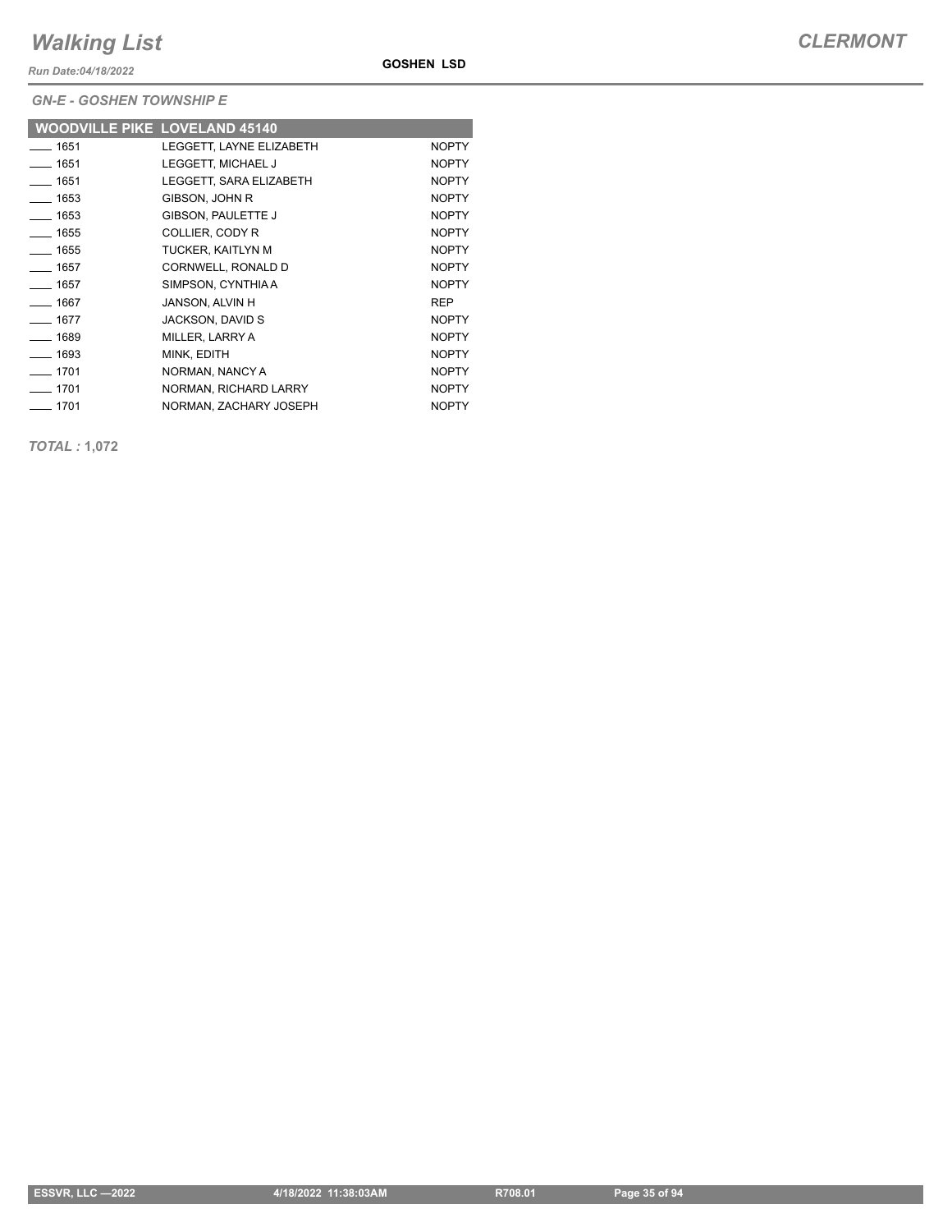*GN-E - GOSHEN TOWNSHIP E*

| WOODVILLE PIKE | LOVELAND 45140 | |
|---|---|---|
| ____ 1651 | LEGGETT, LAYNE ELIZABETH | NOPTY |
| ____ 1651 | LEGGETT, MICHAEL J | NOPTY |
| ____ 1651 | LEGGETT, SARA ELIZABETH | NOPTY |
| ____ 1653 | GIBSON, JOHN R | NOPTY |
| ____ 1653 | GIBSON, PAULETTE J | NOPTY |
| ____ 1655 | COLLIER, CODY R | NOPTY |
| ____ 1655 | TUCKER, KAITLYN M | NOPTY |
| ____ 1657 | CORNWELL, RONALD D | NOPTY |
| ____ 1657 | SIMPSON, CYNTHIA A | NOPTY |
| ____ 1667 | JANSON, ALVIN H | REP |
| ____ 1677 | JACKSON, DAVID S | NOPTY |
| ____ 1689 | MILLER, LARRY A | NOPTY |
| ____ 1693 | MINK, EDITH | NOPTY |
| ____ 1701 | NORMAN, NANCY A | NOPTY |
| ____ 1701 | NORMAN, RICHARD LARRY | NOPTY |
| ____ 1701 | NORMAN, ZACHARY JOSEPH | NOPTY |

*TOTAL :* **1,072**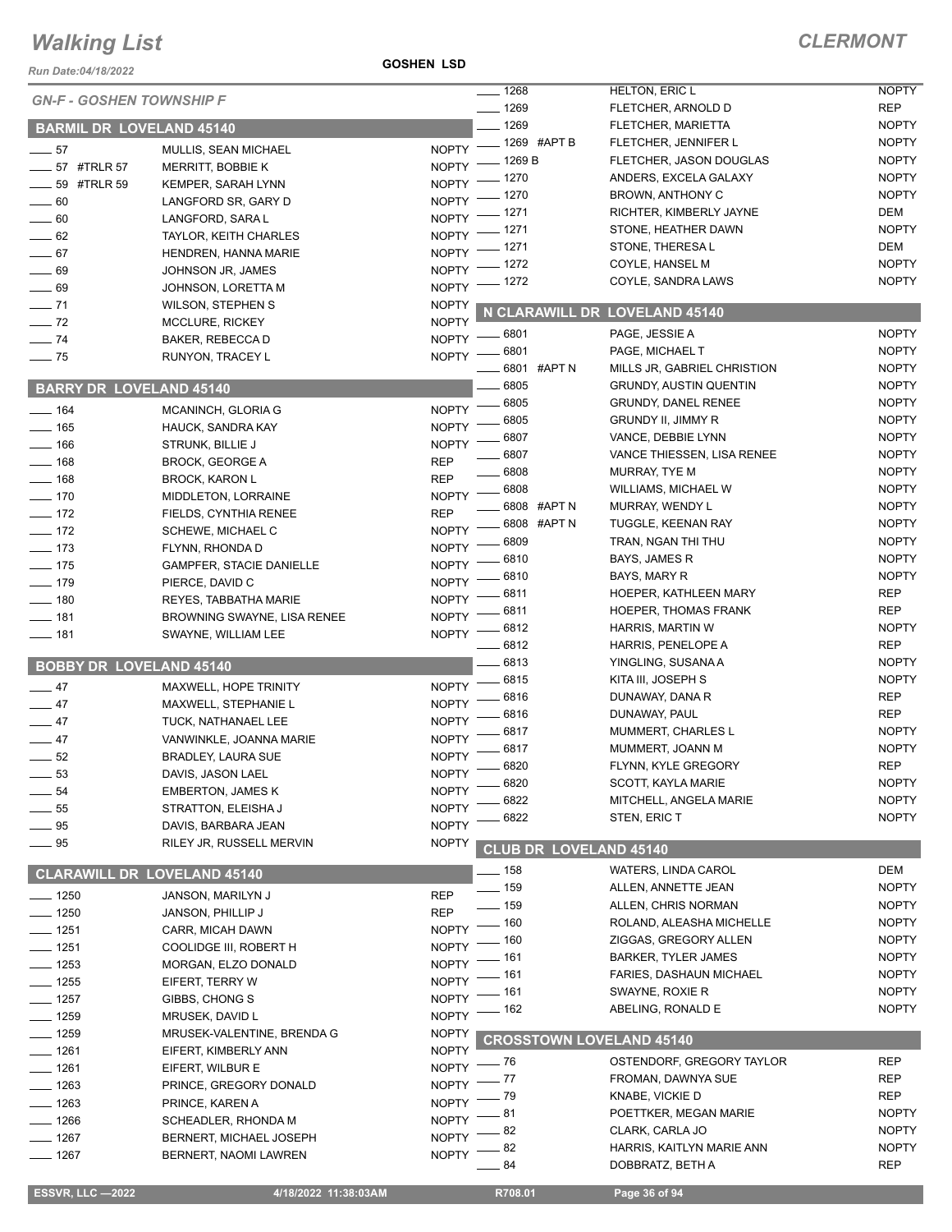# Walking List

## CLERMONT

GOSHEN LSD

Run Date:04/18/2022

### GN-F - GOSHEN TOWNSHIP F

### BARMIL DR LOVELAND 45140

| | | |
|---|---|---|
| 57 | MULLIS, SEAN MICHAEL | NOPTY |
| 57 #TRLR 57 | MERRITT, BOBBIE K | NOPTY |
| 59 #TRLR 59 | KEMPER, SARAH LYNN | NOPTY |
| 60 | LANGFORD SR, GARY D | NOPTY |
| 60 | LANGFORD, SARA L | NOPTY |
| 62 | TAYLOR, KEITH CHARLES | NOPTY |
| 67 | HENDREN, HANNA MARIE | NOPTY |
| 69 | JOHNSON JR, JAMES | NOPTY |
| 69 | JOHNSON, LORETTA M | NOPTY |
| 71 | WILSON, STEPHEN S | NOPTY |
| 72 | MCCLURE, RICKEY | NOPTY |
| 74 | BAKER, REBECCA D | NOPTY |
| 75 | RUNYON, TRACEY L | NOPTY |

### BARRY DR LOVELAND 45140

| | | |
|---|---|---|
| 164 | MCANINCH, GLORIA G | NOPTY |
| 165 | HAUCK, SANDRA KAY | NOPTY |
| 166 | STRUNK, BILLIE J | NOPTY |
| 168 | BROCK, GEORGE A | REP |
| 168 | BROCK, KARON L | REP |
| 170 | MIDDLETON, LORRAINE | NOPTY |
| 172 | FIELDS, CYNTHIA RENEE | REP |
| 172 | SCHEWE, MICHAEL C | NOPTY |
| 173 | FLYNN, RHONDA D | NOPTY |
| 175 | GAMPFER, STACIE DANIELLE | NOPTY |
| 179 | PIERCE, DAVID C | NOPTY |
| 180 | REYES, TABBATHA MARIE | NOPTY |
| 181 | BROWNING SWAYNE, LISA RENEE | NOPTY |
| 181 | SWAYNE, WILLIAM LEE | NOPTY |

### BOBBY DR LOVELAND 45140

| | | |
|---|---|---|
| 47 | MAXWELL, HOPE TRINITY | NOPTY |
| 47 | MAXWELL, STEPHANIE L | NOPTY |
| 47 | TUCK, NATHANAEL LEE | NOPTY |
| 47 | VANWINKLE, JOANNA MARIE | NOPTY |
| 52 | BRADLEY, LAURA SUE | NOPTY |
| 53 | DAVIS, JASON LAEL | NOPTY |
| 54 | EMBERTON, JAMES K | NOPTY |
| 55 | STRATTON, ELEISHA J | NOPTY |
| 95 | DAVIS, BARBARA JEAN | NOPTY |
| 95 | RILEY JR, RUSSELL MERVIN | NOPTY |

### CLARAWILL DR LOVELAND 45140

| | | |
|---|---|---|
| 1250 | JANSON, MARILYN J | REP |
| 1250 | JANSON, PHILLIP J | REP |
| 1251 | CARR, MICAH DAWN | NOPTY |
| 1251 | COOLIDGE III, ROBERT H | NOPTY |
| 1253 | MORGAN, ELZO DONALD | NOPTY |
| 1255 | EIFERT, TERRY W | NOPTY |
| 1257 | GIBBS, CHONG S | NOPTY |
| 1259 | MRUSEK, DAVID L | NOPTY |
| 1259 | MRUSEK-VALENTINE, BRENDA G | NOPTY |
| 1261 | EIFERT, KIMBERLY ANN | NOPTY |
| 1261 | EIFERT, WILBUR E | NOPTY |
| 1263 | PRINCE, GREGORY DONALD | NOPTY |
| 1263 | PRINCE, KAREN A | NOPTY |
| 1266 | SCHEADLER, RHONDA M | NOPTY |
| 1267 | BERNERT, MICHAEL JOSEPH | NOPTY |
| 1267 | BERNERT, NAOMI LAWREN | NOPTY |
| 1268 | HELTON, ERIC L | NOPTY |
| 1269 | FLETCHER, ARNOLD D | REP |
| 1269 | FLETCHER, MARIETTA | NOPTY |
| 1269 #APT B | FLETCHER, JENNIFER L | NOPTY |
| 1269 B | FLETCHER, JASON DOUGLAS | NOPTY |
| 1270 | ANDERS, EXCELA GALAXY | NOPTY |
| 1270 | BROWN, ANTHONY C | NOPTY |
| 1271 | RICHTER, KIMBERLY JAYNE | DEM |
| 1271 | STONE, HEATHER DAWN | NOPTY |
| 1271 | STONE, THERESA L | DEM |
| 1272 | COYLE, HANSEL M | NOPTY |
| 1272 | COYLE, SANDRA LAWS | NOPTY |

### N CLARAWILL DR LOVELAND 45140

| | | |
|---|---|---|
| 6801 | PAGE, JESSIE A | NOPTY |
| 6801 | PAGE, MICHAEL T | NOPTY |
| 6801 #APT N | MILLS JR, GABRIEL CHRISTION | NOPTY |
| 6805 | GRUNDY, AUSTIN QUENTIN | NOPTY |
| 6805 | GRUNDY, DANEL RENEE | NOPTY |
| 6805 | GRUNDY II, JIMMY R | NOPTY |
| 6807 | VANCE, DEBBIE LYNN | NOPTY |
| 6807 | VANCE THIESSEN, LISA RENEE | NOPTY |
| 6808 | MURRAY, TYE M | NOPTY |
| 6808 | WILLIAMS, MICHAEL W | NOPTY |
| 6808 #APT N | MURRAY, WENDY L | NOPTY |
| 6808 #APT N | TUGGLE, KEENAN RAY | NOPTY |
| 6809 | TRAN, NGAN THI THU | NOPTY |
| 6810 | BAYS, JAMES R | NOPTY |
| 6810 | BAYS, MARY R | NOPTY |
| 6811 | HOEPER, KATHLEEN MARY | REP |
| 6811 | HOEPER, THOMAS FRANK | REP |
| 6812 | HARRIS, MARTIN W | NOPTY |
| 6812 | HARRIS, PENELOPE A | REP |
| 6813 | YINGLING, SUSANA A | NOPTY |
| 6815 | KITA III, JOSEPH S | NOPTY |
| 6816 | DUNAWAY, DANA R | REP |
| 6816 | DUNAWAY, PAUL | REP |
| 6817 | MUMMERT, CHARLES L | NOPTY |
| 6817 | MUMMERT, JOANN M | NOPTY |
| 6820 | FLYNN, KYLE GREGORY | REP |
| 6820 | SCOTT, KAYLA MARIE | NOPTY |
| 6822 | MITCHELL, ANGELA MARIE | NOPTY |
| 6822 | STEN, ERIC T | NOPTY |

### CLUB DR LOVELAND 45140

| | | |
|---|---|---|
| 158 | WATERS, LINDA CAROL | DEM |
| 159 | ALLEN, ANNETTE JEAN | NOPTY |
| 159 | ALLEN, CHRIS NORMAN | NOPTY |
| 160 | ROLAND, ALEASHA MICHELLE | NOPTY |
| 160 | ZIGGAS, GREGORY ALLEN | NOPTY |
| 161 | BARKER, TYLER JAMES | NOPTY |
| 161 | FARIES, DASHAUN MICHAEL | NOPTY |
| 161 | SWAYNE, ROXIE R | NOPTY |
| 162 | ABELING, RONALD E | NOPTY |

### CROSSTOWN LOVELAND 45140

| | | |
|---|---|---|
| 76 | OSTENDORF, GREGORY TAYLOR | REP |
| 77 | FROMAN, DAWNYA SUE | REP |
| 79 | KNABE, VICKIE D | REP |
| 81 | POETTKER, MEGAN MARIE | NOPTY |
| 82 | CLARK, CARLA JO | NOPTY |
| 82 | HARRIS, KAITLYN MARIE ANN | NOPTY |
| 84 | DOBBRATZ, BETH A | REP |

ESSVR, LLC —2022 4/18/2022 11:38:03AM R708.01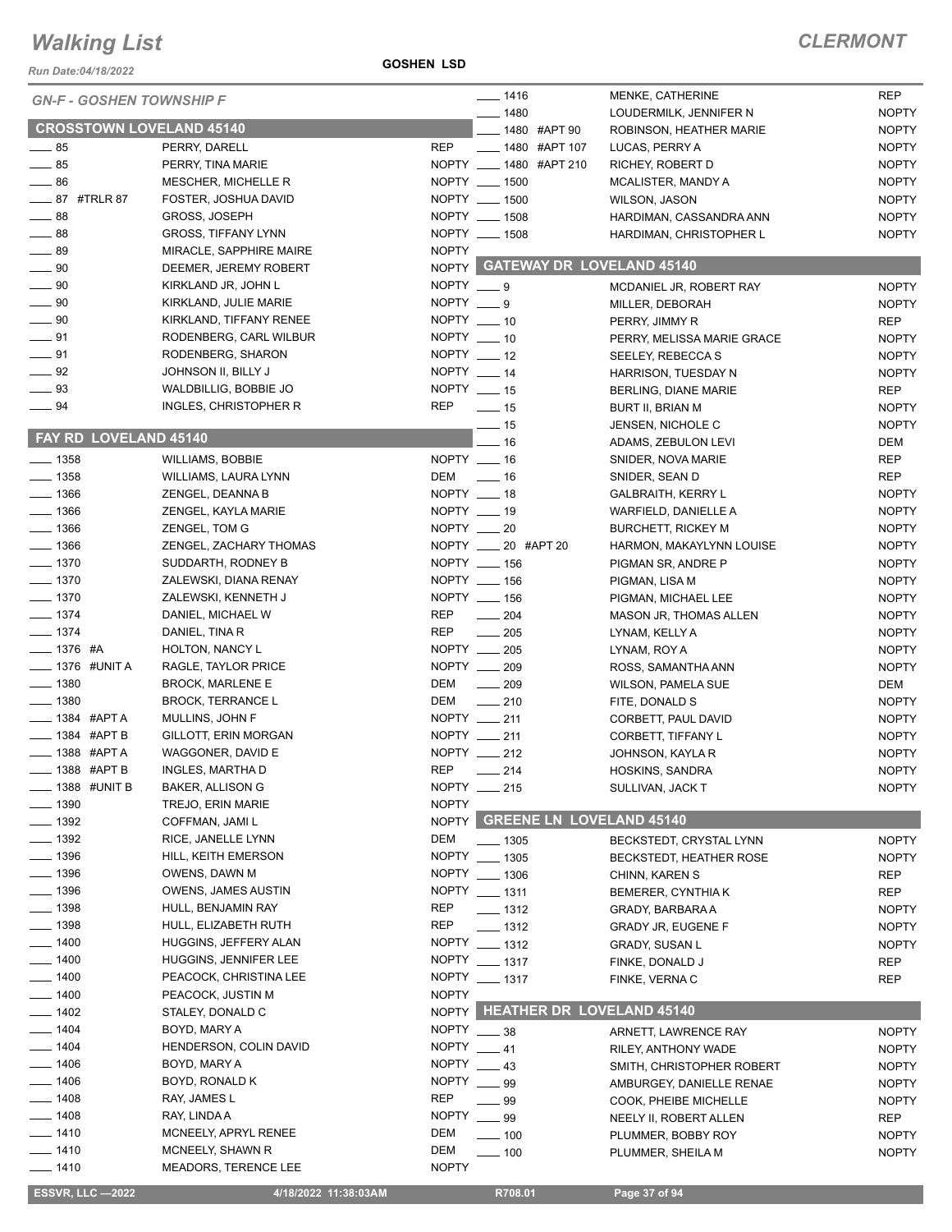# Walking List

**CLERMONT**

Run Date:04/18/2022

**GOSHEN LSD**

## GN-F - GOSHEN TOWNSHIP F

### CROSSTOWN LOVELAND 45140

| No. | Name | Party |
|---|---|---|
| ___ 85 | PERRY, DARELL | REP |
| ___ 85 | PERRY, TINA MARIE | NOPTY |
| ___ 86 | MESCHER, MICHELLE R | NOPTY |
| ___ 87 #TRLR 87 | FOSTER, JOSHUA DAVID | NOPTY |
| ___ 88 | GROSS, JOSEPH | NOPTY |
| ___ 88 | GROSS, TIFFANY LYNN | NOPTY |
| ___ 89 | MIRACLE, SAPPHIRE MAIRE | NOPTY |
| ___ 90 | DEEMER, JEREMY ROBERT | NOPTY |
| ___ 90 | KIRKLAND JR, JOHN L | NOPTY |
| ___ 90 | KIRKLAND, JULIE MARIE | NOPTY |
| ___ 90 | KIRKLAND, TIFFANY RENEE | NOPTY |
| ___ 91 | RODENBERG, CARL WILBUR | NOPTY |
| ___ 91 | RODENBERG, SHARON | NOPTY |
| ___ 92 | JOHNSON II, BILLY J | NOPTY |
| ___ 93 | WALDBILLIG, BOBBIE JO | NOPTY |
| ___ 94 | INGLES, CHRISTOPHER R | REP |

### FAY RD LOVELAND 45140

| No. | Name | Party |
|---|---|---|
| ___ 1358 | WILLIAMS, BOBBIE | NOPTY |
| ___ 1358 | WILLIAMS, LAURA LYNN | DEM |
| ___ 1366 | ZENGEL, DEANNA B | NOPTY |
| ___ 1366 | ZENGEL, KAYLA MARIE | NOPTY |
| ___ 1366 | ZENGEL, TOM G | NOPTY |
| ___ 1366 | ZENGEL, ZACHARY THOMAS | NOPTY |
| ___ 1370 | SUDDARTH, RODNEY B | NOPTY |
| ___ 1370 | ZALEWSKI, DIANA RENAY | NOPTY |
| ___ 1370 | ZALEWSKI, KENNETH J | NOPTY |
| ___ 1374 | DANIEL, MICHAEL W | REP |
| ___ 1374 | DANIEL, TINA R | REP |
| ___ 1376 #A | HOLTON, NANCY L | NOPTY |
| ___ 1376 #UNIT A | RAGLE, TAYLOR PRICE | NOPTY |
| ___ 1380 | BROCK, MARLENE E | DEM |
| ___ 1380 | BROCK, TERRANCE L | DEM |
| ___ 1384 #APT A | MULLINS, JOHN F | NOPTY |
| ___ 1384 #APT B | GILLOTT, ERIN MORGAN | NOPTY |
| ___ 1388 #APT A | WAGGONER, DAVID E | NOPTY |
| ___ 1388 #APT B | INGLES, MARTHA D | REP |
| ___ 1388 #UNIT B | BAKER, ALLISON G | NOPTY |
| ___ 1390 | TREJO, ERIN MARIE | NOPTY |
| ___ 1392 | COFFMAN, JAMI L | NOPTY |
| ___ 1392 | RICE, JANELLE LYNN | DEM |
| ___ 1396 | HILL, KEITH EMERSON | NOPTY |
| ___ 1396 | OWENS, DAWN M | NOPTY |
| ___ 1396 | OWENS, JAMES AUSTIN | NOPTY |
| ___ 1398 | HULL, BENJAMIN RAY | REP |
| ___ 1398 | HULL, ELIZABETH RUTH | REP |
| ___ 1400 | HUGGINS, JEFFERY ALAN | NOPTY |
| ___ 1400 | HUGGINS, JENNIFER LEE | NOPTY |
| ___ 1400 | PEACOCK, CHRISTINA LEE | NOPTY |
| ___ 1400 | PEACOCK, JUSTIN M | NOPTY |
| ___ 1402 | STALEY, DONALD C | NOPTY |
| ___ 1404 | BOYD, MARY A | NOPTY |
| ___ 1404 | HENDERSON, COLIN DAVID | NOPTY |
| ___ 1406 | BOYD, MARY A | NOPTY |
| ___ 1406 | BOYD, RONALD K | NOPTY |
| ___ 1408 | RAY, JAMES L | REP |
| ___ 1408 | RAY, LINDA A | NOPTY |
| ___ 1410 | MCNEELY, APRYL RENEE | DEM |
| ___ 1410 | MCNEELY, SHAWN R | DEM |
| ___ 1410 | MEADORS, TERENCE LEE | NOPTY |
| ___ 1416 | MENKE, CATHERINE | REP |
| ___ 1480 | LOUDERMILK, JENNIFER N | NOPTY |
| ___ 1480 #APT 90 | ROBINSON, HEATHER MARIE | NOPTY |
| ___ 1480 #APT 107 | LUCAS, PERRY A | NOPTY |
| ___ 1480 #APT 210 | RICHEY, ROBERT D | NOPTY |
| ___ 1500 | MCALISTER, MANDY A | NOPTY |
| ___ 1500 | WILSON, JASON | NOPTY |
| ___ 1508 | HARDIMAN, CASSANDRA ANN | NOPTY |
| ___ 1508 | HARDIMAN, CHRISTOPHER L | NOPTY |

### GATEWAY DR LOVELAND 45140

| No. | Name | Party |
|---|---|---|
| ___ 9 | MCDANIEL JR, ROBERT RAY | NOPTY |
| ___ 9 | MILLER, DEBORAH | NOPTY |
| ___ 10 | PERRY, JIMMY R | REP |
| ___ 10 | PERRY, MELISSA MARIE GRACE | NOPTY |
| ___ 12 | SEELEY, REBECCA S | NOPTY |
| ___ 14 | HARRISON, TUESDAY N | NOPTY |
| ___ 15 | BERLING, DIANE MARIE | REP |
| ___ 15 | BURT II, BRIAN M | NOPTY |
| ___ 15 | JENSEN, NICHOLE C | NOPTY |
| ___ 16 | ADAMS, ZEBULON LEVI | DEM |
| ___ 16 | SNIDER, NOVA MARIE | REP |
| ___ 16 | SNIDER, SEAN D | REP |
| ___ 18 | GALBRAITH, KERRY L | NOPTY |
| ___ 19 | WARFIELD, DANIELLE A | NOPTY |
| ___ 20 | BURCHETT, RICKEY M | NOPTY |
| ___ 20 #APT 20 | HARMON, MAKAYLYNN LOUISE | NOPTY |
| ___ 156 | PIGMAN SR, ANDRE P | NOPTY |
| ___ 156 | PIGMAN, LISA M | NOPTY |
| ___ 156 | PIGMAN, MICHAEL LEE | NOPTY |
| ___ 204 | MASON JR, THOMAS ALLEN | NOPTY |
| ___ 205 | LYNAM, KELLY A | NOPTY |
| ___ 205 | LYNAM, ROY A | NOPTY |
| ___ 209 | ROSS, SAMANTHA ANN | NOPTY |
| ___ 209 | WILSON, PAMELA SUE | DEM |
| ___ 210 | FITE, DONALD S | NOPTY |
| ___ 211 | CORBETT, PAUL DAVID | NOPTY |
| ___ 211 | CORBETT, TIFFANY L | NOPTY |
| ___ 212 | JOHNSON, KAYLA R | NOPTY |
| ___ 214 | HOSKINS, SANDRA | NOPTY |
| ___ 215 | SULLIVAN, JACK T | NOPTY |

### GREENE LN LOVELAND 45140

| No. | Name | Party |
|---|---|---|
| ___ 1305 | BECKSTEDT, CRYSTAL LYNN | NOPTY |
| ___ 1305 | BECKSTEDT, HEATHER ROSE | NOPTY |
| ___ 1306 | CHINN, KAREN S | REP |
| ___ 1311 | BEMERER, CYNTHIA K | REP |
| ___ 1312 | GRADY, BARBARA A | NOPTY |
| ___ 1312 | GRADY JR, EUGENE F | NOPTY |
| ___ 1312 | GRADY, SUSAN L | NOPTY |
| ___ 1317 | FINKE, DONALD J | REP |
| ___ 1317 | FINKE, VERNA C | REP |

### HEATHER DR LOVELAND 45140

| No. | Name | Party |
|---|---|---|
| ___ 38 | ARNETT, LAWRENCE RAY | NOPTY |
| ___ 41 | RILEY, ANTHONY WADE | NOPTY |
| ___ 43 | SMITH, CHRISTOPHER ROBERT | NOPTY |
| ___ 99 | AMBURGEY, DANIELLE RENAE | NOPTY |
| ___ 99 | COOK, PHEIBE MICHELLE | NOPTY |
| ___ 99 | NEELY II, ROBERT ALLEN | REP |
| ___ 100 | PLUMMER, BOBBY ROY | NOPTY |
| ___ 100 | PLUMMER, SHEILA M | NOPTY |

ESSVR, LLC —2022 | 4/18/2022 11:38:03AM | R708.01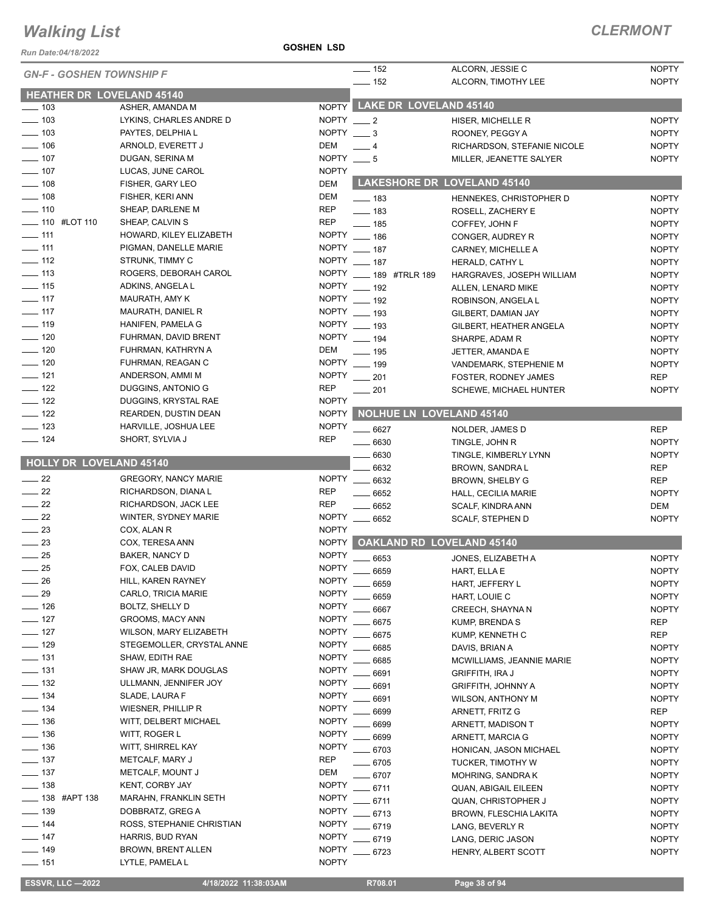# Walking List

**CLERMONT**

Run Date:04/18/2022

**GOSHEN LSD**

*GN-F - GOSHEN TOWNSHIP F*

## HEATHER DR LOVELAND 45140

| No. | Name | Party |
|---|---|---|
| ___ 103 | ASHER, AMANDA M | NOPTY |
| ___ 103 | LYKINS, CHARLES ANDRE D | NOPTY |
| ___ 103 | PAYTES, DELPHIA L | NOPTY |
| ___ 106 | ARNOLD, EVERETT J | DEM |
| ___ 107 | DUGAN, SERINA M | NOPTY |
| ___ 107 | LUCAS, JUNE CAROL | NOPTY |
| ___ 108 | FISHER, GARY LEO | DEM |
| ___ 108 | FISHER, KERI ANN | DEM |
| ___ 110 | SHEAP, DARLENE M | REP |
| ___ 110 #LOT 110 | SHEAP, CALVIN S | REP |
| ___ 111 | HOWARD, KILEY ELIZABETH | NOPTY |
| ___ 111 | PIGMAN, DANELLE MARIE | NOPTY |
| ___ 112 | STRUNK, TIMMY C | NOPTY |
| ___ 113 | ROGERS, DEBORAH CAROL | NOPTY |
| ___ 115 | ADKINS, ANGELA L | NOPTY |
| ___ 117 | MAURATH, AMY K | NOPTY |
| ___ 117 | MAURATH, DANIEL R | NOPTY |
| ___ 119 | HANIFEN, PAMELA G | NOPTY |
| ___ 120 | FUHRMAN, DAVID BRENT | NOPTY |
| ___ 120 | FUHRMAN, KATHRYN A | DEM |
| ___ 120 | FUHRMAN, REAGAN C | NOPTY |
| ___ 121 | ANDERSON, AMMI M | NOPTY |
| ___ 122 | DUGGINS, ANTONIO G | REP |
| ___ 122 | DUGGINS, KRYSTAL RAE | NOPTY |
| ___ 122 | REARDEN, DUSTIN DEAN | NOPTY |
| ___ 123 | HARVILLE, JOSHUA LEE | NOPTY |
| ___ 124 | SHORT, SYLVIA J | REP |

## HOLLY DR LOVELAND 45140

| No. | Name | Party |
|---|---|---|
| ___ 22 | GREGORY, NANCY MARIE | NOPTY |
| ___ 22 | RICHARDSON, DIANA L | REP |
| ___ 22 | RICHARDSON, JACK LEE | REP |
| ___ 22 | WINTER, SYDNEY MARIE | NOPTY |
| ___ 23 | COX, ALAN R | NOPTY |
| ___ 23 | COX, TERESA ANN | NOPTY |
| ___ 25 | BAKER, NANCY D | NOPTY |
| ___ 25 | FOX, CALEB DAVID | NOPTY |
| ___ 26 | HILL, KAREN RAYNEY | NOPTY |
| ___ 29 | CARLO, TRICIA MARIE | NOPTY |
| ___ 126 | BOLTZ, SHELLY D | NOPTY |
| ___ 127 | GROOMS, MACY ANN | NOPTY |
| ___ 127 | WILSON, MARY ELIZABETH | NOPTY |
| ___ 129 | STEGEMOLLER, CRYSTAL ANNE | NOPTY |
| ___ 131 | SHAW, EDITH RAE | NOPTY |
| ___ 131 | SHAW JR, MARK DOUGLAS | NOPTY |
| ___ 132 | ULLMANN, JENNIFER JOY | NOPTY |
| ___ 134 | SLADE, LAURA F | NOPTY |
| ___ 134 | WIESNER, PHILLIP R | NOPTY |
| ___ 136 | WITT, DELBERT MICHAEL | NOPTY |
| ___ 136 | WITT, ROGER L | NOPTY |
| ___ 136 | WITT, SHIRREL KAY | NOPTY |
| ___ 137 | METCALF, MARY J | REP |
| ___ 137 | METCALF, MOUNT J | DEM |
| ___ 138 | KENT, CORBY JAY | NOPTY |
| ___ 138 #APT 138 | MARAHN, FRANKLIN SETH | NOPTY |
| ___ 139 | DOBBRATZ, GREG A | NOPTY |
| ___ 144 | ROSS, STEPHANIE CHRISTIAN | NOPTY |
| ___ 147 | HARRIS, BUD RYAN | NOPTY |
| ___ 149 | BROWN, BRENT ALLEN | NOPTY |
| ___ 151 | LYTLE, PAMELA L | NOPTY |
| ___ 152 | ALCORN, JESSIE C | NOPTY |
| ___ 152 | ALCORN, TIMOTHY LEE | NOPTY |

## LAKE DR LOVELAND 45140

| No. | Name | Party |
|---|---|---|
| ___ 2 | HISER, MICHELLE R | NOPTY |
| ___ 3 | ROONEY, PEGGY A | NOPTY |
| ___ 4 | RICHARDSON, STEFANIE NICOLE | NOPTY |
| ___ 5 | MILLER, JEANETTE SALYER | NOPTY |

## LAKESHORE DR LOVELAND 45140

| No. | Name | Party |
|---|---|---|
| ___ 183 | HENNEKES, CHRISTOPHER D | NOPTY |
| ___ 183 | ROSELL, ZACHERY E | NOPTY |
| ___ 185 | COFFEY, JOHN F | NOPTY |
| ___ 186 | CONGER, AUDREY R | NOPTY |
| ___ 187 | CARNEY, MICHELLE A | NOPTY |
| ___ 187 | HERALD, CATHY L | NOPTY |
| ___ 189 #TRLR 189 | HARGRAVES, JOSEPH WILLIAM | NOPTY |
| ___ 192 | ALLEN, LENARD MIKE | NOPTY |
| ___ 192 | ROBINSON, ANGELA L | NOPTY |
| ___ 193 | GILBERT, DAMIAN JAY | NOPTY |
| ___ 193 | GILBERT, HEATHER ANGELA | NOPTY |
| ___ 194 | SHARPE, ADAM R | NOPTY |
| ___ 195 | JETTER, AMANDA E | NOPTY |
| ___ 199 | VANDEMARK, STEPHENIE M | NOPTY |
| ___ 201 | FOSTER, RODNEY JAMES | REP |
| ___ 201 | SCHEWE, MICHAEL HUNTER | NOPTY |

## NOLHUE LN LOVELAND 45140

| No. | Name | Party |
|---|---|---|
| ___ 6627 | NOLDER, JAMES D | REP |
| ___ 6630 | TINGLE, JOHN R | NOPTY |
| ___ 6630 | TINGLE, KIMBERLY LYNN | NOPTY |
| ___ 6632 | BROWN, SANDRA L | REP |
| ___ 6632 | BROWN, SHELBY G | REP |
| ___ 6652 | HALL, CECILIA MARIE | NOPTY |
| ___ 6652 | SCALF, KINDRA ANN | DEM |
| ___ 6652 | SCALF, STEPHEN D | NOPTY |

## OAKLAND RD LOVELAND 45140

| No. | Name | Party |
|---|---|---|
| ___ 6653 | JONES, ELIZABETH A | NOPTY |
| ___ 6659 | HART, ELLA E | NOPTY |
| ___ 6659 | HART, JEFFERY L | NOPTY |
| ___ 6659 | HART, LOUIE C | NOPTY |
| ___ 6667 | CREECH, SHAYNA N | NOPTY |
| ___ 6675 | KUMP, BRENDA S | REP |
| ___ 6675 | KUMP, KENNETH C | REP |
| ___ 6685 | DAVIS, BRIAN A | NOPTY |
| ___ 6685 | MCWILLIAMS, JEANNIE MARIE | NOPTY |
| ___ 6691 | GRIFFITH, IRA J | NOPTY |
| ___ 6691 | GRIFFITH, JOHNNY A | NOPTY |
| ___ 6691 | WILSON, ANTHONY M | NOPTY |
| ___ 6699 | ARNETT, FRITZ G | REP |
| ___ 6699 | ARNETT, MADISON T | NOPTY |
| ___ 6699 | ARNETT, MARCIA G | NOPTY |
| ___ 6703 | HONICAN, JASON MICHAEL | NOPTY |
| ___ 6705 | TUCKER, TIMOTHY W | NOPTY |
| ___ 6707 | MOHRING, SANDRA K | NOPTY |
| ___ 6711 | QUAN, ABIGAIL EILEEN | NOPTY |
| ___ 6711 | QUAN, CHRISTOPHER J | NOPTY |
| ___ 6713 | BROWN, FLESCHIA LAKITA | NOPTY |
| ___ 6719 | LANG, BEVERLY R | NOPTY |
| ___ 6719 | LANG, DERIC JASON | NOPTY |
| ___ 6723 | HENRY, ALBERT SCOTT | NOPTY |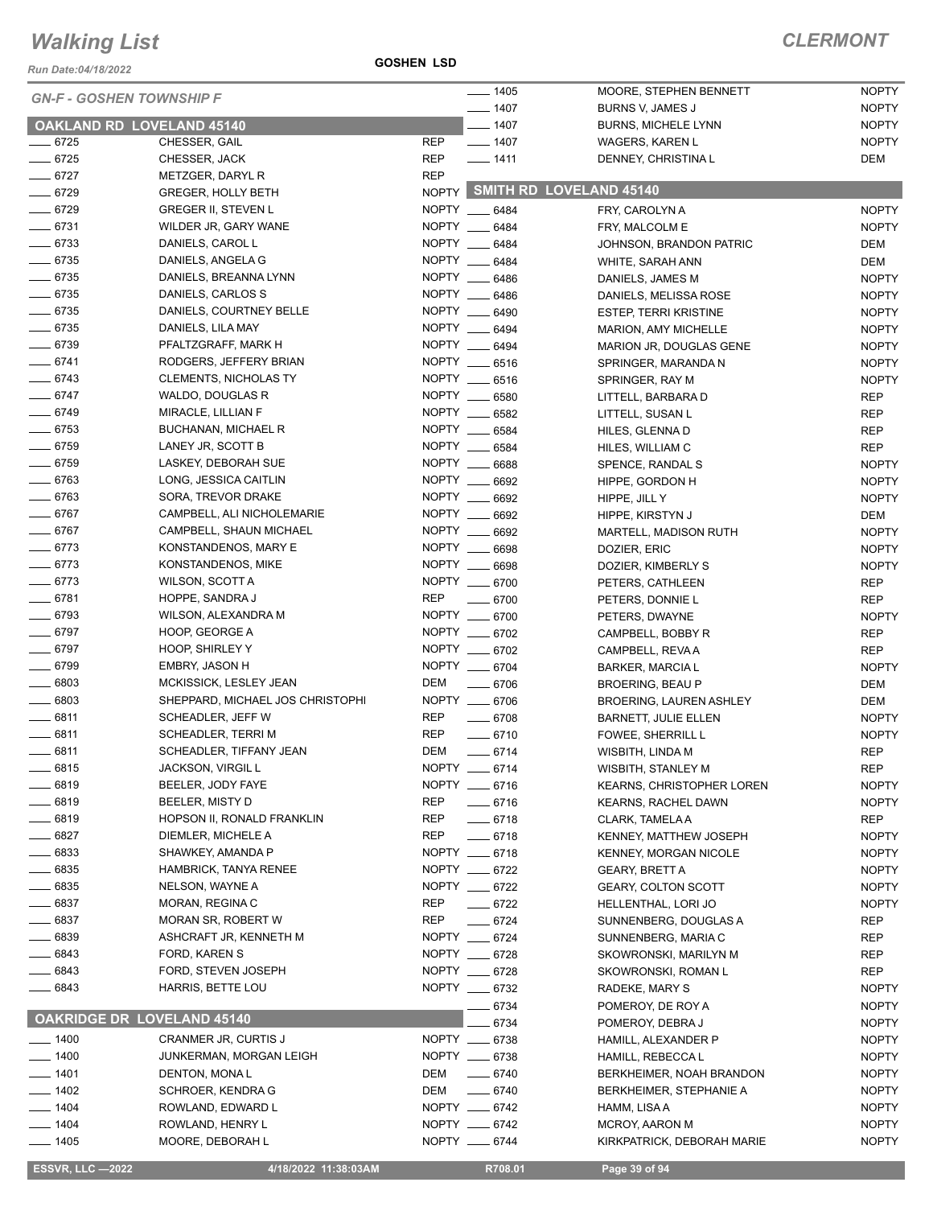# Walking List

**CLERMONT**

Run Date:04/18/2022

**GOSHEN LSD**

*GN-F - GOSHEN TOWNSHIP F*

## OAKLAND RD LOVELAND 45140

| No. | Name | Party |
|---|---|---|
| 6725 | CHESSER, GAIL | REP |
| 6725 | CHESSER, JACK | REP |
| 6727 | METZGER, DARYL R | REP |
| 6729 | GREGER, HOLLY BETH | NOPTY |
| 6729 | GREGER II, STEVEN L | NOPTY |
| 6731 | WILDER JR, GARY WANE | NOPTY |
| 6733 | DANIELS, CAROL L | NOPTY |
| 6735 | DANIELS, ANGELA G | NOPTY |
| 6735 | DANIELS, BREANNA LYNN | NOPTY |
| 6735 | DANIELS, CARLOS S | NOPTY |
| 6735 | DANIELS, COURTNEY BELLE | NOPTY |
| 6735 | DANIELS, LILA MAY | NOPTY |
| 6739 | PFALTZGRAFF, MARK H | NOPTY |
| 6741 | RODGERS, JEFFERY BRIAN | NOPTY |
| 6743 | CLEMENTS, NICHOLAS TY | NOPTY |
| 6747 | WALDO, DOUGLAS R | NOPTY |
| 6749 | MIRACLE, LILLIAN F | NOPTY |
| 6753 | BUCHANAN, MICHAEL R | NOPTY |
| 6759 | LANEY JR, SCOTT B | NOPTY |
| 6759 | LASKEY, DEBORAH SUE | NOPTY |
| 6763 | LONG, JESSICA CAITLIN | NOPTY |
| 6763 | SORA, TREVOR DRAKE | NOPTY |
| 6767 | CAMPBELL, ALI NICHOLEMARIE | NOPTY |
| 6767 | CAMPBELL, SHAUN MICHAEL | NOPTY |
| 6773 | KONSTANDENOS, MARY E | NOPTY |
| 6773 | KONSTANDENOS, MIKE | NOPTY |
| 6773 | WILSON, SCOTT A | NOPTY |
| 6781 | HOPPE, SANDRA J | REP |
| 6793 | WILSON, ALEXANDRA M | NOPTY |
| 6797 | HOOP, GEORGE A | NOPTY |
| 6797 | HOOP, SHIRLEY Y | NOPTY |
| 6799 | EMBRY, JASON H | NOPTY |
| 6803 | MCKISSICK, LESLEY JEAN | DEM |
| 6803 | SHEPPARD, MICHAEL JOS CHRISTOPHI | NOPTY |
| 6811 | SCHEADLER, JEFF W | REP |
| 6811 | SCHEADLER, TERRI M | REP |
| 6811 | SCHEADLER, TIFFANY JEAN | DEM |
| 6815 | JACKSON, VIRGIL L | NOPTY |
| 6819 | BEELER, JODY FAYE | NOPTY |
| 6819 | BEELER, MISTY D | REP |
| 6819 | HOPSON II, RONALD FRANKLIN | REP |
| 6827 | DIEMLER, MICHELE A | REP |
| 6833 | SHAWKEY, AMANDA P | NOPTY |
| 6835 | HAMBRICK, TANYA RENEE | NOPTY |
| 6835 | NELSON, WAYNE A | NOPTY |
| 6837 | MORAN, REGINA C | REP |
| 6837 | MORAN SR, ROBERT W | REP |
| 6839 | ASHCRAFT JR, KENNETH M | NOPTY |
| 6843 | FORD, KAREN S | NOPTY |
| 6843 | FORD, STEVEN JOSEPH | NOPTY |
| 6843 | HARRIS, BETTE LOU | NOPTY |

## OAKRIDGE DR LOVELAND 45140

| No. | Name | Party |
|---|---|---|
| 1400 | CRANMER JR, CURTIS J | NOPTY |
| 1400 | JUNKERMAN, MORGAN LEIGH | NOPTY |
| 1401 | DENTON, MONA L | DEM |
| 1402 | SCHROER, KENDRA G | DEM |
| 1404 | ROWLAND, EDWARD L | NOPTY |
| 1404 | ROWLAND, HENRY L | NOPTY |
| 1405 | MOORE, DEBORAH L | NOPTY |
| 1405 | MOORE, STEPHEN BENNETT | NOPTY |
| 1407 | BURNS V, JAMES J | NOPTY |
| 1407 | BURNS, MICHELE LYNN | NOPTY |
| 1407 | WAGERS, KAREN L | NOPTY |
| 1411 | DENNEY, CHRISTINA L | DEM |

## SMITH RD LOVELAND 45140

| No. | Name | Party |
|---|---|---|
| 6484 | FRY, CAROLYN A | NOPTY |
| 6484 | FRY, MALCOLM E | NOPTY |
| 6484 | JOHNSON, BRANDON PATRIC | DEM |
| 6484 | WHITE, SARAH ANN | DEM |
| 6486 | DANIELS, JAMES M | NOPTY |
| 6486 | DANIELS, MELISSA ROSE | NOPTY |
| 6490 | ESTEP, TERRI KRISTINE | NOPTY |
| 6494 | MARION, AMY MICHELLE | NOPTY |
| 6494 | MARION JR, DOUGLAS GENE | NOPTY |
| 6516 | SPRINGER, MARANDA N | NOPTY |
| 6516 | SPRINGER, RAY M | NOPTY |
| 6580 | LITTELL, BARBARA D | REP |
| 6582 | LITTELL, SUSAN L | REP |
| 6584 | HILES, GLENNA D | REP |
| 6584 | HILES, WILLIAM C | REP |
| 6688 | SPENCE, RANDAL S | NOPTY |
| 6692 | HIPPE, GORDON H | NOPTY |
| 6692 | HIPPE, JILL Y | NOPTY |
| 6692 | HIPPE, KIRSTYN J | DEM |
| 6692 | MARTELL, MADISON RUTH | NOPTY |
| 6698 | DOZIER, ERIC | NOPTY |
| 6698 | DOZIER, KIMBERLY S | NOPTY |
| 6700 | PETERS, CATHLEEN | REP |
| 6700 | PETERS, DONNIE L | REP |
| 6700 | PETERS, DWAYNE | NOPTY |
| 6702 | CAMPBELL, BOBBY R | REP |
| 6702 | CAMPBELL, REVA A | REP |
| 6704 | BARKER, MARCIA L | NOPTY |
| 6706 | BROERING, BEAU P | DEM |
| 6706 | BROERING, LAUREN ASHLEY | DEM |
| 6708 | BARNETT, JULIE ELLEN | NOPTY |
| 6710 | FOWEE, SHERRILL L | NOPTY |
| 6714 | WISBITH, LINDA M | REP |
| 6714 | WISBITH, STANLEY M | REP |
| 6716 | KEARNS, CHRISTOPHER LOREN | NOPTY |
| 6716 | KEARNS, RACHEL DAWN | NOPTY |
| 6718 | CLARK, TAMELA A | REP |
| 6718 | KENNEY, MATTHEW JOSEPH | NOPTY |
| 6718 | KENNEY, MORGAN NICOLE | NOPTY |
| 6722 | GEARY, BRETT A | NOPTY |
| 6722 | GEARY, COLTON SCOTT | NOPTY |
| 6722 | HELLENTHAL, LORI JO | NOPTY |
| 6724 | SUNNENBERG, DOUGLAS A | REP |
| 6724 | SUNNENBERG, MARIA C | REP |
| 6728 | SKOWRONSKI, MARILYN M | REP |
| 6728 | SKOWRONSKI, ROMAN L | REP |
| 6732 | RADEKE, MARY S | NOPTY |
| 6734 | POMEROY, DE ROY A | NOPTY |
| 6734 | POMEROY, DEBRA J | NOPTY |
| 6738 | HAMILL, ALEXANDER P | NOPTY |
| 6738 | HAMILL, REBECCA L | NOPTY |
| 6740 | BERKHEIMER, NOAH BRANDON | NOPTY |
| 6740 | BERKHEIMER, STEPHANIE A | NOPTY |
| 6742 | HAMM, LISA A | NOPTY |
| 6742 | MCROY, AARON M | NOPTY |
| 6744 | KIRKPATRICK, DEBORAH MARIE | NOPTY |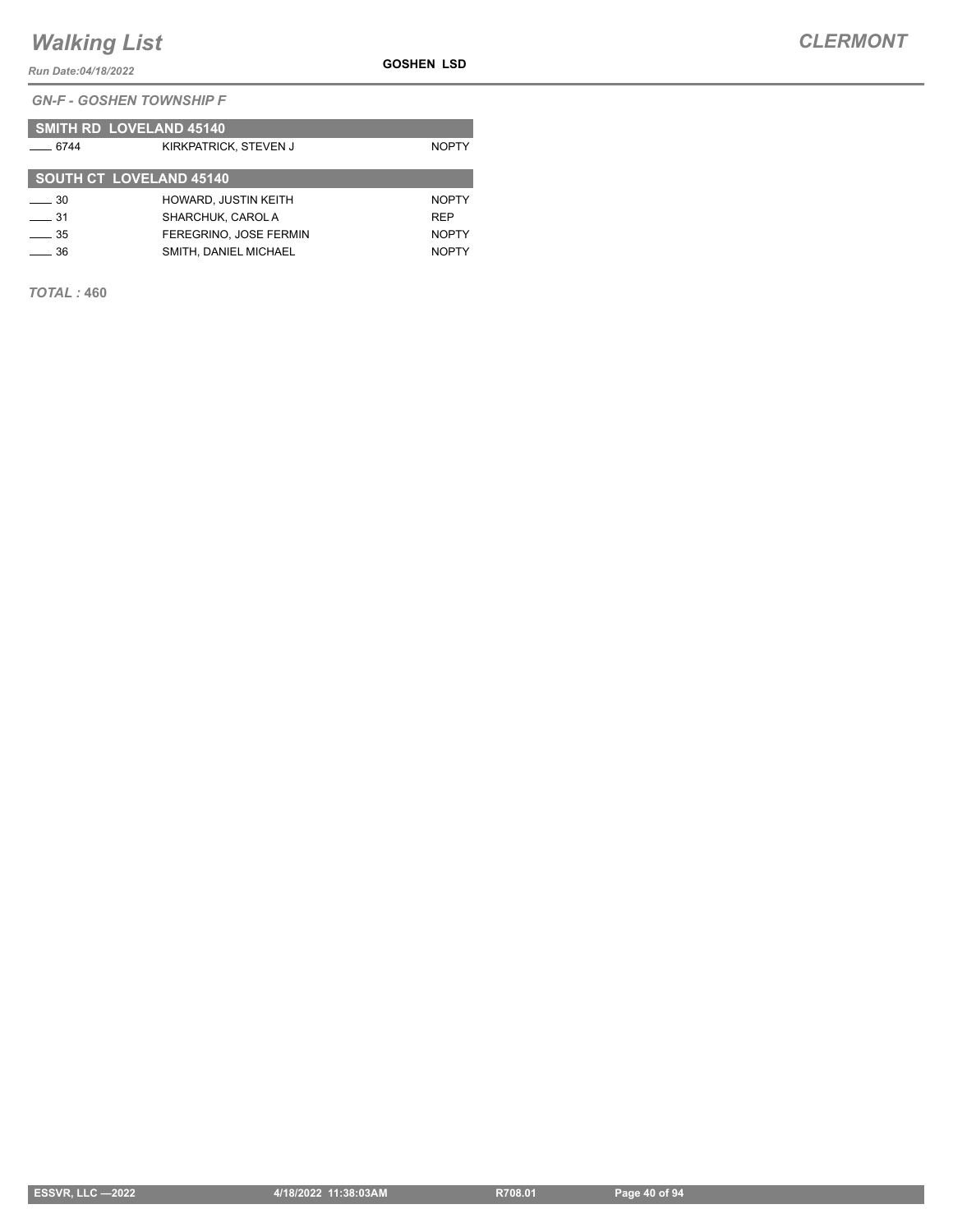*GN-F - GOSHEN TOWNSHIP F*

**SMITH RD LOVELAND 45140**

| | | |
|---|---|---|
| ____ 6744 | KIRKPATRICK, STEVEN J | NOPTY |

**SOUTH CT LOVELAND 45140**

| | | |
|---|---|---|
| ____ 30 | HOWARD, JUSTIN KEITH | NOPTY |
| ____ 31 | SHARCHUK, CAROL A | REP |
| ____ 35 | FEREGRINO, JOSE FERMIN | NOPTY |
| ____ 36 | SMITH, DANIEL MICHAEL | NOPTY |

***TOTAL :* 460**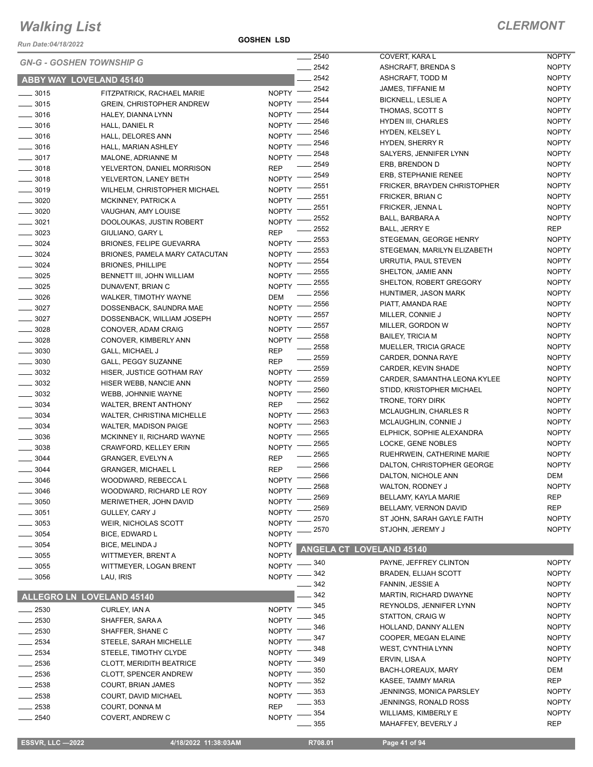# Walking List

**CLERMONT**

Run Date:04/18/2022

**GOSHEN LSD**

*GN-G - GOSHEN TOWNSHIP G*

## ABBY WAY LOVELAND 45140

| No. | Name | Party |
|---|---|---|
| 3015 | FITZPATRICK, RACHAEL MARIE | NOPTY |
| 3015 | GREIN, CHRISTOPHER ANDREW | NOPTY |
| 3016 | HALEY, DIANNA LYNN | NOPTY |
| 3016 | HALL, DANIEL R | NOPTY |
| 3016 | HALL, DELORES ANN | NOPTY |
| 3016 | HALL, MARIAN ASHLEY | NOPTY |
| 3017 | MALONE, ADRIANNE M | NOPTY |
| 3018 | YELVERTON, DANIEL MORRISON | REP |
| 3018 | YELVERTON, LANEY BETH | NOPTY |
| 3019 | WILHELM, CHRISTOPHER MICHAEL | NOPTY |
| 3020 | MCKINNEY, PATRICK A | NOPTY |
| 3020 | VAUGHAN, AMY LOUISE | NOPTY |
| 3021 | DOOLOUKAS, JUSTIN ROBERT | NOPTY |
| 3023 | GIULIANO, GARY L | REP |
| 3024 | BRIONES, FELIPE GUEVARRA | NOPTY |
| 3024 | BRIONES, PAMELA MARY CATACUTAN | NOPTY |
| 3024 | BRIONES, PHILLIPE | NOPTY |
| 3025 | BENNETT III, JOHN WILLIAM | NOPTY |
| 3025 | DUNAVENT, BRIAN C | NOPTY |
| 3026 | WALKER, TIMOTHY WAYNE | DEM |
| 3027 | DOSSENBACK, SAUNDRA MAE | NOPTY |
| 3027 | DOSSENBACK, WILLIAM JOSEPH | NOPTY |
| 3028 | CONOVER, ADAM CRAIG | NOPTY |
| 3028 | CONOVER, KIMBERLY ANN | NOPTY |
| 3030 | GALL, MICHAEL J | REP |
| 3030 | GALL, PEGGY SUZANNE | REP |
| 3032 | HISER, JUSTICE GOTHAM RAY | NOPTY |
| 3032 | HISER WEBB, NANCIE ANN | NOPTY |
| 3032 | WEBB, JOHNNIE WAYNE | NOPTY |
| 3034 | WALTER, BRENT ANTHONY | REP |
| 3034 | WALTER, CHRISTINA MICHELLE | NOPTY |
| 3034 | WALTER, MADISON PAIGE | NOPTY |
| 3036 | MCKINNEY II, RICHARD WAYNE | NOPTY |
| 3038 | CRAWFORD, KELLEY ERIN | NOPTY |
| 3044 | GRANGER, EVELYN A | REP |
| 3044 | GRANGER, MICHAEL L | REP |
| 3046 | WOODWARD, REBECCA L | NOPTY |
| 3046 | WOODWARD, RICHARD LE ROY | NOPTY |
| 3050 | MERIWETHER, JOHN DAVID | NOPTY |
| 3051 | GULLEY, CARY J | NOPTY |
| 3053 | WEIR, NICHOLAS SCOTT | NOPTY |
| 3054 | BICE, EDWARD L | NOPTY |
| 3054 | BICE, MELINDA J | NOPTY |
| 3055 | WITTMEYER, BRENT A | NOPTY |
| 3055 | WITTMEYER, LOGAN BRENT | NOPTY |
| 3056 | LAU, IRIS | NOPTY |

## ALLEGRO LN LOVELAND 45140

| No. | Name | Party |
|---|---|---|
| 2530 | CURLEY, IAN A | NOPTY |
| 2530 | SHAFFER, SARA A | NOPTY |
| 2530 | SHAFFER, SHANE C | NOPTY |
| 2534 | STEELE, SARAH MICHELLE | NOPTY |
| 2534 | STEELE, TIMOTHY CLYDE | NOPTY |
| 2536 | CLOTT, MERIDITH BEATRICE | NOPTY |
| 2536 | CLOTT, SPENCER ANDREW | NOPTY |
| 2538 | COURT, BRIAN JAMES | NOPTY |
| 2538 | COURT, DAVID MICHAEL | NOPTY |
| 2538 | COURT, DONNA M | REP |
| 2540 | COVERT, ANDREW C | NOPTY |
| 2540 | COVERT, KARA L | NOPTY |
| 2542 | ASHCRAFT, BRENDA S | NOPTY |
| 2542 | ASHCRAFT, TODD M | NOPTY |
| 2542 | JAMES, TIFFANIE M | NOPTY |
| 2544 | BICKNELL, LESLIE A | NOPTY |
| 2544 | THOMAS, SCOTT S | NOPTY |
| 2546 | HYDEN III, CHARLES | NOPTY |
| 2546 | HYDEN, KELSEY L | NOPTY |
| 2546 | HYDEN, SHERRY R | NOPTY |
| 2548 | SALYERS, JENNIFER LYNN | NOPTY |
| 2549 | ERB, BRENDON D | NOPTY |
| 2549 | ERB, STEPHANIE RENEE | NOPTY |
| 2551 | FRICKER, BRAYDEN CHRISTOPHER | NOPTY |
| 2551 | FRICKER, BRIAN C | NOPTY |
| 2551 | FRICKER, JENNA L | NOPTY |
| 2552 | BALL, BARBARA A | NOPTY |
| 2552 | BALL, JERRY E | REP |
| 2553 | STEGEMAN, GEORGE HENRY | NOPTY |
| 2553 | STEGEMAN, MARILYN ELIZABETH | NOPTY |
| 2554 | URRUTIA, PAUL STEVEN | NOPTY |
| 2555 | SHELTON, JAMIE ANN | NOPTY |
| 2555 | SHELTON, ROBERT GREGORY | NOPTY |
| 2556 | HUNTIMER, JASON MARK | NOPTY |
| 2556 | PIATT, AMANDA RAE | NOPTY |
| 2557 | MILLER, CONNIE J | NOPTY |
| 2557 | MILLER, GORDON W | NOPTY |
| 2558 | BAILEY, TRICIA M | NOPTY |
| 2558 | MUELLER, TRICIA GRACE | NOPTY |
| 2559 | CARDER, DONNA RAYE | NOPTY |
| 2559 | CARDER, KEVIN SHADE | NOPTY |
| 2559 | CARDER, SAMANTHA LEONA KYLEE | NOPTY |
| 2560 | STIDD, KRISTOPHER MICHAEL | NOPTY |
| 2562 | TRONE, TORY DIRK | NOPTY |
| 2563 | MCLAUGHLIN, CHARLES R | NOPTY |
| 2563 | MCLAUGHLIN, CONNIE J | NOPTY |
| 2565 | ELPHICK, SOPHIE ALEXANDRA | NOPTY |
| 2565 | LOCKE, GENE NOBLES | NOPTY |
| 2565 | RUEHRWEIN, CATHERINE MARIE | NOPTY |
| 2566 | DALTON, CHRISTOPHER GEORGE | NOPTY |
| 2566 | DALTON, NICHOLE ANN | DEM |
| 2568 | WALTON, RODNEY J | NOPTY |
| 2569 | BELLAMY, KAYLA MARIE | REP |
| 2569 | BELLAMY, VERNON DAVID | REP |
| 2570 | ST JOHN, SARAH GAYLE FAITH | NOPTY |
| 2570 | STJOHN, JEREMY J | NOPTY |

## ANGELA CT LOVELAND 45140

| No. | Name | Party |
|---|---|---|
| 340 | PAYNE, JEFFREY CLINTON | NOPTY |
| 342 | BRADEN, ELIJAH SCOTT | NOPTY |
| 342 | FANNIN, JESSIE A | NOPTY |
| 342 | MARTIN, RICHARD DWAYNE | NOPTY |
| 345 | REYNOLDS, JENNIFER LYNN | NOPTY |
| 345 | STATTON, CRAIG W | NOPTY |
| 346 | HOLLAND, DANNY ALLEN | NOPTY |
| 347 | COOPER, MEGAN ELAINE | NOPTY |
| 348 | WEST, CYNTHIA LYNN | NOPTY |
| 349 | ERVIN, LISA A | NOPTY |
| 350 | BACH-LOREAUX, MARY | DEM |
| 352 | KASEE, TAMMY MARIA | REP |
| 353 | JENNINGS, MONICA PARSLEY | NOPTY |
| 353 | JENNINGS, RONALD ROSS | NOPTY |
| 354 | WILLIAMS, KIMBERLY E | NOPTY |
| 355 | MAHAFFEY, BEVERLY J | REP |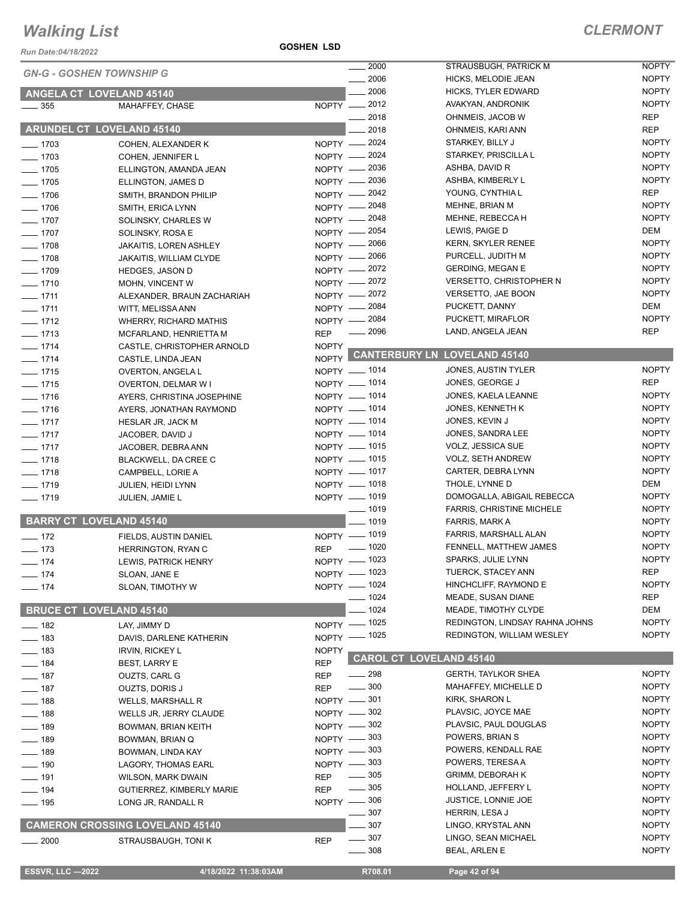# Walking List

**CLERMONT**

Run Date:04/18/2022

**GOSHEN LSD**

*GN-G - GOSHEN TOWNSHIP G*

## ANGELA CT LOVELAND 45140

| No. | Name | Party |
|---|---|---|
| 355 | MAHAFFEY, CHASE | NOPTY |

## ARUNDEL CT LOVELAND 45140

| No. | Name | Party |
|---|---|---|
| 1703 | COHEN, ALEXANDER K | NOPTY |
| 1703 | COHEN, JENNIFER L | NOPTY |
| 1705 | ELLINGTON, AMANDA JEAN | NOPTY |
| 1705 | ELLINGTON, JAMES D | NOPTY |
| 1706 | SMITH, BRANDON PHILIP | NOPTY |
| 1706 | SMITH, ERICA LYNN | NOPTY |
| 1707 | SOLINSKY, CHARLES W | NOPTY |
| 1707 | SOLINSKY, ROSA E | NOPTY |
| 1708 | JAKAITIS, LOREN ASHLEY | NOPTY |
| 1708 | JAKAITIS, WILLIAM CLYDE | NOPTY |
| 1709 | HEDGES, JASON D | NOPTY |
| 1710 | MOHN, VINCENT W | NOPTY |
| 1711 | ALEXANDER, BRAUN ZACHARIAH | NOPTY |
| 1711 | WITT, MELISSA ANN | NOPTY |
| 1712 | WHERRY, RICHARD MATHIS | NOPTY |
| 1713 | MCFARLAND, HENRIETTA M | REP |
| 1714 | CASTLE, CHRISTOPHER ARNOLD | NOPTY |
| 1714 | CASTLE, LINDA JEAN | NOPTY |
| 1715 | OVERTON, ANGELA L | NOPTY |
| 1715 | OVERTON, DELMAR W I | NOPTY |
| 1716 | AYERS, CHRISTINA JOSEPHINE | NOPTY |
| 1716 | AYERS, JONATHAN RAYMOND | NOPTY |
| 1717 | HESLAR JR, JACK M | NOPTY |
| 1717 | JACOBER, DAVID J | NOPTY |
| 1717 | JACOBER, DEBRA ANN | NOPTY |
| 1718 | BLACKWELL, DA CREE C | NOPTY |
| 1718 | CAMPBELL, LORIE A | NOPTY |
| 1719 | JULIEN, HEIDI LYNN | NOPTY |
| 1719 | JULIEN, JAMIE L | NOPTY |

## BARRY CT LOVELAND 45140

| No. | Name | Party |
|---|---|---|
| 172 | FIELDS, AUSTIN DANIEL | NOPTY |
| 173 | HERRINGTON, RYAN C | REP |
| 174 | LEWIS, PATRICK HENRY | NOPTY |
| 174 | SLOAN, JANE E | NOPTY |
| 174 | SLOAN, TIMOTHY W | NOPTY |

## BRUCE CT LOVELAND 45140

| No. | Name | Party |
|---|---|---|
| 182 | LAY, JIMMY D | NOPTY |
| 183 | DAVIS, DARLENE KATHERIN | NOPTY |
| 183 | IRVIN, RICKEY L | NOPTY |
| 184 | BEST, LARRY E | REP |
| 187 | OUZTS, CARL G | REP |
| 187 | OUZTS, DORIS J | REP |
| 188 | WELLS, MARSHALL R | NOPTY |
| 188 | WELLS JR, JERRY CLAUDE | NOPTY |
| 189 | BOWMAN, BRIAN KEITH | NOPTY |
| 189 | BOWMAN, BRIAN Q | NOPTY |
| 189 | BOWMAN, LINDA KAY | NOPTY |
| 190 | LAGORY, THOMAS EARL | NOPTY |
| 191 | WILSON, MARK DWAIN | REP |
| 194 | GUTIERREZ, KIMBERLY MARIE | REP |
| 195 | LONG JR, RANDALL R | NOPTY |

## CAMERON CROSSING LOVELAND 45140

| No. | Name | Party |
|---|---|---|
| 2000 | STRAUSBAUGH, TONI K | REP |
| 2000 | STRAUSBUGH, PATRICK M | NOPTY |
| 2006 | HICKS, MELODIE JEAN | NOPTY |
| 2006 | HICKS, TYLER EDWARD | NOPTY |
| 2012 | AVAKYAN, ANDRONIK | NOPTY |
| 2018 | OHNMEIS, JACOB W | REP |
| 2018 | OHNMEIS, KARI ANN | REP |
| 2024 | STARKEY, BILLY J | NOPTY |
| 2024 | STARKEY, PRISCILLA L | NOPTY |
| 2036 | ASHBA, DAVID R | NOPTY |
| 2036 | ASHBA, KIMBERLY L | NOPTY |
| 2042 | YOUNG, CYNTHIA L | REP |
| 2048 | MEHNE, BRIAN M | NOPTY |
| 2048 | MEHNE, REBECCA H | NOPTY |
| 2054 | LEWIS, PAIGE D | DEM |
| 2066 | KERN, SKYLER RENEE | NOPTY |
| 2066 | PURCELL, JUDITH M | NOPTY |
| 2072 | GERDING, MEGAN E | NOPTY |
| 2072 | VERSETTO, CHRISTOPHER N | NOPTY |
| 2072 | VERSETTO, JAE BOON | NOPTY |
| 2084 | PUCKETT, DANNY | DEM |
| 2084 | PUCKETT, MIRAFLOR | NOPTY |
| 2096 | LAND, ANGELA JEAN | REP |

## CANTERBURY LN LOVELAND 45140

| No. | Name | Party |
|---|---|---|
| 1014 | JONES, AUSTIN TYLER | NOPTY |
| 1014 | JONES, GEORGE J | REP |
| 1014 | JONES, KAELA LEANNE | NOPTY |
| 1014 | JONES, KENNETH K | NOPTY |
| 1014 | JONES, KEVIN J | NOPTY |
| 1014 | JONES, SANDRA LEE | NOPTY |
| 1015 | VOLZ, JESSICA SUE | NOPTY |
| 1015 | VOLZ, SETH ANDREW | NOPTY |
| 1017 | CARTER, DEBRA LYNN | NOPTY |
| 1018 | THOLE, LYNNE D | DEM |
| 1019 | DOMOGALLA, ABIGAIL REBECCA | NOPTY |
| 1019 | FARRIS, CHRISTINE MICHELE | NOPTY |
| 1019 | FARRIS, MARK A | NOPTY |
| 1019 | FARRIS, MARSHALL ALAN | NOPTY |
| 1020 | FENNELL, MATTHEW JAMES | NOPTY |
| 1023 | SPARKS, JULIE LYNN | NOPTY |
| 1023 | TUERCK, STACEY ANN | REP |
| 1024 | HINCHCLIFF, RAYMOND E | NOPTY |
| 1024 | MEADE, SUSAN DIANE | REP |
| 1024 | MEADE, TIMOTHY CLYDE | DEM |
| 1025 | REDINGTON, LINDSAY RAHNA JOHNS | NOPTY |
| 1025 | REDINGTON, WILLIAM WESLEY | NOPTY |

## CAROL CT LOVELAND 45140

| No. | Name | Party |
|---|---|---|
| 298 | GERTH, TAYLKOR SHEA | NOPTY |
| 300 | MAHAFFEY, MICHELLE D | NOPTY |
| 301 | KIRK, SHARON L | NOPTY |
| 302 | PLAVSIC, JOYCE MAE | NOPTY |
| 302 | PLAVSIC, PAUL DOUGLAS | NOPTY |
| 303 | POWERS, BRIAN S | NOPTY |
| 303 | POWERS, KENDALL RAE | NOPTY |
| 303 | POWERS, TERESA A | NOPTY |
| 305 | GRIMM, DEBORAH K | NOPTY |
| 305 | HOLLAND, JEFFERY L | NOPTY |
| 306 | JUSTICE, LONNIE JOE | NOPTY |
| 307 | HERRIN, LESA J | NOPTY |
| 307 | LINGO, KRYSTAL ANN | NOPTY |
| 307 | LINGO, SEAN MICHAEL | NOPTY |
| 308 | BEAL, ARLEN E | NOPTY |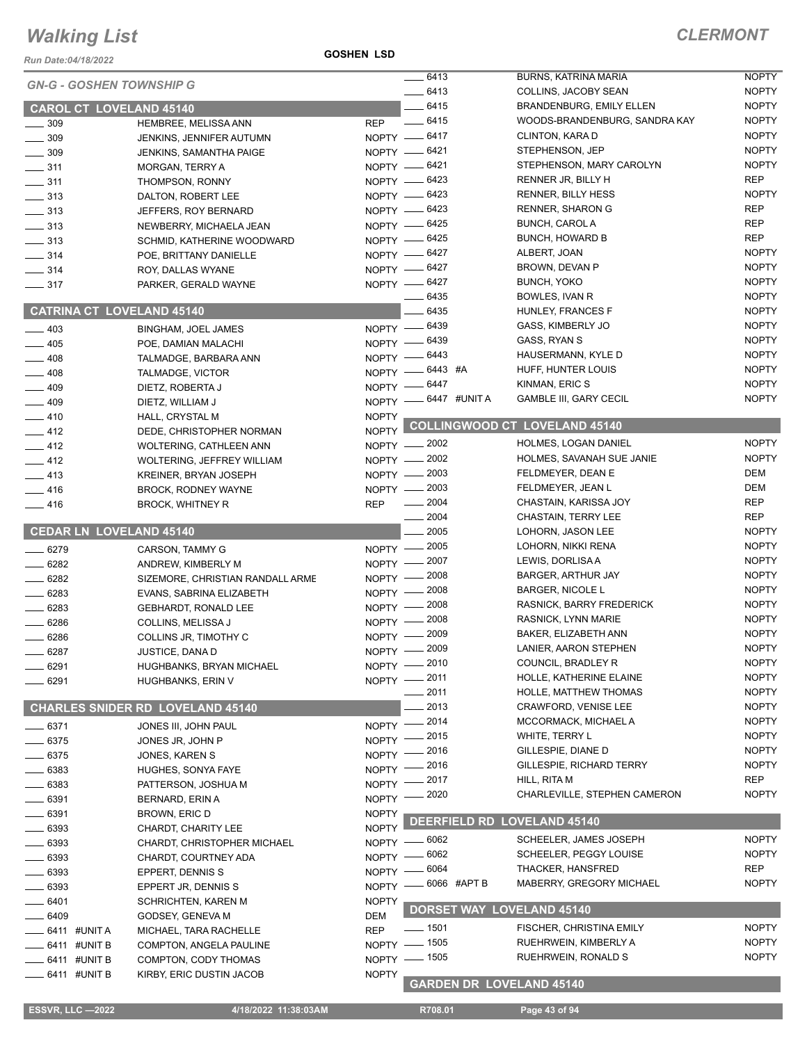# Walking List

## CLERMONT

Run Date:04/18/2022

GOSHEN LSD

### GN-G - GOSHEN TOWNSHIP G

### CAROL CT LOVELAND 45140

| No. | Name | Party |
|---|---|---|
| 309 | HEMBREE, MELISSA ANN | REP |
| 309 | JENKINS, JENNIFER AUTUMN | NOPTY |
| 309 | JENKINS, SAMANTHA PAIGE | NOPTY |
| 311 | MORGAN, TERRY A | NOPTY |
| 311 | THOMPSON, RONNY | NOPTY |
| 313 | DALTON, ROBERT LEE | NOPTY |
| 313 | JEFFERS, ROY BERNARD | NOPTY |
| 313 | NEWBERRY, MICHAELA JEAN | NOPTY |
| 313 | SCHMID, KATHERINE WOODWARD | NOPTY |
| 314 | POE, BRITTANY DANIELLE | NOPTY |
| 314 | ROY, DALLAS WYANE | NOPTY |
| 317 | PARKER, GERALD WAYNE | NOPTY |

### CATRINA CT LOVELAND 45140

| No. | Name | Party |
|---|---|---|
| 403 | BINGHAM, JOEL JAMES | NOPTY |
| 405 | POE, DAMIAN MALACHI | NOPTY |
| 408 | TALMADGE, BARBARA ANN | NOPTY |
| 408 | TALMADGE, VICTOR | NOPTY |
| 409 | DIETZ, ROBERTA J | NOPTY |
| 409 | DIETZ, WILLIAM J | NOPTY |
| 410 | HALL, CRYSTAL M | NOPTY |
| 412 | DEDE, CHRISTOPHER NORMAN | NOPTY |
| 412 | WOLTERING, CATHLEEN ANN | NOPTY |
| 412 | WOLTERING, JEFFREY WILLIAM | NOPTY |
| 413 | KREINER, BRYAN JOSEPH | NOPTY |
| 416 | BROCK, RODNEY WAYNE | NOPTY |
| 416 | BROCK, WHITNEY R | REP |

### CEDAR LN LOVELAND 45140

| No. | Name | Party |
|---|---|---|
| 6279 | CARSON, TAMMY G | NOPTY |
| 6282 | ANDREW, KIMBERLY M | NOPTY |
| 6282 | SIZEMORE, CHRISTIAN RANDALL ARME | NOPTY |
| 6283 | EVANS, SABRINA ELIZABETH | NOPTY |
| 6283 | GEBHARDT, RONALD LEE | NOPTY |
| 6286 | COLLINS, MELISSA J | NOPTY |
| 6286 | COLLINS JR, TIMOTHY C | NOPTY |
| 6287 | JUSTICE, DANA D | NOPTY |
| 6291 | HUGHBANKS, BRYAN MICHAEL | NOPTY |
| 6291 | HUGHBANKS, ERIN V | NOPTY |

### CHARLES SNIDER RD LOVELAND 45140

| No. | Name | Party |
|---|---|---|
| 6371 | JONES III, JOHN PAUL | NOPTY |
| 6375 | JONES JR, JOHN P | NOPTY |
| 6375 | JONES, KAREN S | NOPTY |
| 6383 | HUGHES, SONYA FAYE | NOPTY |
| 6383 | PATTERSON, JOSHUA M | NOPTY |
| 6391 | BERNARD, ERIN A | NOPTY |
| 6391 | BROWN, ERIC D | NOPTY |
| 6393 | CHARDT, CHARITY LEE | NOPTY |
| 6393 | CHARDT, CHRISTOPHER MICHAEL | NOPTY |
| 6393 | CHARDT, COURTNEY ADA | NOPTY |
| 6393 | EPPERT, DENNIS S | NOPTY |
| 6393 | EPPERT JR, DENNIS S | NOPTY |
| 6401 | SCHRICHTEN, KAREN M | NOPTY |
| 6409 | GODSEY, GENEVA M | DEM |
| 6411 #UNIT A | MICHAEL, TARA RACHELLE | REP |
| 6411 #UNIT B | COMPTON, ANGELA PAULINE | NOPTY |
| 6411 #UNIT B | COMPTON, CODY THOMAS | NOPTY |
| 6411 #UNIT B | KIRBY, ERIC DUSTIN JACOB | NOPTY |
| 6413 | BURNS, KATRINA MARIA | NOPTY |
| 6413 | COLLINS, JACOBY SEAN | NOPTY |
| 6415 | BRANDENBURG, EMILY ELLEN | NOPTY |
| 6415 | WOODS-BRANDENBURG, SANDRA KAY | NOPTY |
| 6417 | CLINTON, KARA D | NOPTY |
| 6421 | STEPHENSON, JEP | NOPTY |
| 6421 | STEPHENSON, MARY CAROLYN | NOPTY |
| 6423 | RENNER JR, BILLY H | REP |
| 6423 | RENNER, BILLY HESS | NOPTY |
| 6423 | RENNER, SHARON G | REP |
| 6425 | BUNCH, CAROL A | REP |
| 6425 | BUNCH, HOWARD B | REP |
| 6427 | ALBERT, JOAN | NOPTY |
| 6427 | BROWN, DEVAN P | NOPTY |
| 6427 | BUNCH, YOKO | NOPTY |
| 6435 | BOWLES, IVAN R | NOPTY |
| 6435 | HUNLEY, FRANCES F | NOPTY |
| 6439 | GASS, KIMBERLY JO | NOPTY |
| 6439 | GASS, RYAN S | NOPTY |
| 6443 | HAUSERMANN, KYLE D | NOPTY |
| 6443 #A | HUFF, HUNTER LOUIS | NOPTY |
| 6447 | KINMAN, ERIC S | NOPTY |
| 6447 #UNIT A | GAMBLE III, GARY CECIL | NOPTY |

### COLLINGWOOD CT LOVELAND 45140

| No. | Name | Party |
|---|---|---|
| 2002 | HOLMES, LOGAN DANIEL | NOPTY |
| 2002 | HOLMES, SAVANAH SUE JANIE | NOPTY |
| 2003 | FELDMEYER, DEAN E | DEM |
| 2003 | FELDMEYER, JEAN L | DEM |
| 2004 | CHASTAIN, KARISSA JOY | REP |
| 2004 | CHASTAIN, TERRY LEE | REP |
| 2005 | LOHORN, JASON LEE | NOPTY |
| 2005 | LOHORN, NIKKI RENA | NOPTY |
| 2007 | LEWIS, DORLISA A | NOPTY |
| 2008 | BARGER, ARTHUR JAY | NOPTY |
| 2008 | BARGER, NICOLE L | NOPTY |
| 2008 | RASNICK, BARRY FREDERICK | NOPTY |
| 2008 | RASNICK, LYNN MARIE | NOPTY |
| 2009 | BAKER, ELIZABETH ANN | NOPTY |
| 2009 | LANIER, AARON STEPHEN | NOPTY |
| 2010 | COUNCIL, BRADLEY R | NOPTY |
| 2011 | HOLLE, KATHERINE ELAINE | NOPTY |
| 2011 | HOLLE, MATTHEW THOMAS | NOPTY |
| 2013 | CRAWFORD, VENISE LEE | NOPTY |
| 2014 | MCCORMACK, MICHAEL A | NOPTY |
| 2015 | WHITE, TERRY L | NOPTY |
| 2016 | GILLESPIE, DIANE D | NOPTY |
| 2016 | GILLESPIE, RICHARD TERRY | NOPTY |
| 2017 | HILL, RITA M | REP |
| 2020 | CHARLEVILLE, STEPHEN CAMERON | NOPTY |

### DEERFIELD RD LOVELAND 45140

| No. | Name | Party |
|---|---|---|
| 6062 | SCHEELER, JAMES JOSEPH | NOPTY |
| 6062 | SCHEELER, PEGGY LOUISE | NOPTY |
| 6064 | THACKER, HANSFRED | REP |
| 6066 #APT B | MABERRY, GREGORY MICHAEL | NOPTY |

### DORSET WAY LOVELAND 45140

| No. | Name | Party |
|---|---|---|
| 1501 | FISCHER, CHRISTINA EMILY | NOPTY |
| 1505 | RUEHRWEIN, KIMBERLY A | NOPTY |
| 1505 | RUEHRWEIN, RONALD S | NOPTY |

### GARDEN DR LOVELAND 45140

ESSVR, LLC —2022 | 4/18/2022 11:38:03AM | R708.01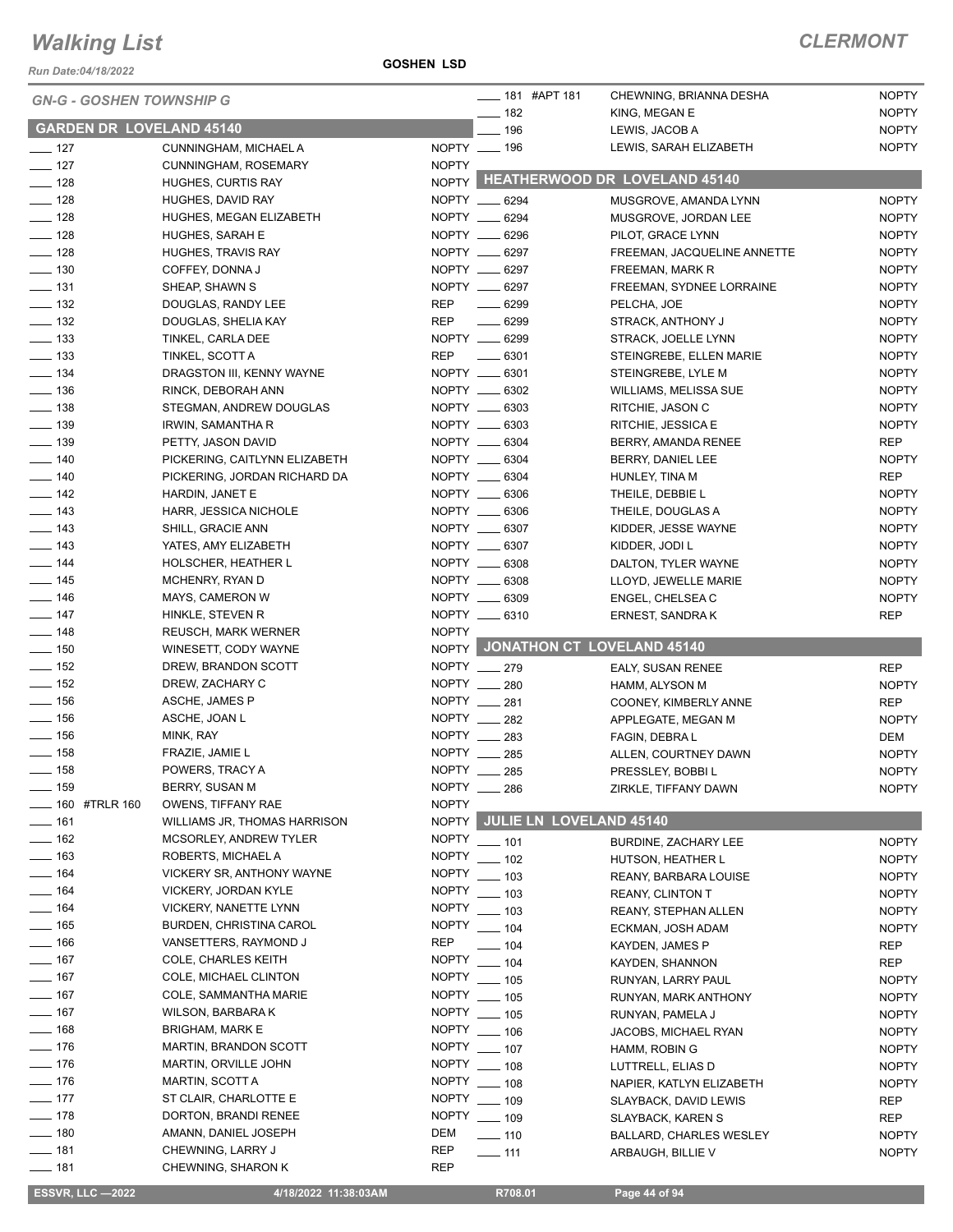# Walking List

**CLERMONT**

Run Date:04/18/2022

**GOSHEN LSD**

*GN-G - GOSHEN TOWNSHIP G*

## GARDEN DR LOVELAND 45140

| # | Name | Party |
|---|---|---|
| ____ 127 | CUNNINGHAM, MICHAEL A | NOPTY |
| ____ 127 | CUNNINGHAM, ROSEMARY | NOPTY |
| ____ 128 | HUGHES, CURTIS RAY | NOPTY |
| ____ 128 | HUGHES, DAVID RAY | NOPTY |
| ____ 128 | HUGHES, MEGAN ELIZABETH | NOPTY |
| ____ 128 | HUGHES, SARAH E | NOPTY |
| ____ 128 | HUGHES, TRAVIS RAY | NOPTY |
| ____ 130 | COFFEY, DONNA J | NOPTY |
| ____ 131 | SHEAP, SHAWN S | NOPTY |
| ____ 132 | DOUGLAS, RANDY LEE | REP |
| ____ 132 | DOUGLAS, SHELIA KAY | REP |
| ____ 133 | TINKEL, CARLA DEE | NOPTY |
| ____ 133 | TINKEL, SCOTT A | REP |
| ____ 134 | DRAGSTON III, KENNY WAYNE | NOPTY |
| ____ 136 | RINCK, DEBORAH ANN | NOPTY |
| ____ 138 | STEGMAN, ANDREW DOUGLAS | NOPTY |
| ____ 139 | IRWIN, SAMANTHA R | NOPTY |
| ____ 139 | PETTY, JASON DAVID | NOPTY |
| ____ 140 | PICKERING, CAITLYNN ELIZABETH | NOPTY |
| ____ 140 | PICKERING, JORDAN RICHARD DA | NOPTY |
| ____ 142 | HARDIN, JANET E | NOPTY |
| ____ 143 | HARR, JESSICA NICHOLE | NOPTY |
| ____ 143 | SHILL, GRACIE ANN | NOPTY |
| ____ 143 | YATES, AMY ELIZABETH | NOPTY |
| ____ 144 | HOLSCHER, HEATHER L | NOPTY |
| ____ 145 | MCHENRY, RYAN D | NOPTY |
| ____ 146 | MAYS, CAMERON W | NOPTY |
| ____ 147 | HINKLE, STEVEN R | NOPTY |
| ____ 148 | REUSCH, MARK WERNER | NOPTY |
| ____ 150 | WINESETT, CODY WAYNE | NOPTY |
| ____ 152 | DREW, BRANDON SCOTT | NOPTY |
| ____ 152 | DREW, ZACHARY C | NOPTY |
| ____ 156 | ASCHE, JAMES P | NOPTY |
| ____ 156 | ASCHE, JOAN L | NOPTY |
| ____ 156 | MINK, RAY | NOPTY |
| ____ 158 | FRAZIE, JAMIE L | NOPTY |
| ____ 158 | POWERS, TRACY A | NOPTY |
| ____ 159 | BERRY, SUSAN M | NOPTY |
| ____ 160 #TRLR 160 | OWENS, TIFFANY RAE | NOPTY |
| ____ 161 | WILLIAMS JR, THOMAS HARRISON | NOPTY |
| ____ 162 | MCSORLEY, ANDREW TYLER | NOPTY |
| ____ 163 | ROBERTS, MICHAEL A | NOPTY |
| ____ 164 | VICKERY SR, ANTHONY WAYNE | NOPTY |
| ____ 164 | VICKERY, JORDAN KYLE | NOPTY |
| ____ 164 | VICKERY, NANETTE LYNN | NOPTY |
| ____ 165 | BURDEN, CHRISTINA CAROL | NOPTY |
| ____ 166 | VANSETTERS, RAYMOND J | REP |
| ____ 167 | COLE, CHARLES KEITH | NOPTY |
| ____ 167 | COLE, MICHAEL CLINTON | NOPTY |
| ____ 167 | COLE, SAMMANTHA MARIE | NOPTY |
| ____ 167 | WILSON, BARBARA K | NOPTY |
| ____ 168 | BRIGHAM, MARK E | NOPTY |
| ____ 176 | MARTIN, BRANDON SCOTT | NOPTY |
| ____ 176 | MARTIN, ORVILLE JOHN | NOPTY |
| ____ 176 | MARTIN, SCOTT A | NOPTY |
| ____ 177 | ST CLAIR, CHARLOTTE E | NOPTY |
| ____ 178 | DORTON, BRANDI RENEE | NOPTY |
| ____ 180 | AMANN, DANIEL JOSEPH | DEM |
| ____ 181 | CHEWNING, LARRY J | REP |
| ____ 181 | CHEWNING, SHARON K | REP |
| ____ 181 #APT 181 | CHEWNING, BRIANNA DESHA | NOPTY |
| ____ 182 | KING, MEGAN E | NOPTY |
| ____ 196 | LEWIS, JACOB A | NOPTY |
| ____ 196 | LEWIS, SARAH ELIZABETH | NOPTY |

## HEATHERWOOD DR LOVELAND 45140

| # | Name | Party |
|---|---|---|
| ____ 6294 | MUSGROVE, AMANDA LYNN | NOPTY |
| ____ 6294 | MUSGROVE, JORDAN LEE | NOPTY |
| ____ 6296 | PILOT, GRACE LYNN | NOPTY |
| ____ 6297 | FREEMAN, JACQUELINE ANNETTE | NOPTY |
| ____ 6297 | FREEMAN, MARK R | NOPTY |
| ____ 6297 | FREEMAN, SYDNEE LORRAINE | NOPTY |
| ____ 6299 | PELCHA, JOE | NOPTY |
| ____ 6299 | STRACK, ANTHONY J | NOPTY |
| ____ 6299 | STRACK, JOELLE LYNN | NOPTY |
| ____ 6301 | STEINGREBE, ELLEN MARIE | NOPTY |
| ____ 6301 | STEINGREBE, LYLE M | NOPTY |
| ____ 6302 | WILLIAMS, MELISSA SUE | NOPTY |
| ____ 6303 | RITCHIE, JASON C | NOPTY |
| ____ 6303 | RITCHIE, JESSICA E | NOPTY |
| ____ 6304 | BERRY, AMANDA RENEE | REP |
| ____ 6304 | BERRY, DANIEL LEE | NOPTY |
| ____ 6304 | HUNLEY, TINA M | REP |
| ____ 6306 | THEILE, DEBBIE L | NOPTY |
| ____ 6306 | THEILE, DOUGLAS A | NOPTY |
| ____ 6307 | KIDDER, JESSE WAYNE | NOPTY |
| ____ 6307 | KIDDER, JODI L | NOPTY |
| ____ 6308 | DALTON, TYLER WAYNE | NOPTY |
| ____ 6308 | LLOYD, JEWELLE MARIE | NOPTY |
| ____ 6309 | ENGEL, CHELSEA C | NOPTY |
| ____ 6310 | ERNEST, SANDRA K | REP |

## JONATHON CT LOVELAND 45140

| # | Name | Party |
|---|---|---|
| ____ 279 | EALY, SUSAN RENEE | REP |
| ____ 280 | HAMM, ALYSON M | NOPTY |
| ____ 281 | COONEY, KIMBERLY ANNE | REP |
| ____ 282 | APPLEGATE, MEGAN M | NOPTY |
| ____ 283 | FAGIN, DEBRA L | DEM |
| ____ 285 | ALLEN, COURTNEY DAWN | NOPTY |
| ____ 285 | PRESSLEY, BOBBI L | NOPTY |
| ____ 286 | ZIRKLE, TIFFANY DAWN | NOPTY |

## JULIE LN LOVELAND 45140

| # | Name | Party |
|---|---|---|
| ____ 101 | BURDINE, ZACHARY LEE | NOPTY |
| ____ 102 | HUTSON, HEATHER L | NOPTY |
| ____ 103 | REANY, BARBARA LOUISE | NOPTY |
| ____ 103 | REANY, CLINTON T | NOPTY |
| ____ 103 | REANY, STEPHAN ALLEN | NOPTY |
| ____ 104 | ECKMAN, JOSH ADAM | NOPTY |
| ____ 104 | KAYDEN, JAMES P | REP |
| ____ 104 | KAYDEN, SHANNON | REP |
| ____ 105 | RUNYAN, LARRY PAUL | NOPTY |
| ____ 105 | RUNYAN, MARK ANTHONY | NOPTY |
| ____ 105 | RUNYAN, PAMELA J | NOPTY |
| ____ 106 | JACOBS, MICHAEL RYAN | NOPTY |
| ____ 107 | HAMM, ROBIN G | NOPTY |
| ____ 108 | LUTTRELL, ELIAS D | NOPTY |
| ____ 108 | NAPIER, KATLYN ELIZABETH | NOPTY |
| ____ 109 | SLAYBACK, DAVID LEWIS | REP |
| ____ 109 | SLAYBACK, KAREN S | REP |
| ____ 110 | BALLARD, CHARLES WESLEY | NOPTY |
| ____ 111 | ARBAUGH, BILLIE V | NOPTY |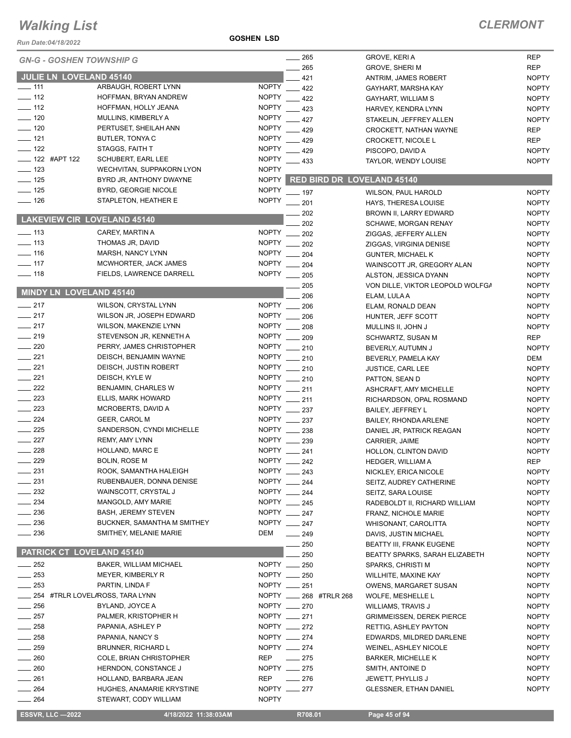# Walking List

**CLERMONT**

Run Date:04/18/2022

**GOSHEN LSD**

*GN-G - GOSHEN TOWNSHIP G*

## JULIE LN LOVELAND 45140

| No. | Name | Party |
|---|---|---|
| 111 | ARBAUGH, ROBERT LYNN | NOPTY |
| 112 | HOFFMAN, BRYAN ANDREW | NOPTY |
| 112 | HOFFMAN, HOLLY JEANA | NOPTY |
| 120 | MULLINS, KIMBERLY A | NOPTY |
| 120 | PERTUSET, SHEILAH ANN | NOPTY |
| 121 | BUTLER, TONYA C | NOPTY |
| 122 | STAGGS, FAITH T | NOPTY |
| 122 #APT 122 | SCHUBERT, EARL LEE | NOPTY |
| 123 | WECHVITAN, SUPPAKORN LYON | NOPTY |
| 125 | BYRD JR, ANTHONY DWAYNE | NOPTY |
| 125 | BYRD, GEORGIE NICOLE | NOPTY |
| 126 | STAPLETON, HEATHER E | NOPTY |

## LAKEVIEW CIR LOVELAND 45140

| No. | Name | Party |
|---|---|---|
| 113 | CAREY, MARTIN A | NOPTY |
| 113 | THOMAS JR, DAVID | NOPTY |
| 116 | MARSH, NANCY LYNN | NOPTY |
| 117 | MCWHORTER, JACK JAMES | NOPTY |
| 118 | FIELDS, LAWRENCE DARRELL | NOPTY |

## MINDY LN LOVELAND 45140

| No. | Name | Party |
|---|---|---|
| 217 | WILSON, CRYSTAL LYNN | NOPTY |
| 217 | WILSON JR, JOSEPH EDWARD | NOPTY |
| 217 | WILSON, MAKENZIE LYNN | NOPTY |
| 219 | STEVENSON JR, KENNETH A | NOPTY |
| 220 | PERRY, JAMES CHRISTOPHER | NOPTY |
| 221 | DEISCH, BENJAMIN WAYNE | NOPTY |
| 221 | DEISCH, JUSTIN ROBERT | NOPTY |
| 221 | DEISCH, KYLE W | NOPTY |
| 222 | BENJAMIN, CHARLES W | NOPTY |
| 223 | ELLIS, MARK HOWARD | NOPTY |
| 223 | MCROBERTS, DAVID A | NOPTY |
| 224 | GEER, CAROL M | NOPTY |
| 225 | SANDERSON, CYNDI MICHELLE | NOPTY |
| 227 | REMY, AMY LYNN | NOPTY |
| 228 | HOLLAND, MARC E | NOPTY |
| 229 | BOLIN, ROSE M | NOPTY |
| 231 | ROOK, SAMANTHA HALEIGH | NOPTY |
| 231 | RUBENBAUER, DONNA DENISE | NOPTY |
| 232 | WAINSCOTT, CRYSTAL J | NOPTY |
| 234 | MANGOLD, AMY MARIE | NOPTY |
| 236 | BASH, JEREMY STEVEN | NOPTY |
| 236 | BUCKNER, SAMANTHA M SMITHEY | NOPTY |
| 236 | SMITHEY, MELANIE MARIE | DEM |

## PATRICK CT LOVELAND 45140

| No. | Name | Party |
|---|---|---|
| 252 | BAKER, WILLIAM MICHAEL | NOPTY |
| 253 | MEYER, KIMBERLY R | NOPTY |
| 253 | PARTIN, LINDA F | NOPTY |
| 254 #TRLR LOVELA | ROSS, TARA LYNN | NOPTY |
| 256 | BYLAND, JOYCE A | NOPTY |
| 257 | PALMER, KRISTOPHER H | NOPTY |
| 258 | PAPANIA, ASHLEY P | NOPTY |
| 258 | PAPANIA, NANCY S | NOPTY |
| 259 | BRUNNER, RICHARD L | NOPTY |
| 260 | COLE, BRIAN CHRISTOPHER | REP |
| 260 | HERNDON, CONSTANCE J | NOPTY |
| 261 | HOLLAND, BARBARA JEAN | REP |
| 264 | HUGHES, ANAMARIE KRYSTINE | NOPTY |
| 264 | STEWART, CODY WILLIAM | NOPTY |
| 265 | GROVE, KERI A | REP |
| 265 | GROVE, SHERI M | REP |
| 421 | ANTRIM, JAMES ROBERT | NOPTY |
| 422 | GAYHART, MARSHA KAY | NOPTY |
| 422 | GAYHART, WILLIAM S | NOPTY |
| 423 | HARVEY, KENDRA LYNN | NOPTY |
| 427 | STAKELIN, JEFFREY ALLEN | NOPTY |
| 429 | CROCKETT, NATHAN WAYNE | REP |
| 429 | CROCKETT, NICOLE L | REP |
| 429 | PISCOPO, DAVID A | NOPTY |
| 433 | TAYLOR, WENDY LOUISE | NOPTY |

## RED BIRD DR LOVELAND 45140

| No. | Name | Party |
|---|---|---|
| 197 | WILSON, PAUL HAROLD | NOPTY |
| 201 | HAYS, THERESA LOUISE | NOPTY |
| 202 | BROWN II, LARRY EDWARD | NOPTY |
| 202 | SCHAWE, MORGAN RENAY | NOPTY |
| 202 | ZIGGAS, JEFFERY ALLEN | NOPTY |
| 202 | ZIGGAS, VIRGINIA DENISE | NOPTY |
| 204 | GUNTER, MICHAEL K | NOPTY |
| 204 | WAINSCOTT JR, GREGORY ALAN | NOPTY |
| 205 | ALSTON, JESSICA DYANN | NOPTY |
| 205 | VON DILLE, VIKTOR LEOPOLD WOLFGA | NOPTY |
| 206 | ELAM, LULA A | NOPTY |
| 206 | ELAM, RONALD DEAN | NOPTY |
| 206 | HUNTER, JEFF SCOTT | NOPTY |
| 208 | MULLINS II, JOHN J | NOPTY |
| 209 | SCHWARTZ, SUSAN M | REP |
| 210 | BEVERLY, AUTUMN J | NOPTY |
| 210 | BEVERLY, PAMELA KAY | DEM |
| 210 | JUSTICE, CARL LEE | NOPTY |
| 210 | PATTON, SEAN D | NOPTY |
| 211 | ASHCRAFT, AMY MICHELLE | NOPTY |
| 211 | RICHARDSON, OPAL ROSMAND | NOPTY |
| 237 | BAILEY, JEFFREY L | NOPTY |
| 237 | BAILEY, RHONDA ARLENE | NOPTY |
| 238 | DANIEL JR, PATRICK REAGAN | NOPTY |
| 239 | CARRIER, JAIME | NOPTY |
| 241 | HOLLON, CLINTON DAVID | NOPTY |
| 242 | HEDGER, WILLIAM A | REP |
| 243 | NICKLEY, ERICA NICOLE | NOPTY |
| 244 | SEITZ, AUDREY CATHERINE | NOPTY |
| 244 | SEITZ, SARA LOUISE | NOPTY |
| 245 | RADEBOLDT II, RICHARD WILLIAM | NOPTY |
| 247 | FRANZ, NICHOLE MARIE | NOPTY |
| 247 | WHISONANT, CAROLITTA | NOPTY |
| 249 | DAVIS, JUSTIN MICHAEL | NOPTY |
| 250 | BEATTY III, FRANK EUGENE | NOPTY |
| 250 | BEATTY SPARKS, SARAH ELIZABETH | NOPTY |
| 250 | SPARKS, CHRISTI M | NOPTY |
| 250 | WILLHITE, MAXINE KAY | NOPTY |
| 251 | OWENS, MARGARET SUSAN | NOPTY |
| 268 #TRLR 268 | WOLFE, MESHELLE L | NOPTY |
| 270 | WILLIAMS, TRAVIS J | NOPTY |
| 271 | GRIMMEISSEN, DEREK PIERCE | NOPTY |
| 272 | RETTIG, ASHLEY PAYTON | NOPTY |
| 274 | EDWARDS, MILDRED DARLENE | NOPTY |
| 274 | WEINEL, ASHLEY NICOLE | NOPTY |
| 275 | BARKER, MICHELLE K | NOPTY |
| 275 | SMITH, ANTOINE D | NOPTY |
| 276 | JEWETT, PHYLLIS J | NOPTY |
| 277 | GLESSNER, ETHAN DANIEL | NOPTY |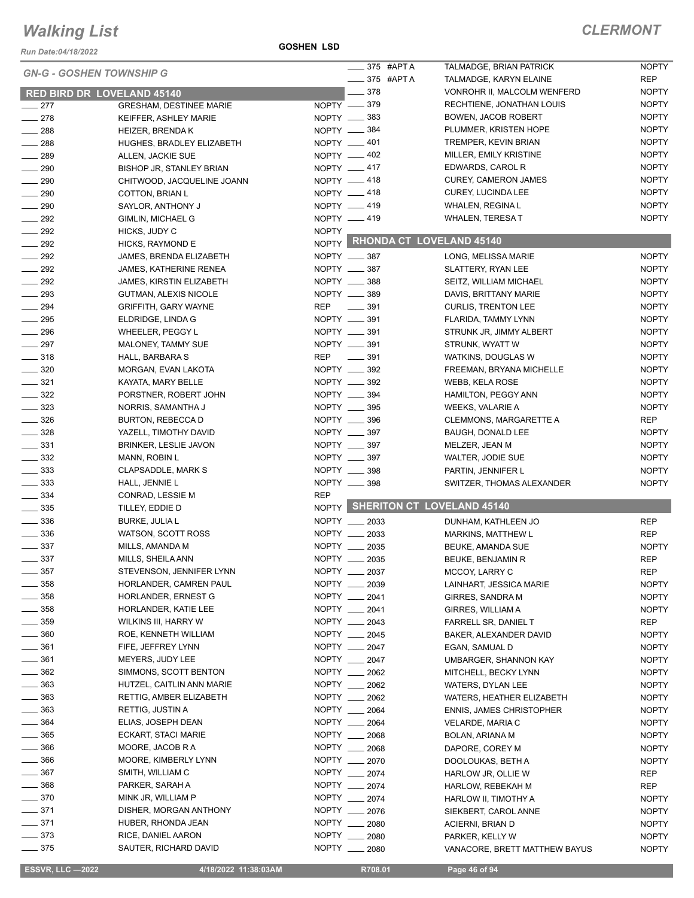# Walking List

## CLERMONT

Run Date:04/18/2022

GOSHEN LSD

### GN-G - GOSHEN TOWNSHIP G

#### RED BIRD DR LOVELAND 45140

| No. | Name | Party |
|---|---|---|
| 277 | GRESHAM, DESTINEE MARIE | NOPTY |
| 278 | KEIFFER, ASHLEY MARIE | NOPTY |
| 288 | HEIZER, BRENDA K | NOPTY |
| 288 | HUGHES, BRADLEY ELIZABETH | NOPTY |
| 289 | ALLEN, JACKIE SUE | NOPTY |
| 290 | BISHOP JR, STANLEY BRIAN | NOPTY |
| 290 | CHITWOOD, JACQUELINE JOANN | NOPTY |
| 290 | COTTON, BRIAN L | NOPTY |
| 290 | SAYLOR, ANTHONY J | NOPTY |
| 292 | GIMLIN, MICHAEL G | NOPTY |
| 292 | HICKS, JUDY C | NOPTY |
| 292 | HICKS, RAYMOND E | NOPTY |
| 292 | JAMES, BRENDA ELIZABETH | NOPTY |
| 292 | JAMES, KATHERINE RENEA | NOPTY |
| 292 | JAMES, KIRSTIN ELIZABETH | NOPTY |
| 293 | GUTMAN, ALEXIS NICOLE | NOPTY |
| 294 | GRIFFITH, GARY WAYNE | REP |
| 295 | ELDRIDGE, LINDA G | NOPTY |
| 296 | WHEELER, PEGGY L | NOPTY |
| 297 | MALONEY, TAMMY SUE | NOPTY |
| 318 | HALL, BARBARA S | REP |
| 320 | MORGAN, EVAN LAKOTA | NOPTY |
| 321 | KAYATA, MARY BELLE | NOPTY |
| 322 | PORSTNER, ROBERT JOHN | NOPTY |
| 323 | NORRIS, SAMANTHA J | NOPTY |
| 326 | BURTON, REBECCA D | NOPTY |
| 328 | YAZELL, TIMOTHY DAVID | NOPTY |
| 331 | BRINKER, LESLIE JAVON | NOPTY |
| 332 | MANN, ROBIN L | NOPTY |
| 333 | CLAPSADDLE, MARK S | NOPTY |
| 333 | HALL, JENNIE L | NOPTY |
| 334 | CONRAD, LESSIE M | REP |
| 335 | TILLEY, EDDIE D | NOPTY |
| 336 | BURKE, JULIA L | NOPTY |
| 336 | WATSON, SCOTT ROSS | NOPTY |
| 337 | MILLS, AMANDA M | NOPTY |
| 337 | MILLS, SHEILA ANN | NOPTY |
| 357 | STEVENSON, JENNIFER LYNN | NOPTY |
| 358 | HORLANDER, CAMREN PAUL | NOPTY |
| 358 | HORLANDER, ERNEST G | NOPTY |
| 358 | HORLANDER, KATIE LEE | NOPTY |
| 359 | WILKINS III, HARRY W | NOPTY |
| 360 | ROE, KENNETH WILLIAM | NOPTY |
| 361 | FIFE, JEFFREY LYNN | NOPTY |
| 361 | MEYERS, JUDY LEE | NOPTY |
| 362 | SIMMONS, SCOTT BENTON | NOPTY |
| 363 | HUTZEL, CAITLIN ANN MARIE | NOPTY |
| 363 | RETTIG, AMBER ELIZABETH | NOPTY |
| 363 | RETTIG, JUSTIN A | NOPTY |
| 364 | ELIAS, JOSEPH DEAN | NOPTY |
| 365 | ECKART, STACI MARIE | NOPTY |
| 366 | MOORE, JACOB R A | NOPTY |
| 366 | MOORE, KIMBERLY LYNN | NOPTY |
| 367 | SMITH, WILLIAM C | NOPTY |
| 368 | PARKER, SARAH A | NOPTY |
| 370 | MINK JR, WILLIAM P | NOPTY |
| 371 | DISHER, MORGAN ANTHONY | NOPTY |
| 371 | HUBER, RHONDA JEAN | NOPTY |
| 373 | RICE, DANIEL AARON | NOPTY |
| 375 | SAUTER, RICHARD DAVID | NOPTY |
| 375 #APT A | TALMADGE, BRIAN PATRICK | NOPTY |
| 375 #APT A | TALMADGE, KARYN ELAINE | REP |
| 378 | VONROHR II, MALCOLM WENFERD | NOPTY |
| 379 | RECHTIENE, JONATHAN LOUIS | NOPTY |
| 383 | BOWEN, JACOB ROBERT | NOPTY |
| 384 | PLUMMER, KRISTEN HOPE | NOPTY |
| 401 | TREMPER, KEVIN BRIAN | NOPTY |
| 402 | MILLER, EMILY KRISTINE | NOPTY |
| 417 | EDWARDS, CAROL R | NOPTY |
| 418 | CUREY, CAMERON JAMES | NOPTY |
| 418 | CUREY, LUCINDA LEE | NOPTY |
| 419 | WHALEN, REGINA L | NOPTY |
| 419 | WHALEN, TERESA T | NOPTY |

#### RHONDA CT LOVELAND 45140

| No. | Name | Party |
|---|---|---|
| 387 | LONG, MELISSA MARIE | NOPTY |
| 387 | SLATTERY, RYAN LEE | NOPTY |
| 388 | SEITZ, WILLIAM MICHAEL | NOPTY |
| 389 | DAVIS, BRITTANY MARIE | NOPTY |
| 391 | CURLIS, TRENTON LEE | NOPTY |
| 391 | FLARIDA, TAMMY LYNN | NOPTY |
| 391 | STRUNK JR, JIMMY ALBERT | NOPTY |
| 391 | STRUNK, WYATT W | NOPTY |
| 391 | WATKINS, DOUGLAS W | NOPTY |
| 392 | FREEMAN, BRYANA MICHELLE | NOPTY |
| 392 | WEBB, KELA ROSE | NOPTY |
| 394 | HAMILTON, PEGGY ANN | NOPTY |
| 395 | WEEKS, VALARIE A | NOPTY |
| 396 | CLEMMONS, MARGARETTE A | REP |
| 397 | BAUGH, DONALD LEE | NOPTY |
| 397 | MELZER, JEAN M | NOPTY |
| 397 | WALTER, JODIE SUE | NOPTY |
| 398 | PARTIN, JENNIFER L | NOPTY |
| 398 | SWITZER, THOMAS ALEXANDER | NOPTY |

#### SHERITON CT LOVELAND 45140

| No. | Name | Party |
|---|---|---|
| 2033 | DUNHAM, KATHLEEN JO | REP |
| 2033 | MARKINS, MATTHEW L | REP |
| 2035 | BEUKE, AMANDA SUE | NOPTY |
| 2035 | BEUKE, BENJAMIN R | REP |
| 2037 | MCCOY, LARRY C | REP |
| 2039 | LAINHART, JESSICA MARIE | NOPTY |
| 2041 | GIRRES, SANDRA M | NOPTY |
| 2041 | GIRRES, WILLIAM A | NOPTY |
| 2043 | FARRELL SR, DANIEL T | REP |
| 2045 | BAKER, ALEXANDER DAVID | NOPTY |
| 2047 | EGAN, SAMUAL D | NOPTY |
| 2047 | UMBARGER, SHANNON KAY | NOPTY |
| 2062 | MITCHELL, BECKY LYNN | NOPTY |
| 2062 | WATERS, DYLAN LEE | NOPTY |
| 2062 | WATERS, HEATHER ELIZABETH | NOPTY |
| 2064 | ENNIS, JAMES CHRISTOPHER | NOPTY |
| 2064 | VELARDE, MARIA C | NOPTY |
| 2068 | BOLAN, ARIANA M | NOPTY |
| 2068 | DAPORE, COREY M | NOPTY |
| 2070 | DOOLOUKAS, BETH A | NOPTY |
| 2074 | HARLOW JR, OLLIE W | REP |
| 2074 | HARLOW, REBEKAH M | REP |
| 2074 | HARLOW II, TIMOTHY A | NOPTY |
| 2076 | SIEKBERT, CAROL ANNE | NOPTY |
| 2080 | ACIERNI, BRIAN D | NOPTY |
| 2080 | PARKER, KELLY W | NOPTY |
| 2080 | VANACORE, BRETT MATTHEW BAYUS | NOPTY |

ESSVR, LLC —2022 | 4/18/2022 11:38:03AM | R708.01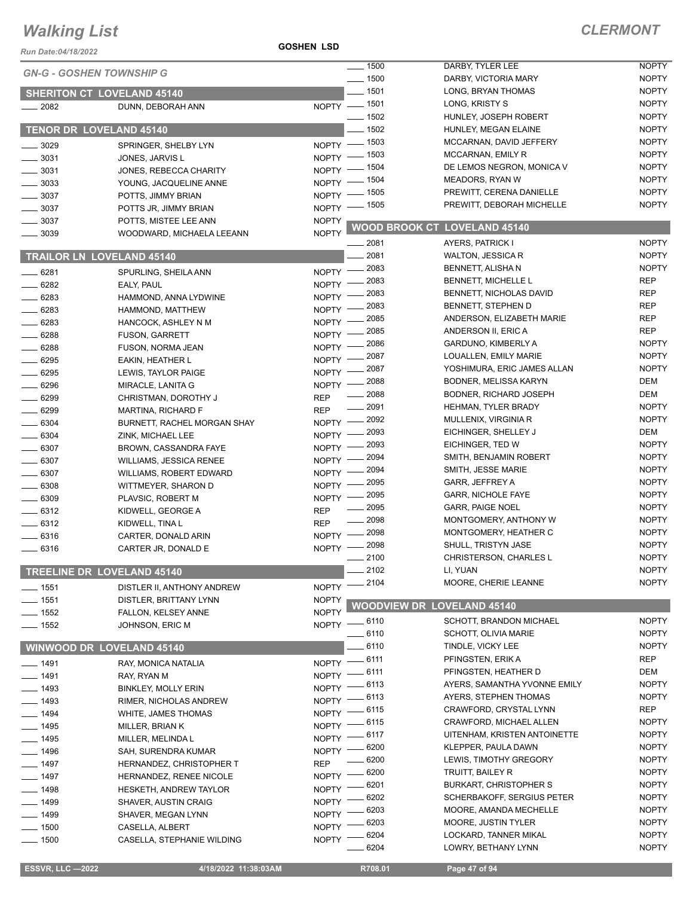# Walking List

## CLERMONT

Run Date:04/18/2022

GOSHEN LSD

*GN-G - GOSHEN TOWNSHIP G*

### SHERITON CT LOVELAND 45140

| No. | Name | Party |
|---|---|---|
| 2082 | DUNN, DEBORAH ANN | NOPTY |

### TENOR DR LOVELAND 45140

| No. | Name | Party |
|---|---|---|
| 3029 | SPRINGER, SHELBY LYN | NOPTY |
| 3031 | JONES, JARVIS L | NOPTY |
| 3031 | JONES, REBECCA CHARITY | NOPTY |
| 3033 | YOUNG, JACQUELINE ANNE | NOPTY |
| 3037 | POTTS, JIMMY BRIAN | NOPTY |
| 3037 | POTTS JR, JIMMY BRIAN | NOPTY |
| 3037 | POTTS, MISTEE LEE ANN | NOPTY |
| 3039 | WOODWARD, MICHAELA LEEANN | NOPTY |

### TRAILOR LN LOVELAND 45140

| No. | Name | Party |
|---|---|---|
| 6281 | SPURLING, SHEILA ANN | NOPTY |
| 6282 | EALY, PAUL | NOPTY |
| 6283 | HAMMOND, ANNA LYDWINE | NOPTY |
| 6283 | HAMMOND, MATTHEW | NOPTY |
| 6283 | HANCOCK, ASHLEY N M | NOPTY |
| 6288 | FUSON, GARRETT | NOPTY |
| 6288 | FUSON, NORMA JEAN | NOPTY |
| 6295 | EAKIN, HEATHER L | NOPTY |
| 6295 | LEWIS, TAYLOR PAIGE | NOPTY |
| 6296 | MIRACLE, LANITA G | NOPTY |
| 6299 | CHRISTMAN, DOROTHY J | REP |
| 6299 | MARTINA, RICHARD F | REP |
| 6304 | BURNETT, RACHEL MORGAN SHAY | NOPTY |
| 6304 | ZINK, MICHAEL LEE | NOPTY |
| 6307 | BROWN, CASSANDRA FAYE | NOPTY |
| 6307 | WILLIAMS, JESSICA RENEE | NOPTY |
| 6307 | WILLIAMS, ROBERT EDWARD | NOPTY |
| 6308 | WITTMEYER, SHARON D | NOPTY |
| 6309 | PLAVSIC, ROBERT M | NOPTY |
| 6312 | KIDWELL, GEORGE A | REP |
| 6312 | KIDWELL, TINA L | REP |
| 6316 | CARTER, DONALD ARIN | NOPTY |
| 6316 | CARTER JR, DONALD E | NOPTY |

### TREELINE DR LOVELAND 45140

| No. | Name | Party |
|---|---|---|
| 1551 | DISTLER II, ANTHONY ANDREW | NOPTY |
| 1551 | DISTLER, BRITTANY LYNN | NOPTY |
| 1552 | FALLON, KELSEY ANNE | NOPTY |
| 1552 | JOHNSON, ERIC M | NOPTY |

### WINWOOD DR LOVELAND 45140

| No. | Name | Party |
|---|---|---|
| 1491 | RAY, MONICA NATALIA | NOPTY |
| 1491 | RAY, RYAN M | NOPTY |
| 1493 | BINKLEY, MOLLY ERIN | NOPTY |
| 1493 | RIMER, NICHOLAS ANDREW | NOPTY |
| 1494 | WHITE, JAMES THOMAS | NOPTY |
| 1495 | MILLER, BRIAN K | NOPTY |
| 1495 | MILLER, MELINDA L | NOPTY |
| 1496 | SAH, SURENDRA KUMAR | NOPTY |
| 1497 | HERNANDEZ, CHRISTOPHER T | REP |
| 1497 | HERNANDEZ, RENEE NICOLE | NOPTY |
| 1498 | HESKETH, ANDREW TAYLOR | NOPTY |
| 1499 | SHAVER, AUSTIN CRAIG | NOPTY |
| 1499 | SHAVER, MEGAN LYNN | NOPTY |
| 1500 | CASELLA, ALBERT | NOPTY |
| 1500 | CASELLA, STEPHANIE WILDING | NOPTY |
| 1500 | DARBY, TYLER LEE | NOPTY |
| 1500 | DARBY, VICTORIA MARY | NOPTY |
| 1501 | LONG, BRYAN THOMAS | NOPTY |
| 1501 | LONG, KRISTY S | NOPTY |
| 1502 | HUNLEY, JOSEPH ROBERT | NOPTY |
| 1502 | HUNLEY, MEGAN ELAINE | NOPTY |
| 1503 | MCCARNAN, DAVID JEFFERY | NOPTY |
| 1503 | MCCARNAN, EMILY R | NOPTY |
| 1504 | DE LEMOS NEGRON, MONICA V | NOPTY |
| 1504 | MEADORS, RYAN W | NOPTY |
| 1505 | PREWITT, CERENA DANIELLE | NOPTY |
| 1505 | PREWITT, DEBORAH MICHELLE | NOPTY |

### WOOD BROOK CT LOVELAND 45140

| No. | Name | Party |
|---|---|---|
| 2081 | AYERS, PATRICK I | NOPTY |
| 2081 | WALTON, JESSICA R | NOPTY |
| 2083 | BENNETT, ALISHA N | NOPTY |
| 2083 | BENNETT, MICHELLE L | REP |
| 2083 | BENNETT, NICHOLAS DAVID | REP |
| 2083 | BENNETT, STEPHEN D | REP |
| 2085 | ANDERSON, ELIZABETH MARIE | REP |
| 2085 | ANDERSON II, ERIC A | REP |
| 2086 | GARDUNO, KIMBERLY A | NOPTY |
| 2087 | LOUALLEN, EMILY MARIE | NOPTY |
| 2087 | YOSHIMURA, ERIC JAMES ALLAN | NOPTY |
| 2088 | BODNER, MELISSA KARYN | DEM |
| 2088 | BODNER, RICHARD JOSEPH | DEM |
| 2091 | HEHMAN, TYLER BRADY | NOPTY |
| 2092 | MULLENIX, VIRGINIA R | NOPTY |
| 2093 | EICHINGER, SHELLEY J | DEM |
| 2093 | EICHINGER, TED W | NOPTY |
| 2094 | SMITH, BENJAMIN ROBERT | NOPTY |
| 2094 | SMITH, JESSE MARIE | NOPTY |
| 2095 | GARR, JEFFREY A | NOPTY |
| 2095 | GARR, NICHOLE FAYE | NOPTY |
| 2095 | GARR, PAIGE NOEL | NOPTY |
| 2098 | MONTGOMERY, ANTHONY W | NOPTY |
| 2098 | MONTGOMERY, HEATHER C | NOPTY |
| 2098 | SHULL, TRISTYN JASE | NOPTY |
| 2100 | CHRISTERSON, CHARLES L | NOPTY |
| 2102 | LI, YUAN | NOPTY |
| 2104 | MOORE, CHERIE LEANNE | NOPTY |

### WOODVIEW DR LOVELAND 45140

| No. | Name | Party |
|---|---|---|
| 6110 | SCHOTT, BRANDON MICHAEL | NOPTY |
| 6110 | SCHOTT, OLIVIA MARIE | NOPTY |
| 6110 | TINDLE, VICKY LEE | NOPTY |
| 6111 | PFINGSTEN, ERIK A | REP |
| 6111 | PFINGSTEN, HEATHER D | DEM |
| 6113 | AYERS, SAMANTHA YVONNE EMILY | NOPTY |
| 6113 | AYERS, STEPHEN THOMAS | NOPTY |
| 6115 | CRAWFORD, CRYSTAL LYNN | REP |
| 6115 | CRAWFORD, MICHAEL ALLEN | NOPTY |
| 6117 | UITENHAM, KRISTEN ANTOINETTE | NOPTY |
| 6200 | KLEPPER, PAULA DAWN | NOPTY |
| 6200 | LEWIS, TIMOTHY GREGORY | NOPTY |
| 6200 | TRUITT, BAILEY R | NOPTY |
| 6201 | BURKART, CHRISTOPHER S | NOPTY |
| 6202 | SCHERBAKOFF, SERGIUS PETER | NOPTY |
| 6203 | MOORE, AMANDA MECHELLE | NOPTY |
| 6203 | MOORE, JUSTIN TYLER | NOPTY |
| 6204 | LOCKARD, TANNER MIKAL | NOPTY |
| 6204 | LOWRY, BETHANY LYNN | NOPTY |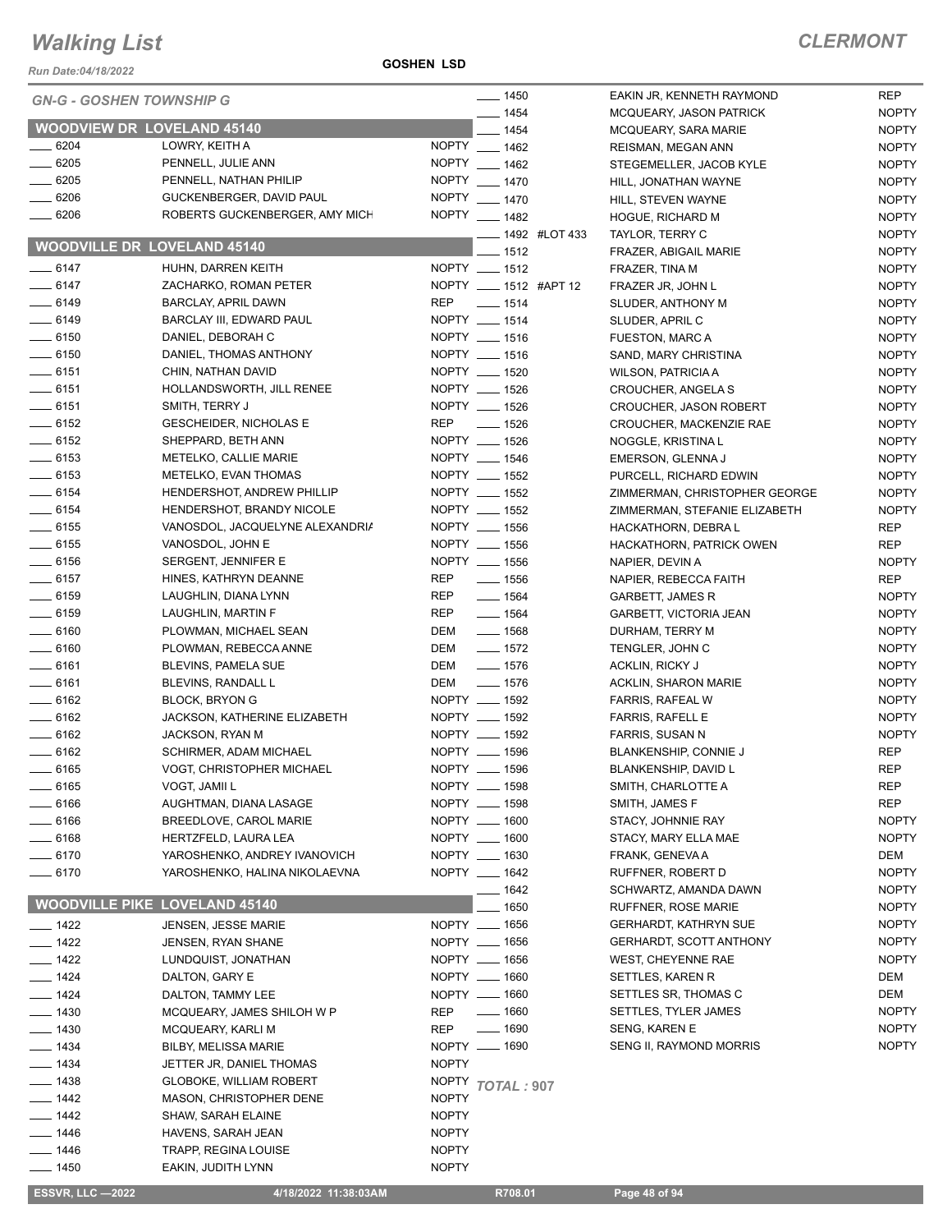# Walking List

**CLERMONT**

Run Date:04/18/2022

**GOSHEN LSD**

*GN-G - GOSHEN TOWNSHIP G*

## WOODVIEW DR LOVELAND 45140

| | | |
|---|---|---|
| ____ 6204 | LOWRY, KEITH A | NOPTY |
| ____ 6205 | PENNELL, JULIE ANN | NOPTY |
| ____ 6205 | PENNELL, NATHAN PHILIP | NOPTY |
| ____ 6206 | GUCKENBERGER, DAVID PAUL | NOPTY |
| ____ 6206 | ROBERTS GUCKENBERGER, AMY MICH | NOPTY |

## WOODVILLE DR LOVELAND 45140

| | | |
|---|---|---|
| ____ 6147 | HUHN, DARREN KEITH | NOPTY |
| ____ 6147 | ZACHARKO, ROMAN PETER | NOPTY |
| ____ 6149 | BARCLAY, APRIL DAWN | REP |
| ____ 6149 | BARCLAY III, EDWARD PAUL | NOPTY |
| ____ 6150 | DANIEL, DEBORAH C | NOPTY |
| ____ 6150 | DANIEL, THOMAS ANTHONY | NOPTY |
| ____ 6151 | CHIN, NATHAN DAVID | NOPTY |
| ____ 6151 | HOLLANDSWORTH, JILL RENEE | NOPTY |
| ____ 6151 | SMITH, TERRY J | NOPTY |
| ____ 6152 | GESCHEIDER, NICHOLAS E | REP |
| ____ 6152 | SHEPPARD, BETH ANN | NOPTY |
| ____ 6153 | METELKO, CALLIE MARIE | NOPTY |
| ____ 6153 | METELKO, EVAN THOMAS | NOPTY |
| ____ 6154 | HENDERSHOT, ANDREW PHILLIP | NOPTY |
| ____ 6154 | HENDERSHOT, BRANDY NICOLE | NOPTY |
| ____ 6155 | VANOSDOL, JACQUELYNE ALEXANDRIA | NOPTY |
| ____ 6155 | VANOSDOL, JOHN E | NOPTY |
| ____ 6156 | SERGENT, JENNIFER E | NOPTY |
| ____ 6157 | HINES, KATHRYN DEANNE | REP |
| ____ 6159 | LAUGHLIN, DIANA LYNN | REP |
| ____ 6159 | LAUGHLIN, MARTIN F | REP |
| ____ 6160 | PLOWMAN, MICHAEL SEAN | DEM |
| ____ 6160 | PLOWMAN, REBECCA ANNE | DEM |
| ____ 6161 | BLEVINS, PAMELA SUE | DEM |
| ____ 6161 | BLEVINS, RANDALL L | DEM |
| ____ 6162 | BLOCK, BRYON G | NOPTY |
| ____ 6162 | JACKSON, KATHERINE ELIZABETH | NOPTY |
| ____ 6162 | JACKSON, RYAN M | NOPTY |
| ____ 6162 | SCHIRMER, ADAM MICHAEL | NOPTY |
| ____ 6165 | VOGT, CHRISTOPHER MICHAEL | NOPTY |
| ____ 6165 | VOGT, JAMII L | NOPTY |
| ____ 6166 | AUGHTMAN, DIANA LASAGE | NOPTY |
| ____ 6166 | BREEDLOVE, CAROL MARIE | NOPTY |
| ____ 6168 | HERTZFELD, LAURA LEA | NOPTY |
| ____ 6170 | YAROSHENKO, ANDREY IVANOVICH | NOPTY |
| ____ 6170 | YAROSHENKO, HALINA NIKOLAEVNA | NOPTY |

## WOODVILLE PIKE LOVELAND 45140

| | | |
|---|---|---|
| ____ 1422 | JENSEN, JESSE MARIE | NOPTY |
| ____ 1422 | JENSEN, RYAN SHANE | NOPTY |
| ____ 1422 | LUNDQUIST, JONATHAN | NOPTY |
| ____ 1424 | DALTON, GARY E | NOPTY |
| ____ 1424 | DALTON, TAMMY LEE | NOPTY |
| ____ 1430 | MCQUEARY, JAMES SHILOH W P | REP |
| ____ 1430 | MCQUEARY, KARLI M | REP |
| ____ 1434 | BILBY, MELISSA MARIE | NOPTY |
| ____ 1434 | JETTER JR, DANIEL THOMAS | NOPTY |
| ____ 1438 | GLOBOKE, WILLIAM ROBERT | NOPTY |
| ____ 1442 | MASON, CHRISTOPHER DENE | NOPTY |
| ____ 1442 | SHAW, SARAH ELAINE | NOPTY |
| ____ 1446 | HAVENS, SARAH JEAN | NOPTY |
| ____ 1446 | TRAPP, REGINA LOUISE | NOPTY |
| ____ 1450 | EAKIN, JUDITH LYNN | NOPTY |
| ____ 1450 | EAKIN JR, KENNETH RAYMOND | REP |
| ____ 1454 | MCQUEARY, JASON PATRICK | NOPTY |
| ____ 1454 | MCQUEARY, SARA MARIE | NOPTY |
| ____ 1462 | REISMAN, MEGAN ANN | NOPTY |
| ____ 1462 | STEGEMELLER, JACOB KYLE | NOPTY |
| ____ 1470 | HILL, JONATHAN WAYNE | NOPTY |
| ____ 1470 | HILL, STEVEN WAYNE | NOPTY |
| ____ 1482 | HOGUE, RICHARD M | NOPTY |
| ____ 1492 #LOT 433 | TAYLOR, TERRY C | NOPTY |
| ____ 1512 | FRAZER, ABIGAIL MARIE | NOPTY |
| ____ 1512 | FRAZER, TINA M | NOPTY |
| ____ 1512 #APT 12 | FRAZER JR, JOHN L | NOPTY |
| ____ 1514 | SLUDER, ANTHONY M | NOPTY |
| ____ 1514 | SLUDER, APRIL C | NOPTY |
| ____ 1516 | FUESTON, MARC A | NOPTY |
| ____ 1516 | SAND, MARY CHRISTINA | NOPTY |
| ____ 1520 | WILSON, PATRICIA A | NOPTY |
| ____ 1526 | CROUCHER, ANGELA S | NOPTY |
| ____ 1526 | CROUCHER, JASON ROBERT | NOPTY |
| ____ 1526 | CROUCHER, MACKENZIE RAE | NOPTY |
| ____ 1526 | NOGGLE, KRISTINA L | NOPTY |
| ____ 1546 | EMERSON, GLENNA J | NOPTY |
| ____ 1552 | PURCELL, RICHARD EDWIN | NOPTY |
| ____ 1552 | ZIMMERMAN, CHRISTOPHER GEORGE | NOPTY |
| ____ 1552 | ZIMMERMAN, STEFANIE ELIZABETH | NOPTY |
| ____ 1556 | HACKATHORN, DEBRA L | REP |
| ____ 1556 | HACKATHORN, PATRICK OWEN | REP |
| ____ 1556 | NAPIER, DEVIN A | NOPTY |
| ____ 1556 | NAPIER, REBECCA FAITH | REP |
| ____ 1564 | GARBETT, JAMES R | NOPTY |
| ____ 1564 | GARBETT, VICTORIA JEAN | NOPTY |
| ____ 1568 | DURHAM, TERRY M | NOPTY |
| ____ 1572 | TENGLER, JOHN C | NOPTY |
| ____ 1576 | ACKLIN, RICKY J | NOPTY |
| ____ 1576 | ACKLIN, SHARON MARIE | NOPTY |
| ____ 1592 | FARRIS, RAFEAL W | NOPTY |
| ____ 1592 | FARRIS, RAFELL E | NOPTY |
| ____ 1592 | FARRIS, SUSAN N | NOPTY |
| ____ 1596 | BLANKENSHIP, CONNIE J | REP |
| ____ 1596 | BLANKENSHIP, DAVID L | REP |
| ____ 1598 | SMITH, CHARLOTTE A | REP |
| ____ 1598 | SMITH, JAMES F | REP |
| ____ 1600 | STACY, JOHNNIE RAY | NOPTY |
| ____ 1600 | STACY, MARY ELLA MAE | NOPTY |
| ____ 1630 | FRANK, GENEVA A | DEM |
| ____ 1642 | RUFFNER, ROBERT D | NOPTY |
| ____ 1642 | SCHWARTZ, AMANDA DAWN | NOPTY |
| ____ 1650 | RUFFNER, ROSE MARIE | NOPTY |
| ____ 1656 | GERHARDT, KATHRYN SUE | NOPTY |
| ____ 1656 | GERHARDT, SCOTT ANTHONY | NOPTY |
| ____ 1656 | WEST, CHEYENNE RAE | NOPTY |
| ____ 1660 | SETTLES, KAREN R | DEM |
| ____ 1660 | SETTLES SR, THOMAS C | DEM |
| ____ 1660 | SETTLES, TYLER JAMES | NOPTY |
| ____ 1690 | SENG, KAREN E | NOPTY |
| ____ 1690 | SENG II, RAYMOND MORRIS | NOPTY |

*TOTAL : 907*

ESSVR, LLC —2022 4/18/2022 11:38:03AM R708.01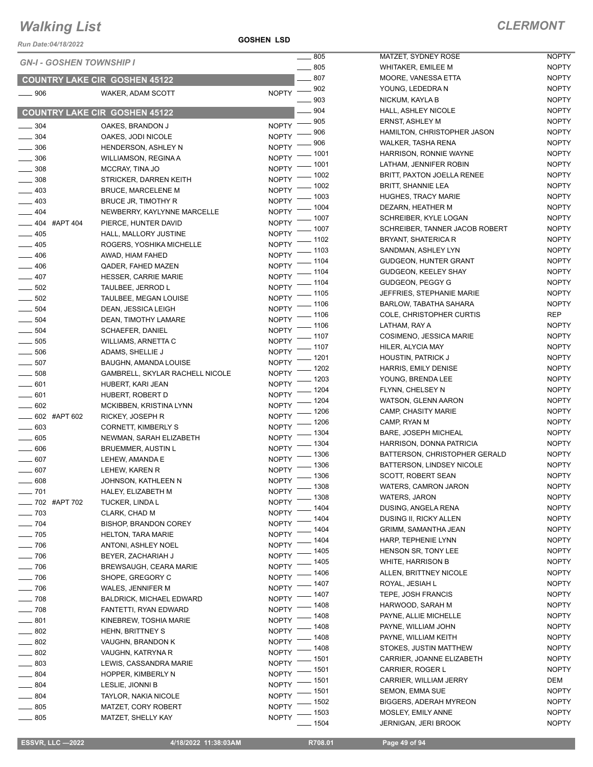# Walking List

**CLERMONT**

Run Date:04/18/2022

**GOSHEN LSD**

*GN-I - GOSHEN TOWNSHIP I*

## COUNTRY LAKE CIR GOSHEN 45122

| | | |
|---|---|---|
| ____ 906 | WAKER, ADAM SCOTT | NOPTY |

## COUNTRY LAKE CIR GOSHEN 45122

| | | |
|---|---|---|
| ____ 304 | OAKES, BRANDON J | NOPTY |
| ____ 304 | OAKES, JODI NICOLE | NOPTY |
| ____ 306 | HENDERSON, ASHLEY N | NOPTY |
| ____ 306 | WILLIAMSON, REGINA A | NOPTY |
| ____ 308 | MCCRAY, TINA JO | NOPTY |
| ____ 308 | STRICKER, DARREN KEITH | NOPTY |
| ____ 403 | BRUCE, MARCELENE M | NOPTY |
| ____ 403 | BRUCE JR, TIMOTHY R | NOPTY |
| ____ 404 | NEWBERRY, KAYLYNNE MARCELLE | NOPTY |
| ____ 404 #APT 404 | PIERCE, HUNTER DAVID | NOPTY |
| ____ 405 | HALL, MALLORY JUSTINE | NOPTY |
| ____ 405 | ROGERS, YOSHIKA MICHELLE | NOPTY |
| ____ 406 | AWAD, HIAM FAHED | NOPTY |
| ____ 406 | QADER, FAHED MAZEN | NOPTY |
| ____ 407 | HESSER, CARRIE MARIE | NOPTY |
| ____ 502 | TAULBEE, JERROD L | NOPTY |
| ____ 502 | TAULBEE, MEGAN LOUISE | NOPTY |
| ____ 504 | DEAN, JESSICA LEIGH | NOPTY |
| ____ 504 | DEAN, TIMOTHY LAMARE | NOPTY |
| ____ 504 | SCHAEFER, DANIEL | NOPTY |
| ____ 505 | WILLIAMS, ARNETTA C | NOPTY |
| ____ 506 | ADAMS, SHELLIE J | NOPTY |
| ____ 507 | BAUGHN, AMANDA LOUISE | NOPTY |
| ____ 508 | GAMBRELL, SKYLAR RACHELL NICOLE | NOPTY |
| ____ 601 | HUBERT, KARI JEAN | NOPTY |
| ____ 601 | HUBERT, ROBERT D | NOPTY |
| ____ 602 | MCKIBBEN, KRISTINA LYNN | NOPTY |
| ____ 602 #APT 602 | RICKEY, JOSEPH R | NOPTY |
| ____ 603 | CORNETT, KIMBERLY S | NOPTY |
| ____ 605 | NEWMAN, SARAH ELIZABETH | NOPTY |
| ____ 606 | BRUEMMER, AUSTIN L | NOPTY |
| ____ 607 | LEHEW, AMANDA E | NOPTY |
| ____ 607 | LEHEW, KAREN R | NOPTY |
| ____ 608 | JOHNSON, KATHLEEN N | NOPTY |
| ____ 701 | HALEY, ELIZABETH M | NOPTY |
| ____ 702 #APT 702 | TUCKER, LINDA L | NOPTY |
| ____ 703 | CLARK, CHAD M | NOPTY |
| ____ 704 | BISHOP, BRANDON COREY | NOPTY |
| ____ 705 | HELTON, TARA MARIE | NOPTY |
| ____ 706 | ANTONI, ASHLEY NOEL | NOPTY |
| ____ 706 | BEYER, ZACHARIAH J | NOPTY |
| ____ 706 | BREWSAUGH, CEARA MARIE | NOPTY |
| ____ 706 | SHOPE, GREGORY C | NOPTY |
| ____ 706 | WALES, JENNIFER M | NOPTY |
| ____ 708 | BALDRICK, MICHAEL EDWARD | NOPTY |
| ____ 708 | FANTETTI, RYAN EDWARD | NOPTY |
| ____ 801 | KINEBREW, TOSHIA MARIE | NOPTY |
| ____ 802 | HEHN, BRITTNEY S | NOPTY |
| ____ 802 | VAUGHN, BRANDON K | NOPTY |
| ____ 802 | VAUGHN, KATRYNA R | NOPTY |
| ____ 803 | LEWIS, CASSANDRA MARIE | NOPTY |
| ____ 804 | HOPPER, KIMBERLY N | NOPTY |
| ____ 804 | LESLIE, JIONNI B | NOPTY |
| ____ 804 | TAYLOR, NAKIA NICOLE | NOPTY |
| ____ 805 | MATZET, CORY ROBERT | NOPTY |
| ____ 805 | MATZET, SHELLY KAY | NOPTY |
| ____ 805 | MATZET, SYDNEY ROSE | NOPTY |
| ____ 805 | WHITAKER, EMILEE M | NOPTY |
| ____ 807 | MOORE, VANESSA ETTA | NOPTY |
| ____ 902 | YOUNG, LEDEDRA N | NOPTY |
| ____ 903 | NICKUM, KAYLA B | NOPTY |
| ____ 904 | HALL, ASHLEY NICOLE | NOPTY |
| ____ 905 | ERNST, ASHLEY M | NOPTY |
| ____ 906 | HAMILTON, CHRISTOPHER JASON | NOPTY |
| ____ 906 | WALKER, TASHA RENA | NOPTY |
| ____ 1001 | HARRISON, RONNIE WAYNE | NOPTY |
| ____ 1001 | LATHAM, JENNIFER ROBIN | NOPTY |
| ____ 1002 | BRITT, PAXTON JOELLA RENEE | NOPTY |
| ____ 1002 | BRITT, SHANNIE LEA | NOPTY |
| ____ 1003 | HUGHES, TRACY MARIE | NOPTY |
| ____ 1004 | DEZARN, HEATHER M | NOPTY |
| ____ 1007 | SCHREIBER, KYLE LOGAN | NOPTY |
| ____ 1007 | SCHREIBER, TANNER JACOB ROBERT | NOPTY |
| ____ 1102 | BRYANT, SHATERICA R | NOPTY |
| ____ 1103 | SANDMAN, ASHLEY LYN | NOPTY |
| ____ 1104 | GUDGEON, HUNTER GRANT | NOPTY |
| ____ 1104 | GUDGEON, KEELEY SHAY | NOPTY |
| ____ 1104 | GUDGEON, PEGGY G | NOPTY |
| ____ 1105 | JEFFRIES, STEPHANIE MARIE | NOPTY |
| ____ 1106 | BARLOW, TABATHA SAHARA | NOPTY |
| ____ 1106 | COLE, CHRISTOPHER CURTIS | REP |
| ____ 1106 | LATHAM, RAY A | NOPTY |
| ____ 1107 | COSIMENO, JESSICA MARIE | NOPTY |
| ____ 1107 | HILER, ALYCIA MAY | NOPTY |
| ____ 1201 | HOUSTIN, PATRICK J | NOPTY |
| ____ 1202 | HARRIS, EMILY DENISE | NOPTY |
| ____ 1203 | YOUNG, BRENDA LEE | NOPTY |
| ____ 1204 | FLYNN, CHELSEY N | NOPTY |
| ____ 1204 | WATSON, GLENN AARON | NOPTY |
| ____ 1206 | CAMP, CHASITY MARIE | NOPTY |
| ____ 1206 | CAMP, RYAN M | NOPTY |
| ____ 1304 | BARE, JOSEPH MICHEAL | NOPTY |
| ____ 1304 | HARRISON, DONNA PATRICIA | NOPTY |
| ____ 1306 | BATTERSON, CHRISTOPHER GERALD | NOPTY |
| ____ 1306 | BATTERSON, LINDSEY NICOLE | NOPTY |
| ____ 1306 | SCOTT, ROBERT SEAN | NOPTY |
| ____ 1308 | WATERS, CAMRON JARON | NOPTY |
| ____ 1308 | WATERS, JARON | NOPTY |
| ____ 1404 | DUSING, ANGELA RENA | NOPTY |
| ____ 1404 | DUSING II, RICKY ALLEN | NOPTY |
| ____ 1404 | GRIMM, SAMANTHA JEAN | NOPTY |
| ____ 1404 | HARP, TEPHENIE LYNN | NOPTY |
| ____ 1405 | HENSON SR, TONY LEE | NOPTY |
| ____ 1405 | WHITE, HARRISON B | NOPTY |
| ____ 1406 | ALLEN, BRITTNEY NICOLE | NOPTY |
| ____ 1407 | ROYAL, JESIAH L | NOPTY |
| ____ 1407 | TEPE, JOSH FRANCIS | NOPTY |
| ____ 1408 | HARWOOD, SARAH M | NOPTY |
| ____ 1408 | PAYNE, ALLIE MICHELLE | NOPTY |
| ____ 1408 | PAYNE, WILLIAM JOHN | NOPTY |
| ____ 1408 | PAYNE, WILLIAM KEITH | NOPTY |
| ____ 1408 | STOKES, JUSTIN MATTHEW | NOPTY |
| ____ 1501 | CARRIER, JOANNE ELIZABETH | NOPTY |
| ____ 1501 | CARRIER, ROGER L | NOPTY |
| ____ 1501 | CARRIER, WILLIAM JERRY | DEM |
| ____ 1501 | SEMON, EMMA SUE | NOPTY |
| ____ 1502 | BIGGERS, ADERAH MYREON | NOPTY |
| ____ 1503 | MOSLEY, EMILY ANNE | NOPTY |
| ____ 1504 | JERNIGAN, JERI BROOK | NOPTY |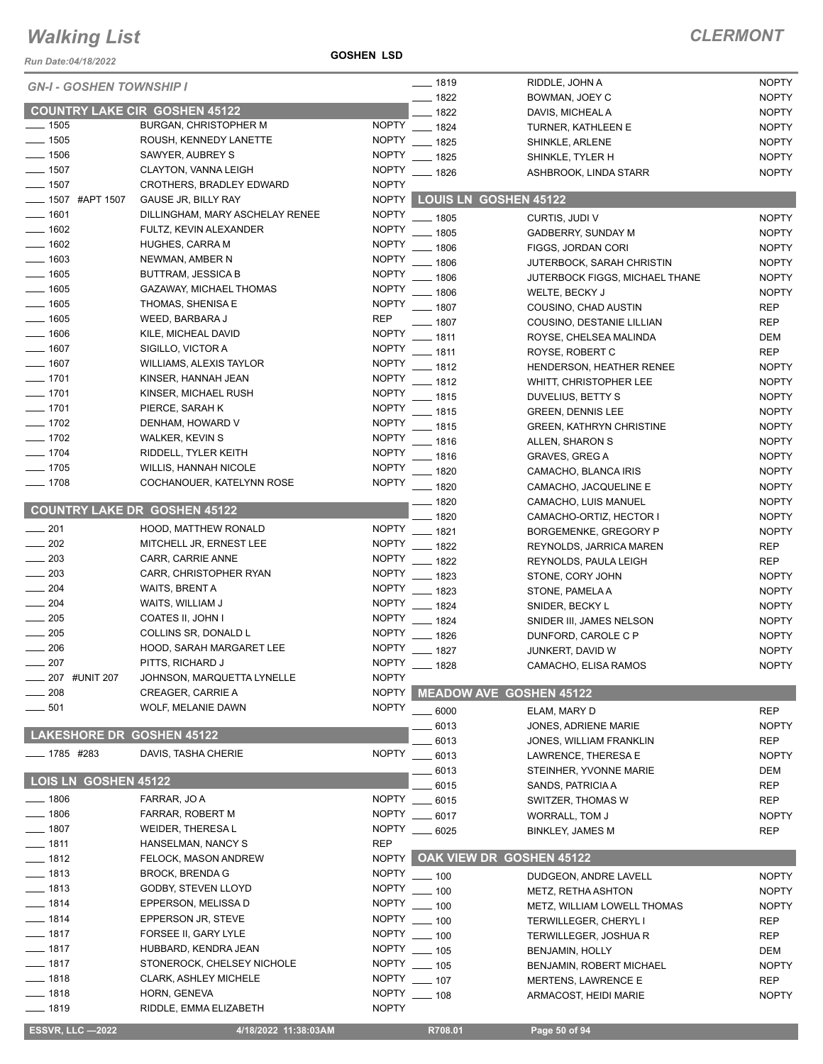# Walking List

**CLERMONT**

Run Date:04/18/2022

**GOSHEN LSD**

*GN-I - GOSHEN TOWNSHIP I*

## COUNTRY LAKE CIR GOSHEN 45122

| No. | Name | Party |
|---|---|---|
| 1505 | BURGAN, CHRISTOPHER M | NOPTY |
| 1505 | ROUSH, KENNEDY LANETTE | NOPTY |
| 1506 | SAWYER, AUBREY S | NOPTY |
| 1507 | CLAYTON, VANNA LEIGH | NOPTY |
| 1507 | CROTHERS, BRADLEY EDWARD | NOPTY |
| 1507 #APT 1507 | GAUSE JR, BILLY RAY | NOPTY |
| 1601 | DILLINGHAM, MARY ASCHELAY RENEE | NOPTY |
| 1602 | FULTZ, KEVIN ALEXANDER | NOPTY |
| 1602 | HUGHES, CARRA M | NOPTY |
| 1603 | NEWMAN, AMBER N | NOPTY |
| 1605 | BUTTRAM, JESSICA B | NOPTY |
| 1605 | GAZAWAY, MICHAEL THOMAS | NOPTY |
| 1605 | THOMAS, SHENISA E | NOPTY |
| 1605 | WEED, BARBARA J | REP |
| 1606 | KILE, MICHEAL DAVID | NOPTY |
| 1607 | SIGILLO, VICTOR A | NOPTY |
| 1607 | WILLIAMS, ALEXIS TAYLOR | NOPTY |
| 1701 | KINSER, HANNAH JEAN | NOPTY |
| 1701 | KINSER, MICHAEL RUSH | NOPTY |
| 1701 | PIERCE, SARAH K | NOPTY |
| 1702 | DENHAM, HOWARD V | NOPTY |
| 1702 | WALKER, KEVIN S | NOPTY |
| 1704 | RIDDELL, TYLER KEITH | NOPTY |
| 1705 | WILLIS, HANNAH NICOLE | NOPTY |
| 1708 | COCHANOUER, KATELYNN ROSE | NOPTY |

## COUNTRY LAKE DR GOSHEN 45122

| No. | Name | Party |
|---|---|---|
| 201 | HOOD, MATTHEW RONALD | NOPTY |
| 202 | MITCHELL JR, ERNEST LEE | NOPTY |
| 203 | CARR, CARRIE ANNE | NOPTY |
| 203 | CARR, CHRISTOPHER RYAN | NOPTY |
| 204 | WAITS, BRENT A | NOPTY |
| 204 | WAITS, WILLIAM J | NOPTY |
| 205 | COATES II, JOHN I | NOPTY |
| 205 | COLLINS SR, DONALD L | NOPTY |
| 206 | HOOD, SARAH MARGARET LEE | NOPTY |
| 207 | PITTS, RICHARD J | NOPTY |
| 207 #UNIT 207 | JOHNSON, MARQUETTA LYNELLE | NOPTY |
| 208 | CREAGER, CARRIE A | NOPTY |
| 501 | WOLF, MELANIE DAWN | NOPTY |

## LAKESHORE DR GOSHEN 45122

| No. | Name | Party |
|---|---|---|
| 1785 #283 | DAVIS, TASHA CHERIE | NOPTY |

## LOIS LN GOSHEN 45122

| No. | Name | Party |
|---|---|---|
| 1806 | FARRAR, JO A | NOPTY |
| 1806 | FARRAR, ROBERT M | NOPTY |
| 1807 | WEIDER, THERESA L | NOPTY |
| 1811 | HANSELMAN, NANCY S | REP |
| 1812 | FELOCK, MASON ANDREW | NOPTY |
| 1813 | BROCK, BRENDA G | NOPTY |
| 1813 | GODBY, STEVEN LLOYD | NOPTY |
| 1814 | EPPERSON, MELISSA D | NOPTY |
| 1814 | EPPERSON JR, STEVE | NOPTY |
| 1817 | FORSEE II, GARY LYLE | NOPTY |
| 1817 | HUBBARD, KENDRA JEAN | NOPTY |
| 1817 | STONEROCK, CHELSEY NICHOLE | NOPTY |
| 1818 | CLARK, ASHLEY MICHELE | NOPTY |
| 1818 | HORN, GENEVA | NOPTY |
| 1819 | RIDDLE, EMMA ELIZABETH | NOPTY |
| 1819 | RIDDLE, JOHN A | NOPTY |
| 1822 | BOWMAN, JOEY C | NOPTY |
| 1822 | DAVIS, MICHEAL A | NOPTY |
| 1824 | TURNER, KATHLEEN E | NOPTY |
| 1825 | SHINKLE, ARLENE | NOPTY |
| 1825 | SHINKLE, TYLER H | NOPTY |
| 1826 | ASHBROOK, LINDA STARR | NOPTY |

## LOUIS LN GOSHEN 45122

| No. | Name | Party |
|---|---|---|
| 1805 | CURTIS, JUDI V | NOPTY |
| 1805 | GADBERRY, SUNDAY M | NOPTY |
| 1806 | FIGGS, JORDAN CORI | NOPTY |
| 1806 | JUTERBOCK, SARAH CHRISTIN | NOPTY |
| 1806 | JUTERBOCK FIGGS, MICHAEL THANE | NOPTY |
| 1806 | WELTE, BECKY J | NOPTY |
| 1807 | COUSINO, CHAD AUSTIN | REP |
| 1807 | COUSINO, DESTANIE LILLIAN | REP |
| 1811 | ROYSE, CHELSEA MALINDA | DEM |
| 1811 | ROYSE, ROBERT C | REP |
| 1812 | HENDERSON, HEATHER RENEE | NOPTY |
| 1812 | WHITT, CHRISTOPHER LEE | NOPTY |
| 1815 | DUVELIUS, BETTY S | NOPTY |
| 1815 | GREEN, DENNIS LEE | NOPTY |
| 1815 | GREEN, KATHRYN CHRISTINE | NOPTY |
| 1816 | ALLEN, SHARON S | NOPTY |
| 1816 | GRAVES, GREG A | NOPTY |
| 1820 | CAMACHO, BLANCA IRIS | NOPTY |
| 1820 | CAMACHO, JACQUELINE E | NOPTY |
| 1820 | CAMACHO, LUIS MANUEL | NOPTY |
| 1820 | CAMACHO-ORTIZ, HECTOR I | NOPTY |
| 1821 | BORGEMENKE, GREGORY P | NOPTY |
| 1822 | REYNOLDS, JARRICA MAREN | REP |
| 1822 | REYNOLDS, PAULA LEIGH | REP |
| 1823 | STONE, CORY JOHN | NOPTY |
| 1823 | STONE, PAMELA A | NOPTY |
| 1824 | SNIDER, BECKY L | NOPTY |
| 1824 | SNIDER III, JAMES NELSON | NOPTY |
| 1826 | DUNFORD, CAROLE C P | NOPTY |
| 1827 | JUNKERT, DAVID W | NOPTY |
| 1828 | CAMACHO, ELISA RAMOS | NOPTY |

## MEADOW AVE GOSHEN 45122

| No. | Name | Party |
|---|---|---|
| 6000 | ELAM, MARY D | REP |
| 6013 | JONES, ADRIENE MARIE | NOPTY |
| 6013 | JONES, WILLIAM FRANKLIN | REP |
| 6013 | LAWRENCE, THERESA E | NOPTY |
| 6013 | STEINHER, YVONNE MARIE | DEM |
| 6015 | SANDS, PATRICIA A | REP |
| 6015 | SWITZER, THOMAS W | REP |
| 6017 | WORRALL, TOM J | NOPTY |
| 6025 | BINKLEY, JAMES M | REP |

## OAK VIEW DR GOSHEN 45122

| No. | Name | Party |
|---|---|---|
| 100 | DUDGEON, ANDRE LAVELL | NOPTY |
| 100 | METZ, RETHA ASHTON | NOPTY |
| 100 | METZ, WILLIAM LOWELL THOMAS | NOPTY |
| 100 | TERWILLEGER, CHERYL I | REP |
| 100 | TERWILLEGER, JOSHUA R | REP |
| 105 | BENJAMIN, HOLLY | DEM |
| 105 | BENJAMIN, ROBERT MICHAEL | NOPTY |
| 107 | MERTENS, LAWRENCE E | REP |
| 108 | ARMACOST, HEIDI MARIE | NOPTY |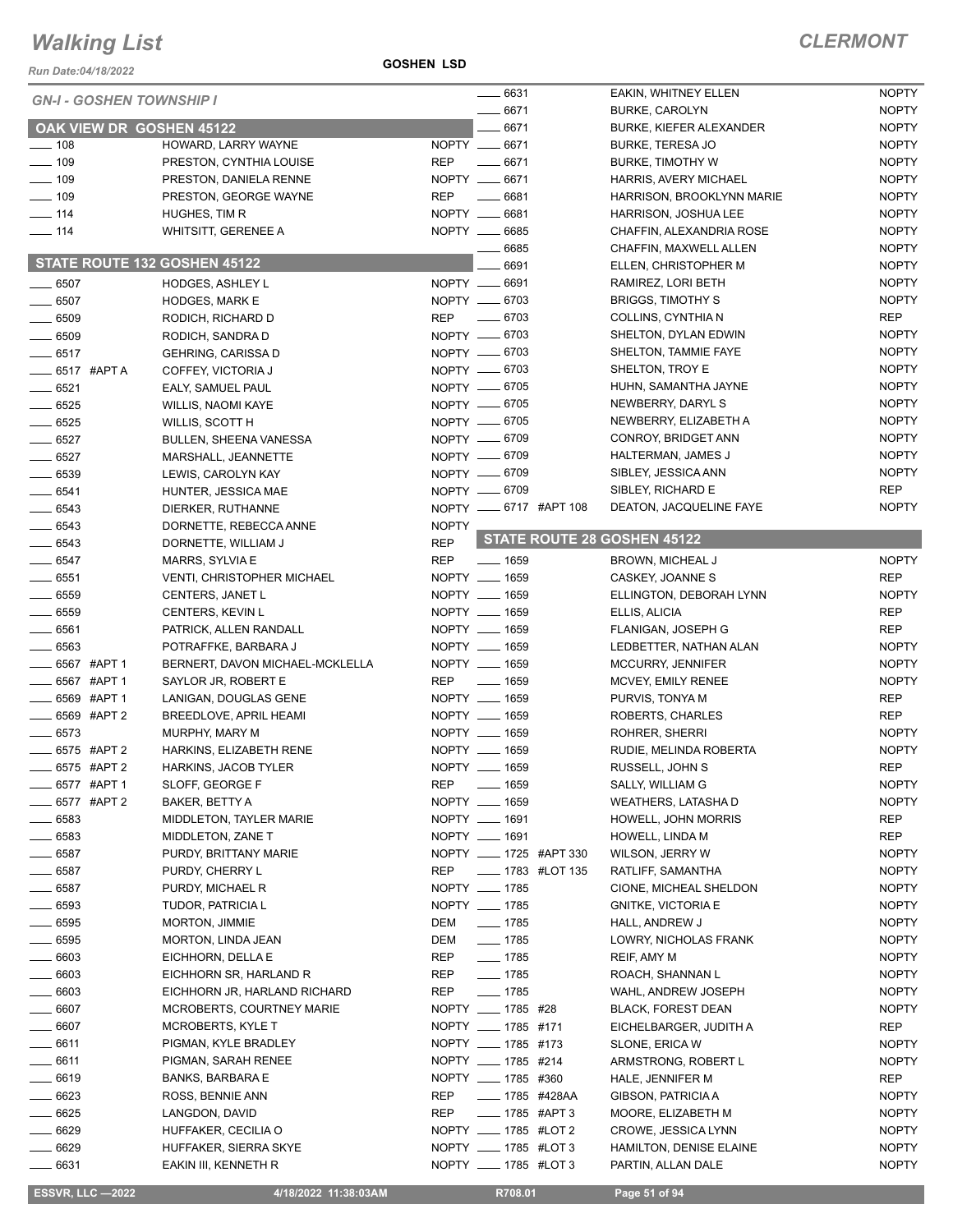# Walking List

## CLERMONT

Run Date:04/18/2022

GOSHEN LSD

### GN-I - GOSHEN TOWNSHIP I

#### OAK VIEW DR GOSHEN 45122

| Number | Name | Party |
|---|---|---|
| 108 | HOWARD, LARRY WAYNE | NOPTY |
| 109 | PRESTON, CYNTHIA LOUISE | REP |
| 109 | PRESTON, DANIELA RENNE | NOPTY |
| 109 | PRESTON, GEORGE WAYNE | REP |
| 114 | HUGHES, TIM R | NOPTY |
| 114 | WHITSITT, GERENEE A | NOPTY |

#### STATE ROUTE 132 GOSHEN 45122

| Number | Name | Party |
|---|---|---|
| 6507 | HODGES, ASHLEY L | NOPTY |
| 6507 | HODGES, MARK E | NOPTY |
| 6509 | RODICH, RICHARD D | REP |
| 6509 | RODICH, SANDRA D | NOPTY |
| 6517 | GEHRING, CARISSA D | NOPTY |
| 6517 #APT A | COFFEY, VICTORIA J | NOPTY |
| 6521 | EALY, SAMUEL PAUL | NOPTY |
| 6525 | WILLIS, NAOMI KAYE | NOPTY |
| 6525 | WILLIS, SCOTT H | NOPTY |
| 6527 | BULLEN, SHEENA VANESSA | NOPTY |
| 6527 | MARSHALL, JEANNETTE | NOPTY |
| 6539 | LEWIS, CAROLYN KAY | NOPTY |
| 6541 | HUNTER, JESSICA MAE | NOPTY |
| 6543 | DIERKER, RUTHANNE | NOPTY |
| 6543 | DORNETTE, REBECCA ANNE | NOPTY |
| 6543 | DORNETTE, WILLIAM J | REP |
| 6547 | MARRS, SYLVIA E | REP |
| 6551 | VENTI, CHRISTOPHER MICHAEL | NOPTY |
| 6559 | CENTERS, JANET L | NOPTY |
| 6559 | CENTERS, KEVIN L | NOPTY |
| 6561 | PATRICK, ALLEN RANDALL | NOPTY |
| 6563 | POTRAFFKE, BARBARA J | NOPTY |
| 6567 #APT 1 | BERNERT, DAVON MICHAEL-MCKLELLA | NOPTY |
| 6567 #APT 1 | SAYLOR JR, ROBERT E | REP |
| 6569 #APT 1 | LANIGAN, DOUGLAS GENE | NOPTY |
| 6569 #APT 2 | BREEDLOVE, APRIL HEAMI | NOPTY |
| 6573 | MURPHY, MARY M | NOPTY |
| 6575 #APT 2 | HARKINS, ELIZABETH RENE | NOPTY |
| 6575 #APT 2 | HARKINS, JACOB TYLER | NOPTY |
| 6577 #APT 1 | SLOFF, GEORGE F | REP |
| 6577 #APT 2 | BAKER, BETTY A | NOPTY |
| 6583 | MIDDLETON, TAYLER MARIE | NOPTY |
| 6583 | MIDDLETON, ZANE T | NOPTY |
| 6587 | PURDY, BRITTANY MARIE | NOPTY |
| 6587 | PURDY, CHERRY L | REP |
| 6587 | PURDY, MICHAEL R | NOPTY |
| 6593 | TUDOR, PATRICIA L | NOPTY |
| 6595 | MORTON, JIMMIE | DEM |
| 6595 | MORTON, LINDA JEAN | DEM |
| 6603 | EICHHORN, DELLA E | REP |
| 6603 | EICHHORN SR, HARLAND R | REP |
| 6603 | EICHHORN JR, HARLAND RICHARD | REP |
| 6607 | MCROBERTS, COURTNEY MARIE | NOPTY |
| 6607 | MCROBERTS, KYLE T | NOPTY |
| 6611 | PIGMAN, KYLE BRADLEY | NOPTY |
| 6611 | PIGMAN, SARAH RENEE | NOPTY |
| 6619 | BANKS, BARBARA E | NOPTY |
| 6623 | ROSS, BENNIE ANN | REP |
| 6625 | LANGDON, DAVID | REP |
| 6629 | HUFFAKER, CECILIA O | NOPTY |
| 6629 | HUFFAKER, SIERRA SKYE | NOPTY |
| 6631 | EAKIN III, KENNETH R | NOPTY |
| 6631 | EAKIN, WHITNEY ELLEN | NOPTY |
| 6671 | BURKE, CAROLYN | NOPTY |
| 6671 | BURKE, KIEFER ALEXANDER | NOPTY |
| 6671 | BURKE, TERESA JO | NOPTY |
| 6671 | BURKE, TIMOTHY W | NOPTY |
| 6671 | HARRIS, AVERY MICHAEL | NOPTY |
| 6681 | HARRISON, BROOKLYNN MARIE | NOPTY |
| 6681 | HARRISON, JOSHUA LEE | NOPTY |
| 6685 | CHAFFIN, ALEXANDRIA ROSE | NOPTY |
| 6685 | CHAFFIN, MAXWELL ALLEN | NOPTY |
| 6691 | ELLEN, CHRISTOPHER M | NOPTY |
| 6691 | RAMIREZ, LORI BETH | NOPTY |
| 6703 | BRIGGS, TIMOTHY S | NOPTY |
| 6703 | COLLINS, CYNTHIA N | REP |
| 6703 | SHELTON, DYLAN EDWIN | NOPTY |
| 6703 | SHELTON, TAMMIE FAYE | NOPTY |
| 6703 | SHELTON, TROY E | NOPTY |
| 6705 | HUHN, SAMANTHA JAYNE | NOPTY |
| 6705 | NEWBERRY, DARYL S | NOPTY |
| 6705 | NEWBERRY, ELIZABETH A | NOPTY |
| 6709 | CONROY, BRIDGET ANN | NOPTY |
| 6709 | HALTERMAN, JAMES J | NOPTY |
| 6709 | SIBLEY, JESSICA ANN | NOPTY |
| 6709 | SIBLEY, RICHARD E | REP |
| 6717 #APT 108 | DEATON, JACQUELINE FAYE | NOPTY |

#### STATE ROUTE 28 GOSHEN 45122

| Number | Name | Party |
|---|---|---|
| 1659 | BROWN, MICHEAL J | NOPTY |
| 1659 | CASKEY, JOANNE S | REP |
| 1659 | ELLINGTON, DEBORAH LYNN | NOPTY |
| 1659 | ELLIS, ALICIA | REP |
| 1659 | FLANIGAN, JOSEPH G | REP |
| 1659 | LEDBETTER, NATHAN ALAN | NOPTY |
| 1659 | MCCURRY, JENNIFER | NOPTY |
| 1659 | MCVEY, EMILY RENEE | NOPTY |
| 1659 | PURVIS, TONYA M | REP |
| 1659 | ROBERTS, CHARLES | REP |
| 1659 | ROHRER, SHERRI | NOPTY |
| 1659 | RUDIE, MELINDA ROBERTA | NOPTY |
| 1659 | RUSSELL, JOHN S | REP |
| 1659 | SALLY, WILLIAM G | NOPTY |
| 1659 | WEATHERS, LATASHA D | NOPTY |
| 1691 | HOWELL, JOHN MORRIS | REP |
| 1691 | HOWELL, LINDA M | REP |
| 1725 #APT 330 | WILSON, JERRY W | NOPTY |
| 1783 #LOT 135 | RATLIFF, SAMANTHA | NOPTY |
| 1785 | CIONE, MICHEAL SHELDON | NOPTY |
| 1785 | GNITKE, VICTORIA E | NOPTY |
| 1785 | HALL, ANDREW J | NOPTY |
| 1785 | LOWRY, NICHOLAS FRANK | NOPTY |
| 1785 | REIF, AMY M | NOPTY |
| 1785 | ROACH, SHANNAN L | NOPTY |
| 1785 | WAHL, ANDREW JOSEPH | NOPTY |
| 1785 #28 | BLACK, FOREST DEAN | NOPTY |
| 1785 #171 | EICHELBARGER, JUDITH A | REP |
| 1785 #173 | SLONE, ERICA W | NOPTY |
| 1785 #214 | ARMSTRONG, ROBERT L | NOPTY |
| 1785 #360 | HALE, JENNIFER M | REP |
| 1785 #428AA | GIBSON, PATRICIA A | NOPTY |
| 1785 #APT 3 | MOORE, ELIZABETH M | NOPTY |
| 1785 #LOT 2 | CROWE, JESSICA LYNN | NOPTY |
| 1785 #LOT 3 | HAMILTON, DENISE ELAINE | NOPTY |
| 1785 #LOT 3 | PARTIN, ALLAN DALE | NOPTY |

ESSVR, LLC —2022 | 4/18/2022 11:38:03AM | R708.01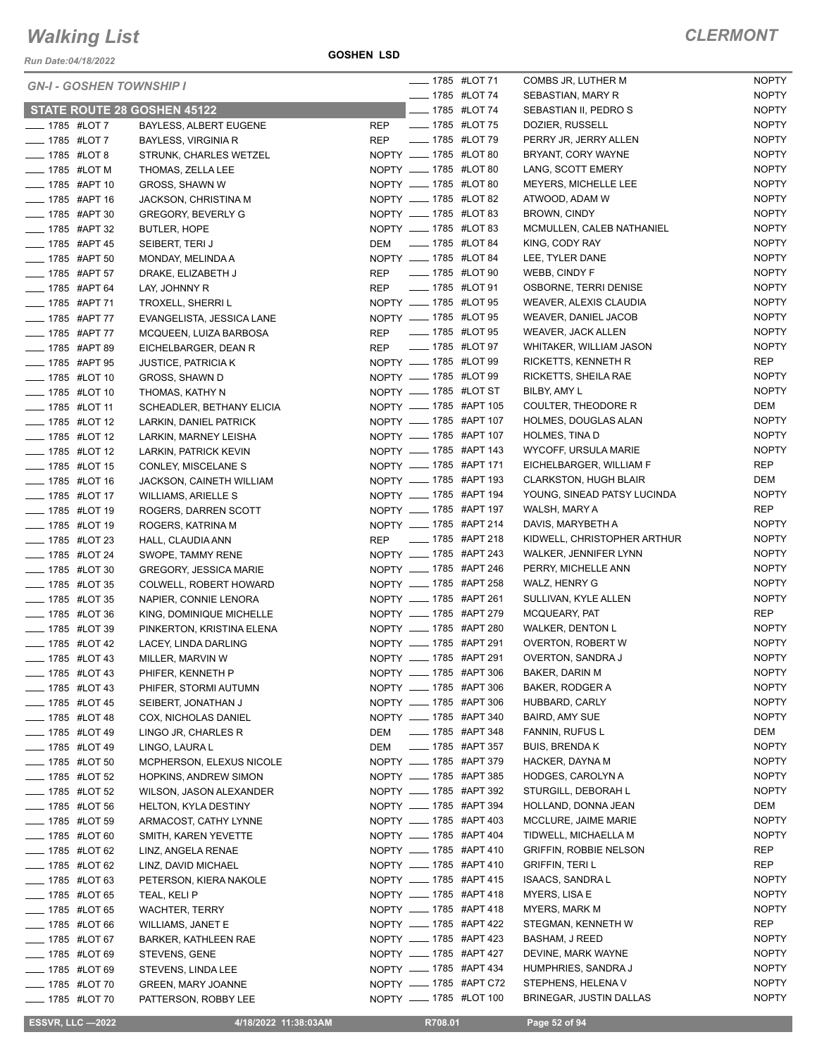# Walking List

## CLERMONT

Run Date:04/18/2022

**GOSHEN LSD**

### GN-I - GOSHEN TOWNSHIP I

### STATE ROUTE 28 GOSHEN 45122

| Number | Unit | Name | Party |
|---|---|---|---|
| ____ 1785 | #LOT 7 | BAYLESS, ALBERT EUGENE | REP |
| ____ 1785 | #LOT 7 | BAYLESS, VIRGINIA R | REP |
| ____ 1785 | #LOT 8 | STRUNK, CHARLES WETZEL | NOPTY |
| ____ 1785 | #LOT M | THOMAS, ZELLA LEE | NOPTY |
| ____ 1785 | #APT 10 | GROSS, SHAWN W | NOPTY |
| ____ 1785 | #APT 16 | JACKSON, CHRISTINA M | NOPTY |
| ____ 1785 | #APT 30 | GREGORY, BEVERLY G | NOPTY |
| ____ 1785 | #APT 32 | BUTLER, HOPE | NOPTY |
| ____ 1785 | #APT 45 | SEIBERT, TERI J | DEM |
| ____ 1785 | #APT 50 | MONDAY, MELINDA A | NOPTY |
| ____ 1785 | #APT 57 | DRAKE, ELIZABETH J | REP |
| ____ 1785 | #APT 64 | LAY, JOHNNY R | REP |
| ____ 1785 | #APT 71 | TROXELL, SHERRI L | NOPTY |
| ____ 1785 | #APT 77 | EVANGELISTA, JESSICA LANE | NOPTY |
| ____ 1785 | #APT 77 | MCQUEEN, LUIZA BARBOSA | REP |
| ____ 1785 | #APT 89 | EICHELBARGER, DEAN R | REP |
| ____ 1785 | #APT 95 | JUSTICE, PATRICIA K | NOPTY |
| ____ 1785 | #LOT 10 | GROSS, SHAWN D | NOPTY |
| ____ 1785 | #LOT 10 | THOMAS, KATHY N | NOPTY |
| ____ 1785 | #LOT 11 | SCHEADLER, BETHANY ELICIA | NOPTY |
| ____ 1785 | #LOT 12 | LARKIN, DANIEL PATRICK | NOPTY |
| ____ 1785 | #LOT 12 | LARKIN, MARNEY LEISHA | NOPTY |
| ____ 1785 | #LOT 12 | LARKIN, PATRICK KEVIN | NOPTY |
| ____ 1785 | #LOT 15 | CONLEY, MISCELANE S | NOPTY |
| ____ 1785 | #LOT 16 | JACKSON, CAINETH WILLIAM | NOPTY |
| ____ 1785 | #LOT 17 | WILLIAMS, ARIELLE S | NOPTY |
| ____ 1785 | #LOT 19 | ROGERS, DARREN SCOTT | NOPTY |
| ____ 1785 | #LOT 19 | ROGERS, KATRINA M | NOPTY |
| ____ 1785 | #LOT 23 | HALL, CLAUDIA ANN | REP |
| ____ 1785 | #LOT 24 | SWOPE, TAMMY RENE | NOPTY |
| ____ 1785 | #LOT 30 | GREGORY, JESSICA MARIE | NOPTY |
| ____ 1785 | #LOT 35 | COLWELL, ROBERT HOWARD | NOPTY |
| ____ 1785 | #LOT 35 | NAPIER, CONNIE LENORA | NOPTY |
| ____ 1785 | #LOT 36 | KING, DOMINIQUE MICHELLE | NOPTY |
| ____ 1785 | #LOT 39 | PINKERTON, KRISTINA ELENA | NOPTY |
| ____ 1785 | #LOT 42 | LACEY, LINDA DARLING | NOPTY |
| ____ 1785 | #LOT 43 | MILLER, MARVIN W | NOPTY |
| ____ 1785 | #LOT 43 | PHIFER, KENNETH P | NOPTY |
| ____ 1785 | #LOT 43 | PHIFER, STORMI AUTUMN | NOPTY |
| ____ 1785 | #LOT 45 | SEIBERT, JONATHAN J | NOPTY |
| ____ 1785 | #LOT 48 | COX, NICHOLAS DANIEL | NOPTY |
| ____ 1785 | #LOT 49 | LINGO JR, CHARLES R | DEM |
| ____ 1785 | #LOT 49 | LINGO, LAURA L | DEM |
| ____ 1785 | #LOT 50 | MCPHERSON, ELEXUS NICOLE | NOPTY |
| ____ 1785 | #LOT 52 | HOPKINS, ANDREW SIMON | NOPTY |
| ____ 1785 | #LOT 52 | WILSON, JASON ALEXANDER | NOPTY |
| ____ 1785 | #LOT 56 | HELTON, KYLA DESTINY | NOPTY |
| ____ 1785 | #LOT 59 | ARMACOST, CATHY LYNNE | NOPTY |
| ____ 1785 | #LOT 60 | SMITH, KAREN YEVETTE | NOPTY |
| ____ 1785 | #LOT 62 | LINZ, ANGELA RENAE | NOPTY |
| ____ 1785 | #LOT 62 | LINZ, DAVID MICHAEL | NOPTY |
| ____ 1785 | #LOT 63 | PETERSON, KIERA NAKOLE | NOPTY |
| ____ 1785 | #LOT 65 | TEAL, KELI P | NOPTY |
| ____ 1785 | #LOT 65 | WACHTER, TERRY | NOPTY |
| ____ 1785 | #LOT 66 | WILLIAMS, JANET E | NOPTY |
| ____ 1785 | #LOT 67 | BARKER, KATHLEEN RAE | NOPTY |
| ____ 1785 | #LOT 69 | STEVENS, GENE | NOPTY |
| ____ 1785 | #LOT 69 | STEVENS, LINDA LEE | NOPTY |
| ____ 1785 | #LOT 70 | GREEN, MARY JOANNE | NOPTY |
| ____ 1785 | #LOT 70 | PATTERSON, ROBBY LEE | NOPTY |
| ____ 1785 | #LOT 71 | COMBS JR, LUTHER M | NOPTY |
| ____ 1785 | #LOT 74 | SEBASTIAN, MARY R | NOPTY |
| ____ 1785 | #LOT 74 | SEBASTIAN II, PEDRO S | NOPTY |
| ____ 1785 | #LOT 75 | DOZIER, RUSSELL | NOPTY |
| ____ 1785 | #LOT 79 | PERRY JR, JERRY ALLEN | NOPTY |
| ____ 1785 | #LOT 80 | BRYANT, CORY WAYNE | NOPTY |
| ____ 1785 | #LOT 80 | LANG, SCOTT EMERY | NOPTY |
| ____ 1785 | #LOT 80 | MEYERS, MICHELLE LEE | NOPTY |
| ____ 1785 | #LOT 82 | ATWOOD, ADAM W | NOPTY |
| ____ 1785 | #LOT 83 | BROWN, CINDY | NOPTY |
| ____ 1785 | #LOT 83 | MCMULLEN, CALEB NATHANIEL | NOPTY |
| ____ 1785 | #LOT 84 | KING, CODY RAY | NOPTY |
| ____ 1785 | #LOT 84 | LEE, TYLER DANE | NOPTY |
| ____ 1785 | #LOT 90 | WEBB, CINDY F | NOPTY |
| ____ 1785 | #LOT 91 | OSBORNE, TERRI DENISE | NOPTY |
| ____ 1785 | #LOT 95 | WEAVER, ALEXIS CLAUDIA | NOPTY |
| ____ 1785 | #LOT 95 | WEAVER, DANIEL JACOB | NOPTY |
| ____ 1785 | #LOT 95 | WEAVER, JACK ALLEN | NOPTY |
| ____ 1785 | #LOT 97 | WHITAKER, WILLIAM JASON | NOPTY |
| ____ 1785 | #LOT 99 | RICKETTS, KENNETH R | REP |
| ____ 1785 | #LOT 99 | RICKETTS, SHEILA RAE | NOPTY |
| ____ 1785 | #LOT ST | BILBY, AMY L | NOPTY |
| ____ 1785 | #APT 105 | COULTER, THEODORE R | DEM |
| ____ 1785 | #APT 107 | HOLMES, DOUGLAS ALAN | NOPTY |
| ____ 1785 | #APT 107 | HOLMES, TINA D | NOPTY |
| ____ 1785 | #APT 143 | WYCOFF, URSULA MARIE | NOPTY |
| ____ 1785 | #APT 171 | EICHELBARGER, WILLIAM F | REP |
| ____ 1785 | #APT 193 | CLARKSTON, HUGH BLAIR | DEM |
| ____ 1785 | #APT 194 | YOUNG, SINEAD PATSY LUCINDA | NOPTY |
| ____ 1785 | #APT 197 | WALSH, MARY A | REP |
| ____ 1785 | #APT 214 | DAVIS, MARYBETH A | NOPTY |
| ____ 1785 | #APT 218 | KIDWELL, CHRISTOPHER ARTHUR | NOPTY |
| ____ 1785 | #APT 243 | WALKER, JENNIFER LYNN | NOPTY |
| ____ 1785 | #APT 246 | PERRY, MICHELLE ANN | NOPTY |
| ____ 1785 | #APT 258 | WALZ, HENRY G | NOPTY |
| ____ 1785 | #APT 261 | SULLIVAN, KYLE ALLEN | NOPTY |
| ____ 1785 | #APT 279 | MCQUEARY, PAT | REP |
| ____ 1785 | #APT 280 | WALKER, DENTON L | NOPTY |
| ____ 1785 | #APT 291 | OVERTON, ROBERT W | NOPTY |
| ____ 1785 | #APT 291 | OVERTON, SANDRA J | NOPTY |
| ____ 1785 | #APT 306 | BAKER, DARIN M | NOPTY |
| ____ 1785 | #APT 306 | BAKER, RODGER A | NOPTY |
| ____ 1785 | #APT 306 | HUBBARD, CARLY | NOPTY |
| ____ 1785 | #APT 340 | BAIRD, AMY SUE | NOPTY |
| ____ 1785 | #APT 348 | FANNIN, RUFUS L | DEM |
| ____ 1785 | #APT 357 | BUIS, BRENDA K | NOPTY |
| ____ 1785 | #APT 379 | HACKER, DAYNA M | NOPTY |
| ____ 1785 | #APT 385 | HODGES, CAROLYN A | NOPTY |
| ____ 1785 | #APT 392 | STURGILL, DEBORAH L | NOPTY |
| ____ 1785 | #APT 394 | HOLLAND, DONNA JEAN | DEM |
| ____ 1785 | #APT 403 | MCCLURE, JAIME MARIE | NOPTY |
| ____ 1785 | #APT 404 | TIDWELL, MICHAELLA M | NOPTY |
| ____ 1785 | #APT 410 | GRIFFIN, ROBBIE NELSON | REP |
| ____ 1785 | #APT 410 | GRIFFIN, TERI L | REP |
| ____ 1785 | #APT 415 | ISAACS, SANDRA L | NOPTY |
| ____ 1785 | #APT 418 | MYERS, LISA E | NOPTY |
| ____ 1785 | #APT 418 | MYERS, MARK M | NOPTY |
| ____ 1785 | #APT 422 | STEGMAN, KENNETH W | REP |
| ____ 1785 | #APT 423 | BASHAM, J REED | NOPTY |
| ____ 1785 | #APT 427 | DEVINE, MARK WAYNE | NOPTY |
| ____ 1785 | #APT 434 | HUMPHRIES, SANDRA J | NOPTY |
| ____ 1785 | #APT C72 | STEPHENS, HELENA V | NOPTY |
| ____ 1785 | #LOT 100 | BRINEGAR, JUSTIN DALLAS | NOPTY |

ESSVR, LLC —2022 | 4/18/2022 11:38:03AM | R708.01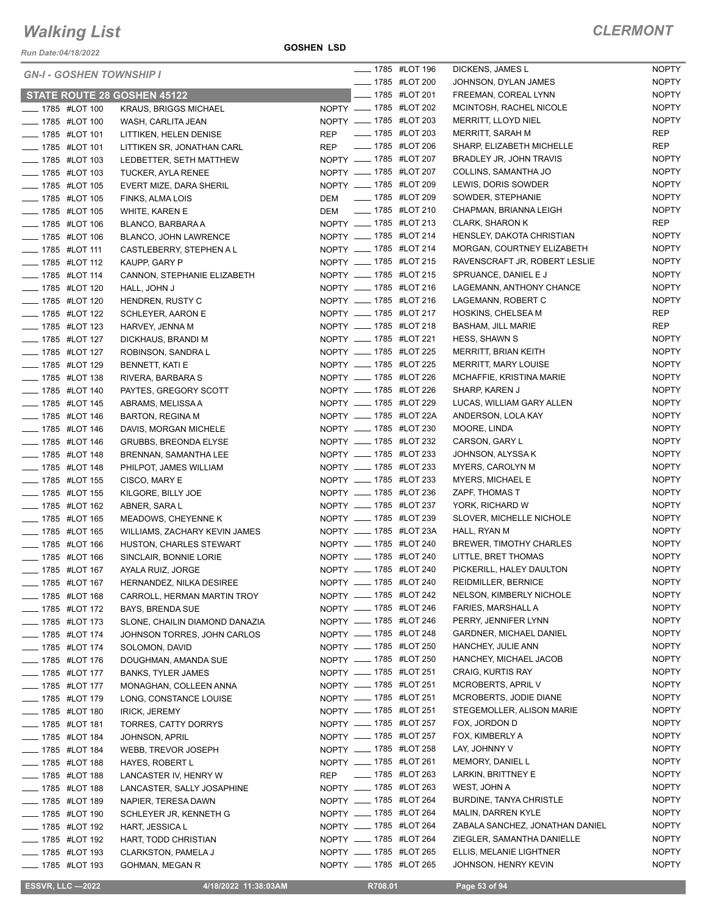# Walking List

## CLERMONT

Run Date:04/18/2022

**GOSHEN LSD**

### GN-I - GOSHEN TOWNSHIP I

### STATE ROUTE 28 GOSHEN 45122

| | Number | Unit | Name | Party |
|---|---|---|---|---|
| ____ | 1785 | #LOT 100 | KRAUS, BRIGGS MICHAEL | NOPTY |
| ____ | 1785 | #LOT 100 | WASH, CARLITA JEAN | NOPTY |
| ____ | 1785 | #LOT 101 | LITTIKEN, HELEN DENISE | REP |
| ____ | 1785 | #LOT 101 | LITTIKEN SR, JONATHAN CARL | REP |
| ____ | 1785 | #LOT 103 | LEDBETTER, SETH MATTHEW | NOPTY |
| ____ | 1785 | #LOT 103 | TUCKER, AYLA RENEE | NOPTY |
| ____ | 1785 | #LOT 105 | EVERT MIZE, DARA SHERIL | NOPTY |
| ____ | 1785 | #LOT 105 | FINKS, ALMA LOIS | DEM |
| ____ | 1785 | #LOT 105 | WHITE, KAREN E | DEM |
| ____ | 1785 | #LOT 106 | BLANCO, BARBARA A | NOPTY |
| ____ | 1785 | #LOT 106 | BLANCO, JOHN LAWRENCE | NOPTY |
| ____ | 1785 | #LOT 111 | CASTLEBERRY, STEPHEN A L | NOPTY |
| ____ | 1785 | #LOT 112 | KAUPP, GARY P | NOPTY |
| ____ | 1785 | #LOT 114 | CANNON, STEPHANIE ELIZABETH | NOPTY |
| ____ | 1785 | #LOT 120 | HALL, JOHN J | NOPTY |
| ____ | 1785 | #LOT 120 | HENDREN, RUSTY C | NOPTY |
| ____ | 1785 | #LOT 122 | SCHLEYER, AARON E | NOPTY |
| ____ | 1785 | #LOT 123 | HARVEY, JENNA M | NOPTY |
| ____ | 1785 | #LOT 127 | DICKHAUS, BRANDI M | NOPTY |
| ____ | 1785 | #LOT 127 | ROBINSON, SANDRA L | NOPTY |
| ____ | 1785 | #LOT 129 | BENNETT, KATI E | NOPTY |
| ____ | 1785 | #LOT 138 | RIVERA, BARBARA S | NOPTY |
| ____ | 1785 | #LOT 140 | PAYTES, GREGORY SCOTT | NOPTY |
| ____ | 1785 | #LOT 145 | ABRAMS, MELISSA A | NOPTY |
| ____ | 1785 | #LOT 146 | BARTON, REGINA M | NOPTY |
| ____ | 1785 | #LOT 146 | DAVIS, MORGAN MICHELE | NOPTY |
| ____ | 1785 | #LOT 146 | GRUBBS, BREONDA ELYSE | NOPTY |
| ____ | 1785 | #LOT 148 | BRENNAN, SAMANTHA LEE | NOPTY |
| ____ | 1785 | #LOT 148 | PHILPOT, JAMES WILLIAM | NOPTY |
| ____ | 1785 | #LOT 155 | CISCO, MARY E | NOPTY |
| ____ | 1785 | #LOT 155 | KILGORE, BILLY JOE | NOPTY |
| ____ | 1785 | #LOT 162 | ABNER, SARA L | NOPTY |
| ____ | 1785 | #LOT 165 | MEADOWS, CHEYENNE K | NOPTY |
| ____ | 1785 | #LOT 165 | WILLIAMS, ZACHARY KEVIN JAMES | NOPTY |
| ____ | 1785 | #LOT 166 | HUSTON, CHARLES STEWART | NOPTY |
| ____ | 1785 | #LOT 166 | SINCLAIR, BONNIE LORIE | NOPTY |
| ____ | 1785 | #LOT 167 | AYALA RUIZ, JORGE | NOPTY |
| ____ | 1785 | #LOT 167 | HERNANDEZ, NILKA DESIREE | NOPTY |
| ____ | 1785 | #LOT 168 | CARROLL, HERMAN MARTIN TROY | NOPTY |
| ____ | 1785 | #LOT 172 | BAYS, BRENDA SUE | NOPTY |
| ____ | 1785 | #LOT 173 | SLONE, CHAILIN DIAMOND DANAZIA | NOPTY |
| ____ | 1785 | #LOT 174 | JOHNSON TORRES, JOHN CARLOS | NOPTY |
| ____ | 1785 | #LOT 174 | SOLOMON, DAVID | NOPTY |
| ____ | 1785 | #LOT 176 | DOUGHMAN, AMANDA SUE | NOPTY |
| ____ | 1785 | #LOT 177 | BANKS, TYLER JAMES | NOPTY |
| ____ | 1785 | #LOT 177 | MONAGHAN, COLLEEN ANNA | NOPTY |
| ____ | 1785 | #LOT 179 | LONG, CONSTANCE LOUISE | NOPTY |
| ____ | 1785 | #LOT 180 | IRICK, JEREMY | NOPTY |
| ____ | 1785 | #LOT 181 | TORRES, CATTY DORRYS | NOPTY |
| ____ | 1785 | #LOT 184 | JOHNSON, APRIL | NOPTY |
| ____ | 1785 | #LOT 184 | WEBB, TREVOR JOSEPH | NOPTY |
| ____ | 1785 | #LOT 188 | HAYES, ROBERT L | NOPTY |
| ____ | 1785 | #LOT 188 | LANCASTER IV, HENRY W | REP |
| ____ | 1785 | #LOT 188 | LANCASTER, SALLY JOSEPHINE | NOPTY |
| ____ | 1785 | #LOT 189 | NAPIER, TERESA DAWN | NOPTY |
| ____ | 1785 | #LOT 190 | SCHLEYER JR, KENNETH G | NOPTY |
| ____ | 1785 | #LOT 192 | HART, JESSICA L | NOPTY |
| ____ | 1785 | #LOT 192 | HART, TODD CHRISTIAN | NOPTY |
| ____ | 1785 | #LOT 193 | CLARKSTON, PAMELA J | NOPTY |
| ____ | 1785 | #LOT 193 | GOHMAN, MEGAN R | NOPTY |
| ____ | 1785 | #LOT 196 | DICKENS, JAMES L | NOPTY |
| ____ | 1785 | #LOT 200 | JOHNSON, DYLAN JAMES | NOPTY |
| ____ | 1785 | #LOT 201 | FREEMAN, COREAL LYNN | NOPTY |
| ____ | 1785 | #LOT 202 | MCINTOSH, RACHEL NICOLE | NOPTY |
| ____ | 1785 | #LOT 203 | MERRITT, LLOYD NIEL | NOPTY |
| ____ | 1785 | #LOT 203 | MERRITT, SARAH M | REP |
| ____ | 1785 | #LOT 206 | SHARP, ELIZABETH MICHELLE | REP |
| ____ | 1785 | #LOT 207 | BRADLEY JR, JOHN TRAVIS | NOPTY |
| ____ | 1785 | #LOT 207 | COLLINS, SAMANTHA JO | NOPTY |
| ____ | 1785 | #LOT 209 | LEWIS, DORIS SOWDER | NOPTY |
| ____ | 1785 | #LOT 209 | SOWDER, STEPHANIE | NOPTY |
| ____ | 1785 | #LOT 210 | CHAPMAN, BRIANNA LEIGH | NOPTY |
| ____ | 1785 | #LOT 213 | CLARK, SHARON K | REP |
| ____ | 1785 | #LOT 214 | HENSLEY, DAKOTA CHRISTIAN | NOPTY |
| ____ | 1785 | #LOT 214 | MORGAN, COURTNEY ELIZABETH | NOPTY |
| ____ | 1785 | #LOT 215 | RAVENSCRAFT JR, ROBERT LESLIE | NOPTY |
| ____ | 1785 | #LOT 215 | SPRUANCE, DANIEL E J | NOPTY |
| ____ | 1785 | #LOT 216 | LAGEMANN, ANTHONY CHANCE | NOPTY |
| ____ | 1785 | #LOT 216 | LAGEMANN, ROBERT C | NOPTY |
| ____ | 1785 | #LOT 217 | HOSKINS, CHELSEA M | REP |
| ____ | 1785 | #LOT 218 | BASHAM, JILL MARIE | REP |
| ____ | 1785 | #LOT 221 | HESS, SHAWN S | NOPTY |
| ____ | 1785 | #LOT 225 | MERRITT, BRIAN KEITH | NOPTY |
| ____ | 1785 | #LOT 225 | MERRITT, MARY LOUISE | NOPTY |
| ____ | 1785 | #LOT 226 | MCHAFFIE, KRISTINA MARIE | NOPTY |
| ____ | 1785 | #LOT 226 | SHARP, KAREN J | NOPTY |
| ____ | 1785 | #LOT 229 | LUCAS, WILLIAM GARY ALLEN | NOPTY |
| ____ | 1785 | #LOT 22A | ANDERSON, LOLA KAY | NOPTY |
| ____ | 1785 | #LOT 230 | MOORE, LINDA | NOPTY |
| ____ | 1785 | #LOT 232 | CARSON, GARY L | NOPTY |
| ____ | 1785 | #LOT 233 | JOHNSON, ALYSSA K | NOPTY |
| ____ | 1785 | #LOT 233 | MYERS, CAROLYN M | NOPTY |
| ____ | 1785 | #LOT 233 | MYERS, MICHAEL E | NOPTY |
| ____ | 1785 | #LOT 236 | ZAPF, THOMAS T | NOPTY |
| ____ | 1785 | #LOT 237 | YORK, RICHARD W | NOPTY |
| ____ | 1785 | #LOT 239 | SLOVER, MICHELLE NICHOLE | NOPTY |
| ____ | 1785 | #LOT 23A | HALL, RYAN M | NOPTY |
| ____ | 1785 | #LOT 240 | BREWER, TIMOTHY CHARLES | NOPTY |
| ____ | 1785 | #LOT 240 | LITTLE, BRET THOMAS | NOPTY |
| ____ | 1785 | #LOT 240 | PICKERILL, HALEY DAULTON | NOPTY |
| ____ | 1785 | #LOT 240 | REIDMILLER, BERNICE | NOPTY |
| ____ | 1785 | #LOT 242 | NELSON, KIMBERLY NICHOLE | NOPTY |
| ____ | 1785 | #LOT 246 | FARIES, MARSHALL A | NOPTY |
| ____ | 1785 | #LOT 246 | PERRY, JENNIFER LYNN | NOPTY |
| ____ | 1785 | #LOT 248 | GARDNER, MICHAEL DANIEL | NOPTY |
| ____ | 1785 | #LOT 250 | HANCHEY, JULIE ANN | NOPTY |
| ____ | 1785 | #LOT 250 | HANCHEY, MICHAEL JACOB | NOPTY |
| ____ | 1785 | #LOT 251 | CRAIG, KURTIS RAY | NOPTY |
| ____ | 1785 | #LOT 251 | MCROBERTS, APRIL V | NOPTY |
| ____ | 1785 | #LOT 251 | MCROBERTS, JODIE DIANE | NOPTY |
| ____ | 1785 | #LOT 251 | STEGEMOLLER, ALISON MARIE | NOPTY |
| ____ | 1785 | #LOT 257 | FOX, JORDON D | NOPTY |
| ____ | 1785 | #LOT 257 | FOX, KIMBERLY A | NOPTY |
| ____ | 1785 | #LOT 258 | LAY, JOHNNY V | NOPTY |
| ____ | 1785 | #LOT 261 | MEMORY, DANIEL L | NOPTY |
| ____ | 1785 | #LOT 263 | LARKIN, BRITTNEY E | NOPTY |
| ____ | 1785 | #LOT 263 | WEST, JOHN A | NOPTY |
| ____ | 1785 | #LOT 264 | BURDINE, TANYA CHRISTLE | NOPTY |
| ____ | 1785 | #LOT 264 | MALIN, DARREN KYLE | NOPTY |
| ____ | 1785 | #LOT 264 | ZABALA SANCHEZ, JONATHAN DANIEL | NOPTY |
| ____ | 1785 | #LOT 264 | ZIEGLER, SAMANTHA DANIELLE | NOPTY |
| ____ | 1785 | #LOT 265 | ELLIS, MELANIE LIGHTNER | NOPTY |
| ____ | 1785 | #LOT 265 | JOHNSON, HENRY KEVIN | NOPTY |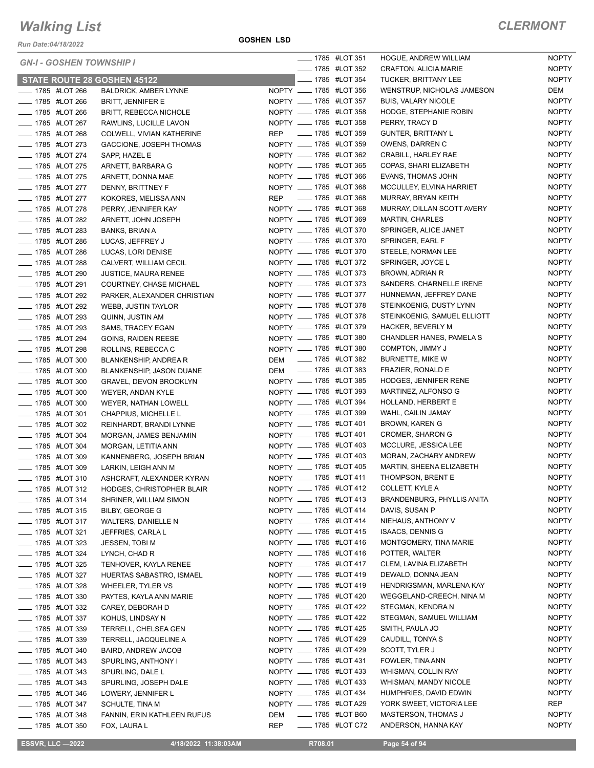# Walking List

## CLERMONT

Run Date:04/18/2022

GOSHEN LSD

### GN-I - GOSHEN TOWNSHIP I

### STATE ROUTE 28 GOSHEN 45122

| | Number | Unit | Name | Party |
|---|---|---|---|---|
| ____ | 1785 | #LOT 266 | BALDRICK, AMBER LYNNE | NOPTY |
| ____ | 1785 | #LOT 266 | BRITT, JENNIFER E | NOPTY |
| ____ | 1785 | #LOT 266 | BRITT, REBECCA NICHOLE | NOPTY |
| ____ | 1785 | #LOT 267 | RAWLINS, LUCILLE LAVON | NOPTY |
| ____ | 1785 | #LOT 268 | COLWELL, VIVIAN KATHERINE | REP |
| ____ | 1785 | #LOT 273 | GACCIONE, JOSEPH THOMAS | NOPTY |
| ____ | 1785 | #LOT 274 | SAPP, HAZEL E | NOPTY |
| ____ | 1785 | #LOT 275 | ARNETT, BARBARA G | NOPTY |
| ____ | 1785 | #LOT 275 | ARNETT, DONNA MAE | NOPTY |
| ____ | 1785 | #LOT 277 | DENNY, BRITTNEY F | NOPTY |
| ____ | 1785 | #LOT 277 | KOKORES, MELISSA ANN | REP |
| ____ | 1785 | #LOT 278 | PERRY, JENNIFER KAY | NOPTY |
| ____ | 1785 | #LOT 282 | ARNETT, JOHN JOSEPH | NOPTY |
| ____ | 1785 | #LOT 283 | BANKS, BRIAN A | NOPTY |
| ____ | 1785 | #LOT 286 | LUCAS, JEFFREY J | NOPTY |
| ____ | 1785 | #LOT 286 | LUCAS, LORI DENISE | NOPTY |
| ____ | 1785 | #LOT 288 | CALVERT, WILLIAM CECIL | NOPTY |
| ____ | 1785 | #LOT 290 | JUSTICE, MAURA RENEE | NOPTY |
| ____ | 1785 | #LOT 291 | COURTNEY, CHASE MICHAEL | NOPTY |
| ____ | 1785 | #LOT 292 | PARKER, ALEXANDER CHRISTIAN | NOPTY |
| ____ | 1785 | #LOT 292 | WEBB, JUSTIN TAYLOR | NOPTY |
| ____ | 1785 | #LOT 293 | QUINN, JUSTIN AM | NOPTY |
| ____ | 1785 | #LOT 293 | SAMS, TRACEY EGAN | NOPTY |
| ____ | 1785 | #LOT 294 | GOINS, RAIDEN REESE | NOPTY |
| ____ | 1785 | #LOT 298 | ROLLINS, REBECCA C | NOPTY |
| ____ | 1785 | #LOT 300 | BLANKENSHIP, ANDREA R | DEM |
| ____ | 1785 | #LOT 300 | BLANKENSHIP, JASON DUANE | DEM |
| ____ | 1785 | #LOT 300 | GRAVEL, DEVON BROOKLYN | NOPTY |
| ____ | 1785 | #LOT 300 | WEYER, ANDAN KYLE | NOPTY |
| ____ | 1785 | #LOT 300 | WEYER, NATHAN LOWELL | NOPTY |
| ____ | 1785 | #LOT 301 | CHAPPIUS, MICHELLE L | NOPTY |
| ____ | 1785 | #LOT 302 | REINHARDT, BRANDI LYNNE | NOPTY |
| ____ | 1785 | #LOT 304 | MORGAN, JAMES BENJAMIN | NOPTY |
| ____ | 1785 | #LOT 304 | MORGAN, LETITIA ANN | NOPTY |
| ____ | 1785 | #LOT 309 | KANNENBERG, JOSEPH BRIAN | NOPTY |
| ____ | 1785 | #LOT 309 | LARKIN, LEIGH ANN M | NOPTY |
| ____ | 1785 | #LOT 310 | ASHCRAFT, ALEXANDER KYRAN | NOPTY |
| ____ | 1785 | #LOT 312 | HODGES, CHRISTOPHER BLAIR | NOPTY |
| ____ | 1785 | #LOT 314 | SHRINER, WILLIAM SIMON | NOPTY |
| ____ | 1785 | #LOT 315 | BILBY, GEORGE G | NOPTY |
| ____ | 1785 | #LOT 317 | WALTERS, DANIELLE N | NOPTY |
| ____ | 1785 | #LOT 321 | JEFFRIES, CARLA L | NOPTY |
| ____ | 1785 | #LOT 323 | JESSEN, TOBI M | NOPTY |
| ____ | 1785 | #LOT 324 | LYNCH, CHAD R | NOPTY |
| ____ | 1785 | #LOT 325 | TENHOVER, KAYLA RENEE | NOPTY |
| ____ | 1785 | #LOT 327 | HUERTAS SABASTRO, ISMAEL | NOPTY |
| ____ | 1785 | #LOT 328 | WHEELER, TYLER VS | NOPTY |
| ____ | 1785 | #LOT 330 | PAYTES, KAYLA ANN MARIE | NOPTY |
| ____ | 1785 | #LOT 332 | CAREY, DEBORAH D | NOPTY |
| ____ | 1785 | #LOT 337 | KOHUS, LINDSAY N | NOPTY |
| ____ | 1785 | #LOT 339 | TERRELL, CHELSEA GEN | NOPTY |
| ____ | 1785 | #LOT 339 | TERRELL, JACQUELINE A | NOPTY |
| ____ | 1785 | #LOT 340 | BAIRD, ANDREW JACOB | NOPTY |
| ____ | 1785 | #LOT 343 | SPURLING, ANTHONY I | NOPTY |
| ____ | 1785 | #LOT 343 | SPURLING, DALE L | NOPTY |
| ____ | 1785 | #LOT 343 | SPURLING, JOSEPH DALE | NOPTY |
| ____ | 1785 | #LOT 346 | LOWERY, JENNIFER L | NOPTY |
| ____ | 1785 | #LOT 347 | SCHULTE, TINA M | NOPTY |
| ____ | 1785 | #LOT 348 | FANNIN, ERIN KATHLEEN RUFUS | DEM |
| ____ | 1785 | #LOT 350 | FOX, LAURA L | REP |
| ____ | 1785 | #LOT 351 | HOGUE, ANDREW WILLIAM | NOPTY |
| ____ | 1785 | #LOT 352 | CRAFTON, ALICIA MARIE | NOPTY |
| ____ | 1785 | #LOT 354 | TUCKER, BRITTANY LEE | NOPTY |
| ____ | 1785 | #LOT 356 | WENSTRUP, NICHOLAS JAMESON | DEM |
| ____ | 1785 | #LOT 357 | BUIS, VALARY NICOLE | NOPTY |
| ____ | 1785 | #LOT 358 | HODGE, STEPHANIE ROBIN | NOPTY |
| ____ | 1785 | #LOT 358 | PERRY, TRACY D | NOPTY |
| ____ | 1785 | #LOT 359 | GUNTER, BRITTANY L | NOPTY |
| ____ | 1785 | #LOT 359 | OWENS, DARREN C | NOPTY |
| ____ | 1785 | #LOT 362 | CRABILL, HARLEY RAE | NOPTY |
| ____ | 1785 | #LOT 365 | COPAS, SHARI ELIZABETH | NOPTY |
| ____ | 1785 | #LOT 366 | EVANS, THOMAS JOHN | NOPTY |
| ____ | 1785 | #LOT 368 | MCCULLEY, ELVINA HARRIET | NOPTY |
| ____ | 1785 | #LOT 368 | MURRAY, BRYAN KEITH | NOPTY |
| ____ | 1785 | #LOT 368 | MURRAY, DILLAN SCOTT AVERY | NOPTY |
| ____ | 1785 | #LOT 369 | MARTIN, CHARLES | NOPTY |
| ____ | 1785 | #LOT 370 | SPRINGER, ALICE JANET | NOPTY |
| ____ | 1785 | #LOT 370 | SPRINGER, EARL F | NOPTY |
| ____ | 1785 | #LOT 370 | STEELE, NORMAN LEE | NOPTY |
| ____ | 1785 | #LOT 372 | SPRINGER, JOYCE L | NOPTY |
| ____ | 1785 | #LOT 373 | BROWN, ADRIAN R | NOPTY |
| ____ | 1785 | #LOT 373 | SANDERS, CHARNELLE IRENE | NOPTY |
| ____ | 1785 | #LOT 377 | HUNNEMAN, JEFFREY DANE | NOPTY |
| ____ | 1785 | #LOT 378 | STEINKOENIG, DUSTY LYNN | NOPTY |
| ____ | 1785 | #LOT 378 | STEINKOENIG, SAMUEL ELLIOTT | NOPTY |
| ____ | 1785 | #LOT 379 | HACKER, BEVERLY M | NOPTY |
| ____ | 1785 | #LOT 380 | CHANDLER HANES, PAMELA S | NOPTY |
| ____ | 1785 | #LOT 380 | COMPTON, JIMMY J | NOPTY |
| ____ | 1785 | #LOT 382 | BURNETTE, MIKE W | NOPTY |
| ____ | 1785 | #LOT 383 | FRAZIER, RONALD E | NOPTY |
| ____ | 1785 | #LOT 385 | HODGES, JENNIFER RENE | NOPTY |
| ____ | 1785 | #LOT 393 | MARTINEZ, ALFONSO G | NOPTY |
| ____ | 1785 | #LOT 394 | HOLLAND, HERBERT E | NOPTY |
| ____ | 1785 | #LOT 399 | WAHL, CAILIN JAMAY | NOPTY |
| ____ | 1785 | #LOT 401 | BROWN, KAREN G | NOPTY |
| ____ | 1785 | #LOT 401 | CROMER, SHARON G | NOPTY |
| ____ | 1785 | #LOT 403 | MCCLURE, JESSICA LEE | NOPTY |
| ____ | 1785 | #LOT 403 | MORAN, ZACHARY ANDREW | NOPTY |
| ____ | 1785 | #LOT 405 | MARTIN, SHEENA ELIZABETH | NOPTY |
| ____ | 1785 | #LOT 411 | THOMPSON, BRENT E | NOPTY |
| ____ | 1785 | #LOT 412 | COLLETT, KYLE A | NOPTY |
| ____ | 1785 | #LOT 413 | BRANDENBURG, PHYLLIS ANITA | NOPTY |
| ____ | 1785 | #LOT 414 | DAVIS, SUSAN P | NOPTY |
| ____ | 1785 | #LOT 414 | NIEHAUS, ANTHONY V | NOPTY |
| ____ | 1785 | #LOT 415 | ISAACS, DENNIS G | NOPTY |
| ____ | 1785 | #LOT 416 | MONTGOMERY, TINA MARIE | NOPTY |
| ____ | 1785 | #LOT 416 | POTTER, WALTER | NOPTY |
| ____ | 1785 | #LOT 417 | CLEM, LAVINA ELIZABETH | NOPTY |
| ____ | 1785 | #LOT 419 | DEWALD, DONNA JEAN | NOPTY |
| ____ | 1785 | #LOT 419 | HENDRIGSMAN, MARLENA KAY | NOPTY |
| ____ | 1785 | #LOT 420 | WEGGELAND-CREECH, NINA M | NOPTY |
| ____ | 1785 | #LOT 422 | STEGMAN, KENDRA N | NOPTY |
| ____ | 1785 | #LOT 422 | STEGMAN, SAMUEL WILLIAM | NOPTY |
| ____ | 1785 | #LOT 425 | SMITH, PAULA JO | NOPTY |
| ____ | 1785 | #LOT 429 | CAUDILL, TONYA S | NOPTY |
| ____ | 1785 | #LOT 429 | SCOTT, TYLER J | NOPTY |
| ____ | 1785 | #LOT 431 | FOWLER, TINA ANN | NOPTY |
| ____ | 1785 | #LOT 433 | WHISMAN, COLLIN RAY | NOPTY |
| ____ | 1785 | #LOT 433 | WHISMAN, MANDY NICOLE | NOPTY |
| ____ | 1785 | #LOT 434 | HUMPHRIES, DAVID EDWIN | NOPTY |
| ____ | 1785 | #LOT A29 | YORK SWEET, VICTORIA LEE | REP |
| ____ | 1785 | #LOT B60 | MASTERSON, THOMAS J | NOPTY |
| ____ | 1785 | #LOT C72 | ANDERSON, HANNA KAY | NOPTY |

ESSVR, LLC —2022 4/18/2022 11:38:03AM R708.01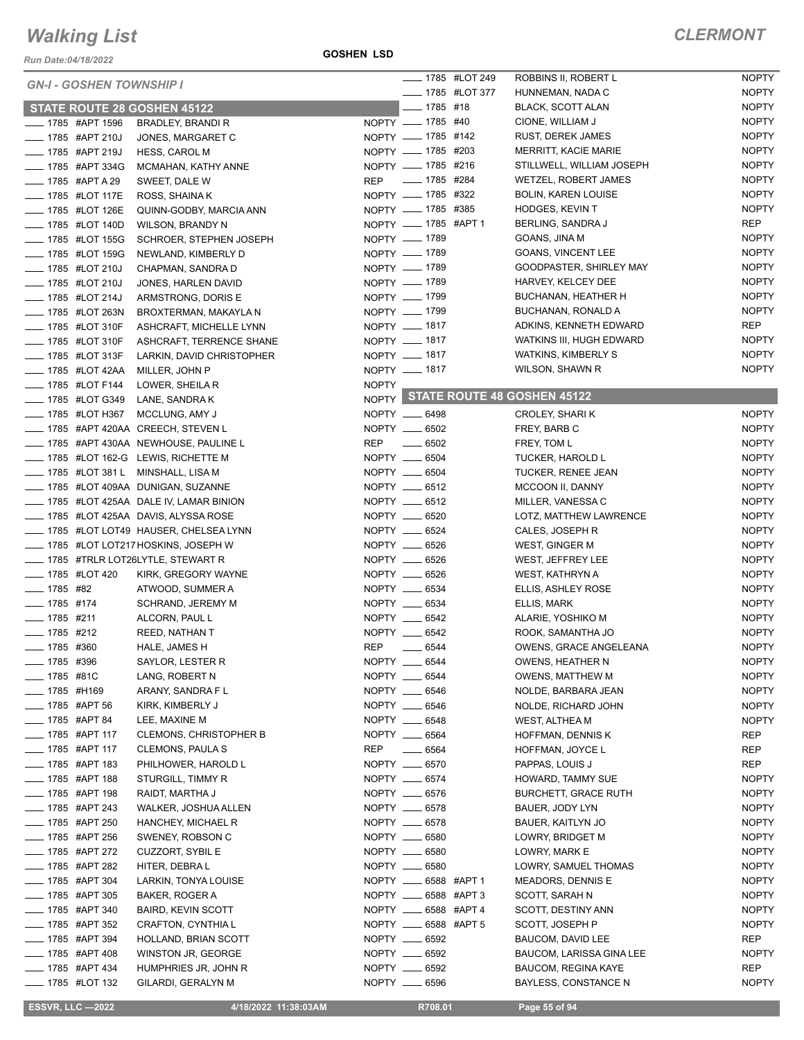# Walking List

**CLERMONT**

Run Date:04/18/2022

**GOSHEN LSD**

## GN-I - GOSHEN TOWNSHIP I

### STATE ROUTE 28 GOSHEN 45122

| Number | Unit | Name | Status |
|---|---|---|---|
| 1785 | #APT 1596 | BRADLEY, BRANDI R | NOPTY |
| 1785 | #APT 210J | JONES, MARGARET C | NOPTY |
| 1785 | #APT 219J | HESS, CAROL M | NOPTY |
| 1785 | #APT 334G | MCMAHAN, KATHY ANNE | NOPTY |
| 1785 | #APT A 29 | SWEET, DALE W | REP |
| 1785 | #LOT 117E | ROSS, SHAINA K | NOPTY |
| 1785 | #LOT 126E | QUINN-GODBY, MARCIA ANN | NOPTY |
| 1785 | #LOT 140D | WILSON, BRANDY N | NOPTY |
| 1785 | #LOT 155G | SCHROER, STEPHEN JOSEPH | NOPTY |
| 1785 | #LOT 159G | NEWLAND, KIMBERLY D | NOPTY |
| 1785 | #LOT 210J | CHAPMAN, SANDRA D | NOPTY |
| 1785 | #LOT 210J | JONES, HARLEN DAVID | NOPTY |
| 1785 | #LOT 214J | ARMSTRONG, DORIS E | NOPTY |
| 1785 | #LOT 263N | BROXTERMAN, MAKAYLA N | NOPTY |
| 1785 | #LOT 310F | ASHCRAFT, MICHELLE LYNN | NOPTY |
| 1785 | #LOT 310F | ASHCRAFT, TERRENCE SHANE | NOPTY |
| 1785 | #LOT 313F | LARKIN, DAVID CHRISTOPHER | NOPTY |
| 1785 | #LOT 42AA | MILLER, JOHN P | NOPTY |
| 1785 | #LOT F144 | LOWER, SHEILA R | NOPTY |
| 1785 | #LOT G349 | LANE, SANDRA K | NOPTY |
| 1785 | #LOT H367 | MCCLUNG, AMY J | NOPTY |
| 1785 | #APT 420AA | CREECH, STEVEN L | NOPTY |
| 1785 | #APT 430AA | NEWHOUSE, PAULINE L | REP |
| 1785 | #LOT 162-G | LEWIS, RICHETTE M | NOPTY |
| 1785 | #LOT 381 L | MINSHALL, LISA M | NOPTY |
| 1785 | #LOT 409AA | DUNIGAN, SUZANNE | NOPTY |
| 1785 | #LOT 425AA | DALE IV, LAMAR BINION | NOPTY |
| 1785 | #LOT 425AA | DAVIS, ALYSSA ROSE | NOPTY |
| 1785 | #LOT LOT49 | HAUSER, CHELSEA LYNN | NOPTY |
| 1785 | #LOT LOT217 | HOSKINS, JOSEPH W | NOPTY |
| 1785 | #TRLR LOT26 | LYTLE, STEWART R | NOPTY |
| 1785 | #LOT 420 | KIRK, GREGORY WAYNE | NOPTY |
| 1785 | #82 | ATWOOD, SUMMER A | NOPTY |
| 1785 | #174 | SCHRAND, JEREMY M | NOPTY |
| 1785 | #211 | ALCORN, PAUL L | NOPTY |
| 1785 | #212 | REED, NATHAN T | NOPTY |
| 1785 | #360 | HALE, JAMES H | REP |
| 1785 | #396 | SAYLOR, LESTER R | NOPTY |
| 1785 | #81C | LANG, ROBERT N | NOPTY |
| 1785 | #H169 | ARANY, SANDRA F L | NOPTY |
| 1785 | #APT 56 | KIRK, KIMBERLY J | NOPTY |
| 1785 | #APT 84 | LEE, MAXINE M | NOPTY |
| 1785 | #APT 117 | CLEMONS, CHRISTOPHER B | NOPTY |
| 1785 | #APT 117 | CLEMONS, PAULA S | REP |
| 1785 | #APT 183 | PHILHOWER, HAROLD L | NOPTY |
| 1785 | #APT 188 | STURGILL, TIMMY R | NOPTY |
| 1785 | #APT 198 | RAIDT, MARTHA J | NOPTY |
| 1785 | #APT 243 | WALKER, JOSHUA ALLEN | NOPTY |
| 1785 | #APT 250 | HANCHEY, MICHAEL R | NOPTY |
| 1785 | #APT 256 | SWENEY, ROBSON C | NOPTY |
| 1785 | #APT 272 | CUZZORT, SYBIL E | NOPTY |
| 1785 | #APT 282 | HITER, DEBRA L | NOPTY |
| 1785 | #APT 304 | LARKIN, TONYA LOUISE | NOPTY |
| 1785 | #APT 305 | BAKER, ROGER A | NOPTY |
| 1785 | #APT 340 | BAIRD, KEVIN SCOTT | NOPTY |
| 1785 | #APT 352 | CRAFTON, CYNTHIA L | NOPTY |
| 1785 | #APT 394 | HOLLAND, BRIAN SCOTT | NOPTY |
| 1785 | #APT 408 | WINSTON JR, GEORGE | NOPTY |
| 1785 | #APT 434 | HUMPHRIES JR, JOHN R | NOPTY |
| 1785 | #LOT 132 | GILARDI, GERALYN M | NOPTY |
| 1785 | #LOT 249 | ROBBINS II, ROBERT L | NOPTY |
| 1785 | #LOT 377 | HUNNEMAN, NADA C | NOPTY |
| 1785 | #18 | BLACK, SCOTT ALAN | NOPTY |
| 1785 | #40 | CIONE, WILLIAM J | NOPTY |
| 1785 | #142 | RUST, DEREK JAMES | NOPTY |
| 1785 | #203 | MERRITT, KACIE MARIE | NOPTY |
| 1785 | #216 | STILLWELL, WILLIAM JOSEPH | NOPTY |
| 1785 | #284 | WETZEL, ROBERT JAMES | NOPTY |
| 1785 | #322 | BOLIN, KAREN LOUISE | NOPTY |
| 1785 | #385 | HODGES, KEVIN T | NOPTY |
| 1785 | #APT 1 | BERLING, SANDRA J | REP |
| 1789 | | GOANS, JINA M | NOPTY |
| 1789 | | GOANS, VINCENT LEE | NOPTY |
| 1789 | | GOODPASTER, SHIRLEY MAY | NOPTY |
| 1789 | | HARVEY, KELCEY DEE | NOPTY |
| 1799 | | BUCHANAN, HEATHER H | NOPTY |
| 1799 | | BUCHANAN, RONALD A | NOPTY |
| 1817 | | ADKINS, KENNETH EDWARD | REP |
| 1817 | | WATKINS III, HUGH EDWARD | NOPTY |
| 1817 | | WATKINS, KIMBERLY S | NOPTY |
| 1817 | | WILSON, SHAWN R | NOPTY |

### STATE ROUTE 48 GOSHEN 45122

| Number | Unit | Name | Status |
|---|---|---|---|
| 6498 | | CROLEY, SHARI K | NOPTY |
| 6502 | | FREY, BARB C | NOPTY |
| 6502 | | FREY, TOM L | NOPTY |
| 6504 | | TUCKER, HAROLD L | NOPTY |
| 6504 | | TUCKER, RENEE JEAN | NOPTY |
| 6512 | | MCCOON II, DANNY | NOPTY |
| 6512 | | MILLER, VANESSA C | NOPTY |
| 6520 | | LOTZ, MATTHEW LAWRENCE | NOPTY |
| 6524 | | CALES, JOSEPH R | NOPTY |
| 6526 | | WEST, GINGER M | NOPTY |
| 6526 | | WEST, JEFFREY LEE | NOPTY |
| 6526 | | WEST, KATHRYN A | NOPTY |
| 6534 | | ELLIS, ASHLEY ROSE | NOPTY |
| 6534 | | ELLIS, MARK | NOPTY |
| 6542 | | ALARIE, YOSHIKO M | NOPTY |
| 6542 | | ROOK, SAMANTHA JO | NOPTY |
| 6544 | | OWENS, GRACE ANGELEANA | NOPTY |
| 6544 | | OWENS, HEATHER N | NOPTY |
| 6544 | | OWENS, MATTHEW M | NOPTY |
| 6546 | | NOLDE, BARBARA JEAN | NOPTY |
| 6546 | | NOLDE, RICHARD JOHN | NOPTY |
| 6548 | | WEST, ALTHEA M | NOPTY |
| 6564 | | HOFFMAN, DENNIS K | REP |
| 6564 | | HOFFMAN, JOYCE L | REP |
| 6570 | | PAPPAS, LOUIS J | REP |
| 6574 | | HOWARD, TAMMY SUE | NOPTY |
| 6576 | | BURCHETT, GRACE RUTH | NOPTY |
| 6578 | | BAUER, JODY LYN | NOPTY |
| 6578 | | BAUER, KAITLYN JO | NOPTY |
| 6580 | | LOWRY, BRIDGET M | NOPTY |
| 6580 | | LOWRY, MARK E | NOPTY |
| 6580 | | LOWRY, SAMUEL THOMAS | NOPTY |
| 6588 | #APT 1 | MEADORS, DENNIS E | NOPTY |
| 6588 | #APT 3 | SCOTT, SARAH N | NOPTY |
| 6588 | #APT 4 | SCOTT, DESTINY ANN | NOPTY |
| 6588 | #APT 5 | SCOTT, JOSEPH P | NOPTY |
| 6592 | | BAUCOM, DAVID LEE | REP |
| 6592 | | BAUCOM, LARISSA GINA LEE | NOPTY |
| 6592 | | BAUCOM, REGINA KAYE | REP |
| 6596 | | BAYLESS, CONSTANCE N | NOPTY |

ESSVR, LLC —2022 | 4/18/2022 11:38:03AM | R708.01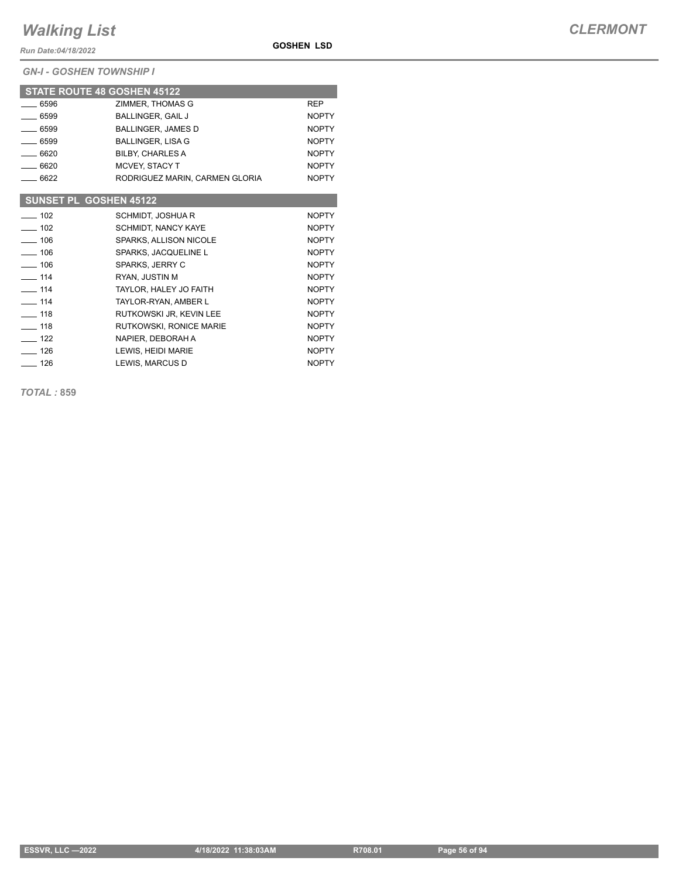# Walking List

**GOSHEN LSD**

*GN-I - GOSHEN TOWNSHIP I*

## STATE ROUTE 48 GOSHEN 45122

| No. | Name | Party |
|---|---|---|
| ____ 6596 | ZIMMER, THOMAS G | REP |
| ____ 6599 | BALLINGER, GAIL J | NOPTY |
| ____ 6599 | BALLINGER, JAMES D | NOPTY |
| ____ 6599 | BALLINGER, LISA G | NOPTY |
| ____ 6620 | BILBY, CHARLES A | NOPTY |
| ____ 6620 | MCVEY, STACY T | NOPTY |
| ____ 6622 | RODRIGUEZ MARIN, CARMEN GLORIA | NOPTY |

## SUNSET PL GOSHEN 45122

| No. | Name | Party |
|---|---|---|
| ____ 102 | SCHMIDT, JOSHUA R | NOPTY |
| ____ 102 | SCHMIDT, NANCY KAYE | NOPTY |
| ____ 106 | SPARKS, ALLISON NICOLE | NOPTY |
| ____ 106 | SPARKS, JACQUELINE L | NOPTY |
| ____ 106 | SPARKS, JERRY C | NOPTY |
| ____ 114 | RYAN, JUSTIN M | NOPTY |
| ____ 114 | TAYLOR, HALEY JO FAITH | NOPTY |
| ____ 114 | TAYLOR-RYAN, AMBER L | NOPTY |
| ____ 118 | RUTKOWSKI JR, KEVIN LEE | NOPTY |
| ____ 118 | RUTKOWSKI, RONICE MARIE | NOPTY |
| ____ 122 | NAPIER, DEBORAH A | NOPTY |
| ____ 126 | LEWIS, HEIDI MARIE | NOPTY |
| ____ 126 | LEWIS, MARCUS D | NOPTY |

***TOTAL :*** **859**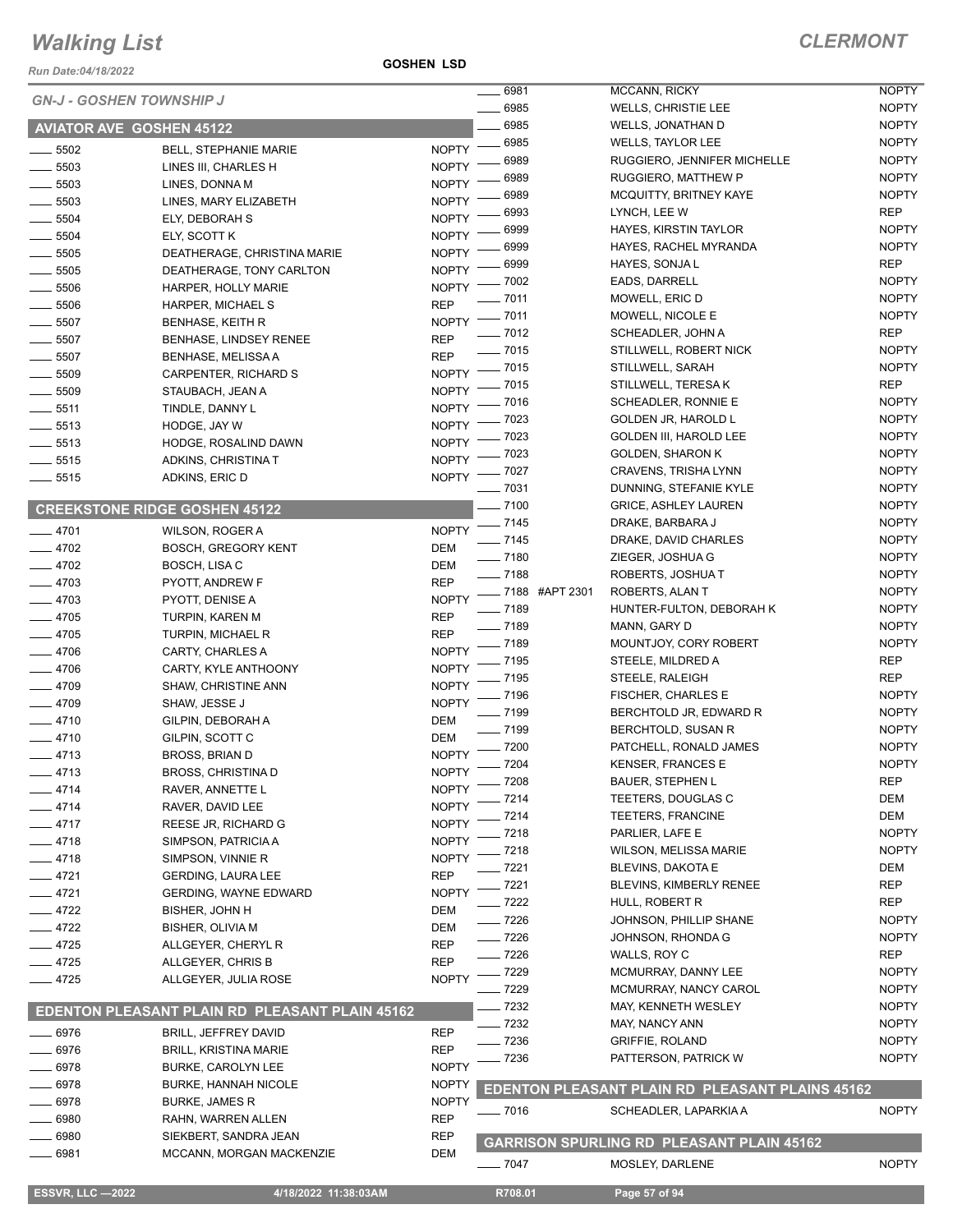# Walking List

## CLERMONT

Run Date:04/18/2022

GOSHEN LSD

### GN-J - GOSHEN TOWNSHIP J

### AVIATOR AVE GOSHEN 45122

| | | |
|---|---|---|
| ___ 5502 | BELL, STEPHANIE MARIE | NOPTY |
| ___ 5503 | LINES III, CHARLES H | NOPTY |
| ___ 5503 | LINES, DONNA M | NOPTY |
| ___ 5503 | LINES, MARY ELIZABETH | NOPTY |
| ___ 5504 | ELY, DEBORAH S | NOPTY |
| ___ 5504 | ELY, SCOTT K | NOPTY |
| ___ 5505 | DEATHERAGE, CHRISTINA MARIE | NOPTY |
| ___ 5505 | DEATHERAGE, TONY CARLTON | NOPTY |
| ___ 5506 | HARPER, HOLLY MARIE | NOPTY |
| ___ 5506 | HARPER, MICHAEL S | REP |
| ___ 5507 | BENHASE, KEITH R | NOPTY |
| ___ 5507 | BENHASE, LINDSEY RENEE | REP |
| ___ 5507 | BENHASE, MELISSA A | REP |
| ___ 5509 | CARPENTER, RICHARD S | NOPTY |
| ___ 5509 | STAUBACH, JEAN A | NOPTY |
| ___ 5511 | TINDLE, DANNY L | NOPTY |
| ___ 5513 | HODGE, JAY W | NOPTY |
| ___ 5513 | HODGE, ROSALIND DAWN | NOPTY |
| ___ 5515 | ADKINS, CHRISTINA T | NOPTY |
| ___ 5515 | ADKINS, ERIC D | NOPTY |

### CREEKSTONE RIDGE GOSHEN 45122

| | | |
|---|---|---|
| ___ 4701 | WILSON, ROGER A | NOPTY |
| ___ 4702 | BOSCH, GREGORY KENT | DEM |
| ___ 4702 | BOSCH, LISA C | DEM |
| ___ 4703 | PYOTT, ANDREW F | REP |
| ___ 4703 | PYOTT, DENISE A | NOPTY |
| ___ 4705 | TURPIN, KAREN M | REP |
| ___ 4705 | TURPIN, MICHAEL R | REP |
| ___ 4706 | CARTY, CHARLES A | NOPTY |
| ___ 4706 | CARTY, KYLE ANTHOONY | NOPTY |
| ___ 4709 | SHAW, CHRISTINE ANN | NOPTY |
| ___ 4709 | SHAW, JESSE J | NOPTY |
| ___ 4710 | GILPIN, DEBORAH A | DEM |
| ___ 4710 | GILPIN, SCOTT C | DEM |
| ___ 4713 | BROSS, BRIAN D | NOPTY |
| ___ 4713 | BROSS, CHRISTINA D | NOPTY |
| ___ 4714 | RAVER, ANNETTE L | NOPTY |
| ___ 4714 | RAVER, DAVID LEE | NOPTY |
| ___ 4717 | REESE JR, RICHARD G | NOPTY |
| ___ 4718 | SIMPSON, PATRICIA A | NOPTY |
| ___ 4718 | SIMPSON, VINNIE R | NOPTY |
| ___ 4721 | GERDING, LAURA LEE | REP |
| ___ 4721 | GERDING, WAYNE EDWARD | NOPTY |
| ___ 4722 | BISHER, JOHN H | DEM |
| ___ 4722 | BISHER, OLIVIA M | DEM |
| ___ 4725 | ALLGEYER, CHERYL R | REP |
| ___ 4725 | ALLGEYER, CHRIS B | REP |
| ___ 4725 | ALLGEYER, JULIA ROSE | NOPTY |

### EDENTON PLEASANT PLAIN RD PLEASANT PLAIN 45162

| | | |
|---|---|---|
| ___ 6976 | BRILL, JEFFREY DAVID | REP |
| ___ 6976 | BRILL, KRISTINA MARIE | REP |
| ___ 6978 | BURKE, CAROLYN LEE | NOPTY |
| ___ 6978 | BURKE, HANNAH NICOLE | NOPTY |
| ___ 6978 | BURKE, JAMES R | NOPTY |
| ___ 6980 | RAHN, WARREN ALLEN | REP |
| ___ 6980 | SIEKBERT, SANDRA JEAN | REP |
| ___ 6981 | MCCANN, MORGAN MACKENZIE | DEM |
| ___ 6981 | MCCANN, RICKY | NOPTY |
| ___ 6985 | WELLS, CHRISTIE LEE | NOPTY |
| ___ 6985 | WELLS, JONATHAN D | NOPTY |
| ___ 6985 | WELLS, TAYLOR LEE | NOPTY |
| ___ 6989 | RUGGIERO, JENNIFER MICHELLE | NOPTY |
| ___ 6989 | RUGGIERO, MATTHEW P | NOPTY |
| ___ 6989 | MCQUITTY, BRITNEY KAYE | NOPTY |
| ___ 6993 | LYNCH, LEE W | REP |
| ___ 6999 | HAYES, KIRSTIN TAYLOR | NOPTY |
| ___ 6999 | HAYES, RACHEL MYRANDA | NOPTY |
| ___ 6999 | HAYES, SONJA L | REP |
| ___ 7002 | EADS, DARRELL | NOPTY |
| ___ 7011 | MOWELL, ERIC D | NOPTY |
| ___ 7011 | MOWELL, NICOLE E | NOPTY |
| ___ 7012 | SCHEADLER, JOHN A | REP |
| ___ 7015 | STILLWELL, ROBERT NICK | NOPTY |
| ___ 7015 | STILLWELL, SARAH | NOPTY |
| ___ 7015 | STILLWELL, TERESA K | REP |
| ___ 7016 | SCHEADLER, RONNIE E | NOPTY |
| ___ 7023 | GOLDEN JR, HAROLD L | NOPTY |
| ___ 7023 | GOLDEN III, HAROLD LEE | NOPTY |
| ___ 7023 | GOLDEN, SHARON K | NOPTY |
| ___ 7027 | CRAVENS, TRISHA LYNN | NOPTY |
| ___ 7031 | DUNNING, STEFANIE KYLE | NOPTY |
| ___ 7100 | GRICE, ASHLEY LAUREN | NOPTY |
| ___ 7145 | DRAKE, BARBARA J | NOPTY |
| ___ 7145 | DRAKE, DAVID CHARLES | NOPTY |
| ___ 7180 | ZIEGER, JOSHUA G | NOPTY |
| ___ 7188 | ROBERTS, JOSHUA T | NOPTY |
| ___ 7188 #APT 2301 | ROBERTS, ALAN T | NOPTY |
| ___ 7189 | HUNTER-FULTON, DEBORAH K | NOPTY |
| ___ 7189 | MANN, GARY D | NOPTY |
| ___ 7189 | MOUNTJOY, CORY ROBERT | NOPTY |
| ___ 7195 | STEELE, MILDRED A | REP |
| ___ 7195 | STEELE, RALEIGH | REP |
| ___ 7196 | FISCHER, CHARLES E | NOPTY |
| ___ 7199 | BERCHTOLD JR, EDWARD R | NOPTY |
| ___ 7199 | BERCHTOLD, SUSAN R | NOPTY |
| ___ 7200 | PATCHELL, RONALD JAMES | NOPTY |
| ___ 7204 | KENSER, FRANCES E | NOPTY |
| ___ 7208 | BAUER, STEPHEN L | REP |
| ___ 7214 | TEETERS, DOUGLAS C | DEM |
| ___ 7214 | TEETERS, FRANCINE | DEM |
| ___ 7218 | PARLIER, LAFE E | NOPTY |
| ___ 7218 | WILSON, MELISSA MARIE | NOPTY |
| ___ 7221 | BLEVINS, DAKOTA E | DEM |
| ___ 7221 | BLEVINS, KIMBERLY RENEE | REP |
| ___ 7222 | HULL, ROBERT R | REP |
| ___ 7226 | JOHNSON, PHILLIP SHANE | NOPTY |
| ___ 7226 | JOHNSON, RHONDA G | NOPTY |
| ___ 7226 | WALLS, ROY C | REP |
| ___ 7229 | MCMURRAY, DANNY LEE | NOPTY |
| ___ 7229 | MCMURRAY, NANCY CAROL | NOPTY |
| ___ 7232 | MAY, KENNETH WESLEY | NOPTY |
| ___ 7232 | MAY, NANCY ANN | NOPTY |
| ___ 7236 | GRIFFIE, ROLAND | NOPTY |
| ___ 7236 | PATTERSON, PATRICK W | NOPTY |

### EDENTON PLEASANT PLAIN RD PLEASANT PLAINS 45162

| | | |
|---|---|---|
| ___ 7016 | SCHEADLER, LAPARKIA A | NOPTY |

### GARRISON SPURLING RD PLEASANT PLAIN 45162

| | | |
|---|---|---|
| ___ 7047 | MOSLEY, DARLENE | NOPTY |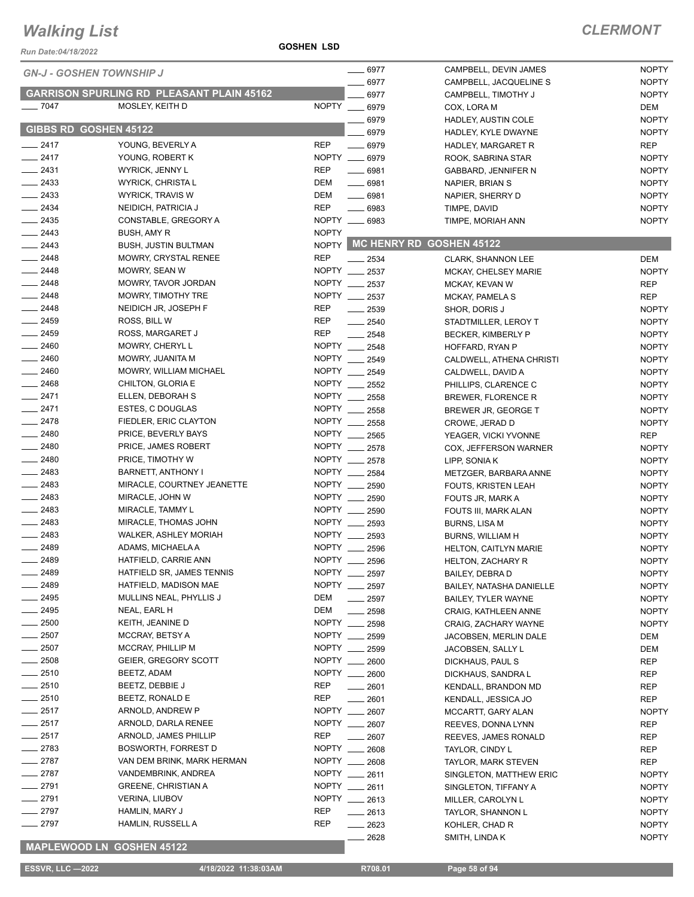# Walking List

## CLERMONT

Run Date:04/18/2022

GOSHEN LSD

### GN-J - GOSHEN TOWNSHIP J

### GARRISON SPURLING RD PLEASANT PLAIN 45162

| No. | Name | Party |
|---|---|---|
| 7047 | MOSLEY, KEITH D | NOPTY |

### GIBBS RD GOSHEN 45122

| No. | Name | Party |
|---|---|---|
| 2417 | YOUNG, BEVERLY A | REP |
| 2417 | YOUNG, ROBERT K | NOPTY |
| 2431 | WYRICK, JENNY L | REP |
| 2433 | WYRICK, CHRISTA L | DEM |
| 2433 | WYRICK, TRAVIS W | DEM |
| 2434 | NEIDICH, PATRICIA J | REP |
| 2435 | CONSTABLE, GREGORY A | NOPTY |
| 2443 | BUSH, AMY R | NOPTY |
| 2443 | BUSH, JUSTIN BULTMAN | NOPTY |
| 2448 | MOWRY, CRYSTAL RENEE | REP |
| 2448 | MOWRY, SEAN W | NOPTY |
| 2448 | MOWRY, TAVOR JORDAN | NOPTY |
| 2448 | MOWRY, TIMOTHY TRE | NOPTY |
| 2448 | NEIDICH JR, JOSEPH F | REP |
| 2459 | ROSS, BILL W | REP |
| 2459 | ROSS, MARGARET J | REP |
| 2460 | MOWRY, CHERYL L | NOPTY |
| 2460 | MOWRY, JUANITA M | NOPTY |
| 2460 | MOWRY, WILLIAM MICHAEL | NOPTY |
| 2468 | CHILTON, GLORIA E | NOPTY |
| 2471 | ELLEN, DEBORAH S | NOPTY |
| 2471 | ESTES, C DOUGLAS | NOPTY |
| 2478 | FIEDLER, ERIC CLAYTON | NOPTY |
| 2480 | PRICE, BEVERLY BAYS | NOPTY |
| 2480 | PRICE, JAMES ROBERT | NOPTY |
| 2480 | PRICE, TIMOTHY W | NOPTY |
| 2483 | BARNETT, ANTHONY I | NOPTY |
| 2483 | MIRACLE, COURTNEY JEANETTE | NOPTY |
| 2483 | MIRACLE, JOHN W | NOPTY |
| 2483 | MIRACLE, TAMMY L | NOPTY |
| 2483 | MIRACLE, THOMAS JOHN | NOPTY |
| 2483 | WALKER, ASHLEY MORIAH | NOPTY |
| 2489 | ADAMS, MICHAELA A | NOPTY |
| 2489 | HATFIELD, CARRIE ANN | NOPTY |
| 2489 | HATFIELD SR, JAMES TENNIS | NOPTY |
| 2489 | HATFIELD, MADISON MAE | NOPTY |
| 2495 | MULLINS NEAL, PHYLLIS J | DEM |
| 2495 | NEAL, EARL H | DEM |
| 2500 | KEITH, JEANINE D | NOPTY |
| 2507 | MCCRAY, BETSY A | NOPTY |
| 2507 | MCCRAY, PHILLIP M | NOPTY |
| 2508 | GEIER, GREGORY SCOTT | NOPTY |
| 2510 | BEETZ, ADAM | NOPTY |
| 2510 | BEETZ, DEBBIE J | REP |
| 2510 | BEETZ, RONALD E | REP |
| 2517 | ARNOLD, ANDREW P | NOPTY |
| 2517 | ARNOLD, DARLA RENEE | NOPTY |
| 2517 | ARNOLD, JAMES PHILLIP | REP |
| 2783 | BOSWORTH, FORREST D | NOPTY |
| 2787 | VAN DEM BRINK, MARK HERMAN | NOPTY |
| 2787 | VANDEMBRINK, ANDREA | NOPTY |
| 2791 | GREENE, CHRISTIAN A | NOPTY |
| 2791 | VERINA, LIUBOV | NOPTY |
| 2797 | HAMLIN, MARY J | REP |
| 2797 | HAMLIN, RUSSELL A | REP |

### MAPLEWOOD LN GOSHEN 45122

| No. | Name | Party |
|---|---|---|
| 6977 | CAMPBELL, DEVIN JAMES | NOPTY |
| 6977 | CAMPBELL, JACQUELINE S | NOPTY |
| 6977 | CAMPBELL, TIMOTHY J | NOPTY |
| 6979 | COX, LORA M | DEM |
| 6979 | HADLEY, AUSTIN COLE | NOPTY |
| 6979 | HADLEY, KYLE DWAYNE | NOPTY |
| 6979 | HADLEY, MARGARET R | REP |
| 6979 | ROOK, SABRINA STAR | NOPTY |
| 6981 | GABBARD, JENNIFER N | NOPTY |
| 6981 | NAPIER, BRIAN S | NOPTY |
| 6981 | NAPIER, SHERRY D | NOPTY |
| 6983 | TIMPE, DAVID | NOPTY |
| 6983 | TIMPE, MORIAH ANN | NOPTY |

### MC HENRY RD GOSHEN 45122

| No. | Name | Party |
|---|---|---|
| 2534 | CLARK, SHANNON LEE | DEM |
| 2537 | MCKAY, CHELSEY MARIE | NOPTY |
| 2537 | MCKAY, KEVAN W | REP |
| 2537 | MCKAY, PAMELA S | REP |
| 2539 | SHOR, DORIS J | NOPTY |
| 2540 | STADTMILLER, LEROY T | NOPTY |
| 2548 | BECKER, KIMBERLY P | NOPTY |
| 2548 | HOFFARD, RYAN P | NOPTY |
| 2549 | CALDWELL, ATHENA CHRISTI | NOPTY |
| 2549 | CALDWELL, DAVID A | NOPTY |
| 2552 | PHILLIPS, CLARENCE C | NOPTY |
| 2558 | BREWER, FLORENCE R | NOPTY |
| 2558 | BREWER JR, GEORGE T | NOPTY |
| 2558 | CROWE, JERAD D | NOPTY |
| 2565 | YEAGER, VICKI YVONNE | REP |
| 2578 | COX, JEFFERSON WARNER | NOPTY |
| 2578 | LIPP, SONIA K | NOPTY |
| 2584 | METZGER, BARBARA ANNE | NOPTY |
| 2590 | FOUTS, KRISTEN LEAH | NOPTY |
| 2590 | FOUTS JR, MARK A | NOPTY |
| 2590 | FOUTS III, MARK ALAN | NOPTY |
| 2593 | BURNS, LISA M | NOPTY |
| 2593 | BURNS, WILLIAM H | NOPTY |
| 2596 | HELTON, CAITLYN MARIE | NOPTY |
| 2596 | HELTON, ZACHARY R | NOPTY |
| 2597 | BAILEY, DEBRA D | NOPTY |
| 2597 | BAILEY, NATASHA DANIELLE | NOPTY |
| 2597 | BAILEY, TYLER WAYNE | NOPTY |
| 2598 | CRAIG, KATHLEEN ANNE | NOPTY |
| 2598 | CRAIG, ZACHARY WAYNE | NOPTY |
| 2599 | JACOBSEN, MERLIN DALE | DEM |
| 2599 | JACOBSEN, SALLY L | DEM |
| 2600 | DICKHAUS, PAUL S | REP |
| 2600 | DICKHAUS, SANDRA L | REP |
| 2601 | KENDALL, BRANDON MD | REP |
| 2601 | KENDALL, JESSICA JO | REP |
| 2607 | MCCARTT, GARY ALAN | NOPTY |
| 2607 | REEVES, DONNA LYNN | REP |
| 2607 | REEVES, JAMES RONALD | REP |
| 2608 | TAYLOR, CINDY L | REP |
| 2608 | TAYLOR, MARK STEVEN | REP |
| 2611 | SINGLETON, MATTHEW ERIC | NOPTY |
| 2611 | SINGLETON, TIFFANY A | NOPTY |
| 2613 | MILLER, CAROLYN L | NOPTY |
| 2613 | TAYLOR, SHANNON L | NOPTY |
| 2623 | KOHLER, CHAD R | NOPTY |
| 2628 | SMITH, LINDA K | NOPTY |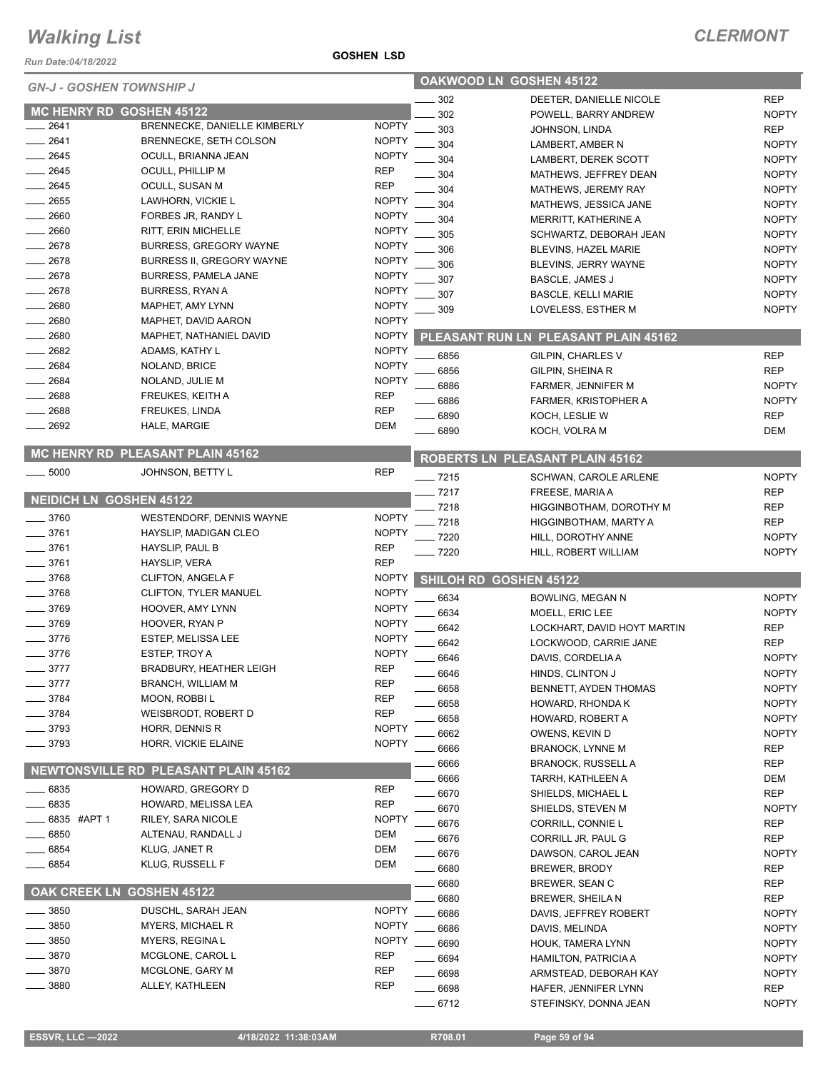# Walking List

**CLERMONT**

*Run Date:04/18/2022*

**GOSHEN LSD**

*GN-J - GOSHEN TOWNSHIP J*

## MC HENRY RD GOSHEN 45122

| No. | Name | Party |
|---|---|---|
| ___ 2641 | BRENNECKE, DANIELLE KIMBERLY | NOPTY |
| ___ 2641 | BRENNECKE, SETH COLSON | NOPTY |
| ___ 2645 | OCULL, BRIANNA JEAN | NOPTY |
| ___ 2645 | OCULL, PHILLIP M | REP |
| ___ 2645 | OCULL, SUSAN M | REP |
| ___ 2655 | LAWHORN, VICKIE L | NOPTY |
| ___ 2660 | FORBES JR, RANDY L | NOPTY |
| ___ 2660 | RITT, ERIN MICHELLE | NOPTY |
| ___ 2678 | BURRESS, GREGORY WAYNE | NOPTY |
| ___ 2678 | BURRESS II, GREGORY WAYNE | NOPTY |
| ___ 2678 | BURRESS, PAMELA JANE | NOPTY |
| ___ 2678 | BURRESS, RYAN A | NOPTY |
| ___ 2680 | MAPHET, AMY LYNN | NOPTY |
| ___ 2680 | MAPHET, DAVID AARON | NOPTY |
| ___ 2680 | MAPHET, NATHANIEL DAVID | NOPTY |
| ___ 2682 | ADAMS, KATHY L | NOPTY |
| ___ 2684 | NOLAND, BRICE | NOPTY |
| ___ 2684 | NOLAND, JULIE M | NOPTY |
| ___ 2688 | FREUKES, KEITH A | REP |
| ___ 2688 | FREUKES, LINDA | REP |
| ___ 2692 | HALE, MARGIE | DEM |

## MC HENRY RD PLEASANT PLAIN 45162

| No. | Name | Party |
|---|---|---|
| ___ 5000 | JOHNSON, BETTY L | REP |

## NEIDICH LN GOSHEN 45122

| No. | Name | Party |
|---|---|---|
| ___ 3760 | WESTENDORF, DENNIS WAYNE | NOPTY |
| ___ 3761 | HAYSLIP, MADIGAN CLEO | NOPTY |
| ___ 3761 | HAYSLIP, PAUL B | REP |
| ___ 3761 | HAYSLIP, VERA | REP |
| ___ 3768 | CLIFTON, ANGELA F | NOPTY |
| ___ 3768 | CLIFTON, TYLER MANUEL | NOPTY |
| ___ 3769 | HOOVER, AMY LYNN | NOPTY |
| ___ 3769 | HOOVER, RYAN P | NOPTY |
| ___ 3776 | ESTEP, MELISSA LEE | NOPTY |
| ___ 3776 | ESTEP, TROY A | NOPTY |
| ___ 3777 | BRADBURY, HEATHER LEIGH | REP |
| ___ 3777 | BRANCH, WILLIAM M | REP |
| ___ 3784 | MOON, ROBBI L | REP |
| ___ 3784 | WEISBRODT, ROBERT D | REP |
| ___ 3793 | HORR, DENNIS R | NOPTY |
| ___ 3793 | HORR, VICKIE ELAINE | NOPTY |

## NEWTONSVILLE RD PLEASANT PLAIN 45162

| No. | Name | Party |
|---|---|---|
| ___ 6835 | HOWARD, GREGORY D | REP |
| ___ 6835 | HOWARD, MELISSA LEA | REP |
| ___ 6835 #APT 1 | RILEY, SARA NICOLE | NOPTY |
| ___ 6850 | ALTENAU, RANDALL J | DEM |
| ___ 6854 | KLUG, JANET R | DEM |
| ___ 6854 | KLUG, RUSSELL F | DEM |

## OAK CREEK LN GOSHEN 45122

| No. | Name | Party |
|---|---|---|
| ___ 3850 | DUSCHL, SARAH JEAN | NOPTY |
| ___ 3850 | MYERS, MICHAEL R | NOPTY |
| ___ 3850 | MYERS, REGINA L | NOPTY |
| ___ 3870 | MCGLONE, CAROL L | REP |
| ___ 3870 | MCGLONE, GARY M | REP |
| ___ 3880 | ALLEY, KATHLEEN | REP |

## OAKWOOD LN GOSHEN 45122

| No. | Name | Party |
|---|---|---|
| ___ 302 | DEETER, DANIELLE NICOLE | REP |
| ___ 302 | POWELL, BARRY ANDREW | NOPTY |
| ___ 303 | JOHNSON, LINDA | REP |
| ___ 304 | LAMBERT, AMBER N | NOPTY |
| ___ 304 | LAMBERT, DEREK SCOTT | NOPTY |
| ___ 304 | MATHEWS, JEFFREY DEAN | NOPTY |
| ___ 304 | MATHEWS, JEREMY RAY | NOPTY |
| ___ 304 | MATHEWS, JESSICA JANE | NOPTY |
| ___ 304 | MERRITT, KATHERINE A | NOPTY |
| ___ 305 | SCHWARTZ, DEBORAH JEAN | NOPTY |
| ___ 306 | BLEVINS, HAZEL MARIE | NOPTY |
| ___ 306 | BLEVINS, JERRY WAYNE | NOPTY |
| ___ 307 | BASCLE, JAMES J | NOPTY |
| ___ 307 | BASCLE, KELLI MARIE | NOPTY |
| ___ 309 | LOVELESS, ESTHER M | NOPTY |

## PLEASANT RUN LN PLEASANT PLAIN 45162

| No. | Name | Party |
|---|---|---|
| ___ 6856 | GILPIN, CHARLES V | REP |
| ___ 6856 | GILPIN, SHEINA R | REP |
| ___ 6886 | FARMER, JENNIFER M | NOPTY |
| ___ 6886 | FARMER, KRISTOPHER A | NOPTY |
| ___ 6890 | KOCH, LESLIE W | REP |
| ___ 6890 | KOCH, VOLRA M | DEM |

## ROBERTS LN PLEASANT PLAIN 45162

| No. | Name | Party |
|---|---|---|
| ___ 7215 | SCHWAN, CAROLE ARLENE | NOPTY |
| ___ 7217 | FREESE, MARIA A | REP |
| ___ 7218 | HIGGINBOTHAM, DOROTHY M | REP |
| ___ 7218 | HIGGINBOTHAM, MARTY A | REP |
| ___ 7220 | HILL, DOROTHY ANNE | NOPTY |
| ___ 7220 | HILL, ROBERT WILLIAM | NOPTY |

## SHILOH RD GOSHEN 45122

| No. | Name | Party |
|---|---|---|
| ___ 6634 | BOWLING, MEGAN N | NOPTY |
| ___ 6634 | MOELL, ERIC LEE | NOPTY |
| ___ 6642 | LOCKHART, DAVID HOYT MARTIN | REP |
| ___ 6642 | LOCKWOOD, CARRIE JANE | REP |
| ___ 6646 | DAVIS, CORDELIA A | NOPTY |
| ___ 6646 | HINDS, CLINTON J | NOPTY |
| ___ 6658 | BENNETT, AYDEN THOMAS | NOPTY |
| ___ 6658 | HOWARD, RHONDA K | NOPTY |
| ___ 6658 | HOWARD, ROBERT A | NOPTY |
| ___ 6662 | OWENS, KEVIN D | NOPTY |
| ___ 6666 | BRANOCK, LYNNE M | REP |
| ___ 6666 | BRANOCK, RUSSELL A | REP |
| ___ 6666 | TARRH, KATHLEEN A | DEM |
| ___ 6670 | SHIELDS, MICHAEL L | REP |
| ___ 6670 | SHIELDS, STEVEN M | NOPTY |
| ___ 6676 | CORRILL, CONNIE L | REP |
| ___ 6676 | CORRILL JR, PAUL G | REP |
| ___ 6676 | DAWSON, CAROL JEAN | NOPTY |
| ___ 6680 | BREWER, BRODY | REP |
| ___ 6680 | BREWER, SEAN C | REP |
| ___ 6680 | BREWER, SHEILA N | REP |
| ___ 6686 | DAVIS, JEFFREY ROBERT | NOPTY |
| ___ 6686 | DAVIS, MELINDA | NOPTY |
| ___ 6690 | HOUK, TAMERA LYNN | NOPTY |
| ___ 6694 | HAMILTON, PATRICIA A | NOPTY |
| ___ 6698 | ARMSTEAD, DEBORAH KAY | NOPTY |
| ___ 6698 | HAFER, JENNIFER LYNN | REP |
| ___ 6712 | STEFINSKY, DONNA JEAN | NOPTY |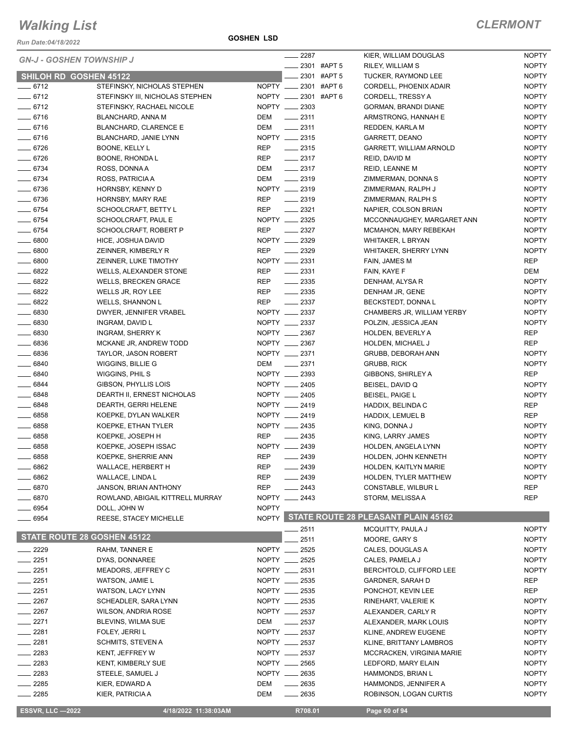# Walking List

## CLERMONT

Run Date:04/18/2022

GOSHEN LSD

### GN-J - GOSHEN TOWNSHIP J

### SHILOH RD GOSHEN 45122

| | Number | Name | Party |
|---|---|---|---|
| ___ | 6712 | STEFINSKY, NICHOLAS STEPHEN | NOPTY |
| ___ | 6712 | STEFINSKY III, NICHOLAS STEPHEN | NOPTY |
| ___ | 6712 | STEFINSKY, RACHAEL NICOLE | NOPTY |
| ___ | 6716 | BLANCHARD, ANNA M | DEM |
| ___ | 6716 | BLANCHARD, CLARENCE E | DEM |
| ___ | 6716 | BLANCHARD, JANIE LYNN | NOPTY |
| ___ | 6726 | BOONE, KELLY L | REP |
| ___ | 6726 | BOONE, RHONDA L | REP |
| ___ | 6734 | ROSS, DONNA A | DEM |
| ___ | 6734 | ROSS, PATRICIA A | DEM |
| ___ | 6736 | HORNSBY, KENNY D | NOPTY |
| ___ | 6736 | HORNSBY, MARY RAE | REP |
| ___ | 6754 | SCHOOLCRAFT, BETTY L | REP |
| ___ | 6754 | SCHOOLCRAFT, PAUL E | NOPTY |
| ___ | 6754 | SCHOOLCRAFT, ROBERT P | REP |
| ___ | 6800 | HICE, JOSHUA DAVID | NOPTY |
| ___ | 6800 | ZEINNER, KIMBERLY R | REP |
| ___ | 6800 | ZEINNER, LUKE TIMOTHY | NOPTY |
| ___ | 6822 | WELLS, ALEXANDER STONE | REP |
| ___ | 6822 | WELLS, BRECKEN GRACE | REP |
| ___ | 6822 | WELLS JR, ROY LEE | REP |
| ___ | 6822 | WELLS, SHANNON L | REP |
| ___ | 6830 | DWYER, JENNIFER VRABEL | NOPTY |
| ___ | 6830 | INGRAM, DAVID L | NOPTY |
| ___ | 6830 | INGRAM, SHERRY K | NOPTY |
| ___ | 6836 | MCKANE JR, ANDREW TODD | NOPTY |
| ___ | 6836 | TAYLOR, JASON ROBERT | NOPTY |
| ___ | 6840 | WIGGINS, BILLIE G | DEM |
| ___ | 6840 | WIGGINS, PHIL S | NOPTY |
| ___ | 6844 | GIBSON, PHYLLIS LOIS | NOPTY |
| ___ | 6848 | DEARTH II, ERNEST NICHOLAS | NOPTY |
| ___ | 6848 | DEARTH, GERRI HELENE | NOPTY |
| ___ | 6858 | KOEPKE, DYLAN WALKER | NOPTY |
| ___ | 6858 | KOEPKE, ETHAN TYLER | NOPTY |
| ___ | 6858 | KOEPKE, JOSEPH H | REP |
| ___ | 6858 | KOEPKE, JOSEPH ISSAC | NOPTY |
| ___ | 6858 | KOEPKE, SHERRIE ANN | REP |
| ___ | 6862 | WALLACE, HERBERT H | REP |
| ___ | 6862 | WALLACE, LINDA L | REP |
| ___ | 6870 | JANSON, BRIAN ANTHONY | REP |
| ___ | 6870 | ROWLAND, ABIGAIL KITTRELL MURRAY | NOPTY |
| ___ | 6954 | DOLL, JOHN W | NOPTY |
| ___ | 6954 | REESE, STACEY MICHELLE | NOPTY |

### STATE ROUTE 28 GOSHEN 45122

| | Number | Name | Party |
|---|---|---|---|
| ___ | 2229 | RAHM, TANNER E | NOPTY |
| ___ | 2251 | DYAS, DONNAREE | NOPTY |
| ___ | 2251 | MEADORS, JEFFREY C | NOPTY |
| ___ | 2251 | WATSON, JAMIE L | NOPTY |
| ___ | 2251 | WATSON, LACY LYNN | NOPTY |
| ___ | 2267 | SCHEADLER, SARA LYNN | NOPTY |
| ___ | 2267 | WILSON, ANDRIA ROSE | NOPTY |
| ___ | 2271 | BLEVINS, WILMA SUE | DEM |
| ___ | 2281 | FOLEY, JERRI L | NOPTY |
| ___ | 2281 | SCHMITS, STEVEN A | NOPTY |
| ___ | 2283 | KENT, JEFFREY W | NOPTY |
| ___ | 2283 | KENT, KIMBERLY SUE | NOPTY |
| ___ | 2283 | STEELE, SAMUEL J | NOPTY |
| ___ | 2285 | KIER, EDWARD A | DEM |
| ___ | 2285 | KIER, PATRICIA A | DEM |
| ___ | 2287 | KIER, WILLIAM DOUGLAS | NOPTY |
| ___ | 2301 #APT 5 | RILEY, WILLIAM S | NOPTY |
| ___ | 2301 #APT 5 | TUCKER, RAYMOND LEE | NOPTY |
| ___ | 2301 #APT 6 | CORDELL, PHOENIX ADAIR | NOPTY |
| ___ | 2301 #APT 6 | CORDELL, TRESSY A | NOPTY |
| ___ | 2303 | GORMAN, BRANDI DIANE | NOPTY |
| ___ | 2311 | ARMSTRONG, HANNAH E | NOPTY |
| ___ | 2311 | REDDEN, KARLA M | NOPTY |
| ___ | 2315 | GARRETT, DEANO | NOPTY |
| ___ | 2315 | GARRETT, WILLIAM ARNOLD | NOPTY |
| ___ | 2317 | REID, DAVID M | NOPTY |
| ___ | 2317 | REID, LEANNE M | NOPTY |
| ___ | 2319 | ZIMMERMAN, DONNA S | NOPTY |
| ___ | 2319 | ZIMMERMAN, RALPH J | NOPTY |
| ___ | 2319 | ZIMMERMAN, RALPH S | NOPTY |
| ___ | 2321 | NAPIER, COLSON BRIAN | NOPTY |
| ___ | 2325 | MCCONNAUGHEY, MARGARET ANN | NOPTY |
| ___ | 2327 | MCMAHON, MARY REBEKAH | NOPTY |
| ___ | 2329 | WHITAKER, L BRYAN | NOPTY |
| ___ | 2329 | WHITAKER, SHERRY LYNN | NOPTY |
| ___ | 2331 | FAIN, JAMES M | REP |
| ___ | 2331 | FAIN, KAYE F | DEM |
| ___ | 2335 | DENHAM, ALYSA R | NOPTY |
| ___ | 2335 | DENHAM JR, GENE | NOPTY |
| ___ | 2337 | BECKSTEDT, DONNA L | NOPTY |
| ___ | 2337 | CHAMBERS JR, WILLIAM YERBY | NOPTY |
| ___ | 2337 | POLZIN, JESSICA JEAN | NOPTY |
| ___ | 2367 | HOLDEN, BEVERLY A | REP |
| ___ | 2367 | HOLDEN, MICHAEL J | REP |
| ___ | 2371 | GRUBB, DEBORAH ANN | NOPTY |
| ___ | 2371 | GRUBB, RICK | NOPTY |
| ___ | 2393 | GIBBONS, SHIRLEY A | REP |
| ___ | 2405 | BEISEL, DAVID Q | NOPTY |
| ___ | 2405 | BEISEL, PAIGE L | NOPTY |
| ___ | 2419 | HADDIX, BELINDA C | REP |
| ___ | 2419 | HADDIX, LEMUEL B | REP |
| ___ | 2435 | KING, DONNA J | NOPTY |
| ___ | 2435 | KING, LARRY JAMES | NOPTY |
| ___ | 2439 | HOLDEN, ANGELA LYNN | NOPTY |
| ___ | 2439 | HOLDEN, JOHN KENNETH | NOPTY |
| ___ | 2439 | HOLDEN, KAITLYN MARIE | NOPTY |
| ___ | 2439 | HOLDEN, TYLER MATTHEW | NOPTY |
| ___ | 2443 | CONSTABLE, WILBUR L | REP |
| ___ | 2443 | STORM, MELISSA A | REP |

### STATE ROUTE 28 PLEASANT PLAIN 45162

| | Number | Name | Party |
|---|---|---|---|
| ___ | 2511 | MCQUITTY, PAULA J | NOPTY |
| ___ | 2511 | MOORE, GARY S | NOPTY |
| ___ | 2525 | CALES, DOUGLAS A | NOPTY |
| ___ | 2525 | CALES, PAMELA J | NOPTY |
| ___ | 2531 | BERCHTOLD, CLIFFORD LEE | NOPTY |
| ___ | 2535 | GARDNER, SARAH D | REP |
| ___ | 2535 | PONCHOT, KEVIN LEE | REP |
| ___ | 2535 | RINEHART, VALERIE K | NOPTY |
| ___ | 2537 | ALEXANDER, CARLY R | NOPTY |
| ___ | 2537 | ALEXANDER, MARK LOUIS | NOPTY |
| ___ | 2537 | KLINE, ANDREW EUGENE | NOPTY |
| ___ | 2537 | KLINE, BRITTANY LAMBROS | NOPTY |
| ___ | 2537 | MCCRACKEN, VIRGINIA MARIE | NOPTY |
| ___ | 2565 | LEDFORD, MARY ELAIN | NOPTY |
| ___ | 2635 | HAMMONDS, BRIAN L | NOPTY |
| ___ | 2635 | HAMMONDS, JENNIFER A | NOPTY |
| ___ | 2635 | ROBINSON, LOGAN CURTIS | NOPTY |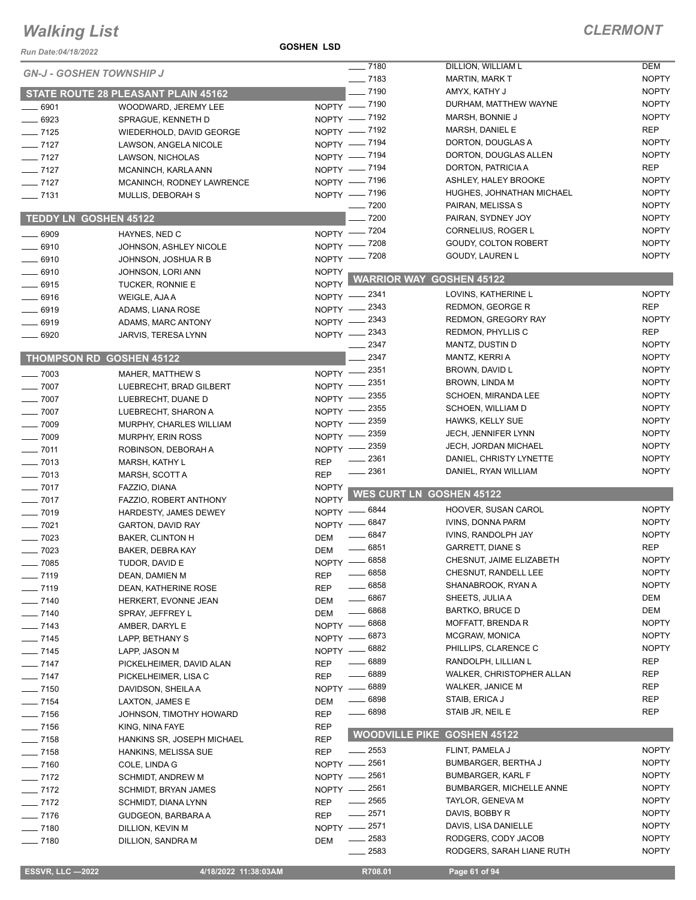# Walking List

## CLERMONT

Run Date:04/18/2022

GOSHEN LSD

### GN-J - GOSHEN TOWNSHIP J

### STATE ROUTE 28 PLEASANT PLAIN 45162

| No. | Name | Party |
|---|---|---|
| 6901 | WOODWARD, JEREMY LEE | NOPTY |
| 6923 | SPRAGUE, KENNETH D | NOPTY |
| 7125 | WIEDERHOLD, DAVID GEORGE | NOPTY |
| 7127 | LAWSON, ANGELA NICOLE | NOPTY |
| 7127 | LAWSON, NICHOLAS | NOPTY |
| 7127 | MCANINCH, KARLA ANN | NOPTY |
| 7127 | MCANINCH, RODNEY LAWRENCE | NOPTY |
| 7131 | MULLIS, DEBORAH S | NOPTY |

### TEDDY LN GOSHEN 45122

| No. | Name | Party |
|---|---|---|
| 6909 | HAYNES, NED C | NOPTY |
| 6910 | JOHNSON, ASHLEY NICOLE | NOPTY |
| 6910 | JOHNSON, JOSHUA R B | NOPTY |
| 6910 | JOHNSON, LORI ANN | NOPTY |
| 6915 | TUCKER, RONNIE E | NOPTY |
| 6916 | WEIGLE, AJA A | NOPTY |
| 6919 | ADAMS, LIANA ROSE | NOPTY |
| 6919 | ADAMS, MARC ANTONY | NOPTY |
| 6920 | JARVIS, TERESA LYNN | NOPTY |

### THOMPSON RD GOSHEN 45122

| No. | Name | Party |
|---|---|---|
| 7003 | MAHER, MATTHEW S | NOPTY |
| 7007 | LUEBRECHT, BRAD GILBERT | NOPTY |
| 7007 | LUEBRECHT, DUANE D | NOPTY |
| 7007 | LUEBRECHT, SHARON A | NOPTY |
| 7009 | MURPHY, CHARLES WILLIAM | NOPTY |
| 7009 | MURPHY, ERIN ROSS | NOPTY |
| 7011 | ROBINSON, DEBORAH A | NOPTY |
| 7013 | MARSH, KATHY L | REP |
| 7013 | MARSH, SCOTT A | REP |
| 7017 | FAZZIO, DIANA | NOPTY |
| 7017 | FAZZIO, ROBERT ANTHONY | NOPTY |
| 7019 | HARDESTY, JAMES DEWEY | NOPTY |
| 7021 | GARTON, DAVID RAY | NOPTY |
| 7023 | BAKER, CLINTON H | DEM |
| 7023 | BAKER, DEBRA KAY | DEM |
| 7085 | TUDOR, DAVID E | NOPTY |
| 7119 | DEAN, DAMIEN M | REP |
| 7119 | DEAN, KATHERINE ROSE | REP |
| 7140 | HERKERT, EVONNE JEAN | DEM |
| 7140 | SPRAY, JEFFREY L | DEM |
| 7143 | AMBER, DARYL E | NOPTY |
| 7145 | LAPP, BETHANY S | NOPTY |
| 7145 | LAPP, JASON M | NOPTY |
| 7147 | PICKELHEIMER, DAVID ALAN | REP |
| 7147 | PICKELHEIMER, LISA C | REP |
| 7150 | DAVIDSON, SHEILA A | NOPTY |
| 7154 | LAXTON, JAMES E | DEM |
| 7156 | JOHNSON, TIMOTHY HOWARD | REP |
| 7156 | KING, NINA FAYE | REP |
| 7158 | HANKINS SR, JOSEPH MICHAEL | REP |
| 7158 | HANKINS, MELISSA SUE | REP |
| 7160 | COLE, LINDA G | NOPTY |
| 7172 | SCHMIDT, ANDREW M | NOPTY |
| 7172 | SCHMIDT, BRYAN JAMES | NOPTY |
| 7172 | SCHMIDT, DIANA LYNN | REP |
| 7176 | GUDGEON, BARBARA A | REP |
| 7180 | DILLION, KEVIN M | NOPTY |
| 7180 | DILLION, SANDRA M | DEM |
| 7180 | DILLION, WILLIAM L | DEM |
| 7183 | MARTIN, MARK T | NOPTY |
| 7190 | AMYX, KATHY J | NOPTY |
| 7190 | DURHAM, MATTHEW WAYNE | NOPTY |
| 7192 | MARSH, BONNIE J | NOPTY |
| 7192 | MARSH, DANIEL E | REP |
| 7194 | DORTON, DOUGLAS A | NOPTY |
| 7194 | DORTON, DOUGLAS ALLEN | NOPTY |
| 7194 | DORTON, PATRICIA A | REP |
| 7196 | ASHLEY, HALEY BROOKE | NOPTY |
| 7196 | HUGHES, JOHNATHAN MICHAEL | NOPTY |
| 7200 | PAIRAN, MELISSA S | NOPTY |
| 7200 | PAIRAN, SYDNEY JOY | NOPTY |
| 7204 | CORNELIUS, ROGER L | NOPTY |
| 7208 | GOUDY, COLTON ROBERT | NOPTY |
| 7208 | GOUDY, LAUREN L | NOPTY |

### WARRIOR WAY GOSHEN 45122

| No. | Name | Party |
|---|---|---|
| 2341 | LOVINS, KATHERINE L | NOPTY |
| 2343 | REDMON, GEORGE R | REP |
| 2343 | REDMON, GREGORY RAY | NOPTY |
| 2343 | REDMON, PHYLLIS C | REP |
| 2347 | MANTZ, DUSTIN D | NOPTY |
| 2347 | MANTZ, KERRI A | NOPTY |
| 2351 | BROWN, DAVID L | NOPTY |
| 2351 | BROWN, LINDA M | NOPTY |
| 2355 | SCHOEN, MIRANDA LEE | NOPTY |
| 2355 | SCHOEN, WILLIAM D | NOPTY |
| 2359 | HAWKS, KELLY SUE | NOPTY |
| 2359 | JECH, JENNIFER LYNN | NOPTY |
| 2359 | JECH, JORDAN MICHAEL | NOPTY |
| 2361 | DANIEL, CHRISTY LYNETTE | NOPTY |
| 2361 | DANIEL, RYAN WILLIAM | NOPTY |

### WES CURT LN GOSHEN 45122

| No. | Name | Party |
|---|---|---|
| 6844 | HOOVER, SUSAN CAROL | NOPTY |
| 6847 | IVINS, DONNA PARM | NOPTY |
| 6847 | IVINS, RANDOLPH JAY | NOPTY |
| 6851 | GARRETT, DIANE S | REP |
| 6858 | CHESNUT, JAIME ELIZABETH | NOPTY |
| 6858 | CHESNUT, RANDELL LEE | NOPTY |
| 6858 | SHANABROOK, RYAN A | NOPTY |
| 6867 | SHEETS, JULIA A | DEM |
| 6868 | BARTKO, BRUCE D | DEM |
| 6868 | MOFFATT, BRENDA R | NOPTY |
| 6873 | MCGRAW, MONICA | NOPTY |
| 6882 | PHILLIPS, CLARENCE C | NOPTY |
| 6889 | RANDOLPH, LILLIAN L | REP |
| 6889 | WALKER, CHRISTOPHER ALLAN | REP |
| 6889 | WALKER, JANICE M | REP |
| 6898 | STAIB, ERICA J | REP |
| 6898 | STAIB JR, NEIL E | REP |

### WOODVILLE PIKE GOSHEN 45122

| No. | Name | Party |
|---|---|---|
| 2553 | FLINT, PAMELA J | NOPTY |
| 2561 | BUMBARGER, BERTHA J | NOPTY |
| 2561 | BUMBARGER, KARL F | NOPTY |
| 2561 | BUMBARGER, MICHELLE ANNE | NOPTY |
| 2565 | TAYLOR, GENEVA M | NOPTY |
| 2571 | DAVIS, BOBBY R | NOPTY |
| 2571 | DAVIS, LISA DANIELLE | NOPTY |
| 2583 | RODGERS, CODY JACOB | NOPTY |
| 2583 | RODGERS, SARAH LIANE RUTH | NOPTY |

ESSVR, LLC —2022 4/18/2022 11:38:03AM R708.01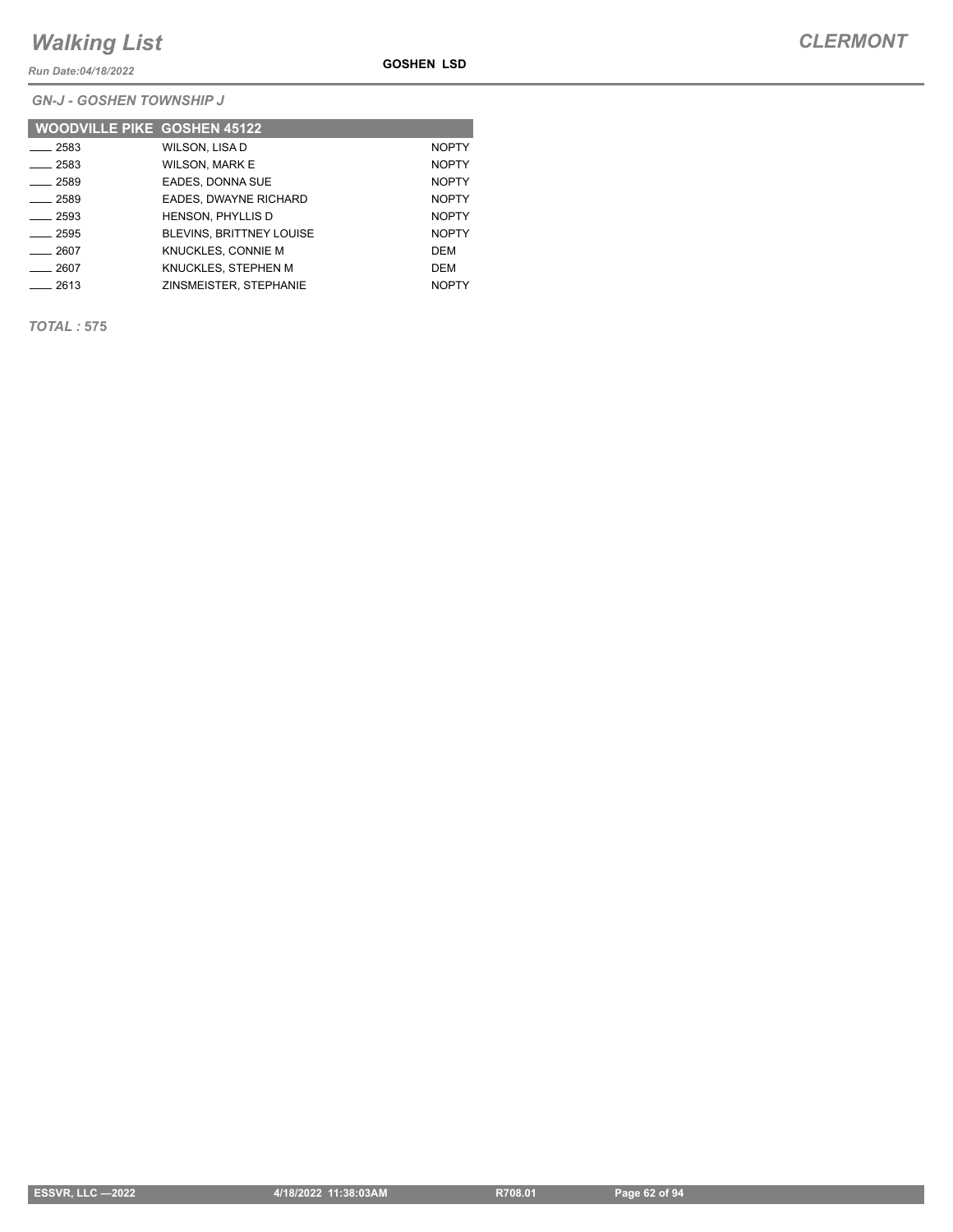# Walking List

**CLERMONT**

*Run Date:04/18/2022*

**GOSHEN LSD**

*GN-J - GOSHEN TOWNSHIP J*

| WOODVILLE PIKE GOSHEN 45122 | | |
|---|---|---|
| ____ 2583 | WILSON, LISA D | NOPTY |
| ____ 2583 | WILSON, MARK E | NOPTY |
| ____ 2589 | EADES, DONNA SUE | NOPTY |
| ____ 2589 | EADES, DWAYNE RICHARD | NOPTY |
| ____ 2593 | HENSON, PHYLLIS D | NOPTY |
| ____ 2595 | BLEVINS, BRITTNEY LOUISE | NOPTY |
| ____ 2607 | KNUCKLES, CONNIE M | DEM |
| ____ 2607 | KNUCKLES, STEPHEN M | DEM |
| ____ 2613 | ZINSMEISTER, STEPHANIE | NOPTY |

***TOTAL :* 575**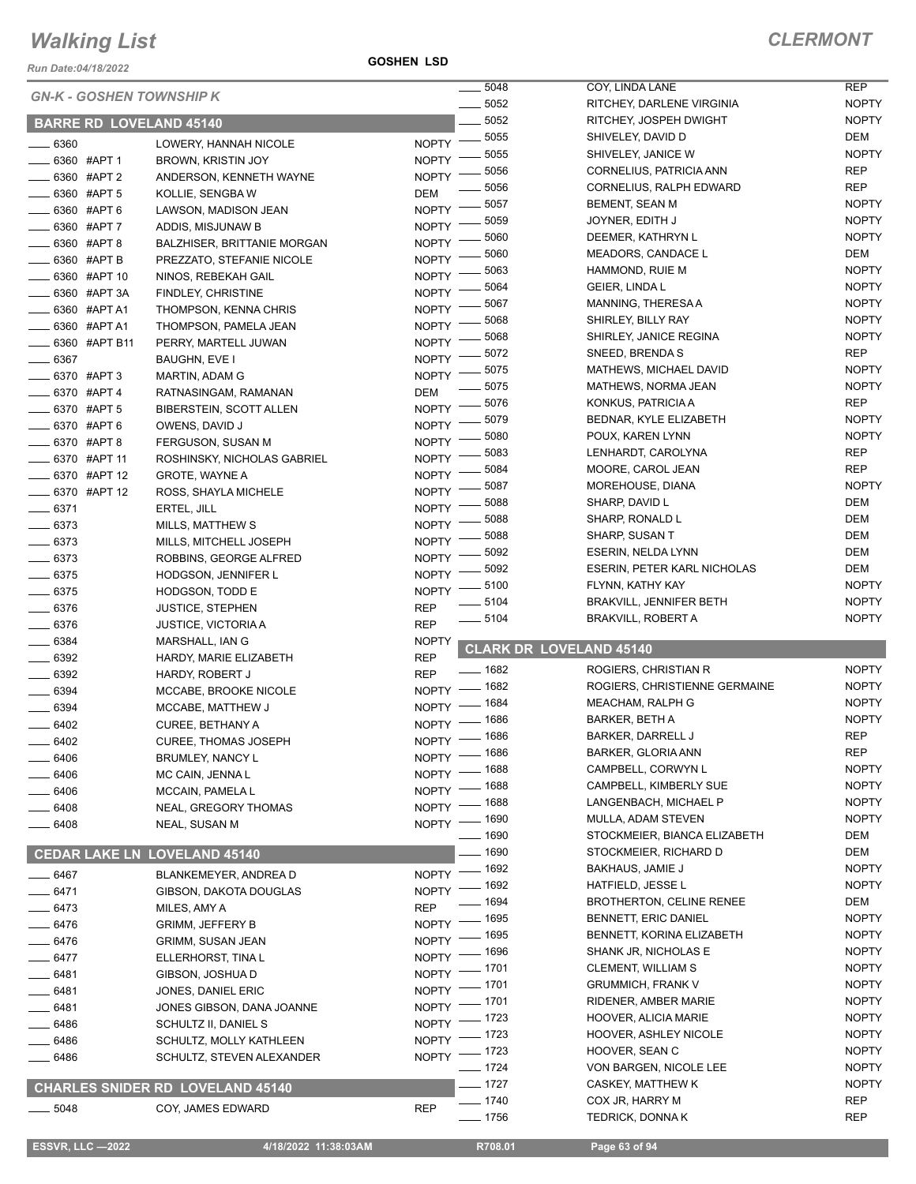# Walking List

**CLERMONT**

Run Date:04/18/2022

**GOSHEN LSD**

*GN-K - GOSHEN TOWNSHIP K*

## BARRE RD LOVELAND 45140

| Address | Name | Party |
|---|---|---|
| 6360 | LOWERY, HANNAH NICOLE | NOPTY |
| 6360 #APT 1 | BROWN, KRISTIN JOY | NOPTY |
| 6360 #APT 2 | ANDERSON, KENNETH WAYNE | NOPTY |
| 6360 #APT 5 | KOLLIE, SENGBA W | DEM |
| 6360 #APT 6 | LAWSON, MADISON JEAN | NOPTY |
| 6360 #APT 7 | ADDIS, MISJUNAW B | NOPTY |
| 6360 #APT 8 | BALZHISER, BRITTANIE MORGAN | NOPTY |
| 6360 #APT B | PREZZATO, STEFANIE NICOLE | NOPTY |
| 6360 #APT 10 | NINOS, REBEKAH GAIL | NOPTY |
| 6360 #APT 3A | FINDLEY, CHRISTINE | NOPTY |
| 6360 #APT A1 | THOMPSON, KENNA CHRIS | NOPTY |
| 6360 #APT A1 | THOMPSON, PAMELA JEAN | NOPTY |
| 6360 #APT B11 | PERRY, MARTELL JUWAN | NOPTY |
| 6367 | BAUGHN, EVE I | NOPTY |
| 6370 #APT 3 | MARTIN, ADAM G | NOPTY |
| 6370 #APT 4 | RATNASINGAM, RAMANAN | DEM |
| 6370 #APT 5 | BIBERSTEIN, SCOTT ALLEN | NOPTY |
| 6370 #APT 6 | OWENS, DAVID J | NOPTY |
| 6370 #APT 8 | FERGUSON, SUSAN M | NOPTY |
| 6370 #APT 11 | ROSHINSKY, NICHOLAS GABRIEL | NOPTY |
| 6370 #APT 12 | GROTE, WAYNE A | NOPTY |
| 6370 #APT 12 | ROSS, SHAYLA MICHELE | NOPTY |
| 6371 | ERTEL, JILL | NOPTY |
| 6373 | MILLS, MATTHEW S | NOPTY |
| 6373 | MILLS, MITCHELL JOSEPH | NOPTY |
| 6373 | ROBBINS, GEORGE ALFRED | NOPTY |
| 6375 | HODGSON, JENNIFER L | NOPTY |
| 6375 | HODGSON, TODD E | NOPTY |
| 6376 | JUSTICE, STEPHEN | REP |
| 6376 | JUSTICE, VICTORIA A | REP |
| 6384 | MARSHALL, IAN G | NOPTY |
| 6392 | HARDY, MARIE ELIZABETH | REP |
| 6392 | HARDY, ROBERT J | REP |
| 6394 | MCCABE, BROOKE NICOLE | NOPTY |
| 6394 | MCCABE, MATTHEW J | NOPTY |
| 6402 | CUREE, BETHANY A | NOPTY |
| 6402 | CUREE, THOMAS JOSEPH | NOPTY |
| 6406 | BRUMLEY, NANCY L | NOPTY |
| 6406 | MC CAIN, JENNA L | NOPTY |
| 6406 | MCCAIN, PAMELA L | NOPTY |
| 6408 | NEAL, GREGORY THOMAS | NOPTY |
| 6408 | NEAL, SUSAN M | NOPTY |

## CEDAR LAKE LN LOVELAND 45140

| Address | Name | Party |
|---|---|---|
| 6467 | BLANKEMEYER, ANDREA D | NOPTY |
| 6471 | GIBSON, DAKOTA DOUGLAS | NOPTY |
| 6473 | MILES, AMY A | REP |
| 6476 | GRIMM, JEFFERY B | NOPTY |
| 6476 | GRIMM, SUSAN JEAN | NOPTY |
| 6477 | ELLERHORST, TINA L | NOPTY |
| 6481 | GIBSON, JOSHUA D | NOPTY |
| 6481 | JONES, DANIEL ERIC | NOPTY |
| 6481 | JONES GIBSON, DANA JOANNE | NOPTY |
| 6486 | SCHULTZ II, DANIEL S | NOPTY |
| 6486 | SCHULTZ, MOLLY KATHLEEN | NOPTY |
| 6486 | SCHULTZ, STEVEN ALEXANDER | NOPTY |

## CHARLES SNIDER RD LOVELAND 45140

| Address | Name | Party |
|---|---|---|
| 5048 | COY, JAMES EDWARD | REP |
| 5048 | COY, LINDA LANE | REP |
| 5052 | RITCHEY, DARLENE VIRGINIA | NOPTY |
| 5052 | RITCHEY, JOSEPH DWIGHT | NOPTY |
| 5055 | SHIVELEY, DAVID D | DEM |
| 5055 | SHIVELEY, JANICE W | NOPTY |
| 5056 | CORNELIUS, PATRICIA ANN | REP |
| 5056 | CORNELIUS, RALPH EDWARD | REP |
| 5057 | BEMENT, SEAN M | NOPTY |
| 5059 | JOYNER, EDITH J | NOPTY |
| 5060 | DEEMER, KATHRYN L | NOPTY |
| 5060 | MEADORS, CANDACE L | DEM |
| 5063 | HAMMOND, RUIE M | NOPTY |
| 5064 | GEIER, LINDA L | NOPTY |
| 5067 | MANNING, THERESA A | NOPTY |
| 5068 | SHIRLEY, BILLY RAY | NOPTY |
| 5068 | SHIRLEY, JANICE REGINA | NOPTY |
| 5072 | SNEED, BRENDA S | REP |
| 5075 | MATHEWS, MICHAEL DAVID | NOPTY |
| 5075 | MATHEWS, NORMA JEAN | NOPTY |
| 5076 | KONKUS, PATRICIA A | REP |
| 5079 | BEDNAR, KYLE ELIZABETH | NOPTY |
| 5080 | POUX, KAREN LYNN | NOPTY |
| 5083 | LENHARDT, CAROLYNA | REP |
| 5084 | MOORE, CAROL JEAN | REP |
| 5087 | MOREHOUSE, DIANA | NOPTY |
| 5088 | SHARP, DAVID L | DEM |
| 5088 | SHARP, RONALD L | DEM |
| 5088 | SHARP, SUSAN T | DEM |
| 5092 | ESERIN, NELDA LYNN | DEM |
| 5092 | ESERIN, PETER KARL NICHOLAS | DEM |
| 5100 | FLYNN, KATHY KAY | NOPTY |
| 5104 | BRAKVILL, JENNIFER BETH | NOPTY |
| 5104 | BRAKVILL, ROBERT A | NOPTY |

## CLARK DR LOVELAND 45140

| Address | Name | Party |
|---|---|---|
| 1682 | ROGIERS, CHRISTIAN R | NOPTY |
| 1682 | ROGIERS, CHRISTIENNE GERMAINE | NOPTY |
| 1684 | MEACHAM, RALPH G | NOPTY |
| 1686 | BARKER, BETH A | NOPTY |
| 1686 | BARKER, DARRELL J | REP |
| 1686 | BARKER, GLORIA ANN | REP |
| 1688 | CAMPBELL, CORWYN L | NOPTY |
| 1688 | CAMPBELL, KIMBERLY SUE | NOPTY |
| 1688 | LANGENBACH, MICHAEL P | NOPTY |
| 1690 | MULLA, ADAM STEVEN | NOPTY |
| 1690 | STOCKMEIER, BIANCA ELIZABETH | DEM |
| 1690 | STOCKMEIER, RICHARD D | DEM |
| 1692 | BAKHAUS, JAMIE J | NOPTY |
| 1692 | HATFIELD, JESSE L | NOPTY |
| 1694 | BROTHERTON, CELINE RENEE | DEM |
| 1695 | BENNETT, ERIC DANIEL | NOPTY |
| 1695 | BENNETT, KORINA ELIZABETH | NOPTY |
| 1696 | SHANK JR, NICHOLAS E | NOPTY |
| 1701 | CLEMENT, WILLIAM S | NOPTY |
| 1701 | GRUMMICH, FRANK V | NOPTY |
| 1701 | RIDENER, AMBER MARIE | NOPTY |
| 1723 | HOOVER, ALICIA MARIE | NOPTY |
| 1723 | HOOVER, ASHLEY NICOLE | NOPTY |
| 1723 | HOOVER, SEAN C | NOPTY |
| 1724 | VON BARGEN, NICOLE LEE | NOPTY |
| 1727 | CASKEY, MATTHEW K | NOPTY |
| 1740 | COX JR, HARRY M | REP |
| 1756 | TEDRICK, DONNA K | REP |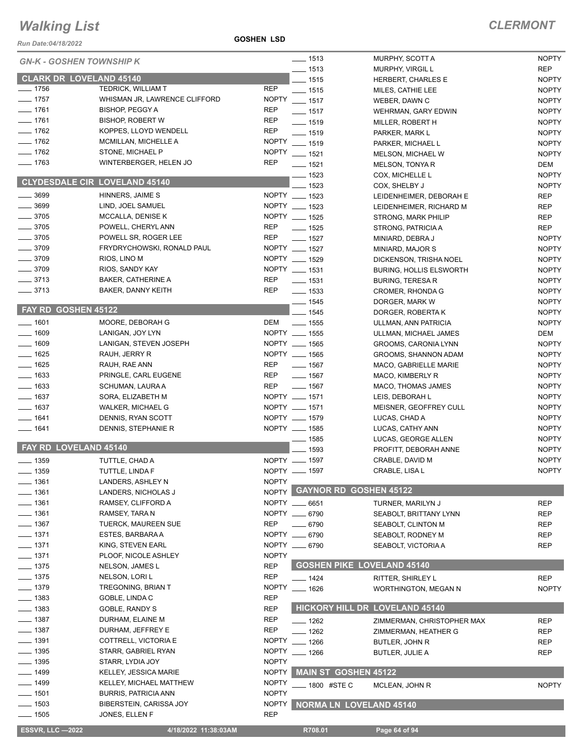# Walking List

**CLERMONT**

Run Date:04/18/2022

**GOSHEN LSD**

## GN-K - GOSHEN TOWNSHIP K

### CLARK DR LOVELAND 45140

| No. | Name | Party |
|---|---|---|
| 1756 | TEDRICK, WILLIAM T | REP |
| 1757 | WHISMAN JR, LAWRENCE CLIFFORD | NOPTY |
| 1761 | BISHOP, PEGGY A | REP |
| 1761 | BISHOP, ROBERT W | REP |
| 1762 | KOPPES, LLOYD WENDELL | REP |
| 1762 | MCMILLAN, MICHELLE A | NOPTY |
| 1762 | STONE, MICHAEL P | NOPTY |
| 1763 | WINTERBERGER, HELEN JO | REP |

### CLYDESDALE CIR LOVELAND 45140

| No. | Name | Party |
|---|---|---|
| 3699 | HINNERS, JAIME S | NOPTY |
| 3699 | LIND, JOEL SAMUEL | NOPTY |
| 3705 | MCCALLA, DENISE K | NOPTY |
| 3705 | POWELL, CHERYL ANN | REP |
| 3705 | POWELL SR, ROGER LEE | REP |
| 3709 | FRYDRYCHOWSKI, RONALD PAUL | NOPTY |
| 3709 | RIOS, LINO M | NOPTY |
| 3709 | RIOS, SANDY KAY | NOPTY |
| 3713 | BAKER, CATHERINE A | REP |
| 3713 | BAKER, DANNY KEITH | REP |

### FAY RD GOSHEN 45122

| No. | Name | Party |
|---|---|---|
| 1601 | MOORE, DEBORAH G | DEM |
| 1609 | LANIGAN, JOY LYN | NOPTY |
| 1609 | LANIGAN, STEVEN JOSEPH | NOPTY |
| 1625 | RAUH, JERRY R | NOPTY |
| 1625 | RAUH, RAE ANN | REP |
| 1633 | PRINGLE, CARL EUGENE | REP |
| 1633 | SCHUMAN, LAURA A | REP |
| 1637 | SORA, ELIZABETH M | NOPTY |
| 1637 | WALKER, MICHAEL G | NOPTY |
| 1641 | DENNIS, RYAN SCOTT | NOPTY |
| 1641 | DENNIS, STEPHANIE R | NOPTY |

### FAY RD LOVELAND 45140

| No. | Name | Party |
|---|---|---|
| 1359 | TUTTLE, CHAD A | NOPTY |
| 1359 | TUTTLE, LINDA F | NOPTY |
| 1361 | LANDERS, ASHLEY N | NOPTY |
| 1361 | LANDERS, NICHOLAS J | NOPTY |
| 1361 | RAMSEY, CLIFFORD A | NOPTY |
| 1361 | RAMSEY, TARA N | NOPTY |
| 1367 | TUERCK, MAUREEN SUE | REP |
| 1371 | ESTES, BARBARA A | NOPTY |
| 1371 | KING, STEVEN EARL | NOPTY |
| 1371 | PLOOF, NICOLE ASHLEY | NOPTY |
| 1375 | NELSON, JAMES L | REP |
| 1375 | NELSON, LORI L | REP |
| 1379 | TREGONING, BRIAN T | NOPTY |
| 1383 | GOBLE, LINDA C | REP |
| 1383 | GOBLE, RANDY S | REP |
| 1387 | DURHAM, ELAINE M | REP |
| 1387 | DURHAM, JEFFREY E | REP |
| 1391 | COTTRELL, VICTORIA E | NOPTY |
| 1395 | STARR, GABRIEL RYAN | NOPTY |
| 1395 | STARR, LYDIA JOY | NOPTY |
| 1499 | KELLEY, JESSICA MARIE | NOPTY |
| 1499 | KELLEY, MICHAEL MATTHEW | NOPTY |
| 1501 | BURRIS, PATRICIA ANN | NOPTY |
| 1503 | BIBERSTEIN, CARISSA JOY | NOPTY |
| 1505 | JONES, ELLEN F | REP |
| 1513 | MURPHY, SCOTT A | NOPTY |
| 1513 | MURPHY, VIRGIL L | REP |
| 1515 | HERBERT, CHARLES E | NOPTY |
| 1515 | MILES, CATHIE LEE | NOPTY |
| 1517 | WEBER, DAWN C | NOPTY |
| 1517 | WEHRMAN, GARY EDWIN | NOPTY |
| 1519 | MILLER, ROBERT H | NOPTY |
| 1519 | PARKER, MARK L | NOPTY |
| 1519 | PARKER, MICHAEL L | NOPTY |
| 1521 | MELSON, MICHAEL W | NOPTY |
| 1521 | MELSON, TONYA R | DEM |
| 1523 | COX, MICHELLE L | NOPTY |
| 1523 | COX, SHELBY J | NOPTY |
| 1523 | LEIDENHEIMER, DEBORAH E | REP |
| 1523 | LEIDENHEIMER, RICHARD M | REP |
| 1525 | STRONG, MARK PHILIP | REP |
| 1525 | STRONG, PATRICIA A | REP |
| 1527 | MINIARD, DEBRA J | NOPTY |
| 1527 | MINIARD, MAJOR S | NOPTY |
| 1529 | DICKENSON, TRISHA NOEL | NOPTY |
| 1531 | BURING, HOLLIS ELSWORTH | NOPTY |
| 1531 | BURING, TERESA R | NOPTY |
| 1533 | CROMER, RHONDA G | NOPTY |
| 1545 | DORGER, MARK W | NOPTY |
| 1545 | DORGER, ROBERTA K | NOPTY |
| 1555 | ULLMAN, ANN PATRICIA | NOPTY |
| 1555 | ULLMAN, MICHAEL JAMES | DEM |
| 1565 | GROOMS, CARONIA LYNN | NOPTY |
| 1565 | GROOMS, SHANNON ADAM | NOPTY |
| 1567 | MACO, GABRIELLE MARIE | NOPTY |
| 1567 | MACO, KIMBERLY R | NOPTY |
| 1567 | MACO, THOMAS JAMES | NOPTY |
| 1571 | LEIS, DEBORAH L | NOPTY |
| 1571 | MEISNER, GEOFFREY CULL | NOPTY |
| 1579 | LUCAS, CHAD A | NOPTY |
| 1585 | LUCAS, CATHY ANN | NOPTY |
| 1585 | LUCAS, GEORGE ALLEN | NOPTY |
| 1593 | PROFITT, DEBORAH ANNE | NOPTY |
| 1597 | CRABLE, DAVID M | NOPTY |
| 1597 | CRABLE, LISA L | NOPTY |

### GAYNOR RD GOSHEN 45122

| No. | Name | Party |
|---|---|---|
| 6651 | TURNER, MARILYN J | REP |
| 6790 | SEABOLT, BRITTANY LYNN | REP |
| 6790 | SEABOLT, CLINTON M | REP |
| 6790 | SEABOLT, RODNEY M | REP |
| 6790 | SEABOLT, VICTORIA A | REP |

### GOSHEN PIKE LOVELAND 45140

| No. | Name | Party |
|---|---|---|
| 1424 | RITTER, SHIRLEY L | REP |
| 1626 | WORTHINGTON, MEGAN N | NOPTY |

### HICKORY HILL DR LOVELAND 45140

| No. | Name | Party |
|---|---|---|
| 1262 | ZIMMERMAN, CHRISTOPHER MAX | REP |
| 1262 | ZIMMERMAN, HEATHER G | REP |
| 1266 | BUTLER, JOHN R | REP |
| 1266 | BUTLER, JULIE A | REP |

### MAIN ST GOSHEN 45122

| No. | Name | Party |
|---|---|---|
| 1800 #STE C | MCLEAN, JOHN R | NOPTY |

### NORMA LN LOVELAND 45140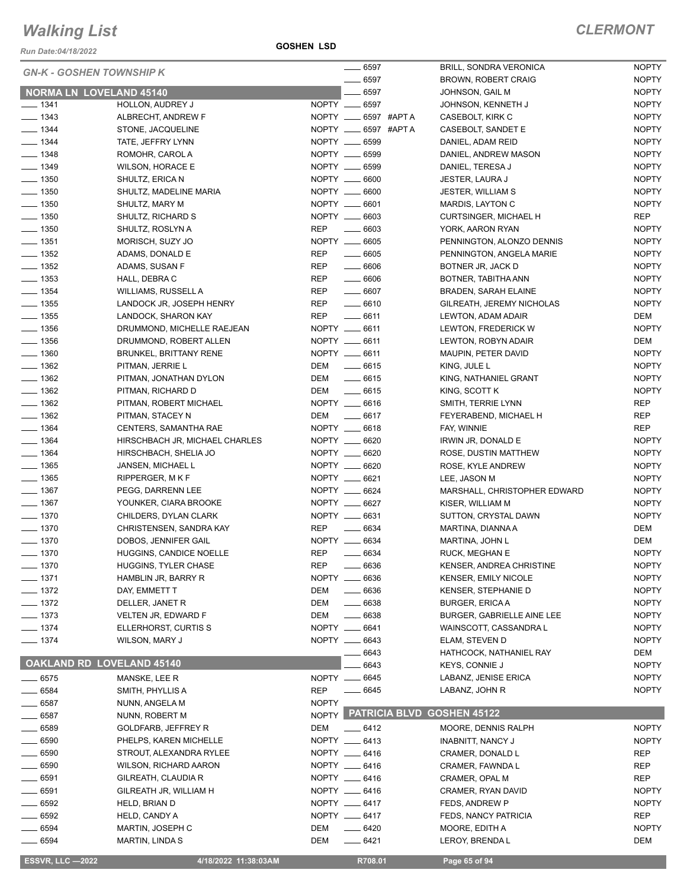# Walking List

## CLERMONT

Run Date:04/18/2022

**GOSHEN LSD**

### GN-K - GOSHEN TOWNSHIP K

#### NORMA LN LOVELAND 45140

| No. | Name | Party |
|---|---|---|
| 1341 | HOLLON, AUDREY J | NOPTY |
| 1343 | ALBRECHT, ANDREW F | NOPTY |
| 1344 | STONE, JACQUELINE | NOPTY |
| 1344 | TATE, JEFFRY LYNN | NOPTY |
| 1348 | ROMOHR, CAROL A | NOPTY |
| 1349 | WILSON, HORACE E | NOPTY |
| 1350 | SHULTZ, ERICA N | NOPTY |
| 1350 | SHULTZ, MADELINE MARIA | NOPTY |
| 1350 | SHULTZ, MARY M | NOPTY |
| 1350 | SHULTZ, RICHARD S | NOPTY |
| 1350 | SHULTZ, ROSLYN A | REP |
| 1351 | MORISCH, SUZY JO | NOPTY |
| 1352 | ADAMS, DONALD E | REP |
| 1352 | ADAMS, SUSAN F | REP |
| 1353 | HALL, DEBRA C | REP |
| 1354 | WILLIAMS, RUSSELL A | REP |
| 1355 | LANDOCK JR, JOSEPH HENRY | REP |
| 1355 | LANDOCK, SHARON KAY | REP |
| 1356 | DRUMMOND, MICHELLE RAEJEAN | NOPTY |
| 1356 | DRUMMOND, ROBERT ALLEN | NOPTY |
| 1360 | BRUNKEL, BRITTANY RENE | NOPTY |
| 1362 | PITMAN, JERRIE L | DEM |
| 1362 | PITMAN, JONATHAN DYLON | DEM |
| 1362 | PITMAN, RICHARD D | DEM |
| 1362 | PITMAN, ROBERT MICHAEL | NOPTY |
| 1362 | PITMAN, STACEY N | DEM |
| 1364 | CENTERS, SAMANTHA RAE | NOPTY |
| 1364 | HIRSCHBACH JR, MICHAEL CHARLES | NOPTY |
| 1364 | HIRSCHBACH, SHELIA JO | NOPTY |
| 1365 | JANSEN, MICHAEL L | NOPTY |
| 1365 | RIPPERGER, M K F | NOPTY |
| 1367 | PEGG, DARRENN LEE | NOPTY |
| 1367 | YOUNKER, CIARA BROOKE | NOPTY |
| 1370 | CHILDERS, DYLAN CLARK | NOPTY |
| 1370 | CHRISTENSEN, SANDRA KAY | REP |
| 1370 | DOBOS, JENNIFER GAIL | NOPTY |
| 1370 | HUGGINS, CANDICE NOELLE | REP |
| 1370 | HUGGINS, TYLER CHASE | REP |
| 1371 | HAMBLIN JR, BARRY R | NOPTY |
| 1372 | DAY, EMMETT T | DEM |
| 1372 | DELLER, JANET R | DEM |
| 1373 | VELTEN JR, EDWARD F | DEM |
| 1374 | ELLERHORST, CURTIS S | NOPTY |
| 1374 | WILSON, MARY J | NOPTY |

#### OAKLAND RD LOVELAND 45140

| No. | Name | Party |
|---|---|---|
| 6575 | MANSKE, LEE R | NOPTY |
| 6584 | SMITH, PHYLLIS A | REP |
| 6587 | NUNN, ANGELA M | NOPTY |
| 6587 | NUNN, ROBERT M | NOPTY |
| 6589 | GOLDFARB, JEFFREY R | DEM |
| 6590 | PHELPS, KAREN MICHELLE | NOPTY |
| 6590 | STROUT, ALEXANDRA RYLEE | NOPTY |
| 6590 | WILSON, RICHARD AARON | NOPTY |
| 6591 | GILREATH, CLAUDIA R | NOPTY |
| 6591 | GILREATH JR, WILLIAM H | NOPTY |
| 6592 | HELD, BRIAN D | NOPTY |
| 6592 | HELD, CANDY A | NOPTY |
| 6594 | MARTIN, JOSEPH C | DEM |
| 6594 | MARTIN, LINDA S | DEM |
| 6597 | BRILL, SONDRA VERONICA | NOPTY |
| 6597 | BROWN, ROBERT CRAIG | NOPTY |
| 6597 | JOHNSON, GAIL M | NOPTY |
| 6597 | JOHNSON, KENNETH J | NOPTY |
| 6597 #APT A | CASEBOLT, KIRK C | NOPTY |
| 6597 #APT A | CASEBOLT, SANDET E | NOPTY |
| 6599 | DANIEL, ADAM REID | NOPTY |
| 6599 | DANIEL, ANDREW MASON | NOPTY |
| 6599 | DANIEL, TERESA J | NOPTY |
| 6600 | JESTER, LAURA J | NOPTY |
| 6600 | JESTER, WILLIAM S | NOPTY |
| 6601 | MARDIS, LAYTON C | NOPTY |
| 6603 | CURTSINGER, MICHAEL H | REP |
| 6603 | YORK, AARON RYAN | NOPTY |
| 6605 | PENNINGTON, ALONZO DENNIS | NOPTY |
| 6605 | PENNINGTON, ANGELA MARIE | NOPTY |
| 6606 | BOTNER JR, JACK D | NOPTY |
| 6606 | BOTNER, TABITHA ANN | NOPTY |
| 6607 | BRADEN, SARAH ELAINE | NOPTY |
| 6610 | GILREATH, JEREMY NICHOLAS | NOPTY |
| 6611 | LEWTON, ADAM ADAIR | DEM |
| 6611 | LEWTON, FREDERICK W | NOPTY |
| 6611 | LEWTON, ROBYN ADAIR | DEM |
| 6611 | MAUPIN, PETER DAVID | NOPTY |
| 6615 | KING, JULE L | NOPTY |
| 6615 | KING, NATHANIEL GRANT | NOPTY |
| 6615 | KING, SCOTT K | NOPTY |
| 6616 | SMITH, TERRIE LYNN | REP |
| 6617 | FEYERABEND, MICHAEL H | REP |
| 6618 | FAY, WINNIE | REP |
| 6620 | IRWIN JR, DONALD E | NOPTY |
| 6620 | ROSE, DUSTIN MATTHEW | NOPTY |
| 6620 | ROSE, KYLE ANDREW | NOPTY |
| 6621 | LEE, JASON M | NOPTY |
| 6624 | MARSHALL, CHRISTOPHER EDWARD | NOPTY |
| 6627 | KISER, WILLIAM M | NOPTY |
| 6631 | SUTTON, CRYSTAL DAWN | NOPTY |
| 6634 | MARTINA, DIANNA A | DEM |
| 6634 | MARTINA, JOHN L | DEM |
| 6634 | RUCK, MEGHAN E | NOPTY |
| 6636 | KENSER, ANDREA CHRISTINE | NOPTY |
| 6636 | KENSER, EMILY NICOLE | NOPTY |
| 6636 | KENSER, STEPHANIE D | NOPTY |
| 6638 | BURGER, ERICA A | NOPTY |
| 6638 | BURGER, GABRIELLE AINE LEE | NOPTY |
| 6641 | WAINSCOTT, CASSANDRA L | NOPTY |
| 6643 | ELAM, STEVEN D | NOPTY |
| 6643 | HATHCOCK, NATHANIEL RAY | DEM |
| 6643 | KEYS, CONNIE J | NOPTY |
| 6645 | LABANZ, JENISE ERICA | NOPTY |
| 6645 | LABANZ, JOHN R | NOPTY |

#### PATRICIA BLVD GOSHEN 45122

| No. | Name | Party |
|---|---|---|
| 6412 | MOORE, DENNIS RALPH | NOPTY |
| 6413 | INABNITT, NANCY J | NOPTY |
| 6416 | CRAMER, DONALD L | REP |
| 6416 | CRAMER, FAWNDA L | REP |
| 6416 | CRAMER, OPAL M | REP |
| 6416 | CRAMER, RYAN DAVID | NOPTY |
| 6417 | FEDS, ANDREW P | NOPTY |
| 6417 | FEDS, NANCY PATRICIA | REP |
| 6420 | MOORE, EDITH A | NOPTY |
| 6421 | LEROY, BRENDA L | DEM |

ESSVR, LLC —2022 | 4/18/2022 11:38:03AM | R708.01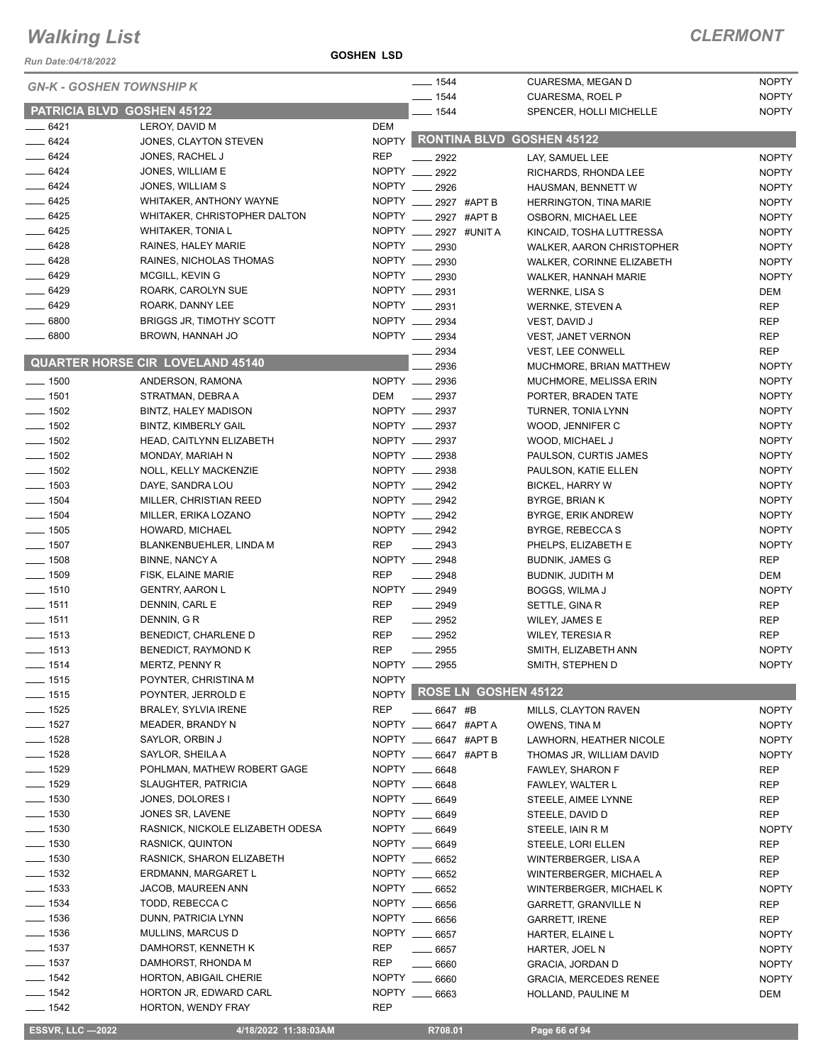# Walking List

**CLERMONT**

Run Date:04/18/2022

**GOSHEN LSD**

## GN-K - GOSHEN TOWNSHIP K

### PATRICIA BLVD GOSHEN 45122

| No. | Name | Party |
|---|---|---|
| 6421 | LEROY, DAVID M | DEM |
| 6424 | JONES, CLAYTON STEVEN | NOPTY |
| 6424 | JONES, RACHEL J | REP |
| 6424 | JONES, WILLIAM E | NOPTY |
| 6424 | JONES, WILLIAM S | NOPTY |
| 6425 | WHITAKER, ANTHONY WAYNE | NOPTY |
| 6425 | WHITAKER, CHRISTOPHER DALTON | NOPTY |
| 6425 | WHITAKER, TONIA L | NOPTY |
| 6428 | RAINES, HALEY MARIE | NOPTY |
| 6428 | RAINES, NICHOLAS THOMAS | NOPTY |
| 6429 | MCGILL, KEVIN G | NOPTY |
| 6429 | ROARK, CAROLYN SUE | NOPTY |
| 6429 | ROARK, DANNY LEE | NOPTY |
| 6800 | BRIGGS JR, TIMOTHY SCOTT | NOPTY |
| 6800 | BROWN, HANNAH JO | NOPTY |

### QUARTER HORSE CIR LOVELAND 45140

| No. | Name | Party |
|---|---|---|
| 1500 | ANDERSON, RAMONA | NOPTY |
| 1501 | STRATMAN, DEBRA A | DEM |
| 1502 | BINTZ, HALEY MADISON | NOPTY |
| 1502 | BINTZ, KIMBERLY GAIL | NOPTY |
| 1502 | HEAD, CAITLYNN ELIZABETH | NOPTY |
| 1502 | MONDAY, MARIAH N | NOPTY |
| 1502 | NOLL, KELLY MACKENZIE | NOPTY |
| 1503 | DAYE, SANDRA LOU | NOPTY |
| 1504 | MILLER, CHRISTIAN REED | NOPTY |
| 1504 | MILLER, ERIKA LOZANO | NOPTY |
| 1505 | HOWARD, MICHAEL | NOPTY |
| 1507 | BLANKENBUEHLER, LINDA M | REP |
| 1508 | BINNE, NANCY A | NOPTY |
| 1509 | FISK, ELAINE MARIE | REP |
| 1510 | GENTRY, AARON L | NOPTY |
| 1511 | DENNIN, CARL E | REP |
| 1511 | DENNIN, G R | REP |
| 1513 | BENEDICT, CHARLENE D | REP |
| 1513 | BENEDICT, RAYMOND K | REP |
| 1514 | MERTZ, PENNY R | NOPTY |
| 1515 | POYNTER, CHRISTINA M | NOPTY |
| 1515 | POYNTER, JERROLD E | NOPTY |
| 1525 | BRALEY, SYLVIA IRENE | REP |
| 1527 | MEADER, BRANDY N | NOPTY |
| 1528 | SAYLOR, ORBIN J | NOPTY |
| 1528 | SAYLOR, SHEILA A | NOPTY |
| 1529 | POHLMAN, MATHEW ROBERT GAGE | NOPTY |
| 1529 | SLAUGHTER, PATRICIA | NOPTY |
| 1530 | JONES, DOLORES I | NOPTY |
| 1530 | JONES SR, LAVENE | NOPTY |
| 1530 | RASNICK, NICKOLE ELIZABETH ODESA | NOPTY |
| 1530 | RASNICK, QUINTON | NOPTY |
| 1530 | RASNICK, SHARON ELIZABETH | NOPTY |
| 1532 | ERDMANN, MARGARET L | NOPTY |
| 1533 | JACOB, MAUREEN ANN | NOPTY |
| 1534 | TODD, REBECCA C | NOPTY |
| 1536 | DUNN, PATRICIA LYNN | NOPTY |
| 1536 | MULLINS, MARCUS D | NOPTY |
| 1537 | DAMHORST, KENNETH K | REP |
| 1537 | DAMHORST, RHONDA M | REP |
| 1542 | HORTON, ABIGAIL CHERIE | NOPTY |
| 1542 | HORTON JR, EDWARD CARL | NOPTY |
| 1542 | HORTON, WENDY FRAY | REP |
| 1544 | CUARESMA, MEGAN D | NOPTY |
| 1544 | CUARESMA, ROEL P | NOPTY |
| 1544 | SPENCER, HOLLI MICHELLE | NOPTY |

### RONTINA BLVD GOSHEN 45122

| No. | Name | Party |
|---|---|---|
| 2922 | LAY, SAMUEL LEE | NOPTY |
| 2922 | RICHARDS, RHONDA LEE | NOPTY |
| 2926 | HAUSMAN, BENNETT W | NOPTY |
| 2927 #APT B | HERRINGTON, TINA MARIE | NOPTY |
| 2927 #APT B | OSBORN, MICHAEL LEE | NOPTY |
| 2927 #UNIT A | KINCAID, TOSHA LUTTRESSA | NOPTY |
| 2930 | WALKER, AARON CHRISTOPHER | NOPTY |
| 2930 | WALKER, CORINNE ELIZABETH | NOPTY |
| 2930 | WALKER, HANNAH MARIE | NOPTY |
| 2931 | WERNKE, LISA S | DEM |
| 2931 | WERNKE, STEVEN A | REP |
| 2934 | VEST, DAVID J | REP |
| 2934 | VEST, JANET VERNON | REP |
| 2934 | VEST, LEE CONWELL | REP |
| 2936 | MUCHMORE, BRIAN MATTHEW | NOPTY |
| 2936 | MUCHMORE, MELISSA ERIN | NOPTY |
| 2937 | PORTER, BRADEN TATE | NOPTY |
| 2937 | TURNER, TONIA LYNN | NOPTY |
| 2937 | WOOD, JENNIFER C | NOPTY |
| 2937 | WOOD, MICHAEL J | NOPTY |
| 2938 | PAULSON, CURTIS JAMES | NOPTY |
| 2938 | PAULSON, KATIE ELLEN | NOPTY |
| 2942 | BICKEL, HARRY W | NOPTY |
| 2942 | BYRGE, BRIAN K | NOPTY |
| 2942 | BYRGE, ERIK ANDREW | NOPTY |
| 2942 | BYRGE, REBECCA S | NOPTY |
| 2943 | PHELPS, ELIZABETH E | NOPTY |
| 2948 | BUDNIK, JAMES G | REP |
| 2948 | BUDNIK, JUDITH M | DEM |
| 2949 | BOGGS, WILMA J | NOPTY |
| 2949 | SETTLE, GINA R | REP |
| 2952 | WILEY, JAMES E | REP |
| 2952 | WILEY, TERESIA R | REP |
| 2955 | SMITH, ELIZABETH ANN | NOPTY |
| 2955 | SMITH, STEPHEN D | NOPTY |

### ROSE LN GOSHEN 45122

| No. | Name | Party |
|---|---|---|
| 6647 #B | MILLS, CLAYTON RAVEN | NOPTY |
| 6647 #APT A | OWENS, TINA M | NOPTY |
| 6647 #APT B | LAWHORN, HEATHER NICOLE | NOPTY |
| 6647 #APT B | THOMAS JR, WILLIAM DAVID | NOPTY |
| 6648 | FAWLEY, SHARON F | REP |
| 6648 | FAWLEY, WALTER L | REP |
| 6649 | STEELE, AIMEE LYNNE | REP |
| 6649 | STEELE, DAVID D | REP |
| 6649 | STEELE, IAIN R M | NOPTY |
| 6649 | STEELE, LORI ELLEN | REP |
| 6652 | WINTERBERGER, LISA A | REP |
| 6652 | WINTERBERGER, MICHAEL A | REP |
| 6652 | WINTERBERGER, MICHAEL K | NOPTY |
| 6656 | GARRETT, GRANVILLE N | REP |
| 6656 | GARRETT, IRENE | REP |
| 6657 | HARTER, ELAINE L | NOPTY |
| 6657 | HARTER, JOEL N | NOPTY |
| 6660 | GRACIA, JORDAN D | NOPTY |
| 6660 | GRACIA, MERCEDES RENEE | NOPTY |
| 6663 | HOLLAND, PAULINE M | DEM |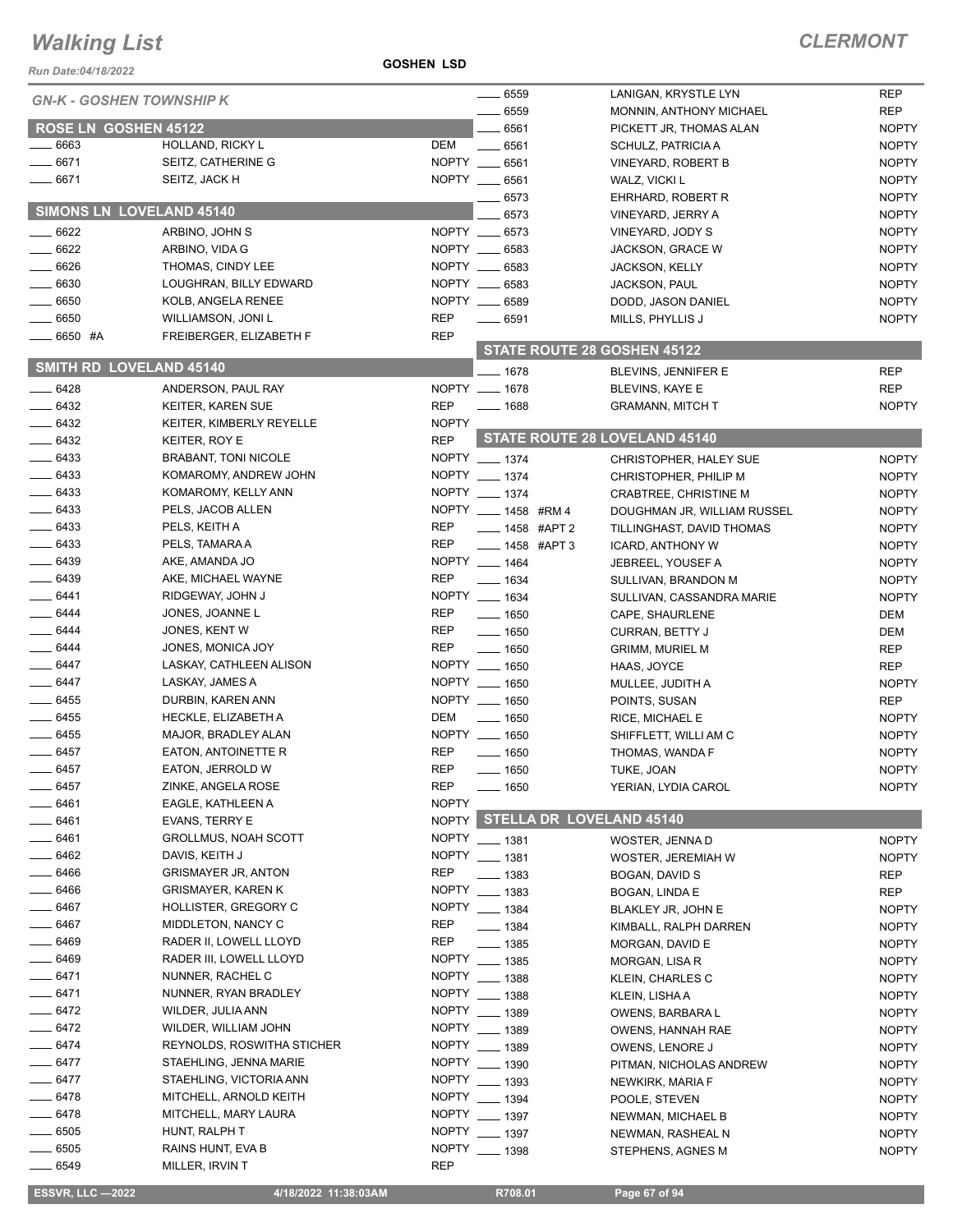# Walking List

**CLERMONT**

Run Date:04/18/2022

**GOSHEN LSD**

## GN-K - GOSHEN TOWNSHIP K

### ROSE LN GOSHEN 45122

| No. | Name | Party |
|---|---|---|
| 6663 | HOLLAND, RICKY L | DEM |
| 6671 | SEITZ, CATHERINE G | NOPTY |
| 6671 | SEITZ, JACK H | NOPTY |

### SIMONS LN LOVELAND 45140

| No. | Name | Party |
|---|---|---|
| 6622 | ARBINO, JOHN S | NOPTY |
| 6622 | ARBINO, VIDA G | NOPTY |
| 6626 | THOMAS, CINDY LEE | NOPTY |
| 6630 | LOUGHRAN, BILLY EDWARD | NOPTY |
| 6650 | KOLB, ANGELA RENEE | NOPTY |
| 6650 | WILLIAMSON, JONI L | REP |
| 6650 #A | FREIBERGER, ELIZABETH F | REP |

### SMITH RD LOVELAND 45140

| No. | Name | Party |
|---|---|---|
| 6428 | ANDERSON, PAUL RAY | NOPTY |
| 6432 | KEITER, KAREN SUE | REP |
| 6432 | KEITER, KIMBERLY REYELLE | NOPTY |
| 6432 | KEITER, ROY E | REP |
| 6433 | BRABANT, TONI NICOLE | NOPTY |
| 6433 | KOMAROMY, ANDREW JOHN | NOPTY |
| 6433 | KOMAROMY, KELLY ANN | NOPTY |
| 6433 | PELS, JACOB ALLEN | NOPTY |
| 6433 | PELS, KEITH A | REP |
| 6433 | PELS, TAMARA A | REP |
| 6439 | AKE, AMANDA JO | NOPTY |
| 6439 | AKE, MICHAEL WAYNE | REP |
| 6441 | RIDGEWAY, JOHN J | NOPTY |
| 6444 | JONES, JOANNE L | REP |
| 6444 | JONES, KENT W | REP |
| 6444 | JONES, MONICA JOY | REP |
| 6447 | LASKAY, CATHLEEN ALISON | NOPTY |
| 6447 | LASKAY, JAMES A | NOPTY |
| 6455 | DURBIN, KAREN ANN | NOPTY |
| 6455 | HECKLE, ELIZABETH A | DEM |
| 6455 | MAJOR, BRADLEY ALAN | NOPTY |
| 6457 | EATON, ANTOINETTE R | REP |
| 6457 | EATON, JERROLD W | REP |
| 6457 | ZINKE, ANGELA ROSE | REP |
| 6461 | EAGLE, KATHLEEN A | NOPTY |
| 6461 | EVANS, TERRY E | NOPTY |
| 6461 | GROLLMUS, NOAH SCOTT | NOPTY |
| 6462 | DAVIS, KEITH J | NOPTY |
| 6466 | GRISMAYER JR, ANTON | REP |
| 6466 | GRISMAYER, KAREN K | NOPTY |
| 6467 | HOLLISTER, GREGORY C | NOPTY |
| 6467 | MIDDLETON, NANCY C | REP |
| 6469 | RADER II, LOWELL LLOYD | REP |
| 6469 | RADER III, LOWELL LLOYD | NOPTY |
| 6471 | NUNNER, RACHEL C | NOPTY |
| 6471 | NUNNER, RYAN BRADLEY | NOPTY |
| 6472 | WILDER, JULIA ANN | NOPTY |
| 6472 | WILDER, WILLIAM JOHN | NOPTY |
| 6474 | REYNOLDS, ROSWITHA STICHER | NOPTY |
| 6477 | STAEHLING, JENNA MARIE | NOPTY |
| 6477 | STAEHLING, VICTORIA ANN | NOPTY |
| 6478 | MITCHELL, ARNOLD KEITH | NOPTY |
| 6478 | MITCHELL, MARY LAURA | NOPTY |
| 6505 | HUNT, RALPH T | NOPTY |
| 6505 | RAINS HUNT, EVA B | NOPTY |
| 6549 | MILLER, IRVIN T | REP |
| 6559 | LANIGAN, KRYSTLE LYN | REP |
| 6559 | MONNIN, ANTHONY MICHAEL | REP |
| 6561 | PICKETT JR, THOMAS ALAN | NOPTY |
| 6561 | SCHULZ, PATRICIA A | NOPTY |
| 6561 | VINEYARD, ROBERT B | NOPTY |
| 6561 | WALZ, VICKI L | NOPTY |
| 6573 | EHRHARD, ROBERT R | NOPTY |
| 6573 | VINEYARD, JERRY A | NOPTY |
| 6573 | VINEYARD, JODY S | NOPTY |
| 6583 | JACKSON, GRACE W | NOPTY |
| 6583 | JACKSON, KELLY | NOPTY |
| 6583 | JACKSON, PAUL | NOPTY |
| 6589 | DODD, JASON DANIEL | NOPTY |
| 6591 | MILLS, PHYLLIS J | NOPTY |

### STATE ROUTE 28 GOSHEN 45122

| No. | Name | Party |
|---|---|---|
| 1678 | BLEVINS, JENNIFER E | REP |
| 1678 | BLEVINS, KAYE E | REP |
| 1688 | GRAMANN, MITCH T | NOPTY |

### STATE ROUTE 28 LOVELAND 45140

| No. | Name | Party |
|---|---|---|
| 1374 | CHRISTOPHER, HALEY SUE | NOPTY |
| 1374 | CHRISTOPHER, PHILIP M | NOPTY |
| 1374 | CRABTREE, CHRISTINE M | NOPTY |
| 1458 #RM 4 | DOUGHMAN JR, WILLIAM RUSSEL | NOPTY |
| 1458 #APT 2 | TILLINGHAST, DAVID THOMAS | NOPTY |
| 1458 #APT 3 | ICARD, ANTHONY W | NOPTY |
| 1464 | JEBREEL, YOUSEF A | NOPTY |
| 1634 | SULLIVAN, BRANDON M | NOPTY |
| 1634 | SULLIVAN, CASSANDRA MARIE | NOPTY |
| 1650 | CAPE, SHAURLENE | DEM |
| 1650 | CURRAN, BETTY J | DEM |
| 1650 | GRIMM, MURIEL M | REP |
| 1650 | HAAS, JOYCE | REP |
| 1650 | MULLEE, JUDITH A | NOPTY |
| 1650 | POINTS, SUSAN | REP |
| 1650 | RICE, MICHAEL E | NOPTY |
| 1650 | SHIFFLETT, WILLI AM C | NOPTY |
| 1650 | THOMAS, WANDA F | NOPTY |
| 1650 | TUKE, JOAN | NOPTY |
| 1650 | YERIAN, LYDIA CAROL | NOPTY |

### STELLA DR LOVELAND 45140

| No. | Name | Party |
|---|---|---|
| 1381 | WOSTER, JENNA D | NOPTY |
| 1381 | WOSTER, JEREMIAH W | NOPTY |
| 1383 | BOGAN, DAVID S | REP |
| 1383 | BOGAN, LINDA E | REP |
| 1384 | BLAKLEY JR, JOHN E | NOPTY |
| 1384 | KIMBALL, RALPH DARREN | NOPTY |
| 1385 | MORGAN, DAVID E | NOPTY |
| 1385 | MORGAN, LISA R | NOPTY |
| 1388 | KLEIN, CHARLES C | NOPTY |
| 1388 | KLEIN, LISHA A | NOPTY |
| 1389 | OWENS, BARBARA L | NOPTY |
| 1389 | OWENS, HANNAH RAE | NOPTY |
| 1389 | OWENS, LENORE J | NOPTY |
| 1390 | PITMAN, NICHOLAS ANDREW | NOPTY |
| 1393 | NEWKIRK, MARIA F | NOPTY |
| 1394 | POOLE, STEVEN | NOPTY |
| 1397 | NEWMAN, MICHAEL B | NOPTY |
| 1397 | NEWMAN, RASHEAL N | NOPTY |
| 1398 | STEPHENS, AGNES M | NOPTY |

ESSVR, LLC —2022 4/18/2022 11:38:03AM R708.01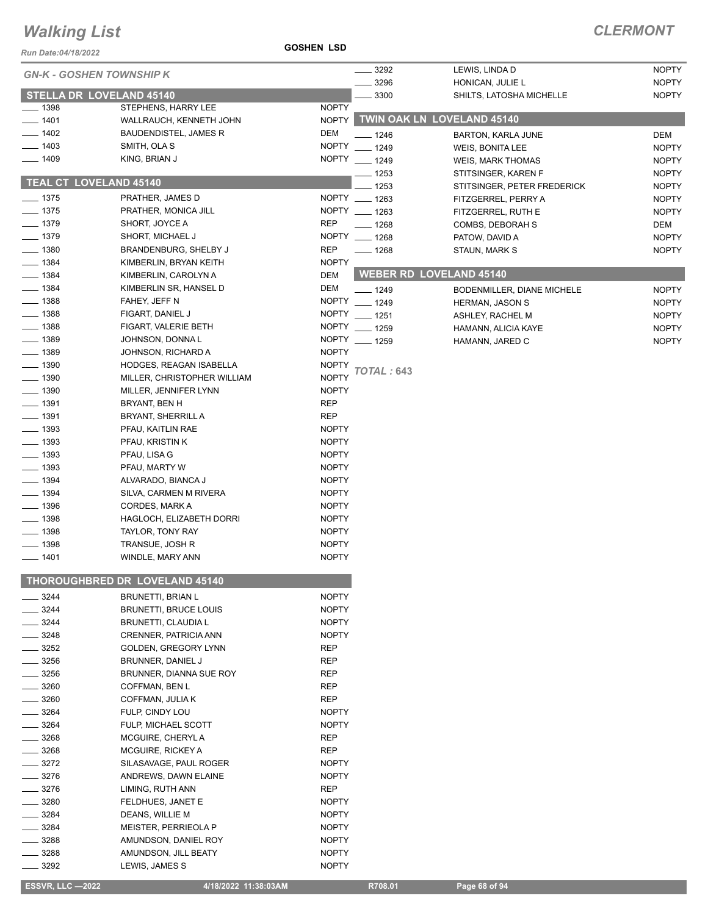# Walking List

**CLERMONT**

Run Date:04/18/2022

**GOSHEN LSD**

## GN-K - GOSHEN TOWNSHIP K

### STELLA DR LOVELAND 45140

| No. | Name | Party |
|---|---|---|
| ____ 1398 | STEPHENS, HARRY LEE | NOPTY |
| ____ 1401 | WALLRAUCH, KENNETH JOHN | NOPTY |
| ____ 1402 | BAUDENDISTEL, JAMES R | DEM |
| ____ 1403 | SMITH, OLA S | NOPTY |
| ____ 1409 | KING, BRIAN J | NOPTY |

### TEAL CT LOVELAND 45140

| No. | Name | Party |
|---|---|---|
| ____ 1375 | PRATHER, JAMES D | NOPTY |
| ____ 1375 | PRATHER, MONICA JILL | NOPTY |
| ____ 1379 | SHORT, JOYCE A | REP |
| ____ 1379 | SHORT, MICHAEL J | NOPTY |
| ____ 1380 | BRANDENBURG, SHELBY J | REP |
| ____ 1384 | KIMBERLIN, BRYAN KEITH | NOPTY |
| ____ 1384 | KIMBERLIN, CAROLYN A | DEM |
| ____ 1384 | KIMBERLIN SR, HANSEL D | DEM |
| ____ 1388 | FAHEY, JEFF N | NOPTY |
| ____ 1388 | FIGART, DANIEL J | NOPTY |
| ____ 1388 | FIGART, VALERIE BETH | NOPTY |
| ____ 1389 | JOHNSON, DONNA L | NOPTY |
| ____ 1389 | JOHNSON, RICHARD A | NOPTY |
| ____ 1390 | HODGES, REAGAN ISABELLA | NOPTY |
| ____ 1390 | MILLER, CHRISTOPHER WILLIAM | NOPTY |
| ____ 1390 | MILLER, JENNIFER LYNN | NOPTY |
| ____ 1391 | BRYANT, BEN H | REP |
| ____ 1391 | BRYANT, SHERRILL A | REP |
| ____ 1393 | PFAU, KAITLIN RAE | NOPTY |
| ____ 1393 | PFAU, KRISTIN K | NOPTY |
| ____ 1393 | PFAU, LISA G | NOPTY |
| ____ 1393 | PFAU, MARTY W | NOPTY |
| ____ 1394 | ALVARADO, BIANCA J | NOPTY |
| ____ 1394 | SILVA, CARMEN M RIVERA | NOPTY |
| ____ 1396 | CORDES, MARK A | NOPTY |
| ____ 1398 | HAGLOCH, ELIZABETH DORRI | NOPTY |
| ____ 1398 | TAYLOR, TONY RAY | NOPTY |
| ____ 1398 | TRANSUE, JOSH R | NOPTY |
| ____ 1401 | WINDLE, MARY ANN | NOPTY |

### THOROUGHBRED DR LOVELAND 45140

| No. | Name | Party |
|---|---|---|
| ____ 3244 | BRUNETTI, BRIAN L | NOPTY |
| ____ 3244 | BRUNETTI, BRUCE LOUIS | NOPTY |
| ____ 3244 | BRUNETTI, CLAUDIA L | NOPTY |
| ____ 3248 | CRENNER, PATRICIA ANN | NOPTY |
| ____ 3252 | GOLDEN, GREGORY LYNN | REP |
| ____ 3256 | BRUNNER, DANIEL J | REP |
| ____ 3256 | BRUNNER, DIANNA SUE ROY | REP |
| ____ 3260 | COFFMAN, BEN L | REP |
| ____ 3260 | COFFMAN, JULIA K | REP |
| ____ 3264 | FULP, CINDY LOU | NOPTY |
| ____ 3264 | FULP, MICHAEL SCOTT | NOPTY |
| ____ 3268 | MCGUIRE, CHERYL A | REP |
| ____ 3268 | MCGUIRE, RICKEY A | REP |
| ____ 3272 | SILASAVAGE, PAUL ROGER | NOPTY |
| ____ 3276 | ANDREWS, DAWN ELAINE | NOPTY |
| ____ 3276 | LIMING, RUTH ANN | REP |
| ____ 3280 | FELDHUES, JANET E | NOPTY |
| ____ 3284 | DEANS, WILLIE M | NOPTY |
| ____ 3284 | MEISTER, PERRIEOLA P | NOPTY |
| ____ 3288 | AMUNDSON, DANIEL ROY | NOPTY |
| ____ 3288 | AMUNDSON, JILL BEATY | NOPTY |
| ____ 3292 | LEWIS, JAMES S | NOPTY |
| ____ 3292 | LEWIS, LINDA D | NOPTY |
| ____ 3296 | HONICAN, JULIE L | NOPTY |
| ____ 3300 | SHILTS, LATOSHA MICHELLE | NOPTY |

### TWIN OAK LN LOVELAND 45140

| No. | Name | Party |
|---|---|---|
| ____ 1246 | BARTON, KARLA JUNE | DEM |
| ____ 1249 | WEIS, BONITA LEE | NOPTY |
| ____ 1249 | WEIS, MARK THOMAS | NOPTY |
| ____ 1253 | STITSINGER, KAREN F | NOPTY |
| ____ 1253 | STITSINGER, PETER FREDERICK | NOPTY |
| ____ 1263 | FITZGERREL, PERRY A | NOPTY |
| ____ 1263 | FITZGERREL, RUTH E | NOPTY |
| ____ 1268 | COMBS, DEBORAH S | DEM |
| ____ 1268 | PATOW, DAVID A | NOPTY |
| ____ 1268 | STAUN, MARK S | NOPTY |

### WEBER RD LOVELAND 45140

| No. | Name | Party |
|---|---|---|
| ____ 1249 | BODENMILLER, DIANE MICHELE | NOPTY |
| ____ 1249 | HERMAN, JASON S | NOPTY |
| ____ 1251 | ASHLEY, RACHEL M | NOPTY |
| ____ 1259 | HAMANN, ALICIA KAYE | NOPTY |
| ____ 1259 | HAMANN, JARED C | NOPTY |

*TOTAL : 643*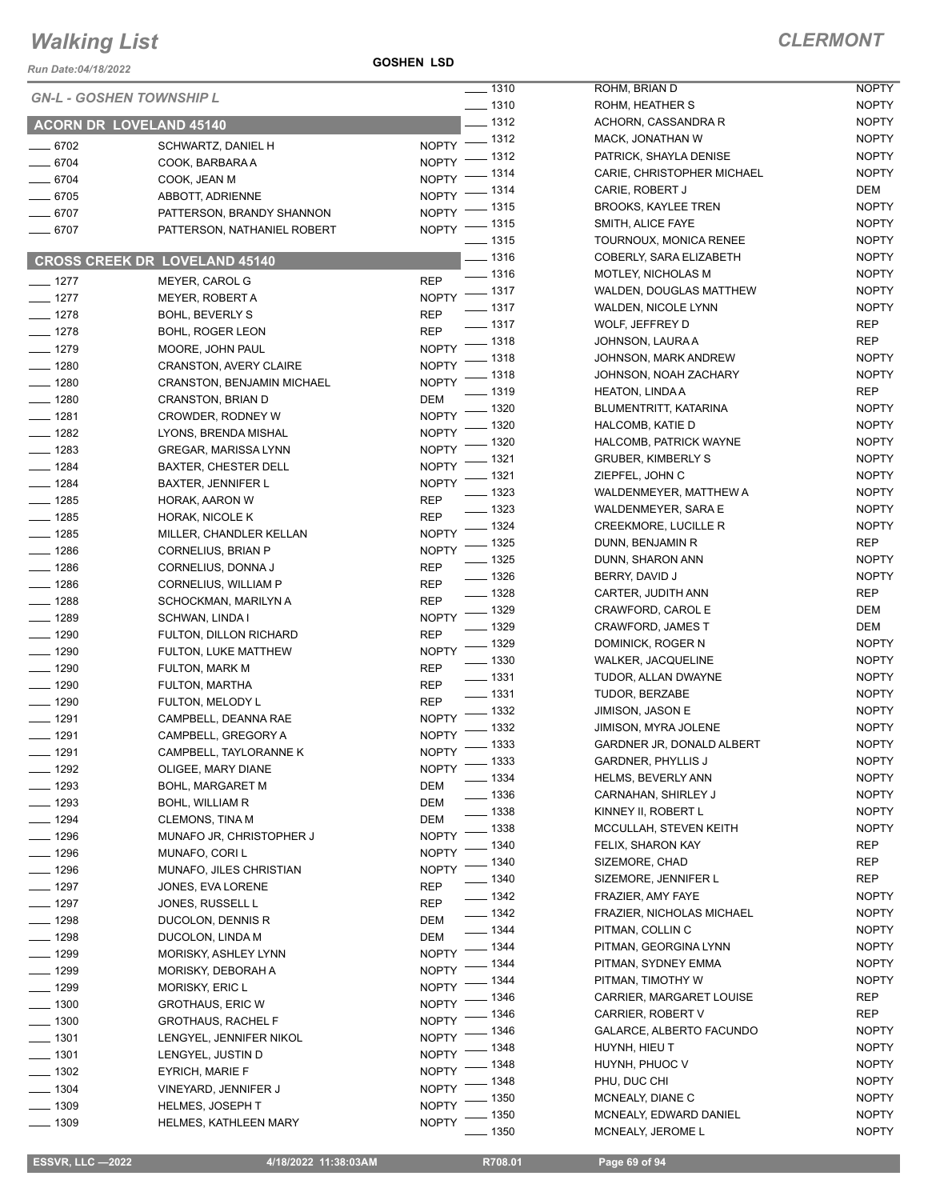# Walking List

**CLERMONT**

Run Date:04/18/2022

**GOSHEN LSD**

*GN-L - GOSHEN TOWNSHIP L*

## ACORN DR LOVELAND 45140

| No. | Name | Party |
|---|---|---|
| 6702 | SCHWARTZ, DANIEL H | NOPTY |
| 6704 | COOK, BARBARA A | NOPTY |
| 6704 | COOK, JEAN M | NOPTY |
| 6705 | ABBOTT, ADRIENNE | NOPTY |
| 6707 | PATTERSON, BRANDY SHANNON | NOPTY |
| 6707 | PATTERSON, NATHANIEL ROBERT | NOPTY |

## CROSS CREEK DR LOVELAND 45140

| No. | Name | Party |
|---|---|---|
| 1277 | MEYER, CAROL G | REP |
| 1277 | MEYER, ROBERT A | NOPTY |
| 1278 | BOHL, BEVERLY S | REP |
| 1278 | BOHL, ROGER LEON | REP |
| 1279 | MOORE, JOHN PAUL | NOPTY |
| 1280 | CRANSTON, AVERY CLAIRE | NOPTY |
| 1280 | CRANSTON, BENJAMIN MICHAEL | NOPTY |
| 1280 | CRANSTON, BRIAN D | DEM |
| 1281 | CROWDER, RODNEY W | NOPTY |
| 1282 | LYONS, BRENDA MISHAL | NOPTY |
| 1283 | GREGAR, MARISSA LYNN | NOPTY |
| 1284 | BAXTER, CHESTER DELL | NOPTY |
| 1284 | BAXTER, JENNIFER L | NOPTY |
| 1285 | HORAK, AARON W | REP |
| 1285 | HORAK, NICOLE K | REP |
| 1285 | MILLER, CHANDLER KELLAN | NOPTY |
| 1286 | CORNELIUS, BRIAN P | NOPTY |
| 1286 | CORNELIUS, DONNA J | REP |
| 1286 | CORNELIUS, WILLIAM P | REP |
| 1288 | SCHOCKMAN, MARILYN A | REP |
| 1289 | SCHWAN, LINDA I | NOPTY |
| 1290 | FULTON, DILLON RICHARD | REP |
| 1290 | FULTON, LUKE MATTHEW | NOPTY |
| 1290 | FULTON, MARK M | REP |
| 1290 | FULTON, MARTHA | REP |
| 1290 | FULTON, MELODY L | REP |
| 1291 | CAMPBELL, DEANNA RAE | NOPTY |
| 1291 | CAMPBELL, GREGORY A | NOPTY |
| 1291 | CAMPBELL, TAYLORANNE K | NOPTY |
| 1292 | OLIGEE, MARY DIANE | NOPTY |
| 1293 | BOHL, MARGARET M | DEM |
| 1293 | BOHL, WILLIAM R | DEM |
| 1294 | CLEMONS, TINA M | DEM |
| 1296 | MUNAFO JR, CHRISTOPHER J | NOPTY |
| 1296 | MUNAFO, CORI L | NOPTY |
| 1296 | MUNAFO, JILES CHRISTIAN | NOPTY |
| 1297 | JONES, EVA LORENE | REP |
| 1297 | JONES, RUSSELL L | REP |
| 1298 | DUCOLON, DENNIS R | DEM |
| 1298 | DUCOLON, LINDA M | DEM |
| 1299 | MORISKY, ASHLEY LYNN | NOPTY |
| 1299 | MORISKY, DEBORAH A | NOPTY |
| 1299 | MORISKY, ERIC L | NOPTY |
| 1300 | GROTHAUS, ERIC W | NOPTY |
| 1300 | GROTHAUS, RACHEL F | NOPTY |
| 1301 | LENGYEL, JENNIFER NIKOL | NOPTY |
| 1301 | LENGYEL, JUSTIN D | NOPTY |
| 1302 | EYRICH, MARIE F | NOPTY |
| 1304 | VINEYARD, JENNIFER J | NOPTY |
| 1309 | HELMES, JOSEPH T | NOPTY |
| 1309 | HELMES, KATHLEEN MARY | NOPTY |
| 1310 | ROHM, BRIAN D | NOPTY |
| 1310 | ROHM, HEATHER S | NOPTY |
| 1312 | ACHORN, CASSANDRA R | NOPTY |
| 1312 | MACK, JONATHAN W | NOPTY |
| 1312 | PATRICK, SHAYLA DENISE | NOPTY |
| 1314 | CARIE, CHRISTOPHER MICHAEL | NOPTY |
| 1314 | CARIE, ROBERT J | DEM |
| 1315 | BROOKS, KAYLEE TREN | NOPTY |
| 1315 | SMITH, ALICE FAYE | NOPTY |
| 1315 | TOURNOUX, MONICA RENEE | NOPTY |
| 1316 | COBERLY, SARA ELIZABETH | NOPTY |
| 1316 | MOTLEY, NICHOLAS M | NOPTY |
| 1317 | WALDEN, DOUGLAS MATTHEW | NOPTY |
| 1317 | WALDEN, NICOLE LYNN | NOPTY |
| 1317 | WOLF, JEFFREY D | REP |
| 1318 | JOHNSON, LAURA A | REP |
| 1318 | JOHNSON, MARK ANDREW | NOPTY |
| 1318 | JOHNSON, NOAH ZACHARY | NOPTY |
| 1319 | HEATON, LINDA A | REP |
| 1320 | BLUMENTRITT, KATARINA | NOPTY |
| 1320 | HALCOMB, KATIE D | NOPTY |
| 1320 | HALCOMB, PATRICK WAYNE | NOPTY |
| 1321 | GRUBER, KIMBERLY S | NOPTY |
| 1321 | ZIEPFEL, JOHN C | NOPTY |
| 1323 | WALDENMEYER, MATTHEW A | NOPTY |
| 1323 | WALDENMEYER, SARA E | NOPTY |
| 1324 | CREEKMORE, LUCILLE R | NOPTY |
| 1325 | DUNN, BENJAMIN R | REP |
| 1325 | DUNN, SHARON ANN | NOPTY |
| 1326 | BERRY, DAVID J | NOPTY |
| 1328 | CARTER, JUDITH ANN | REP |
| 1329 | CRAWFORD, CAROL E | DEM |
| 1329 | CRAWFORD, JAMES T | DEM |
| 1329 | DOMINICK, ROGER N | NOPTY |
| 1330 | WALKER, JACQUELINE | NOPTY |
| 1331 | TUDOR, ALLAN DWAYNE | NOPTY |
| 1331 | TUDOR, BERZABE | NOPTY |
| 1332 | JIMISON, JASON E | NOPTY |
| 1332 | JIMISON, MYRA JOLENE | NOPTY |
| 1333 | GARDNER JR, DONALD ALBERT | NOPTY |
| 1333 | GARDNER, PHYLLIS J | NOPTY |
| 1334 | HELMS, BEVERLY ANN | NOPTY |
| 1336 | CARNAHAN, SHIRLEY J | NOPTY |
| 1338 | KINNEY II, ROBERT L | NOPTY |
| 1338 | MCCULLAH, STEVEN KEITH | NOPTY |
| 1340 | FELIX, SHARON KAY | REP |
| 1340 | SIZEMORE, CHAD | REP |
| 1340 | SIZEMORE, JENNIFER L | REP |
| 1342 | FRAZIER, AMY FAYE | NOPTY |
| 1342 | FRAZIER, NICHOLAS MICHAEL | NOPTY |
| 1344 | PITMAN, COLLIN C | NOPTY |
| 1344 | PITMAN, GEORGINA LYNN | NOPTY |
| 1344 | PITMAN, SYDNEY EMMA | NOPTY |
| 1344 | PITMAN, TIMOTHY W | NOPTY |
| 1346 | CARRIER, MARGARET LOUISE | REP |
| 1346 | CARRIER, ROBERT V | REP |
| 1346 | GALARCE, ALBERTO FACUNDO | NOPTY |
| 1348 | HUYNH, HIEU T | NOPTY |
| 1348 | HUYNH, PHUOC V | NOPTY |
| 1348 | PHU, DUC CHI | NOPTY |
| 1350 | MCNEALY, DIANE C | NOPTY |
| 1350 | MCNEALY, EDWARD DANIEL | NOPTY |
| 1350 | MCNEALY, JEROME L | NOPTY |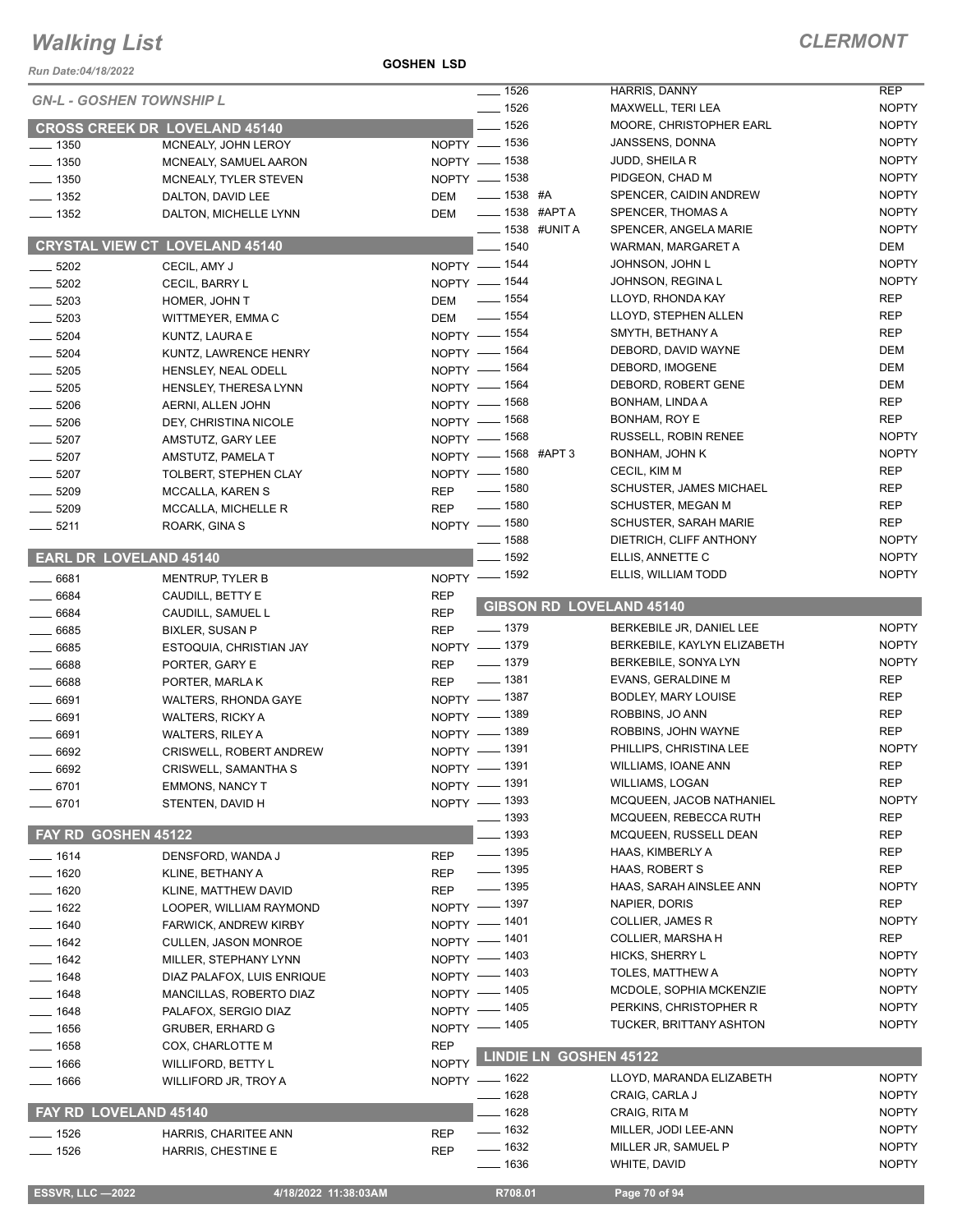# Walking List

## CLERMONT

Run Date:04/18/2022

GOSHEN LSD

### GN-L - GOSHEN TOWNSHIP L

### CROSS CREEK DR LOVELAND 45140

| No. | Name | Party |
|---|---|---|
| 1350 | MCNEALY, JOHN LEROY | NOPTY |
| 1350 | MCNEALY, SAMUEL AARON | NOPTY |
| 1350 | MCNEALY, TYLER STEVEN | NOPTY |
| 1352 | DALTON, DAVID LEE | DEM |
| 1352 | DALTON, MICHELLE LYNN | DEM |

### CRYSTAL VIEW CT LOVELAND 45140

| No. | Name | Party |
|---|---|---|
| 5202 | CECIL, AMY J | NOPTY |
| 5202 | CECIL, BARRY L | NOPTY |
| 5203 | HOMER, JOHN T | DEM |
| 5203 | WITTMEYER, EMMA C | DEM |
| 5204 | KUNTZ, LAURA E | NOPTY |
| 5204 | KUNTZ, LAWRENCE HENRY | NOPTY |
| 5205 | HENSLEY, NEAL ODELL | NOPTY |
| 5205 | HENSLEY, THERESA LYNN | NOPTY |
| 5206 | AERNI, ALLEN JOHN | NOPTY |
| 5206 | DEY, CHRISTINA NICOLE | NOPTY |
| 5207 | AMSTUTZ, GARY LEE | NOPTY |
| 5207 | AMSTUTZ, PAMELA T | NOPTY |
| 5207 | TOLBERT, STEPHEN CLAY | NOPTY |
| 5209 | MCCALLA, KAREN S | REP |
| 5209 | MCCALLA, MICHELLE R | REP |
| 5211 | ROARK, GINA S | NOPTY |

### EARL DR LOVELAND 45140

| No. | Name | Party |
|---|---|---|
| 6681 | MENTRUP, TYLER B | NOPTY |
| 6684 | CAUDILL, BETTY E | REP |
| 6684 | CAUDILL, SAMUEL L | REP |
| 6685 | BIXLER, SUSAN P | REP |
| 6685 | ESTOQUIA, CHRISTIAN JAY | NOPTY |
| 6688 | PORTER, GARY E | REP |
| 6688 | PORTER, MARLA K | REP |
| 6691 | WALTERS, RHONDA GAYE | NOPTY |
| 6691 | WALTERS, RICKY A | NOPTY |
| 6691 | WALTERS, RILEY A | NOPTY |
| 6692 | CRISWELL, ROBERT ANDREW | NOPTY |
| 6692 | CRISWELL, SAMANTHA S | NOPTY |
| 6701 | EMMONS, NANCY T | NOPTY |
| 6701 | STENTEN, DAVID H | NOPTY |

### FAY RD GOSHEN 45122

| No. | Name | Party |
|---|---|---|
| 1614 | DENSFORD, WANDA J | REP |
| 1620 | KLINE, BETHANY A | REP |
| 1620 | KLINE, MATTHEW DAVID | REP |
| 1622 | LOOPER, WILLIAM RAYMOND | NOPTY |
| 1640 | FARWICK, ANDREW KIRBY | NOPTY |
| 1642 | CULLEN, JASON MONROE | NOPTY |
| 1642 | MILLER, STEPHANY LYNN | NOPTY |
| 1648 | DIAZ PALAFOX, LUIS ENRIQUE | NOPTY |
| 1648 | MANCILLAS, ROBERTO DIAZ | NOPTY |
| 1648 | PALAFOX, SERGIO DIAZ | NOPTY |
| 1656 | GRUBER, ERHARD G | NOPTY |
| 1658 | COX, CHARLOTTE M | REP |
| 1666 | WILLIFORD, BETTY L | NOPTY |
| 1666 | WILLIFORD JR, TROY A | NOPTY |

### FAY RD LOVELAND 45140

| No. | Name | Party |
|---|---|---|
| 1526 | HARRIS, CHARITEE ANN | REP |
| 1526 | HARRIS, CHESTINE E | REP |
| 1526 | HARRIS, DANNY | REP |
| 1526 | MAXWELL, TERI LEA | NOPTY |
| 1526 | MOORE, CHRISTOPHER EARL | NOPTY |
| 1536 | JANSSENS, DONNA | NOPTY |
| 1538 | JUDD, SHEILA R | NOPTY |
| 1538 | PIDGEON, CHAD M | NOPTY |
| 1538 #A | SPENCER, CAIDIN ANDREW | NOPTY |
| 1538 #APT A | SPENCER, THOMAS A | NOPTY |
| 1538 #UNIT A | SPENCER, ANGELA MARIE | NOPTY |
| 1540 | WARMAN, MARGARET A | DEM |
| 1544 | JOHNSON, JOHN L | NOPTY |
| 1544 | JOHNSON, REGINA L | NOPTY |
| 1554 | LLOYD, RHONDA KAY | REP |
| 1554 | LLOYD, STEPHEN ALLEN | REP |
| 1554 | SMYTH, BETHANY A | REP |
| 1564 | DEBORD, DAVID WAYNE | DEM |
| 1564 | DEBORD, IMOGENE | DEM |
| 1564 | DEBORD, ROBERT GENE | DEM |
| 1568 | BONHAM, LINDA A | REP |
| 1568 | BONHAM, ROY E | REP |
| 1568 | RUSSELL, ROBIN RENEE | NOPTY |
| 1568 #APT 3 | BONHAM, JOHN K | NOPTY |
| 1580 | CECIL, KIM M | REP |
| 1580 | SCHUSTER, JAMES MICHAEL | REP |
| 1580 | SCHUSTER, MEGAN M | REP |
| 1580 | SCHUSTER, SARAH MARIE | REP |
| 1588 | DIETRICH, CLIFF ANTHONY | NOPTY |
| 1592 | ELLIS, ANNETTE C | NOPTY |
| 1592 | ELLIS, WILLIAM TODD | NOPTY |

### GIBSON RD LOVELAND 45140

| No. | Name | Party |
|---|---|---|
| 1379 | BERKEBILE JR, DANIEL LEE | NOPTY |
| 1379 | BERKEBILE, KAYLYN ELIZABETH | NOPTY |
| 1379 | BERKEBILE, SONYA LYN | NOPTY |
| 1381 | EVANS, GERALDINE M | REP |
| 1387 | BODLEY, MARY LOUISE | REP |
| 1389 | ROBBINS, JO ANN | REP |
| 1389 | ROBBINS, JOHN WAYNE | REP |
| 1391 | PHILLIPS, CHRISTINA LEE | NOPTY |
| 1391 | WILLIAMS, IOANE ANN | REP |
| 1391 | WILLIAMS, LOGAN | REP |
| 1393 | MCQUEEN, JACOB NATHANIEL | NOPTY |
| 1393 | MCQUEEN, REBECCA RUTH | REP |
| 1393 | MCQUEEN, RUSSELL DEAN | REP |
| 1395 | HAAS, KIMBERLY A | REP |
| 1395 | HAAS, ROBERT S | REP |
| 1395 | HAAS, SARAH AINSLEE ANN | NOPTY |
| 1397 | NAPIER, DORIS | REP |
| 1401 | COLLIER, JAMES R | NOPTY |
| 1401 | COLLIER, MARSHA H | REP |
| 1403 | HICKS, SHERRY L | NOPTY |
| 1403 | TOLES, MATTHEW A | NOPTY |
| 1405 | MCDOLE, SOPHIA MCKENZIE | NOPTY |
| 1405 | PERKINS, CHRISTOPHER R | NOPTY |
| 1405 | TUCKER, BRITTANY ASHTON | NOPTY |

### LINDIE LN GOSHEN 45122

| No. | Name | Party |
|---|---|---|
| 1622 | LLOYD, MARANDA ELIZABETH | NOPTY |
| 1628 | CRAIG, CARLA J | NOPTY |
| 1628 | CRAIG, RITA M | NOPTY |
| 1632 | MILLER, JODI LEE-ANN | NOPTY |
| 1632 | MILLER JR, SAMUEL P | NOPTY |
| 1636 | WHITE, DAVID | NOPTY |

ESSVR, LLC —2022 | 4/18/2022 11:38:03AM | R708.01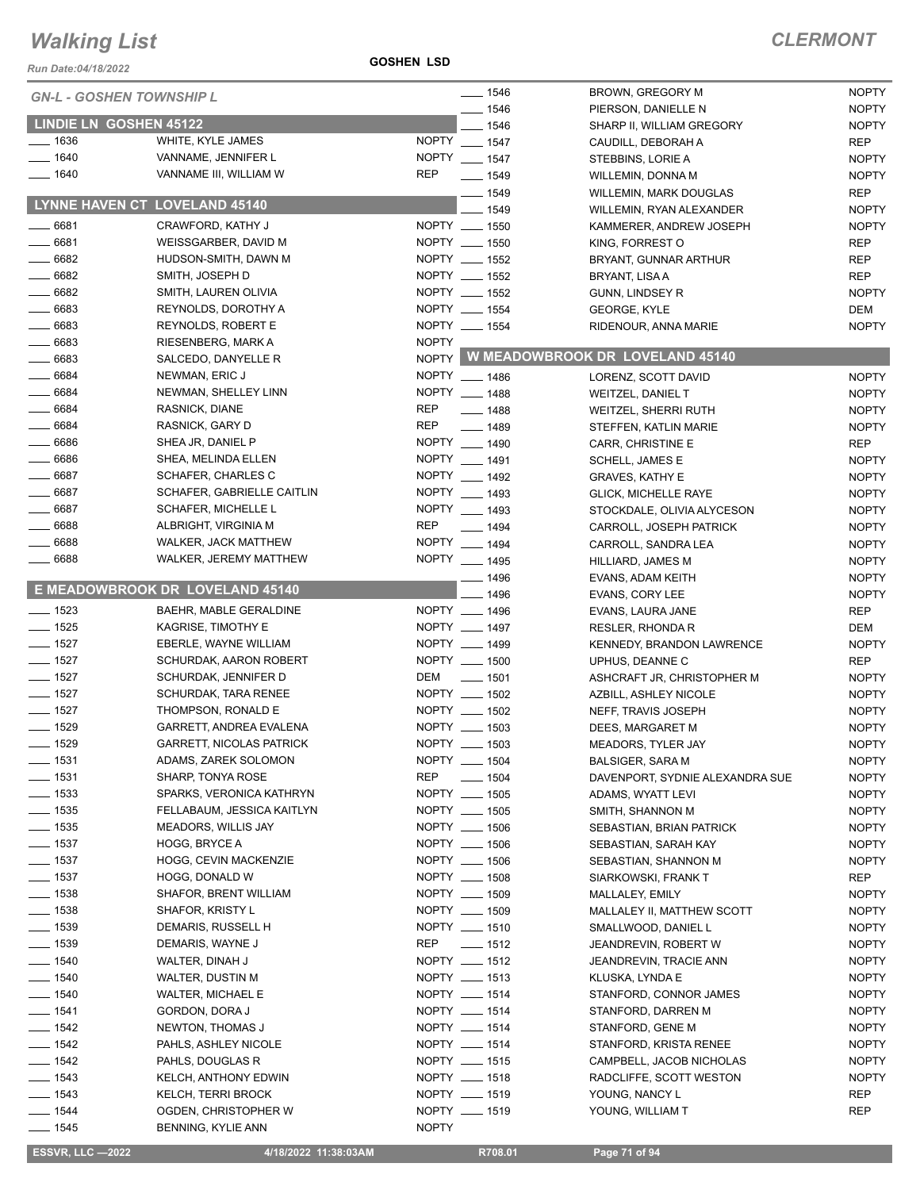# Walking List

**CLERMONT**

Run Date:04/18/2022

**GOSHEN LSD**

*GN-L - GOSHEN TOWNSHIP L*

## LINDIE LN GOSHEN 45122

| No. | Name | Party |
|---|---|---|
| ____ 1636 | WHITE, KYLE JAMES | NOPTY |
| ____ 1640 | VANNAME, JENNIFER L | NOPTY |
| ____ 1640 | VANNAME III, WILLIAM W | REP |

## LYNNE HAVEN CT LOVELAND 45140

| No. | Name | Party |
|---|---|---|
| ____ 6681 | CRAWFORD, KATHY J | NOPTY |
| ____ 6681 | WEISSGARBER, DAVID M | NOPTY |
| ____ 6682 | HUDSON-SMITH, DAWN M | NOPTY |
| ____ 6682 | SMITH, JOSEPH D | NOPTY |
| ____ 6682 | SMITH, LAUREN OLIVIA | NOPTY |
| ____ 6683 | REYNOLDS, DOROTHY A | NOPTY |
| ____ 6683 | REYNOLDS, ROBERT E | NOPTY |
| ____ 6683 | RIESENBERG, MARK A | NOPTY |
| ____ 6683 | SALCEDO, DANYELLE R | NOPTY |
| ____ 6684 | NEWMAN, ERIC J | NOPTY |
| ____ 6684 | NEWMAN, SHELLEY LINN | NOPTY |
| ____ 6684 | RASNICK, DIANE | REP |
| ____ 6684 | RASNICK, GARY D | REP |
| ____ 6686 | SHEA JR, DANIEL P | NOPTY |
| ____ 6686 | SHEA, MELINDA ELLEN | NOPTY |
| ____ 6687 | SCHAFER, CHARLES C | NOPTY |
| ____ 6687 | SCHAFER, GABRIELLE CAITLIN | NOPTY |
| ____ 6687 | SCHAFER, MICHELLE L | NOPTY |
| ____ 6688 | ALBRIGHT, VIRGINIA M | REP |
| ____ 6688 | WALKER, JACK MATTHEW | NOPTY |
| ____ 6688 | WALKER, JEREMY MATTHEW | NOPTY |

## E MEADOWBROOK DR LOVELAND 45140

| No. | Name | Party |
|---|---|---|
| ____ 1523 | BAEHR, MABLE GERALDINE | NOPTY |
| ____ 1525 | KAGRISE, TIMOTHY E | NOPTY |
| ____ 1527 | EBERLE, WAYNE WILLIAM | NOPTY |
| ____ 1527 | SCHURDAK, AARON ROBERT | NOPTY |
| ____ 1527 | SCHURDAK, JENNIFER D | DEM |
| ____ 1527 | SCHURDAK, TARA RENEE | NOPTY |
| ____ 1527 | THOMPSON, RONALD E | NOPTY |
| ____ 1529 | GARRETT, ANDREA EVALENA | NOPTY |
| ____ 1529 | GARRETT, NICOLAS PATRICK | NOPTY |
| ____ 1531 | ADAMS, ZAREK SOLOMON | NOPTY |
| ____ 1531 | SHARP, TONYA ROSE | REP |
| ____ 1533 | SPARKS, VERONICA KATHRYN | NOPTY |
| ____ 1535 | FELLABAUM, JESSICA KAITLYN | NOPTY |
| ____ 1535 | MEADORS, WILLIS JAY | NOPTY |
| ____ 1537 | HOGG, BRYCE A | NOPTY |
| ____ 1537 | HOGG, CEVIN MACKENZIE | NOPTY |
| ____ 1537 | HOGG, DONALD W | NOPTY |
| ____ 1538 | SHAFOR, BRENT WILLIAM | NOPTY |
| ____ 1538 | SHAFOR, KRISTY L | NOPTY |
| ____ 1539 | DEMARIS, RUSSELL H | NOPTY |
| ____ 1539 | DEMARIS, WAYNE J | REP |
| ____ 1540 | WALTER, DINAH J | NOPTY |
| ____ 1540 | WALTER, DUSTIN M | NOPTY |
| ____ 1540 | WALTER, MICHAEL E | NOPTY |
| ____ 1541 | GORDON, DORA J | NOPTY |
| ____ 1542 | NEWTON, THOMAS J | NOPTY |
| ____ 1542 | PAHLS, ASHLEY NICOLE | NOPTY |
| ____ 1542 | PAHLS, DOUGLAS R | NOPTY |
| ____ 1543 | KELCH, ANTHONY EDWIN | NOPTY |
| ____ 1543 | KELCH, TERRI BROCK | NOPTY |
| ____ 1544 | OGDEN, CHRISTOPHER W | NOPTY |
| ____ 1545 | BENNING, KYLIE ANN | NOPTY |
| ____ 1546 | BROWN, GREGORY M | NOPTY |
| ____ 1546 | PIERSON, DANIELLE N | NOPTY |
| ____ 1546 | SHARP II, WILLIAM GREGORY | NOPTY |
| ____ 1547 | CAUDILL, DEBORAH A | REP |
| ____ 1547 | STEBBINS, LORIE A | NOPTY |
| ____ 1549 | WILLEMIN, DONNA M | NOPTY |
| ____ 1549 | WILLEMIN, MARK DOUGLAS | REP |
| ____ 1549 | WILLEMIN, RYAN ALEXANDER | NOPTY |
| ____ 1550 | KAMMERER, ANDREW JOSEPH | NOPTY |
| ____ 1550 | KING, FORREST O | REP |
| ____ 1552 | BRYANT, GUNNAR ARTHUR | REP |
| ____ 1552 | BRYANT, LISA A | REP |
| ____ 1552 | GUNN, LINDSEY R | NOPTY |
| ____ 1554 | GEORGE, KYLE | DEM |
| ____ 1554 | RIDENOUR, ANNA MARIE | NOPTY |

## W MEADOWBROOK DR LOVELAND 45140

| No. | Name | Party |
|---|---|---|
| ____ 1486 | LORENZ, SCOTT DAVID | NOPTY |
| ____ 1488 | WEITZEL, DANIEL T | NOPTY |
| ____ 1488 | WEITZEL, SHERRI RUTH | NOPTY |
| ____ 1489 | STEFFEN, KATLIN MARIE | NOPTY |
| ____ 1490 | CARR, CHRISTINE E | REP |
| ____ 1491 | SCHELL, JAMES E | NOPTY |
| ____ 1492 | GRAVES, KATHY E | NOPTY |
| ____ 1493 | GLICK, MICHELLE RAYE | NOPTY |
| ____ 1493 | STOCKDALE, OLIVIA ALYCESON | NOPTY |
| ____ 1494 | CARROLL, JOSEPH PATRICK | NOPTY |
| ____ 1494 | CARROLL, SANDRA LEA | NOPTY |
| ____ 1495 | HILLIARD, JAMES M | NOPTY |
| ____ 1496 | EVANS, ADAM KEITH | NOPTY |
| ____ 1496 | EVANS, CORY LEE | NOPTY |
| ____ 1496 | EVANS, LAURA JANE | REP |
| ____ 1497 | RESLER, RHONDA R | DEM |
| ____ 1499 | KENNEDY, BRANDON LAWRENCE | NOPTY |
| ____ 1500 | UPHUS, DEANNE C | REP |
| ____ 1501 | ASHCRAFT JR, CHRISTOPHER M | NOPTY |
| ____ 1502 | AZBILL, ASHLEY NICOLE | NOPTY |
| ____ 1502 | NEFF, TRAVIS JOSEPH | NOPTY |
| ____ 1503 | DEES, MARGARET M | NOPTY |
| ____ 1503 | MEADORS, TYLER JAY | NOPTY |
| ____ 1504 | BALSIGER, SARA M | NOPTY |
| ____ 1504 | DAVENPORT, SYDNIE ALEXANDRA SUE | NOPTY |
| ____ 1505 | ADAMS, WYATT LEVI | NOPTY |
| ____ 1505 | SMITH, SHANNON M | NOPTY |
| ____ 1506 | SEBASTIAN, BRIAN PATRICK | NOPTY |
| ____ 1506 | SEBASTIAN, SARAH KAY | NOPTY |
| ____ 1506 | SEBASTIAN, SHANNON M | NOPTY |
| ____ 1508 | SIARKOWSKI, FRANK T | REP |
| ____ 1509 | MALLALEY, EMILY | NOPTY |
| ____ 1509 | MALLALEY II, MATTHEW SCOTT | NOPTY |
| ____ 1510 | SMALLWOOD, DANIEL L | NOPTY |
| ____ 1512 | JEANDREVIN, ROBERT W | NOPTY |
| ____ 1512 | JEANDREVIN, TRACIE ANN | NOPTY |
| ____ 1513 | KLUSKA, LYNDA E | NOPTY |
| ____ 1514 | STANFORD, CONNOR JAMES | NOPTY |
| ____ 1514 | STANFORD, DARREN M | NOPTY |
| ____ 1514 | STANFORD, GENE M | NOPTY |
| ____ 1514 | STANFORD, KRISTA RENEE | NOPTY |
| ____ 1515 | CAMPBELL, JACOB NICHOLAS | NOPTY |
| ____ 1518 | RADCLIFFE, SCOTT WESTON | NOPTY |
| ____ 1519 | YOUNG, NANCY L | REP |
| ____ 1519 | YOUNG, WILLIAM T | REP |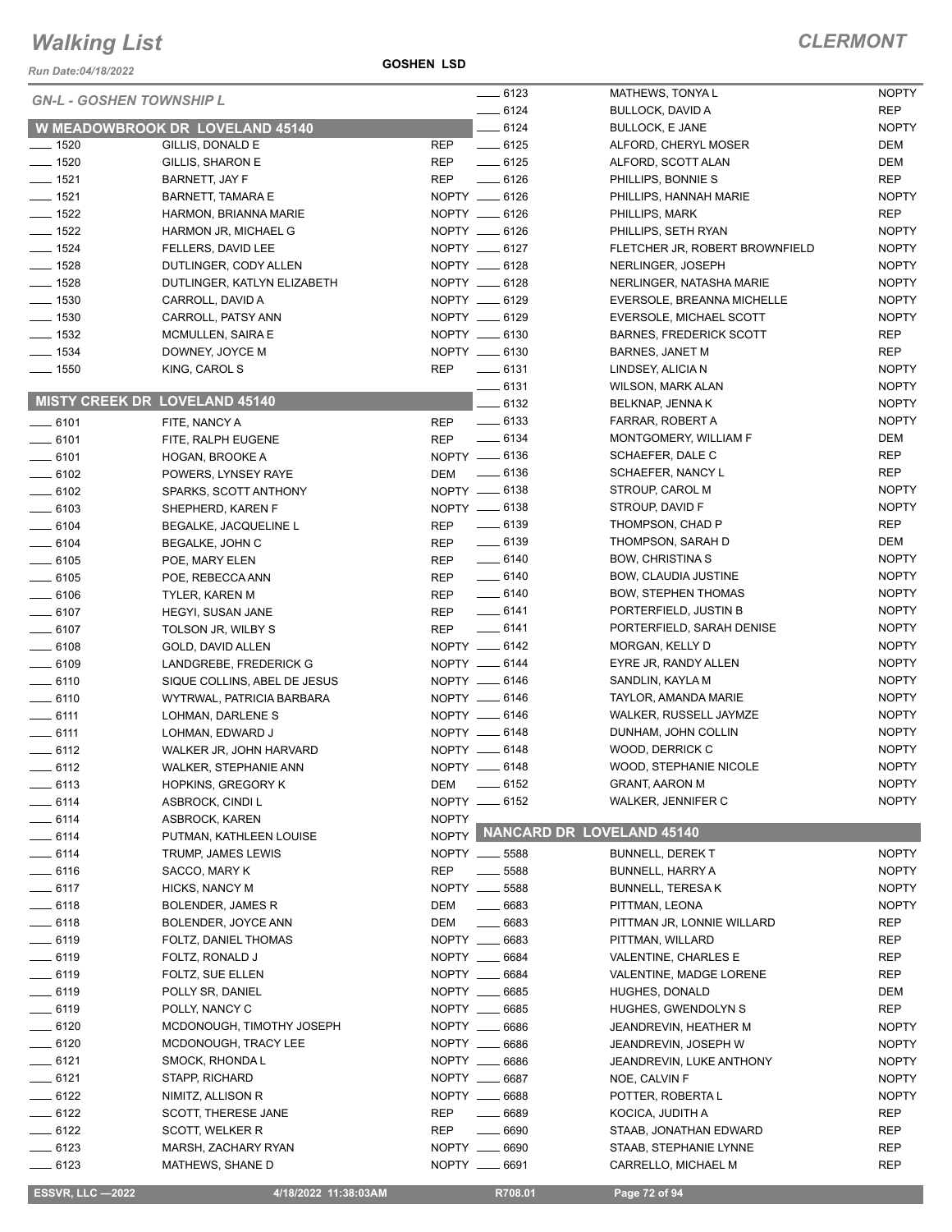# Walking List

**CLERMONT**

Run Date:04/18/2022

**GOSHEN LSD**

*GN-L - GOSHEN TOWNSHIP L*

## W MEADOWBROOK DR LOVELAND 45140

| No. | Name | Party |
|---|---|---|
| ____ 1520 | GILLIS, DONALD E | REP |
| ____ 1520 | GILLIS, SHARON E | REP |
| ____ 1521 | BARNETT, JAY F | REP |
| ____ 1521 | BARNETT, TAMARA E | NOPTY |
| ____ 1522 | HARMON, BRIANNA MARIE | NOPTY |
| ____ 1522 | HARMON JR, MICHAEL G | NOPTY |
| ____ 1524 | FELLERS, DAVID LEE | NOPTY |
| ____ 1528 | DUTLINGER, CODY ALLEN | NOPTY |
| ____ 1528 | DUTLINGER, KATLYN ELIZABETH | NOPTY |
| ____ 1530 | CARROLL, DAVID A | NOPTY |
| ____ 1530 | CARROLL, PATSY ANN | NOPTY |
| ____ 1532 | MCMULLEN, SAIRA E | NOPTY |
| ____ 1534 | DOWNEY, JOYCE M | NOPTY |
| ____ 1550 | KING, CAROL S | REP |

## MISTY CREEK DR LOVELAND 45140

| No. | Name | Party |
|---|---|---|
| ____ 6101 | FITE, NANCY A | REP |
| ____ 6101 | FITE, RALPH EUGENE | REP |
| ____ 6101 | HOGAN, BROOKE A | NOPTY |
| ____ 6102 | POWERS, LYNSEY RAYE | DEM |
| ____ 6102 | SPARKS, SCOTT ANTHONY | NOPTY |
| ____ 6103 | SHEPHERD, KAREN F | NOPTY |
| ____ 6104 | BEGALKE, JACQUELINE L | REP |
| ____ 6104 | BEGALKE, JOHN C | REP |
| ____ 6105 | POE, MARY ELEN | REP |
| ____ 6105 | POE, REBECCA ANN | REP |
| ____ 6106 | TYLER, KAREN M | REP |
| ____ 6107 | HEGYI, SUSAN JANE | REP |
| ____ 6107 | TOLSON JR, WILBY S | REP |
| ____ 6108 | GOLD, DAVID ALLEN | NOPTY |
| ____ 6109 | LANDGREBE, FREDERICK G | NOPTY |
| ____ 6110 | SIQUE COLLINS, ABEL DE JESUS | NOPTY |
| ____ 6110 | WYTRWAL, PATRICIA BARBARA | NOPTY |
| ____ 6111 | LOHMAN, DARLENE S | NOPTY |
| ____ 6111 | LOHMAN, EDWARD J | NOPTY |
| ____ 6112 | WALKER JR, JOHN HARVARD | NOPTY |
| ____ 6112 | WALKER, STEPHANIE ANN | NOPTY |
| ____ 6113 | HOPKINS, GREGORY K | DEM |
| ____ 6114 | ASBROCK, CINDI L | NOPTY |
| ____ 6114 | ASBROCK, KAREN | NOPTY |
| ____ 6114 | PUTMAN, KATHLEEN LOUISE | NOPTY |
| ____ 6114 | TRUMP, JAMES LEWIS | NOPTY |
| ____ 6116 | SACCO, MARY K | REP |
| ____ 6117 | HICKS, NANCY M | NOPTY |
| ____ 6118 | BOLENDER, JAMES R | DEM |
| ____ 6118 | BOLENDER, JOYCE ANN | DEM |
| ____ 6119 | FOLTZ, DANIEL THOMAS | NOPTY |
| ____ 6119 | FOLTZ, RONALD J | NOPTY |
| ____ 6119 | FOLTZ, SUE ELLEN | NOPTY |
| ____ 6119 | POLLY SR, DANIEL | NOPTY |
| ____ 6119 | POLLY, NANCY C | NOPTY |
| ____ 6120 | MCDONOUGH, TIMOTHY JOSEPH | NOPTY |
| ____ 6120 | MCDONOUGH, TRACY LEE | NOPTY |
| ____ 6121 | SMOCK, RHONDA L | NOPTY |
| ____ 6121 | STAPP, RICHARD | NOPTY |
| ____ 6122 | NIMITZ, ALLISON R | NOPTY |
| ____ 6122 | SCOTT, THERESE JANE | REP |
| ____ 6122 | SCOTT, WELKER R | REP |
| ____ 6123 | MARSH, ZACHARY RYAN | NOPTY |
| ____ 6123 | MATHEWS, SHANE D | NOPTY |
| ____ 6123 | MATHEWS, TONYA L | NOPTY |
| ____ 6124 | BULLOCK, DAVID A | REP |
| ____ 6124 | BULLOCK, E JANE | NOPTY |
| ____ 6125 | ALFORD, CHERYL MOSER | DEM |
| ____ 6125 | ALFORD, SCOTT ALAN | DEM |
| ____ 6126 | PHILLIPS, BONNIE S | REP |
| ____ 6126 | PHILLIPS, HANNAH MARIE | NOPTY |
| ____ 6126 | PHILLIPS, MARK | REP |
| ____ 6126 | PHILLIPS, SETH RYAN | NOPTY |
| ____ 6127 | FLETCHER JR, ROBERT BROWNFIELD | NOPTY |
| ____ 6128 | NERLINGER, JOSEPH | NOPTY |
| ____ 6128 | NERLINGER, NATASHA MARIE | NOPTY |
| ____ 6129 | EVERSOLE, BREANNA MICHELLE | NOPTY |
| ____ 6129 | EVERSOLE, MICHAEL SCOTT | NOPTY |
| ____ 6130 | BARNES, FREDERICK SCOTT | REP |
| ____ 6130 | BARNES, JANET M | REP |
| ____ 6131 | LINDSEY, ALICIA N | NOPTY |
| ____ 6131 | WILSON, MARK ALAN | NOPTY |
| ____ 6132 | BELKNAP, JENNA K | NOPTY |
| ____ 6133 | FARRAR, ROBERT A | NOPTY |
| ____ 6134 | MONTGOMERY, WILLIAM F | DEM |
| ____ 6136 | SCHAEFER, DALE C | REP |
| ____ 6136 | SCHAEFER, NANCY L | REP |
| ____ 6138 | STROUP, CAROL M | NOPTY |
| ____ 6138 | STROUP, DAVID F | NOPTY |
| ____ 6139 | THOMPSON, CHAD P | REP |
| ____ 6139 | THOMPSON, SARAH D | DEM |
| ____ 6140 | BOW, CHRISTINA S | NOPTY |
| ____ 6140 | BOW, CLAUDIA JUSTINE | NOPTY |
| ____ 6140 | BOW, STEPHEN THOMAS | NOPTY |
| ____ 6141 | PORTERFIELD, JUSTIN B | NOPTY |
| ____ 6141 | PORTERFIELD, SARAH DENISE | NOPTY |
| ____ 6142 | MORGAN, KELLY D | NOPTY |
| ____ 6144 | EYRE JR, RANDY ALLEN | NOPTY |
| ____ 6146 | SANDLIN, KAYLA M | NOPTY |
| ____ 6146 | TAYLOR, AMANDA MARIE | NOPTY |
| ____ 6146 | WALKER, RUSSELL JAYMZE | NOPTY |
| ____ 6148 | DUNHAM, JOHN COLLIN | NOPTY |
| ____ 6148 | WOOD, DERRICK C | NOPTY |
| ____ 6148 | WOOD, STEPHANIE NICOLE | NOPTY |
| ____ 6152 | GRANT, AARON M | NOPTY |
| ____ 6152 | WALKER, JENNIFER C | NOPTY |

## NANCARD DR LOVELAND 45140

| No. | Name | Party |
|---|---|---|
| ____ 5588 | BUNNELL, DEREK T | NOPTY |
| ____ 5588 | BUNNELL, HARRY A | NOPTY |
| ____ 5588 | BUNNELL, TERESA K | NOPTY |
| ____ 6683 | PITTMAN, LEONA | NOPTY |
| ____ 6683 | PITTMAN JR, LONNIE WILLARD | REP |
| ____ 6683 | PITTMAN, WILLARD | REP |
| ____ 6684 | VALENTINE, CHARLES E | REP |
| ____ 6684 | VALENTINE, MADGE LORENE | REP |
| ____ 6685 | HUGHES, DONALD | DEM |
| ____ 6685 | HUGHES, GWENDOLYN S | REP |
| ____ 6686 | JEANDREVIN, HEATHER M | NOPTY |
| ____ 6686 | JEANDREVIN, JOSEPH W | NOPTY |
| ____ 6686 | JEANDREVIN, LUKE ANTHONY | NOPTY |
| ____ 6687 | NOE, CALVIN F | NOPTY |
| ____ 6688 | POTTER, ROBERTA L | NOPTY |
| ____ 6689 | KOCICA, JUDITH A | REP |
| ____ 6690 | STAAB, JONATHAN EDWARD | REP |
| ____ 6690 | STAAB, STEPHANIE LYNNE | REP |
| ____ 6691 | CARRELLO, MICHAEL M | REP |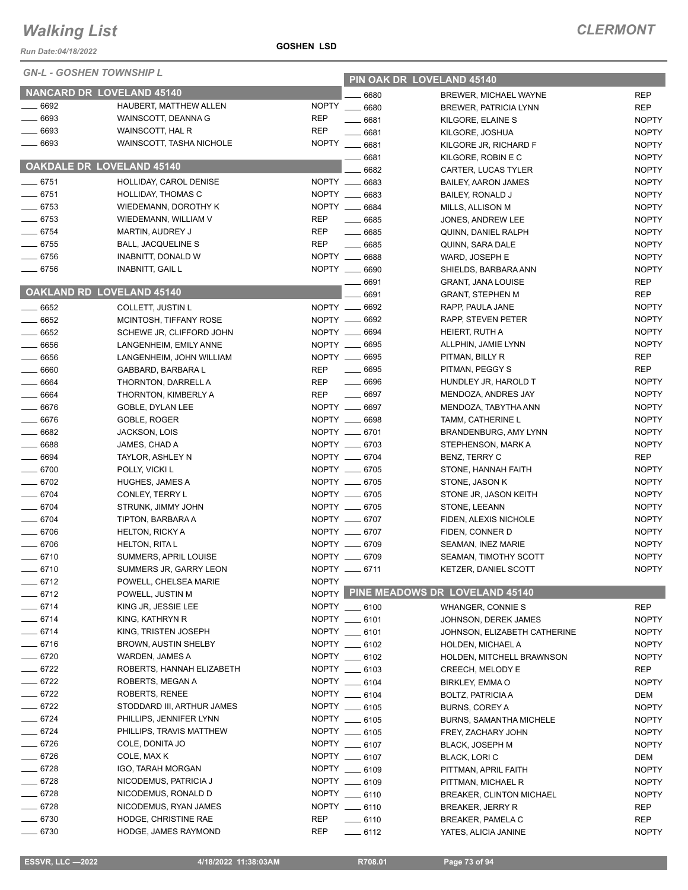# Walking List

**CLERMONT**

Run Date:04/18/2022

**GOSHEN LSD**

*GN-L - GOSHEN TOWNSHIP L*

## NANCARD DR LOVELAND 45140

| No. | Name | Party |
|---|---|---|
| 6692 | HAUBERT, MATTHEW ALLEN | NOPTY |
| 6693 | WAINSCOTT, DEANNA G | REP |
| 6693 | WAINSCOTT, HAL R | REP |
| 6693 | WAINSCOTT, TASHA NICHOLE | NOPTY |

## OAKDALE DR LOVELAND 45140

| No. | Name | Party |
|---|---|---|
| 6751 | HOLLIDAY, CAROL DENISE | NOPTY |
| 6751 | HOLLIDAY, THOMAS C | NOPTY |
| 6753 | WIEDEMANN, DOROTHY K | NOPTY |
| 6753 | WIEDEMANN, WILLIAM V | REP |
| 6754 | MARTIN, AUDREY J | REP |
| 6755 | BALL, JACQUELINE S | REP |
| 6756 | INABNITT, DONALD W | NOPTY |
| 6756 | INABNITT, GAIL L | NOPTY |

## OAKLAND RD LOVELAND 45140

| No. | Name | Party |
|---|---|---|
| 6652 | COLLETT, JUSTIN L | NOPTY |
| 6652 | MCINTOSH, TIFFANY ROSE | NOPTY |
| 6652 | SCHEWE JR, CLIFFORD JOHN | NOPTY |
| 6656 | LANGENHEIM, EMILY ANNE | NOPTY |
| 6656 | LANGENHEIM, JOHN WILLIAM | NOPTY |
| 6660 | GABBARD, BARBARA L | REP |
| 6664 | THORNTON, DARRELL A | REP |
| 6664 | THORNTON, KIMBERLY A | REP |
| 6676 | GOBLE, DYLAN LEE | NOPTY |
| 6676 | GOBLE, ROGER | NOPTY |
| 6682 | JACKSON, LOIS | NOPTY |
| 6688 | JAMES, CHAD A | NOPTY |
| 6694 | TAYLOR, ASHLEY N | NOPTY |
| 6700 | POLLY, VICKI L | NOPTY |
| 6702 | HUGHES, JAMES A | NOPTY |
| 6704 | CONLEY, TERRY L | NOPTY |
| 6704 | STRUNK, JIMMY JOHN | NOPTY |
| 6704 | TIPTON, BARBARA A | NOPTY |
| 6706 | HELTON, RICKY A | NOPTY |
| 6706 | HELTON, RITA L | NOPTY |
| 6710 | SUMMERS, APRIL LOUISE | NOPTY |
| 6710 | SUMMERS JR, GARRY LEON | NOPTY |
| 6712 | POWELL, CHELSEA MARIE | NOPTY |
| 6712 | POWELL, JUSTIN M | NOPTY |
| 6714 | KING JR, JESSIE LEE | NOPTY |
| 6714 | KING, KATHRYN R | NOPTY |
| 6714 | KING, TRISTEN JOSEPH | NOPTY |
| 6716 | BROWN, AUSTIN SHELBY | NOPTY |
| 6720 | WARDEN, JAMES A | NOPTY |
| 6722 | ROBERTS, HANNAH ELIZABETH | NOPTY |
| 6722 | ROBERTS, MEGAN A | NOPTY |
| 6722 | ROBERTS, RENEE | NOPTY |
| 6722 | STODDARD III, ARTHUR JAMES | NOPTY |
| 6724 | PHILLIPS, JENNIFER LYNN | NOPTY |
| 6724 | PHILLIPS, TRAVIS MATTHEW | NOPTY |
| 6726 | COLE, DONITA JO | NOPTY |
| 6726 | COLE, MAX K | NOPTY |
| 6728 | IGO, TARAH MORGAN | NOPTY |
| 6728 | NICODEMUS, PATRICIA J | NOPTY |
| 6728 | NICODEMUS, RONALD D | NOPTY |
| 6728 | NICODEMUS, RYAN JAMES | NOPTY |
| 6730 | HODGE, CHRISTINE RAE | REP |
| 6730 | HODGE, JAMES RAYMOND | REP |

## PIN OAK DR LOVELAND 45140

| No. | Name | Party |
|---|---|---|
| 6680 | BREWER, MICHAEL WAYNE | REP |
| 6680 | BREWER, PATRICIA LYNN | REP |
| 6681 | KILGORE, ELAINE S | NOPTY |
| 6681 | KILGORE, JOSHUA | NOPTY |
| 6681 | KILGORE JR, RICHARD F | NOPTY |
| 6681 | KILGORE, ROBIN E C | NOPTY |
| 6682 | CARTER, LUCAS TYLER | NOPTY |
| 6683 | BAILEY, AARON JAMES | NOPTY |
| 6683 | BAILEY, RONALD J | NOPTY |
| 6684 | MILLS, ALLISON M | NOPTY |
| 6685 | JONES, ANDREW LEE | NOPTY |
| 6685 | QUINN, DANIEL RALPH | NOPTY |
| 6685 | QUINN, SARA DALE | NOPTY |
| 6688 | WARD, JOSEPH E | NOPTY |
| 6690 | SHIELDS, BARBARA ANN | NOPTY |
| 6691 | GRANT, JANA LOUISE | REP |
| 6691 | GRANT, STEPHEN M | REP |
| 6692 | RAPP, PAULA JANE | NOPTY |
| 6692 | RAPP, STEVEN PETER | NOPTY |
| 6694 | HEIERT, RUTH A | NOPTY |
| 6695 | ALLPHIN, JAMIE LYNN | NOPTY |
| 6695 | PITMAN, BILLY R | REP |
| 6695 | PITMAN, PEGGY S | REP |
| 6696 | HUNDLEY JR, HAROLD T | NOPTY |
| 6697 | MENDOZA, ANDRES JAY | NOPTY |
| 6697 | MENDOZA, TABYTHA ANN | NOPTY |
| 6698 | TAMM, CATHERINE L | NOPTY |
| 6701 | BRANDENBURG, AMY LYNN | NOPTY |
| 6703 | STEPHENSON, MARK A | NOPTY |
| 6704 | BENZ, TERRY C | REP |
| 6705 | STONE, HANNAH FAITH | NOPTY |
| 6705 | STONE, JASON K | NOPTY |
| 6705 | STONE JR, JASON KEITH | NOPTY |
| 6705 | STONE, LEEANN | NOPTY |
| 6707 | FIDEN, ALEXIS NICHOLE | NOPTY |
| 6707 | FIDEN, CONNER D | NOPTY |
| 6709 | SEAMAN, INEZ MARIE | NOPTY |
| 6709 | SEAMAN, TIMOTHY SCOTT | NOPTY |
| 6711 | KETZER, DANIEL SCOTT | NOPTY |

## PINE MEADOWS DR LOVELAND 45140

| No. | Name | Party |
|---|---|---|
| 6100 | WHANGER, CONNIE S | REP |
| 6101 | JOHNSON, DEREK JAMES | NOPTY |
| 6101 | JOHNSON, ELIZABETH CATHERINE | NOPTY |
| 6102 | HOLDEN, MICHAEL A | NOPTY |
| 6102 | HOLDEN, MITCHELL BRAWNSON | NOPTY |
| 6103 | CREECH, MELODY E | REP |
| 6104 | BIRKLEY, EMMA O | NOPTY |
| 6104 | BOLTZ, PATRICIA A | DEM |
| 6105 | BURNS, COREY A | NOPTY |
| 6105 | BURNS, SAMANTHA MICHELE | NOPTY |
| 6105 | FREY, ZACHARY JOHN | NOPTY |
| 6107 | BLACK, JOSEPH M | NOPTY |
| 6107 | BLACK, LORI C | DEM |
| 6109 | PITTMAN, APRIL FAITH | NOPTY |
| 6109 | PITTMAN, MICHAEL R | NOPTY |
| 6110 | BREAKER, CLINTON MICHAEL | NOPTY |
| 6110 | BREAKER, JERRY R | REP |
| 6110 | BREAKER, PAMELA C | REP |
| 6112 | YATES, ALICIA JANINE | NOPTY |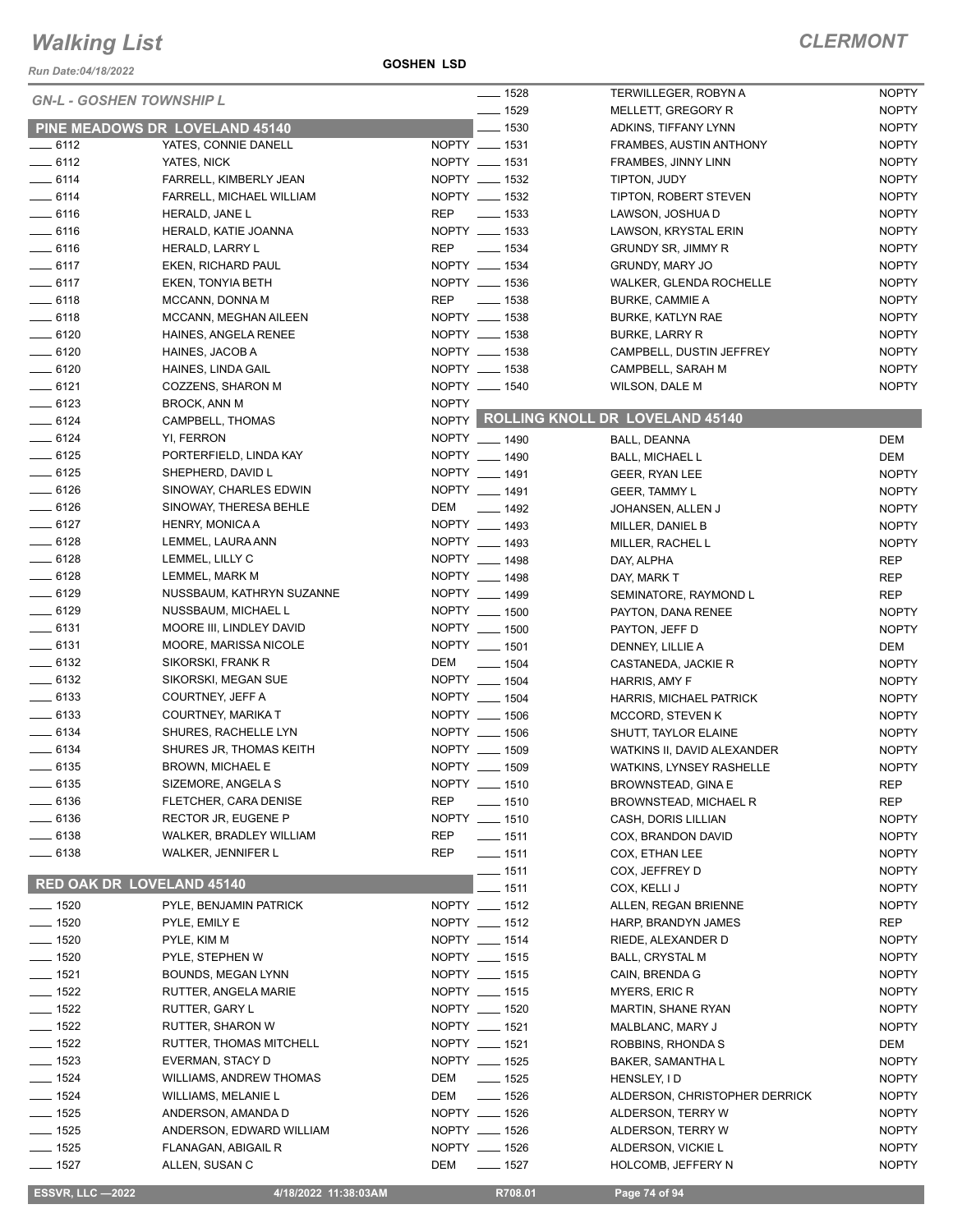# Walking List

## CLERMONT

Run Date:04/18/2022

GOSHEN LSD

### GN-L - GOSHEN TOWNSHIP L

### PINE MEADOWS DR LOVELAND 45140

| No. | Name | Party |
|---|---|---|
| ___ 6112 | YATES, CONNIE DANELL | NOPTY |
| ___ 6112 | YATES, NICK | NOPTY |
| ___ 6114 | FARRELL, KIMBERLY JEAN | NOPTY |
| ___ 6114 | FARRELL, MICHAEL WILLIAM | NOPTY |
| ___ 6116 | HERALD, JANE L | REP |
| ___ 6116 | HERALD, KATIE JOANNA | NOPTY |
| ___ 6116 | HERALD, LARRY L | REP |
| ___ 6117 | EKEN, RICHARD PAUL | NOPTY |
| ___ 6117 | EKEN, TONYIA BETH | NOPTY |
| ___ 6118 | MCCANN, DONNA M | REP |
| ___ 6118 | MCCANN, MEGHAN AILEEN | NOPTY |
| ___ 6120 | HAINES, ANGELA RENEE | NOPTY |
| ___ 6120 | HAINES, JACOB A | NOPTY |
| ___ 6120 | HAINES, LINDA GAIL | NOPTY |
| ___ 6121 | COZZENS, SHARON M | NOPTY |
| ___ 6123 | BROCK, ANN M | NOPTY |
| ___ 6124 | CAMPBELL, THOMAS | NOPTY |
| ___ 6124 | YI, FERRON | NOPTY |
| ___ 6125 | PORTERFIELD, LINDA KAY | NOPTY |
| ___ 6125 | SHEPHERD, DAVID L | NOPTY |
| ___ 6126 | SINOWAY, CHARLES EDWIN | NOPTY |
| ___ 6126 | SINOWAY, THERESA BEHLE | DEM |
| ___ 6127 | HENRY, MONICA A | NOPTY |
| ___ 6128 | LEMMEL, LAURA ANN | NOPTY |
| ___ 6128 | LEMMEL, LILLY C | NOPTY |
| ___ 6128 | LEMMEL, MARK M | NOPTY |
| ___ 6129 | NUSSBAUM, KATHRYN SUZANNE | NOPTY |
| ___ 6129 | NUSSBAUM, MICHAEL L | NOPTY |
| ___ 6131 | MOORE III, LINDLEY DAVID | NOPTY |
| ___ 6131 | MOORE, MARISSA NICOLE | NOPTY |
| ___ 6132 | SIKORSKI, FRANK R | DEM |
| ___ 6132 | SIKORSKI, MEGAN SUE | NOPTY |
| ___ 6133 | COURTNEY, JEFF A | NOPTY |
| ___ 6133 | COURTNEY, MARIKA T | NOPTY |
| ___ 6134 | SHURES, RACHELLE LYN | NOPTY |
| ___ 6134 | SHURES JR, THOMAS KEITH | NOPTY |
| ___ 6135 | BROWN, MICHAEL E | NOPTY |
| ___ 6135 | SIZEMORE, ANGELA S | NOPTY |
| ___ 6136 | FLETCHER, CARA DENISE | REP |
| ___ 6136 | RECTOR JR, EUGENE P | NOPTY |
| ___ 6138 | WALKER, BRADLEY WILLIAM | REP |
| ___ 6138 | WALKER, JENNIFER L | REP |

### RED OAK DR LOVELAND 45140

| No. | Name | Party |
|---|---|---|
| ___ 1520 | PYLE, BENJAMIN PATRICK | NOPTY |
| ___ 1520 | PYLE, EMILY E | NOPTY |
| ___ 1520 | PYLE, KIM M | NOPTY |
| ___ 1520 | PYLE, STEPHEN W | NOPTY |
| ___ 1521 | BOUNDS, MEGAN LYNN | NOPTY |
| ___ 1522 | RUTTER, ANGELA MARIE | NOPTY |
| ___ 1522 | RUTTER, GARY L | NOPTY |
| ___ 1522 | RUTTER, SHARON W | NOPTY |
| ___ 1522 | RUTTER, THOMAS MITCHELL | NOPTY |
| ___ 1523 | EVERMAN, STACY D | NOPTY |
| ___ 1524 | WILLIAMS, ANDREW THOMAS | DEM |
| ___ 1524 | WILLIAMS, MELANIE L | DEM |
| ___ 1525 | ANDERSON, AMANDA D | NOPTY |
| ___ 1525 | ANDERSON, EDWARD WILLIAM | NOPTY |
| ___ 1525 | FLANAGAN, ABIGAIL R | NOPTY |
| ___ 1527 | ALLEN, SUSAN C | DEM |
| ___ 1528 | TERWILLEGER, ROBYN A | NOPTY |
| ___ 1529 | MELLETT, GREGORY R | NOPTY |
| ___ 1530 | ADKINS, TIFFANY LYNN | NOPTY |
| ___ 1531 | FRAMBES, AUSTIN ANTHONY | NOPTY |
| ___ 1531 | FRAMBES, JINNY LINN | NOPTY |
| ___ 1532 | TIPTON, JUDY | NOPTY |
| ___ 1532 | TIPTON, ROBERT STEVEN | NOPTY |
| ___ 1533 | LAWSON, JOSHUA D | NOPTY |
| ___ 1533 | LAWSON, KRYSTAL ERIN | NOPTY |
| ___ 1534 | GRUNDY SR, JIMMY R | NOPTY |
| ___ 1534 | GRUNDY, MARY JO | NOPTY |
| ___ 1536 | WALKER, GLENDA ROCHELLE | NOPTY |
| ___ 1538 | BURKE, CAMMIE A | NOPTY |
| ___ 1538 | BURKE, KATLYN RAE | NOPTY |
| ___ 1538 | BURKE, LARRY R | NOPTY |
| ___ 1538 | CAMPBELL, DUSTIN JEFFREY | NOPTY |
| ___ 1538 | CAMPBELL, SARAH M | NOPTY |
| ___ 1540 | WILSON, DALE M | NOPTY |

### ROLLING KNOLL DR LOVELAND 45140

| No. | Name | Party |
|---|---|---|
| ___ 1490 | BALL, DEANNA | DEM |
| ___ 1490 | BALL, MICHAEL L | DEM |
| ___ 1491 | GEER, RYAN LEE | NOPTY |
| ___ 1491 | GEER, TAMMY L | NOPTY |
| ___ 1492 | JOHANSEN, ALLEN J | NOPTY |
| ___ 1493 | MILLER, DANIEL B | NOPTY |
| ___ 1493 | MILLER, RACHEL L | NOPTY |
| ___ 1498 | DAY, ALPHA | REP |
| ___ 1498 | DAY, MARK T | REP |
| ___ 1499 | SEMINATORE, RAYMOND L | REP |
| ___ 1500 | PAYTON, DANA RENEE | NOPTY |
| ___ 1500 | PAYTON, JEFF D | NOPTY |
| ___ 1501 | DENNEY, LILLIE A | DEM |
| ___ 1504 | CASTANEDA, JACKIE R | NOPTY |
| ___ 1504 | HARRIS, AMY F | NOPTY |
| ___ 1504 | HARRIS, MICHAEL PATRICK | NOPTY |
| ___ 1506 | MCCORD, STEVEN K | NOPTY |
| ___ 1506 | SHUTT, TAYLOR ELAINE | NOPTY |
| ___ 1509 | WATKINS II, DAVID ALEXANDER | NOPTY |
| ___ 1509 | WATKINS, LYNSEY RASHELLE | NOPTY |
| ___ 1510 | BROWNSTEAD, GINA E | REP |
| ___ 1510 | BROWNSTEAD, MICHAEL R | REP |
| ___ 1510 | CASH, DORIS LILLIAN | NOPTY |
| ___ 1511 | COX, BRANDON DAVID | NOPTY |
| ___ 1511 | COX, ETHAN LEE | NOPTY |
| ___ 1511 | COX, JEFFREY D | NOPTY |
| ___ 1511 | COX, KELLI J | NOPTY |
| ___ 1512 | ALLEN, REGAN BRIENNE | NOPTY |
| ___ 1512 | HARP, BRANDYN JAMES | REP |
| ___ 1514 | RIEDE, ALEXANDER D | NOPTY |
| ___ 1515 | BALL, CRYSTAL M | NOPTY |
| ___ 1515 | CAIN, BRENDA G | NOPTY |
| ___ 1515 | MYERS, ERIC R | NOPTY |
| ___ 1520 | MARTIN, SHANE RYAN | NOPTY |
| ___ 1521 | MALBLANC, MARY J | NOPTY |
| ___ 1521 | ROBBINS, RHONDA S | DEM |
| ___ 1525 | BAKER, SAMANTHA L | NOPTY |
| ___ 1525 | HENSLEY, I D | NOPTY |
| ___ 1526 | ALDERSON, CHRISTOPHER DERRICK | NOPTY |
| ___ 1526 | ALDERSON, TERRY W | NOPTY |
| ___ 1526 | ALDERSON, TERRY W | NOPTY |
| ___ 1526 | ALDERSON, VICKIE L | NOPTY |
| ___ 1527 | HOLCOMB, JEFFERY N | NOPTY |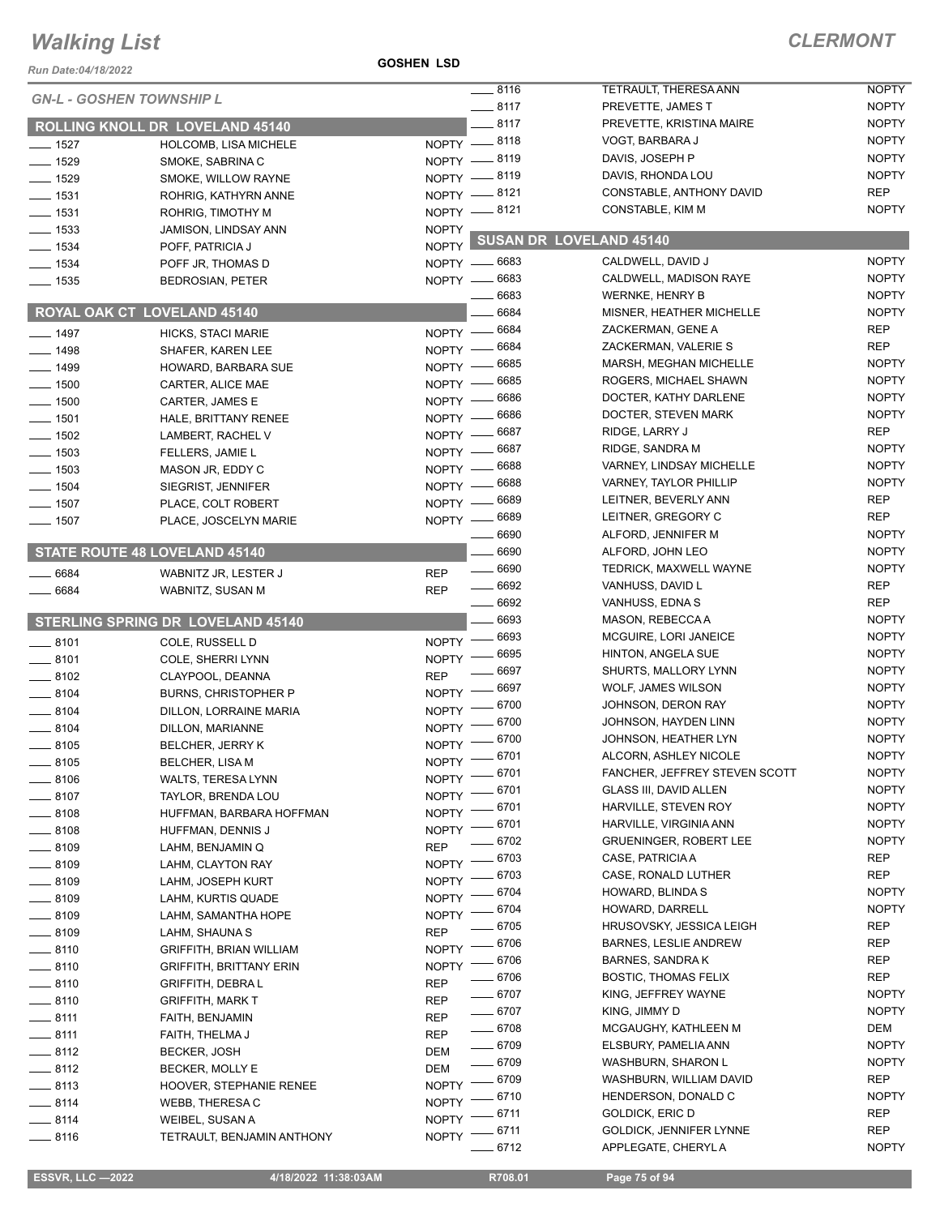# Walking List

**CLERMONT**

Run Date:04/18/2022

**GOSHEN LSD**

## GN-L - GOSHEN TOWNSHIP L

### ROLLING KNOLL DR LOVELAND 45140

| No. | Name | Party |
|---|---|---|
| 1527 | HOLCOMB, LISA MICHELE | NOPTY |
| 1529 | SMOKE, SABRINA C | NOPTY |
| 1529 | SMOKE, WILLOW RAYNE | NOPTY |
| 1531 | ROHRIG, KATHYRN ANNE | NOPTY |
| 1531 | ROHRIG, TIMOTHY M | NOPTY |
| 1533 | JAMISON, LINDSAY ANN | NOPTY |
| 1534 | POFF, PATRICIA J | NOPTY |
| 1534 | POFF JR, THOMAS D | NOPTY |
| 1535 | BEDROSIAN, PETER | NOPTY |

### ROYAL OAK CT LOVELAND 45140

| No. | Name | Party |
|---|---|---|
| 1497 | HICKS, STACI MARIE | NOPTY |
| 1498 | SHAFER, KAREN LEE | NOPTY |
| 1499 | HOWARD, BARBARA SUE | NOPTY |
| 1500 | CARTER, ALICE MAE | NOPTY |
| 1500 | CARTER, JAMES E | NOPTY |
| 1501 | HALE, BRITTANY RENEE | NOPTY |
| 1502 | LAMBERT, RACHEL V | NOPTY |
| 1503 | FELLERS, JAMIE L | NOPTY |
| 1503 | MASON JR, EDDY C | NOPTY |
| 1504 | SIEGRIST, JENNIFER | NOPTY |
| 1507 | PLACE, COLT ROBERT | NOPTY |
| 1507 | PLACE, JOSCELYN MARIE | NOPTY |

### STATE ROUTE 48 LOVELAND 45140

| No. | Name | Party |
|---|---|---|
| 6684 | WABNITZ JR, LESTER J | REP |
| 6684 | WABNITZ, SUSAN M | REP |

### STERLING SPRING DR LOVELAND 45140

| No. | Name | Party |
|---|---|---|
| 8101 | COLE, RUSSELL D | NOPTY |
| 8101 | COLE, SHERRI LYNN | NOPTY |
| 8102 | CLAYPOOL, DEANNA | REP |
| 8104 | BURNS, CHRISTOPHER P | NOPTY |
| 8104 | DILLON, LORRAINE MARIA | NOPTY |
| 8104 | DILLON, MARIANNE | NOPTY |
| 8105 | BELCHER, JERRY K | NOPTY |
| 8105 | BELCHER, LISA M | NOPTY |
| 8106 | WALTS, TERESA LYNN | NOPTY |
| 8107 | TAYLOR, BRENDA LOU | NOPTY |
| 8108 | HUFFMAN, BARBARA HOFFMAN | NOPTY |
| 8108 | HUFFMAN, DENNIS J | NOPTY |
| 8109 | LAHM, BENJAMIN Q | REP |
| 8109 | LAHM, CLAYTON RAY | NOPTY |
| 8109 | LAHM, JOSEPH KURT | NOPTY |
| 8109 | LAHM, KURTIS QUADE | NOPTY |
| 8109 | LAHM, SAMANTHA HOPE | NOPTY |
| 8109 | LAHM, SHAUNA S | REP |
| 8110 | GRIFFITH, BRIAN WILLIAM | NOPTY |
| 8110 | GRIFFITH, BRITTANY ERIN | NOPTY |
| 8110 | GRIFFITH, DEBRA L | REP |
| 8110 | GRIFFITH, MARK T | REP |
| 8111 | FAITH, BENJAMIN | REP |
| 8111 | FAITH, THELMA J | REP |
| 8112 | BECKER, JOSH | DEM |
| 8112 | BECKER, MOLLY E | DEM |
| 8113 | HOOVER, STEPHANIE RENEE | NOPTY |
| 8114 | WEBB, THERESA C | NOPTY |
| 8114 | WEIBEL, SUSAN A | NOPTY |
| 8116 | TETRAULT, BENJAMIN ANTHONY | NOPTY |
| 8116 | TETRAULT, THERESA ANN | NOPTY |
| 8117 | PREVETTE, JAMES T | NOPTY |
| 8117 | PREVETTE, KRISTINA MAIRE | NOPTY |
| 8118 | VOGT, BARBARA J | NOPTY |
| 8119 | DAVIS, JOSEPH P | NOPTY |
| 8119 | DAVIS, RHONDA LOU | NOPTY |
| 8121 | CONSTABLE, ANTHONY DAVID | REP |
| 8121 | CONSTABLE, KIM M | NOPTY |

### SUSAN DR LOVELAND 45140

| No. | Name | Party |
|---|---|---|
| 6683 | CALDWELL, DAVID J | NOPTY |
| 6683 | CALDWELL, MADISON RAYE | NOPTY |
| 6683 | WERNKE, HENRY B | NOPTY |
| 6684 | MISNER, HEATHER MICHELLE | NOPTY |
| 6684 | ZACKERMAN, GENE A | REP |
| 6684 | ZACKERMAN, VALERIE S | REP |
| 6685 | MARSH, MEGHAN MICHELLE | NOPTY |
| 6685 | ROGERS, MICHAEL SHAWN | NOPTY |
| 6686 | DOCTER, KATHY DARLENE | NOPTY |
| 6686 | DOCTER, STEVEN MARK | NOPTY |
| 6687 | RIDGE, LARRY J | REP |
| 6687 | RIDGE, SANDRA M | NOPTY |
| 6688 | VARNEY, LINDSAY MICHELLE | NOPTY |
| 6688 | VARNEY, TAYLOR PHILLIP | NOPTY |
| 6689 | LEITNER, BEVERLY ANN | REP |
| 6689 | LEITNER, GREGORY C | REP |
| 6690 | ALFORD, JENNIFER M | NOPTY |
| 6690 | ALFORD, JOHN LEO | NOPTY |
| 6690 | TEDRICK, MAXWELL WAYNE | NOPTY |
| 6692 | VANHUSS, DAVID L | REP |
| 6692 | VANHUSS, EDNA S | REP |
| 6693 | MASON, REBECCA A | NOPTY |
| 6693 | MCGUIRE, LORI JANEICE | NOPTY |
| 6695 | HINTON, ANGELA SUE | NOPTY |
| 6697 | SHURTS, MALLORY LYNN | NOPTY |
| 6697 | WOLF, JAMES WILSON | NOPTY |
| 6700 | JOHNSON, DERON RAY | NOPTY |
| 6700 | JOHNSON, HAYDEN LINN | NOPTY |
| 6700 | JOHNSON, HEATHER LYN | NOPTY |
| 6701 | ALCORN, ASHLEY NICOLE | NOPTY |
| 6701 | FANCHER, JEFFREY STEVEN SCOTT | NOPTY |
| 6701 | GLASS III, DAVID ALLEN | NOPTY |
| 6701 | HARVILLE, STEVEN ROY | NOPTY |
| 6701 | HARVILLE, VIRGINIA ANN | NOPTY |
| 6702 | GRUENINGER, ROBERT LEE | NOPTY |
| 6703 | CASE, PATRICIA A | REP |
| 6703 | CASE, RONALD LUTHER | REP |
| 6704 | HOWARD, BLINDA S | NOPTY |
| 6704 | HOWARD, DARRELL | NOPTY |
| 6705 | HRUSOVSKY, JESSICA LEIGH | REP |
| 6706 | BARNES, LESLIE ANDREW | REP |
| 6706 | BARNES, SANDRA K | REP |
| 6706 | BOSTIC, THOMAS FELIX | REP |
| 6707 | KING, JEFFREY WAYNE | NOPTY |
| 6707 | KING, JIMMY D | NOPTY |
| 6708 | MCGAUGHY, KATHLEEN M | DEM |
| 6709 | ELSBURY, PAMELIA ANN | NOPTY |
| 6709 | WASHBURN, SHARON L | NOPTY |
| 6709 | WASHBURN, WILLIAM DAVID | REP |
| 6710 | HENDERSON, DONALD C | NOPTY |
| 6711 | GOLDICK, ERIC D | REP |
| 6711 | GOLDICK, JENNIFER LYNNE | REP |
| 6712 | APPLEGATE, CHERYL A | NOPTY |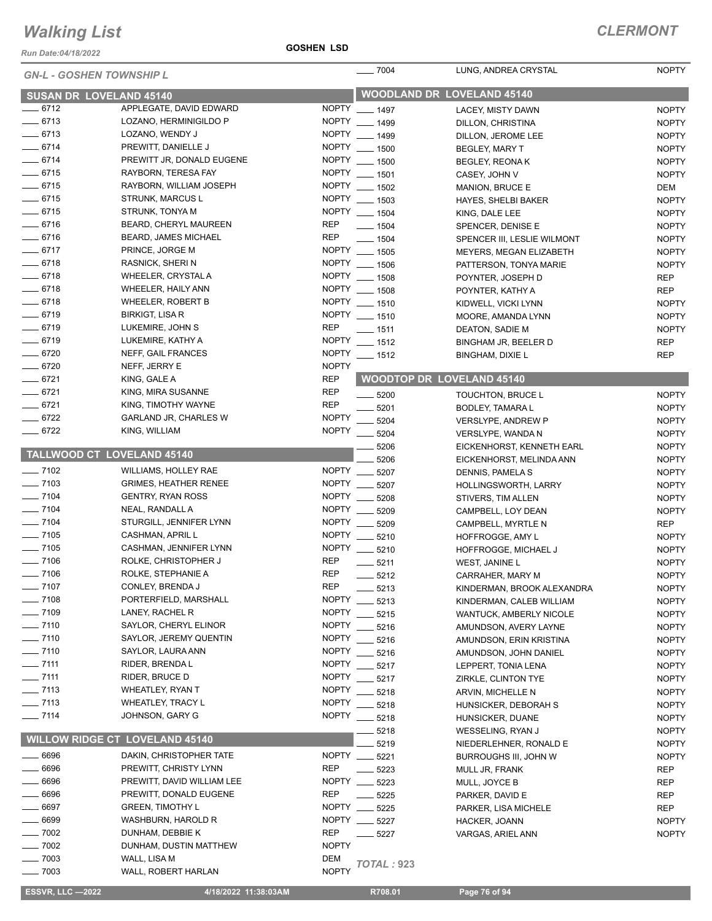# Walking List

**CLERMONT**

Run Date:04/18/2022

GOSHEN LSD

*GN-L - GOSHEN TOWNSHIP L*

## SUSAN DR LOVELAND 45140

| No. | Name | Party |
|---|---|---|
| 6712 | APPLEGATE, DAVID EDWARD | NOPTY |
| 6713 | LOZANO, HERMINIGILDO P | NOPTY |
| 6713 | LOZANO, WENDY J | NOPTY |
| 6714 | PREWITT, DANIELLE J | NOPTY |
| 6714 | PREWITT JR, DONALD EUGENE | NOPTY |
| 6715 | RAYBORN, TERESA FAY | NOPTY |
| 6715 | RAYBORN, WILLIAM JOSEPH | NOPTY |
| 6715 | STRUNK, MARCUS L | NOPTY |
| 6715 | STRUNK, TONYA M | NOPTY |
| 6716 | BEARD, CHERYL MAUREEN | REP |
| 6716 | BEARD, JAMES MICHAEL | REP |
| 6717 | PRINCE, JORGE M | NOPTY |
| 6718 | RASNICK, SHERI N | NOPTY |
| 6718 | WHEELER, CRYSTAL A | NOPTY |
| 6718 | WHEELER, HAILY ANN | NOPTY |
| 6718 | WHEELER, ROBERT B | NOPTY |
| 6719 | BIRKIGT, LISA R | NOPTY |
| 6719 | LUKEMIRE, JOHN S | REP |
| 6719 | LUKEMIRE, KATHY A | NOPTY |
| 6720 | NEFF, GAIL FRANCES | NOPTY |
| 6720 | NEFF, JERRY E | NOPTY |
| 6721 | KING, GALE A | REP |
| 6721 | KING, MIRA SUSANNE | REP |
| 6721 | KING, TIMOTHY WAYNE | REP |
| 6722 | GARLAND JR, CHARLES W | NOPTY |
| 6722 | KING, WILLIAM | NOPTY |

## TALLWOOD CT LOVELAND 45140

| No. | Name | Party |
|---|---|---|
| 7102 | WILLIAMS, HOLLEY RAE | NOPTY |
| 7103 | GRIMES, HEATHER RENEE | NOPTY |
| 7104 | GENTRY, RYAN ROSS | NOPTY |
| 7104 | NEAL, RANDALL A | NOPTY |
| 7104 | STURGILL, JENNIFER LYNN | NOPTY |
| 7105 | CASHMAN, APRIL L | NOPTY |
| 7105 | CASHMAN, JENNIFER LYNN | NOPTY |
| 7106 | ROLKE, CHRISTOPHER J | REP |
| 7106 | ROLKE, STEPHANIE A | REP |
| 7107 | CONLEY, BRENDA J | REP |
| 7108 | PORTERFIELD, MARSHALL | NOPTY |
| 7109 | LANEY, RACHEL R | NOPTY |
| 7110 | SAYLOR, CHERYL ELINOR | NOPTY |
| 7110 | SAYLOR, JEREMY QUENTIN | NOPTY |
| 7110 | SAYLOR, LAURA ANN | NOPTY |
| 7111 | RIDER, BRENDA L | NOPTY |
| 7111 | RIDER, BRUCE D | NOPTY |
| 7113 | WHEATLEY, RYAN T | NOPTY |
| 7113 | WHEATLEY, TRACY L | NOPTY |
| 7114 | JOHNSON, GARY G | NOPTY |

## WILLOW RIDGE CT LOVELAND 45140

| No. | Name | Party |
|---|---|---|
| 6696 | DAKIN, CHRISTOPHER TATE | NOPTY |
| 6696 | PREWITT, CHRISTY LYNN | REP |
| 6696 | PREWITT, DAVID WILLIAM LEE | NOPTY |
| 6696 | PREWITT, DONALD EUGENE | REP |
| 6697 | GREEN, TIMOTHY L | NOPTY |
| 6699 | WASHBURN, HAROLD R | NOPTY |
| 7002 | DUNHAM, DEBBIE K | REP |
| 7002 | DUNHAM, DUSTIN MATTHEW | NOPTY |
| 7003 | WALL, LISA M | DEM |
| 7003 | WALL, ROBERT HARLAN | NOPTY |
| 7004 | LUNG, ANDREA CRYSTAL | NOPTY |

## WOODLAND DR LOVELAND 45140

| No. | Name | Party |
|---|---|---|
| 1497 | LACEY, MISTY DAWN | NOPTY |
| 1499 | DILLON, CHRISTINA | NOPTY |
| 1499 | DILLON, JEROME LEE | NOPTY |
| 1500 | BEGLEY, MARY T | NOPTY |
| 1500 | BEGLEY, REONA K | NOPTY |
| 1501 | CASEY, JOHN V | NOPTY |
| 1502 | MANION, BRUCE E | DEM |
| 1503 | HAYES, SHELBI BAKER | NOPTY |
| 1504 | KING, DALE LEE | NOPTY |
| 1504 | SPENCER, DENISE E | NOPTY |
| 1504 | SPENCER III, LESLIE WILMONT | NOPTY |
| 1505 | MEYERS, MEGAN ELIZABETH | NOPTY |
| 1506 | PATTERSON, TONYA MARIE | NOPTY |
| 1508 | POYNTER, JOSEPH D | REP |
| 1508 | POYNTER, KATHY A | REP |
| 1510 | KIDWELL, VICKI LYNN | NOPTY |
| 1510 | MOORE, AMANDA LYNN | NOPTY |
| 1511 | DEATON, SADIE M | NOPTY |
| 1512 | BINGHAM JR, BEELER D | REP |
| 1512 | BINGHAM, DIXIE L | REP |

## WOODTOP DR LOVELAND 45140

| No. | Name | Party |
|---|---|---|
| 5200 | TOUCHTON, BRUCE L | NOPTY |
| 5201 | BODLEY, TAMARA L | NOPTY |
| 5204 | VERSLYPE, ANDREW P | NOPTY |
| 5204 | VERSLYPE, WANDA N | NOPTY |
| 5206 | EICKENHORST, KENNETH EARL | NOPTY |
| 5206 | EICKENHORST, MELINDA ANN | NOPTY |
| 5207 | DENNIS, PAMELA S | NOPTY |
| 5207 | HOLLINGSWORTH, LARRY | NOPTY |
| 5208 | STIVERS, TIM ALLEN | NOPTY |
| 5209 | CAMPBELL, LOY DEAN | NOPTY |
| 5209 | CAMPBELL, MYRTLE N | REP |
| 5210 | HOFFROGGE, AMY L | NOPTY |
| 5210 | HOFFROGGE, MICHAEL J | NOPTY |
| 5211 | WEST, JANINE L | NOPTY |
| 5212 | CARRAHER, MARY M | NOPTY |
| 5213 | KINDERMAN, BROOK ALEXANDRA | NOPTY |
| 5213 | KINDERMAN, CALEB WILLIAM | NOPTY |
| 5215 | WANTUCK, AMBERLY NICOLE | NOPTY |
| 5216 | AMUNDSON, AVERY LAYNE | NOPTY |
| 5216 | AMUNDSON, ERIN KRISTINA | NOPTY |
| 5216 | AMUNDSON, JOHN DANIEL | NOPTY |
| 5217 | LEPPERT, TONIA LENA | NOPTY |
| 5217 | ZIRKLE, CLINTON TYE | NOPTY |
| 5218 | ARVIN, MICHELLE N | NOPTY |
| 5218 | HUNSICKER, DEBORAH S | NOPTY |
| 5218 | HUNSICKER, DUANE | NOPTY |
| 5218 | WESSELING, RYAN J | NOPTY |
| 5219 | NIEDERLEHNER, RONALD E | NOPTY |
| 5221 | BURROUGHS III, JOHN W | NOPTY |
| 5223 | MULL JR, FRANK | REP |
| 5223 | MULL, JOYCE B | REP |
| 5225 | PARKER, DAVID E | REP |
| 5225 | PARKER, LISA MICHELE | REP |
| 5227 | HACKER, JOANN | NOPTY |
| 5227 | VARGAS, ARIEL ANN | NOPTY |

*TOTAL : 923*

ESSVR, LLC —2022 | 4/18/2022 11:38:03AM | R708.01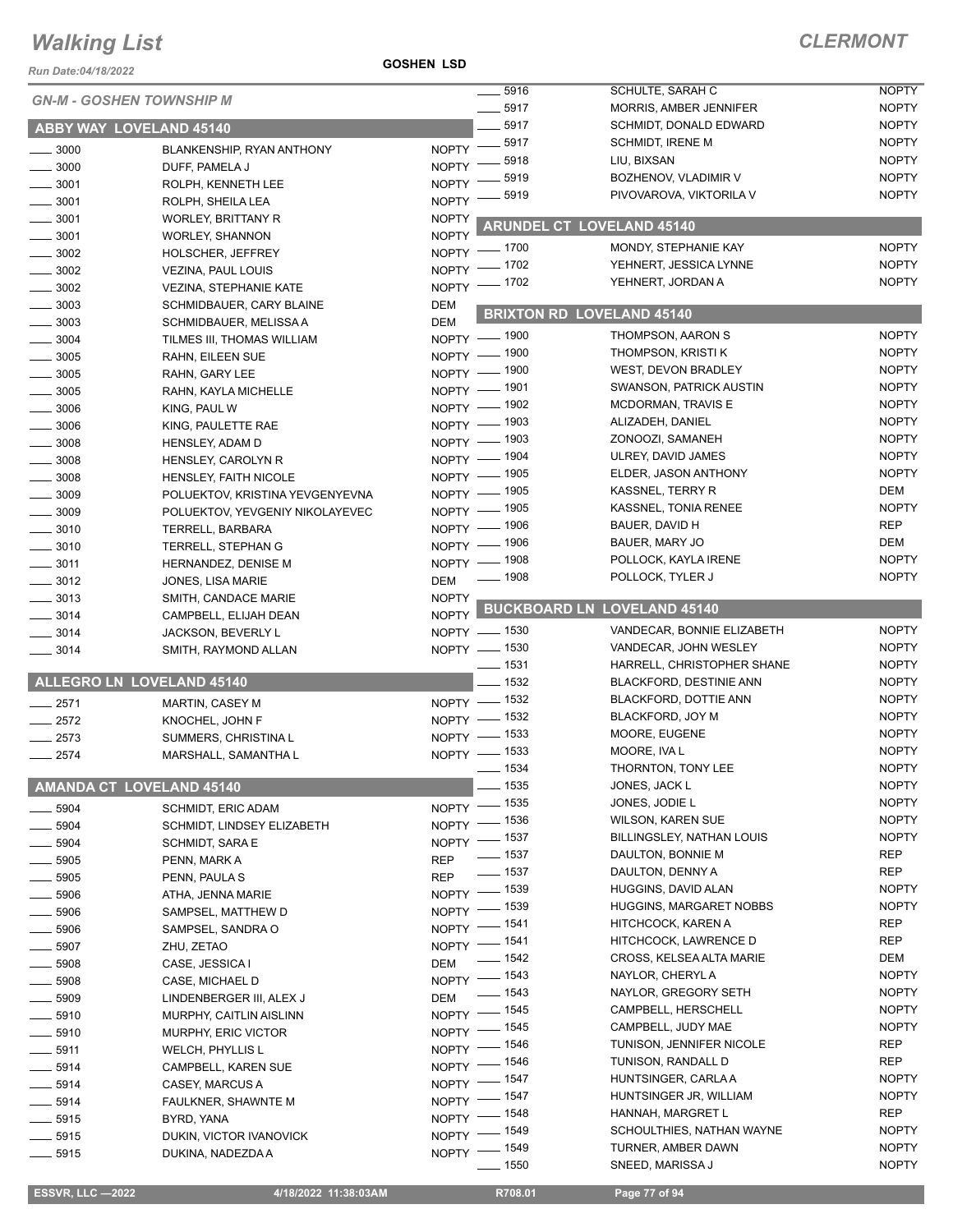# Walking List

## CLERMONT

Run Date:04/18/2022

GOSHEN LSD

### GN-M - GOSHEN TOWNSHIP M

### ABBY WAY LOVELAND 45140

| No. | Name | Party |
|---|---|---|
| 3000 | BLANKENSHIP, RYAN ANTHONY | NOPTY |
| 3000 | DUFF, PAMELA J | NOPTY |
| 3001 | ROLPH, KENNETH LEE | NOPTY |
| 3001 | ROLPH, SHEILA LEA | NOPTY |
| 3001 | WORLEY, BRITTANY R | NOPTY |
| 3001 | WORLEY, SHANNON | NOPTY |
| 3002 | HOLSCHER, JEFFREY | NOPTY |
| 3002 | VEZINA, PAUL LOUIS | NOPTY |
| 3002 | VEZINA, STEPHANIE KATE | NOPTY |
| 3003 | SCHMIDBAUER, CARY BLAINE | DEM |
| 3003 | SCHMIDBAUER, MELISSA A | DEM |
| 3004 | TILMES III, THOMAS WILLIAM | NOPTY |
| 3005 | RAHN, EILEEN SUE | NOPTY |
| 3005 | RAHN, GARY LEE | NOPTY |
| 3005 | RAHN, KAYLA MICHELLE | NOPTY |
| 3006 | KING, PAUL W | NOPTY |
| 3006 | KING, PAULETTE RAE | NOPTY |
| 3008 | HENSLEY, ADAM D | NOPTY |
| 3008 | HENSLEY, CAROLYN R | NOPTY |
| 3008 | HENSLEY, FAITH NICOLE | NOPTY |
| 3009 | POLUEKTOV, KRISTINA YEVGENYEVNA | NOPTY |
| 3009 | POLUEKTOV, YEVGENIY NIKOLAYEVEC | NOPTY |
| 3010 | TERRELL, BARBARA | NOPTY |
| 3010 | TERRELL, STEPHAN G | NOPTY |
| 3011 | HERNANDEZ, DENISE M | NOPTY |
| 3012 | JONES, LISA MARIE | DEM |
| 3013 | SMITH, CANDACE MARIE | NOPTY |
| 3014 | CAMPBELL, ELIJAH DEAN | NOPTY |
| 3014 | JACKSON, BEVERLY L | NOPTY |
| 3014 | SMITH, RAYMOND ALLAN | NOPTY |

### ALLEGRO LN LOVELAND 45140

| No. | Name | Party |
|---|---|---|
| 2571 | MARTIN, CASEY M | NOPTY |
| 2572 | KNOCHEL, JOHN F | NOPTY |
| 2573 | SUMMERS, CHRISTINA L | NOPTY |
| 2574 | MARSHALL, SAMANTHA L | NOPTY |

### AMANDA CT LOVELAND 45140

| No. | Name | Party |
|---|---|---|
| 5904 | SCHMIDT, ERIC ADAM | NOPTY |
| 5904 | SCHMIDT, LINDSEY ELIZABETH | NOPTY |
| 5904 | SCHMIDT, SARA E | NOPTY |
| 5905 | PENN, MARK A | REP |
| 5905 | PENN, PAULA S | REP |
| 5906 | ATHA, JENNA MARIE | NOPTY |
| 5906 | SAMPSEL, MATTHEW D | NOPTY |
| 5906 | SAMPSEL, SANDRA O | NOPTY |
| 5907 | ZHU, ZETAO | NOPTY |
| 5908 | CASE, JESSICA I | DEM |
| 5908 | CASE, MICHAEL D | NOPTY |
| 5909 | LINDENBERGER III, ALEX J | DEM |
| 5910 | MURPHY, CAITLIN AISLINN | NOPTY |
| 5910 | MURPHY, ERIC VICTOR | NOPTY |
| 5911 | WELCH, PHYLLIS L | NOPTY |
| 5914 | CAMPBELL, KAREN SUE | NOPTY |
| 5914 | CASEY, MARCUS A | NOPTY |
| 5914 | FAULKNER, SHAWNTE M | NOPTY |
| 5915 | BYRD, YANA | NOPTY |
| 5915 | DUKIN, VICTOR IVANOVICK | NOPTY |
| 5915 | DUKINA, NADEZDA A | NOPTY |
| 5916 | SCHULTE, SARAH C | NOPTY |
| 5917 | MORRIS, AMBER JENNIFER | NOPTY |
| 5917 | SCHMIDT, DONALD EDWARD | NOPTY |
| 5917 | SCHMIDT, IRENE M | NOPTY |
| 5918 | LIU, BIXSAN | NOPTY |
| 5919 | BOZHENOV, VLADIMIR V | NOPTY |
| 5919 | PIVOVAROVA, VIKTORILA V | NOPTY |

### ARUNDEL CT LOVELAND 45140

| No. | Name | Party |
|---|---|---|
| 1700 | MONDY, STEPHANIE KAY | NOPTY |
| 1702 | YEHNERT, JESSICA LYNNE | NOPTY |
| 1702 | YEHNERT, JORDAN A | NOPTY |

### BRIXTON RD LOVELAND 45140

| No. | Name | Party |
|---|---|---|
| 1900 | THOMPSON, AARON S | NOPTY |
| 1900 | THOMPSON, KRISTI K | NOPTY |
| 1900 | WEST, DEVON BRADLEY | NOPTY |
| 1901 | SWANSON, PATRICK AUSTIN | NOPTY |
| 1902 | MCDORMAN, TRAVIS E | NOPTY |
| 1903 | ALIZADEH, DANIEL | NOPTY |
| 1903 | ZONOOZI, SAMANEH | NOPTY |
| 1904 | ULREY, DAVID JAMES | NOPTY |
| 1905 | ELDER, JASON ANTHONY | NOPTY |
| 1905 | KASSNEL, TERRY R | DEM |
| 1905 | KASSNEL, TONIA RENEE | NOPTY |
| 1906 | BAUER, DAVID H | REP |
| 1906 | BAUER, MARY JO | DEM |
| 1908 | POLLOCK, KAYLA IRENE | NOPTY |
| 1908 | POLLOCK, TYLER J | NOPTY |

### BUCKBOARD LN LOVELAND 45140

| No. | Name | Party |
|---|---|---|
| 1530 | VANDECAR, BONNIE ELIZABETH | NOPTY |
| 1530 | VANDECAR, JOHN WESLEY | NOPTY |
| 1531 | HARRELL, CHRISTOPHER SHANE | NOPTY |
| 1532 | BLACKFORD, DESTINIE ANN | NOPTY |
| 1532 | BLACKFORD, DOTTIE ANN | NOPTY |
| 1532 | BLACKFORD, JOY M | NOPTY |
| 1533 | MOORE, EUGENE | NOPTY |
| 1533 | MOORE, IVA L | NOPTY |
| 1534 | THORNTON, TONY LEE | NOPTY |
| 1535 | JONES, JACK L | NOPTY |
| 1535 | JONES, JODIE L | NOPTY |
| 1536 | WILSON, KAREN SUE | NOPTY |
| 1537 | BILLINGSLEY, NATHAN LOUIS | NOPTY |
| 1537 | DAULTON, BONNIE M | REP |
| 1537 | DAULTON, DENNY A | REP |
| 1539 | HUGGINS, DAVID ALAN | NOPTY |
| 1539 | HUGGINS, MARGARET NOBBS | NOPTY |
| 1541 | HITCHCOCK, KAREN A | REP |
| 1541 | HITCHCOCK, LAWRENCE D | REP |
| 1542 | CROSS, KELSEA ALTA MARIE | DEM |
| 1543 | NAYLOR, CHERYL A | NOPTY |
| 1543 | NAYLOR, GREGORY SETH | NOPTY |
| 1545 | CAMPBELL, HERSCHELL | NOPTY |
| 1545 | CAMPBELL, JUDY MAE | NOPTY |
| 1546 | TUNISON, JENNIFER NICOLE | REP |
| 1546 | TUNISON, RANDALL D | REP |
| 1547 | HUNTSINGER, CARLA A | NOPTY |
| 1547 | HUNTSINGER JR, WILLIAM | NOPTY |
| 1548 | HANNAH, MARGRET L | REP |
| 1549 | SCHOULTHIES, NATHAN WAYNE | NOPTY |
| 1549 | TURNER, AMBER DAWN | NOPTY |
| 1550 | SNEED, MARISSA J | NOPTY |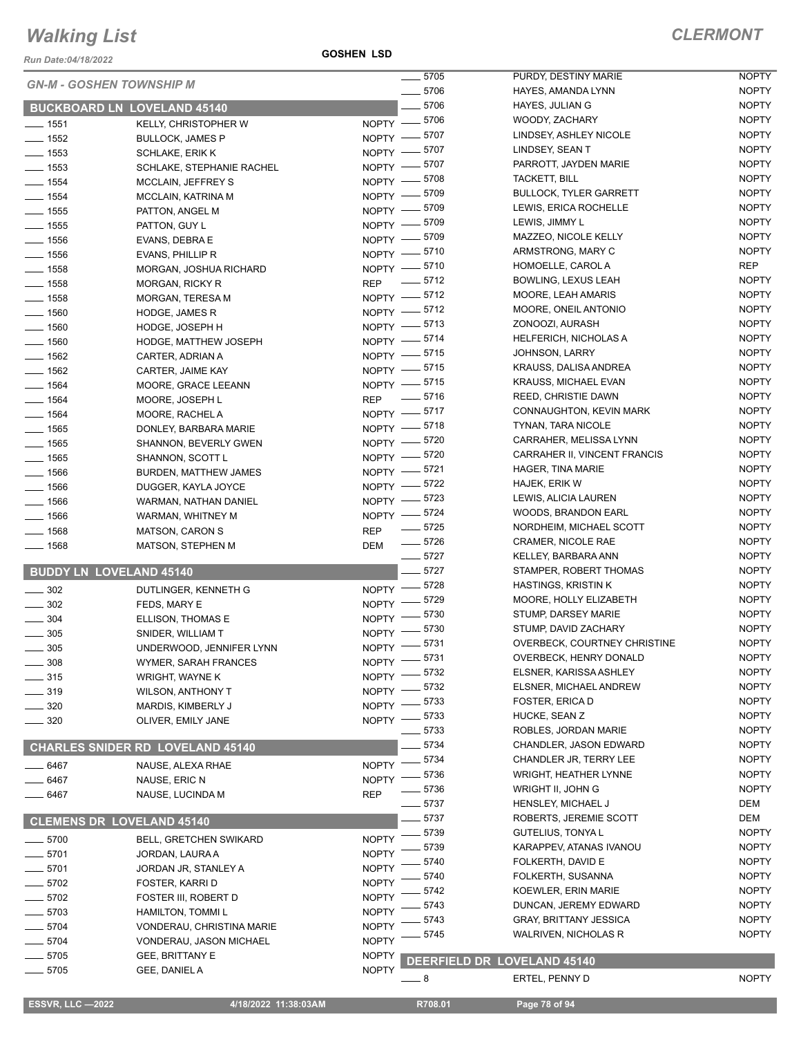# Walking List

**CLERMONT**

Run Date:04/18/2022

**GOSHEN LSD**

*GN-M - GOSHEN TOWNSHIP M*

## BUCKBOARD LN LOVELAND 45140

| No. | Name | Party |
|---|---|---|
| 1551 | KELLY, CHRISTOPHER W | NOPTY |
| 1552 | BULLOCK, JAMES P | NOPTY |
| 1553 | SCHLAKE, ERIK K | NOPTY |
| 1553 | SCHLAKE, STEPHANIE RACHEL | NOPTY |
| 1554 | MCCLAIN, JEFFREY S | NOPTY |
| 1554 | MCCLAIN, KATRINA M | NOPTY |
| 1555 | PATTON, ANGEL M | NOPTY |
| 1555 | PATTON, GUY L | NOPTY |
| 1556 | EVANS, DEBRA E | NOPTY |
| 1556 | EVANS, PHILLIP R | NOPTY |
| 1558 | MORGAN, JOSHUA RICHARD | NOPTY |
| 1558 | MORGAN, RICKY R | REP |
| 1558 | MORGAN, TERESA M | NOPTY |
| 1560 | HODGE, JAMES R | NOPTY |
| 1560 | HODGE, JOSEPH H | NOPTY |
| 1560 | HODGE, MATTHEW JOSEPH | NOPTY |
| 1562 | CARTER, ADRIAN A | NOPTY |
| 1562 | CARTER, JAIME KAY | NOPTY |
| 1564 | MOORE, GRACE LEEANN | NOPTY |
| 1564 | MOORE, JOSEPH L | REP |
| 1564 | MOORE, RACHEL A | NOPTY |
| 1565 | DONLEY, BARBARA MARIE | NOPTY |
| 1565 | SHANNON, BEVERLY GWEN | NOPTY |
| 1565 | SHANNON, SCOTT L | NOPTY |
| 1566 | BURDEN, MATTHEW JAMES | NOPTY |
| 1566 | DUGGER, KAYLA JOYCE | NOPTY |
| 1566 | WARMAN, NATHAN DANIEL | NOPTY |
| 1566 | WARMAN, WHITNEY M | NOPTY |
| 1568 | MATSON, CARON S | REP |
| 1568 | MATSON, STEPHEN M | DEM |

## BUDDY LN LOVELAND 45140

| No. | Name | Party |
|---|---|---|
| 302 | DUTLINGER, KENNETH G | NOPTY |
| 302 | FEDS, MARY E | NOPTY |
| 304 | ELLISON, THOMAS E | NOPTY |
| 305 | SNIDER, WILLIAM T | NOPTY |
| 305 | UNDERWOOD, JENNIFER LYNN | NOPTY |
| 308 | WYMER, SARAH FRANCES | NOPTY |
| 315 | WRIGHT, WAYNE K | NOPTY |
| 319 | WILSON, ANTHONY T | NOPTY |
| 320 | MARDIS, KIMBERLY J | NOPTY |
| 320 | OLIVER, EMILY JANE | NOPTY |

## CHARLES SNIDER RD LOVELAND 45140

| No. | Name | Party |
|---|---|---|
| 6467 | NAUSE, ALEXA RHAE | NOPTY |
| 6467 | NAUSE, ERIC N | NOPTY |
| 6467 | NAUSE, LUCINDA M | REP |

## CLEMENS DR LOVELAND 45140

| No. | Name | Party |
|---|---|---|
| 5700 | BELL, GRETCHEN SWIKARD | NOPTY |
| 5701 | JORDAN, LAURA A | NOPTY |
| 5701 | JORDAN JR, STANLEY A | NOPTY |
| 5702 | FOSTER, KARRI D | NOPTY |
| 5702 | FOSTER III, ROBERT D | NOPTY |
| 5703 | HAMILTON, TOMMI L | NOPTY |
| 5704 | VONDERAU, CHRISTINA MARIE | NOPTY |
| 5704 | VONDERAU, JASON MICHAEL | NOPTY |
| 5705 | GEE, BRITTANY E | NOPTY |
| 5705 | GEE, DANIEL A | NOPTY |
| 5705 | PURDY, DESTINY MARIE | NOPTY |
| 5706 | HAYES, AMANDA LYNN | NOPTY |
| 5706 | HAYES, JULIAN G | NOPTY |
| 5706 | WOODY, ZACHARY | NOPTY |
| 5707 | LINDSEY, ASHLEY NICOLE | NOPTY |
| 5707 | LINDSEY, SEAN T | NOPTY |
| 5707 | PARROTT, JAYDEN MARIE | NOPTY |
| 5708 | TACKETT, BILL | NOPTY |
| 5709 | BULLOCK, TYLER GARRETT | NOPTY |
| 5709 | LEWIS, ERICA ROCHELLE | NOPTY |
| 5709 | LEWIS, JIMMY L | NOPTY |
| 5709 | MAZZEO, NICOLE KELLY | NOPTY |
| 5710 | ARMSTRONG, MARY C | NOPTY |
| 5710 | HOMOELLE, CAROL A | REP |
| 5712 | BOWLING, LEXUS LEAH | NOPTY |
| 5712 | MOORE, LEAH AMARIS | NOPTY |
| 5712 | MOORE, ONEIL ANTONIO | NOPTY |
| 5713 | ZONOOZI, AURASH | NOPTY |
| 5714 | HELFERICH, NICHOLAS A | NOPTY |
| 5715 | JOHNSON, LARRY | NOPTY |
| 5715 | KRAUSS, DALISA ANDREA | NOPTY |
| 5715 | KRAUSS, MICHAEL EVAN | NOPTY |
| 5716 | REED, CHRISTIE DAWN | NOPTY |
| 5717 | CONNAUGHTON, KEVIN MARK | NOPTY |
| 5718 | TYNAN, TARA NICOLE | NOPTY |
| 5720 | CARRAHER, MELISSA LYNN | NOPTY |
| 5720 | CARRAHER II, VINCENT FRANCIS | NOPTY |
| 5721 | HAGER, TINA MARIE | NOPTY |
| 5722 | HAJEK, ERIK W | NOPTY |
| 5723 | LEWIS, ALICIA LAUREN | NOPTY |
| 5724 | WOODS, BRANDON EARL | NOPTY |
| 5725 | NORDHEIM, MICHAEL SCOTT | NOPTY |
| 5726 | CRAMER, NICOLE RAE | NOPTY |
| 5727 | KELLEY, BARBARA ANN | NOPTY |
| 5727 | STAMPER, ROBERT THOMAS | NOPTY |
| 5728 | HASTINGS, KRISTIN K | NOPTY |
| 5729 | MOORE, HOLLY ELIZABETH | NOPTY |
| 5730 | STUMP, DARSEY MARIE | NOPTY |
| 5730 | STUMP, DAVID ZACHARY | NOPTY |
| 5731 | OVERBECK, COURTNEY CHRISTINE | NOPTY |
| 5731 | OVERBECK, HENRY DONALD | NOPTY |
| 5732 | ELSNER, KARISSA ASHLEY | NOPTY |
| 5732 | ELSNER, MICHAEL ANDREW | NOPTY |
| 5733 | FOSTER, ERICA D | NOPTY |
| 5733 | HUCKE, SEAN Z | NOPTY |
| 5733 | ROBLES, JORDAN MARIE | NOPTY |
| 5734 | CHANDLER, JASON EDWARD | NOPTY |
| 5734 | CHANDLER JR, TERRY LEE | NOPTY |
| 5736 | WRIGHT, HEATHER LYNNE | NOPTY |
| 5736 | WRIGHT II, JOHN G | NOPTY |
| 5737 | HENSLEY, MICHAEL J | DEM |
| 5737 | ROBERTS, JEREMIE SCOTT | DEM |
| 5739 | GUTELIUS, TONYA L | NOPTY |
| 5739 | KARAPPEV, ATANAS IVANOU | NOPTY |
| 5740 | FOLKERTH, DAVID E | NOPTY |
| 5740 | FOLKERTH, SUSANNA | NOPTY |
| 5742 | KOEWLER, ERIN MARIE | NOPTY |
| 5743 | DUNCAN, JEREMY EDWARD | NOPTY |
| 5743 | GRAY, BRITTANY JESSICA | NOPTY |
| 5745 | WALRIVEN, NICHOLAS R | NOPTY |

## DEERFIELD DR LOVELAND 45140

| No. | Name | Party |
|---|---|---|
| 8 | ERTEL, PENNY D | NOPTY |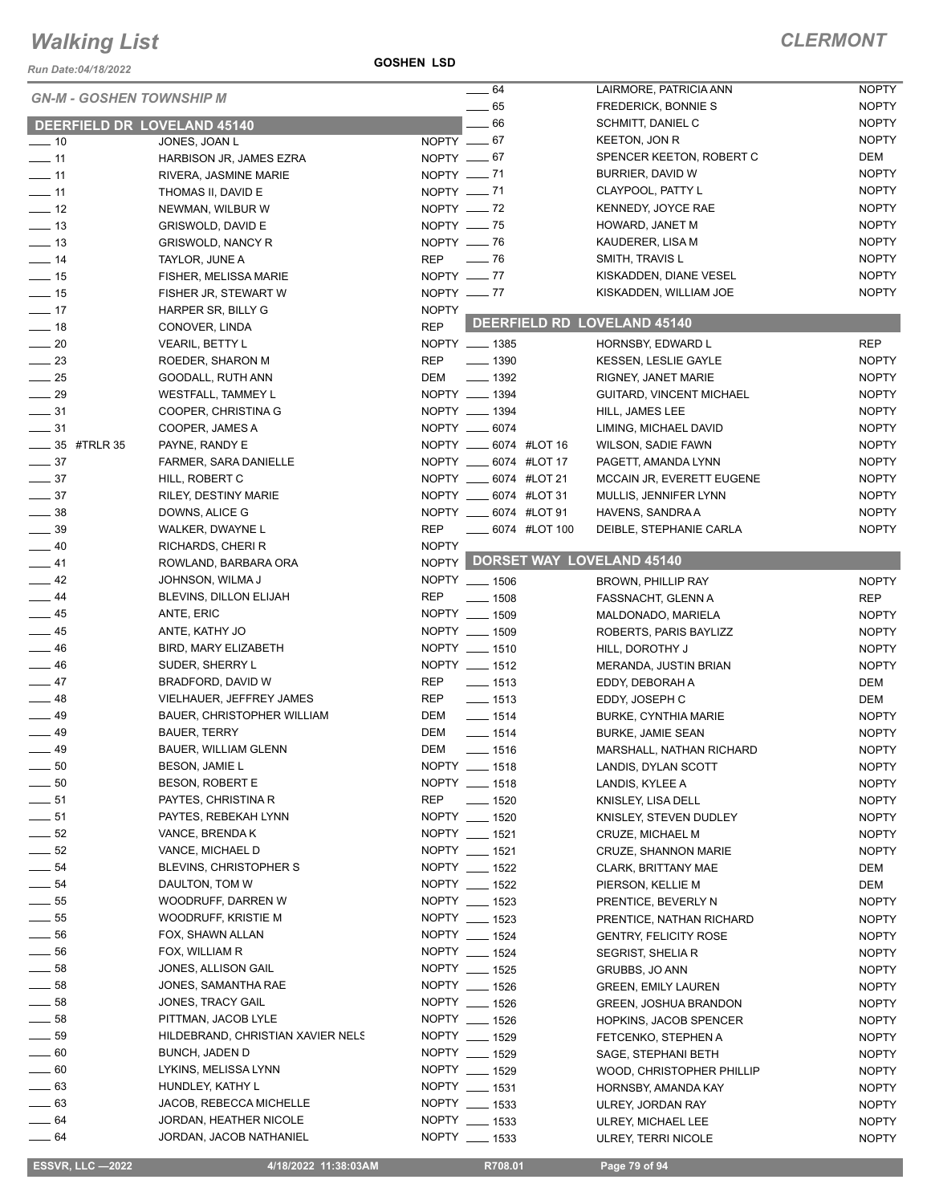# Walking List

## CLERMONT

Run Date:04/18/2022

GOSHEN LSD

### GN-M - GOSHEN TOWNSHIP M

### DEERFIELD DR LOVELAND 45140

| No. | Name | Party |
|---|---|---|
| ___ 10 | JONES, JOAN L | NOPTY |
| ___ 11 | HARBISON JR, JAMES EZRA | NOPTY |
| ___ 11 | RIVERA, JASMINE MARIE | NOPTY |
| ___ 11 | THOMAS II, DAVID E | NOPTY |
| ___ 12 | NEWMAN, WILBUR W | NOPTY |
| ___ 13 | GRISWOLD, DAVID E | NOPTY |
| ___ 13 | GRISWOLD, NANCY R | NOPTY |
| ___ 14 | TAYLOR, JUNE A | REP |
| ___ 15 | FISHER, MELISSA MARIE | NOPTY |
| ___ 15 | FISHER JR, STEWART W | NOPTY |
| ___ 17 | HARPER SR, BILLY G | NOPTY |
| ___ 18 | CONOVER, LINDA | REP |
| ___ 20 | VEARIL, BETTY L | NOPTY |
| ___ 23 | ROEDER, SHARON M | REP |
| ___ 25 | GOODALL, RUTH ANN | DEM |
| ___ 29 | WESTFALL, TAMMEY L | NOPTY |
| ___ 31 | COOPER, CHRISTINA G | NOPTY |
| ___ 31 | COOPER, JAMES A | NOPTY |
| ___ 35 #TRLR 35 | PAYNE, RANDY E | NOPTY |
| ___ 37 | FARMER, SARA DANIELLE | NOPTY |
| ___ 37 | HILL, ROBERT C | NOPTY |
| ___ 37 | RILEY, DESTINY MARIE | NOPTY |
| ___ 38 | DOWNS, ALICE G | NOPTY |
| ___ 39 | WALKER, DWAYNE L | REP |
| ___ 40 | RICHARDS, CHERI R | NOPTY |
| ___ 41 | ROWLAND, BARBARA ORA | NOPTY |
| ___ 42 | JOHNSON, WILMA J | NOPTY |
| ___ 44 | BLEVINS, DILLON ELIJAH | REP |
| ___ 45 | ANTE, ERIC | NOPTY |
| ___ 45 | ANTE, KATHY JO | NOPTY |
| ___ 46 | BIRD, MARY ELIZABETH | NOPTY |
| ___ 46 | SUDER, SHERRY L | NOPTY |
| ___ 47 | BRADFORD, DAVID W | REP |
| ___ 48 | VIELHAUER, JEFFREY JAMES | REP |
| ___ 49 | BAUER, CHRISTOPHER WILLIAM | DEM |
| ___ 49 | BAUER, TERRY | DEM |
| ___ 49 | BAUER, WILLIAM GLENN | DEM |
| ___ 50 | BESON, JAMIE L | NOPTY |
| ___ 50 | BESON, ROBERT E | NOPTY |
| ___ 51 | PAYTES, CHRISTINA R | REP |
| ___ 51 | PAYTES, REBEKAH LYNN | NOPTY |
| ___ 52 | VANCE, BRENDA K | NOPTY |
| ___ 52 | VANCE, MICHAEL D | NOPTY |
| ___ 54 | BLEVINS, CHRISTOPHER S | NOPTY |
| ___ 54 | DAULTON, TOM W | NOPTY |
| ___ 55 | WOODRUFF, DARREN W | NOPTY |
| ___ 55 | WOODRUFF, KRISTIE M | NOPTY |
| ___ 56 | FOX, SHAWN ALLAN | NOPTY |
| ___ 56 | FOX, WILLIAM R | NOPTY |
| ___ 58 | JONES, ALLISON GAIL | NOPTY |
| ___ 58 | JONES, SAMANTHA RAE | NOPTY |
| ___ 58 | JONES, TRACY GAIL | NOPTY |
| ___ 58 | PITTMAN, JACOB LYLE | NOPTY |
| ___ 59 | HILDEBRAND, CHRISTIAN XAVIER NELS | NOPTY |
| ___ 60 | BUNCH, JADEN D | NOPTY |
| ___ 60 | LYKINS, MELISSA LYNN | NOPTY |
| ___ 63 | HUNDLEY, KATHY L | NOPTY |
| ___ 63 | JACOB, REBECCA MICHELLE | NOPTY |
| ___ 64 | JORDAN, HEATHER NICOLE | NOPTY |
| ___ 64 | JORDAN, JACOB NATHANIEL | NOPTY |
| ___ 64 | LAIRMORE, PATRICIA ANN | NOPTY |
| ___ 65 | FREDERICK, BONNIE S | NOPTY |
| ___ 66 | SCHMITT, DANIEL C | NOPTY |
| ___ 67 | KEETON, JON R | NOPTY |
| ___ 67 | SPENCER KEETON, ROBERT C | DEM |
| ___ 71 | BURRIER, DAVID W | NOPTY |
| ___ 71 | CLAYPOOL, PATTY L | NOPTY |
| ___ 72 | KENNEDY, JOYCE RAE | NOPTY |
| ___ 75 | HOWARD, JANET M | NOPTY |
| ___ 76 | KAUDERER, LISA M | NOPTY |
| ___ 76 | SMITH, TRAVIS L | NOPTY |
| ___ 77 | KISKADDEN, DIANE VESEL | NOPTY |
| ___ 77 | KISKADDEN, WILLIAM JOE | NOPTY |

### DEERFIELD RD LOVELAND 45140

| No. | Name | Party |
|---|---|---|
| ___ 1385 | HORNSBY, EDWARD L | REP |
| ___ 1390 | KESSEN, LESLIE GAYLE | NOPTY |
| ___ 1392 | RIGNEY, JANET MARIE | NOPTY |
| ___ 1394 | GUITARD, VINCENT MICHAEL | NOPTY |
| ___ 1394 | HILL, JAMES LEE | NOPTY |
| ___ 6074 | LIMING, MICHAEL DAVID | NOPTY |
| ___ 6074 #LOT 16 | WILSON, SADIE FAWN | NOPTY |
| ___ 6074 #LOT 17 | PAGETT, AMANDA LYNN | NOPTY |
| ___ 6074 #LOT 21 | MCCAIN JR, EVERETT EUGENE | NOPTY |
| ___ 6074 #LOT 31 | MULLIS, JENNIFER LYNN | NOPTY |
| ___ 6074 #LOT 91 | HAVENS, SANDRA A | NOPTY |
| ___ 6074 #LOT 100 | DEIBLE, STEPHANIE CARLA | NOPTY |

### DORSET WAY LOVELAND 45140

| No. | Name | Party |
|---|---|---|
| ___ 1506 | BROWN, PHILLIP RAY | NOPTY |
| ___ 1508 | FASSNACHT, GLENN A | REP |
| ___ 1509 | MALDONADO, MARIELA | NOPTY |
| ___ 1509 | ROBERTS, PARIS BAYLIZZ | NOPTY |
| ___ 1510 | HILL, DOROTHY J | NOPTY |
| ___ 1512 | MERANDA, JUSTIN BRIAN | NOPTY |
| ___ 1513 | EDDY, DEBORAH A | DEM |
| ___ 1513 | EDDY, JOSEPH C | DEM |
| ___ 1514 | BURKE, CYNTHIA MARIE | NOPTY |
| ___ 1514 | BURKE, JAMIE SEAN | NOPTY |
| ___ 1516 | MARSHALL, NATHAN RICHARD | NOPTY |
| ___ 1518 | LANDIS, DYLAN SCOTT | NOPTY |
| ___ 1518 | LANDIS, KYLEE A | NOPTY |
| ___ 1520 | KNISLEY, LISA DELL | NOPTY |
| ___ 1520 | KNISLEY, STEVEN DUDLEY | NOPTY |
| ___ 1521 | CRUZE, MICHAEL M | NOPTY |
| ___ 1521 | CRUZE, SHANNON MARIE | NOPTY |
| ___ 1522 | CLARK, BRITTANY MAE | DEM |
| ___ 1522 | PIERSON, KELLIE M | DEM |
| ___ 1523 | PRENTICE, BEVERLY N | NOPTY |
| ___ 1523 | PRENTICE, NATHAN RICHARD | NOPTY |
| ___ 1524 | GENTRY, FELICITY ROSE | NOPTY |
| ___ 1524 | SEGRIST, SHELIA R | NOPTY |
| ___ 1525 | GRUBBS, JO ANN | NOPTY |
| ___ 1526 | GREEN, EMILY LAUREN | NOPTY |
| ___ 1526 | GREEN, JOSHUA BRANDON | NOPTY |
| ___ 1526 | HOPKINS, JACOB SPENCER | NOPTY |
| ___ 1529 | FETCENKO, STEPHEN A | NOPTY |
| ___ 1529 | SAGE, STEPHANI BETH | NOPTY |
| ___ 1529 | WOOD, CHRISTOPHER PHILLIP | NOPTY |
| ___ 1531 | HORNSBY, AMANDA KAY | NOPTY |
| ___ 1533 | ULREY, JORDAN RAY | NOPTY |
| ___ 1533 | ULREY, MICHAEL LEE | NOPTY |
| ___ 1533 | ULREY, TERRI NICOLE | NOPTY |

ESSVR, LLC —2022 | 4/18/2022 11:38:03AM | R708.01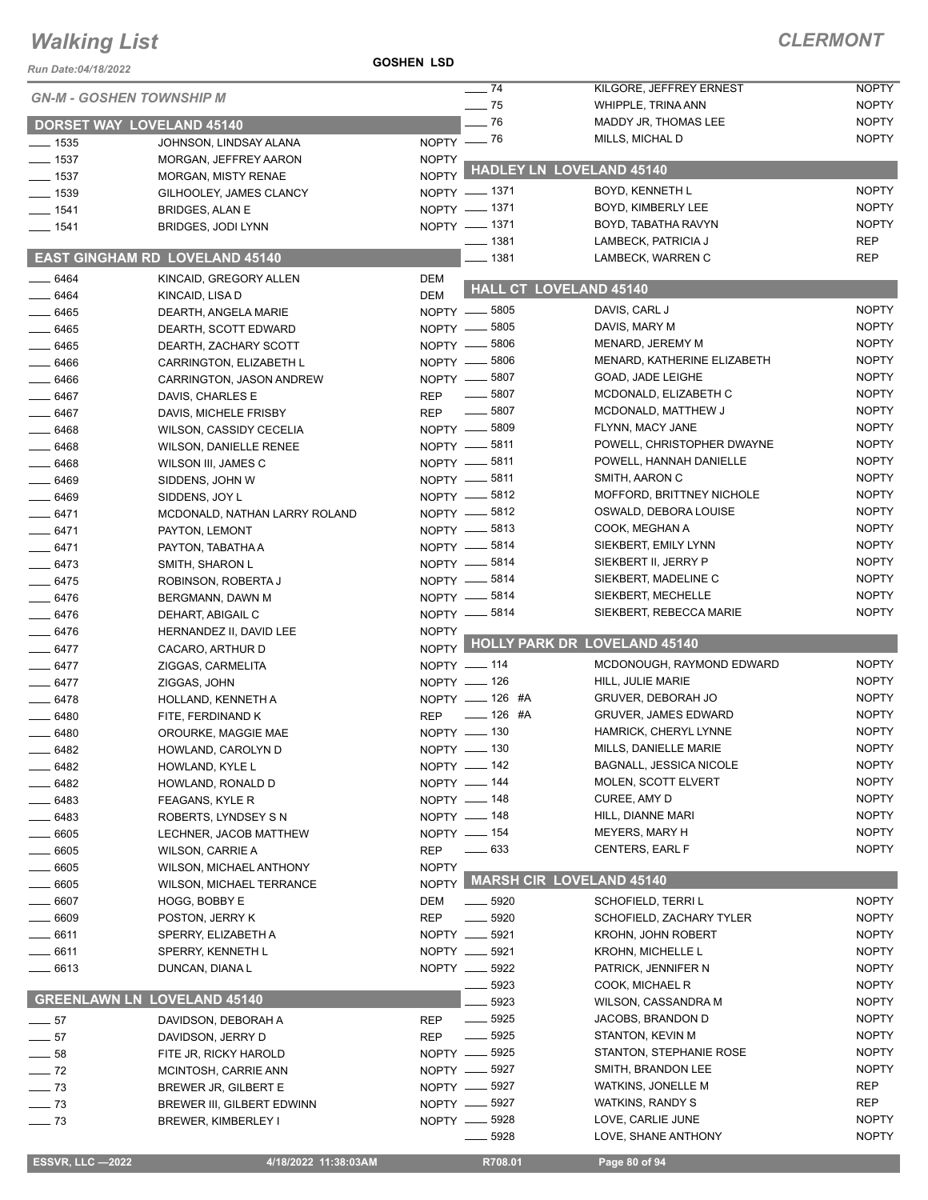# Walking List

**CLERMONT**

Run Date:04/18/2022

**GOSHEN LSD**

*GN-M - GOSHEN TOWNSHIP M*

## DORSET WAY LOVELAND 45140

| No. | Name | Party |
|---|---|---|
| 1535 | JOHNSON, LINDSAY ALANA | NOPTY |
| 1537 | MORGAN, JEFFREY AARON | NOPTY |
| 1537 | MORGAN, MISTY RENAE | NOPTY |
| 1539 | GILHOOLEY, JAMES CLANCY | NOPTY |
| 1541 | BRIDGES, ALAN E | NOPTY |
| 1541 | BRIDGES, JODI LYNN | NOPTY |

## EAST GINGHAM RD LOVELAND 45140

| No. | Name | Party |
|---|---|---|
| 6464 | KINCAID, GREGORY ALLEN | DEM |
| 6464 | KINCAID, LISA D | DEM |
| 6465 | DEARTH, ANGELA MARIE | NOPTY |
| 6465 | DEARTH, SCOTT EDWARD | NOPTY |
| 6465 | DEARTH, ZACHARY SCOTT | NOPTY |
| 6466 | CARRINGTON, ELIZABETH L | NOPTY |
| 6466 | CARRINGTON, JASON ANDREW | NOPTY |
| 6467 | DAVIS, CHARLES E | REP |
| 6467 | DAVIS, MICHELE FRISBY | REP |
| 6468 | WILSON, CASSIDY CECELIA | NOPTY |
| 6468 | WILSON, DANIELLE RENEE | NOPTY |
| 6468 | WILSON III, JAMES C | NOPTY |
| 6469 | SIDDENS, JOHN W | NOPTY |
| 6469 | SIDDENS, JOY L | NOPTY |
| 6471 | MCDONALD, NATHAN LARRY ROLAND | NOPTY |
| 6471 | PAYTON, LEMONT | NOPTY |
| 6471 | PAYTON, TABATHA A | NOPTY |
| 6473 | SMITH, SHARON L | NOPTY |
| 6475 | ROBINSON, ROBERTA J | NOPTY |
| 6476 | BERGMANN, DAWN M | NOPTY |
| 6476 | DEHART, ABIGAIL C | NOPTY |
| 6476 | HERNANDEZ II, DAVID LEE | NOPTY |
| 6477 | CACARO, ARTHUR D | NOPTY |
| 6477 | ZIGGAS, CARMELITA | NOPTY |
| 6477 | ZIGGAS, JOHN | NOPTY |
| 6478 | HOLLAND, KENNETH A | NOPTY |
| 6480 | FITE, FERDINAND K | REP |
| 6480 | OROURKE, MAGGIE MAE | NOPTY |
| 6482 | HOWLAND, CAROLYN D | NOPTY |
| 6482 | HOWLAND, KYLE L | NOPTY |
| 6482 | HOWLAND, RONALD D | NOPTY |
| 6483 | FEAGANS, KYLE R | NOPTY |
| 6483 | ROBERTS, LYNDSEY S N | NOPTY |
| 6605 | LECHNER, JACOB MATTHEW | NOPTY |
| 6605 | WILSON, CARRIE A | REP |
| 6605 | WILSON, MICHAEL ANTHONY | NOPTY |
| 6605 | WILSON, MICHAEL TERRANCE | NOPTY |
| 6607 | HOGG, BOBBY E | DEM |
| 6609 | POSTON, JERRY K | REP |
| 6611 | SPERRY, ELIZABETH A | NOPTY |
| 6611 | SPERRY, KENNETH L | NOPTY |
| 6613 | DUNCAN, DIANA L | NOPTY |

## GREENLAWN LN LOVELAND 45140

| No. | Name | Party |
|---|---|---|
| 57 | DAVIDSON, DEBORAH A | REP |
| 57 | DAVIDSON, JERRY D | REP |
| 58 | FITE JR, RICKY HAROLD | NOPTY |
| 72 | MCINTOSH, CARRIE ANN | NOPTY |
| 73 | BREWER JR, GILBERT E | NOPTY |
| 73 | BREWER III, GILBERT EDWINN | NOPTY |
| 73 | BREWER, KIMBERLEY I | NOPTY |
| 74 | KILGORE, JEFFREY ERNEST | NOPTY |
| 75 | WHIPPLE, TRINA ANN | NOPTY |
| 76 | MADDY JR, THOMAS LEE | NOPTY |
| 76 | MILLS, MICHAL D | NOPTY |

## HADLEY LN LOVELAND 45140

| No. | Name | Party |
|---|---|---|
| 1371 | BOYD, KENNETH L | NOPTY |
| 1371 | BOYD, KIMBERLY LEE | NOPTY |
| 1371 | BOYD, TABATHA RAVYN | NOPTY |
| 1381 | LAMBECK, PATRICIA J | REP |
| 1381 | LAMBECK, WARREN C | REP |

## HALL CT LOVELAND 45140

| No. | Name | Party |
|---|---|---|
| 5805 | DAVIS, CARL J | NOPTY |
| 5805 | DAVIS, MARY M | NOPTY |
| 5806 | MENARD, JEREMY M | NOPTY |
| 5806 | MENARD, KATHERINE ELIZABETH | NOPTY |
| 5807 | GOAD, JADE LEIGHE | NOPTY |
| 5807 | MCDONALD, ELIZABETH C | NOPTY |
| 5807 | MCDONALD, MATTHEW J | NOPTY |
| 5809 | FLYNN, MACY JANE | NOPTY |
| 5811 | POWELL, CHRISTOPHER DWAYNE | NOPTY |
| 5811 | POWELL, HANNAH DANIELLE | NOPTY |
| 5811 | SMITH, AARON C | NOPTY |
| 5812 | MOFFORD, BRITTNEY NICHOLE | NOPTY |
| 5812 | OSWALD, DEBORA LOUISE | NOPTY |
| 5813 | COOK, MEGHAN A | NOPTY |
| 5814 | SIEKBERT, EMILY LYNN | NOPTY |
| 5814 | SIEKBERT II, JERRY P | NOPTY |
| 5814 | SIEKBERT, MADELINE C | NOPTY |
| 5814 | SIEKBERT, MECHELLE | NOPTY |
| 5814 | SIEKBERT, REBECCA MARIE | NOPTY |

## HOLLY PARK DR LOVELAND 45140

| No. | Name | Party |
|---|---|---|
| 114 | MCDONOUGH, RAYMOND EDWARD | NOPTY |
| 126 | HILL, JULIE MARIE | NOPTY |
| 126 #A | GRUVER, DEBORAH JO | NOPTY |
| 126 #A | GRUVER, JAMES EDWARD | NOPTY |
| 130 | HAMRICK, CHERYL LYNNE | NOPTY |
| 130 | MILLS, DANIELLE MARIE | NOPTY |
| 142 | BAGNALL, JESSICA NICOLE | NOPTY |
| 144 | MOLEN, SCOTT ELVERT | NOPTY |
| 148 | CUREE, AMY D | NOPTY |
| 148 | HILL, DIANNE MARI | NOPTY |
| 154 | MEYERS, MARY H | NOPTY |
| 633 | CENTERS, EARL F | NOPTY |

## MARSH CIR LOVELAND 45140

| No. | Name | Party |
|---|---|---|
| 5920 | SCHOFIELD, TERRI L | NOPTY |
| 5920 | SCHOFIELD, ZACHARY TYLER | NOPTY |
| 5921 | KROHN, JOHN ROBERT | NOPTY |
| 5921 | KROHN, MICHELLE L | NOPTY |
| 5922 | PATRICK, JENNIFER N | NOPTY |
| 5923 | COOK, MICHAEL R | NOPTY |
| 5923 | WILSON, CASSANDRA M | NOPTY |
| 5925 | JACOBS, BRANDON D | NOPTY |
| 5925 | STANTON, KEVIN M | NOPTY |
| 5925 | STANTON, STEPHANIE ROSE | NOPTY |
| 5927 | SMITH, BRANDON LEE | NOPTY |
| 5927 | WATKINS, JONELLE M | REP |
| 5927 | WATKINS, RANDY S | REP |
| 5928 | LOVE, CARLIE JUNE | NOPTY |
| 5928 | LOVE, SHANE ANTHONY | NOPTY |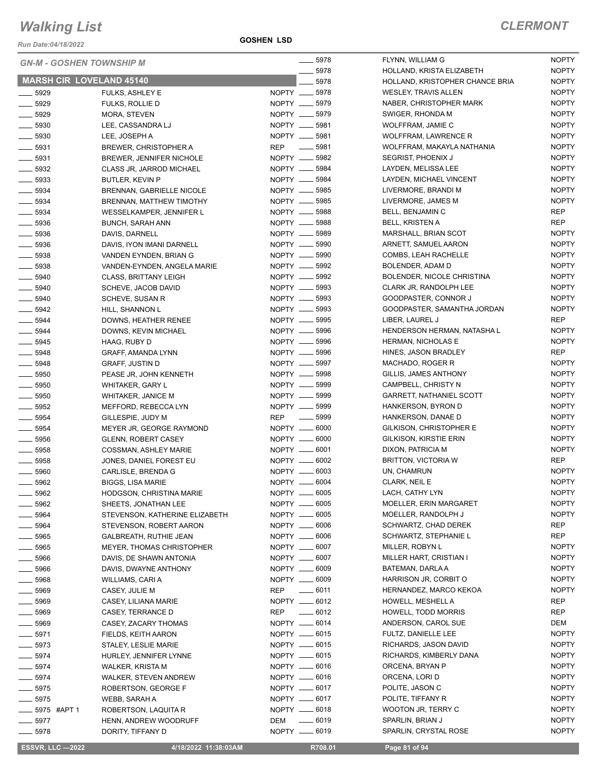# Walking List

**CLERMONT**

Run Date:04/18/2022

**GOSHEN LSD**

## GN-M - GOSHEN TOWNSHIP M

### MARSH CIR LOVELAND 45140

| No. | Name | Party |
|---|---|---|
| ____ 5929 | FULKS, ASHLEY E | NOPTY |
| ____ 5929 | FULKS, ROLLIE D | NOPTY |
| ____ 5929 | MORA, STEVEN | NOPTY |
| ____ 5930 | LEE, CASSANDRA LJ | NOPTY |
| ____ 5930 | LEE, JOSEPH A | NOPTY |
| ____ 5931 | BREWER, CHRISTOPHER A | REP |
| ____ 5931 | BREWER, JENNIFER NICHOLE | NOPTY |
| ____ 5932 | CLASS JR, JARROD MICHAEL | NOPTY |
| ____ 5933 | BUTLER, KEVIN P | NOPTY |
| ____ 5934 | BRENNAN, GABRIELLE NICOLE | NOPTY |
| ____ 5934 | BRENNAN, MATTHEW TIMOTHY | NOPTY |
| ____ 5934 | WESSELKAMPER, JENNIFER L | NOPTY |
| ____ 5936 | BUNCH, SARAH ANN | NOPTY |
| ____ 5936 | DAVIS, DARNELL | NOPTY |
| ____ 5936 | DAVIS, IYON IMANI DARNELL | NOPTY |
| ____ 5938 | VANDEN EYNDEN, BRIAN G | NOPTY |
| ____ 5938 | VANDEN-EYNDEN, ANGELA MARIE | NOPTY |
| ____ 5940 | CLASS, BRITTANY LEIGH | NOPTY |
| ____ 5940 | SCHEVE, JACOB DAVID | NOPTY |
| ____ 5940 | SCHEVE, SUSAN R | NOPTY |
| ____ 5942 | HILL, SHANNON L | NOPTY |
| ____ 5944 | DOWNS, HEATHER RENEE | NOPTY |
| ____ 5944 | DOWNS, KEVIN MICHAEL | NOPTY |
| ____ 5945 | HAAG, RUBY D | NOPTY |
| ____ 5948 | GRAFF, AMANDA LYNN | NOPTY |
| ____ 5948 | GRAFF, JUSTIN D | NOPTY |
| ____ 5950 | PEASE JR, JOHN KENNETH | NOPTY |
| ____ 5950 | WHITAKER, GARY L | NOPTY |
| ____ 5950 | WHITAKER, JANICE M | NOPTY |
| ____ 5952 | MEFFORD, REBECCA LYN | NOPTY |
| ____ 5954 | GILLESPIE, JUDY M | REP |
| ____ 5954 | MEYER JR, GEORGE RAYMOND | NOPTY |
| ____ 5956 | GLENN, ROBERT CASEY | NOPTY |
| ____ 5958 | COSSMAN, ASHLEY MARIE | NOPTY |
| ____ 5958 | JONES, DANIEL FOREST EU | NOPTY |
| ____ 5960 | CARLISLE, BRENDA G | NOPTY |
| ____ 5962 | BIGGS, LISA MARIE | NOPTY |
| ____ 5962 | HODGSON, CHRISTINA MARIE | NOPTY |
| ____ 5962 | SHEETS, JONATHAN LEE | NOPTY |
| ____ 5964 | STEVENSON, KATHERINE ELIZABETH | NOPTY |
| ____ 5964 | STEVENSON, ROBERT AARON | NOPTY |
| ____ 5965 | GALBREATH, RUTHIE JEAN | NOPTY |
| ____ 5965 | MEYER, THOMAS CHRISTOPHER | NOPTY |
| ____ 5966 | DAVIS, DE SHAWN ANTONIA | NOPTY |
| ____ 5966 | DAVIS, DWAYNE ANTHONY | NOPTY |
| ____ 5968 | WILLIAMS, CARI A | NOPTY |
| ____ 5969 | CASEY, JULIE M | REP |
| ____ 5969 | CASEY, LILIANA MARIE | NOPTY |
| ____ 5969 | CASEY, TERRANCE D | REP |
| ____ 5969 | CASEY, ZACARY THOMAS | NOPTY |
| ____ 5971 | FIELDS, KEITH AARON | NOPTY |
| ____ 5973 | STALEY, LESLIE MARIE | NOPTY |
| ____ 5974 | HURLEY, JENNIFER LYNNE | NOPTY |
| ____ 5974 | WALKER, KRISTA M | NOPTY |
| ____ 5974 | WALKER, STEVEN ANDREW | NOPTY |
| ____ 5975 | ROBERTSON, GEORGE F | NOPTY |
| ____ 5975 | WEBB, SARAH A | NOPTY |
| ____ 5975 #APT 1 | ROBERTSON, LAQUITA R | NOPTY |
| ____ 5977 | HENN, ANDREW WOODRUFF | DEM |
| ____ 5978 | DORITY, TIFFANY D | NOPTY |
| ____ 5978 | FLYNN, WILLIAM G | NOPTY |
| ____ 5978 | HOLLAND, KRISTA ELIZABETH | NOPTY |
| ____ 5978 | HOLLAND, KRISTOPHER CHANCE BRIA | NOPTY |
| ____ 5978 | WESLEY, TRAVIS ALLEN | NOPTY |
| ____ 5979 | NABER, CHRISTOPHER MARK | NOPTY |
| ____ 5979 | SWIGER, RHONDA M | NOPTY |
| ____ 5981 | WOLFFRAM, JAMIE C | NOPTY |
| ____ 5981 | WOLFFRAM, LAWRENCE R | NOPTY |
| ____ 5981 | WOLFFRAM, MAKAYLA NATHANIA | NOPTY |
| ____ 5982 | SEGRIST, PHOENIX J | NOPTY |
| ____ 5984 | LAYDEN, MELISSA LEE | NOPTY |
| ____ 5984 | LAYDEN, MICHAEL VINCENT | NOPTY |
| ____ 5985 | LIVERMORE, BRANDI M | NOPTY |
| ____ 5985 | LIVERMORE, JAMES M | NOPTY |
| ____ 5988 | BELL, BENJAMIN C | REP |
| ____ 5988 | BELL, KRISTEN A | REP |
| ____ 5989 | MARSHALL, BRIAN SCOT | NOPTY |
| ____ 5990 | ARNETT, SAMUEL AARON | NOPTY |
| ____ 5990 | COMBS, LEAH RACHELLE | NOPTY |
| ____ 5992 | BOLENDER, ADAM D | NOPTY |
| ____ 5992 | BOLENDER, NICOLE CHRISTINA | NOPTY |
| ____ 5993 | CLARK JR, RANDOLPH LEE | NOPTY |
| ____ 5993 | GOODPASTER, CONNOR J | NOPTY |
| ____ 5993 | GOODPASTER, SAMANTHA JORDAN | NOPTY |
| ____ 5995 | LIBER, LAUREL J | REP |
| ____ 5996 | HENDERSON HERMAN, NATASHA L | NOPTY |
| ____ 5996 | HERMAN, NICHOLAS E | NOPTY |
| ____ 5996 | HINES, JASON BRADLEY | REP |
| ____ 5997 | MACHADO, ROGER R | NOPTY |
| ____ 5998 | GILLIS, JAMES ANTHONY | NOPTY |
| ____ 5999 | CAMPBELL, CHRISTY N | NOPTY |
| ____ 5999 | GARRETT, NATHANIEL SCOTT | NOPTY |
| ____ 5999 | HANKERSON, BYRON D | NOPTY |
| ____ 5999 | HANKERSON, DANAE D | NOPTY |
| ____ 6000 | GILKISON, CHRISTOPHER E | NOPTY |
| ____ 6000 | GILKISON, KIRSTIE ERIN | NOPTY |
| ____ 6001 | DIXON, PATRICIA M | NOPTY |
| ____ 6002 | BRITTON, VICTORIA W | REP |
| ____ 6003 | UN, CHAMRUN | NOPTY |
| ____ 6004 | CLARK, NEIL E | NOPTY |
| ____ 6005 | LACH, CATHY LYN | NOPTY |
| ____ 6005 | MOELLER, ERIN MARGARET | NOPTY |
| ____ 6005 | MOELLER, RANDOLPH J | NOPTY |
| ____ 6006 | SCHWARTZ, CHAD DEREK | REP |
| ____ 6006 | SCHWARTZ, STEPHANIE L | REP |
| ____ 6007 | MILLER, ROBYN L | NOPTY |
| ____ 6007 | MILLER HART, CRISTIAN I | NOPTY |
| ____ 6009 | BATEMAN, DARLA A | NOPTY |
| ____ 6009 | HARRISON JR, CORBIT O | NOPTY |
| ____ 6011 | HERNANDEZ, MARCO KEKOA | NOPTY |
| ____ 6012 | HOWELL, MESHELL A | REP |
| ____ 6012 | HOWELL, TODD MORRIS | REP |
| ____ 6014 | ANDERSON, CAROL SUE | DEM |
| ____ 6015 | FULTZ, DANIELLE LEE | NOPTY |
| ____ 6015 | RICHARDS, JASON DAVID | NOPTY |
| ____ 6015 | RICHARDS, KIMBERLY DANA | NOPTY |
| ____ 6016 | ORCENA, BRYAN P | NOPTY |
| ____ 6016 | ORCENA, LORI D | NOPTY |
| ____ 6017 | POLITE, JASON C | NOPTY |
| ____ 6017 | POLITE, TIFFANY R | NOPTY |
| ____ 6018 | WOOTON JR, TERRY C | NOPTY |
| ____ 6019 | SPARLIN, BRIAN J | NOPTY |
| ____ 6019 | SPARLIN, CRYSTAL ROSE | NOPTY |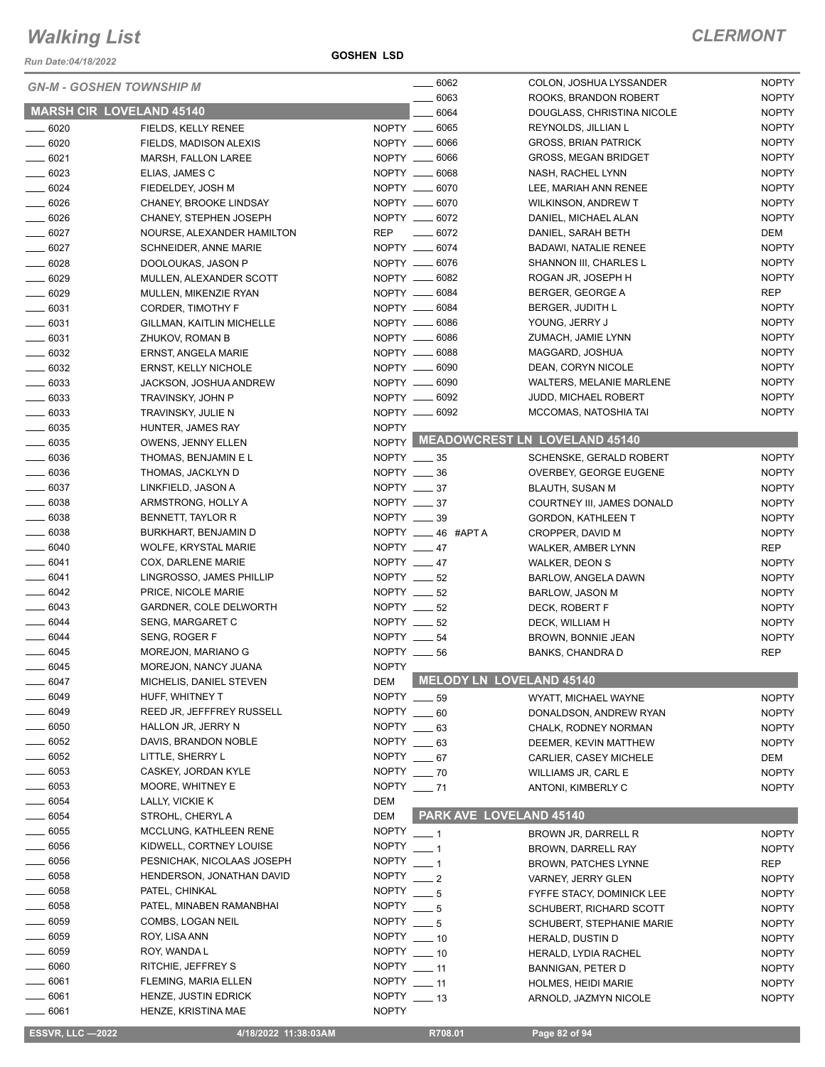# Walking List

**CLERMONT**

Run Date:04/18/2022

**GOSHEN LSD**

*GN-M - GOSHEN TOWNSHIP M*

## MARSH CIR LOVELAND 45140

| No. | Name | Party |
|---|---|---|
| ____ 6020 | FIELDS, KELLY RENEE | NOPTY |
| ____ 6020 | FIELDS, MADISON ALEXIS | NOPTY |
| ____ 6021 | MARSH, FALLON LAREE | NOPTY |
| ____ 6023 | ELIAS, JAMES C | NOPTY |
| ____ 6024 | FIEDELDEY, JOSH M | NOPTY |
| ____ 6026 | CHANEY, BROOKE LINDSAY | NOPTY |
| ____ 6026 | CHANEY, STEPHEN JOSEPH | NOPTY |
| ____ 6027 | NOURSE, ALEXANDER HAMILTON | REP |
| ____ 6027 | SCHNEIDER, ANNE MARIE | NOPTY |
| ____ 6028 | DOOLOUKAS, JASON P | NOPTY |
| ____ 6029 | MULLEN, ALEXANDER SCOTT | NOPTY |
| ____ 6029 | MULLEN, MIKENZIE RYAN | NOPTY |
| ____ 6031 | CORDER, TIMOTHY F | NOPTY |
| ____ 6031 | GILLMAN, KAITLIN MICHELLE | NOPTY |
| ____ 6031 | ZHUKOV, ROMAN B | NOPTY |
| ____ 6032 | ERNST, ANGELA MARIE | NOPTY |
| ____ 6032 | ERNST, KELLY NICHOLE | NOPTY |
| ____ 6033 | JACKSON, JOSHUA ANDREW | NOPTY |
| ____ 6033 | TRAVINSKY, JOHN P | NOPTY |
| ____ 6033 | TRAVINSKY, JULIE N | NOPTY |
| ____ 6035 | HUNTER, JAMES RAY | NOPTY |
| ____ 6035 | OWENS, JENNY ELLEN | NOPTY |
| ____ 6036 | THOMAS, BENJAMIN E L | NOPTY |
| ____ 6036 | THOMAS, JACKLYN D | NOPTY |
| ____ 6037 | LINKFIELD, JASON A | NOPTY |
| ____ 6038 | ARMSTRONG, HOLLY A | NOPTY |
| ____ 6038 | BENNETT, TAYLOR R | NOPTY |
| ____ 6038 | BURKHART, BENJAMIN D | NOPTY |
| ____ 6040 | WOLFE, KRYSTAL MARIE | NOPTY |
| ____ 6041 | COX, DARLENE MARIE | NOPTY |
| ____ 6041 | LINGROSSO, JAMES PHILLIP | NOPTY |
| ____ 6042 | PRICE, NICOLE MARIE | NOPTY |
| ____ 6043 | GARDNER, COLE DELWORTH | NOPTY |
| ____ 6044 | SENG, MARGARET C | NOPTY |
| ____ 6044 | SENG, ROGER F | NOPTY |
| ____ 6045 | MOREJON, MARIANO G | NOPTY |
| ____ 6045 | MOREJON, NANCY JUANA | NOPTY |
| ____ 6047 | MICHELIS, DANIEL STEVEN | DEM |
| ____ 6049 | HUFF, WHITNEY T | NOPTY |
| ____ 6049 | REED JR, JEFFFREY RUSSELL | NOPTY |
| ____ 6050 | HALLON JR, JERRY N | NOPTY |
| ____ 6052 | DAVIS, BRANDON NOBLE | NOPTY |
| ____ 6052 | LITTLE, SHERRY L | NOPTY |
| ____ 6053 | CASKEY, JORDAN KYLE | NOPTY |
| ____ 6053 | MOORE, WHITNEY E | NOPTY |
| ____ 6054 | LALLY, VICKIE K | DEM |
| ____ 6054 | STROHL, CHERYL A | DEM |
| ____ 6055 | MCCLUNG, KATHLEEN RENE | NOPTY |
| ____ 6056 | KIDWELL, CORTNEY LOUISE | NOPTY |
| ____ 6056 | PESNICHAK, NICOLAAS JOSEPH | NOPTY |
| ____ 6058 | HENDERSON, JONATHAN DAVID | NOPTY |
| ____ 6058 | PATEL, CHINKAL | NOPTY |
| ____ 6058 | PATEL, MINABEN RAMANBHAI | NOPTY |
| ____ 6059 | COMBS, LOGAN NEIL | NOPTY |
| ____ 6059 | ROY, LISA ANN | NOPTY |
| ____ 6059 | ROY, WANDA L | NOPTY |
| ____ 6060 | RITCHIE, JEFFREY S | NOPTY |
| ____ 6061 | FLEMING, MARIA ELLEN | NOPTY |
| ____ 6061 | HENZE, JUSTIN EDRICK | NOPTY |
| ____ 6061 | HENZE, KRISTINA MAE | NOPTY |
| ____ 6062 | COLON, JOSHUA LYSSANDER | NOPTY |
| ____ 6063 | ROOKS, BRANDON ROBERT | NOPTY |
| ____ 6064 | DOUGLASS, CHRISTINA NICOLE | NOPTY |
| ____ 6065 | REYNOLDS, JILLIAN L | NOPTY |
| ____ 6066 | GROSS, BRIAN PATRICK | NOPTY |
| ____ 6066 | GROSS, MEGAN BRIDGET | NOPTY |
| ____ 6068 | NASH, RACHEL LYNN | NOPTY |
| ____ 6070 | LEE, MARIAH ANN RENEE | NOPTY |
| ____ 6070 | WILKINSON, ANDREW T | NOPTY |
| ____ 6072 | DANIEL, MICHAEL ALAN | NOPTY |
| ____ 6072 | DANIEL, SARAH BETH | DEM |
| ____ 6074 | BADAWI, NATALIE RENEE | NOPTY |
| ____ 6076 | SHANNON III, CHARLES L | NOPTY |
| ____ 6082 | ROGAN JR, JOSEPH H | NOPTY |
| ____ 6084 | BERGER, GEORGE A | REP |
| ____ 6084 | BERGER, JUDITH L | NOPTY |
| ____ 6086 | YOUNG, JERRY J | NOPTY |
| ____ 6086 | ZUMACH, JAMIE LYNN | NOPTY |
| ____ 6088 | MAGGARD, JOSHUA | NOPTY |
| ____ 6090 | DEAN, CORYN NICOLE | NOPTY |
| ____ 6090 | WALTERS, MELANIE MARLENE | NOPTY |
| ____ 6092 | JUDD, MICHAEL ROBERT | NOPTY |
| ____ 6092 | MCCOMAS, NATOSHIA TAI | NOPTY |

## MEADOWCREST LN LOVELAND 45140

| No. | Name | Party |
|---|---|---|
| ____ 35 | SCHENSKE, GERALD ROBERT | NOPTY |
| ____ 36 | OVERBEY, GEORGE EUGENE | NOPTY |
| ____ 37 | BLAUTH, SUSAN M | NOPTY |
| ____ 37 | COURTNEY III, JAMES DONALD | NOPTY |
| ____ 39 | GORDON, KATHLEEN T | NOPTY |
| ____ 46 #APT A | CROPPER, DAVID M | NOPTY |
| ____ 47 | WALKER, AMBER LYNN | REP |
| ____ 47 | WALKER, DEON S | NOPTY |
| ____ 52 | BARLOW, ANGELA DAWN | NOPTY |
| ____ 52 | BARLOW, JASON M | NOPTY |
| ____ 52 | DECK, ROBERT F | NOPTY |
| ____ 52 | DECK, WILLIAM H | NOPTY |
| ____ 54 | BROWN, BONNIE JEAN | NOPTY |
| ____ 56 | BANKS, CHANDRA D | REP |

## MELODY LN LOVELAND 45140

| No. | Name | Party |
|---|---|---|
| ____ 59 | WYATT, MICHAEL WAYNE | NOPTY |
| ____ 60 | DONALDSON, ANDREW RYAN | NOPTY |
| ____ 63 | CHALK, RODNEY NORMAN | NOPTY |
| ____ 63 | DEEMER, KEVIN MATTHEW | NOPTY |
| ____ 67 | CARLIER, CASEY MICHELE | DEM |
| ____ 70 | WILLIAMS JR, CARL E | NOPTY |
| ____ 71 | ANTONI, KIMBERLY C | NOPTY |

## PARK AVE LOVELAND 45140

| No. | Name | Party |
|---|---|---|
| ____ 1 | BROWN JR, DARRELL R | NOPTY |
| ____ 1 | BROWN, DARRELL RAY | NOPTY |
| ____ 1 | BROWN, PATCHES LYNNE | REP |
| ____ 2 | VARNEY, JERRY GLEN | NOPTY |
| ____ 5 | FYFFE STACY, DOMINICK LEE | NOPTY |
| ____ 5 | SCHUBERT, RICHARD SCOTT | NOPTY |
| ____ 5 | SCHUBERT, STEPHANIE MARIE | NOPTY |
| ____ 10 | HERALD, DUSTIN D | NOPTY |
| ____ 10 | HERALD, LYDIA RACHEL | NOPTY |
| ____ 11 | BANNIGAN, PETER D | NOPTY |
| ____ 11 | HOLMES, HEIDI MARIE | NOPTY |
| ____ 13 | ARNOLD, JAZMYN NICOLE | NOPTY |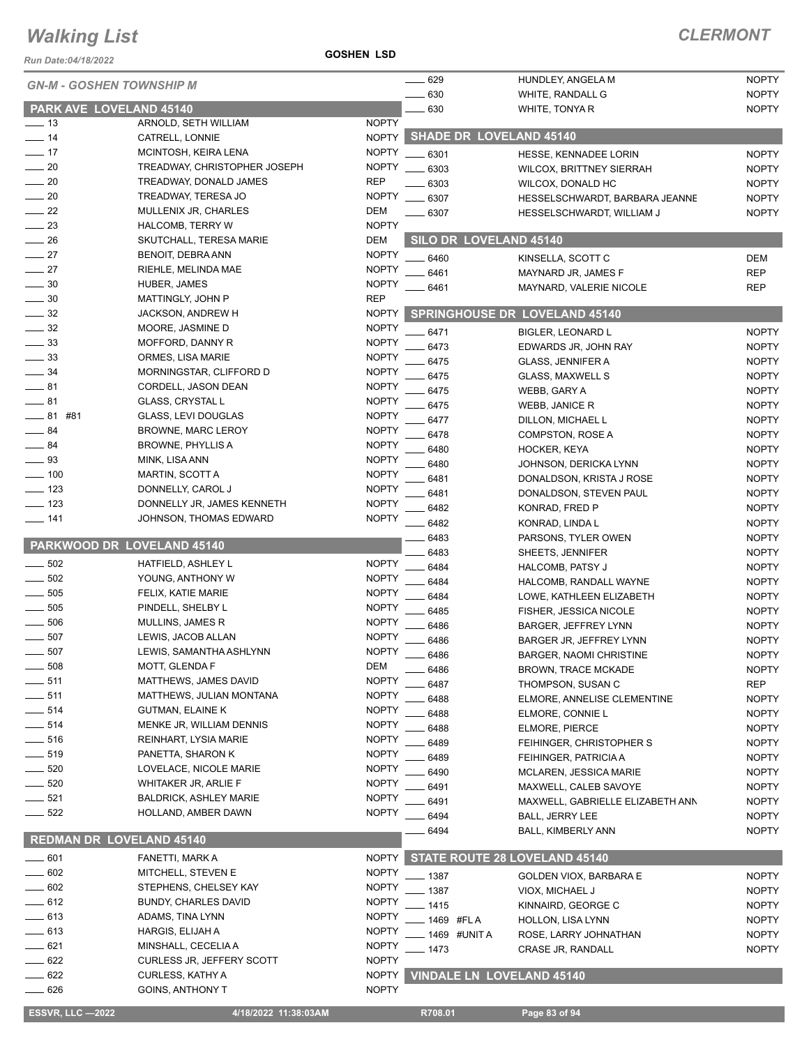**GN-M - GOSHEN TOWNSHIP M**

### PARK AVE LOVELAND 45140

| No. | Name | Party |
|---|---|---|
| 13 | ARNOLD, SETH WILLIAM | NOPTY |
| 14 | CATRELL, LONNIE | NOPTY |
| 17 | MCINTOSH, KEIRA LENA | NOPTY |
| 20 | TREADWAY, CHRISTOPHER JOSEPH | NOPTY |
| 20 | TREADWAY, DONALD JAMES | REP |
| 20 | TREADWAY, TERESA JO | NOPTY |
| 22 | MULLENIX JR, CHARLES | DEM |
| 23 | HALCOMB, TERRY W | NOPTY |
| 26 | SKUTCHALL, TERESA MARIE | DEM |
| 27 | BENOIT, DEBRA ANN | NOPTY |
| 27 | RIEHLE, MELINDA MAE | NOPTY |
| 30 | HUBER, JAMES | NOPTY |
| 30 | MATTINGLY, JOHN P | REP |
| 32 | JACKSON, ANDREW H | NOPTY |
| 32 | MOORE, JASMINE D | NOPTY |
| 33 | MOFFORD, DANNY R | NOPTY |
| 33 | ORMES, LISA MARIE | NOPTY |
| 34 | MORNINGSTAR, CLIFFORD D | NOPTY |
| 81 | CORDELL, JASON DEAN | NOPTY |
| 81 | GLASS, CRYSTAL L | NOPTY |
| 81 #81 | GLASS, LEVI DOUGLAS | NOPTY |
| 84 | BROWNE, MARC LEROY | NOPTY |
| 84 | BROWNE, PHYLLIS A | NOPTY |
| 93 | MINK, LISA ANN | NOPTY |
| 100 | MARTIN, SCOTT A | NOPTY |
| 123 | DONNELLY, CAROL J | NOPTY |
| 123 | DONNELLY JR, JAMES KENNETH | NOPTY |
| 141 | JOHNSON, THOMAS EDWARD | NOPTY |

### PARKWOOD DR LOVELAND 45140

| No. | Name | Party |
|---|---|---|
| 502 | HATFIELD, ASHLEY L | NOPTY |
| 502 | YOUNG, ANTHONY W | NOPTY |
| 505 | FELIX, KATIE MARIE | NOPTY |
| 505 | PINDELL, SHELBY L | NOPTY |
| 506 | MULLINS, JAMES R | NOPTY |
| 507 | LEWIS, JACOB ALLAN | NOPTY |
| 507 | LEWIS, SAMANTHA ASHLYNN | NOPTY |
| 508 | MOTT, GLENDA F | DEM |
| 511 | MATTHEWS, JAMES DAVID | NOPTY |
| 511 | MATTHEWS, JULIAN MONTANA | NOPTY |
| 514 | GUTMAN, ELAINE K | NOPTY |
| 514 | MENKE JR, WILLIAM DENNIS | NOPTY |
| 516 | REINHART, LYSIA MARIE | NOPTY |
| 519 | PANETTA, SHARON K | NOPTY |
| 520 | LOVELACE, NICOLE MARIE | NOPTY |
| 520 | WHITAKER JR, ARLIE F | NOPTY |
| 521 | BALDRICK, ASHLEY MARIE | NOPTY |
| 522 | HOLLAND, AMBER DAWN | NOPTY |

### REDMAN DR LOVELAND 45140

| No. | Name | Party |
|---|---|---|
| 601 | FANETTI, MARK A | NOPTY |
| 602 | MITCHELL, STEVEN E | NOPTY |
| 602 | STEPHENS, CHELSEY KAY | NOPTY |
| 612 | BUNDY, CHARLES DAVID | NOPTY |
| 613 | ADAMS, TINA LYNN | NOPTY |
| 613 | HARGIS, ELIJAH A | NOPTY |
| 621 | MINSHALL, CECELIA A | NOPTY |
| 622 | CURLESS JR, JEFFERY SCOTT | NOPTY |
| 622 | CURLESS, KATHY A | NOPTY |
| 626 | GOINS, ANTHONY T | NOPTY |
| 629 | HUNDLEY, ANGELA M | NOPTY |
| 630 | WHITE, RANDALL G | NOPTY |
| 630 | WHITE, TONYA R | NOPTY |

### SHADE DR LOVELAND 45140

| No. | Name | Party |
|---|---|---|
| 6301 | HESSE, KENNADEE LORIN | NOPTY |
| 6303 | WILCOX, BRITTNEY SIERRAH | NOPTY |
| 6303 | WILCOX, DONALD HC | NOPTY |
| 6307 | HESSELSCHWARDT, BARBARA JEANNE | NOPTY |
| 6307 | HESSELSCHWARDT, WILLIAM J | NOPTY |

### SILO DR LOVELAND 45140

| No. | Name | Party |
|---|---|---|
| 6460 | KINSELLA, SCOTT C | DEM |
| 6461 | MAYNARD JR, JAMES F | REP |
| 6461 | MAYNARD, VALERIE NICOLE | REP |

### SPRINGHOUSE DR LOVELAND 45140

| No. | Name | Party |
|---|---|---|
| 6471 | BIGLER, LEONARD L | NOPTY |
| 6473 | EDWARDS JR, JOHN RAY | NOPTY |
| 6475 | GLASS, JENNIFER A | NOPTY |
| 6475 | GLASS, MAXWELL S | NOPTY |
| 6475 | WEBB, GARY A | NOPTY |
| 6475 | WEBB, JANICE R | NOPTY |
| 6477 | DILLON, MICHAEL L | NOPTY |
| 6478 | COMPSTON, ROSE A | NOPTY |
| 6480 | HOCKER, KEYA | NOPTY |
| 6480 | JOHNSON, DERICKA LYNN | NOPTY |
| 6481 | DONALDSON, KRISTA J ROSE | NOPTY |
| 6481 | DONALDSON, STEVEN PAUL | NOPTY |
| 6482 | KONRAD, FRED P | NOPTY |
| 6482 | KONRAD, LINDA L | NOPTY |
| 6483 | PARSONS, TYLER OWEN | NOPTY |
| 6483 | SHEETS, JENNIFER | NOPTY |
| 6484 | HALCOMB, PATSY J | NOPTY |
| 6484 | HALCOMB, RANDALL WAYNE | NOPTY |
| 6484 | LOWE, KATHLEEN ELIZABETH | NOPTY |
| 6485 | FISHER, JESSICA NICOLE | NOPTY |
| 6486 | BARGER, JEFFREY LYNN | NOPTY |
| 6486 | BARGER JR, JEFFREY LYNN | NOPTY |
| 6486 | BARGER, NAOMI CHRISTINE | NOPTY |
| 6486 | BROWN, TRACE MCKADE | NOPTY |
| 6487 | THOMPSON, SUSAN C | REP |
| 6488 | ELMORE, ANNELISE CLEMENTINE | NOPTY |
| 6488 | ELMORE, CONNIE L | NOPTY |
| 6488 | ELMORE, PIERCE | NOPTY |
| 6489 | FEIHINGER, CHRISTOPHER S | NOPTY |
| 6489 | FEIHINGER, PATRICIA A | NOPTY |
| 6490 | MCLAREN, JESSICA MARIE | NOPTY |
| 6491 | MAXWELL, CALEB SAVOYE | NOPTY |
| 6491 | MAXWELL, GABRIELLE ELIZABETH ANN | NOPTY |
| 6494 | BALL, JERRY LEE | NOPTY |
| 6494 | BALL, KIMBERLY ANN | NOPTY |

### STATE ROUTE 28 LOVELAND 45140

| No. | Name | Party |
|---|---|---|
| 1387 | GOLDEN VIOX, BARBARA E | NOPTY |
| 1387 | VIOX, MICHAEL J | NOPTY |
| 1415 | KINNAIRD, GEORGE C | NOPTY |
| 1469 #FL A | HOLLON, LISA LYNN | NOPTY |
| 1469 #UNIT A | ROSE, LARRY JOHNATHAN | NOPTY |
| 1473 | CRASE JR, RANDALL | NOPTY |

### VINDALE LN LOVELAND 45140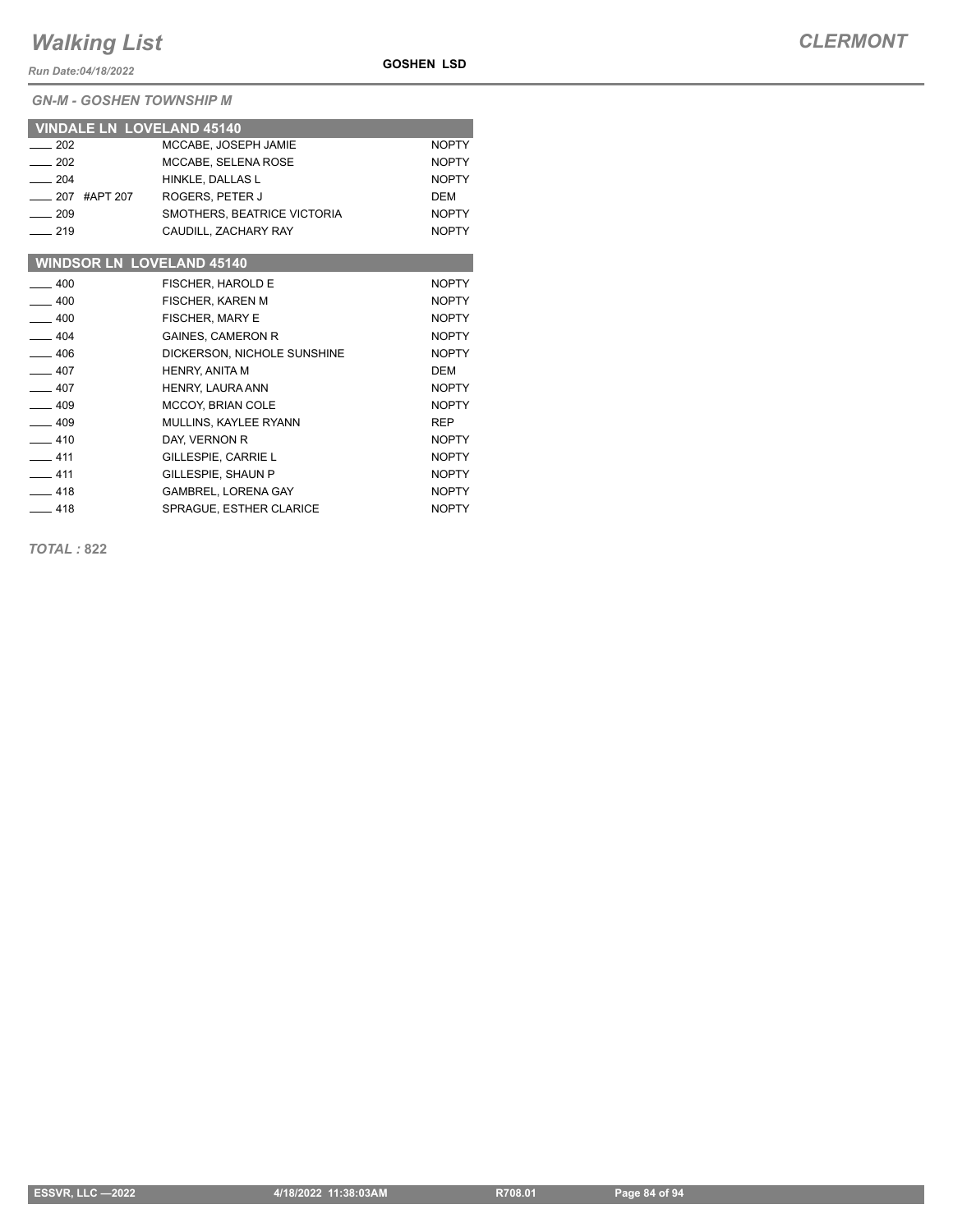# Walking List

**GOSHEN LSD**

**CLERMONT**

*Run Date:04/18/2022*

*GN-M - GOSHEN TOWNSHIP M*

## VINDALE LN LOVELAND 45140

| Address | Name | Party |
|---|---|---|
| ____ 202 | MCCABE, JOSEPH JAMIE | NOPTY |
| ____ 202 | MCCABE, SELENA ROSE | NOPTY |
| ____ 204 | HINKLE, DALLAS L | NOPTY |
| ____ 207 #APT 207 | ROGERS, PETER J | DEM |
| ____ 209 | SMOTHERS, BEATRICE VICTORIA | NOPTY |
| ____ 219 | CAUDILL, ZACHARY RAY | NOPTY |

## WINDSOR LN LOVELAND 45140

| Address | Name | Party |
|---|---|---|
| ____ 400 | FISCHER, HAROLD E | NOPTY |
| ____ 400 | FISCHER, KAREN M | NOPTY |
| ____ 400 | FISCHER, MARY E | NOPTY |
| ____ 404 | GAINES, CAMERON R | NOPTY |
| ____ 406 | DICKERSON, NICHOLE SUNSHINE | NOPTY |
| ____ 407 | HENRY, ANITA M | DEM |
| ____ 407 | HENRY, LAURA ANN | NOPTY |
| ____ 409 | MCCOY, BRIAN COLE | NOPTY |
| ____ 409 | MULLINS, KAYLEE RYANN | REP |
| ____ 410 | DAY, VERNON R | NOPTY |
| ____ 411 | GILLESPIE, CARRIE L | NOPTY |
| ____ 411 | GILLESPIE, SHAUN P | NOPTY |
| ____ 418 | GAMBREL, LORENA GAY | NOPTY |
| ____ 418 | SPRAGUE, ESTHER CLARICE | NOPTY |

***TOTAL :* 822**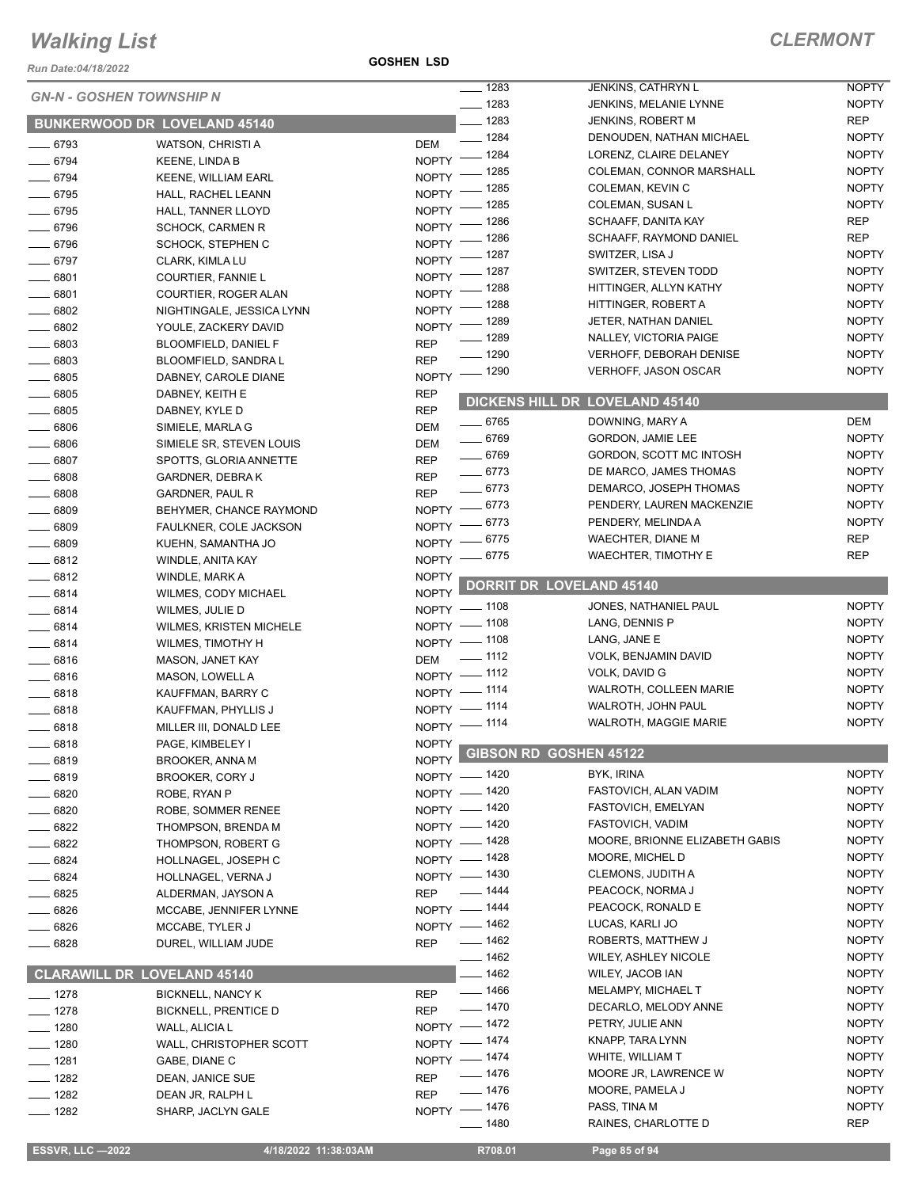# Walking List

## CLERMONT

Run Date:04/18/2022

GOSHEN LSD

### GN-N - GOSHEN TOWNSHIP N

### BUNKERWOOD DR LOVELAND 45140

| No. | Name | Party |
|---|---|---|
| 6793 | WATSON, CHRISTI A | DEM |
| 6794 | KEENE, LINDA B | NOPTY |
| 6794 | KEENE, WILLIAM EARL | NOPTY |
| 6795 | HALL, RACHEL LEANN | NOPTY |
| 6795 | HALL, TANNER LLOYD | NOPTY |
| 6796 | SCHOCK, CARMEN R | NOPTY |
| 6796 | SCHOCK, STEPHEN C | NOPTY |
| 6797 | CLARK, KIMLA LU | NOPTY |
| 6801 | COURTIER, FANNIE L | NOPTY |
| 6801 | COURTIER, ROGER ALAN | NOPTY |
| 6802 | NIGHTINGALE, JESSICA LYNN | NOPTY |
| 6802 | YOULE, ZACKERY DAVID | NOPTY |
| 6803 | BLOOMFIELD, DANIEL F | REP |
| 6803 | BLOOMFIELD, SANDRA L | REP |
| 6805 | DABNEY, CAROLE DIANE | NOPTY |
| 6805 | DABNEY, KEITH E | REP |
| 6805 | DABNEY, KYLE D | REP |
| 6806 | SIMIELE, MARLA G | DEM |
| 6806 | SIMIELE SR, STEVEN LOUIS | DEM |
| 6807 | SPOTTS, GLORIA ANNETTE | REP |
| 6808 | GARDNER, DEBRA K | REP |
| 6808 | GARDNER, PAUL R | REP |
| 6809 | BEHYMER, CHANCE RAYMOND | NOPTY |
| 6809 | FAULKNER, COLE JACKSON | NOPTY |
| 6809 | KUEHN, SAMANTHA JO | NOPTY |
| 6812 | WINDLE, ANITA KAY | NOPTY |
| 6812 | WINDLE, MARK A | NOPTY |
| 6814 | WILMES, CODY MICHAEL | NOPTY |
| 6814 | WILMES, JULIE D | NOPTY |
| 6814 | WILMES, KRISTEN MICHELE | NOPTY |
| 6814 | WILMES, TIMOTHY H | NOPTY |
| 6816 | MASON, JANET KAY | DEM |
| 6816 | MASON, LOWELL A | NOPTY |
| 6818 | KAUFFMAN, BARRY C | NOPTY |
| 6818 | KAUFFMAN, PHYLLIS J | NOPTY |
| 6818 | MILLER III, DONALD LEE | NOPTY |
| 6818 | PAGE, KIMBELEY I | NOPTY |
| 6819 | BROOKER, ANNA M | NOPTY |
| 6819 | BROOKER, CORY J | NOPTY |
| 6820 | ROBE, RYAN P | NOPTY |
| 6820 | ROBE, SOMMER RENEE | NOPTY |
| 6822 | THOMPSON, BRENDA M | NOPTY |
| 6822 | THOMPSON, ROBERT G | NOPTY |
| 6824 | HOLLNAGEL, JOSEPH C | NOPTY |
| 6824 | HOLLNAGEL, VERNA J | NOPTY |
| 6825 | ALDERMAN, JAYSON A | REP |
| 6826 | MCCABE, JENNIFER LYNNE | NOPTY |
| 6826 | MCCABE, TYLER J | NOPTY |
| 6828 | DUREL, WILLIAM JUDE | REP |

### CLARAWILL DR LOVELAND 45140

| No. | Name | Party |
|---|---|---|
| 1278 | BICKNELL, NANCY K | REP |
| 1278 | BICKNELL, PRENTICE D | REP |
| 1280 | WALL, ALICIA L | NOPTY |
| 1280 | WALL, CHRISTOPHER SCOTT | NOPTY |
| 1281 | GABE, DIANE C | NOPTY |
| 1282 | DEAN, JANICE SUE | REP |
| 1282 | DEAN JR, RALPH L | REP |
| 1282 | SHARP, JACLYN GALE | NOPTY |
| 1283 | JENKINS, CATHRYN L | NOPTY |
| 1283 | JENKINS, MELANIE LYNNE | NOPTY |
| 1283 | JENKINS, ROBERT M | REP |
| 1284 | DENOUDEN, NATHAN MICHAEL | NOPTY |
| 1284 | LORENZ, CLAIRE DELANEY | NOPTY |
| 1285 | COLEMAN, CONNOR MARSHALL | NOPTY |
| 1285 | COLEMAN, KEVIN C | NOPTY |
| 1285 | COLEMAN, SUSAN L | NOPTY |
| 1286 | SCHAAFF, DANITA KAY | REP |
| 1286 | SCHAAFF, RAYMOND DANIEL | REP |
| 1287 | SWITZER, LISA J | NOPTY |
| 1287 | SWITZER, STEVEN TODD | NOPTY |
| 1288 | HITTINGER, ALLYN KATHY | NOPTY |
| 1288 | HITTINGER, ROBERT A | NOPTY |
| 1289 | JETER, NATHAN DANIEL | NOPTY |
| 1289 | NALLEY, VICTORIA PAIGE | NOPTY |
| 1290 | VERHOFF, DEBORAH DENISE | NOPTY |
| 1290 | VERHOFF, JASON OSCAR | NOPTY |

### DICKENS HILL DR LOVELAND 45140

| No. | Name | Party |
|---|---|---|
| 6765 | DOWNING, MARY A | DEM |
| 6769 | GORDON, JAMIE LEE | NOPTY |
| 6769 | GORDON, SCOTT MC INTOSH | NOPTY |
| 6773 | DE MARCO, JAMES THOMAS | NOPTY |
| 6773 | DEMARCO, JOSEPH THOMAS | NOPTY |
| 6773 | PENDERY, LAUREN MACKENZIE | NOPTY |
| 6773 | PENDERY, MELINDA A | NOPTY |
| 6775 | WAECHTER, DIANE M | REP |
| 6775 | WAECHTER, TIMOTHY E | REP |

### DORRIT DR LOVELAND 45140

| No. | Name | Party |
|---|---|---|
| 1108 | JONES, NATHANIEL PAUL | NOPTY |
| 1108 | LANG, DENNIS P | NOPTY |
| 1108 | LANG, JANE E | NOPTY |
| 1112 | VOLK, BENJAMIN DAVID | NOPTY |
| 1112 | VOLK, DAVID G | NOPTY |
| 1114 | WALROTH, COLLEEN MARIE | NOPTY |
| 1114 | WALROTH, JOHN PAUL | NOPTY |
| 1114 | WALROTH, MAGGIE MARIE | NOPTY |

### GIBSON RD GOSHEN 45122

| No. | Name | Party |
|---|---|---|
| 1420 | BYK, IRINA | NOPTY |
| 1420 | FASTOVICH, ALAN VADIM | NOPTY |
| 1420 | FASTOVICH, EMELYAN | NOPTY |
| 1420 | FASTOVICH, VADIM | NOPTY |
| 1428 | MOORE, BRIONNE ELIZABETH GABIS | NOPTY |
| 1428 | MOORE, MICHEL D | NOPTY |
| 1430 | CLEMONS, JUDITH A | NOPTY |
| 1444 | PEACOCK, NORMA J | NOPTY |
| 1444 | PEACOCK, RONALD E | NOPTY |
| 1462 | LUCAS, KARLI JO | NOPTY |
| 1462 | ROBERTS, MATTHEW J | NOPTY |
| 1462 | WILEY, ASHLEY NICOLE | NOPTY |
| 1462 | WILEY, JACOB IAN | NOPTY |
| 1466 | MELAMPY, MICHAEL T | NOPTY |
| 1470 | DECARLO, MELODY ANNE | NOPTY |
| 1472 | PETRY, JULIE ANN | NOPTY |
| 1474 | KNAPP, TARA LYNN | NOPTY |
| 1474 | WHITE, WILLIAM T | NOPTY |
| 1476 | MOORE JR, LAWRENCE W | NOPTY |
| 1476 | MOORE, PAMELA J | NOPTY |
| 1476 | PASS, TINA M | NOPTY |
| 1480 | RAINES, CHARLOTTE D | REP |

ESSVR, LLC —2022 | 4/18/2022 11:38:03AM | R708.01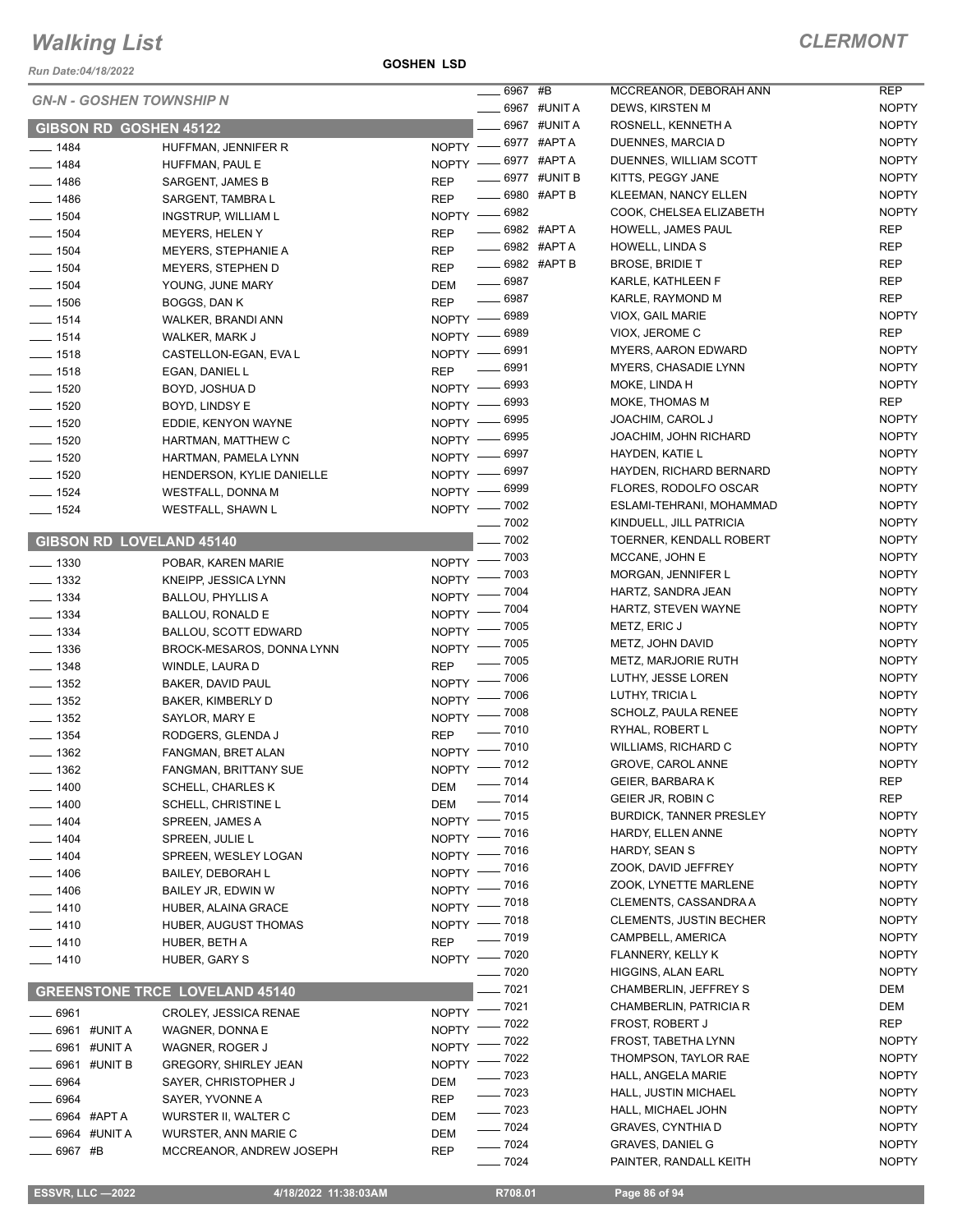# Walking List

**CLERMONT**

Run Date:04/18/2022

**GOSHEN LSD**

## GN-N - GOSHEN TOWNSHIP N

### GIBSON RD GOSHEN 45122

| No. | Unit | Name | Party |
|---|---|---|---|
| 1484 | | HUFFMAN, JENNIFER R | NOPTY |
| 1484 | | HUFFMAN, PAUL E | NOPTY |
| 1486 | | SARGENT, JAMES B | REP |
| 1486 | | SARGENT, TAMBRA L | REP |
| 1504 | | INGSTRUP, WILLIAM L | NOPTY |
| 1504 | | MEYERS, HELEN Y | REP |
| 1504 | | MEYERS, STEPHANIE A | REP |
| 1504 | | MEYERS, STEPHEN D | REP |
| 1504 | | YOUNG, JUNE MARY | DEM |
| 1506 | | BOGGS, DAN K | REP |
| 1514 | | WALKER, BRANDI ANN | NOPTY |
| 1514 | | WALKER, MARK J | NOPTY |
| 1518 | | CASTELLON-EGAN, EVA L | NOPTY |
| 1518 | | EGAN, DANIEL L | REP |
| 1520 | | BOYD, JOSHUA D | NOPTY |
| 1520 | | BOYD, LINDSY E | NOPTY |
| 1520 | | EDDIE, KENYON WAYNE | NOPTY |
| 1520 | | HARTMAN, MATTHEW C | NOPTY |
| 1520 | | HARTMAN, PAMELA LYNN | NOPTY |
| 1520 | | HENDERSON, KYLIE DANIELLE | NOPTY |
| 1524 | | WESTFALL, DONNA M | NOPTY |
| 1524 | | WESTFALL, SHAWN L | NOPTY |

### GIBSON RD LOVELAND 45140

| No. | Unit | Name | Party |
|---|---|---|---|
| 1330 | | POBAR, KAREN MARIE | NOPTY |
| 1332 | | KNEIPP, JESSICA LYNN | NOPTY |
| 1334 | | BALLOU, PHYLLIS A | NOPTY |
| 1334 | | BALLOU, RONALD E | NOPTY |
| 1334 | | BALLOU, SCOTT EDWARD | NOPTY |
| 1336 | | BROCK-MESAROS, DONNA LYNN | NOPTY |
| 1348 | | WINDLE, LAURA D | REP |
| 1352 | | BAKER, DAVID PAUL | NOPTY |
| 1352 | | BAKER, KIMBERLY D | NOPTY |
| 1352 | | SAYLOR, MARY E | NOPTY |
| 1354 | | RODGERS, GLENDA J | REP |
| 1362 | | FANGMAN, BRET ALAN | NOPTY |
| 1362 | | FANGMAN, BRITTANY SUE | NOPTY |
| 1400 | | SCHELL, CHARLES K | DEM |
| 1400 | | SCHELL, CHRISTINE L | DEM |
| 1404 | | SPREEN, JAMES A | NOPTY |
| 1404 | | SPREEN, JULIE L | NOPTY |
| 1404 | | SPREEN, WESLEY LOGAN | NOPTY |
| 1406 | | BAILEY, DEBORAH L | NOPTY |
| 1406 | | BAILEY JR, EDWIN W | NOPTY |
| 1410 | | HUBER, ALAINA GRACE | NOPTY |
| 1410 | | HUBER, AUGUST THOMAS | NOPTY |
| 1410 | | HUBER, BETH A | REP |
| 1410 | | HUBER, GARY S | NOPTY |

### GREENSTONE TRCE LOVELAND 45140

| No. | Unit | Name | Party |
|---|---|---|---|
| 6961 | | CROLEY, JESSICA RENAE | NOPTY |
| 6961 | #UNIT A | WAGNER, DONNA E | NOPTY |
| 6961 | #UNIT A | WAGNER, ROGER J | NOPTY |
| 6961 | #UNIT B | GREGORY, SHIRLEY JEAN | NOPTY |
| 6964 | | SAYER, CHRISTOPHER J | DEM |
| 6964 | | SAYER, YVONNE A | REP |
| 6964 | #APT A | WURSTER II, WALTER C | DEM |
| 6964 | #UNIT A | WURSTER, ANN MARIE C | DEM |
| 6967 | #B | MCCREANOR, ANDREW JOSEPH | REP |
| 6967 | #B | MCCREANOR, DEBORAH ANN | REP |
| 6967 | #UNIT A | DEWS, KIRSTEN M | NOPTY |
| 6967 | #UNIT A | ROSNELL, KENNETH A | NOPTY |
| 6977 | #APT A | DUENNES, MARCIA D | NOPTY |
| 6977 | #APT A | DUENNES, WILLIAM SCOTT | NOPTY |
| 6977 | #UNIT B | KITTS, PEGGY JANE | NOPTY |
| 6980 | #APT B | KLEEMAN, NANCY ELLEN | NOPTY |
| 6982 | | COOK, CHELSEA ELIZABETH | NOPTY |
| 6982 | #APT A | HOWELL, JAMES PAUL | REP |
| 6982 | #APT A | HOWELL, LINDA S | REP |
| 6982 | #APT B | BROSE, BRIDIE T | REP |
| 6987 | | KARLE, KATHLEEN F | REP |
| 6987 | | KARLE, RAYMOND M | REP |
| 6989 | | VIOX, GAIL MARIE | NOPTY |
| 6989 | | VIOX, JEROME C | REP |
| 6991 | | MYERS, AARON EDWARD | NOPTY |
| 6991 | | MYERS, CHASADIE LYNN | NOPTY |
| 6993 | | MOKE, LINDA H | NOPTY |
| 6993 | | MOKE, THOMAS M | REP |
| 6995 | | JOACHIM, CAROL J | NOPTY |
| 6995 | | JOACHIM, JOHN RICHARD | NOPTY |
| 6997 | | HAYDEN, KATIE L | NOPTY |
| 6997 | | HAYDEN, RICHARD BERNARD | NOPTY |
| 6999 | | FLORES, RODOLFO OSCAR | NOPTY |
| 7002 | | ESLAMI-TEHRANI, MOHAMMAD | NOPTY |
| 7002 | | KINDUELL, JILL PATRICIA | NOPTY |
| 7002 | | TOERNER, KENDALL ROBERT | NOPTY |
| 7003 | | MCCANE, JOHN E | NOPTY |
| 7003 | | MORGAN, JENNIFER L | NOPTY |
| 7004 | | HARTZ, SANDRA JEAN | NOPTY |
| 7004 | | HARTZ, STEVEN WAYNE | NOPTY |
| 7005 | | METZ, ERIC J | NOPTY |
| 7005 | | METZ, JOHN DAVID | NOPTY |
| 7005 | | METZ, MARJORIE RUTH | NOPTY |
| 7006 | | LUTHY, JESSE LOREN | NOPTY |
| 7006 | | LUTHY, TRICIA L | NOPTY |
| 7008 | | SCHOLZ, PAULA RENEE | NOPTY |
| 7010 | | RYHAL, ROBERT L | NOPTY |
| 7010 | | WILLIAMS, RICHARD C | NOPTY |
| 7012 | | GROVE, CAROL ANNE | NOPTY |
| 7014 | | GEIER, BARBARA K | REP |
| 7014 | | GEIER JR, ROBIN C | REP |
| 7015 | | BURDICK, TANNER PRESLEY | NOPTY |
| 7016 | | HARDY, ELLEN ANNE | NOPTY |
| 7016 | | HARDY, SEAN S | NOPTY |
| 7016 | | ZOOK, DAVID JEFFREY | NOPTY |
| 7016 | | ZOOK, LYNETTE MARLENE | NOPTY |
| 7018 | | CLEMENTS, CASSANDRA A | NOPTY |
| 7018 | | CLEMENTS, JUSTIN BECHER | NOPTY |
| 7019 | | CAMPBELL, AMERICA | NOPTY |
| 7020 | | FLANNERY, KELLY K | NOPTY |
| 7020 | | HIGGINS, ALAN EARL | NOPTY |
| 7021 | | CHAMBERLIN, JEFFREY S | DEM |
| 7021 | | CHAMBERLIN, PATRICIA R | DEM |
| 7022 | | FROST, ROBERT J | REP |
| 7022 | | FROST, TABETHA LYNN | NOPTY |
| 7022 | | THOMPSON, TAYLOR RAE | NOPTY |
| 7023 | | HALL, ANGELA MARIE | NOPTY |
| 7023 | | HALL, JUSTIN MICHAEL | NOPTY |
| 7023 | | HALL, MICHAEL JOHN | NOPTY |
| 7024 | | GRAVES, CYNTHIA D | NOPTY |
| 7024 | | GRAVES, DANIEL G | NOPTY |
| 7024 | | PAINTER, RANDALL KEITH | NOPTY |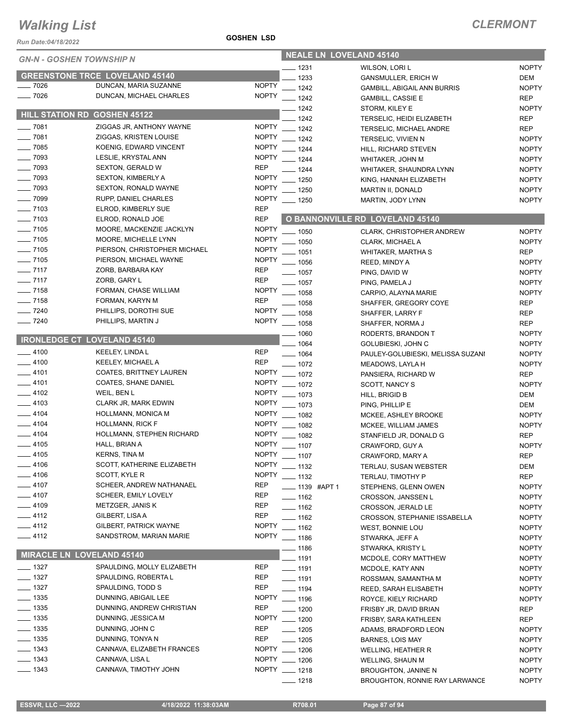# Walking List

**CLERMONT**

Run Date:04/18/2022

**GOSHEN LSD**

*GN-N - GOSHEN TOWNSHIP N*

## GREENSTONE TRCE LOVELAND 45140

| No. | Name | Party |
|---|---|---|
| 7026 | DUNCAN, MARIA SUZANNE | NOPTY |
| 7026 | DUNCAN, MICHAEL CHARLES | NOPTY |

## HILL STATION RD GOSHEN 45122

| No. | Name | Party |
|---|---|---|
| 7081 | ZIGGAS JR, ANTHONY WAYNE | NOPTY |
| 7081 | ZIGGAS, KRISTEN LOUISE | NOPTY |
| 7085 | KOENIG, EDWARD VINCENT | NOPTY |
| 7093 | LESLIE, KRYSTAL ANN | NOPTY |
| 7093 | SEXTON, GERALD W | REP |
| 7093 | SEXTON, KIMBERLY A | NOPTY |
| 7093 | SEXTON, RONALD WAYNE | NOPTY |
| 7099 | RUPP, DANIEL CHARLES | NOPTY |
| 7103 | ELROD, KIMBERLY SUE | REP |
| 7103 | ELROD, RONALD JOE | REP |
| 7105 | MOORE, MACKENZIE JACKLYN | NOPTY |
| 7105 | MOORE, MICHELLE LYNN | NOPTY |
| 7105 | PIERSON, CHRISTOPHER MICHAEL | NOPTY |
| 7105 | PIERSON, MICHAEL WAYNE | NOPTY |
| 7117 | ZORB, BARBARA KAY | REP |
| 7117 | ZORB, GARY L | REP |
| 7158 | FORMAN, CHASE WILLIAM | NOPTY |
| 7158 | FORMAN, KARYN M | REP |
| 7240 | PHILLIPS, DOROTHI SUE | NOPTY |
| 7240 | PHILLIPS, MARTIN J | NOPTY |

## IRONLEDGE CT LOVELAND 45140

| No. | Name | Party |
|---|---|---|
| 4100 | KEELEY, LINDA L | REP |
| 4100 | KEELEY, MICHAEL A | REP |
| 4101 | COATES, BRITTNEY LAUREN | NOPTY |
| 4101 | COATES, SHANE DANIEL | NOPTY |
| 4102 | WEIL, BEN L | NOPTY |
| 4103 | CLARK JR, MARK EDWIN | NOPTY |
| 4104 | HOLLMANN, MONICA M | NOPTY |
| 4104 | HOLLMANN, RICK F | NOPTY |
| 4104 | HOLLMANN, STEPHEN RICHARD | NOPTY |
| 4105 | HALL, BRIAN A | NOPTY |
| 4105 | KERNS, TINA M | NOPTY |
| 4106 | SCOTT, KATHERINE ELIZABETH | NOPTY |
| 4106 | SCOTT, KYLE R | NOPTY |
| 4107 | SCHEER, ANDREW NATHANAEL | REP |
| 4107 | SCHEER, EMILY LOVELY | REP |
| 4109 | METZGER, JANIS K | REP |
| 4112 | GILBERT, LISA A | REP |
| 4112 | GILBERT, PATRICK WAYNE | NOPTY |
| 4112 | SANDSTROM, MARIAN MARIE | NOPTY |

## MIRACLE LN LOVELAND 45140

| No. | Name | Party |
|---|---|---|
| 1327 | SPAULDING, MOLLY ELIZABETH | REP |
| 1327 | SPAULDING, ROBERTA L | REP |
| 1327 | SPAULDING, TODD S | REP |
| 1335 | DUNNING, ABIGAIL LEE | NOPTY |
| 1335 | DUNNING, ANDREW CHRISTIAN | REP |
| 1335 | DUNNING, JESSICA M | NOPTY |
| 1335 | DUNNING, JOHN C | REP |
| 1335 | DUNNING, TONYA N | REP |
| 1343 | CANNAVA, ELIZABETH FRANCES | NOPTY |
| 1343 | CANNAVA, LISA L | NOPTY |
| 1343 | CANNAVA, TIMOTHY JOHN | NOPTY |

## NEALE LN LOVELAND 45140

| No. | Name | Party |
|---|---|---|
| 1231 | WILSON, LORI L | NOPTY |
| 1233 | GANSMULLER, ERICH W | DEM |
| 1242 | GAMBILL, ABIGAIL ANN BURRIS | NOPTY |
| 1242 | GAMBILL, CASSIE E | REP |
| 1242 | STORM, KILEY E | NOPTY |
| 1242 | TERSELIC, HEIDI ELIZABETH | REP |
| 1242 | TERSELIC, MICHAEL ANDRE | REP |
| 1242 | TERSELIC, VIVIEN N | NOPTY |
| 1244 | HILL, RICHARD STEVEN | NOPTY |
| 1244 | WHITAKER, JOHN M | NOPTY |
| 1244 | WHITAKER, SHAUNDRA LYNN | NOPTY |
| 1250 | KING, HANNAH ELIZABETH | NOPTY |
| 1250 | MARTIN II, DONALD | NOPTY |
| 1250 | MARTIN, JODY LYNN | NOPTY |

## O BANNONVILLE RD LOVELAND 45140

| No. | Name | Party |
|---|---|---|
| 1050 | CLARK, CHRISTOPHER ANDREW | NOPTY |
| 1050 | CLARK, MICHAEL A | NOPTY |
| 1051 | WHITAKER, MARTHA S | REP |
| 1056 | REED, MINDY A | NOPTY |
| 1057 | PING, DAVID W | NOPTY |
| 1057 | PING, PAMELA J | NOPTY |
| 1058 | CARPIO, ALAYNA MARIE | NOPTY |
| 1058 | SHAFFER, GREGORY COYE | REP |
| 1058 | SHAFFER, LARRY F | REP |
| 1058 | SHAFFER, NORMA J | REP |
| 1060 | RODERTS, BRANDON T | NOPTY |
| 1064 | GOLUBIESKI, JOHN C | NOPTY |
| 1064 | PAULEY-GOLUBIESKI, MELISSA SUZANI | NOPTY |
| 1072 | MEADOWS, LAYLA H | NOPTY |
| 1072 | PANSIERA, RICHARD W | REP |
| 1072 | SCOTT, NANCY S | NOPTY |
| 1073 | HILL, BRIGID B | DEM |
| 1073 | PING, PHILLIP E | DEM |
| 1082 | MCKEE, ASHLEY BROOKE | NOPTY |
| 1082 | MCKEE, WILLIAM JAMES | NOPTY |
| 1082 | STANFIELD JR, DONALD G | REP |
| 1107 | CRAWFORD, GUY A | NOPTY |
| 1107 | CRAWFORD, MARY A | REP |
| 1132 | TERLAU, SUSAN WEBSTER | DEM |
| 1132 | TERLAU, TIMOTHY P | REP |
| 1139 #APT 1 | STEPHENS, GLENN OWEN | NOPTY |
| 1162 | CROSSON, JANSSEN L | NOPTY |
| 1162 | CROSSON, JERALD LE | NOPTY |
| 1162 | CROSSON, STEPHANIE ISSABELLA | NOPTY |
| 1162 | WEST, BONNIE LOU | NOPTY |
| 1186 | STWARKA, JEFF A | NOPTY |
| 1186 | STWARKA, KRISTY L | NOPTY |
| 1191 | MCDOLE, CORY MATTHEW | NOPTY |
| 1191 | MCDOLE, KATY ANN | NOPTY |
| 1191 | ROSSMAN, SAMANTHA M | NOPTY |
| 1194 | REED, SARAH ELISABETH | NOPTY |
| 1196 | ROYCE, KIELY RICHARD | NOPTY |
| 1200 | FRISBY JR, DAVID BRIAN | REP |
| 1200 | FRISBY, SARA KATHLEEN | REP |
| 1205 | ADAMS, BRADFORD LEON | NOPTY |
| 1205 | BARNES, LOIS MAY | NOPTY |
| 1206 | WELLING, HEATHER R | NOPTY |
| 1206 | WELLING, SHAUN M | NOPTY |
| 1218 | BROUGHTON, JANINE N | NOPTY |
| 1218 | BROUGHTON, RONNIE RAY LARWANCE | NOPTY |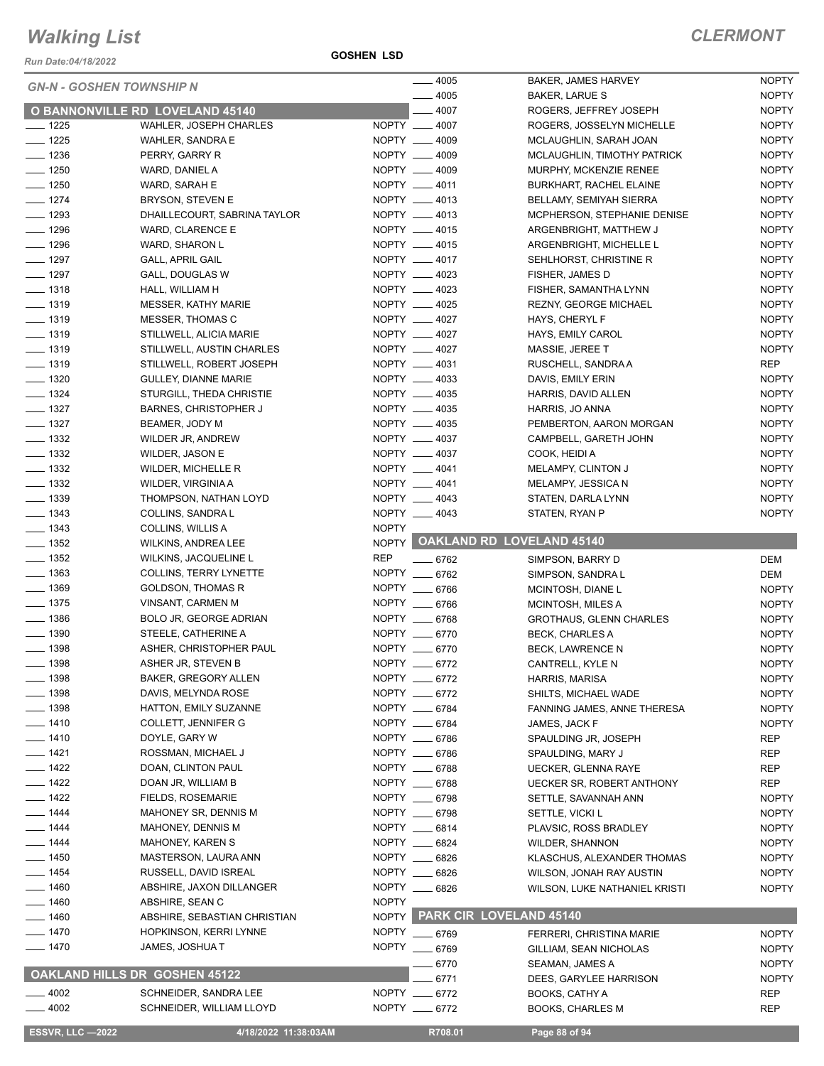# Walking List

## CLERMONT

Run Date:04/18/2022

GOSHEN LSD

GN-N - GOSHEN TOWNSHIP N

### O BANNONVILLE RD LOVELAND 45140

| No. | Name | Party |
|---|---|---|
| ____ 1225 | WAHLER, JOSEPH CHARLES | NOPTY |
| ____ 1225 | WAHLER, SANDRA E | NOPTY |
| ____ 1236 | PERRY, GARRY R | NOPTY |
| ____ 1250 | WARD, DANIEL A | NOPTY |
| ____ 1250 | WARD, SARAH E | NOPTY |
| ____ 1274 | BRYSON, STEVEN E | NOPTY |
| ____ 1293 | DHAILLECOURT, SABRINA TAYLOR | NOPTY |
| ____ 1296 | WARD, CLARENCE E | NOPTY |
| ____ 1296 | WARD, SHARON L | NOPTY |
| ____ 1297 | GALL, APRIL GAIL | NOPTY |
| ____ 1297 | GALL, DOUGLAS W | NOPTY |
| ____ 1318 | HALL, WILLIAM H | NOPTY |
| ____ 1319 | MESSER, KATHY MARIE | NOPTY |
| ____ 1319 | MESSER, THOMAS C | NOPTY |
| ____ 1319 | STILLWELL, ALICIA MARIE | NOPTY |
| ____ 1319 | STILLWELL, AUSTIN CHARLES | NOPTY |
| ____ 1319 | STILLWELL, ROBERT JOSEPH | NOPTY |
| ____ 1320 | GULLEY, DIANNE MARIE | NOPTY |
| ____ 1324 | STURGILL, THEDA CHRISTIE | NOPTY |
| ____ 1327 | BARNES, CHRISTOPHER J | NOPTY |
| ____ 1327 | BEAMER, JODY M | NOPTY |
| ____ 1332 | WILDER, ANDREW | NOPTY |
| ____ 1332 | WILDER, JASON E | NOPTY |
| ____ 1332 | WILDER, MICHELLE R | NOPTY |
| ____ 1332 | WILDER, VIRGINIA A | NOPTY |
| ____ 1339 | THOMPSON, NATHAN LOYD | NOPTY |
| ____ 1343 | COLLINS, SANDRA L | NOPTY |
| ____ 1343 | COLLINS, WILLIS A | NOPTY |
| ____ 1352 | WILKINS, ANDREA LEE | NOPTY |
| ____ 1352 | WILKINS, JACQUELINE L | REP |
| ____ 1363 | COLLINS, TERRY LYNETTE | NOPTY |
| ____ 1369 | GOLDSON, THOMAS R | NOPTY |
| ____ 1375 | VINSANT, CARMEN M | NOPTY |
| ____ 1386 | BOLO JR, GEORGE ADRIAN | NOPTY |
| ____ 1390 | STEELE, CATHERINE A | NOPTY |
| ____ 1398 | ASHER, CHRISTOPHER PAUL | NOPTY |
| ____ 1398 | ASHER JR, STEVEN B | NOPTY |
| ____ 1398 | BAKER, GREGORY ALLEN | NOPTY |
| ____ 1398 | DAVIS, MELYNDA ROSE | NOPTY |
| ____ 1398 | HATTON, EMILY SUZANNE | NOPTY |
| ____ 1410 | COLLETT, JENNIFER G | NOPTY |
| ____ 1410 | DOYLE, GARY W | NOPTY |
| ____ 1421 | ROSSMAN, MICHAEL J | NOPTY |
| ____ 1422 | DOAN, CLINTON PAUL | NOPTY |
| ____ 1422 | DOAN JR, WILLIAM B | NOPTY |
| ____ 1422 | FIELDS, ROSEMARIE | NOPTY |
| ____ 1444 | MAHONEY SR, DENNIS M | NOPTY |
| ____ 1444 | MAHONEY, DENNIS M | NOPTY |
| ____ 1444 | MAHONEY, KAREN S | NOPTY |
| ____ 1450 | MASTERSON, LAURA ANN | NOPTY |
| ____ 1454 | RUSSELL, DAVID ISREAL | NOPTY |
| ____ 1460 | ABSHIRE, JAXON DILLANGER | NOPTY |
| ____ 1460 | ABSHIRE, SEAN C | NOPTY |
| ____ 1460 | ABSHIRE, SEBASTIAN CHRISTIAN | NOPTY |
| ____ 1470 | HOPKINSON, KERRI LYNNE | NOPTY |
| ____ 1470 | JAMES, JOSHUA T | NOPTY |

### OAKLAND HILLS DR GOSHEN 45122

| No. | Name | Party |
|---|---|---|
| ____ 4002 | SCHNEIDER, SANDRA LEE | NOPTY |
| ____ 4002 | SCHNEIDER, WILLIAM LLOYD | NOPTY |
| ____ 4005 | BAKER, JAMES HARVEY | NOPTY |
| ____ 4005 | BAKER, LARUE S | NOPTY |
| ____ 4007 | ROGERS, JEFFREY JOSEPH | NOPTY |
| ____ 4007 | ROGERS, JOSSELYN MICHELLE | NOPTY |
| ____ 4009 | MCLAUGHLIN, SARAH JOAN | NOPTY |
| ____ 4009 | MCLAUGHLIN, TIMOTHY PATRICK | NOPTY |
| ____ 4009 | MURPHY, MCKENZIE RENEE | NOPTY |
| ____ 4011 | BURKHART, RACHEL ELAINE | NOPTY |
| ____ 4013 | BELLAMY, SEMIYAH SIERRA | NOPTY |
| ____ 4013 | MCPHERSON, STEPHANIE DENISE | NOPTY |
| ____ 4015 | ARGENBRIGHT, MATTHEW J | NOPTY |
| ____ 4015 | ARGENBRIGHT, MICHELLE L | NOPTY |
| ____ 4017 | SEHLHORST, CHRISTINE R | NOPTY |
| ____ 4023 | FISHER, JAMES D | NOPTY |
| ____ 4023 | FISHER, SAMANTHA LYNN | NOPTY |
| ____ 4025 | REZNY, GEORGE MICHAEL | NOPTY |
| ____ 4027 | HAYS, CHERYL F | NOPTY |
| ____ 4027 | HAYS, EMILY CAROL | NOPTY |
| ____ 4027 | MASSIE, JEREE T | NOPTY |
| ____ 4031 | RUSCHELL, SANDRA A | REP |
| ____ 4033 | DAVIS, EMILY ERIN | NOPTY |
| ____ 4035 | HARRIS, DAVID ALLEN | NOPTY |
| ____ 4035 | HARRIS, JO ANNA | NOPTY |
| ____ 4035 | PEMBERTON, AARON MORGAN | NOPTY |
| ____ 4037 | CAMPBELL, GARETH JOHN | NOPTY |
| ____ 4037 | COOK, HEIDI A | NOPTY |
| ____ 4041 | MELAMPY, CLINTON J | NOPTY |
| ____ 4041 | MELAMPY, JESSICA N | NOPTY |
| ____ 4043 | STATEN, DARLA LYNN | NOPTY |
| ____ 4043 | STATEN, RYAN P | NOPTY |

### OAKLAND RD LOVELAND 45140

| No. | Name | Party |
|---|---|---|
| ____ 6762 | SIMPSON, BARRY D | DEM |
| ____ 6762 | SIMPSON, SANDRA L | DEM |
| ____ 6766 | MCINTOSH, DIANE L | NOPTY |
| ____ 6766 | MCINTOSH, MILES A | NOPTY |
| ____ 6768 | GROTHAUS, GLENN CHARLES | NOPTY |
| ____ 6770 | BECK, CHARLES A | NOPTY |
| ____ 6770 | BECK, LAWRENCE N | NOPTY |
| ____ 6772 | CANTRELL, KYLE N | NOPTY |
| ____ 6772 | HARRIS, MARISA | NOPTY |
| ____ 6772 | SHILTS, MICHAEL WADE | NOPTY |
| ____ 6784 | FANNING JAMES, ANNE THERESA | NOPTY |
| ____ 6784 | JAMES, JACK F | NOPTY |
| ____ 6786 | SPAULDING JR, JOSEPH | REP |
| ____ 6786 | SPAULDING, MARY J | REP |
| ____ 6788 | UECKER, GLENNA RAYE | REP |
| ____ 6788 | UECKER SR, ROBERT ANTHONY | REP |
| ____ 6798 | SETTLE, SAVANNAH ANN | NOPTY |
| ____ 6798 | SETTLE, VICKI L | NOPTY |
| ____ 6814 | PLAVSIC, ROSS BRADLEY | NOPTY |
| ____ 6824 | WILDER, SHANNON | NOPTY |
| ____ 6826 | KLASCHUS, ALEXANDER THOMAS | NOPTY |
| ____ 6826 | WILSON, JONAH RAY AUSTIN | NOPTY |
| ____ 6826 | WILSON, LUKE NATHANIEL KRISTI | NOPTY |

### PARK CIR LOVELAND 45140

| No. | Name | Party |
|---|---|---|
| ____ 6769 | FERRERI, CHRISTINA MARIE | NOPTY |
| ____ 6769 | GILLIAM, SEAN NICHOLAS | NOPTY |
| ____ 6770 | SEAMAN, JAMES A | NOPTY |
| ____ 6771 | DEES, GARYLEE HARRISON | NOPTY |
| ____ 6772 | BOOKS, CATHY A | REP |
| ____ 6772 | BOOKS, CHARLES M | REP |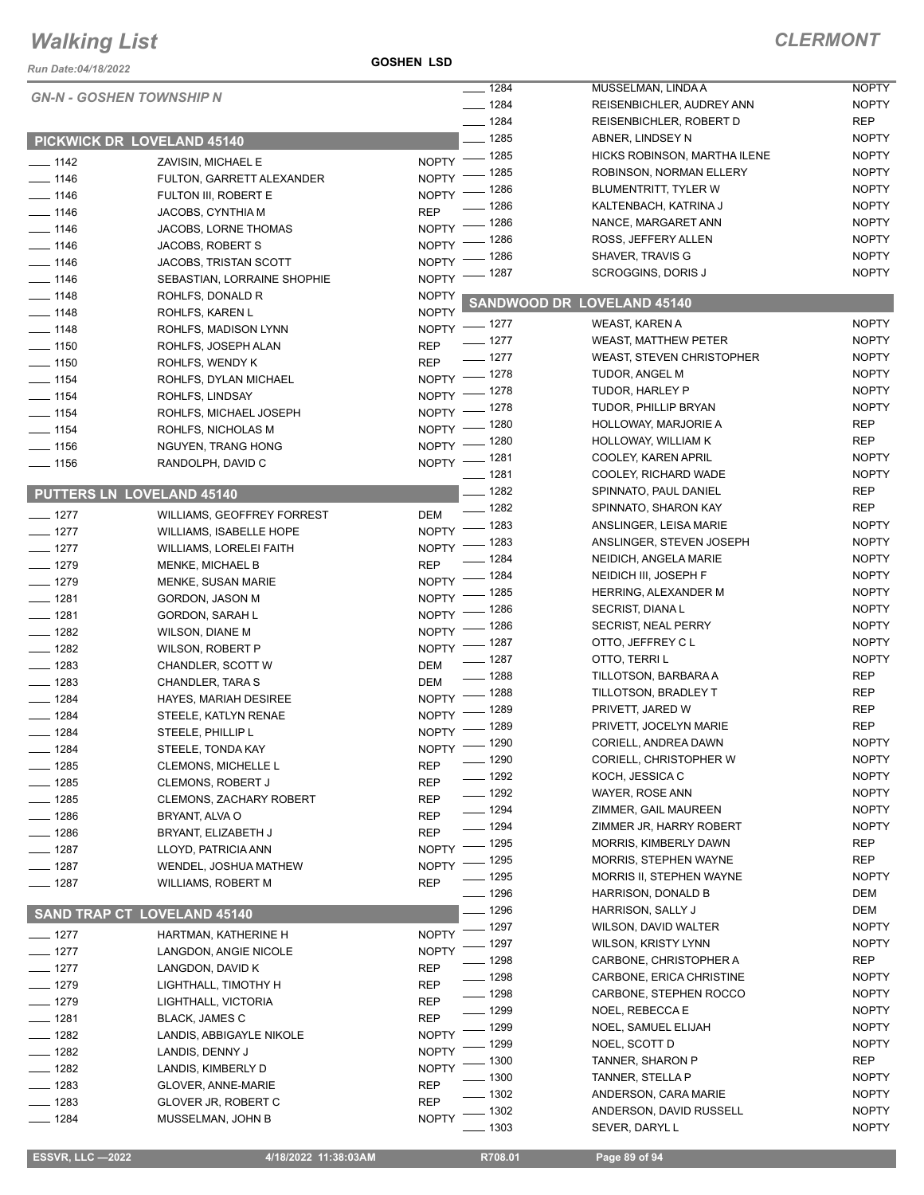# Walking List

**GOSHEN LSD**

**CLERMONT**

*GN-N - GOSHEN TOWNSHIP N*

## PICKWICK DR LOVELAND 45140

| No. | Name | Party |
|---|---|---|
| 1142 | ZAVISIN, MICHAEL E | NOPTY |
| 1146 | FULTON, GARRETT ALEXANDER | NOPTY |
| 1146 | FULTON III, ROBERT E | NOPTY |
| 1146 | JACOBS, CYNTHIA M | REP |
| 1146 | JACOBS, LORNE THOMAS | NOPTY |
| 1146 | JACOBS, ROBERT S | NOPTY |
| 1146 | JACOBS, TRISTAN SCOTT | NOPTY |
| 1146 | SEBASTIAN, LORRAINE SHOPHIE | NOPTY |
| 1148 | ROHLFS, DONALD R | NOPTY |
| 1148 | ROHLFS, KAREN L | NOPTY |
| 1148 | ROHLFS, MADISON LYNN | NOPTY |
| 1150 | ROHLFS, JOSEPH ALAN | REP |
| 1150 | ROHLFS, WENDY K | REP |
| 1154 | ROHLFS, DYLAN MICHAEL | NOPTY |
| 1154 | ROHLFS, LINDSAY | NOPTY |
| 1154 | ROHLFS, MICHAEL JOSEPH | NOPTY |
| 1154 | ROHLFS, NICHOLAS M | NOPTY |
| 1156 | NGUYEN, TRANG HONG | NOPTY |
| 1156 | RANDOLPH, DAVID C | NOPTY |

## PUTTERS LN LOVELAND 45140

| No. | Name | Party |
|---|---|---|
| 1277 | WILLIAMS, GEOFFREY FORREST | DEM |
| 1277 | WILLIAMS, ISABELLE HOPE | NOPTY |
| 1277 | WILLIAMS, LORELEI FAITH | NOPTY |
| 1279 | MENKE, MICHAEL B | REP |
| 1279 | MENKE, SUSAN MARIE | NOPTY |
| 1281 | GORDON, JASON M | NOPTY |
| 1281 | GORDON, SARAH L | NOPTY |
| 1282 | WILSON, DIANE M | NOPTY |
| 1282 | WILSON, ROBERT P | NOPTY |
| 1283 | CHANDLER, SCOTT W | DEM |
| 1283 | CHANDLER, TARA S | DEM |
| 1284 | HAYES, MARIAH DESIREE | NOPTY |
| 1284 | STEELE, KATLYN RENAE | NOPTY |
| 1284 | STEELE, PHILLIP L | NOPTY |
| 1284 | STEELE, TONDA KAY | NOPTY |
| 1285 | CLEMONS, MICHELLE L | REP |
| 1285 | CLEMONS, ROBERT J | REP |
| 1285 | CLEMONS, ZACHARY ROBERT | REP |
| 1286 | BRYANT, ALVA O | REP |
| 1286 | BRYANT, ELIZABETH J | REP |
| 1287 | LLOYD, PATRICIA ANN | NOPTY |
| 1287 | WENDEL, JOSHUA MATHEW | NOPTY |
| 1287 | WILLIAMS, ROBERT M | REP |

## SAND TRAP CT LOVELAND 45140

| No. | Name | Party |
|---|---|---|
| 1277 | HARTMAN, KATHERINE H | NOPTY |
| 1277 | LANGDON, ANGIE NICOLE | NOPTY |
| 1277 | LANGDON, DAVID K | REP |
| 1279 | LIGHTHALL, TIMOTHY H | REP |
| 1279 | LIGHTHALL, VICTORIA | REP |
| 1281 | BLACK, JAMES C | REP |
| 1282 | LANDIS, ABBIGAYLE NIKOLE | NOPTY |
| 1282 | LANDIS, DENNY J | NOPTY |
| 1282 | LANDIS, KIMBERLY D | NOPTY |
| 1283 | GLOVER, ANNE-MARIE | REP |
| 1283 | GLOVER JR, ROBERT C | REP |
| 1284 | MUSSELMAN, JOHN B | NOPTY |
| 1284 | MUSSELMAN, LINDA A | NOPTY |
| 1284 | REISENBICHLER, AUDREY ANN | NOPTY |
| 1284 | REISENBICHLER, ROBERT D | REP |
| 1285 | ABNER, LINDSEY N | NOPTY |
| 1285 | HICKS ROBINSON, MARTHA ILENE | NOPTY |
| 1285 | ROBINSON, NORMAN ELLERY | NOPTY |
| 1286 | BLUMENTRITT, TYLER W | NOPTY |
| 1286 | KALTENBACH, KATRINA J | NOPTY |
| 1286 | NANCE, MARGARET ANN | NOPTY |
| 1286 | ROSS, JEFFERY ALLEN | NOPTY |
| 1286 | SHAVER, TRAVIS G | NOPTY |
| 1287 | SCROGGINS, DORIS J | NOPTY |

## SANDWOOD DR LOVELAND 45140

| No. | Name | Party |
|---|---|---|
| 1277 | WEAST, KAREN A | NOPTY |
| 1277 | WEAST, MATTHEW PETER | NOPTY |
| 1277 | WEAST, STEVEN CHRISTOPHER | NOPTY |
| 1278 | TUDOR, ANGEL M | NOPTY |
| 1278 | TUDOR, HARLEY P | NOPTY |
| 1278 | TUDOR, PHILLIP BRYAN | NOPTY |
| 1280 | HOLLOWAY, MARJORIE A | REP |
| 1280 | HOLLOWAY, WILLIAM K | REP |
| 1281 | COOLEY, KAREN APRIL | NOPTY |
| 1281 | COOLEY, RICHARD WADE | NOPTY |
| 1282 | SPINNATO, PAUL DANIEL | REP |
| 1282 | SPINNATO, SHARON KAY | REP |
| 1283 | ANSLINGER, LEISA MARIE | NOPTY |
| 1283 | ANSLINGER, STEVEN JOSEPH | NOPTY |
| 1284 | NEIDICH, ANGELA MARIE | NOPTY |
| 1284 | NEIDICH III, JOSEPH F | NOPTY |
| 1285 | HERRING, ALEXANDER M | NOPTY |
| 1286 | SECRIST, DIANA L | NOPTY |
| 1286 | SECRIST, NEAL PERRY | NOPTY |
| 1287 | OTTO, JEFFREY C L | NOPTY |
| 1287 | OTTO, TERRI L | NOPTY |
| 1288 | TILLOTSON, BARBARA A | REP |
| 1288 | TILLOTSON, BRADLEY T | REP |
| 1289 | PRIVETT, JARED W | REP |
| 1289 | PRIVETT, JOCELYN MARIE | REP |
| 1290 | CORIELL, ANDREA DAWN | NOPTY |
| 1290 | CORIELL, CHRISTOPHER W | NOPTY |
| 1292 | KOCH, JESSICA C | NOPTY |
| 1292 | WAYER, ROSE ANN | NOPTY |
| 1294 | ZIMMER, GAIL MAUREEN | NOPTY |
| 1294 | ZIMMER JR, HARRY ROBERT | NOPTY |
| 1295 | MORRIS, KIMBERLY DAWN | REP |
| 1295 | MORRIS, STEPHEN WAYNE | REP |
| 1295 | MORRIS II, STEPHEN WAYNE | NOPTY |
| 1296 | HARRISON, DONALD B | DEM |
| 1296 | HARRISON, SALLY J | DEM |
| 1297 | WILSON, DAVID WALTER | NOPTY |
| 1297 | WILSON, KRISTY LYNN | NOPTY |
| 1298 | CARBONE, CHRISTOPHER A | REP |
| 1298 | CARBONE, ERICA CHRISTINE | NOPTY |
| 1298 | CARBONE, STEPHEN ROCCO | NOPTY |
| 1299 | NOEL, REBECCA E | NOPTY |
| 1299 | NOEL, SAMUEL ELIJAH | NOPTY |
| 1299 | NOEL, SCOTT D | NOPTY |
| 1300 | TANNER, SHARON P | REP |
| 1300 | TANNER, STELLA P | NOPTY |
| 1302 | ANDERSON, CARA MARIE | NOPTY |
| 1302 | ANDERSON, DAVID RUSSELL | NOPTY |
| 1303 | SEVER, DARYL L | NOPTY |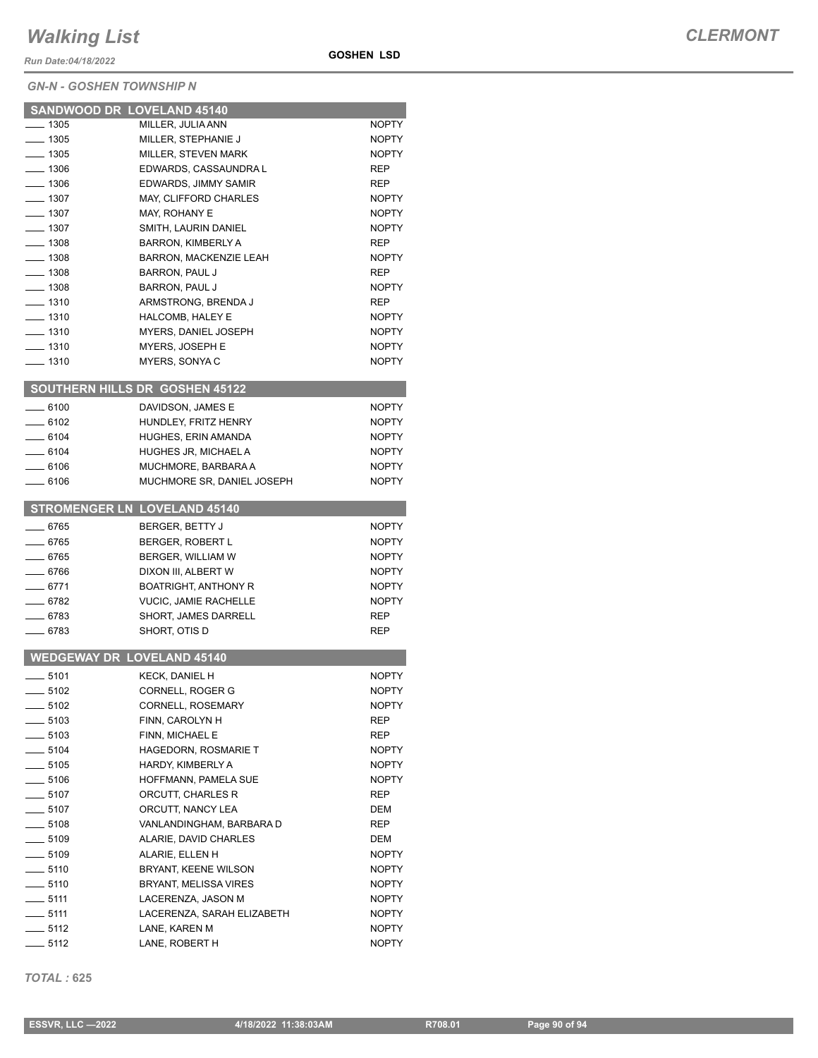# Walking List

**CLERMONT**

*Run Date:04/18/2022*

**GOSHEN LSD**

*GN-N - GOSHEN TOWNSHIP N*

## SANDWOOD DR LOVELAND 45140

| | | |
|---|---|---|
| ____ 1305 | MILLER, JULIA ANN | NOPTY |
| ____ 1305 | MILLER, STEPHANIE J | NOPTY |
| ____ 1305 | MILLER, STEVEN MARK | NOPTY |
| ____ 1306 | EDWARDS, CASSAUNDRA L | REP |
| ____ 1306 | EDWARDS, JIMMY SAMIR | REP |
| ____ 1307 | MAY, CLIFFORD CHARLES | NOPTY |
| ____ 1307 | MAY, ROHANY E | NOPTY |
| ____ 1307 | SMITH, LAURIN DANIEL | NOPTY |
| ____ 1308 | BARRON, KIMBERLY A | REP |
| ____ 1308 | BARRON, MACKENZIE LEAH | NOPTY |
| ____ 1308 | BARRON, PAUL J | REP |
| ____ 1308 | BARRON, PAUL J | NOPTY |
| ____ 1310 | ARMSTRONG, BRENDA J | REP |
| ____ 1310 | HALCOMB, HALEY E | NOPTY |
| ____ 1310 | MYERS, DANIEL JOSEPH | NOPTY |
| ____ 1310 | MYERS, JOSEPH E | NOPTY |
| ____ 1310 | MYERS, SONYA C | NOPTY |

## SOUTHERN HILLS DR GOSHEN 45122

| | | |
|---|---|---|
| ____ 6100 | DAVIDSON, JAMES E | NOPTY |
| ____ 6102 | HUNDLEY, FRITZ HENRY | NOPTY |
| ____ 6104 | HUGHES, ERIN AMANDA | NOPTY |
| ____ 6104 | HUGHES JR, MICHAEL A | NOPTY |
| ____ 6106 | MUCHMORE, BARBARA A | NOPTY |
| ____ 6106 | MUCHMORE SR, DANIEL JOSEPH | NOPTY |

## STROMENGER LN LOVELAND 45140

| | | |
|---|---|---|
| ____ 6765 | BERGER, BETTY J | NOPTY |
| ____ 6765 | BERGER, ROBERT L | NOPTY |
| ____ 6765 | BERGER, WILLIAM W | NOPTY |
| ____ 6766 | DIXON III, ALBERT W | NOPTY |
| ____ 6771 | BOATRIGHT, ANTHONY R | NOPTY |
| ____ 6782 | VUCIC, JAMIE RACHELLE | NOPTY |
| ____ 6783 | SHORT, JAMES DARRELL | REP |
| ____ 6783 | SHORT, OTIS D | REP |

## WEDGEWAY DR LOVELAND 45140

| | | |
|---|---|---|
| ____ 5101 | KECK, DANIEL H | NOPTY |
| ____ 5102 | CORNELL, ROGER G | NOPTY |
| ____ 5102 | CORNELL, ROSEMARY | NOPTY |
| ____ 5103 | FINN, CAROLYN H | REP |
| ____ 5103 | FINN, MICHAEL E | REP |
| ____ 5104 | HAGEDORN, ROSMARIE T | NOPTY |
| ____ 5105 | HARDY, KIMBERLY A | NOPTY |
| ____ 5106 | HOFFMANN, PAMELA SUE | NOPTY |
| ____ 5107 | ORCUTT, CHARLES R | REP |
| ____ 5107 | ORCUTT, NANCY LEA | DEM |
| ____ 5108 | VANLANDINGHAM, BARBARA D | REP |
| ____ 5109 | ALARIE, DAVID CHARLES | DEM |
| ____ 5109 | ALARIE, ELLEN H | NOPTY |
| ____ 5110 | BRYANT, KEENE WILSON | NOPTY |
| ____ 5110 | BRYANT, MELISSA VIRES | NOPTY |
| ____ 5111 | LACERENZA, JASON M | NOPTY |
| ____ 5111 | LACERENZA, SARAH ELIZABETH | NOPTY |
| ____ 5112 | LANE, KAREN M | NOPTY |
| ____ 5112 | LANE, ROBERT H | NOPTY |

*TOTAL :* **625**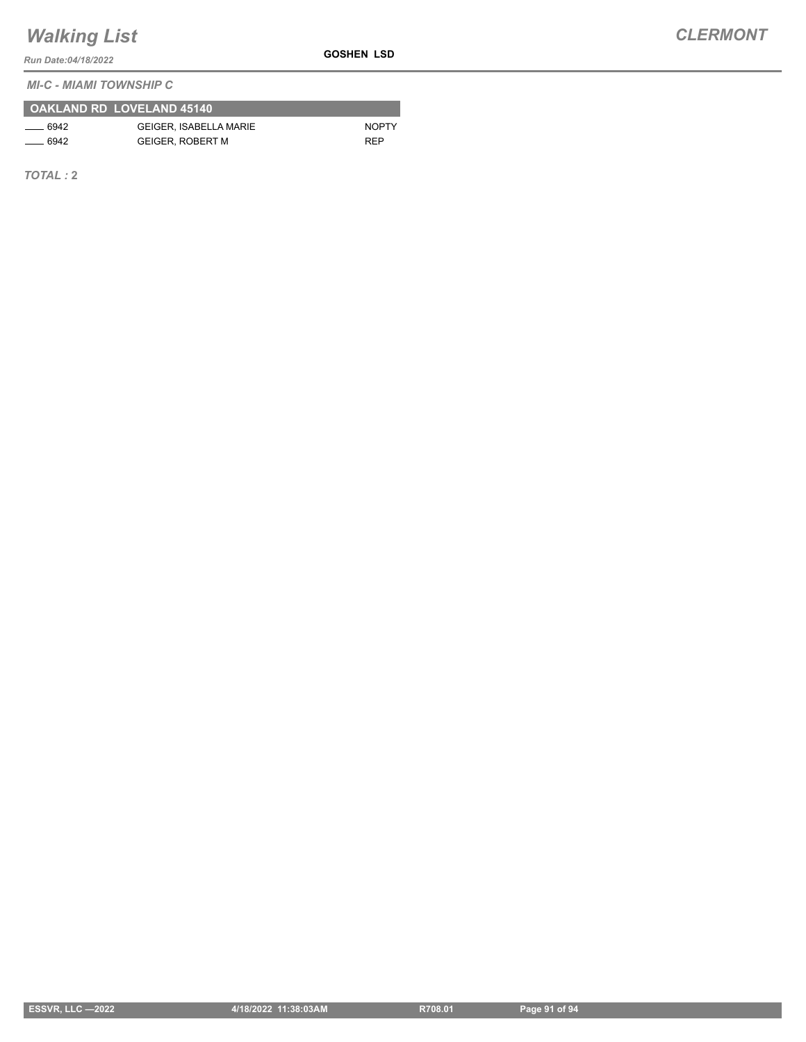*MI-C - MIAMI TOWNSHIP C*

**OAKLAND RD LOVELAND 45140**

| | | |
|---|---|---|
| ____ 6942 | GEIGER, ISABELLA MARIE | NOPTY |
| ____ 6942 | GEIGER, ROBERT M | REP |

***TOTAL :*** **2**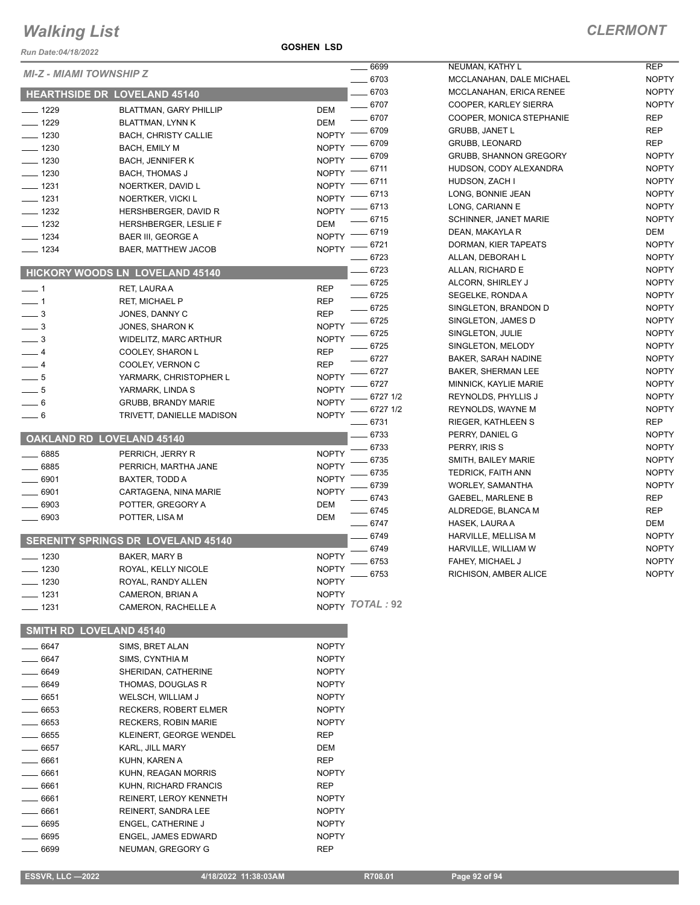# Walking List

**CLERMONT**

Run Date:04/18/2022

**GOSHEN LSD**

*MI-Z - MIAMI TOWNSHIP Z*

## HEARTHSIDE DR LOVELAND 45140

| No. | Name | Party |
|---|---|---|
| ____ 1229 | BLATTMAN, GARY PHILLIP | DEM |
| ____ 1229 | BLATTMAN, LYNN K | DEM |
| ____ 1230 | BACH, CHRISTY CALLIE | NOPTY |
| ____ 1230 | BACH, EMILY M | NOPTY |
| ____ 1230 | BACH, JENNIFER K | NOPTY |
| ____ 1230 | BACH, THOMAS J | NOPTY |
| ____ 1231 | NOERTKER, DAVID L | NOPTY |
| ____ 1231 | NOERTKER, VICKI L | NOPTY |
| ____ 1232 | HERSHBERGER, DAVID R | NOPTY |
| ____ 1232 | HERSHBERGER, LESLIE F | DEM |
| ____ 1234 | BAER III, GEORGE A | NOPTY |
| ____ 1234 | BAER, MATTHEW JACOB | NOPTY |

## HICKORY WOODS LN LOVELAND 45140

| No. | Name | Party |
|---|---|---|
| ____ 1 | RET, LAURA A | REP |
| ____ 1 | RET, MICHAEL P | REP |
| ____ 3 | JONES, DANNY C | REP |
| ____ 3 | JONES, SHARON K | NOPTY |
| ____ 3 | WIDELITZ, MARC ARTHUR | NOPTY |
| ____ 4 | COOLEY, SHARON L | REP |
| ____ 4 | COOLEY, VERNON C | REP |
| ____ 5 | YARMARK, CHRISTOPHER L | NOPTY |
| ____ 5 | YARMARK, LINDA S | NOPTY |
| ____ 6 | GRUBB, BRANDY MARIE | NOPTY |
| ____ 6 | TRIVETT, DANIELLE MADISON | NOPTY |

## OAKLAND RD LOVELAND 45140

| No. | Name | Party |
|---|---|---|
| ____ 6885 | PERRICH, JERRY R | NOPTY |
| ____ 6885 | PERRICH, MARTHA JANE | NOPTY |
| ____ 6901 | BAXTER, TODD A | NOPTY |
| ____ 6901 | CARTAGENA, NINA MARIE | NOPTY |
| ____ 6903 | POTTER, GREGORY A | DEM |
| ____ 6903 | POTTER, LISA M | DEM |

## SERENITY SPRINGS DR LOVELAND 45140

| No. | Name | Party |
|---|---|---|
| ____ 1230 | BAKER, MARY B | NOPTY |
| ____ 1230 | ROYAL, KELLY NICOLE | NOPTY |
| ____ 1230 | ROYAL, RANDY ALLEN | NOPTY |
| ____ 1231 | CAMERON, BRIAN A | NOPTY |
| ____ 1231 | CAMERON, RACHELLE A | NOPTY |

## SMITH RD LOVELAND 45140

| No. | Name | Party |
|---|---|---|
| ____ 6647 | SIMS, BRET ALAN | NOPTY |
| ____ 6647 | SIMS, CYNTHIA M | NOPTY |
| ____ 6649 | SHERIDAN, CATHERINE | NOPTY |
| ____ 6649 | THOMAS, DOUGLAS R | NOPTY |
| ____ 6651 | WELSCH, WILLIAM J | NOPTY |
| ____ 6653 | RECKERS, ROBERT ELMER | NOPTY |
| ____ 6653 | RECKERS, ROBIN MARIE | NOPTY |
| ____ 6655 | KLEINERT, GEORGE WENDEL | REP |
| ____ 6657 | KARL, JILL MARY | DEM |
| ____ 6661 | KUHN, KAREN A | REP |
| ____ 6661 | KUHN, REAGAN MORRIS | NOPTY |
| ____ 6661 | KUHN, RICHARD FRANCIS | REP |
| ____ 6661 | REINERT, LEROY KENNETH | NOPTY |
| ____ 6661 | REINERT, SANDRA LEE | NOPTY |
| ____ 6695 | ENGEL, CATHERINE J | NOPTY |
| ____ 6695 | ENGEL, JAMES EDWARD | NOPTY |
| ____ 6699 | NEUMAN, GREGORY G | REP |
| ____ 6699 | NEUMAN, KATHY L | REP |
| ____ 6703 | MCCLANAHAN, DALE MICHAEL | NOPTY |
| ____ 6703 | MCCLANAHAN, ERICA RENEE | NOPTY |
| ____ 6707 | COOPER, KARLEY SIERRA | NOPTY |
| ____ 6707 | COOPER, MONICA STEPHANIE | REP |
| ____ 6709 | GRUBB, JANET L | REP |
| ____ 6709 | GRUBB, LEONARD | REP |
| ____ 6709 | GRUBB, SHANNON GREGORY | NOPTY |
| ____ 6711 | HUDSON, CODY ALEXANDRA | NOPTY |
| ____ 6711 | HUDSON, ZACH I | NOPTY |
| ____ 6713 | LONG, BONNIE JEAN | NOPTY |
| ____ 6713 | LONG, CARIANN E | NOPTY |
| ____ 6715 | SCHINNER, JANET MARIE | NOPTY |
| ____ 6719 | DEAN, MAKAYLA R | DEM |
| ____ 6721 | DORMAN, KIER TAPEATS | NOPTY |
| ____ 6723 | ALLAN, DEBORAH L | NOPTY |
| ____ 6723 | ALLAN, RICHARD E | NOPTY |
| ____ 6725 | ALCORN, SHIRLEY J | NOPTY |
| ____ 6725 | SEGELKE, RONDA A | NOPTY |
| ____ 6725 | SINGLETON, BRANDON D | NOPTY |
| ____ 6725 | SINGLETON, JAMES D | NOPTY |
| ____ 6725 | SINGLETON, JULIE | NOPTY |
| ____ 6725 | SINGLETON, MELODY | NOPTY |
| ____ 6727 | BAKER, SARAH NADINE | NOPTY |
| ____ 6727 | BAKER, SHERMAN LEE | NOPTY |
| ____ 6727 | MINNICK, KAYLIE MARIE | NOPTY |
| ____ 6727 1/2 | REYNOLDS, PHYLLIS J | NOPTY |
| ____ 6727 1/2 | REYNOLDS, WAYNE M | NOPTY |
| ____ 6731 | RIEGER, KATHLEEN S | REP |
| ____ 6733 | PERRY, DANIEL G | NOPTY |
| ____ 6733 | PERRY, IRIS S | NOPTY |
| ____ 6735 | SMITH, BAILEY MARIE | NOPTY |
| ____ 6735 | TEDRICK, FAITH ANN | NOPTY |
| ____ 6739 | WORLEY, SAMANTHA | NOPTY |
| ____ 6743 | GAEBEL, MARLENE B | REP |
| ____ 6745 | ALDREDGE, BLANCA M | REP |
| ____ 6747 | HASEK, LAURA A | DEM |
| ____ 6749 | HARVILLE, MELLISA M | NOPTY |
| ____ 6749 | HARVILLE, WILLIAM W | NOPTY |
| ____ 6753 | FAHEY, MICHAEL J | NOPTY |
| ____ 6753 | RICHISON, AMBER ALICE | NOPTY |

***TOTAL : 92***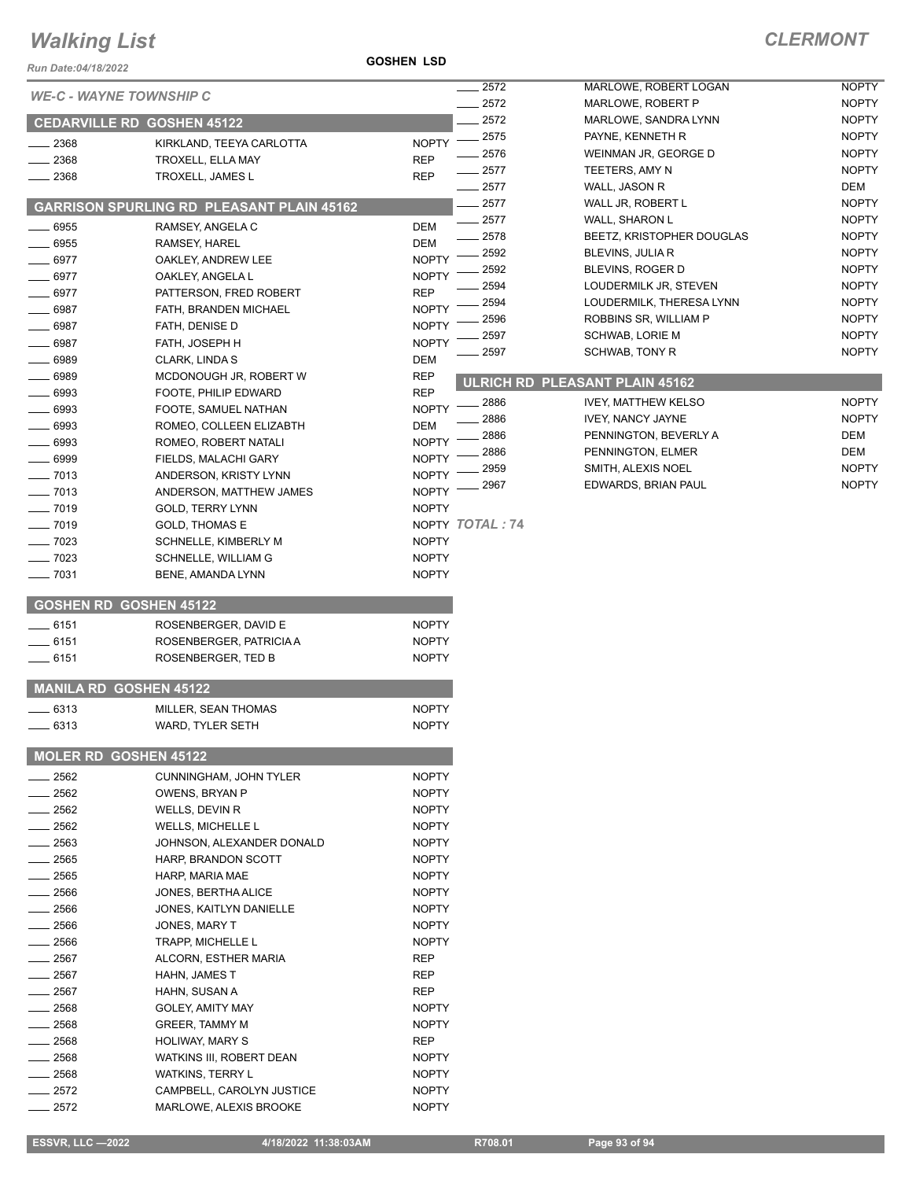# Walking List

## CLERMONT

Run Date:04/18/2022

**GOSHEN LSD**

*WE-C - WAYNE TOWNSHIP C*

### CEDARVILLE RD GOSHEN 45122

| | | |
|---|---|---|
| ___ 2368 | KIRKLAND, TEEYA CARLOTTA | NOPTY |
| ___ 2368 | TROXELL, ELLA MAY | REP |
| ___ 2368 | TROXELL, JAMES L | REP |

### GARRISON SPURLING RD PLEASANT PLAIN 45162

| | | |
|---|---|---|
| ___ 6955 | RAMSEY, ANGELA C | DEM |
| ___ 6955 | RAMSEY, HAREL | DEM |
| ___ 6977 | OAKLEY, ANDREW LEE | NOPTY |
| ___ 6977 | OAKLEY, ANGELA L | NOPTY |
| ___ 6977 | PATTERSON, FRED ROBERT | REP |
| ___ 6987 | FATH, BRANDEN MICHAEL | NOPTY |
| ___ 6987 | FATH, DENISE D | NOPTY |
| ___ 6987 | FATH, JOSEPH H | NOPTY |
| ___ 6989 | CLARK, LINDA S | DEM |
| ___ 6989 | MCDONOUGH JR, ROBERT W | REP |
| ___ 6993 | FOOTE, PHILIP EDWARD | REP |
| ___ 6993 | FOOTE, SAMUEL NATHAN | NOPTY |
| ___ 6993 | ROMEO, COLLEEN ELIZABTH | DEM |
| ___ 6993 | ROMEO, ROBERT NATALI | NOPTY |
| ___ 6999 | FIELDS, MALACHI GARY | NOPTY |
| ___ 7013 | ANDERSON, KRISTY LYNN | NOPTY |
| ___ 7013 | ANDERSON, MATTHEW JAMES | NOPTY |
| ___ 7019 | GOLD, TERRY LYNN | NOPTY |
| ___ 7019 | GOLD, THOMAS E | NOPTY |
| ___ 7023 | SCHNELLE, KIMBERLY M | NOPTY |
| ___ 7023 | SCHNELLE, WILLIAM G | NOPTY |
| ___ 7031 | BENE, AMANDA LYNN | NOPTY |

### GOSHEN RD GOSHEN 45122

| | | |
|---|---|---|
| ___ 6151 | ROSENBERGER, DAVID E | NOPTY |
| ___ 6151 | ROSENBERGER, PATRICIA A | NOPTY |
| ___ 6151 | ROSENBERGER, TED B | NOPTY |

### MANILA RD GOSHEN 45122

| | | |
|---|---|---|
| ___ 6313 | MILLER, SEAN THOMAS | NOPTY |
| ___ 6313 | WARD, TYLER SETH | NOPTY |

### MOLER RD GOSHEN 45122

| | | |
|---|---|---|
| ___ 2562 | CUNNINGHAM, JOHN TYLER | NOPTY |
| ___ 2562 | OWENS, BRYAN P | NOPTY |
| ___ 2562 | WELLS, DEVIN R | NOPTY |
| ___ 2562 | WELLS, MICHELLE L | NOPTY |
| ___ 2563 | JOHNSON, ALEXANDER DONALD | NOPTY |
| ___ 2565 | HARP, BRANDON SCOTT | NOPTY |
| ___ 2565 | HARP, MARIA MAE | NOPTY |
| ___ 2566 | JONES, BERTHA ALICE | NOPTY |
| ___ 2566 | JONES, KAITLYN DANIELLE | NOPTY |
| ___ 2566 | JONES, MARY T | NOPTY |
| ___ 2566 | TRAPP, MICHELLE L | NOPTY |
| ___ 2567 | ALCORN, ESTHER MARIA | REP |
| ___ 2567 | HAHN, JAMES T | REP |
| ___ 2567 | HAHN, SUSAN A | REP |
| ___ 2568 | GOLEY, AMITY MAY | NOPTY |
| ___ 2568 | GREER, TAMMY M | NOPTY |
| ___ 2568 | HOLIWAY, MARY S | REP |
| ___ 2568 | WATKINS III, ROBERT DEAN | NOPTY |
| ___ 2568 | WATKINS, TERRY L | NOPTY |
| ___ 2572 | CAMPBELL, CAROLYN JUSTICE | NOPTY |
| ___ 2572 | MARLOWE, ALEXIS BROOKE | NOPTY |
| ___ 2572 | MARLOWE, ROBERT LOGAN | NOPTY |
| ___ 2572 | MARLOWE, ROBERT P | NOPTY |
| ___ 2572 | MARLOWE, SANDRA LYNN | NOPTY |
| ___ 2575 | PAYNE, KENNETH R | NOPTY |
| ___ 2576 | WEINMAN JR, GEORGE D | NOPTY |
| ___ 2577 | TEETERS, AMY N | NOPTY |
| ___ 2577 | WALL, JASON R | DEM |
| ___ 2577 | WALL JR, ROBERT L | NOPTY |
| ___ 2577 | WALL, SHARON L | NOPTY |
| ___ 2578 | BEETZ, KRISTOPHER DOUGLAS | NOPTY |
| ___ 2592 | BLEVINS, JULIA R | NOPTY |
| ___ 2592 | BLEVINS, ROGER D | NOPTY |
| ___ 2594 | LOUDERMILK JR, STEVEN | NOPTY |
| ___ 2594 | LOUDERMILK, THERESA LYNN | NOPTY |
| ___ 2596 | ROBBINS SR, WILLIAM P | NOPTY |
| ___ 2597 | SCHWAB, LORIE M | NOPTY |
| ___ 2597 | SCHWAB, TONY R | NOPTY |

### ULRICH RD PLEASANT PLAIN 45162

| | | |
|---|---|---|
| ___ 2886 | IVEY, MATTHEW KELSO | NOPTY |
| ___ 2886 | IVEY, NANCY JAYNE | NOPTY |
| ___ 2886 | PENNINGTON, BEVERLY A | DEM |
| ___ 2886 | PENNINGTON, ELMER | DEM |
| ___ 2959 | SMITH, ALEXIS NOEL | NOPTY |
| ___ 2967 | EDWARDS, BRIAN PAUL | NOPTY |

*TOTAL : 74*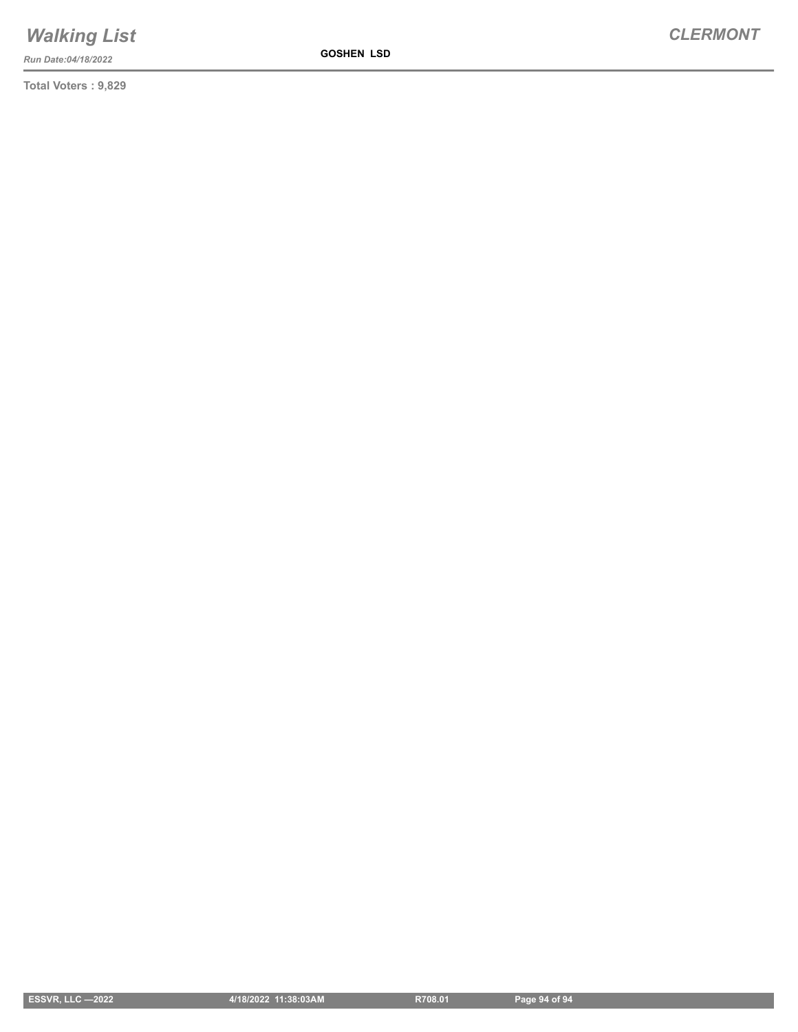Total Voters : 9,829